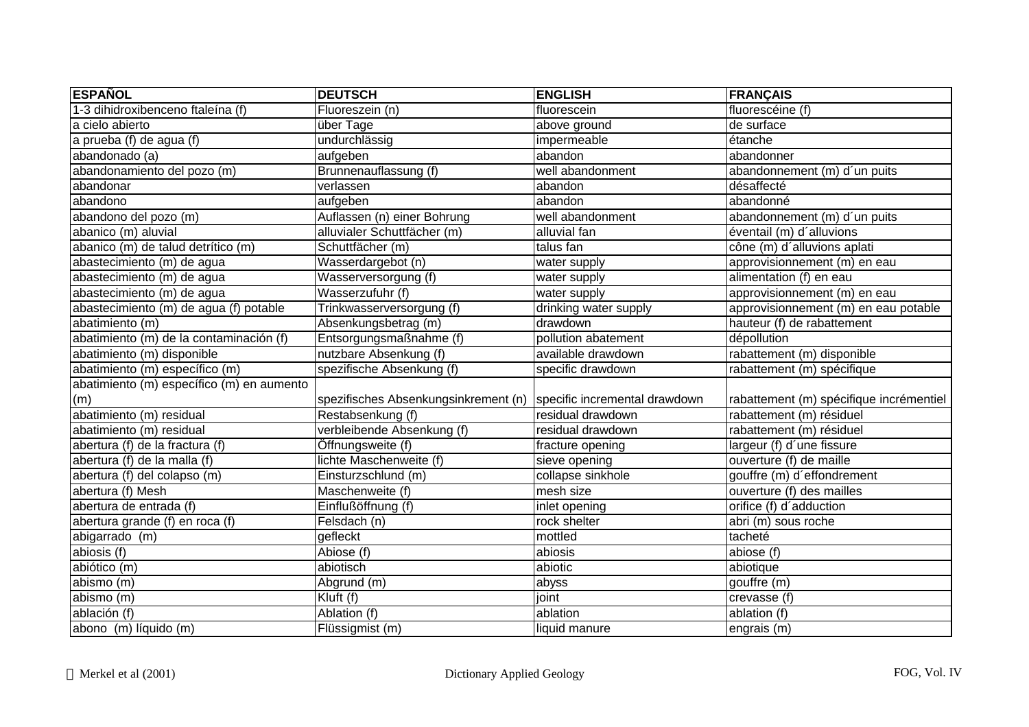| ESPAÑOL | DEUTSCH | ENGLISH | FRANÇAIS |
|---|---|---|---|
| 1-3 dihidroxibenceno ftaleína (f) | Fluoreszein (n) | fluorescein | fluorescéine (f) |
| a cielo abierto | über Tage | above ground | de surface |
| a prueba (f) de agua (f) | undurchlässig | impermeable | étanche |
| abandonado (a) | aufgeben | abandon | abandonner |
| abandonamiento del pozo (m) | Brunnenauflassung (f) | well abandonment | abandonnement (m) d´un puits |
| abandonar | verlassen | abandon | désaffecté |
| abandono | aufgeben | abandon | abandonné |
| abandono del pozo (m) | Auflassen (n) einer Bohrung | well abandonment | abandonnement (m) d´un puits |
| abanico (m) aluvial | alluvialer Schuttfächer (m) | alluvial fan | éventail (m) d´alluvions |
| abanico (m) de talud detrítico (m) | Schuttfächer (m) | talus fan | cône (m) d´alluvions aplati |
| abastecimiento (m) de agua | Wasserdargebot (n) | water supply | approvisionnement (m) en eau |
| abastecimiento (m) de agua | Wasserversorgung (f) | water supply | alimentation (f) en eau |
| abastecimiento (m) de agua | Wasserzufuhr (f) | water supply | approvisionnement (m) en eau |
| abastecimiento (m) de agua (f) potable | Trinkwasserversorgung (f) | drinking water supply | approvisionnement (m) en eau potable |
| abatimiento (m) | Absenkungsbetrag (m) | drawdown | hauteur (f) de rabattement |
| abatimiento (m) de la contaminación (f) | Entsorgungsmaßnahme (f) | pollution abatement | dépollution |
| abatimiento (m) disponible | nutzbare Absenkung (f) | available drawdown | rabattement (m) disponible |
| abatimiento (m) específico (m) | spezifische Absenkung (f) | specific drawdown | rabattement (m) spécifique |
| abatimiento (m) específico (m) en aumento (m) | spezifisches Absenkungsinkrement (n) | specific incremental drawdown | rabattement (m) spécifique incrémentiel |
| abatimiento (m) residual | Restabsenkung (f) | residual drawdown | rabattement (m) résiduel |
| abatimiento (m) residual | verbleibende Absenkung (f) | residual drawdown | rabattement (m) résiduel |
| abertura (f) de la fractura (f) | Öffnungsweite (f) | fracture opening | largeur (f) d´une fissure |
| abertura (f) de la malla (f) | lichte Maschenweite (f) | sieve opening | ouverture (f) de maille |
| abertura (f) del colapso (m) | Einsturzschlund (m) | collapse sinkhole | gouffre (m) d´effondrement |
| abertura (f) Mesh | Maschenweite (f) | mesh size | ouverture (f) des mailles |
| abertura de entrada (f) | Einflußöffnung (f) | inlet opening | orifice (f) d´adduction |
| abertura grande (f) en roca (f) | Felsdach (n) | rock shelter | abri (m) sous roche |
| abigarrado (m) | gefleckt | mottled | tacheté |
| abiosis (f) | Abiose (f) | abiosis | abiose (f) |
| abiótico (m) | abiotisch | abiotic | abiotique |
| abismo (m) | Abgrund (m) | abyss | gouffre (m) |
| abismo (m) | Kluft (f) | joint | crevasse (f) |
| ablación (f) | Ablation (f) | ablation | ablation (f) |
| abono (m) líquido (m) | Flüssigmist (m) | liquid manure | engrais (m) |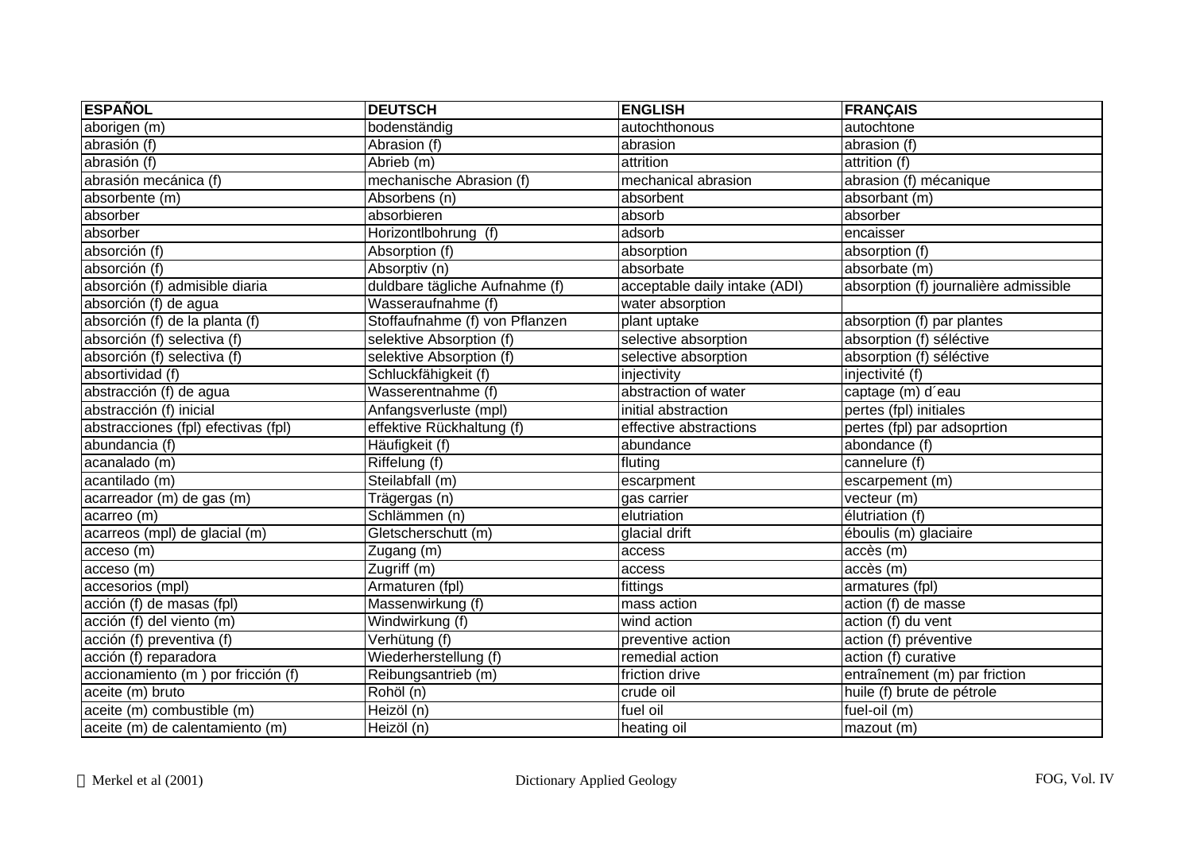| ESPAÑOL | DEUTSCH | ENGLISH | FRANÇAIS |
|---|---|---|---|
| aborigen (m) | bodenständig | autochthonous | autochtone |
| abrasión (f) | Abrasion (f) | abrasion | abrasion (f) |
| abrasión (f) | Abrieb (m) | attrition | attrition (f) |
| abrasión mecánica (f) | mechanische Abrasion (f) | mechanical abrasion | abrasion (f) mécanique |
| absorbente (m) | Absorbens (n) | absorbent | absorbant (m) |
| absorber | absorbieren | absorb | absorber |
| absorber | Horizontlbohrung (f) | adsorb | encaisser |
| absorción (f) | Absorption (f) | absorption | absorption (f) |
| absorción (f) | Absorptiv (n) | absorbate | absorbate (m) |
| absorción (f) admisible diaria | duldbare tägliche Aufnahme (f) | acceptable daily intake (ADI) | absorption (f) journalière admissible |
| absorción (f) de agua | Wasseraufnahme (f) | water absorption | |
| absorción (f) de la planta (f) | Stoffaufnahme (f) von Pflanzen | plant uptake | absorption (f) par plantes |
| absorción (f) selectiva (f) | selektive Absorption (f) | selective absorption | absorption (f) séléctive |
| absorción (f) selectiva (f) | selektive Absorption (f) | selective absorption | absorption (f) séléctive |
| absortividad (f) | Schluckfähigkeit (f) | injectivity | injectivité (f) |
| abstracción (f) de agua | Wasserentnahme (f) | abstraction of water | captage (m) d´eau |
| abstracción (f) inicial | Anfangsverluste (mpl) | initial abstraction | pertes (fpl) initiales |
| abstracciones (fpl) efectivas (fpl) | effektive Rückhaltung (f) | effective abstractions | pertes (fpl) par adsoprtion |
| abundancia (f) | Häufigkeit (f) | abundance | abondance (f) |
| acanalado (m) | Riffelung (f) | fluting | cannelure (f) |
| acantilado (m) | Steilabfall (m) | escarpment | escarpement (m) |
| acarreador (m) de gas (m) | Trägergas (n) | gas carrier | vecteur (m) |
| acarreo (m) | Schlämmen (n) | elutriation | élutriation (f) |
| acarreos (mpl) de glacial (m) | Gletscherschutt (m) | glacial drift | éboulis (m) glaciaire |
| acceso (m) | Zugang (m) | access | accès (m) |
| acceso (m) | Zugriff (m) | access | accès (m) |
| accesorios (mpl) | Armaturen (fpl) | fittings | armatures (fpl) |
| acción (f) de masas (fpl) | Massenwirkung (f) | mass action | action (f) de masse |
| acción (f) del viento (m) | Windwirkung (f) | wind action | action (f) du vent |
| acción (f) preventiva (f) | Verhütung (f) | preventive action | action (f) préventive |
| acción (f) reparadora | Wiederherstellung (f) | remedial action | action (f) curative |
| accionamiento (m ) por fricción (f) | Reibungsantrieb (m) | friction drive | entraînement (m) par friction |
| aceite (m) bruto | Rohöl (n) | crude oil | huile (f) brute de pétrole |
| aceite (m) combustible (m) | Heizöl (n) | fuel oil | fuel-oil (m) |
| aceite (m) de calentamiento (m) | Heizöl (n) | heating oil | mazout (m) |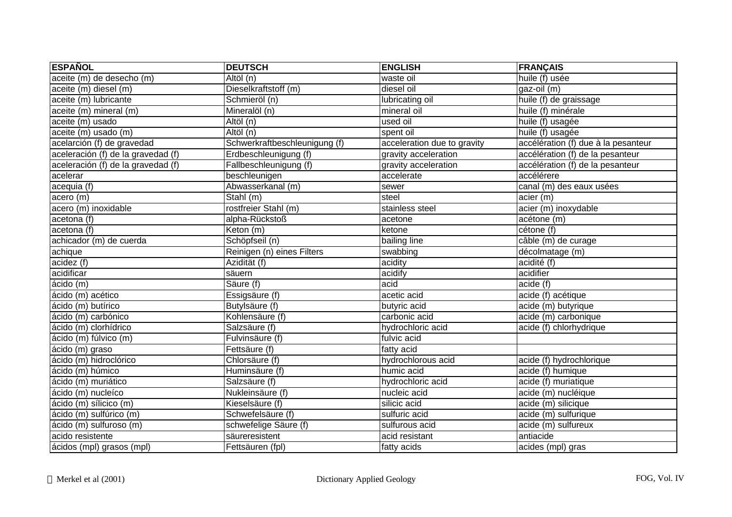| ESPAÑOL | DEUTSCH | ENGLISH | FRANÇAIS |
|---|---|---|---|
| aceite (m) de desecho (m) | Altöl (n) | waste oil | huile (f) usée |
| aceite (m) diesel (m) | Dieselkraftstoff (m) | diesel oil | gaz-oil (m) |
| aceite (m) lubricante | Schmieröl (n) | lubricating oil | huile (f) de graissage |
| aceite (m) mineral (m) | Mineralöl (n) | mineral oil | huile (f) minérale |
| aceite (m) usado | Altöl (n) | used oil | huile (f) usagée |
| aceite (m) usado (m) | Altöl (n) | spent oil | huile (f) usagée |
| acelarción (f) de gravedad | Schwerkraftbeschleunigung (f) | acceleration due to gravity | accélération (f) due à la pesanteur |
| aceleración (f) de la gravedad (f) | Erdbeschleunigung (f) | gravity acceleration | accélération (f) de la pesanteur |
| aceleración (f) de la gravedad (f) | Fallbeschleunigung (f) | gravity acceleration | accélération (f) de la pesanteur |
| acelerar | beschleunigen | accelerate | accélérere |
| acequia (f) | Abwasserkanal (m) | sewer | canal (m) des eaux usées |
| acero (m) | Stahl (m) | steel | acier (m) |
| acero (m) inoxidable | rostfreier Stahl (m) | stainless steel | acier (m) inoxydable |
| acetona (f) | alpha-Rückstoß | acetone | acétone (m) |
| acetona (f) | Keton (m) | ketone | cétone (f) |
| achicador (m) de cuerda | Schöpfseil (n) | bailing line | câble (m) de curage |
| achique | Reinigen (n) eines Filters | swabbing | décolmatage (m) |
| acidez (f) | Azidität (f) | acidity | acidité (f) |
| acidificar | säuern | acidify | acidifier |
| ácido (m) | Säure (f) | acid | acide (f) |
| ácido (m) acético | Essigsäure (f) | acetic acid | acide (f) acétique |
| ácido (m) butírico | Butylsäure (f) | butyric acid | acide (m) butyrique |
| ácido (m) carbónico | Kohlensäure (f) | carbonic acid | acide (m) carbonique |
| ácido (m) clorhídrico | Salzsäure (f) | hydrochloric acid | acide (f) chlorhydrique |
| ácido (m) fúlvico (m) | Fulvinsäure (f) | fulvic acid | |
| ácido (m) graso | Fettsäure (f) | fatty acid | |
| ácido (m) hidroclórico | Chlorsäure (f) | hydrochlorous acid | acide (f) hydrochlorique |
| ácido (m) húmico | Huminsäure (f) | humic acid | acide (f) humique |
| ácido (m) muriático | Salzsäure (f) | hydrochloric acid | acide (f) muriatique |
| ácido (m) nucleíco | Nukleinsäure (f) | nucleic acid | acide (m) nucléique |
| ácido (m) sílicico (m) | Kieselsäure (f) | silicic acid | acide (m) silicique |
| ácido (m) sulfúrico (m) | Schwefelsäure (f) | sulfuric acid | acide (m) sulfurique |
| ácido (m) sulfuroso (m) | schwefelige Säure (f) | sulfurous acid | acide (m) sulfureux |
| acido resistente | säureresistent | acid resistant | antiacide |
| ácidos (mpl) grasos (mpl) | Fettsäuren (fpl) | fatty acids | acides (mpl) gras |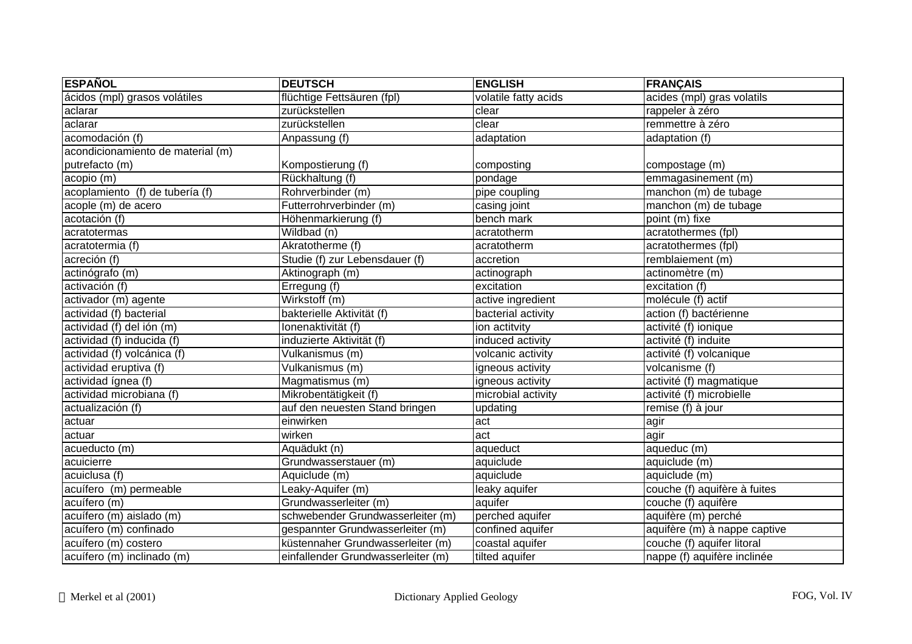| ESPAÑOL | DEUTSCH | ENGLISH | FRANÇAIS |
|---|---|---|---|
| ácidos (mpl) grasos volátiles | flüchtige Fettsäuren (fpl) | volatile fatty acids | acides (mpl) gras volatils |
| aclarar | zurückstellen | clear | rappeler à zéro |
| aclarar | zurückstellen | clear | remmettre à zéro |
| acomodación (f) | Anpassung (f) | adaptation | adaptation (f) |
| acondicionamiento de material (m) putrefacto (m) | Kompostierung (f) | composting | compostage (m) |
| acopio (m) | Rückhaltung (f) | pondage | emmagasinement (m) |
| acoplamiento (f) de tubería (f) | Rohrverbinder (m) | pipe coupling | manchon (m) de tubage |
| acople (m) de acero | Futterrohrverbinder (m) | casing joint | manchon (m) de tubage |
| acotación (f) | Höhenmarkierung (f) | bench mark | point (m) fixe |
| acratotermas | Wildbad (n) | acratotherm | acratothermes (fpl) |
| acratotermia (f) | Akratotherme (f) | acratotherm | acratothermes (fpl) |
| acreción (f) | Studie (f) zur Lebensdauer (f) | accretion | remblaiement (m) |
| actinógrafo (m) | Aktinograph (m) | actinograph | actinomètre (m) |
| activación (f) | Erregung (f) | excitation | excitation (f) |
| activador (m) agente | Wirkstoff (m) | active ingredient | molécule (f) actif |
| actividad (f) bacterial | bakterielle Aktivität (f) | bacterial activity | action (f) bactérienne |
| actividad (f) del ión (m) | Ionenaktivität (f) | ion activtity | activité (f) ionique |
| actividad (f) inducida (f) | induzierte Aktivität (f) | induced activity | activité (f) induite |
| actividad (f) volcánica (f) | Vulkanismus (m) | volcanic activity | activité (f) volcanique |
| actividad eruptiva (f) | Vulkanismus (m) | igneous activity | volcanisme (f) |
| actividad ígnea (f) | Magmatismus (m) | igneous activity | activité (f) magmatique |
| actividad microbiana (f) | Mikrobentätigkeit (f) | microbial activity | activité (f) microbielle |
| actualización (f) | auf den neuesten Stand bringen | updating | remise (f) à jour |
| actuar | einwirken | act | agir |
| actuar | wirken | act | agir |
| acueducto (m) | Aquädukt (n) | aqueduct | aqueduc (m) |
| acuicierre | Grundwasserstauer (m) | aquiclude | aquiclude (m) |
| acuiclusa (f) | Aquiclude (m) | aquiclude | aquiclude (m) |
| acuífero (m) permeable | Leaky-Aquifer (m) | leaky aquifer | couche (f) aquifère à fuites |
| acuífero (m) | Grundwasserleiter (m) | aquifer | couche (f) aquifère |
| acuífero (m) aislado (m) | schwebender Grundwasserleiter (m) | perched aquifer | aquifère (m) perché |
| acuífero (m) confinado | gespannter Grundwasserleiter (m) | confined aquifer | aquifère (m) à nappe captive |
| acuífero (m) costero | küstennaher Grundwasserleiter (m) | coastal aquifer | couche (f) aquifer litoral |
| acuífero (m) inclinado (m) | einfallender Grundwasserleiter (m) | tilted aquifer | nappe (f) aquifère inclinée |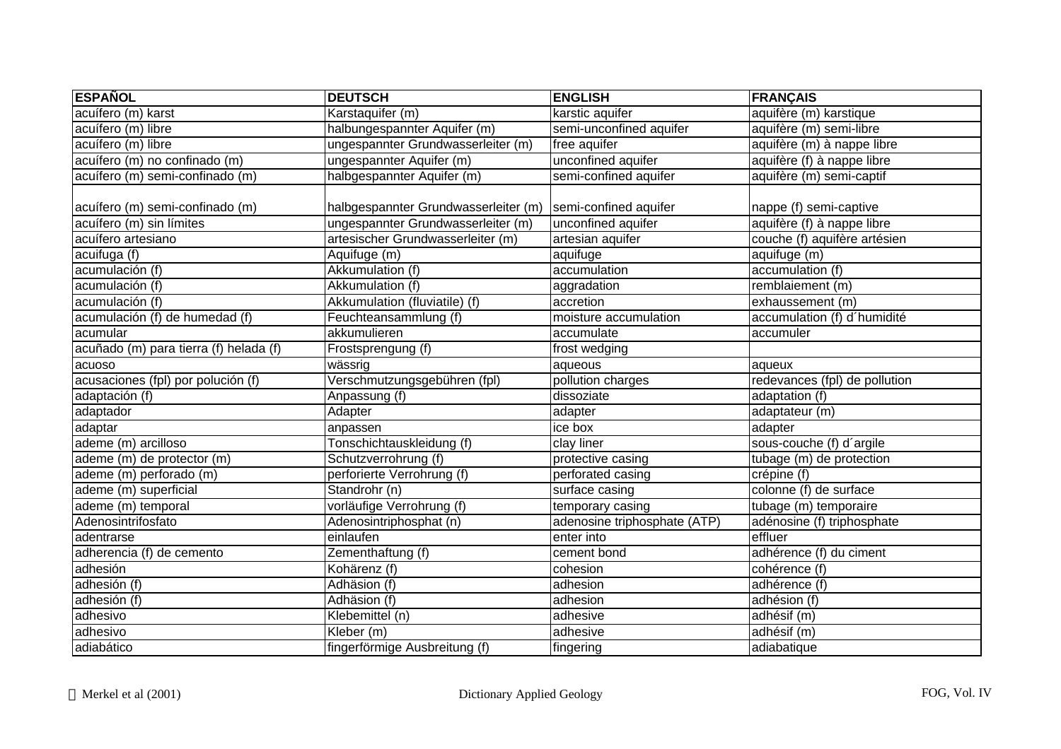| ESPAÑOL | DEUTSCH | ENGLISH | FRANÇAIS |
|---|---|---|---|
| acuífero (m) karst | Karstaquifer (m) | karstic aquifer | aquifère (m) karstique |
| acuífero (m) libre | halbungespannter Aquifer (m) | semi-unconfined aquifer | aquifère (m) semi-libre |
| acuífero (m) libre | ungespannter Grundwasserleiter (m) | free aquifer | aquifère (m) à nappe libre |
| acuífero (m) no confinado (m) | ungespannter Aquifer (m) | unconfined aquifer | aquifère (f) à nappe libre |
| acuífero (m) semi-confinado (m) | halbgespannter Aquifer (m) | semi-confined aquifer | aquifère (m) semi-captif |
| acuífero (m) semi-confinado (m) | halbgespannter Grundwasserleiter (m) | semi-confined aquifer | nappe (f) semi-captive |
| acuífero (m) sin límites | ungespannter Grundwasserleiter (m) | unconfined aquifer | aquifère (f) à nappe libre |
| acuífero artesiano | artesischer Grundwasserleiter (m) | artesian aquifer | couche (f) aquifère artésien |
| acuifuga (f) | Aquifuge (m) | aquifuge | aquifuge (m) |
| acumulación (f) | Akkumulation (f) | accumulation | accumulation (f) |
| acumulación (f) | Akkumulation (f) | aggradation | remblaiement (m) |
| acumulación (f) | Akkumulation (fluviatile) (f) | accretion | exhaussement (m) |
| acumulación (f) de humedad (f) | Feuchteansammlung (f) | moisture accumulation | accumulation (f) d´humidité |
| acumular | akkumulieren | accumulate | accumuler |
| acuñado (m) para tierra (f) helada (f) | Frostsprengung (f) | frost wedging | |
| acuoso | wässrig | aqueous | aqueux |
| acusaciones (fpl) por polución (f) | Verschmutzungsgebühren (fpl) | pollution charges | redevances (fpl) de pollution |
| adaptación (f) | Anpassung (f) | dissoziate | adaptation (f) |
| adaptador | Adapter | adapter | adaptateur (m) |
| adaptar | anpassen | ice box | adapter |
| ademe (m) arcilloso | Tonschichtauskleidung (f) | clay liner | sous-couche (f) d´argile |
| ademe (m) de protector (m) | Schutzverrohrung (f) | protective casing | tubage (m) de protection |
| ademe (m) perforado (m) | perforierte Verrohrung (f) | perforated casing | crépine (f) |
| ademe (m) superficial | Standrohr (n) | surface casing | colonne (f) de surface |
| ademe (m) temporal | vorläufige Verrohrung (f) | temporary casing | tubage (m) temporaire |
| Adenosintrifosfato | Adenosintriphosphat (n) | adenosine triphosphate (ATP) | adénosine (f) triphosphate |
| adentrarse | einlaufen | enter into | effluer |
| adherencia (f) de cemento | Zementhaftung (f) | cement bond | adhérence (f) du ciment |
| adhesión | Kohärenz (f) | cohesion | cohérence (f) |
| adhesión (f) | Adhäsion (f) | adhesion | adhérence (f) |
| adhesión (f) | Adhäsion (f) | adhesion | adhésion (f) |
| adhesivo | Klebemittel (n) | adhesive | adhésif (m) |
| adhesivo | Kleber (m) | adhesive | adhésif (m) |
| adiabático | fingerförmige Ausbreitung (f) | fingering | adiabatique |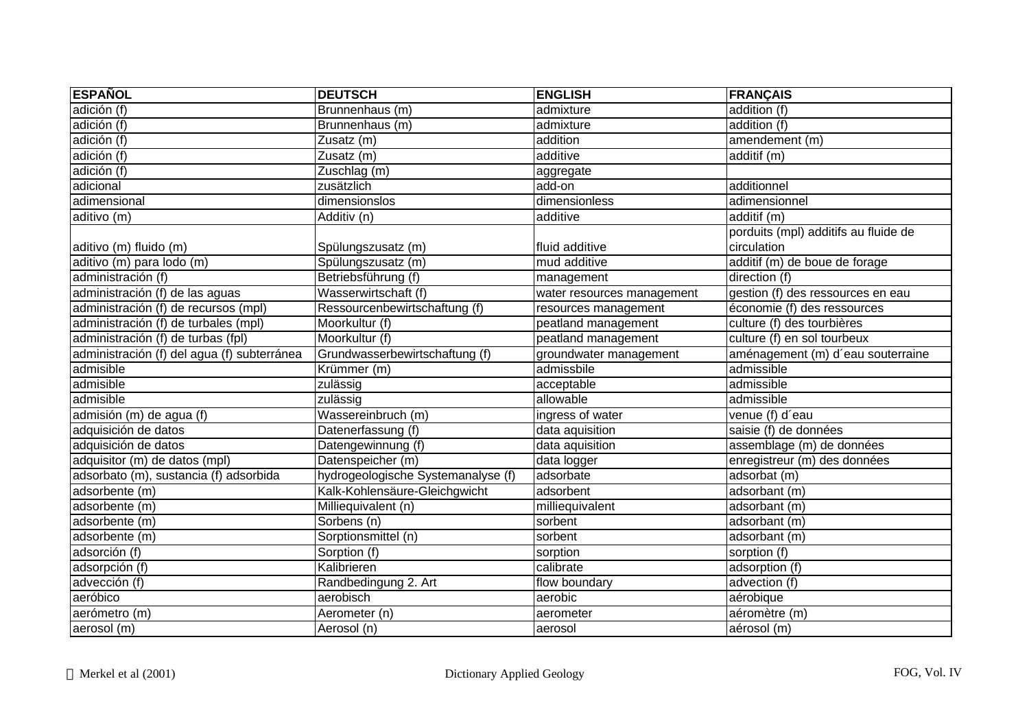| ESPAÑOL | DEUTSCH | ENGLISH | FRANÇAIS |
|---|---|---|---|
| adición (f) | Brunnenhaus (m) | admixture | addition (f) |
| adición (f) | Brunnenhaus (m) | admixture | addition (f) |
| adición (f) | Zusatz (m) | addition | amendement (m) |
| adición (f) | Zusatz (m) | additive | additif (m) |
| adición (f) | Zuschlag (m) | aggregate | |
| adicional | zusätzlich | add-on | additionnel |
| adimensional | dimensionslos | dimensionless | adimensionnel |
| aditivo (m) | Additiv (n) | additive | additif (m) |
| aditivo (m) fluido (m) | Spülungszusatz (m) | fluid additive | porduits (mpl) additifs au fluide de circulation |
| aditivo (m) para lodo (m) | Spülungszusatz (m) | mud additive | additif (m) de boue de forage |
| administración (f) | Betriebsführung (f) | management | direction (f) |
| administración (f) de las aguas | Wasserwirtschaft (f) | water resources management | gestion (f) des ressources en eau |
| administración (f) de recursos (mpl) | Ressourcenbewirtschaftung (f) | resources management | économie (f) des ressources |
| administración (f) de turbales (mpl) | Moorkultur (f) | peatland management | culture (f) des tourbières |
| administración (f) de turbas (fpl) | Moorkultur (f) | peatland management | culture (f) en sol tourbeux |
| administración (f) del agua (f) subterránea | Grundwasserbewirtschaftung (f) | groundwater management | aménagement (m) d´eau souterraine |
| admisible | Krümmer (m) | admissbile | admissible |
| admisible | zulässig | acceptable | admissible |
| admisible | zulässig | allowable | admissible |
| admisión (m) de agua (f) | Wassereinbruch (m) | ingress of water | venue (f) d´eau |
| adquisición de datos | Datenerfassung (f) | data aquisition | saisie (f) de données |
| adquisición de datos | Datengewinnung (f) | data aquisition | assemblage (m) de données |
| adquisitor (m) de datos (mpl) | Datenspeicher (m) | data logger | enregistreur (m) des données |
| adsorbato (m), sustancia (f) adsorbida | hydrogeologische Systemanalyse (f) | adsorbate | adsorbat (m) |
| adsorbente (m) | Kalk-Kohlensäure-Gleichgewicht | adsorbent | adsorbant (m) |
| adsorbente (m) | Milliequivalent (n) | milliequivalent | adsorbant (m) |
| adsorbente (m) | Sorbens (n) | sorbent | adsorbant (m) |
| adsorbente (m) | Sorptionsmittel (n) | sorbent | adsorbant (m) |
| adsorción (f) | Sorption (f) | sorption | sorption (f) |
| adsorpción (f) | Kalibrieren | calibrate | adsorption (f) |
| advección (f) | Randbedingung 2. Art | flow boundary | advection (f) |
| aeróbico | aerobisch | aerobic | aérobique |
| aerómetro (m) | Aerometer (n) | aerometer | aéromètre (m) |
| aerosol (m) | Aerosol (n) | aerosol | aérosol (m) |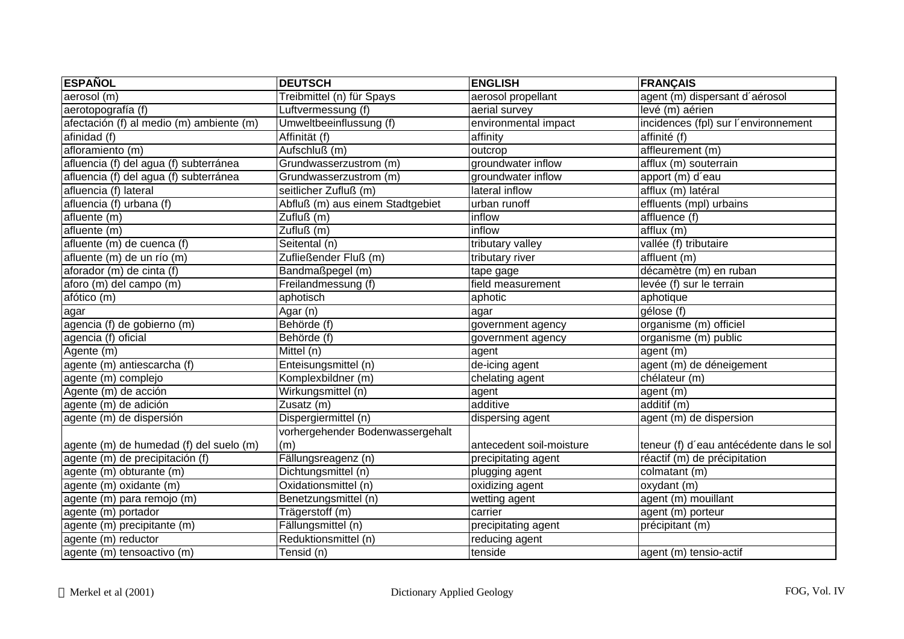| ESPAÑOL | DEUTSCH | ENGLISH | FRANÇAIS |
|---|---|---|---|
| aerosol (m) | Treibmittel (n) für Spays | aerosol propellant | agent (m) dispersant d´aérosol |
| aerotopografía (f) | Luftvermessung (f) | aerial survey | levé (m) aérien |
| afectación (f) al medio (m) ambiente (m) | Umweltbeeinflussung (f) | environmental impact | incidences (fpl) sur l´environnement |
| afinidad (f) | Affinität (f) | affinity | affinité (f) |
| afloramiento (m) | Aufschluß (m) | outcrop | affleurement (m) |
| afluencia (f) del agua (f) subterránea | Grundwasserzustrom (m) | groundwater inflow | afflux (m) souterrain |
| afluencia (f) del agua (f) subterránea | Grundwasserzustrom (m) | groundwater inflow | apport (m) d´eau |
| afluencia (f) lateral | seitlicher Zufluß (m) | lateral inflow | afflux (m) latéral |
| afluencia (f) urbana (f) | Abfluß (m) aus einem Stadtgebiet | urban runoff | effluents (mpl) urbains |
| afluente (m) | Zufluß (m) | inflow | affluence (f) |
| afluente (m) | Zufluß (m) | inflow | afflux (m) |
| afluente (m) de cuenca (f) | Seitental (n) | tributary valley | vallée (f) tributaire |
| afluente (m) de un río (m) | Zufließender Fluß (m) | tributary river | affluent (m) |
| aforador (m) de cinta (f) | Bandmaßpegel (m) | tape gage | décamètre (m) en ruban |
| aforo (m) del campo (m) | Freilandmessung (f) | field measurement | levée (f) sur le terrain |
| afótico (m) | aphotisch | aphotic | aphotique |
| agar | Agar (n) | agar | gélose (f) |
| agencia (f) de gobierno (m) | Behörde (f) | government agency | organisme (m) officiel |
| agencia (f) oficial | Behörde (f) | government agency | organisme (m) public |
| Agente (m) | Mittel (n) | agent | agent (m) |
| agente (m) antiescarcha (f) | Enteisungsmittel (n) | de-icing agent | agent (m) de déneigement |
| agente (m) complejo | Komplexbildner (m) | chelating agent | chélateur (m) |
| Agente (m) de acción | Wirkungsmittel (n) | agent | agent (m) |
| agente (m) de adición | Zusatz (m) | additive | additif (m) |
| agente (m) de dispersión | Dispergiermittel (n) | dispersing agent | agent (m) de dispersion |
| agente (m) de humedad (f) del suelo (m) | vorhergehender Bodenwassergehalt (m) | antecedent soil-moisture | teneur (f) d´eau antécédente dans le sol |
| agente (m) de precipitación (f) | Fällungsreagenz (n) | precipitating agent | réactif (m) de précipitation |
| agente (m) obturante (m) | Dichtungsmittel (n) | plugging agent | colmatant (m) |
| agente (m) oxidante (m) | Oxidationsmittel (n) | oxidizing agent | oxydant (m) |
| agente (m) para remojo (m) | Benetzungsmittel (n) | wetting agent | agent (m) mouillant |
| agente (m) portador | Trägerstoff (m) | carrier | agent (m) porteur |
| agente (m) precipitante (m) | Fällungsmittel (n) | precipitating agent | précipitant (m) |
| agente (m) reductor | Reduktionsmittel (n) | reducing agent | |
| agente (m) tensoactivo (m) | Tensid (n) | tenside | agent (m) tensio-actif |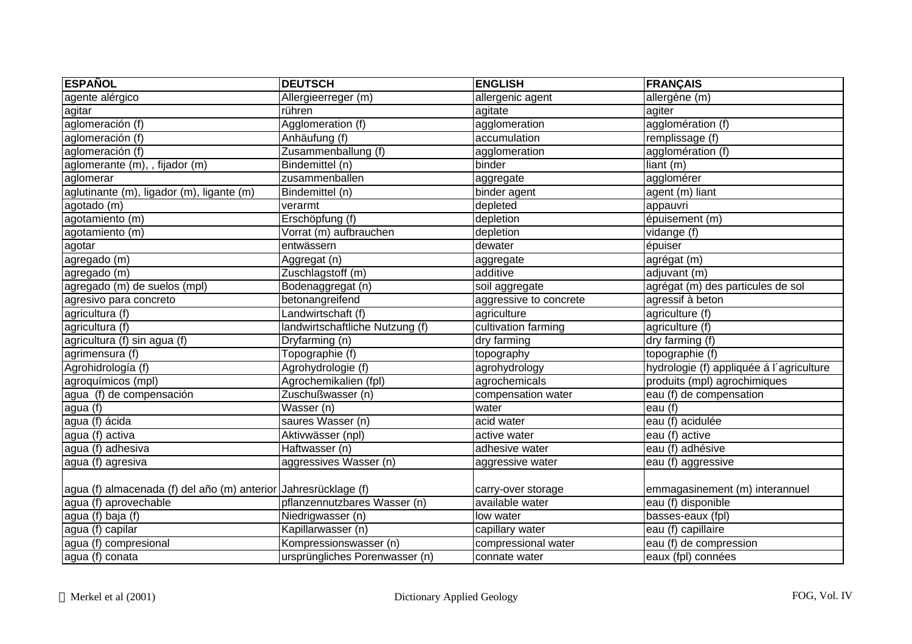| ESPAÑOL | DEUTSCH | ENGLISH | FRANÇAIS |
|---|---|---|---|
| agente alérgico | Allergieerreger (m) | allergenic agent | allergène (m) |
| agitar | rühren | agitate | agiter |
| aglomeración (f) | Agglomeration (f) | agglomeration | agglomération (f) |
| aglomeración (f) | Anhäufung (f) | accumulation | remplissage (f) |
| aglomeración (f) | Zusammenballung (f) | agglomeration | agglomération (f) |
| aglomerante (m), , fijador (m) | Bindemittel (n) | binder | liant (m) |
| aglomerar | zusammenballen | aggregate | agglomérer |
| aglutinante (m), ligador (m), ligante (m) | Bindemittel (n) | binder agent | agent (m) liant |
| agotado (m) | verarmt | depleted | appauvri |
| agotamiento (m) | Erschöpfung (f) | depletion | épuisement (m) |
| agotamiento (m) | Vorrat (m) aufbrauchen | depletion | vidange (f) |
| agotar | entwässern | dewater | épuiser |
| agregado (m) | Aggregat (n) | aggregate | agrégat (m) |
| agregado (m) | Zuschlagstoff (m) | additive | adjuvant (m) |
| agregado (m) de suelos (mpl) | Bodenaggregat (n) | soil aggregate | agrégat (m) des particules de sol |
| agresivo para concreto | betonangreifend | aggressive to concrete | agressif à beton |
| agricultura (f) | Landwirtschaft (f) | agriculture | agriculture (f) |
| agricultura (f) | landwirtschaftliche Nutzung (f) | cultivation farming | agriculture (f) |
| agricultura (f) sin agua (f) | Dryfarming (n) | dry farming | dry farming (f) |
| agrimensura (f) | Topographie (f) | topography | topographie (f) |
| Agrohidrología (f) | Agrohydrologie (f) | agrohydrology | hydrologie (f) appliquée á l´agriculture |
| agroquímicos (mpl) | Agrochemikalien (fpl) | agrochemicals | produits (mpl) agrochimiques |
| agua (f) de compensación | Zuschußwasser (n) | compensation water | eau (f) de compensation |
| agua (f) | Wasser (n) | water | eau (f) |
| agua (f) ácida | saures Wasser (n) | acid water | eau (f) acidulée |
| agua (f) activa | Aktivwässer (npl) | active water | eau (f) active |
| agua (f) adhesiva | Haftwasser (n) | adhesive water | eau (f) adhésive |
| agua (f) agresiva | aggressives Wasser (n) | aggressive water | eau (f) aggressive |
| agua (f) almacenada (f) del año (m) anterior | Jahresrücklage (f) | carry-over storage | emmagasinement (m) interannuel |
| agua (f) aprovechable | pflanzennutzbares Wasser (n) | available water | eau (f) disponible |
| agua (f) baja (f) | Niedrigwasser (n) | low water | basses-eaux (fpl) |
| agua (f) capilar | Kapillarwasser (n) | capillary water | eau (f) capillaire |
| agua (f) compresional | Kompressionswasser (n) | compressional water | eau (f) de compression |
| agua (f) conata | ursprüngliches Porenwasser (n) | connate water | eaux (fpl) connées |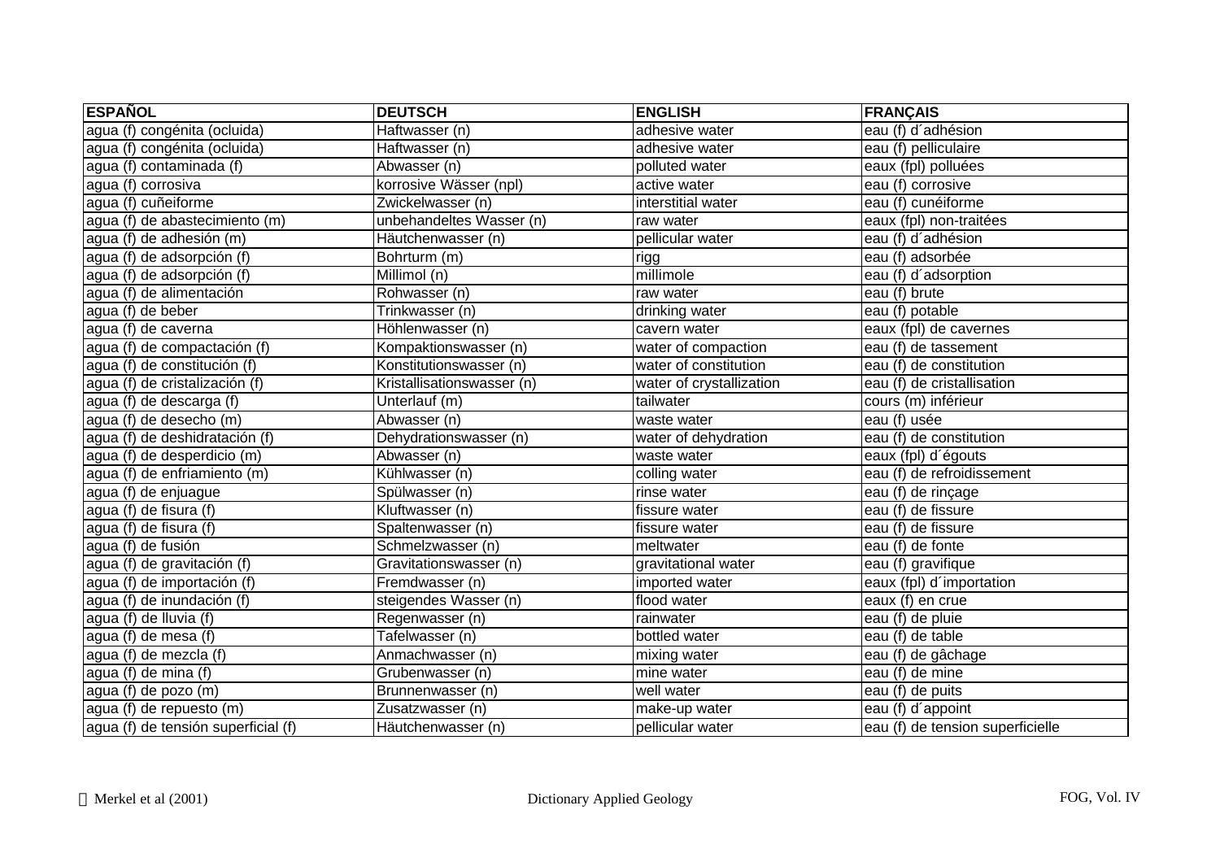| ESPAÑOL | DEUTSCH | ENGLISH | FRANÇAIS |
|---|---|---|---|
| agua (f) congénita (ocluida) | Haftwasser (n) | adhesive water | eau (f) d´adhésion |
| agua (f) congénita (ocluida) | Haftwasser (n) | adhesive water | eau (f) pelliculaire |
| agua (f) contaminada (f) | Abwasser (n) | polluted water | eaux (fpl) polluées |
| agua (f) corrosiva | korrosive Wässer (npl) | active water | eau (f) corrosive |
| agua (f) cuñeiforme | Zwickelwasser (n) | interstitial water | eau (f) cunéiforme |
| agua (f) de abastecimiento (m) | unbehandeltes Wasser (n) | raw water | eaux (fpl) non-traitées |
| agua (f) de adhesión (m) | Häutchenwasser (n) | pellicular water | eau (f) d´adhésion |
| agua (f) de adsorpción (f) | Bohrturm (m) | rigg | eau (f) adsorbée |
| agua (f) de adsorpción (f) | Millimol (n) | millimole | eau (f) d´adsorption |
| agua (f) de alimentación | Rohwasser (n) | raw water | eau (f) brute |
| agua (f) de beber | Trinkwasser (n) | drinking water | eau (f) potable |
| agua (f) de caverna | Höhlenwasser (n) | cavern water | eaux (fpl) de cavernes |
| agua (f) de compactación (f) | Kompaktionswasser (n) | water of compaction | eau (f) de tassement |
| agua (f) de constitución (f) | Konstitutionswasser (n) | water of constitution | eau (f) de constitution |
| agua (f) de cristalización (f) | Kristallisationswasser (n) | water of crystallization | eau (f) de cristallisation |
| agua (f) de descarga (f) | Unterlauf (m) | tailwater | cours (m) inférieur |
| agua (f) de desecho (m) | Abwasser (n) | waste water | eau (f) usée |
| agua (f) de deshidratación (f) | Dehydrationswasser (n) | water of dehydration | eau (f) de constitution |
| agua (f) de desperdicio (m) | Abwasser (n) | waste water | eaux (fpl) d´égouts |
| agua (f) de enfriamiento (m) | Kühlwasser (n) | colling water | eau (f) de refroidissement |
| agua (f) de enjuague | Spülwasser (n) | rinse water | eau (f) de rinçage |
| agua (f) de fisura (f) | Kluftwasser (n) | fissure water | eau (f) de fissure |
| agua (f) de fisura (f) | Spaltenwasser (n) | fissure water | eau (f) de fissure |
| agua (f) de fusión | Schmelzwasser (n) | meltwater | eau (f) de fonte |
| agua (f) de gravitación (f) | Gravitationswasser (n) | gravitational water | eau (f) gravifique |
| agua (f) de importación (f) | Fremdwasser (n) | imported water | eaux (fpl) d´importation |
| agua (f) de inundación (f) | steigendes Wasser (n) | flood water | eaux (f) en crue |
| agua (f) de lluvia (f) | Regenwasser (n) | rainwater | eau (f) de pluie |
| agua (f) de mesa (f) | Tafelwasser (n) | bottled water | eau (f) de table |
| agua (f) de mezcla (f) | Anmachwasser (n) | mixing water | eau (f) de gâchage |
| agua (f) de mina (f) | Grubenwasser (n) | mine water | eau (f) de mine |
| agua (f) de pozo (m) | Brunnenwasser (n) | well water | eau (f) de puits |
| agua (f) de repuesto (m) | Zusatzwasser (n) | make-up water | eau (f) d´appoint |
| agua (f) de tensión superficial (f) | Häutchenwasser (n) | pellicular water | eau (f) de tension superficielle |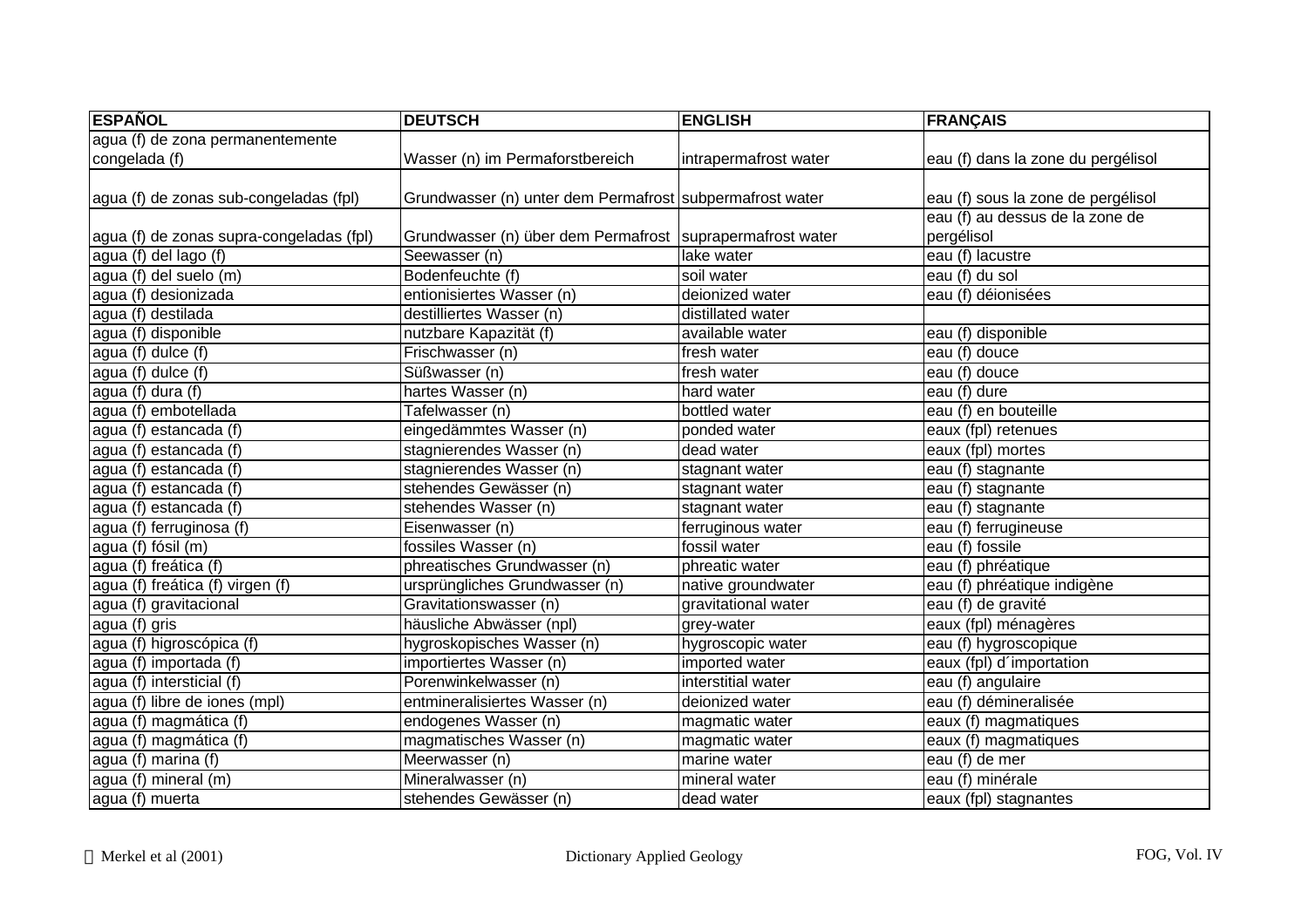| ESPAÑOL | DEUTSCH | ENGLISH | FRANÇAIS |
|---|---|---|---|
| agua (f) de zona permanentemente congelada (f) | Wasser (n) im Permaforstbereich | intrapermafrost water | eau (f) dans la zone du pergélisol |
| agua (f) de zonas sub-congeladas (fpl) | Grundwasser (n) unter dem Permafrost | subpermafrost water | eau (f) sous la zone de pergélisol |
| agua (f) de zonas supra-congeladas (fpl) | Grundwasser (n) über dem Permafrost | suprapermafrost water | eau (f) au dessus de la zone de pergélisol |
| agua (f) del lago (f) | Seewasser (n) | lake water | eau (f) lacustre |
| agua (f) del suelo (m) | Bodenfeuchte (f) | soil water | eau (f) du sol |
| agua (f) desionizada | entionisiertes Wasser (n) | deionized water | eau (f) déionisées |
| agua (f) destilada | destilliertes Wasser (n) | distillated water | |
| agua (f) disponible | nutzbare Kapazität (f) | available water | eau (f) disponible |
| agua (f) dulce (f) | Frischwasser (n) | fresh water | eau (f) douce |
| agua (f) dulce (f) | Süßwasser (n) | fresh water | eau (f) douce |
| agua (f) dura (f) | hartes Wasser (n) | hard water | eau (f) dure |
| agua (f) embotellada | Tafelwasser (n) | bottled water | eau (f) en bouteille |
| agua (f) estancada (f) | eingedämmtes Wasser (n) | ponded water | eaux (fpl) retenues |
| agua (f) estancada (f) | stagnierendes Wasser (n) | dead water | eaux (fpl) mortes |
| agua (f) estancada (f) | stagnierendes Wasser (n) | stagnant water | eau (f) stagnante |
| agua (f) estancada (f) | stehendes Gewässer (n) | stagnant water | eau (f) stagnante |
| agua (f) estancada (f) | stehendes Wasser (n) | stagnant water | eau (f) stagnante |
| agua (f) ferruginosa (f) | Eisenwasser (n) | ferruginous water | eau (f) ferrugineuse |
| agua (f) fósil (m) | fossiles Wasser (n) | fossil water | eau (f) fossile |
| agua (f) freática (f) | phreatisches Grundwasser (n) | phreatic water | eau (f) phréatique |
| agua (f) freática (f) virgen (f) | ursprüngliches Grundwasser (n) | native groundwater | eau (f) phréatique indigène |
| agua (f) gravitacional | Gravitationswasser (n) | gravitational water | eau (f) de gravité |
| agua (f) gris | häusliche Abwässer (npl) | grey-water | eaux (fpl) ménagères |
| agua (f) higroscópica (f) | hygroskopisches Wasser (n) | hygroscopic water | eau (f) hygroscopique |
| agua (f) importada (f) | importiertes Wasser (n) | imported water | eaux (fpl) d´importation |
| agua (f) intersticial (f) | Porenwinkelwasser (n) | interstitial water | eau (f) angulaire |
| agua (f) libre de iones (mpl) | entmineralisiertes Wasser (n) | deionized water | eau (f) démineralisée |
| agua (f) magmática (f) | endogenes Wasser (n) | magmatic water | eaux (f) magmatiques |
| agua (f) magmática (f) | magmatisches Wasser (n) | magmatic water | eaux (f) magmatiques |
| agua (f) marina (f) | Meerwasser (n) | marine water | eau (f) de mer |
| agua (f) mineral (m) | Mineralwasser (n) | mineral water | eau (f) minérale |
| agua (f) muerta | stehendes Gewässer (n) | dead water | eaux (fpl) stagnantes |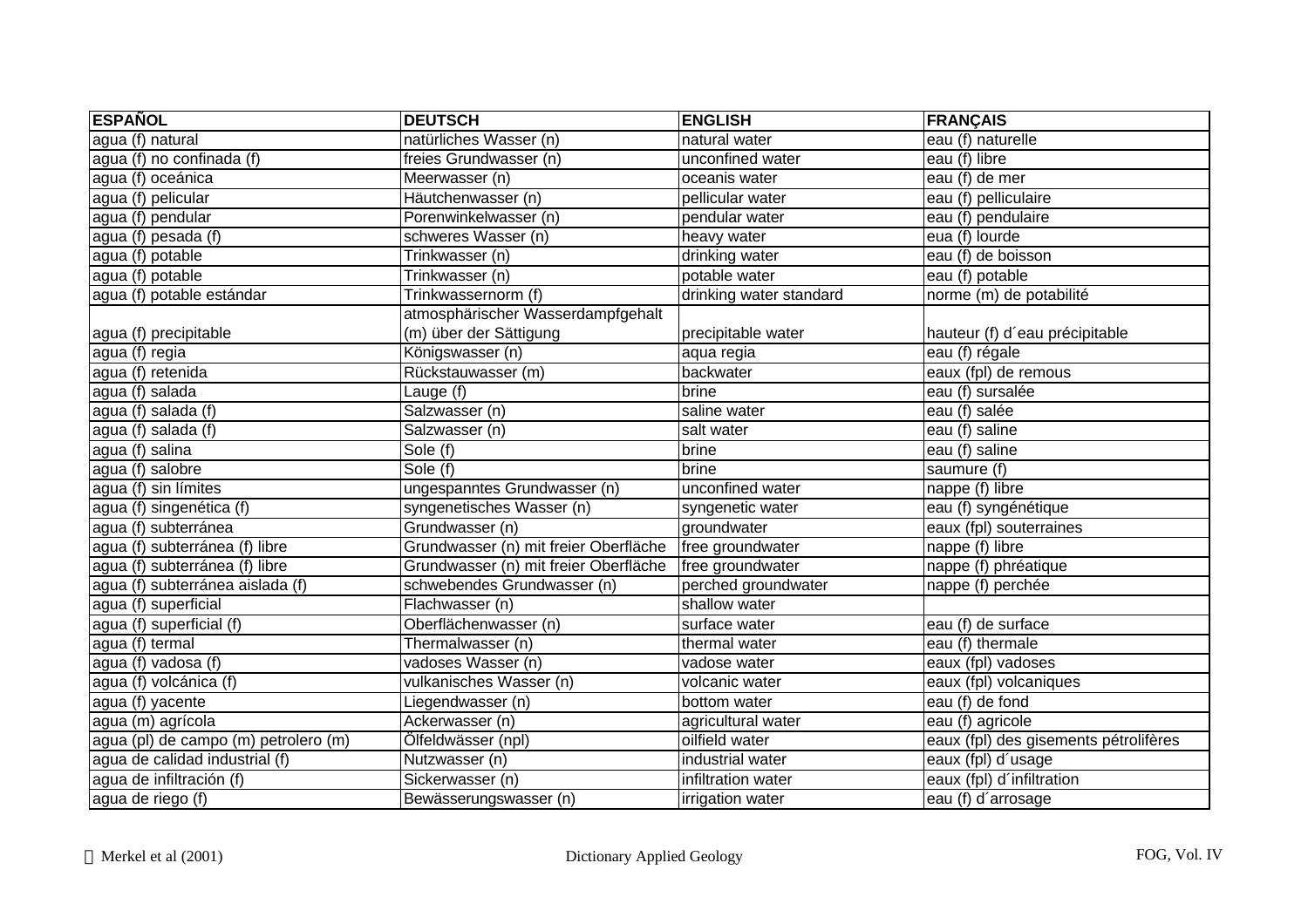| ESPAÑOL | DEUTSCH | ENGLISH | FRANÇAIS |
|---|---|---|---|
| agua (f) natural | natürliches Wasser (n) | natural water | eau (f) naturelle |
| agua (f) no confinada (f) | freies Grundwasser (n) | unconfined water | eau (f) libre |
| agua (f) oceánica | Meerwasser (n) | oceanis water | eau (f) de mer |
| agua (f) pelicular | Häutchenwasser (n) | pellicular water | eau (f) pelliculaire |
| agua (f) pendular | Porenwinkelwasser (n) | pendular water | eau (f) pendulaire |
| agua (f) pesada (f) | schweres Wasser (n) | heavy water | eua (f) lourde |
| agua (f) potable | Trinkwasser (n) | drinking water | eau (f) de boisson |
| agua (f) potable | Trinkwasser (n) | potable water | eau (f) potable |
| agua (f) potable estándar | Trinkwassernorm (f) | drinking water standard | norme (m) de potabilité |
| agua (f) precipitable | atmosphärischer Wasserdampfgehalt (m) über der Sättigung | precipitable water | hauteur (f) d´eau précipitable |
| agua (f) regia | Königswasser (n) | aqua regia | eau (f) régale |
| agua (f) retenida | Rückstauwasser (m) | backwater | eaux (fpl) de remous |
| agua (f) salada | Lauge (f) | brine | eau (f) sursalée |
| agua (f) salada (f) | Salzwasser (n) | saline water | eau (f) salée |
| agua (f) salada (f) | Salzwasser (n) | salt water | eau (f) saline |
| agua (f) salina | Sole (f) | brine | eau (f) saline |
| agua (f) salobre | Sole (f) | brine | saumure (f) |
| agua (f) sin límites | ungespanntes Grundwasser (n) | unconfined water | nappe (f) libre |
| agua (f) singenética (f) | syngenetisches Wasser (n) | syngenetic water | eau (f) syngénétique |
| agua (f) subterránea | Grundwasser (n) | groundwater | eaux (fpl) souterraines |
| agua (f) subterránea (f) libre | Grundwasser (n) mit freier Oberfläche | free groundwater | nappe (f) libre |
| agua (f) subterránea (f) libre | Grundwasser (n) mit freier Oberfläche | free groundwater | nappe (f) phréatique |
| agua (f) subterránea aislada (f) | schwebendes Grundwasser (n) | perched groundwater | nappe (f) perchée |
| agua (f) superficial | Flachwasser (n) | shallow water | |
| agua (f) superficial (f) | Oberflächenwasser (n) | surface water | eau (f) de surface |
| agua (f) termal | Thermalwasser (n) | thermal water | eau (f) thermale |
| agua (f) vadosa (f) | vadoses Wasser (n) | vadose water | eaux (fpl) vadoses |
| agua (f) volcánica (f) | vulkanisches Wasser (n) | volcanic water | eaux (fpl) volcaniques |
| agua (f) yacente | Liegendwasser (n) | bottom water | eau (f) de fond |
| agua (m) agrícola | Ackerwasser (n) | agricultural water | eau (f) agricole |
| agua (pl) de campo (m) petrolero (m) | Ölfeldwässer (npl) | oilfield water | eaux (fpl) des gisements pétrolifères |
| agua de calidad industrial (f) | Nutzwasser (n) | industrial water | eaux (fpl) d´usage |
| agua de infiltración (f) | Sickerwasser (n) | infiltration water | eaux (fpl) d´infiltration |
| agua de riego (f) | Bewässerungswasser (n) | irrigation water | eau (f) d´arrosage |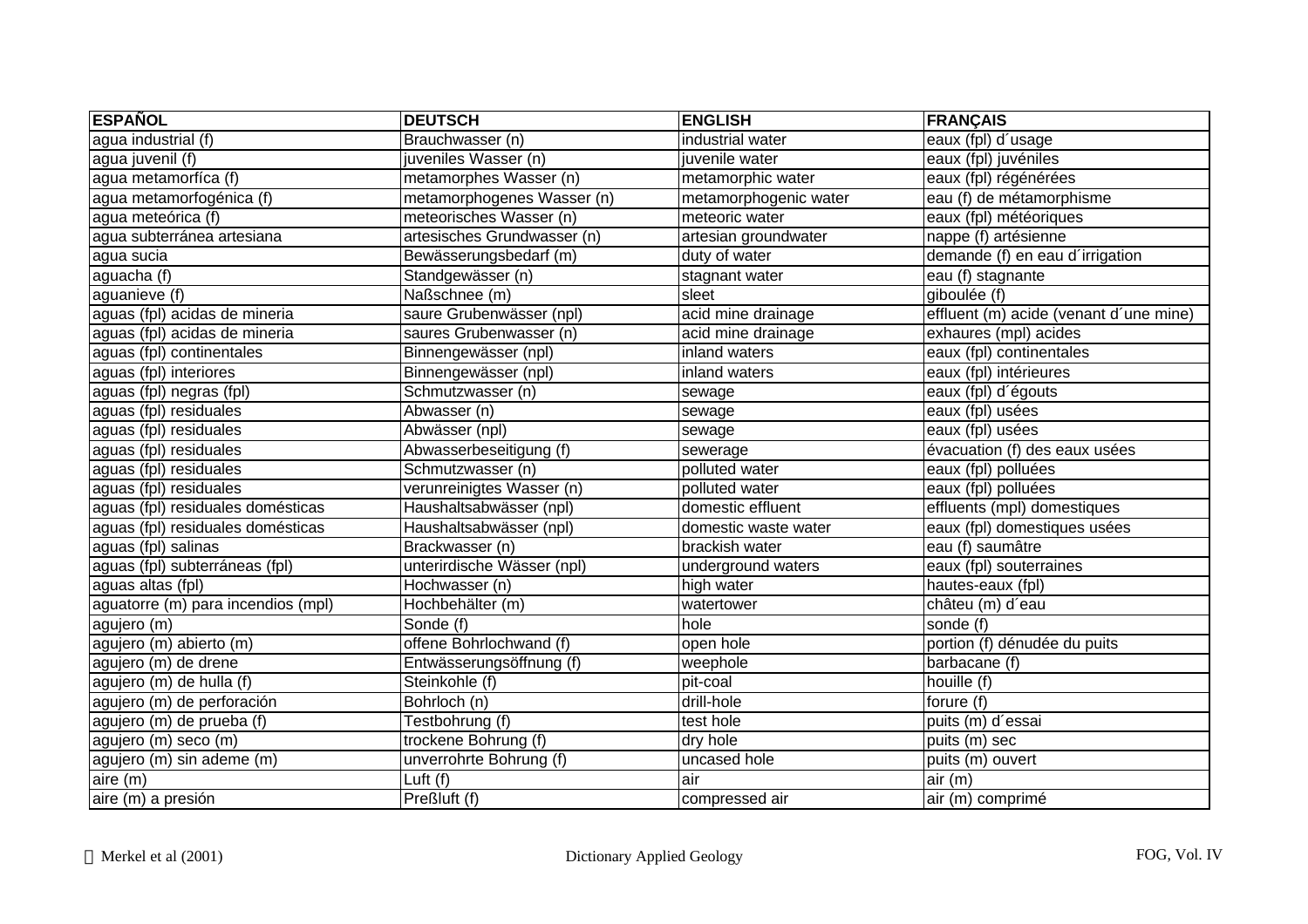| ESPAÑOL | DEUTSCH | ENGLISH | FRANÇAIS |
|---|---|---|---|
| agua industrial (f) | Brauchwasser (n) | industrial water | eaux (fpl) d´usage |
| agua juvenil (f) | juveniles Wasser (n) | juvenile water | eaux (fpl) juvéniles |
| agua metamorfíca (f) | metamorphes Wasser (n) | metamorphic water | eaux (fpl) régénérées |
| agua metamorfogénica (f) | metamorphogenes Wasser (n) | metamorphogenic water | eau (f) de métamorphisme |
| agua meteórica (f) | meteorisches Wasser (n) | meteoric water | eaux (fpl) météoriques |
| agua subterránea artesiana | artesisches Grundwasser (n) | artesian groundwater | nappe (f) artésienne |
| agua sucia | Bewässerungsbedarf (m) | duty of water | demande (f) en eau d´irrigation |
| aguacha (f) | Standgewässer (n) | stagnant water | eau (f) stagnante |
| aguanieve (f) | Naßschnee (m) | sleet | giboulée (f) |
| aguas (fpl) acidas de mineria | saure Grubenwässer (npl) | acid mine drainage | effluent (m) acide (venant d´une mine) |
| aguas (fpl) acidas de mineria | saures Grubenwasser (n) | acid mine drainage | exhaures (mpl) acides |
| aguas (fpl) continentales | Binnengewässer (npl) | inland waters | eaux (fpl) continentales |
| aguas (fpl) interiores | Binnengewässer (npl) | inland waters | eaux (fpl) intérieures |
| aguas (fpl) negras (fpl) | Schmutzwasser (n) | sewage | eaux (fpl) d´égouts |
| aguas (fpl) residuales | Abwasser (n) | sewage | eaux (fpl) usées |
| aguas (fpl) residuales | Abwässer (npl) | sewage | eaux (fpl) usées |
| aguas (fpl) residuales | Abwasserbeseitigung (f) | sewerage | évacuation (f) des eaux usées |
| aguas (fpl) residuales | Schmutzwasser (n) | polluted water | eaux (fpl) polluées |
| aguas (fpl) residuales | verunreinigtes Wasser (n) | polluted water | eaux (fpl) polluées |
| aguas (fpl) residuales domésticas | Haushaltsabwässer (npl) | domestic effluent | effluents (mpl) domestiques |
| aguas (fpl) residuales domésticas | Haushaltsabwässer (npl) | domestic waste water | eaux (fpl) domestiques usées |
| aguas (fpl) salinas | Brackwasser (n) | brackish water | eau (f) saumâtre |
| aguas (fpl) subterráneas (fpl) | unterirdische Wässer (npl) | underground waters | eaux (fpl) souterraines |
| aguas altas (fpl) | Hochwasser (n) | high water | hautes-eaux (fpl) |
| aguatorre (m) para incendios (mpl) | Hochbehälter (m) | watertower | châteu (m) d´eau |
| agujero (m) | Sonde (f) | hole | sonde (f) |
| agujero (m) abierto (m) | offene Bohrlochwand (f) | open hole | portion (f) dénudée du puits |
| agujero (m) de drene | Entwässerungsöffnung (f) | weephole | barbacane (f) |
| agujero (m) de hulla (f) | Steinkohle (f) | pit-coal | houille (f) |
| agujero (m) de perforación | Bohrloch (n) | drill-hole | forure (f) |
| agujero (m) de prueba (f) | Testbohrung (f) | test hole | puits (m) d´essai |
| agujero (m) seco (m) | trockene Bohrung (f) | dry hole | puits (m) sec |
| agujero (m) sin ademe (m) | unverrohrte Bohrung (f) | uncased hole | puits (m) ouvert |
| aire (m) | Luft (f) | air | air (m) |
| aire (m) a presión | Preßluft (f) | compressed air | air (m) comprimé |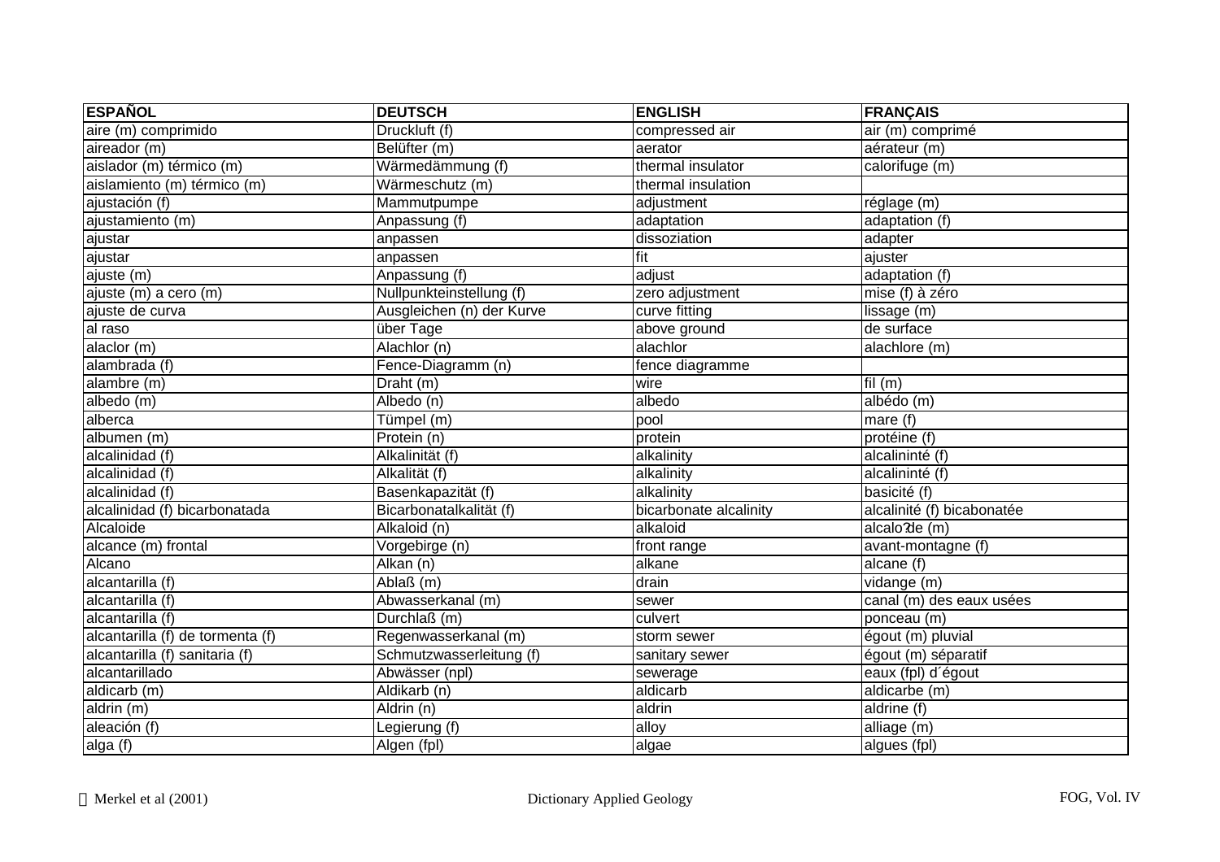| ESPAÑOL | DEUTSCH | ENGLISH | FRANÇAIS |
|---|---|---|---|
| aire (m) comprimido | Druckluft (f) | compressed air | air (m) comprimé |
| aireador (m) | Belüfter (m) | aerator | aérateur (m) |
| aislador (m) térmico (m) | Wärmedämmung (f) | thermal insulator | calorifuge (m) |
| aislamiento (m) térmico (m) | Wärmeschutz (m) | thermal insulation | |
| ajustación (f) | Mammutpumpe | adjustment | réglage (m) |
| ajustamiento (m) | Anpassung (f) | adaptation | adaptation (f) |
| ajustar | anpassen | dissoziation | adapter |
| ajustar | anpassen | fit | ajuster |
| ajuste (m) | Anpassung (f) | adjust | adaptation (f) |
| ajuste (m) a cero (m) | Nullpunkteinstellung (f) | zero adjustment | mise (f) à zéro |
| ajuste de curva | Ausgleichen (n) der Kurve | curve fitting | lissage (m) |
| al raso | über Tage | above ground | de surface |
| alaclor (m) | Alachlor (n) | alachlor | alachlore (m) |
| alambrada (f) | Fence-Diagramm (n) | fence diagramme | |
| alambre (m) | Draht (m) | wire | fil (m) |
| albedo (m) | Albedo (n) | albedo | albédo (m) |
| alberca | Tümpel (m) | pool | mare (f) |
| albumen (m) | Protein (n) | protein | protéine (f) |
| alcalinidad (f) | Alkalinität (f) | alkalinity | alcalininté (f) |
| alcalinidad (f) | Alkalität (f) | alkalinity | alcalininté (f) |
| alcalinidad (f) | Basenkapazität (f) | alkalinity | basicité (f) |
| alcalinidad (f) bicarbonatada | Bicarbonatalkalität (f) | bicarbonate alcalinity | alcalinité (f) bicabonatée |
| Alcaloide | Alkaloid (n) | alkaloid | alcalo?de (m) |
| alcance (m) frontal | Vorgebirge (n) | front range | avant-montagne (f) |
| Alcano | Alkan (n) | alkane | alcane (f) |
| alcantarilla (f) | Ablaß (m) | drain | vidange (m) |
| alcantarilla (f) | Abwasserkanal (m) | sewer | canal (m) des eaux usées |
| alcantarilla (f) | Durchlaß (m) | culvert | ponceau (m) |
| alcantarilla (f) de tormenta (f) | Regenwasserkanal (m) | storm sewer | égout (m) pluvial |
| alcantarilla (f) sanitaria (f) | Schmutzwasserleitung (f) | sanitary sewer | égout (m) séparatif |
| alcantarillado | Abwässer (npl) | sewerage | eaux (fpl) d´égout |
| aldicarb (m) | Aldikarb (n) | aldicarb | aldicarbe (m) |
| aldrin (m) | Aldrin (n) | aldrin | aldrine (f) |
| aleación (f) | Legierung (f) | alloy | alliage (m) |
| alga (f) | Algen (fpl) | algae | algues (fpl) |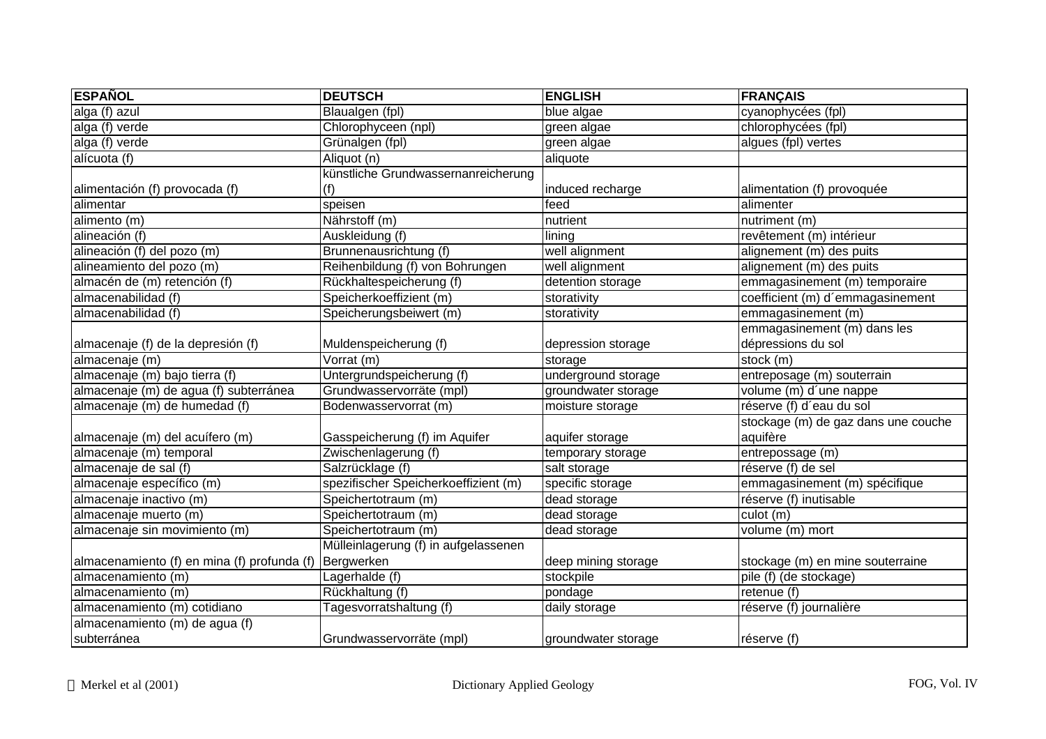| ESPAÑOL | DEUTSCH | ENGLISH | FRANÇAIS |
|---|---|---|---|
| alga (f) azul | Blaualgen (fpl) | blue algae | cyanophycées (fpl) |
| alga (f) verde | Chlorophyceen (npl) | green algae | chlorophycées (fpl) |
| alga (f) verde | Grünalgen (fpl) | green algae | algues (fpl) vertes |
| alícuota (f) | Aliquot (n) | aliquote | |
| alimentación (f) provocada (f) | künstliche Grundwassernanreicherung (f) | induced recharge | alimentation (f) provoquée |
| alimentar | speisen | feed | alimenter |
| alimento (m) | Nährstoff (m) | nutrient | nutriment (m) |
| alineación (f) | Auskleidung (f) | lining | revêtement (m) intérieur |
| alineación (f) del pozo (m) | Brunnenausrichtung (f) | well alignment | alignement (m) des puits |
| alineamiento del pozo (m) | Reihenbildung (f) von Bohrungen | well alignment | alignement (m) des puits |
| almacén de (m) retención (f) | Rückhaltespeicherung (f) | detention storage | emmagasinement (m) temporaire |
| almacenabilidad (f) | Speicherkoeffizient (m) | storativity | coefficient (m) d´emmagasinement |
| almacenabilidad (f) | Speicherungsbeiwert (m) | storativity | emmagasinement (m) |
| almacenaje (f) de la depresión (f) | Muldenspeicherung (f) | depression storage | emmagasinement (m) dans les dépressions du sol |
| almacenaje (m) | Vorrat (m) | storage | stock (m) |
| almacenaje (m) bajo tierra (f) | Untergrundspeicherung (f) | underground storage | entreposage (m) souterrain |
| almacenaje (m) de agua (f) subterránea | Grundwasservorräte (mpl) | groundwater storage | volume (m) d´une nappe |
| almacenaje (m) de humedad (f) | Bodenwasservorrat (m) | moisture storage | réserve (f) d´eau du sol |
| almacenaje (m) del acuífero (m) | Gasspeicherung (f) im Aquifer | aquifer storage | stockage (m) de gaz dans une couche aquifère |
| almacenaje (m) temporal | Zwischenlagerung (f) | temporary storage | entrepossage (m) |
| almacenaje de sal (f) | Salzrücklage (f) | salt storage | réserve (f) de sel |
| almacenaje específico (m) | spezifischer Speicherkoeffizient (m) | specific storage | emmagasinement (m) spécifique |
| almacenaje inactivo (m) | Speichertotraum (m) | dead storage | réserve (f) inutisable |
| almacenaje muerto (m) | Speichertotraum (m) | dead storage | culot (m) |
| almacenaje sin movimiento (m) | Speichertotraum (m) | dead storage | volume (m) mort |
| almacenamiento (f) en mina (f) profunda (f) | Mülleinlagerung (f) in aufgelassenen Bergwerken | deep mining storage | stockage (m) en mine souterraine |
| almacenamiento (m) | Lagerhalde (f) | stockpile | pile (f) (de stockage) |
| almacenamiento (m) | Rückhaltung (f) | pondage | retenue (f) |
| almacenamiento (m) cotidiano | Tagesvorratshaltung (f) | daily storage | réserve (f) journalière |
| almacenamiento (m) de agua (f) subterránea | Grundwasservorräte (mpl) | groundwater storage | réserve (f) |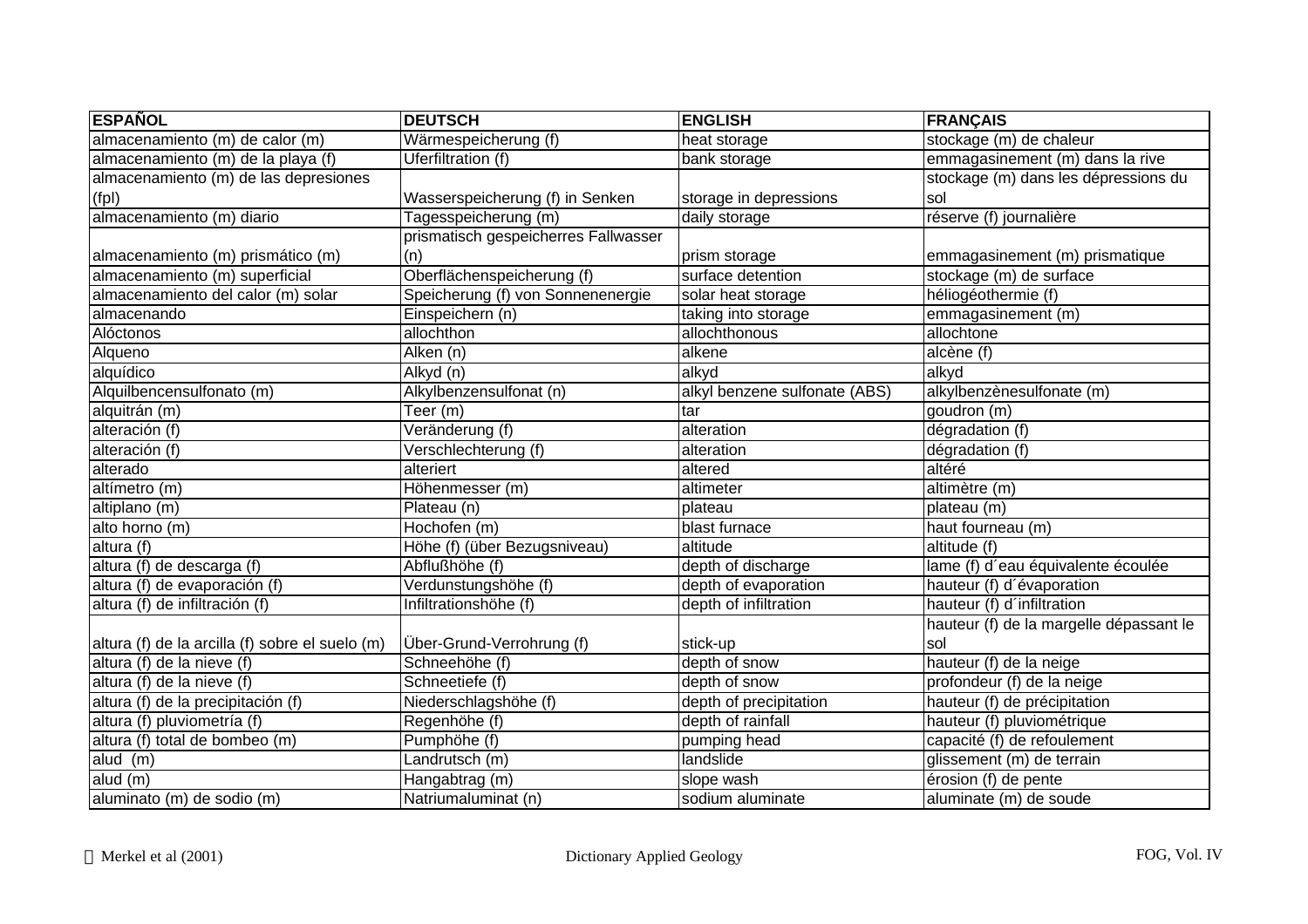| ESPAÑOL | DEUTSCH | ENGLISH | FRANÇAIS |
|---|---|---|---|
| almacenamiento (m) de calor (m) | Wärmespeicherung (f) | heat storage | stockage (m) de chaleur |
| almacenamiento (m) de la playa (f) | Uferfiltration (f) | bank storage | emmagasinement (m) dans la rive |
| almacenamiento (m) de las depresiones (fpl) | Wasserspeicherung (f) in Senken | storage in depressions | stockage (m) dans les dépressions du sol |
| almacenamiento (m) diario | Tagesspeicherung (m) | daily storage | réserve (f) journalière |
| almacenamiento (m) prismático (m) | prismatisch gespeicherres Fallwasser (n) | prism storage | emmagasinement (m) prismatique |
| almacenamiento (m) superficial | Oberflächenspeicherung (f) | surface detention | stockage (m) de surface |
| almacenamiento del calor (m) solar | Speicherung (f) von Sonnenenergie | solar heat storage | héliogéothermie (f) |
| almacenando | Einspeichern (n) | taking into storage | emmagasinement (m) |
| Alóctonos | allochthon | allochthonous | allochtone |
| Alqueno | Alken (n) | alkene | alcène (f) |
| alquídico | Alkyd (n) | alkyd | alkyd |
| Alquilbencensulfonato (m) | Alkylbenzensulfonat (n) | alkyl benzene sulfonate (ABS) | alkylbenzènesulfonate (m) |
| alquitrán (m) | Teer (m) | tar | goudron (m) |
| alteración (f) | Veränderung (f) | alteration | dégradation (f) |
| alteración (f) | Verschlechterung (f) | alteration | dégradation (f) |
| alterado | alteriert | altered | altéré |
| altímetro (m) | Höhenmesser (m) | altimeter | altimètre (m) |
| altiplano (m) | Plateau (n) | plateau | plateau (m) |
| alto horno (m) | Hochofen (m) | blast furnace | haut fourneau (m) |
| altura (f) | Höhe (f) (über Bezugsniveau) | altitude | altitude (f) |
| altura (f) de descarga (f) | Abflußhöhe (f) | depth of discharge | lame (f) d´eau équivalente écoulée |
| altura (f) de evaporación (f) | Verdunstungshöhe (f) | depth of evaporation | hauteur (f) d´évaporation |
| altura (f) de infiltración (f) | Infiltrationshöhe (f) | depth of infiltration | hauteur (f) d´infiltration |
| altura (f) de la arcilla (f) sobre el suelo (m) | Über-Grund-Verrohrung (f) | stick-up | hauteur (f) de la margelle dépassant le sol |
| altura (f) de la nieve (f) | Schneehöhe (f) | depth of snow | hauteur (f) de la neige |
| altura (f) de la nieve (f) | Schneetiefe (f) | depth of snow | profondeur (f) de la neige |
| altura (f) de la precipitación (f) | Niederschlagshöhe (f) | depth of precipitation | hauteur (f) de précipitation |
| altura (f) pluviometría (f) | Regenhöhe (f) | depth of rainfall | hauteur (f) pluviométrique |
| altura (f) total de bombeo (m) | Pumphöhe (f) | pumping head | capacité (f) de refoulement |
| alud (m) | Landrutsch (m) | landslide | glissement (m) de terrain |
| alud (m) | Hangabtrag (m) | slope wash | érosion (f) de pente |
| aluminato (m) de sodio (m) | Natriumaluminat (n) | sodium aluminate | aluminate (m) de soude |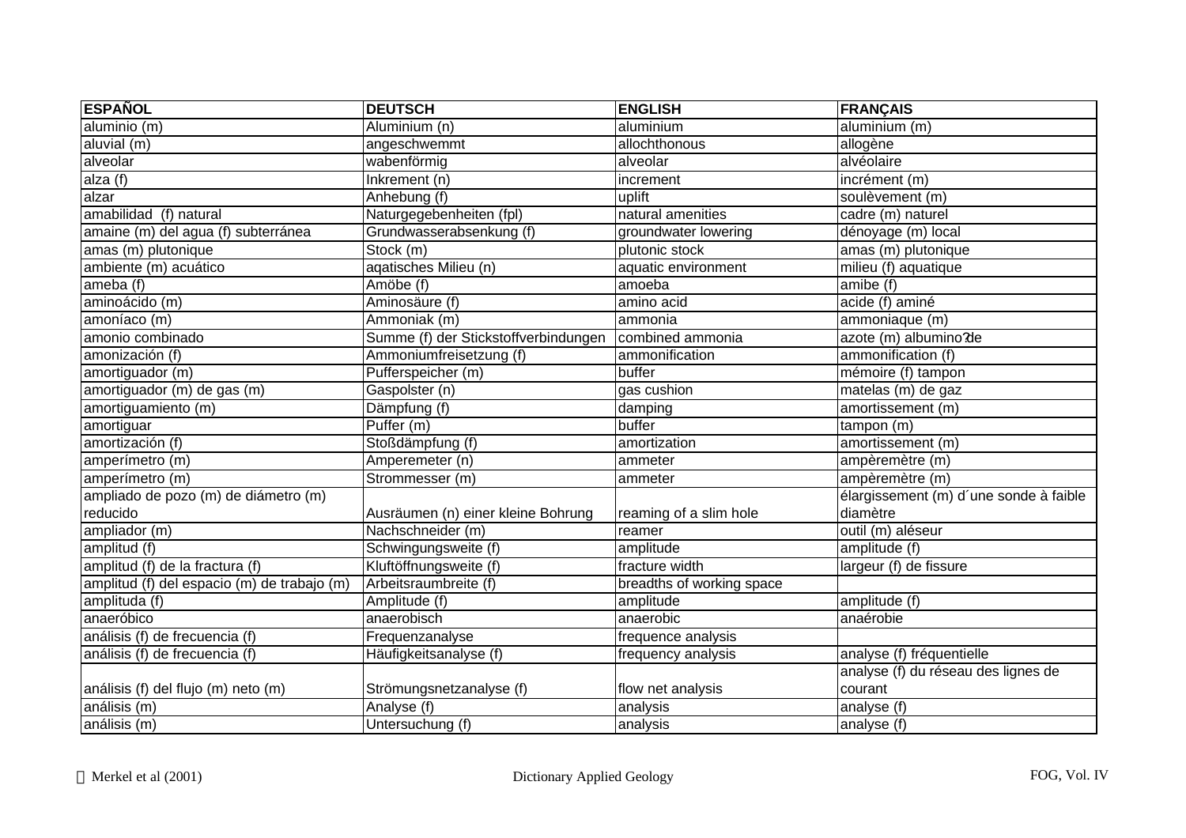| ESPAÑOL | DEUTSCH | ENGLISH | FRANÇAIS |
|---|---|---|---|
| aluminio (m) | Aluminium (n) | aluminium | aluminium (m) |
| aluvial (m) | angeschwemmt | allochthonous | allogène |
| alveolar | wabenförmig | alveolar | alvéolaire |
| alza (f) | Inkrement (n) | increment | incrément (m) |
| alzar | Anhebung (f) | uplift | soulèvement (m) |
| amabilidad (f) natural | Naturgegebenheiten (fpl) | natural amenities | cadre (m) naturel |
| amaine (m) del agua (f) subterránea | Grundwasserabsenkung (f) | groundwater lowering | dénoyage (m) local |
| amas (m) plutonique | Stock (m) | plutonic stock | amas (m) plutonique |
| ambiente (m) acuático | aqatisches Milieu (n) | aquatic environment | milieu (f) aquatique |
| ameba (f) | Amöbe (f) | amoeba | amibe (f) |
| aminoácido (m) | Aminosäure (f) | amino acid | acide (f) aminé |
| amoníaco (m) | Ammoniak (m) | ammonia | ammoniaque (m) |
| amonio combinado | Summe (f) der Stickstoffverbindungen | combined ammonia | azote (m) albumino?de |
| amonización (f) | Ammoniumfreisetzung (f) | ammonification | ammonification (f) |
| amortiguador (m) | Pufferspeicher (m) | buffer | mémoire (f) tampon |
| amortiguador (m) de gas (m) | Gaspolster (n) | gas cushion | matelas (m) de gaz |
| amortiguamiento (m) | Dämpfung (f) | damping | amortissement (m) |
| amortiguar | Puffer (m) | buffer | tampon (m) |
| amortización (f) | Stoßdämpfung (f) | amortization | amortissement (m) |
| amperímetro (m) | Amperemeter (n) | ammeter | ampèremètre (m) |
| amperímetro (m) | Strommesser (m) | ammeter | ampèremètre (m) |
| ampliado de pozo (m) de diámetro (m) reducido | Ausräumen (n) einer kleine Bohrung | reaming of a slim hole | élargissement (m) d´une sonde à faible diamètre |
| ampliador (m) | Nachschneider (m) | reamer | outil (m) aléseur |
| amplitud (f) | Schwingungsweite (f) | amplitude | amplitude (f) |
| amplitud (f) de la fractura (f) | Kluftöffnungsweite (f) | fracture width | largeur (f) de fissure |
| amplitud (f) del espacio (m) de trabajo (m) | Arbeitsraumbreite (f) | breadths of working space | |
| amplituda (f) | Amplitude (f) | amplitude | amplitude (f) |
| anaeróbico | anaerobisch | anaerobic | anaérobie |
| análisis (f) de frecuencia (f) | Frequenzanalyse | frequence analysis | |
| análisis (f) de frecuencia (f) | Häufigkeitsanalyse (f) | frequency analysis | analyse (f) fréquentielle |
| análisis (f) del flujo (m) neto (m) | Strömungsnetzanalyse (f) | flow net analysis | analyse (f) du réseau des lignes de courant |
| análisis (m) | Analyse (f) | analysis | analyse (f) |
| análisis (m) | Untersuchung (f) | analysis | analyse (f) |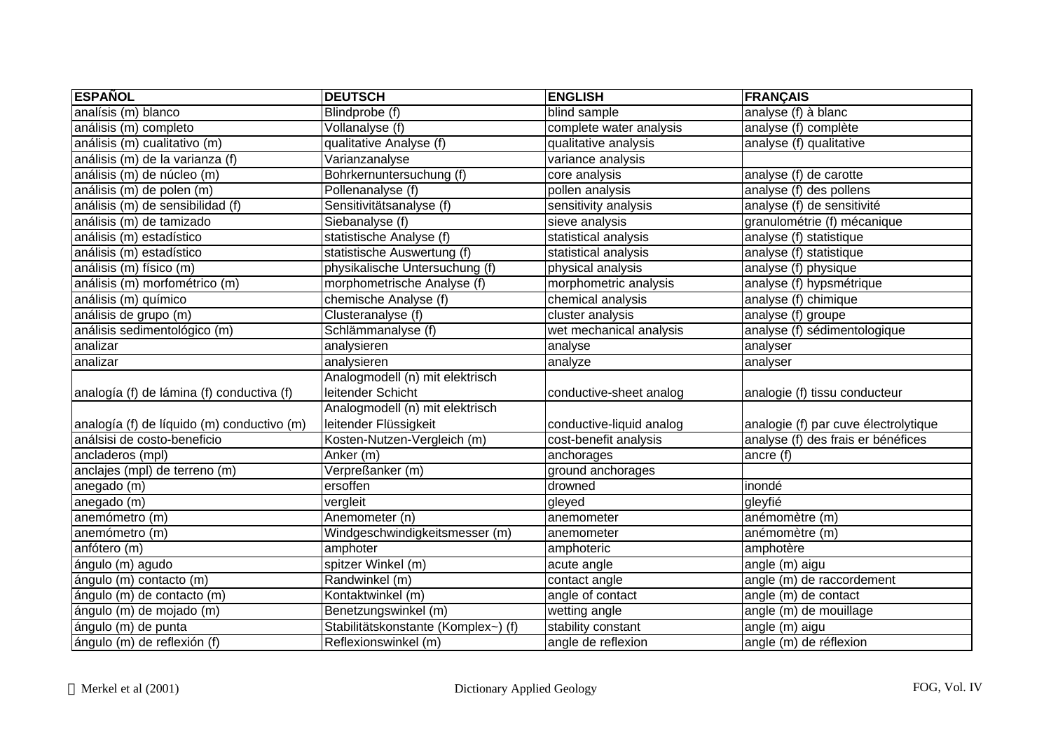| ESPAÑOL | DEUTSCH | ENGLISH | FRANÇAIS |
|---|---|---|---|
| analísis (m) blanco | Blindprobe (f) | blind sample | analyse (f) à blanc |
| análisis (m) completo | Vollanalyse (f) | complete water analysis | analyse (f) complète |
| análisis (m) cualitativo (m) | qualitative Analyse (f) | qualitative analysis | analyse (f) qualitative |
| análisis (m) de la varianza (f) | Varianzanalyse | variance analysis | |
| análisis (m) de núcleo (m) | Bohrkernuntersuchung (f) | core analysis | analyse (f) de carotte |
| análisis (m) de polen (m) | Pollenanalyse (f) | pollen analysis | analyse (f) des pollens |
| análisis (m) de sensibilidad (f) | Sensitivitätsanalyse (f) | sensitivity analysis | analyse (f) de sensitivité |
| análisis (m) de tamizado | Siebanalyse (f) | sieve analysis | granulométrie (f) mécanique |
| análisis (m) estadístico | statistische Analyse (f) | statistical analysis | analyse (f) statistique |
| análisis (m) estadístico | statistische Auswertung (f) | statistical analysis | analyse (f) statistique |
| análisis (m) físico (m) | physikalische Untersuchung (f) | physical analysis | analyse (f) physique |
| análisis (m) morfométrico (m) | morphometrische Analyse (f) | morphometric analysis | analyse (f) hypsmétrique |
| análisis (m) químico | chemische Analyse (f) | chemical analysis | analyse (f) chimique |
| análisis de grupo (m) | Clusteranalyse (f) | cluster analysis | analyse (f) groupe |
| análisis sedimentológico (m) | Schlämmanalyse (f) | wet mechanical analysis | analyse (f) sédimentologique |
| analizar | analysieren | analyse | analyser |
| analizar | analysieren | analyze | analyser |
| analogía (f) de lámina (f) conductiva (f) | Analogmodell (n) mit elektrisch leitender Schicht | conductive-sheet analog | analogie (f) tissu conducteur |
| analogía (f) de líquido (m) conductivo (m) | Analogmodell (n) mit elektrisch leitender Flüssigkeit | conductive-liquid analog | analogie (f) par cuve électrolytique |
| análsisi de costo-beneficio | Kosten-Nutzen-Vergleich (m) | cost-benefit analysis | analyse (f) des frais er bénéfices |
| ancladeros (mpl) | Anker (m) | anchorages | ancre (f) |
| anclajes (mpl) de terreno (m) | Verpreßanker (m) | ground anchorages | |
| anegado (m) | ersoffen | drowned | inondé |
| anegado (m) | vergleit | gleyed | gleyfié |
| anemómetro (m) | Anemometer (n) | anemometer | anémomètre (m) |
| anemómetro (m) | Windgeschwindigkeitsmesser (m) | anemometer | anémomètre (m) |
| anfótero (m) | amphoter | amphoteric | amphotère |
| ángulo (m) agudo | spitzer Winkel (m) | acute angle | angle (m) aigu |
| ángulo (m) contacto (m) | Randwinkel (m) | contact angle | angle (m) de raccordement |
| ángulo (m) de contacto (m) | Kontaktwinkel (m) | angle of contact | angle (m) de contact |
| ángulo (m) de mojado (m) | Benetzungswinkel (m) | wetting angle | angle (m) de mouillage |
| ángulo (m) de punta | Stabilitätskonstante (Komplex~) (f) | stability constant | angle (m) aigu |
| ángulo (m) de reflexión (f) | Reflexionswinkel (m) | angle de reflexion | angle (m) de réflexion |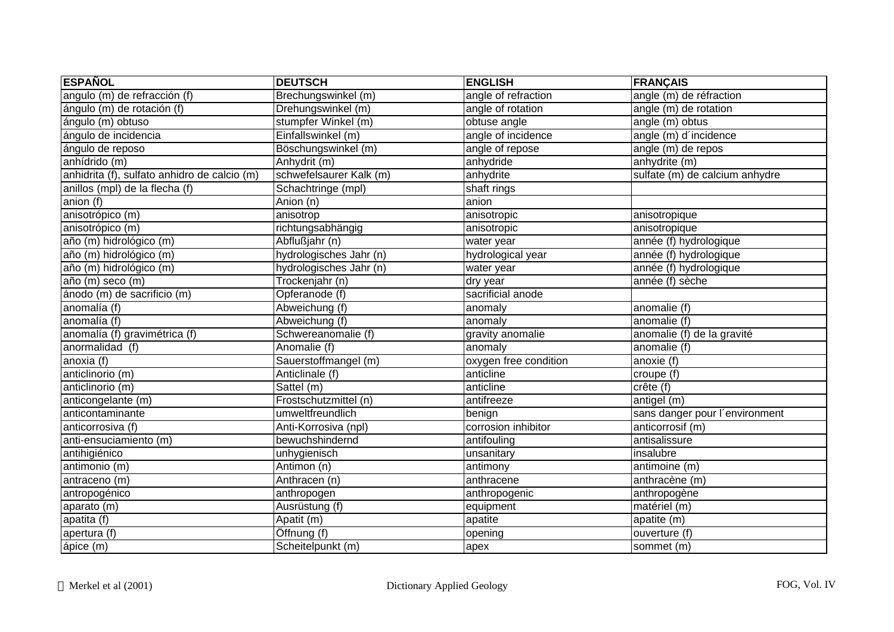| ESPAÑOL | DEUTSCH | ENGLISH | FRANÇAIS |
|---|---|---|---|
| angulo (m) de refracción (f) | Brechungswinkel (m) | angle of refraction | angle (m) de réfraction |
| ángulo (m) de rotación (f) | Drehungswinkel (m) | angle of rotation | angle (m) de rotation |
| ángulo (m) obtuso | stumpfer Winkel (m) | obtuse angle | angle (m) obtus |
| ángulo de incidencia | Einfallswinkel (m) | angle of incidence | angle (m) d´incidence |
| ángulo de reposo | Böschungswinkel (m) | angle of repose | angle (m) de repos |
| anhídrido (m) | Anhydrit (m) | anhydride | anhydrite (m) |
| anhidrita (f), sulfato anhidro de calcio (m) | schwefelsaurer Kalk (m) | anhydrite | sulfate (m) de calcium anhydre |
| anillos (mpl) de la flecha (f) | Schachtringe (mpl) | shaft rings | |
| anion (f) | Anion (n) | anion | |
| anisotrópico (m) | anisotrop | anisotropic | anisotropique |
| anisotrópico (m) | richtungsabhängig | anisotropic | anisotropique |
| año (m) hidrológico (m) | Abflußjahr (n) | water year | année (f) hydrologique |
| año (m) hidrológico (m) | hydrologisches Jahr (n) | hydrological year | année (f) hydrologique |
| año (m) hidrológico (m) | hydrologisches Jahr (n) | water year | année (f) hydrologique |
| año (m) seco (m) | Trockenjahr (n) | dry year | année (f) sèche |
| ánodo (m) de sacrificio (m) | Opferanode (f) | sacrificial anode | |
| anomalía (f) | Abweichung (f) | anomaly | anomalie (f) |
| anomalía (f) | Abweichung (f) | anomaly | anomalie (f) |
| anomalía (f) gravimétrica (f) | Schwereanomalie (f) | gravity anomalie | anomalie (f) de la gravité |
| anormalidad (f) | Anomalie (f) | anomaly | anomalie (f) |
| anoxia (f) | Sauerstoffmangel (m) | oxygen free condition | anoxie (f) |
| anticlinorio (m) | Anticlinale (f) | anticline | croupe (f) |
| anticlinorio (m) | Sattel (m) | anticline | crête (f) |
| anticongelante (m) | Frostschutzmittel (n) | antifreeze | antigel (m) |
| anticontaminante | umweltfreundlich | benign | sans danger pour l´environment |
| anticorrosiva (f) | Anti-Korrosiva (npl) | corrosion inhibitor | anticorrosif (m) |
| anti-ensuciamiento (m) | bewuchshindernd | antifouling | antisalissure |
| antihigiénico | unhygienisch | unsanitary | insalubre |
| antimonio (m) | Antimon (n) | antimony | antimoine (m) |
| antraceno (m) | Anthracen (n) | anthracene | anthracène (m) |
| antropogénico | anthropogen | anthropogenic | anthropogène |
| aparato (m) | Ausrüstung (f) | equipment | matériel (m) |
| apatita (f) | Apatit (m) | apatite | apatite (m) |
| apertura (f) | Öffnung (f) | opening | ouverture (f) |
| ápice (m) | Scheitelpunkt (m) | apex | sommet (m) |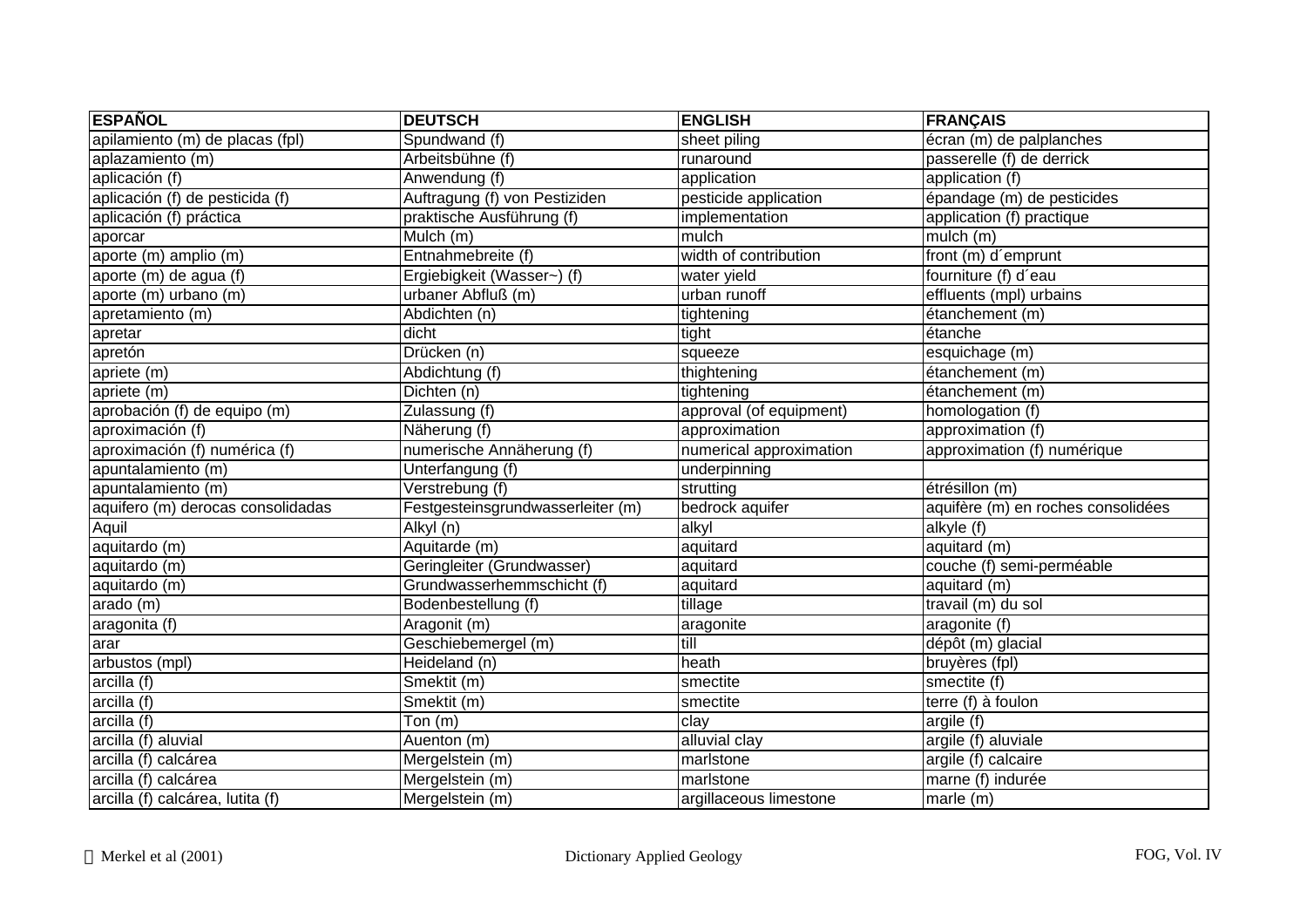| ESPAÑOL | DEUTSCH | ENGLISH | FRANÇAIS |
|---|---|---|---|
| apilamiento (m) de placas (fpl) | Spundwand (f) | sheet piling | écran (m) de palplanches |
| aplazamiento (m) | Arbeitsbühne (f) | runaround | passerelle (f) de derrick |
| aplicación (f) | Anwendung (f) | application | application (f) |
| aplicación (f) de pesticida (f) | Auftragung (f) von Pestiziden | pesticide application | épandage (m) de pesticides |
| aplicación (f) práctica | praktische Ausführung (f) | implementation | application (f) practique |
| aporcar | Mulch (m) | mulch | mulch (m) |
| aporte (m) amplio (m) | Entnahmebreite (f) | width of contribution | front (m) d´emprunt |
| aporte (m) de agua (f) | Ergiebigkeit (Wasser~) (f) | water yield | fourniture (f) d´eau |
| aporte (m) urbano (m) | urbaner Abfluß (m) | urban runoff | effluents (mpl) urbains |
| apretamiento (m) | Abdichten (n) | tightening | étanchement (m) |
| apretar | dicht | tight | étanche |
| apretón | Drücken (n) | squeeze | esquichage (m) |
| apriete (m) | Abdichtung (f) | thightening | étanchement (m) |
| apriete (m) | Dichten (n) | tightening | étanchement (m) |
| aprobación (f) de equipo (m) | Zulassung (f) | approval (of equipment) | homologation (f) |
| aproximación (f) | Näherung (f) | approximation | approximation (f) |
| aproximación (f) numérica (f) | numerische Annäherung (f) | numerical approximation | approximation (f) numérique |
| apuntalamiento (m) | Unterfangung (f) | underpinning | |
| apuntalamiento (m) | Verstrebung (f) | strutting | étrésillon (m) |
| aquifero (m) derocas consolidadas | Festgesteinsgrundwasserleiter (m) | bedrock aquifer | aquifère (m) en roches consolidées |
| Aquil | Alkyl (n) | alkyl | alkyle (f) |
| aquitardo (m) | Aquitarde (m) | aquitard | aquitard (m) |
| aquitardo (m) | Geringleiter (Grundwasser) | aquitard | couche (f) semi-perméable |
| aquitardo (m) | Grundwasserhemmschicht (f) | aquitard | aquitard (m) |
| arado (m) | Bodenbestellung (f) | tillage | travail (m) du sol |
| aragonita (f) | Aragonit (m) | aragonite | aragonite (f) |
| arar | Geschiebemergel (m) | till | dépôt (m) glacial |
| arbustos (mpl) | Heideland (n) | heath | bruyères (fpl) |
| arcilla (f) | Smektit (m) | smectite | smectite (f) |
| arcilla (f) | Smektit (m) | smectite | terre (f) à foulon |
| arcilla (f) | Ton (m) | clay | argile (f) |
| arcilla (f) aluvial | Auenton (m) | alluvial clay | argile (f) aluviale |
| arcilla (f) calcárea | Mergelstein (m) | marlstone | argile (f) calcaire |
| arcilla (f) calcárea | Mergelstein (m) | marlstone | marne (f) indurée |
| arcilla (f) calcárea, lutita (f) | Mergelstein (m) | argillaceous limestone | marle (m) |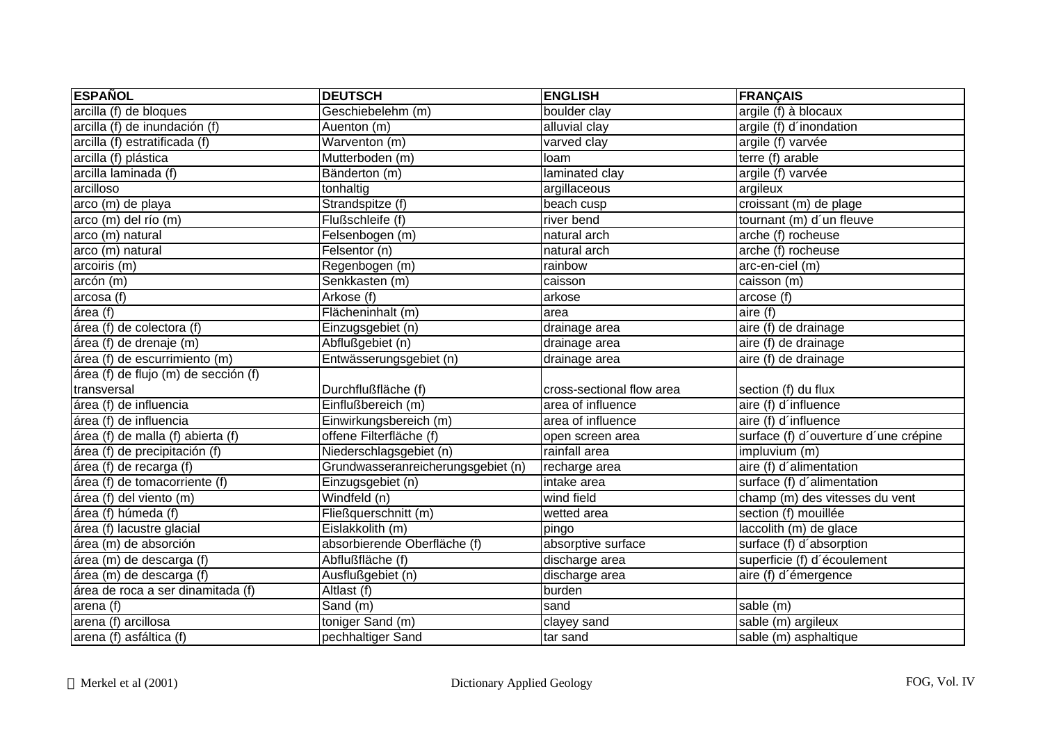| ESPAÑOL | DEUTSCH | ENGLISH | FRANÇAIS |
| --- | --- | --- | --- |
| arcilla (f) de bloques | Geschiebelehm (m) | boulder clay | argile (f) à blocaux |
| arcilla (f) de inundación (f) | Auenton (m) | alluvial clay | argile (f) d´inondation |
| arcilla (f) estratificada (f) | Warventon (m) | varved clay | argile (f) varvée |
| arcilla (f) plástica | Mutterboden (m) | loam | terre (f) arable |
| arcilla laminada (f) | Bänderton (m) | laminated clay | argile (f) varvée |
| arcilloso | tonhaltig | argillaceous | argileux |
| arco (m) de playa | Strandspitze (f) | beach cusp | croissant (m) de plage |
| arco (m) del río (m) | Flußschleife (f) | river bend | tournant (m) d´un fleuve |
| arco (m) natural | Felsenbogen (m) | natural arch | arche (f) rocheuse |
| arco (m) natural | Felsentor (n) | natural arch | arche (f) rocheuse |
| arcoiris (m) | Regenbogen (m) | rainbow | arc-en-ciel (m) |
| arcón (m) | Senkkasten (m) | caisson | caisson (m) |
| arcosa (f) | Arkose (f) | arkose | arcose (f) |
| área (f) | Flächeninhalt (m) | area | aire (f) |
| área (f) de colectora (f) | Einzugsgebiet (n) | drainage area | aire (f) de drainage |
| área (f) de drenaje (m) | Abflußgebiet (n) | drainage area | aire (f) de drainage |
| área (f) de escurrimiento (m) | Entwässerungsgebiet (n) | drainage area | aire (f) de drainage |
| área (f) de flujo (m) de sección (f) transversal | Durchflußfläche (f) | cross-sectional flow area | section (f) du flux |
| área (f) de influencia | Einflußbereich (m) | area of influence | aire (f) d´influence |
| área (f) de influencia | Einwirkungsbereich (m) | area of influence | aire (f) d´influence |
| área (f) de malla (f) abierta (f) | offene Filterfläche (f) | open screen area | surface (f) d´ouverture d´une crépine |
| área (f) de precipitación (f) | Niederschlagsgebiet (n) | rainfall area | impluvium (m) |
| área (f) de recarga (f) | Grundwasseranreicherungsgebiet (n) | recharge area | aire (f) d´alimentation |
| área (f) de tomacorriente (f) | Einzugsgebiet (n) | intake area | surface (f) d´alimentation |
| área (f) del viento (m) | Windfeld (n) | wind field | champ (m) des vitesses du vent |
| área (f) húmeda (f) | Fließquerschnitt (m) | wetted area | section (f) mouillée |
| área (f) lacustre glacial | Eislakkolith (m) | pingo | laccolith (m) de glace |
| área (m) de absorción | absorbierende Oberfläche (f) | absorptive surface | surface (f) d´absorption |
| área (m) de descarga (f) | Abflußfläche (f) | discharge area | superficie (f) d´écoulement |
| área (m) de descarga (f) | Ausflußgebiet (n) | discharge area | aire (f) d´émergence |
| área de roca a ser dinamitada (f) | Altlast (f) | burden | |
| arena (f) | Sand (m) | sand | sable (m) |
| arena (f) arcillosa | toniger Sand (m) | clayey sand | sable (m) argileux |
| arena (f) asfáltica (f) | pechhaltiger Sand | tar sand | sable (m) asphaltique |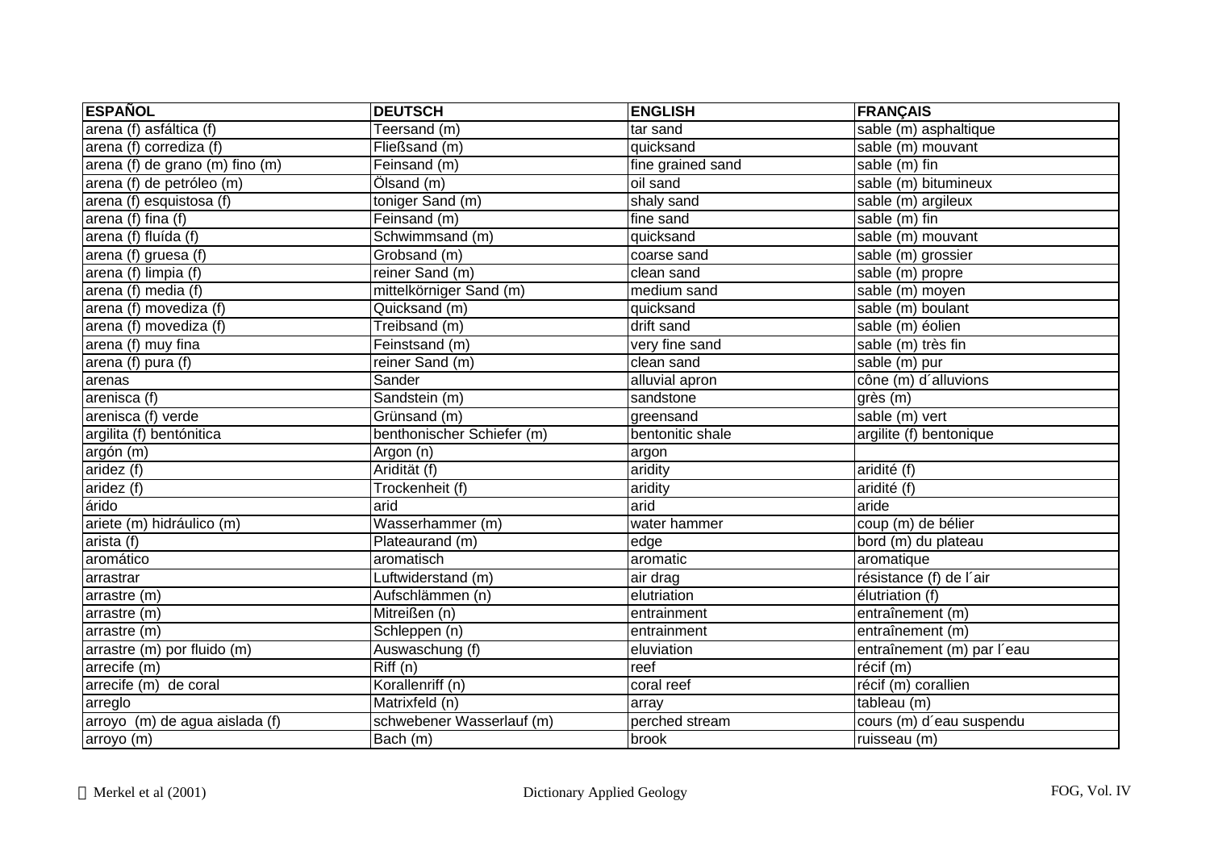| ESPAÑOL | DEUTSCH | ENGLISH | FRANÇAIS |
|---|---|---|---|
| arena (f) asfáltica (f) | Teersand (m) | tar sand | sable (m) asphaltique |
| arena (f) corrediza (f) | Fließsand (m) | quicksand | sable (m) mouvant |
| arena (f) de grano (m) fino (m) | Feinsand (m) | fine grained sand | sable (m) fin |
| arena (f) de petróleo (m) | Ölsand (m) | oil sand | sable (m) bitumineux |
| arena (f) esquistosa (f) | toniger Sand (m) | shaly sand | sable (m) argileux |
| arena (f) fina (f) | Feinsand (m) | fine sand | sable (m) fin |
| arena (f) fluída (f) | Schwimmsand (m) | quicksand | sable (m) mouvant |
| arena (f) gruesa (f) | Grobsand (m) | coarse sand | sable (m) grossier |
| arena (f) limpia (f) | reiner Sand (m) | clean sand | sable (m) propre |
| arena (f) media (f) | mittelkörniger Sand (m) | medium sand | sable (m) moyen |
| arena (f) movediza (f) | Quicksand (m) | quicksand | sable (m) boulant |
| arena (f) movediza (f) | Treibsand (m) | drift sand | sable (m) éolien |
| arena (f) muy fina | Feinstsand (m) | very fine sand | sable (m) très fin |
| arena (f) pura (f) | reiner Sand (m) | clean sand | sable (m) pur |
| arenas | Sander | alluvial apron | cône (m) d´alluvions |
| arenisca (f) | Sandstein (m) | sandstone | grès (m) |
| arenisca (f) verde | Grünsand (m) | greensand | sable (m) vert |
| argilita (f) bentónitica | benthonischer Schiefer (m) | bentonitic shale | argilite (f) bentonique |
| argón (m) | Argon (n) | argon | |
| aridez (f) | Aridität (f) | aridity | aridité (f) |
| aridez (f) | Trockenheit (f) | aridity | aridité (f) |
| árido | arid | arid | aride |
| ariete (m) hidráulico (m) | Wasserhammer (m) | water hammer | coup (m) de bélier |
| arista (f) | Plateaurand (m) | edge | bord (m) du plateau |
| aromático | aromatisch | aromatic | aromatique |
| arrastrar | Luftwiderstand (m) | air drag | résistance (f) de l´air |
| arrastre (m) | Aufschlämmen (n) | elutriation | élutriation (f) |
| arrastre (m) | Mitreißen (n) | entrainment | entraînement (m) |
| arrastre (m) | Schleppen (n) | entrainment | entraînement (m) |
| arrastre (m) por fluido (m) | Auswaschung (f) | eluviation | entraînement (m) par l´eau |
| arrecife (m) | Riff (n) | reef | récif (m) |
| arrecife (m) de coral | Korallenriff (n) | coral reef | récif (m) corallien |
| arreglo | Matrixfeld (n) | array | tableau (m) |
| arroyo (m) de agua aislada (f) | schwebener Wasserlauf (m) | perched stream | cours (m) d´eau suspendu |
| arroyo (m) | Bach (m) | brook | ruisseau (m) |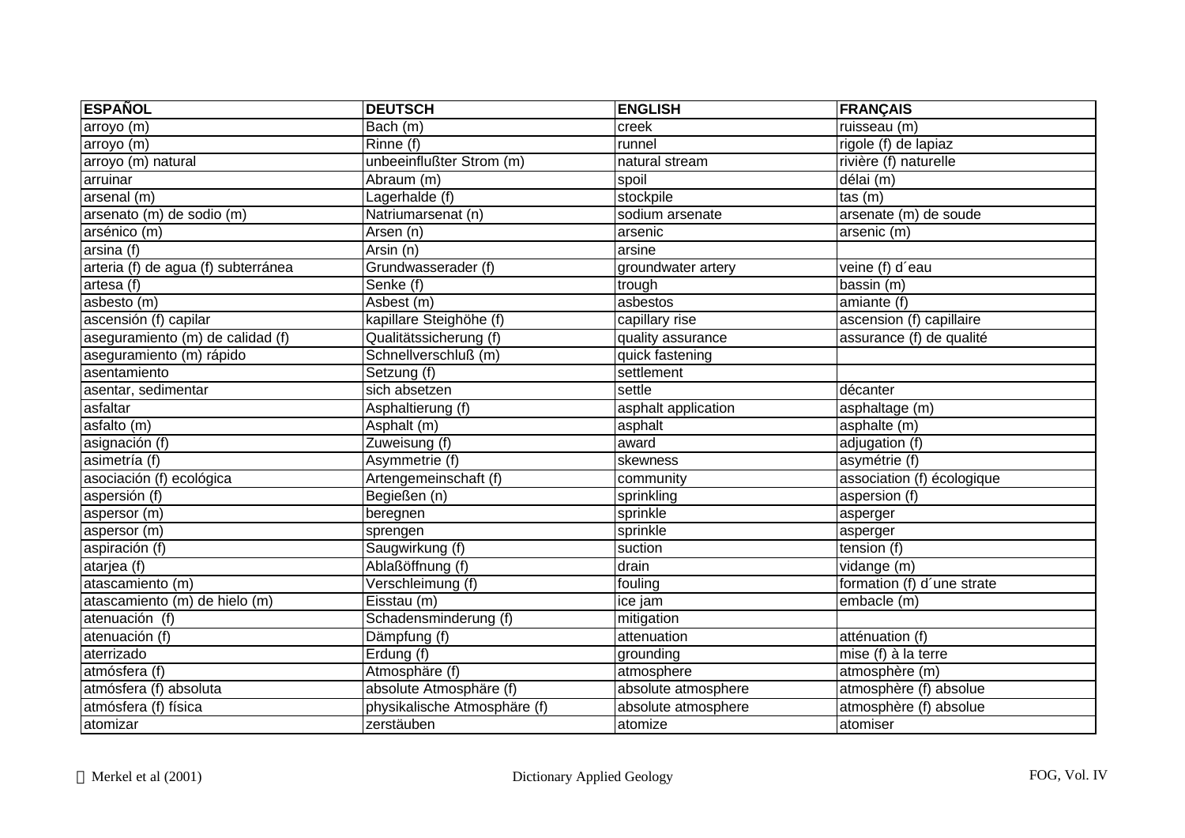| ESPAÑOL | DEUTSCH | ENGLISH | FRANÇAIS |
|---|---|---|---|
| arroyo (m) | Bach (m) | creek | ruisseau (m) |
| arroyo (m) | Rinne (f) | runnel | rigole (f) de lapiaz |
| arroyo (m) natural | unbeeinflußter Strom (m) | natural stream | rivière (f) naturelle |
| arruinar | Abraum (m) | spoil | délai (m) |
| arsenal (m) | Lagerhalde (f) | stockpile | tas (m) |
| arsenato (m) de sodio (m) | Natriumarsenat (n) | sodium arsenate | arsenate (m) de soude |
| arsénico (m) | Arsen (n) | arsenic | arsenic (m) |
| arsina (f) | Arsin (n) | arsine | |
| arteria (f) de agua (f) subterránea | Grundwasserader (f) | groundwater artery | veine (f) d´eau |
| artesa (f) | Senke (f) | trough | bassin (m) |
| asbesto (m) | Asbest (m) | asbestos | amiante (f) |
| ascensión (f) capilar | kapillare Steighöhe (f) | capillary rise | ascension (f) capillaire |
| aseguramiento (m) de calidad (f) | Qualitätssicherung (f) | quality assurance | assurance (f) de qualité |
| aseguramiento (m) rápido | Schnellverschluß (m) | quick fastening | |
| asentamiento | Setzung (f) | settlement | |
| asentar, sedimentar | sich absetzen | settle | décanter |
| asfaltar | Asphaltierung (f) | asphalt application | asphaltage (m) |
| asfalto (m) | Asphalt (m) | asphalt | asphalte (m) |
| asignación (f) | Zuweisung (f) | award | adjugation (f) |
| asimetría (f) | Asymmetrie (f) | skewness | asymétrie (f) |
| asociación (f) ecológica | Artengemeinschaft (f) | community | association (f) écologique |
| aspersión (f) | Begießen (n) | sprinkling | aspersion (f) |
| aspersor (m) | beregnen | sprinkle | asperger |
| aspersor (m) | sprengen | sprinkle | asperger |
| aspiración (f) | Saugwirkung (f) | suction | tension (f) |
| atarjea (f) | Ablaßöffnung (f) | drain | vidange (m) |
| atascamiento (m) | Verschleimung (f) | fouling | formation (f) d´une strate |
| atascamiento (m) de hielo (m) | Eisstau (m) | ice jam | embacle (m) |
| atenuación (f) | Schadensminderung (f) | mitigation | |
| atenuación (f) | Dämpfung (f) | attenuation | atténuation (f) |
| aterrizado | Erdung (f) | grounding | mise (f) à la terre |
| atmósfera (f) | Atmosphäre (f) | atmosphere | atmosphère (m) |
| atmósfera (f) absoluta | absolute Atmosphäre (f) | absolute atmosphere | atmosphère (f) absolue |
| atmósfera (f) física | physikalische Atmosphäre (f) | absolute atmosphere | atmosphère (f) absolue |
| atomizar | zerstäuben | atomize | atomiser |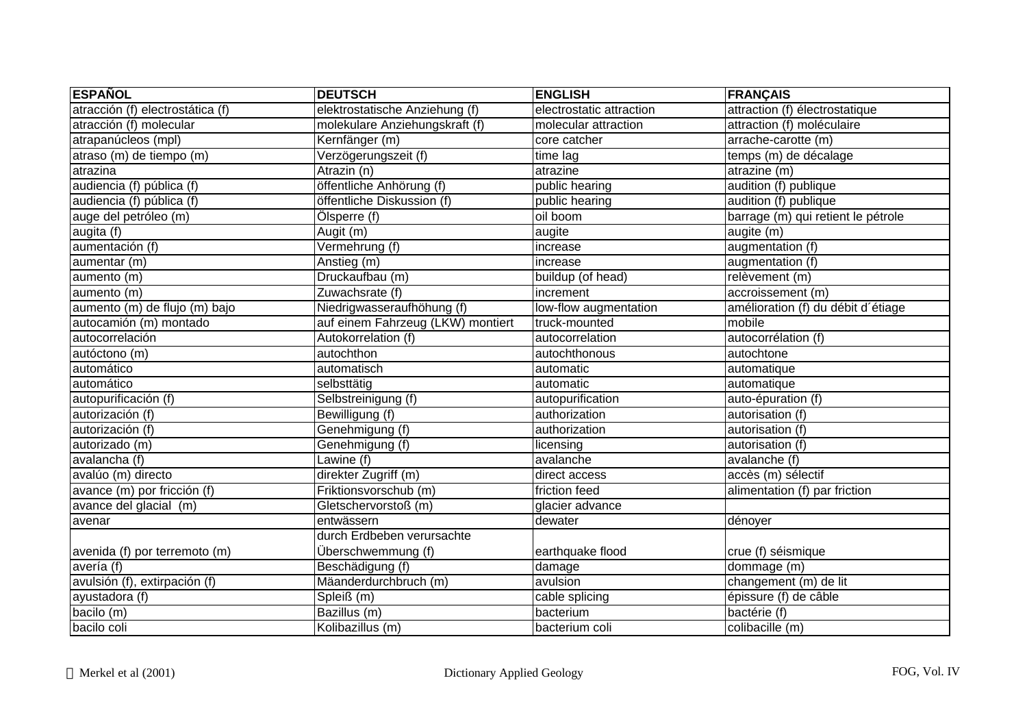| ESPAÑOL | DEUTSCH | ENGLISH | FRANÇAIS |
|---|---|---|---|
| atracción (f) electrostática (f) | elektrostatische Anziehung (f) | electrostatic attraction | attraction (f) électrostatique |
| atracción (f) molecular | molekulare Anziehungskraft (f) | molecular attraction | attraction (f) moléculaire |
| atrapanúcleos (mpl) | Kernfänger (m) | core catcher | arrache-carotte (m) |
| atraso (m) de tiempo (m) | Verzögerungszeit (f) | time lag | temps (m) de décalage |
| atrazina | Atrazin (n) | atrazine | atrazine (m) |
| audiencia (f) pública (f) | öffentliche Anhörung (f) | public hearing | audition (f) publique |
| audiencia (f) pública (f) | öffentliche Diskussion (f) | public hearing | audition (f) publique |
| auge del petróleo (m) | Ölsperre (f) | oil boom | barrage (m) qui retient le pétrole |
| augita (f) | Augit (m) | augite | augite (m) |
| aumentación (f) | Vermehrung (f) | increase | augmentation (f) |
| aumentar (m) | Anstieg (m) | increase | augmentation (f) |
| aumento (m) | Druckaufbau (m) | buildup (of head) | relèvement (m) |
| aumento (m) | Zuwachsrate (f) | increment | accroissement (m) |
| aumento (m) de flujo (m) bajo | Niedrigwasseraufhöhung (f) | low-flow augmentation | amélioration (f) du débit d´étiage |
| autocamión (m) montado | auf einem Fahrzeug (LKW) montiert | truck-mounted | mobile |
| autocorrelación | Autokorrelation (f) | autocorrelation | autocorrélation (f) |
| autóctono (m) | autochthon | autochthonous | autochtone |
| automático | automatisch | automatic | automatique |
| automático | selbsttätig | automatic | automatique |
| autopurificación (f) | Selbstreinigung (f) | autopurification | auto-épuration (f) |
| autorización (f) | Bewilligung (f) | authorization | autorisation (f) |
| autorización (f) | Genehmigung (f) | authorization | autorisation (f) |
| autorizado (m) | Genehmigung (f) | licensing | autorisation (f) |
| avalancha (f) | Lawine (f) | avalanche | avalanche (f) |
| avalúo (m) directo | direkter Zugriff (m) | direct access | accès (m) sélectif |
| avance (m) por fricción (f) | Friktionsvorschub (m) | friction feed | alimentation (f) par friction |
| avance del glacial (m) | Gletschervorstoß (m) | glacier advance | |
| avenar | entwässern | dewater | dénoyer |
| avenida (f) por terremoto (m) | durch Erdbeben verursachte Überschwemmung (f) | earthquake flood | crue (f) séismique |
| avería (f) | Beschädigung (f) | damage | dommage (m) |
| avulsión (f), extirpación (f) | Mäanderdurchbruch (m) | avulsion | changement (m) de lit |
| ayustadora (f) | Spleiß (m) | cable splicing | épissure (f) de câble |
| bacilo (m) | Bazillus (m) | bacterium | bactérie (f) |
| bacilo coli | Kolibazillus (m) | bacterium coli | colibacille (m) |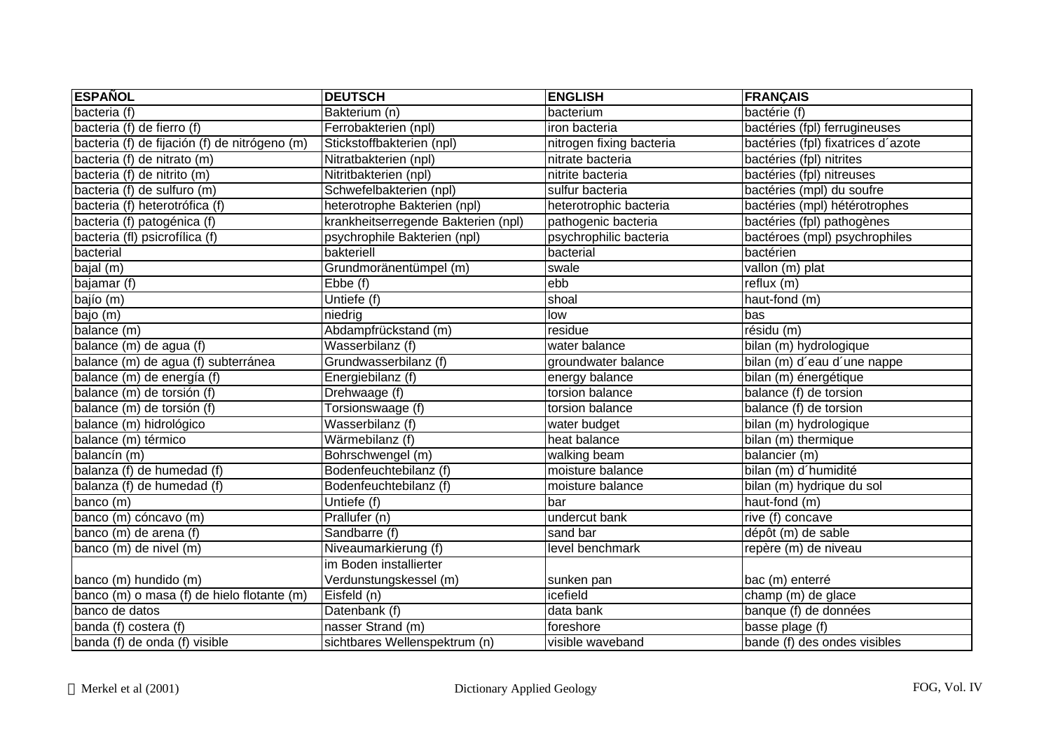| ESPAÑOL | DEUTSCH | ENGLISH | FRANÇAIS |
|---|---|---|---|
| bacteria (f) | Bakterium (n) | bacterium | bactérie (f) |
| bacteria (f) de fierro (f) | Ferrobakterien (npl) | iron bacteria | bactéries (fpl) ferrugineuses |
| bacteria (f) de fijación (f) de nitrógeno (m) | Stickstoffbakterien (npl) | nitrogen fixing bacteria | bactéries (fpl) fixatrices d´azote |
| bacteria (f) de nitrato (m) | Nitratbakterien (npl) | nitrate bacteria | bactéries (fpl) nitrites |
| bacteria (f) de nitrito (m) | Nitritbakterien (npl) | nitrite bacteria | bactéries (fpl) nitreuses |
| bacteria (f) de sulfuro (m) | Schwefelbakterien (npl) | sulfur bacteria | bactéries (mpl) du soufre |
| bacteria (f) heterotrófica (f) | heterotrophe Bakterien (npl) | heterotrophic bacteria | bactéries (mpl) hétérotrophes |
| bacteria (f) patogénica (f) | krankheitserregende Bakterien (npl) | pathogenic bacteria | bactéries (fpl) pathogènes |
| bacteria (fl) psicrofílica (f) | psychrophile Bakterien (npl) | psychrophilic bacteria | bactéroes (mpl) psychrophiles |
| bacterial | bakteriell | bacterial | bactérien |
| bajal (m) | Grundmoränentümpel (m) | swale | vallon (m) plat |
| bajamar (f) | Ebbe (f) | ebb | reflux (m) |
| bajío (m) | Untiefe (f) | shoal | haut-fond (m) |
| bajo (m) | niedrig | low | bas |
| balance (m) | Abdampfrückstand (m) | residue | résidu (m) |
| balance (m) de agua (f) | Wasserbilanz (f) | water balance | bilan (m) hydrologique |
| balance (m) de agua (f) subterránea | Grundwasserbilanz (f) | groundwater balance | bilan (m) d´eau d´une nappe |
| balance (m) de energía (f) | Energiebilanz (f) | energy balance | bilan (m) énergétique |
| balance (m) de torsión (f) | Drehwaage (f) | torsion balance | balance (f) de torsion |
| balance (m) de torsión (f) | Torsionswaage (f) | torsion balance | balance (f) de torsion |
| balance (m) hidrológico | Wasserbilanz (f) | water budget | bilan (m) hydrologique |
| balance (m) térmico | Wärmebilanz (f) | heat balance | bilan (m) thermique |
| balancín (m) | Bohrschwengel (m) | walking beam | balancier (m) |
| balanza (f) de humedad (f) | Bodenfeuchtebilanz (f) | moisture balance | bilan (m) d´humidité |
| balanza (f) de humedad (f) | Bodenfeuchtebilanz (f) | moisture balance | bilan (m) hydrique du sol |
| banco (m) | Untiefe (f) | bar | haut-fond (m) |
| banco (m) cóncavo (m) | Prallufer (n) | undercut bank | rive (f) concave |
| banco (m) de arena (f) | Sandbarre (f) | sand bar | dépôt (m) de sable |
| banco (m) de nivel (m) | Niveaumarkierung (f) | level benchmark | repère (m) de niveau |
| banco (m) hundido (m) | im Boden installierter Verdunstungskessel (m) | sunken pan | bac (m) enterré |
| banco (m) o masa (f) de hielo flotante (m) | Eisfeld (n) | icefield | champ (m) de glace |
| banco de datos | Datenbank (f) | data bank | banque (f) de données |
| banda (f) costera (f) | nasser Strand (m) | foreshore | basse plage (f) |
| banda (f) de onda (f) visible | sichtbares Wellenspektrum (n) | visible waveband | bande (f) des ondes visibles |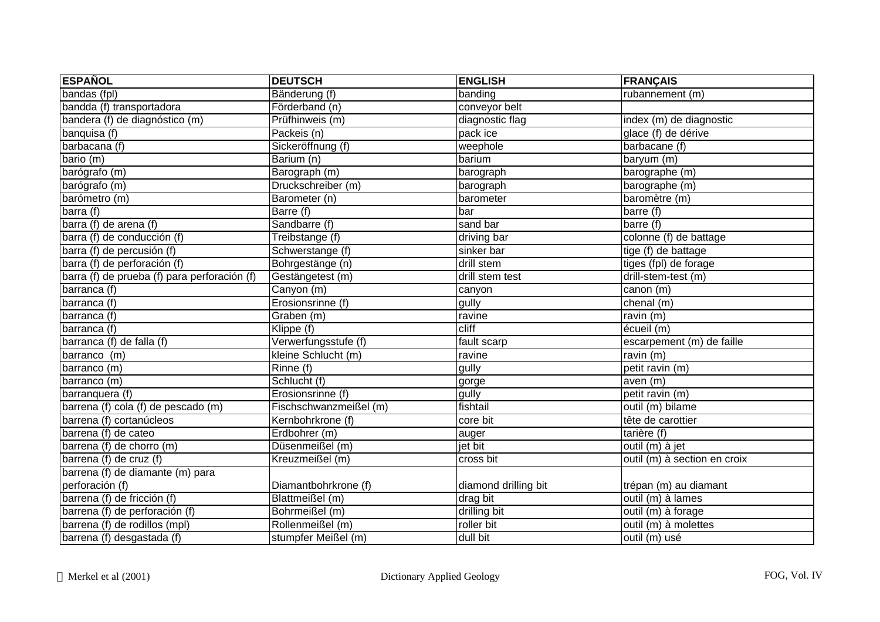| ESPAÑOL | DEUTSCH | ENGLISH | FRANÇAIS |
|---|---|---|---|
| bandas (fpl) | Bänderung (f) | banding | rubannement (m) |
| bandda (f) transportadora | Förderband (n) | conveyor belt | |
| bandera (f) de diagnóstico (m) | Prüfhinweis (m) | diagnostic flag | index (m) de diagnostic |
| banquisa (f) | Packeis (n) | pack ice | glace (f) de dérive |
| barbacana (f) | Sickeröffnung (f) | weephole | barbacane (f) |
| bario (m) | Barium (n) | barium | baryum (m) |
| barógrafo (m) | Barograph (m) | barograph | barographe (m) |
| barógrafo (m) | Druckschreiber (m) | barograph | barographe (m) |
| barómetro (m) | Barometer (n) | barometer | baromètre (m) |
| barra (f) | Barre (f) | bar | barre (f) |
| barra (f) de arena (f) | Sandbarre (f) | sand bar | barre (f) |
| barra (f) de conducción (f) | Treibstange (f) | driving bar | colonne (f) de battage |
| barra (f) de percusión (f) | Schwerstange (f) | sinker bar | tige (f) de battage |
| barra (f) de perforación (f) | Bohrgestänge (n) | drill stem | tiges (fpl) de forage |
| barra (f) de prueba (f) para perforación (f) | Gestängetest (m) | drill stem test | drill-stem-test (m) |
| barranca (f) | Canyon (m) | canyon | canon (m) |
| barranca (f) | Erosionsrinne (f) | gully | chenal (m) |
| barranca (f) | Graben (m) | ravine | ravin (m) |
| barranca (f) | Klippe (f) | cliff | écueil (m) |
| barranca (f) de falla (f) | Verwerfungsstufe (f) | fault scarp | escarpement (m) de faille |
| barranco (m) | kleine Schlucht (m) | ravine | ravin (m) |
| barranco (m) | Rinne (f) | gully | petit ravin (m) |
| barranco (m) | Schlucht (f) | gorge | aven (m) |
| barranquera (f) | Erosionsrinne (f) | gully | petit ravin (m) |
| barrena (f) cola (f) de pescado (m) | Fischschwanzmeißel (m) | fishtail | outil (m) bilame |
| barrena (f) cortanúcleos | Kernbohrkrone (f) | core bit | tête de carottier |
| barrena (f) de cateo | Erdbohrer (m) | auger | tarière (f) |
| barrena (f) de chorro (m) | Düsenmeißel (m) | jet bit | outil (m) à jet |
| barrena (f) de cruz (f) | Kreuzmeißel (m) | cross bit | outil (m) à section en croix |
| barrena (f) de diamante (m) para perforación (f) | Diamantbohrkrone (f) | diamond drilling bit | trépan (m) au diamant |
| barrena (f) de fricción (f) | Blattmeißel (m) | drag bit | outil (m) à lames |
| barrena (f) de perforación (f) | Bohrmeißel (m) | drilling bit | outil (m) à forage |
| barrena (f) de rodillos (mpl) | Rollenmeißel (m) | roller bit | outil (m) à molettes |
| barrena (f) desgastada (f) | stumpfer Meißel (m) | dull bit | outil (m) usé |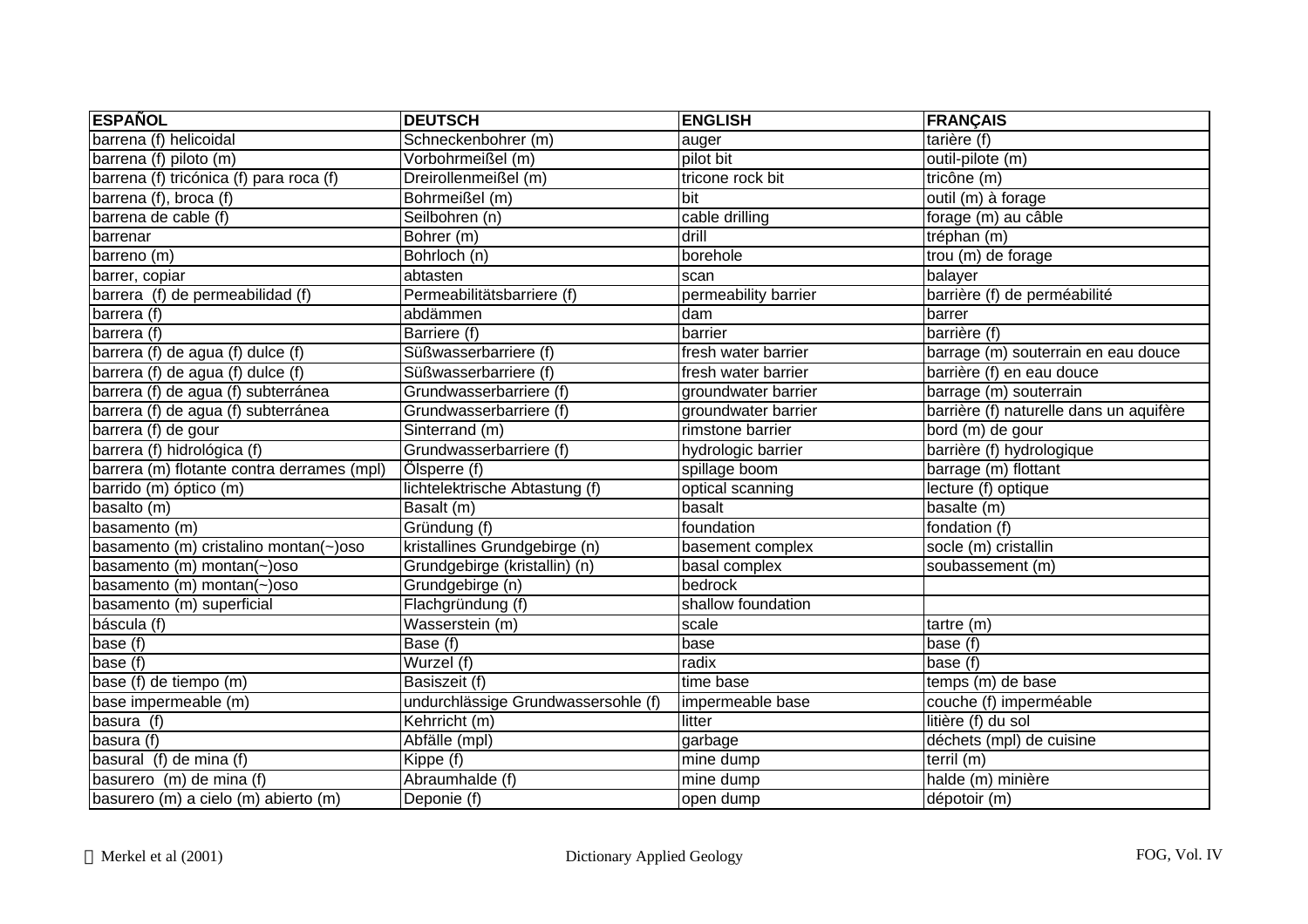| ESPAÑOL | DEUTSCH | ENGLISH | FRANÇAIS |
|---|---|---|---|
| barrena (f) helicoidal | Schneckenbohrer (m) | auger | tarière (f) |
| barrena (f) piloto (m) | Vorbohrmeißel (m) | pilot bit | outil-pilote (m) |
| barrena (f) tricónica (f) para roca (f) | Dreirollenmeißel (m) | tricone rock bit | tricône (m) |
| barrena (f), broca (f) | Bohrmeißel (m) | bit | outil (m) à forage |
| barrena de cable (f) | Seilbohren (n) | cable drilling | forage (m) au câble |
| barrenar | Bohrer (m) | drill | tréphan (m) |
| barreno (m) | Bohrloch (n) | borehole | trou (m) de forage |
| barrer, copiar | abtasten | scan | balayer |
| barrera (f) de permeabilidad (f) | Permeabilitätsbarriere (f) | permeability barrier | barrière (f) de perméabilité |
| barrera (f) | abdämmen | dam | barrer |
| barrera (f) | Barriere (f) | barrier | barrière (f) |
| barrera (f) de agua (f) dulce (f) | Süßwasserbarriere (f) | fresh water barrier | barrage (m) souterrain en eau douce |
| barrera (f) de agua (f) dulce (f) | Süßwasserbarriere (f) | fresh water barrier | barrière (f) en eau douce |
| barrera (f) de agua (f) subterránea | Grundwasserbarriere (f) | groundwater barrier | barrage (m) souterrain |
| barrera (f) de agua (f) subterránea | Grundwasserbarriere (f) | groundwater barrier | barrière (f) naturelle dans un aquifère |
| barrera (f) de gour | Sinterrand (m) | rimstone barrier | bord (m) de gour |
| barrera (f) hidrológica (f) | Grundwasserbarriere (f) | hydrologic barrier | barrière (f) hydrologique |
| barrera (m) flotante contra derrames (mpl) | Ölsperre (f) | spillage boom | barrage (m) flottant |
| barrido (m) óptico (m) | lichtelektrische Abtastung (f) | optical scanning | lecture (f) optique |
| basalto (m) | Basalt (m) | basalt | basalte (m) |
| basamento (m) | Gründung (f) | foundation | fondation (f) |
| basamento (m) cristalino montan(~)oso | kristallines Grundgebirge (n) | basement complex | socle (m) cristallin |
| basamento (m) montan(~)oso | Grundgebirge (kristallin) (n) | basal complex | soubassement (m) |
| basamento (m) montan(~)oso | Grundgebirge (n) | bedrock | |
| basamento (m) superficial | Flachgründung (f) | shallow foundation | |
| báscula (f) | Wasserstein (m) | scale | tartre (m) |
| base (f) | Base (f) | base | base (f) |
| base (f) | Wurzel (f) | radix | base (f) |
| base (f) de tiempo (m) | Basiszeit (f) | time base | temps (m) de base |
| base impermeable (m) | undurchlässige Grundwassersohle (f) | impermeable base | couche (f) imperméable |
| basura (f) | Kehrricht (m) | litter | litière (f) du sol |
| basura (f) | Abfälle (mpl) | garbage | déchets (mpl) de cuisine |
| basural (f) de mina (f) | Kippe (f) | mine dump | terril (m) |
| basurero (m) de mina (f) | Abraumhalde (f) | mine dump | halde (m) minière |
| basurero (m) a cielo (m) abierto (m) | Deponie (f) | open dump | dépotoir (m) |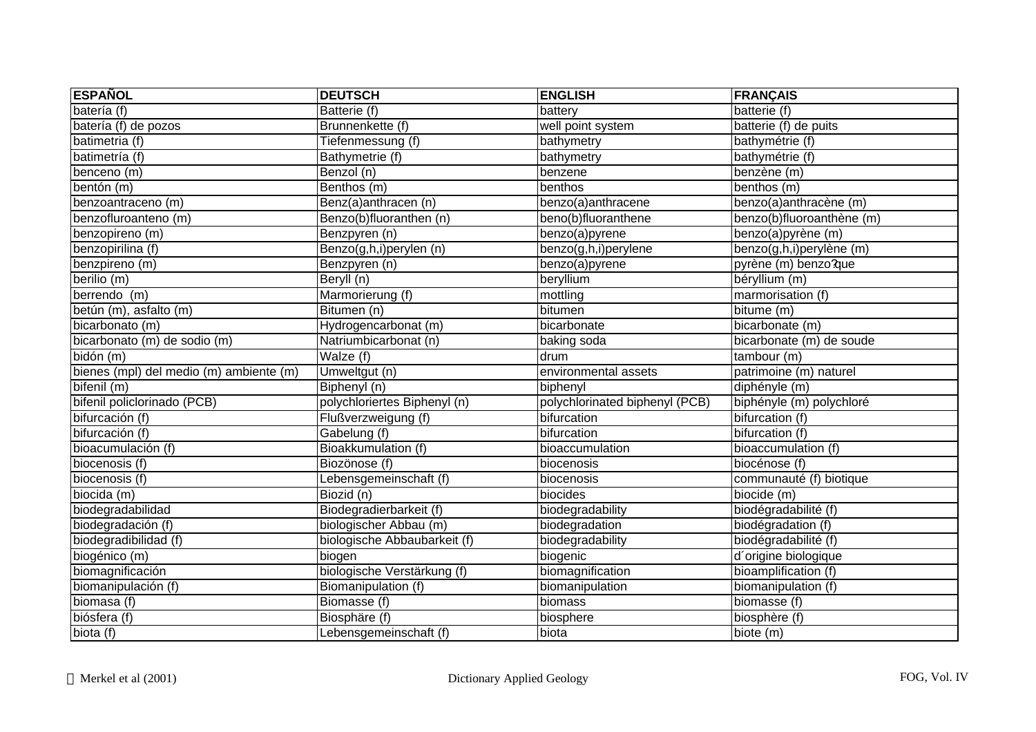| ESPAÑOL | DEUTSCH | ENGLISH | FRANÇAIS |
|---|---|---|---|
| batería (f) | Batterie (f) | battery | batterie (f) |
| batería (f) de pozos | Brunnenkette (f) | well point system | batterie (f) de puits |
| batimetria (f) | Tiefenmessung (f) | bathymetry | bathymétrie (f) |
| batimetría (f) | Bathymetrie (f) | bathymetry | bathymétrie (f) |
| benceno (m) | Benzol (n) | benzene | benzène (m) |
| bentón (m) | Benthos (m) | benthos | benthos (m) |
| benzoantraceno (m) | Benz(a)anthracen (n) | benzo(a)anthracene | benzo(a)anthracène (m) |
| benzofluroanteno (m) | Benzo(b)fluoranthen (n) | beno(b)fluoranthene | benzo(b)fluoroanthène (m) |
| benzopireno (m) | Benzpyren (n) | benzo(a)pyrene | benzo(a)pyrène (m) |
| benzopirilina (f) | Benzo(g,h,i)perylen (n) | benzo(g,h,i)perylene | benzo(g,h,i)perylène (m) |
| benzpireno (m) | Benzpyren (n) | benzo(a)pyrene | pyrène (m) benzo?que |
| berilio (m) | Beryll (n) | beryllium | béryllium (m) |
| berrendo (m) | Marmorierung (f) | mottling | marmorisation (f) |
| betún (m), asfalto (m) | Bitumen (n) | bitumen | bitume (m) |
| bicarbonato (m) | Hydrogencarbonat (m) | bicarbonate | bicarbonate (m) |
| bicarbonato (m) de sodio (m) | Natriumbicarbonat (n) | baking soda | bicarbonate (m) de soude |
| bidón (m) | Walze (f) | drum | tambour (m) |
| bienes (mpl) del medio (m) ambiente (m) | Umweltgut (n) | environmental assets | patrimoine (m) naturel |
| bifenil (m) | Biphenyl (n) | biphenyl | diphényle (m) |
| bifenil policlorinado (PCB) | polychloriertes Biphenyl (n) | polychlorinated biphenyl (PCB) | biphényle (m) polychloré |
| bifurcación (f) | Flußverzweigung (f) | bifurcation | bifurcation (f) |
| bifurcación (f) | Gabelung (f) | bifurcation | bifurcation (f) |
| bioacumulación (f) | Bioakkumulation (f) | bioaccumulation | bioaccumulation (f) |
| biocenosis (f) | Biozönose (f) | biocenosis | biocénose (f) |
| biocenosis (f) | Lebensgemeinschaft (f) | biocenosis | communauté (f) biotique |
| biocida (m) | Biozid (n) | biocides | biocide (m) |
| biodegradabilidad | Biodegradierbarkeit (f) | biodegradability | biodégradabilité (f) |
| biodegradación (f) | biologischer Abbau (m) | biodegradation | biodégradation (f) |
| biodegradibilidad (f) | biologische Abbaubarkeit (f) | biodegradability | biodégradabilité (f) |
| biogénico (m) | biogen | biogenic | d´origine biologique |
| biomagnificación | biologische Verstärkung (f) | biomagnification | bioamplification (f) |
| biomanipulación (f) | Biomanipulation (f) | biomanipulation | biomanipulation (f) |
| biomasa (f) | Biomasse (f) | biomass | biomasse (f) |
| biósfera (f) | Biosphäre (f) | biosphere | biosphère (f) |
| biota (f) | Lebensgemeinschaft (f) | biota | biote (m) |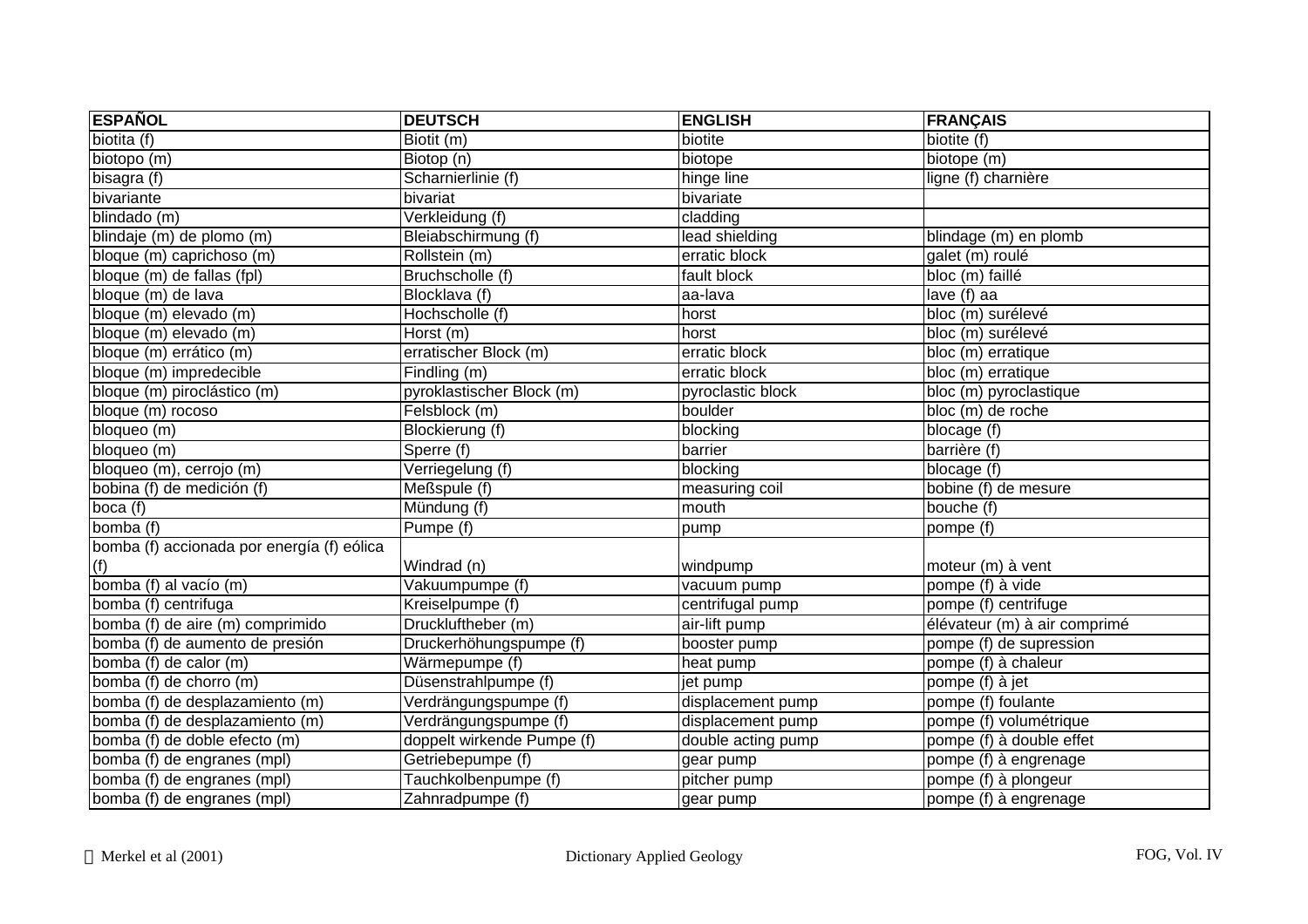| ESPAÑOL | DEUTSCH | ENGLISH | FRANÇAIS |
|---|---|---|---|
| biotita (f) | Biotit (m) | biotite | biotite (f) |
| biotopo (m) | Biotop (n) | biotope | biotope (m) |
| bisagra (f) | Scharnierlinie (f) | hinge line | ligne (f) charnière |
| bivariante | bivariat | bivariate | |
| blindado (m) | Verkleidung (f) | cladding | |
| blindaje (m) de plomo (m) | Bleiabschirmung (f) | lead shielding | blindage (m) en plomb |
| bloque (m) caprichoso (m) | Rollstein (m) | erratic block | galet (m) roulé |
| bloque (m) de fallas (fpl) | Bruchscholle (f) | fault block | bloc (m) faillé |
| bloque (m) de lava | Blocklava (f) | aa-lava | lave (f) aa |
| bloque (m) elevado (m) | Hochscholle (f) | horst | bloc (m) surélevé |
| bloque (m) elevado (m) | Horst (m) | horst | bloc (m) surélevé |
| bloque (m) errático (m) | erratischer Block (m) | erratic block | bloc (m) erratique |
| bloque (m) impredecible | Findling (m) | erratic block | bloc (m) erratique |
| bloque (m) piroclástico (m) | pyroklastischer Block (m) | pyroclastic block | bloc (m) pyroclastique |
| bloque (m) rocoso | Felsblock (m) | boulder | bloc (m) de roche |
| bloqueo (m) | Blockierung (f) | blocking | blocage (f) |
| bloqueo (m) | Sperre (f) | barrier | barrière (f) |
| bloqueo (m), cerrojo (m) | Verriegelung (f) | blocking | blocage (f) |
| bobina (f) de medición (f) | Meßspule (f) | measuring coil | bobine (f) de mesure |
| boca (f) | Mündung (f) | mouth | bouche (f) |
| bomba (f) | Pumpe (f) | pump | pompe (f) |
| bomba (f) accionada por energía (f) eólica (f) | Windrad (n) | windpump | moteur (m) à vent |
| bomba (f) al vacío (m) | Vakuumpumpe (f) | vacuum pump | pompe (f) à vide |
| bomba (f) centrifuga | Kreiselpumpe (f) | centrifugal pump | pompe (f) centrifuge |
| bomba (f) de aire (m) comprimido | Druckluftheber (m) | air-lift pump | élévateur (m) à air comprimé |
| bomba (f) de aumento de presión | Druckerhöhungspumpe (f) | booster pump | pompe (f) de supression |
| bomba (f) de calor (m) | Wärmepumpe (f) | heat pump | pompe (f) à chaleur |
| bomba (f) de chorro (m) | Düsenstrahlpumpe (f) | jet pump | pompe (f) à jet |
| bomba (f) de desplazamiento (m) | Verdrängungspumpe (f) | displacement pump | pompe (f) foulante |
| bomba (f) de desplazamiento (m) | Verdrängungspumpe (f) | displacement pump | pompe (f) volumétrique |
| bomba (f) de doble efecto (m) | doppelt wirkende Pumpe (f) | double acting pump | pompe (f) à double effet |
| bomba (f) de engranes (mpl) | Getriebepumpe (f) | gear pump | pompe (f) à engrenage |
| bomba (f) de engranes (mpl) | Tauchkolbenpumpe (f) | pitcher pump | pompe (f) à plongeur |
| bomba (f) de engranes (mpl) | Zahnradpumpe (f) | gear pump | pompe (f) à engrenage |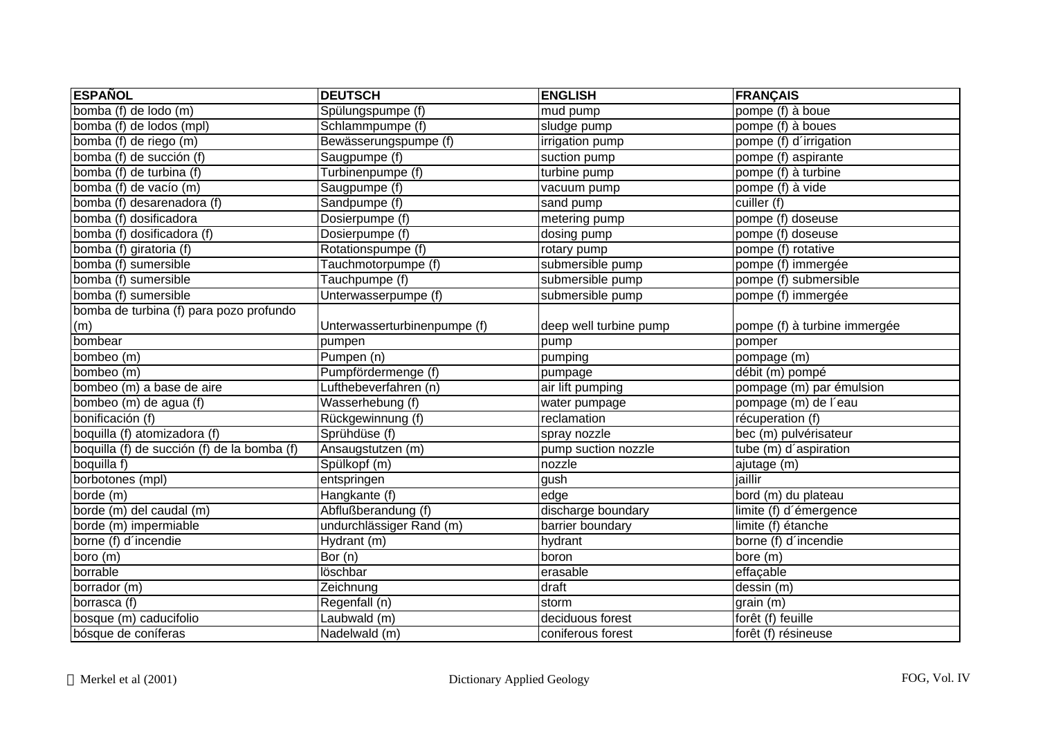| ESPAÑOL | DEUTSCH | ENGLISH | FRANÇAIS |
|---|---|---|---|
| bomba (f) de lodo (m) | Spülungspumpe (f) | mud pump | pompe (f) à boue |
| bomba (f) de lodos (mpl) | Schlammpumpe (f) | sludge pump | pompe (f) à boues |
| bomba (f) de riego (m) | Bewässerungspumpe (f) | irrigation pump | pompe (f) d´irrigation |
| bomba (f) de succión (f) | Saugpumpe (f) | suction pump | pompe (f) aspirante |
| bomba (f) de turbina (f) | Turbinenpumpe (f) | turbine pump | pompe (f) à turbine |
| bomba (f) de vacío (m) | Saugpumpe (f) | vacuum pump | pompe (f) à vide |
| bomba (f) desarenadora (f) | Sandpumpe (f) | sand pump | cuiller (f) |
| bomba (f) dosificadora | Dosierpumpe (f) | metering pump | pompe (f) doseuse |
| bomba (f) dosificadora (f) | Dosierpumpe (f) | dosing pump | pompe (f) doseuse |
| bomba (f) giratoria (f) | Rotationspumpe (f) | rotary pump | pompe (f) rotative |
| bomba (f) sumersible | Tauchmotorpumpe (f) | submersible pump | pompe (f) immergée |
| bomba (f) sumersible | Tauchpumpe (f) | submersible pump | pompe (f) submersible |
| bomba (f) sumersible | Unterwasserpumpe (f) | submersible pump | pompe (f) immergée |
| bomba de turbina (f) para pozo profundo (m) | Unterwasserturbinenpumpe (f) | deep well turbine pump | pompe (f) à turbine immergée |
| bombear | pumpen | pump | pomper |
| bombeo (m) | Pumpen (n) | pumping | pompage (m) |
| bombeo (m) | Pumpfördermenge (f) | pumpage | débit (m) pompé |
| bombeo (m) a base de aire | Lufthebeverfahren (n) | air lift pumping | pompage (m) par émulsion |
| bombeo (m) de agua (f) | Wasserhebung (f) | water pumpage | pompage (m) de l´eau |
| bonificación (f) | Rückgewinnung (f) | reclamation | récuperation (f) |
| boquilla (f) atomizadora (f) | Sprühdüse (f) | spray nozzle | bec (m) pulvérisateur |
| boquilla (f) de succión (f) de la bomba (f) | Ansaugstutzen (m) | pump suction nozzle | tube (m) d´aspiration |
| boquilla f) | Spülkopf (m) | nozzle | ajutage (m) |
| borbotones (mpl) | entspringen | gush | jaillir |
| borde (m) | Hangkante (f) | edge | bord (m) du plateau |
| borde (m) del caudal (m) | Abflußberandung (f) | discharge boundary | limite (f) d´émergence |
| borde (m) impermiable | undurchlässiger Rand (m) | barrier boundary | limite (f) étanche |
| borne (f) d´incendie | Hydrant (m) | hydrant | borne (f) d´incendie |
| boro (m) | Bor (n) | boron | bore (m) |
| borrable | löschbar | erasable | effaçable |
| borrador (m) | Zeichnung | draft | dessin (m) |
| borrasca (f) | Regenfall (n) | storm | grain (m) |
| bosque (m) caducifolio | Laubwald (m) | deciduous forest | forêt (f) feuille |
| bósque de coníferas | Nadelwald (m) | coniferous forest | forêt (f) résineuse |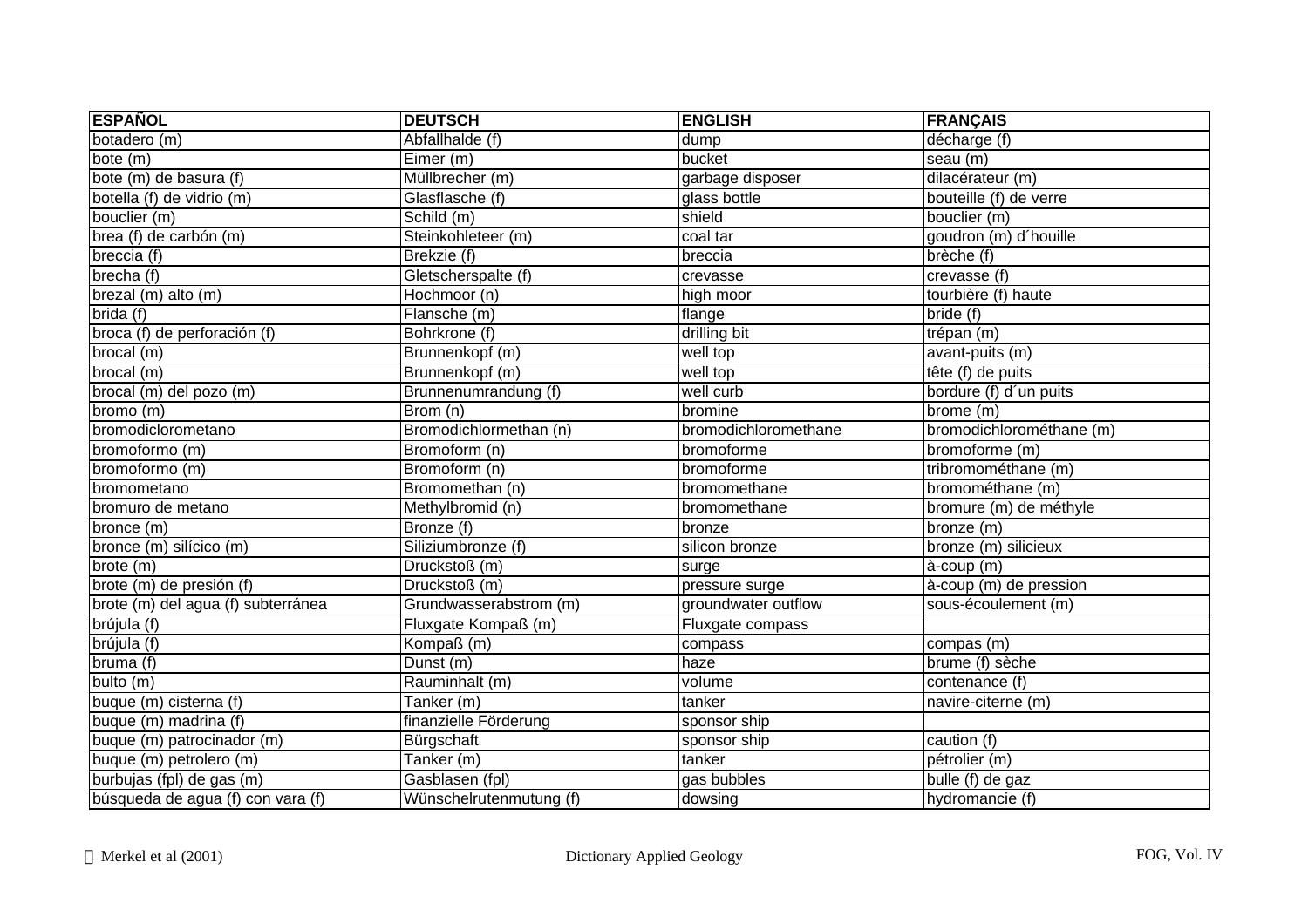| ESPAÑOL | DEUTSCH | ENGLISH | FRANÇAIS |
|---|---|---|---|
| botadero (m) | Abfallhalde (f) | dump | décharge (f) |
| bote (m) | Eimer (m) | bucket | seau (m) |
| bote (m) de basura (f) | Müllbrecher (m) | garbage disposer | dilacérateur (m) |
| botella (f) de vidrio (m) | Glasflasche (f) | glass bottle | bouteille (f) de verre |
| bouclier (m) | Schild (m) | shield | bouclier (m) |
| brea (f) de carbón (m) | Steinkohleteer (m) | coal tar | goudron (m) d´houille |
| breccia (f) | Brekzie (f) | breccia | brèche (f) |
| brecha (f) | Gletscherspalte (f) | crevasse | crevasse (f) |
| brezal (m) alto (m) | Hochmoor (n) | high moor | tourbière (f) haute |
| brida (f) | Flansche (m) | flange | bride (f) |
| broca (f) de perforación (f) | Bohrkrone (f) | drilling bit | trépan (m) |
| brocal (m) | Brunnenkopf (m) | well top | avant-puits (m) |
| brocal (m) | Brunnenkopf (m) | well top | tête (f) de puits |
| brocal (m) del pozo (m) | Brunnenumrandung (f) | well curb | bordure (f) d´un puits |
| bromo (m) | Brom (n) | bromine | brome (m) |
| bromodiclorometano | Bromodichlormethan (n) | bromodichloromethane | bromodichlorométhane (m) |
| bromoformo (m) | Bromoform (n) | bromoforme | bromoforme (m) |
| bromoformo (m) | Bromoform (n) | bromoforme | tribromométhane (m) |
| bromometano | Bromomethan (n) | bromomethane | bromométhane (m) |
| bromuro de metano | Methylbromid (n) | bromomethane | bromure (m) de méthyle |
| bronce (m) | Bronze (f) | bronze | bronze (m) |
| bronce (m) silícico (m) | Siliziumbronze (f) | silicon bronze | bronze (m) silicieux |
| brote (m) | Druckstoß (m) | surge | à-coup (m) |
| brote (m) de presión (f) | Druckstoß (m) | pressure surge | à-coup (m) de pression |
| brote (m) del agua (f) subterránea | Grundwasserabstrom (m) | groundwater outflow | sous-écoulement (m) |
| brújula (f) | Fluxgate Kompaß (m) | Fluxgate compass | |
| brújula (f) | Kompaß (m) | compass | compas (m) |
| bruma (f) | Dunst (m) | haze | brume (f) sèche |
| bulto (m) | Rauminhalt (m) | volume | contenance (f) |
| buque (m) cisterna (f) | Tanker (m) | tanker | navire-citerne (m) |
| buque (m) madrina (f) | finanzielle Förderung | sponsor ship | |
| buque (m) patrocinador (m) | Bürgschaft | sponsor ship | caution (f) |
| buque (m) petrolero (m) | Tanker (m) | tanker | pétrolier (m) |
| burbujas (fpl) de gas (m) | Gasblasen (fpl) | gas bubbles | bulle (f) de gaz |
| búsqueda de agua (f) con vara (f) | Wünschelrutenmutung (f) | dowsing | hydromancie (f) |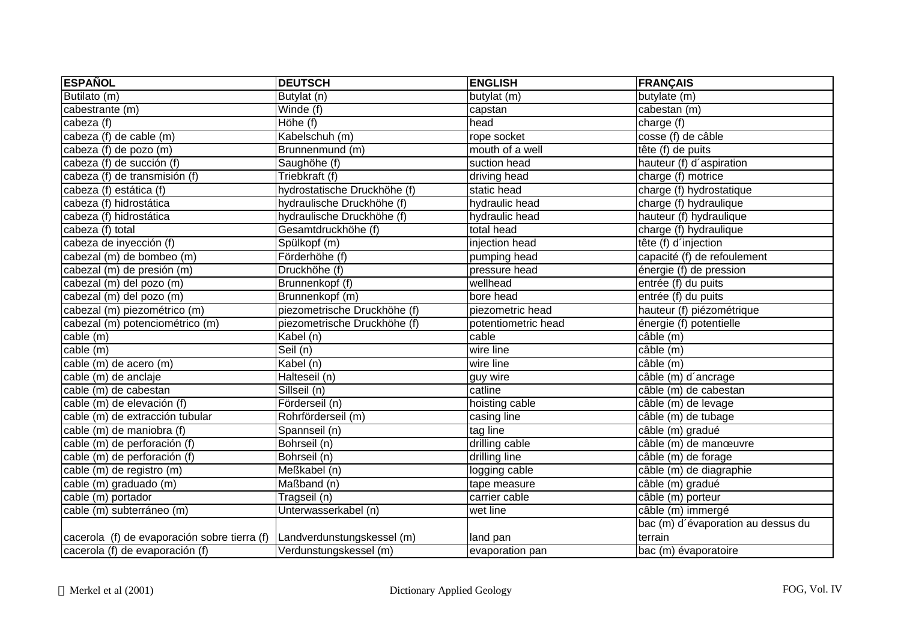| ESPAÑOL | DEUTSCH | ENGLISH | FRANÇAIS |
| --- | --- | --- | --- |
| Butilato (m) | Butylat (n) | butylat (m) | butylate (m) |
| cabestrante (m) | Winde (f) | capstan | cabestan (m) |
| cabeza (f) | Höhe (f) | head | charge (f) |
| cabeza (f) de cable (m) | Kabelschuh (m) | rope socket | cosse (f) de câble |
| cabeza (f) de pozo (m) | Brunnenmund (m) | mouth of a well | tête (f) de puits |
| cabeza (f) de succión (f) | Saughöhe (f) | suction head | hauteur (f) d´aspiration |
| cabeza (f) de transmisión (f) | Triebkraft (f) | driving head | charge (f) motrice |
| cabeza (f) estática (f) | hydrostatische Druckhöhe (f) | static head | charge (f) hydrostatique |
| cabeza (f) hidrostática | hydraulische Druckhöhe (f) | hydraulic head | charge (f) hydraulique |
| cabeza (f) hidrostática | hydraulische Druckhöhe (f) | hydraulic head | hauteur (f) hydraulique |
| cabeza (f) total | Gesamtdruckhöhe (f) | total head | charge (f) hydraulique |
| cabeza de inyección (f) | Spülkopf (m) | injection head | tête (f) d´injection |
| cabezal (m) de bombeo (m) | Förderhöhe (f) | pumping head | capacité (f) de refoulement |
| cabezal (m) de presión (m) | Druckhöhe (f) | pressure head | énergie (f) de pression |
| cabezal (m) del pozo (m) | Brunnenkopf (f) | wellhead | entrée (f) du puits |
| cabezal (m) del pozo (m) | Brunnenkopf (m) | bore head | entrée (f) du puits |
| cabezal (m) piezométrico (m) | piezometrische Druckhöhe (f) | piezometric head | hauteur (f) piézométrique |
| cabezal (m) potenciométrico (m) | piezometrische Druckhöhe (f) | potentiometric head | énergie (f) potentielle |
| cable (m) | Kabel (n) | cable | câble (m) |
| cable (m) | Seil (n) | wire line | câble (m) |
| cable (m) de acero (m) | Kabel (n) | wire line | câble (m) |
| cable (m) de anclaje | Halteseil (n) | guy wire | câble (m) d´ancrage |
| cable (m) de cabestan | Sillseil (n) | catline | câble (m) de cabestan |
| cable (m) de elevación (f) | Förderseil (n) | hoisting cable | câble (m) de levage |
| cable (m) de extracción tubular | Rohrförderseil (m) | casing line | câble (m) de tubage |
| cable (m) de maniobra (f) | Spannseil (n) | tag line | câble (m) gradué |
| cable (m) de perforación (f) | Bohrseil (n) | drilling cable | câble (m) de manœuvre |
| cable (m) de perforación (f) | Bohrseil (n) | drilling line | câble (m) de forage |
| cable (m) de registro (m) | Meßkabel (n) | logging cable | câble (m) de diagraphie |
| cable (m) graduado (m) | Maßband (n) | tape measure | câble (m) gradué |
| cable (m) portador | Tragseil (n) | carrier cable | câble (m) porteur |
| cable (m) subterráneo (m) | Unterwasserkabel (n) | wet line | câble (m) immergé |
| cacerola (f) de evaporación sobre tierra (f) | Landverdunstungskessel (m) | land pan | bac (m) d´évaporation au dessus du terrain |
| cacerola (f) de evaporación (f) | Verdunstungskessel (m) | evaporation pan | bac (m) évaporatoire |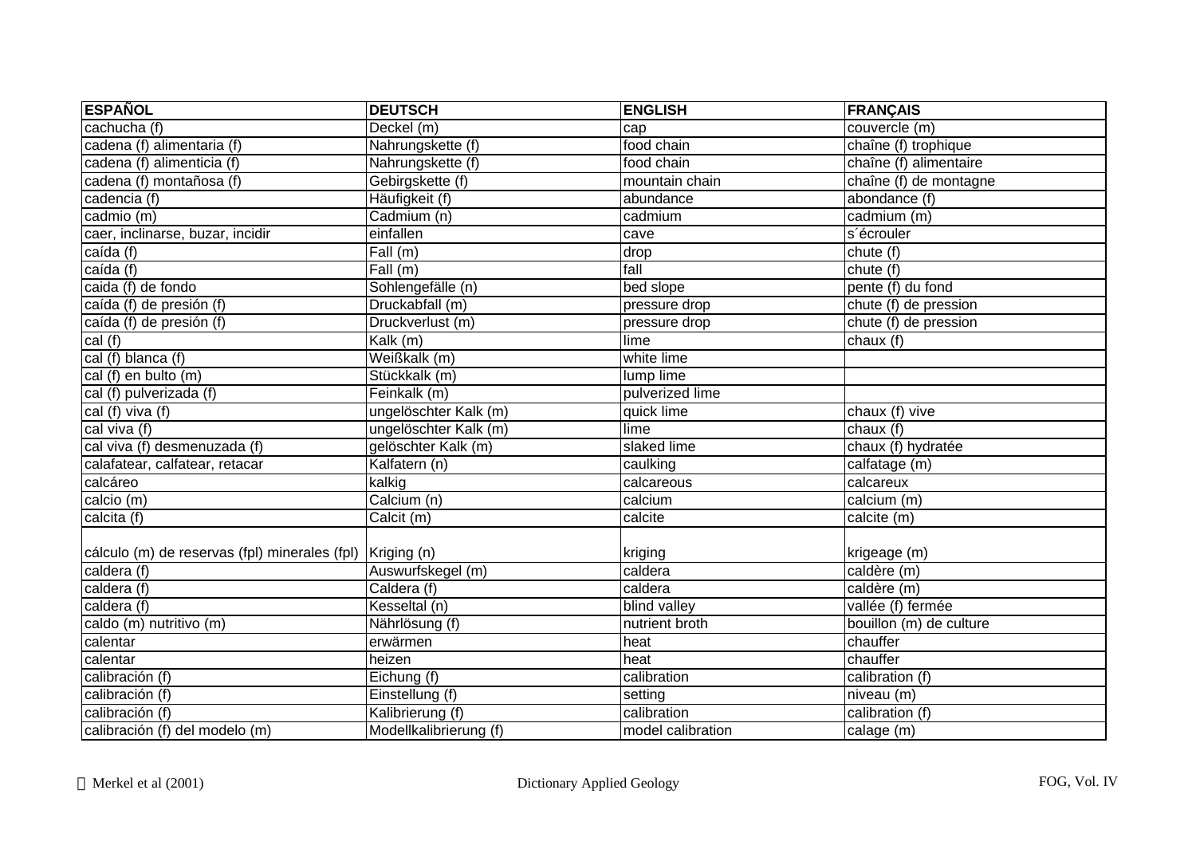| ESPAÑOL | DEUTSCH | ENGLISH | FRANÇAIS |
|---|---|---|---|
| cachucha (f) | Deckel (m) | cap | couvercle (m) |
| cadena (f) alimentaria (f) | Nahrungskette (f) | food chain | chaîne (f) trophique |
| cadena (f) alimenticia (f) | Nahrungskette (f) | food chain | chaîne (f) alimentaire |
| cadena (f) montañosa (f) | Gebirgskette (f) | mountain chain | chaîne (f) de montagne |
| cadencia (f) | Häufigkeit (f) | abundance | abondance (f) |
| cadmio (m) | Cadmium (n) | cadmium | cadmium (m) |
| caer, inclinarse, buzar, incidir | einfallen | cave | s´écrouler |
| caída (f) | Fall (m) | drop | chute (f) |
| caída (f) | Fall (m) | fall | chute (f) |
| caida (f) de fondo | Sohlengefälle (n) | bed slope | pente (f) du fond |
| caída (f) de presión (f) | Druckabfall (m) | pressure drop | chute (f) de pression |
| caída (f) de presión (f) | Druckverlust (m) | pressure drop | chute (f) de pression |
| cal (f) | Kalk (m) | lime | chaux (f) |
| cal (f) blanca (f) | Weißkalk (m) | white lime | |
| cal (f) en bulto (m) | Stückkalk (m) | lump lime | |
| cal (f) pulverizada (f) | Feinkalk (m) | pulverized lime | |
| cal (f) viva (f) | ungelöschter Kalk (m) | quick lime | chaux (f) vive |
| cal viva (f) | ungelöschter Kalk (m) | lime | chaux (f) |
| cal viva (f) desmenuzada (f) | gelöschter Kalk (m) | slaked lime | chaux (f) hydratée |
| calafatear, calfatear, retacar | Kalfatern (n) | caulking | calfatage (m) |
| calcáreo | kalkig | calcareous | calcareux |
| calcio (m) | Calcium (n) | calcium | calcium (m) |
| calcita (f) | Calcit (m) | calcite | calcite (m) |
| cálculo (m) de reservas (fpl) minerales (fpl) | Kriging (n) | kriging | krigeage (m) |
| caldera (f) | Auswurfskegel (m) | caldera | caldère (m) |
| caldera (f) | Caldera (f) | caldera | caldère (m) |
| caldera (f) | Kesseltal (n) | blind valley | vallée (f) fermée |
| caldo (m) nutritivo (m) | Nährlösung (f) | nutrient broth | bouillon (m) de culture |
| calentar | erwärmen | heat | chauffer |
| calentar | heizen | heat | chauffer |
| calibración (f) | Eichung (f) | calibration | calibration (f) |
| calibración (f) | Einstellung (f) | setting | niveau (m) |
| calibración (f) | Kalibrierung (f) | calibration | calibration (f) |
| calibración (f) del modelo (m) | Modellkalibrierung (f) | model calibration | calage (m) |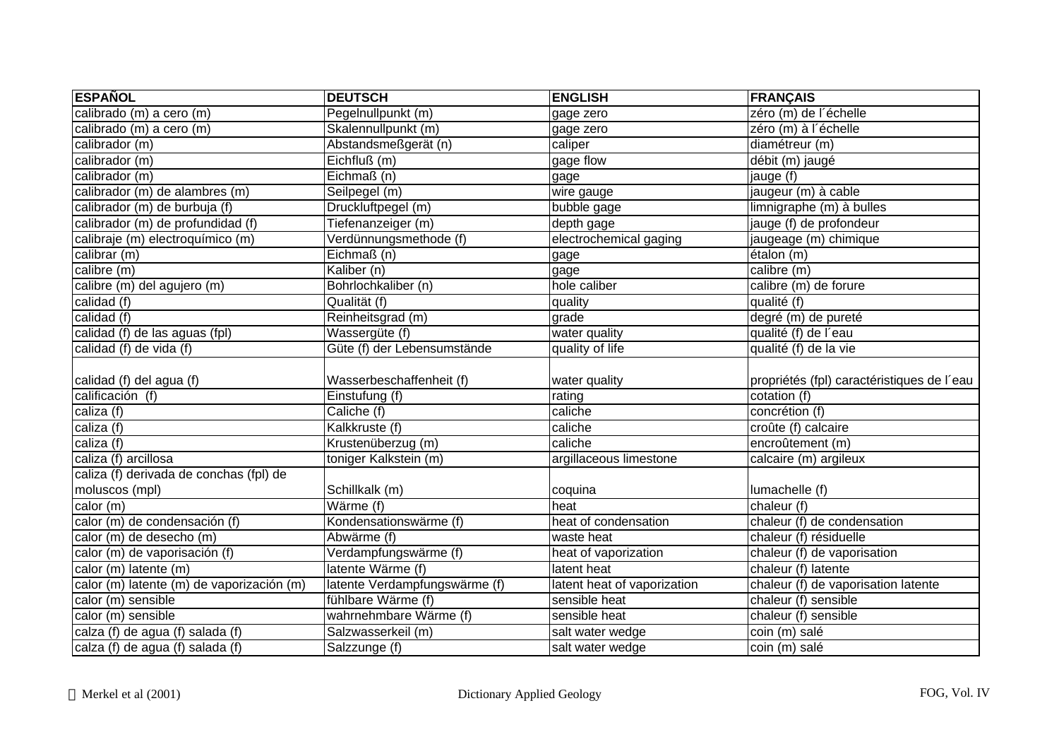| ESPAÑOL | DEUTSCH | ENGLISH | FRANÇAIS |
|---|---|---|---|
| calibrado (m) a cero (m) | Pegelnullpunkt (m) | gage zero | zéro (m) de l´échelle |
| calibrado (m) a cero (m) | Skalennullpunkt (m) | gage zero | zéro (m) à l´échelle |
| calibrador (m) | Abstandsmeßgerät (n) | caliper | diamétreur (m) |
| calibrador (m) | Eichfluß (m) | gage flow | débit (m) jaugé |
| calibrador (m) | Eichmaß (n) | gage | jauge (f) |
| calibrador (m) de alambres (m) | Seilpegel (m) | wire gauge | jaugeur (m) à cable |
| calibrador (m) de burbuja (f) | Druckluftpegel (m) | bubble gage | limnigraphe (m) à bulles |
| calibrador (m) de profundidad (f) | Tiefenanzeiger (m) | depth gage | jauge (f) de profondeur |
| calibraje (m) electroquímico (m) | Verdünnungsmethode (f) | electrochemical gaging | jaugeage (m) chimique |
| calibrar (m) | Eichmaß (n) | gage | étalon (m) |
| calibre (m) | Kaliber (n) | gage | calibre (m) |
| calibre (m) del agujero (m) | Bohrlochkaliber (n) | hole caliber | calibre (m) de forure |
| calidad (f) | Qualität (f) | quality | qualité (f) |
| calidad (f) | Reinheitsgrad (m) | grade | degré (m) de pureté |
| calidad (f) de las aguas (fpl) | Wassergüte (f) | water quality | qualité (f) de l´eau |
| calidad (f) de vida (f) | Güte (f) der Lebensumstände | quality of life | qualité (f) de la vie |
| calidad (f) del agua (f) | Wasserbeschaffenheit (f) | water quality | propriétés (fpl) caractéristiques de l´eau |
| calificación (f) | Einstufung (f) | rating | cotation (f) |
| caliza (f) | Caliche (f) | caliche | concrétion (f) |
| caliza (f) | Kalkkruste (f) | caliche | croûte (f) calcaire |
| caliza (f) | Krustenüberzug (m) | caliche | encroûtement (m) |
| caliza (f) arcillosa | toniger Kalkstein (m) | argillaceous limestone | calcaire (m) argileux |
| caliza (f) derivada de conchas (fpl) de moluscos (mpl) | Schillkalk (m) | coquina | lumachelle (f) |
| calor (m) | Wärme (f) | heat | chaleur (f) |
| calor (m) de condensación (f) | Kondensationswärme (f) | heat of condensation | chaleur (f) de condensation |
| calor (m) de desecho (m) | Abwärme (f) | waste heat | chaleur (f) résiduelle |
| calor (m) de vaporisación (f) | Verdampfungswärme (f) | heat of vaporization | chaleur (f) de vaporisation |
| calor (m) latente (m) | latente Wärme (f) | latent heat | chaleur (f) latente |
| calor (m) latente (m) de vaporización (m) | latente Verdampfungswärme (f) | latent heat of vaporization | chaleur (f) de vaporisation latente |
| calor (m) sensible | fühlbare Wärme (f) | sensible heat | chaleur (f) sensible |
| calor (m) sensible | wahrnehmbare Wärme (f) | sensible heat | chaleur (f) sensible |
| calza (f) de agua (f) salada (f) | Salzwasserkeil (m) | salt water wedge | coin (m) salé |
| calza (f) de agua (f) salada (f) | Salzzunge (f) | salt water wedge | coin (m) salé |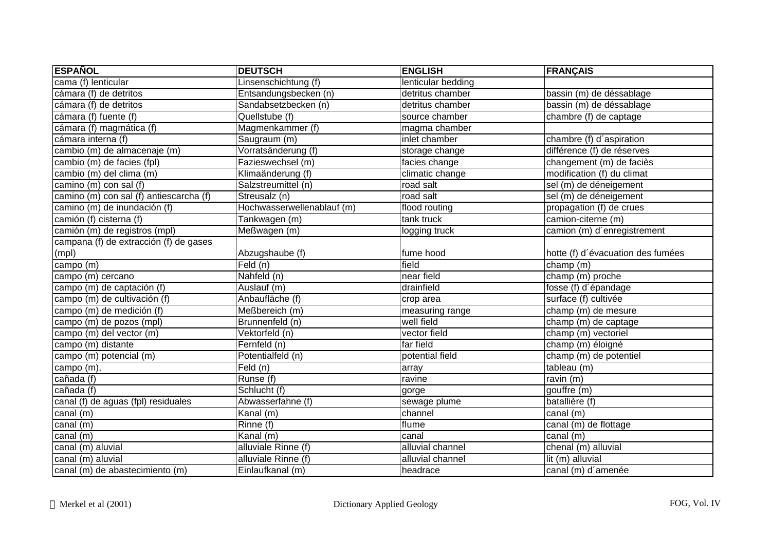| ESPAÑOL | DEUTSCH | ENGLISH | FRANÇAIS |
|---|---|---|---|
| cama (f) lenticular | Linsenschichtung (f) | lenticular bedding | |
| cámara (f) de detritos | Entsandungsbecken (n) | detritus chamber | bassin (m) de déssablage |
| cámara (f) de detritos | Sandabsetzbecken (n) | detritus chamber | bassin (m) de déssablage |
| cámara (f) fuente (f) | Quellstube (f) | source chamber | chambre (f) de captage |
| cámara (f) magmática (f) | Magmenkammer (f) | magma chamber | |
| cámara interna (f) | Saugraum (m) | inlet chamber | chambre (f) d´aspiration |
| cambio (m) de almacenaje (m) | Vorratsänderung (f) | storage change | différence (f) de réserves |
| cambio (m) de facies (fpl) | Fazieswechsel (m) | facies change | changement (m) de faciès |
| cambio (m) del clima (m) | Klimaänderung (f) | climatic change | modification (f) du climat |
| camino (m) con sal (f) | Salzstreumittel (n) | road salt | sel (m) de déneigement |
| camino (m) con sal (f) antiescarcha (f) | Streusalz (n) | road salt | sel (m) de déneigement |
| camino (m) de inundación (f) | Hochwasserwellenablauf (m) | flood routing | propagation (f) de crues |
| camión (f) cisterna (f) | Tankwagen (m) | tank truck | camion-citerne (m) |
| camión (m) de registros (mpl) | Meßwagen (m) | logging truck | camion (m) d´enregistrement |
| campana (f) de extracción (f) de gases (mpl) | Abzugshaube (f) | fume hood | hotte (f) d´évacuation des fumées |
| campo (m) | Feld (n) | field | champ (m) |
| campo (m) cercano | Nahfeld (n) | near field | champ (m) proche |
| campo (m) de captación (f) | Auslauf (m) | drainfield | fosse (f) d´épandage |
| campo (m) de cultivación (f) | Anbaufläche (f) | crop area | surface (f) cultivée |
| campo (m) de medición (f) | Meßbereich (m) | measuring range | champ (m) de mesure |
| campo (m) de pozos (mpl) | Brunnenfeld (n) | well field | champ (m) de captage |
| campo (m) del vector (m) | Vektorfeld (n) | vector field | champ (m) vectoriel |
| campo (m) distante | Fernfeld (n) | far field | champ (m) éloigné |
| campo (m) potencial (m) | Potentialfeld (n) | potential field | champ (m) de potentiel |
| campo (m), | Feld (n) | array | tableau (m) |
| cañada (f) | Runse (f) | ravine | ravin (m) |
| cañada (f) | Schlucht (f) | gorge | gouffre (m) |
| canal (f) de aguas (fpl) residuales | Abwasserfahne (f) | sewage plume | batallière (f) |
| canal (m) | Kanal (m) | channel | canal (m) |
| canal (m) | Rinne (f) | flume | canal (m) de flottage |
| canal (m) | Kanal (m) | canal | canal (m) |
| canal (m) aluvial | alluviale Rinne (f) | alluvial channel | chenal (m) alluvial |
| canal (m) aluvial | alluviale Rinne (f) | alluvial channel | lit (m) alluvial |
| canal (m) de abastecimiento (m) | Einlaufkanal (m) | headrace | canal (m) d´amenée |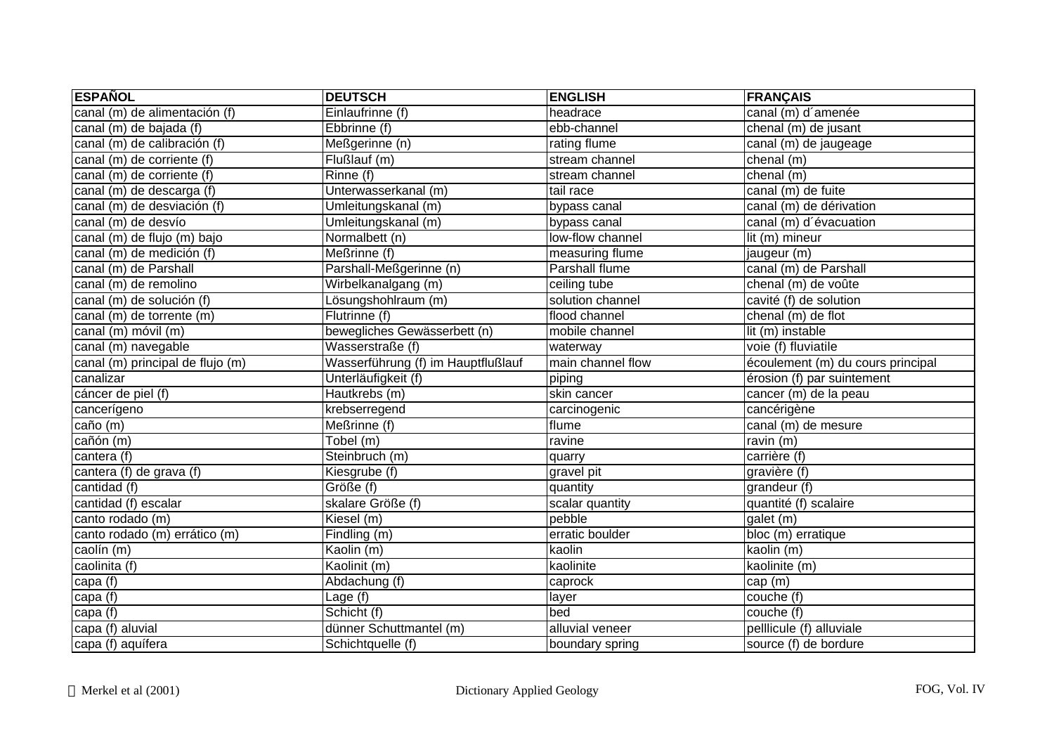| ESPAÑOL | DEUTSCH | ENGLISH | FRANÇAIS |
|---|---|---|---|
| canal (m) de alimentación (f) | Einlaufrinne (f) | headrace | canal (m) d´amenée |
| canal (m) de bajada (f) | Ebbrinne (f) | ebb-channel | chenal (m) de jusant |
| canal (m) de calibración (f) | Meßgerinne (n) | rating flume | canal (m) de jaugeage |
| canal (m) de corriente (f) | Flußlauf (m) | stream channel | chenal (m) |
| canal (m) de corriente (f) | Rinne (f) | stream channel | chenal (m) |
| canal (m) de descarga (f) | Unterwasserkanal (m) | tail race | canal (m) de fuite |
| canal (m) de desviación (f) | Umleitungskanal (m) | bypass canal | canal (m) de dérivation |
| canal (m) de desvío | Umleitungskanal (m) | bypass canal | canal (m) d´évacuation |
| canal (m) de flujo (m) bajo | Normalbett (n) | low-flow channel | lit (m) mineur |
| canal (m) de medición (f) | Meßrinne (f) | measuring flume | jaugeur (m) |
| canal (m) de Parshall | Parshall-Meßgerinne (n) | Parshall flume | canal (m) de Parshall |
| canal (m) de remolino | Wirbelkanalgang (m) | ceiling tube | chenal (m) de voûte |
| canal (m) de solución (f) | Lösungshohlraum (m) | solution channel | cavité (f) de solution |
| canal (m) de torrente (m) | Flutrinne (f) | flood channel | chenal (m) de flot |
| canal (m) móvil (m) | bewegliches Gewässerbett (n) | mobile channel | lit (m) instable |
| canal (m) navegable | Wasserstraße (f) | waterway | voie (f) fluviatile |
| canal (m) principal de flujo (m) | Wasserführung (f) im Hauptflußlauf | main channel flow | écoulement (m) du cours principal |
| canalizar | Unterläufigkeit (f) | piping | érosion (f) par suintement |
| cáncer de piel (f) | Hautkrebs (m) | skin cancer | cancer (m) de la peau |
| cancerígeno | krebserregend | carcinogenic | cancérigène |
| caño (m) | Meßrinne (f) | flume | canal (m) de mesure |
| cañón (m) | Tobel (m) | ravine | ravin (m) |
| cantera (f) | Steinbruch (m) | quarry | carrière (f) |
| cantera (f) de grava (f) | Kiesgrube (f) | gravel pit | gravière (f) |
| cantidad (f) | Größe (f) | quantity | grandeur (f) |
| cantidad (f) escalar | skalare Größe (f) | scalar quantity | quantité (f) scalaire |
| canto rodado (m) | Kiesel (m) | pebble | galet (m) |
| canto rodado (m) errático (m) | Findling (m) | erratic boulder | bloc (m) erratique |
| caolín (m) | Kaolin (m) | kaolin | kaolin (m) |
| caolinita (f) | Kaolinit (m) | kaolinite | kaolinite (m) |
| capa (f) | Abdachung (f) | caprock | cap (m) |
| capa (f) | Lage (f) | layer | couche (f) |
| capa (f) | Schicht (f) | bed | couche (f) |
| capa (f) aluvial | dünner Schuttmantel (m) | alluvial veneer | pelllicule (f) alluviale |
| capa (f) aquífera | Schichtquelle (f) | boundary spring | source (f) de bordure |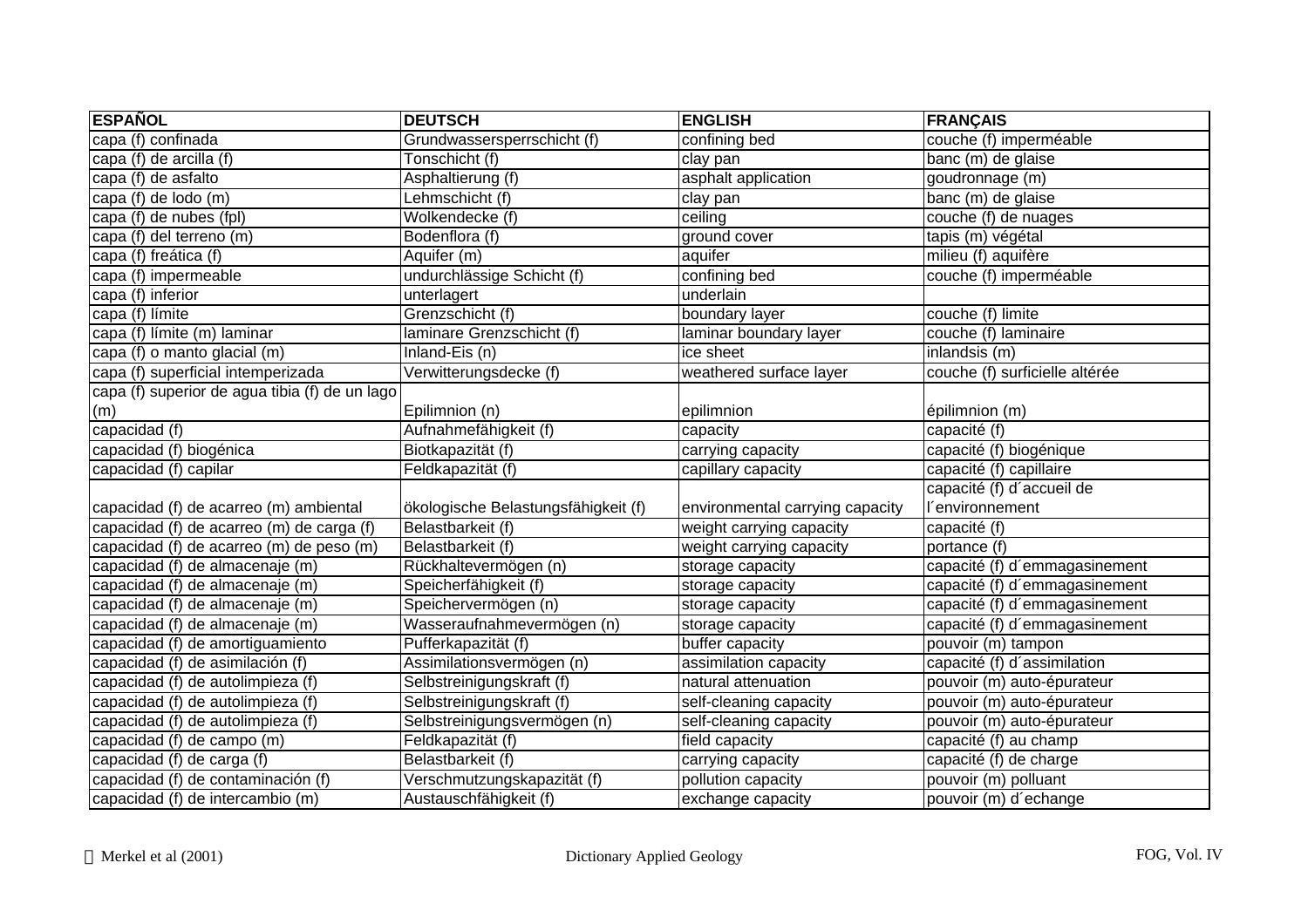| ESPAÑOL | DEUTSCH | ENGLISH | FRANÇAIS |
|---|---|---|---|
| capa (f) confinada | Grundwassersperrschicht (f) | confining bed | couche (f) imperméable |
| capa (f) de arcilla (f) | Tonschicht (f) | clay pan | banc (m) de glaise |
| capa (f) de asfalto | Asphaltierung (f) | asphalt application | goudronnage (m) |
| capa (f) de lodo (m) | Lehmschicht (f) | clay pan | banc (m) de glaise |
| capa (f) de nubes (fpl) | Wolkendecke (f) | ceiling | couche (f) de nuages |
| capa (f) del terreno (m) | Bodenflora (f) | ground cover | tapis (m) végétal |
| capa (f) freática (f) | Aquifer (m) | aquifer | milieu (f) aquifère |
| capa (f) impermeable | undurchlässige Schicht (f) | confining bed | couche (f) imperméable |
| capa (f) inferior | unterlagert | underlain | |
| capa (f) límite | Grenzschicht (f) | boundary layer | couche (f) limite |
| capa (f) límite (m) laminar | laminare Grenzschicht (f) | laminar boundary layer | couche (f) laminaire |
| capa (f) o manto glacial (m) | Inland-Eis (n) | ice sheet | inlandsis (m) |
| capa (f) superficial intemperizada | Verwitterungsdecke (f) | weathered surface layer | couche (f) surficielle altérée |
| capa (f) superior de agua tibia (f) de un lago (m) | Epilimnion (n) | epilimnion | épilimnion (m) |
| capacidad (f) | Aufnahmefähigkeit (f) | capacity | capacité (f) |
| capacidad (f) biogénica | Biotkapazität (f) | carrying capacity | capacité (f) biogénique |
| capacidad (f) capilar | Feldkapazität (f) | capillary capacity | capacité (f) capillaire |
| capacidad (f) de acarreo (m) ambiental | ökologische Belastungsfähigkeit (f) | environmental carrying capacity | capacité (f) d´accueil de l´environnement |
| capacidad (f) de acarreo (m) de carga (f) | Belastbarkeit (f) | weight carrying capacity | capacité (f) |
| capacidad (f) de acarreo (m) de peso (m) | Belastbarkeit (f) | weight carrying capacity | portance (f) |
| capacidad (f) de almacenaje (m) | Rückhaltevermögen (n) | storage capacity | capacité (f) d´emmagasinement |
| capacidad (f) de almacenaje (m) | Speicherfähigkeit (f) | storage capacity | capacité (f) d´emmagasinement |
| capacidad (f) de almacenaje (m) | Speichervermögen (n) | storage capacity | capacité (f) d´emmagasinement |
| capacidad (f) de almacenaje (m) | Wasseraufnahmevermögen (n) | storage capacity | capacité (f) d´emmagasinement |
| capacidad (f) de amortiguamiento | Pufferkapazität (f) | buffer capacity | pouvoir (m) tampon |
| capacidad (f) de asimilación (f) | Assimilationsvermögen (n) | assimilation capacity | capacité (f) d´assimilation |
| capacidad (f) de autolimpieza (f) | Selbstreinigungskraft (f) | natural attenuation | pouvoir (m) auto-épurateur |
| capacidad (f) de autolimpieza (f) | Selbstreinigungskraft (f) | self-cleaning capacity | pouvoir (m) auto-épurateur |
| capacidad (f) de autolimpieza (f) | Selbstreinigungsvermögen (n) | self-cleaning capacity | pouvoir (m) auto-épurateur |
| capacidad (f) de campo (m) | Feldkapazität (f) | field capacity | capacité (f) au champ |
| capacidad (f) de carga (f) | Belastbarkeit (f) | carrying capacity | capacité (f) de charge |
| capacidad (f) de contaminación (f) | Verschmutzungskapazität (f) | pollution capacity | pouvoir (m) polluant |
| capacidad (f) de intercambio (m) | Austauschfähigkeit (f) | exchange capacity | pouvoir (m) d´echange |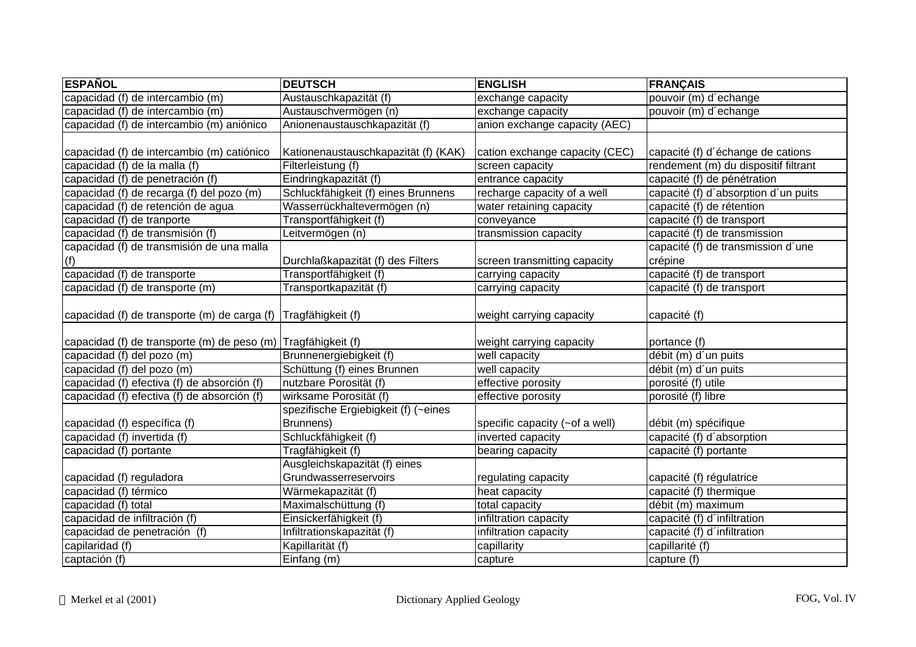| ESPAÑOL | DEUTSCH | ENGLISH | FRANÇAIS |
|---|---|---|---|
| capacidad (f) de intercambio (m) | Austauschkapazität (f) | exchange capacity | pouvoir (m) d´echange |
| capacidad (f) de intercambio (m) | Austauschvermögen (n) | exchange capacity | pouvoir (m) d´echange |
| capacidad (f) de intercambio (m) aniónico | Anionenaustauschkapazität (f) | anion exchange capacity (AEC) | |
| capacidad (f) de intercambio (m) catiónico | Kationenaustauschkapazität (f) (KAK) | cation exchange capacity (CEC) | capacité (f) d´échange de cations |
| capacidad (f) de la malla (f) | Filterleistung (f) | screen capacity | rendement (m) du dispositif filtrant |
| capacidad (f) de penetración (f) | Eindringkapazität (f) | entrance capacity | capacité (f) de pénétration |
| capacidad (f) de recarga (f) del pozo (m) | Schluckfähigkeit (f) eines Brunnens | recharge capacity of a well | capacité (f) d´absorption d´un puits |
| capacidad (f) de retención de agua | Wasserrückhaltevermögen (n) | water retaining capacity | capacité (f) de rétention |
| capacidad (f) de tranporte | Transportfähigkeit (f) | conveyance | capacité (f) de transport |
| capacidad (f) de transmisión (f) | Leitvermögen (n) | transmission capacity | capacité (f) de transmission |
| capacidad (f) de transmisión de una malla (f) | Durchlaßkapazität (f) des Filters | screen transmitting capacity | capacité (f) de transmission d´une crépine |
| capacidad (f) de transporte | Transportfähigkeit (f) | carrying capacity | capacité (f) de transport |
| capacidad (f) de transporte (m) | Transportkapazität (f) | carrying capacity | capacité (f) de transport |
| capacidad (f) de transporte (m) de carga (f) | Tragfähigkeit (f) | weight carrying capacity | capacité (f) |
| capacidad (f) de transporte (m) de peso (m) | Tragfähigkeit (f) | weight carrying capacity | portance (f) |
| capacidad (f) del pozo (m) | Brunnenergiebigkeit (f) | well capacity | débit (m) d´un puits |
| capacidad (f) del pozo (m) | Schüttung (f) eines Brunnen | well capacity | débit (m) d´un puits |
| capacidad (f) efectiva (f) de absorción (f) | nutzbare Porosität (f) | effective porosity | porosité (f) utile |
| capacidad (f) efectiva (f) de absorción (f) | wirksame Porosität (f) | effective porosity | porosité (f) libre |
| capacidad (f) específica (f) | spezifische Ergiebigkeit (f) (~eines Brunnens) | specific capacity (~of a well) | débit (m) spécifique |
| capacidad (f) invertida (f) | Schluckfähigkeit (f) | inverted capacity | capacité (f) d´absorption |
| capacidad (f) portante | Tragfähigkeit (f) | bearing capacity | capacité (f) portante |
| capacidad (f) reguladora | Ausgleichskapazität (f) eines Grundwasserreservoirs | regulating capacity | capacité (f) régulatrice |
| capacidad (f) térmico | Wärmekapazität (f) | heat capacity | capacité (f) thermique |
| capacidad (f) total | Maximalschüttung (f) | total capacity | débit (m) maximum |
| capacidad de infiltración (f) | Einsickerfähigkeit (f) | infiltration capacity | capacité (f) d´infiltration |
| capacidad de penetración (f) | Infiltrationskapazität (f) | infiltration capacity | capacité (f) d´infiltration |
| capilaridad (f) | Kapillarität (f) | capillarity | capillarité (f) |
| captación (f) | Einfang (m) | capture | capture (f) |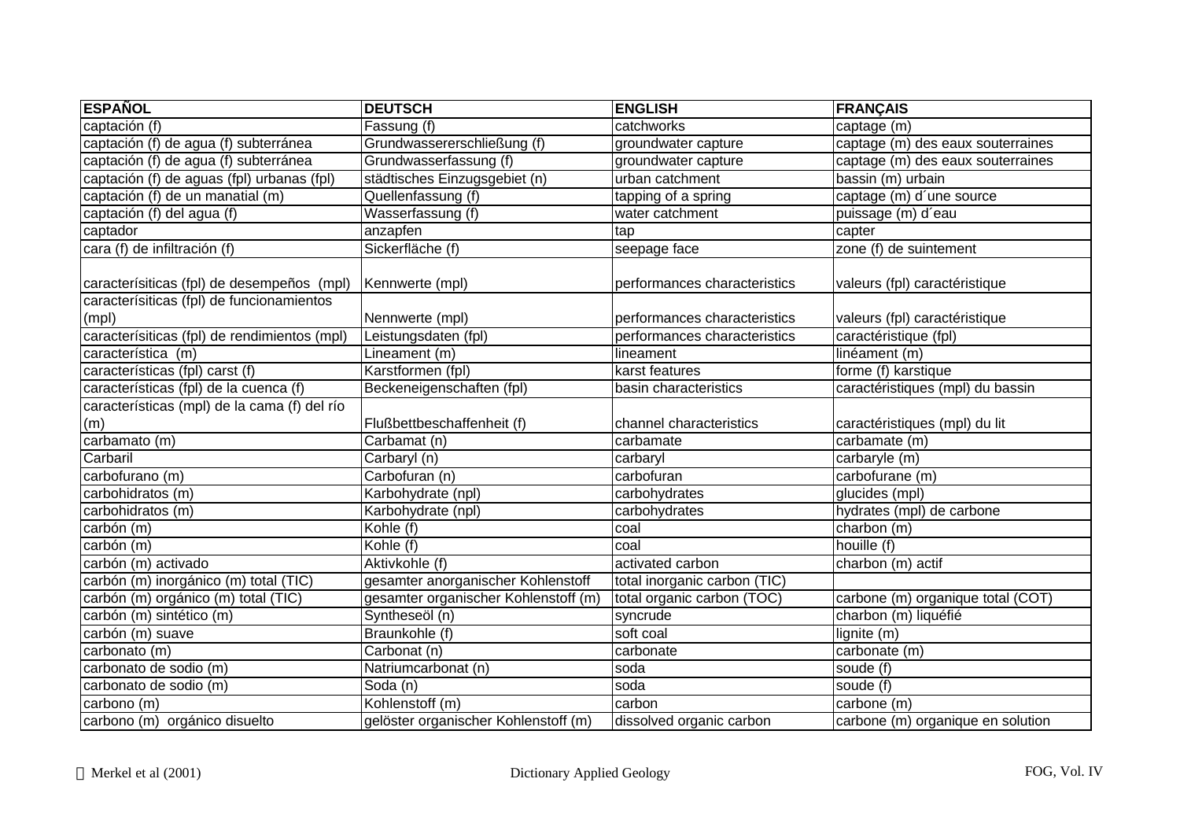| ESPAÑOL | DEUTSCH | ENGLISH | FRANÇAIS |
|---|---|---|---|
| captación (f) | Fassung (f) | catchworks | captage (m) |
| captación (f) de agua (f) subterránea | Grundwassererschließung (f) | groundwater capture | captage (m) des eaux souterraines |
| captación (f) de agua (f) subterránea | Grundwasserfassung (f) | groundwater capture | captage (m) des eaux souterraines |
| captación (f) de aguas (fpl) urbanas (fpl) | städtisches Einzugsgebiet (n) | urban catchment | bassin (m) urbain |
| captación (f) de un manatial (m) | Quellenfassung (f) | tapping of a spring | captage (m) d´une source |
| captación (f) del agua (f) | Wasserfassung (f) | water catchment | puissage (m) d´eau |
| captador | anzapfen | tap | capter |
| cara (f) de infiltración (f) | Sickerfläche (f) | seepage face | zone (f) de suintement |
| caracterísiticas (fpl) de desempeños (mpl) | Kennwerte (mpl) | performances characteristics | valeurs (fpl) caractéristique |
| caracterísiticas (fpl) de funcionamientos (mpl) | Nennwerte (mpl) | performances characteristics | valeurs (fpl) caractéristique |
| caracterísiticas (fpl) de rendimientos (mpl) | Leistungsdaten (fpl) | performances characteristics | caractéristique (fpl) |
| característica (m) | Lineament (m) | lineament | linéament (m) |
| características (fpl) carst (f) | Karstformen (fpl) | karst features | forme (f) karstique |
| características (fpl) de la cuenca (f) | Beckeneigenschaften (fpl) | basin characteristics | caractéristiques (mpl) du bassin |
| características (mpl) de la cama (f) del río (m) | Flußbettbeschaffenheit (f) | channel characteristics | caractéristiques (mpl) du lit |
| carbamato (m) | Carbamat (n) | carbamate | carbamate (m) |
| Carbaril | Carbaryl (n) | carbaryl | carbaryle (m) |
| carbofurano (m) | Carbofuran (n) | carbofuran | carbofurane (m) |
| carbohidratos (m) | Karbohydrate (npl) | carbohydrates | glucides (mpl) |
| carbohidratos (m) | Karbohydrate (npl) | carbohydrates | hydrates (mpl) de carbone |
| carbón (m) | Kohle (f) | coal | charbon (m) |
| carbón (m) | Kohle (f) | coal | houille (f) |
| carbón (m) activado | Aktivkohle (f) | activated carbon | charbon (m) actif |
| carbón (m) inorgánico (m) total (TIC) | gesamter anorganischer Kohlenstoff | total inorganic carbon (TIC) | |
| carbón (m) orgánico (m) total (TIC) | gesamter organischer Kohlenstoff (m) | total organic carbon (TOC) | carbone (m) organique total (COT) |
| carbón (m) sintético (m) | Syntheseöl (n) | syncrude | charbon (m) liquéfié |
| carbón (m) suave | Braunkohle (f) | soft coal | lignite (m) |
| carbonato (m) | Carbonat (n) | carbonate | carbonate (m) |
| carbonato de sodio (m) | Natriumcarbonat (n) | soda | soude (f) |
| carbonato de sodio (m) | Soda (n) | soda | soude (f) |
| carbono (m) | Kohlenstoff (m) | carbon | carbone (m) |
| carbono (m) orgánico disuelto | gelöster organischer Kohlenstoff (m) | dissolved organic carbon | carbone (m) organique en solution |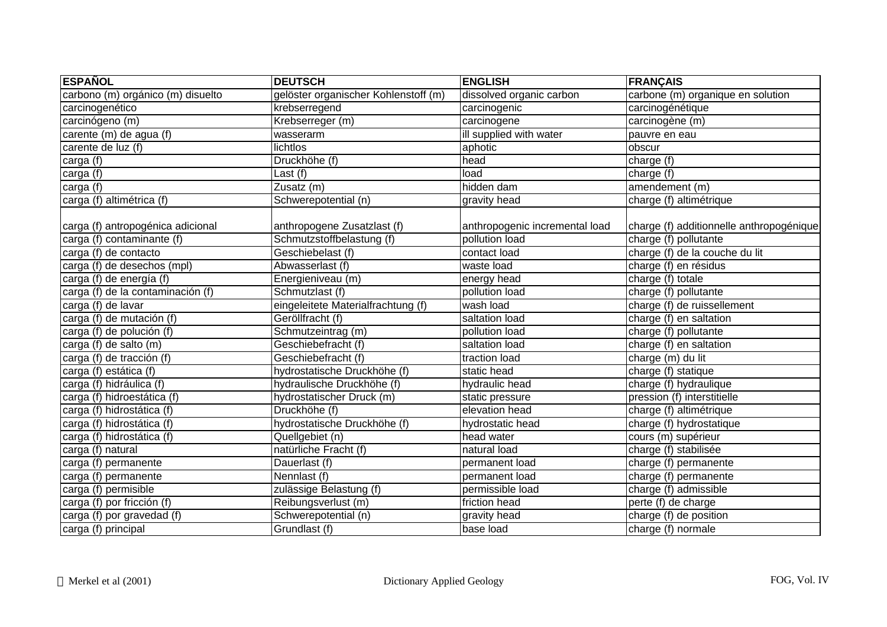| ESPAÑOL | DEUTSCH | ENGLISH | FRANÇAIS |
|---|---|---|---|
| carbono (m) orgánico (m) disuelto | gelöster organischer Kohlenstoff (m) | dissolved organic carbon | carbone (m) organique en solution |
| carcinogenético | krebserregend | carcinogenic | carcinogénétique |
| carcinógeno (m) | Krebserreger (m) | carcinogene | carcinogène (m) |
| carente (m) de agua (f) | wasserarm | ill supplied with water | pauvre en eau |
| carente de luz (f) | lichtlos | aphotic | obscur |
| carga (f) | Druckhöhe (f) | head | charge (f) |
| carga (f) | Last (f) | load | charge (f) |
| carga (f) | Zusatz (m) | hidden dam | amendement (m) |
| carga (f) altimétrica (f) | Schwerepotential (n) | gravity head | charge (f) altimétrique |
| carga (f) antropogénica adicional | anthropogene Zusatzlast (f) | anthropogenic incremental load | charge (f) additionnelle anthropogénique |
| carga (f) contaminante (f) | Schmutzstoffbelastung (f) | pollution load | charge (f) pollutante |
| carga (f) de contacto | Geschiebelast (f) | contact load | charge (f) de la couche du lit |
| carga (f) de desechos (mpl) | Abwasserlast (f) | waste load | charge (f) en résidus |
| carga (f) de energía (f) | Energieniveau (m) | energy head | charge (f) totale |
| carga (f) de la contaminación (f) | Schmutzlast (f) | pollution load | charge (f) pollutante |
| carga (f) de lavar | eingeleitete Materialfrachtung (f) | wash load | charge (f) de ruissellement |
| carga (f) de mutación (f) | Geröllfracht (f) | saltation load | charge (f) en saltation |
| carga (f) de polución (f) | Schmutzeintrag (m) | pollution load | charge (f) pollutante |
| carga (f) de salto (m) | Geschiebefracht (f) | saltation load | charge (f) en saltation |
| carga (f) de tracción (f) | Geschiebefracht (f) | traction load | charge (m) du lit |
| carga (f) estática (f) | hydrostatische Druckhöhe (f) | static head | charge (f) statique |
| carga (f) hidráulica (f) | hydraulische Druckhöhe (f) | hydraulic head | charge (f) hydraulique |
| carga (f) hidroestática (f) | hydrostatischer Druck (m) | static pressure | pression (f) interstitielle |
| carga (f) hidrostática (f) | Druckhöhe (f) | elevation head | charge (f) altimétrique |
| carga (f) hidrostática (f) | hydrostatische Druckhöhe (f) | hydrostatic head | charge (f) hydrostatique |
| carga (f) hidrostática (f) | Quellgebiet (n) | head water | cours (m) supérieur |
| carga (f) natural | natürliche Fracht (f) | natural load | charge (f) stabilisée |
| carga (f) permanente | Dauerlast (f) | permanent load | charge (f) permanente |
| carga (f) permanente | Nennlast (f) | permanent load | charge (f) permanente |
| carga (f) permisible | zulässige Belastung (f) | permissible load | charge (f) admissible |
| carga (f) por fricción (f) | Reibungsverlust (m) | friction head | perte (f) de charge |
| carga (f) por gravedad (f) | Schwerepotential (n) | gravity head | charge (f) de position |
| carga (f) principal | Grundlast (f) | base load | charge (f) normale |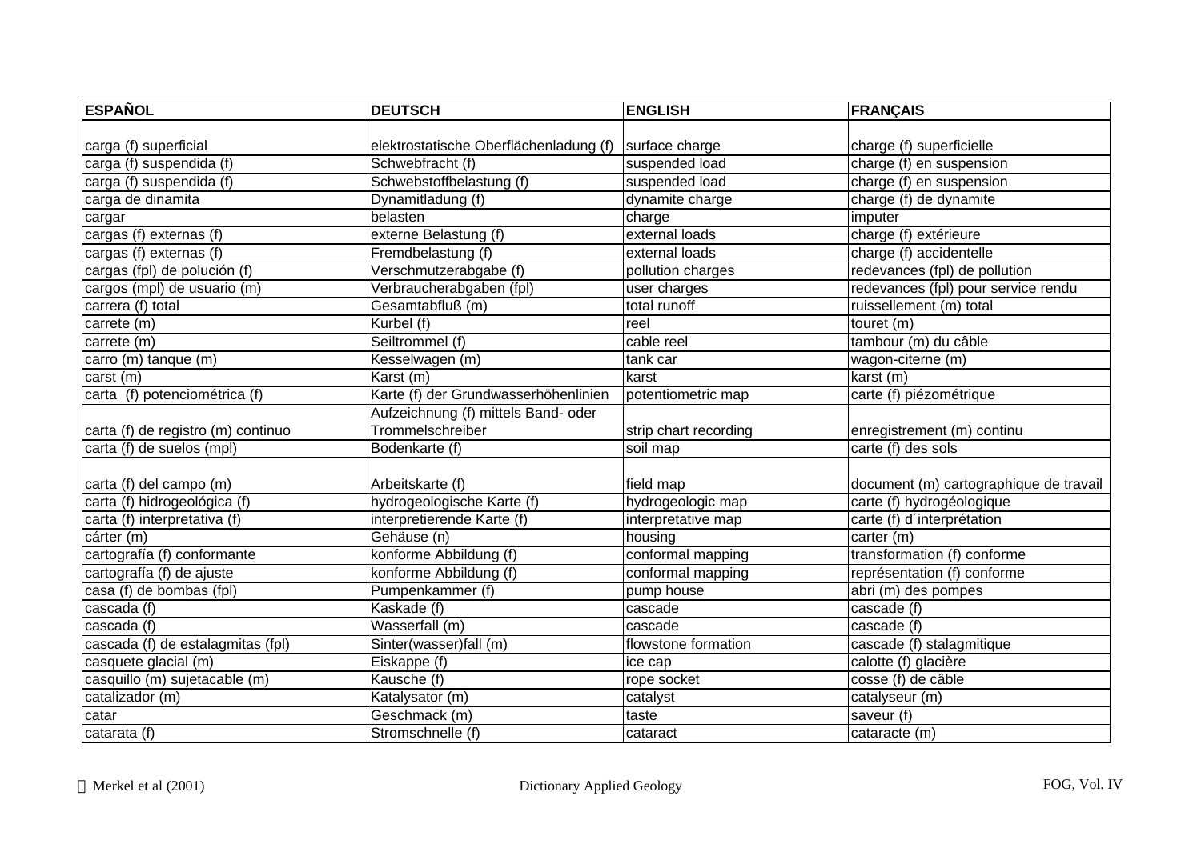| ESPAÑOL | DEUTSCH | ENGLISH | FRANÇAIS |
|---|---|---|---|
| carga (f) superficial | elektrostatische Oberflächenladung (f) | surface charge | charge (f) superficielle |
| carga (f) suspendida (f) | Schwebfracht (f) | suspended load | charge (f) en suspension |
| carga (f) suspendida (f) | Schwebstoffbelastung (f) | suspended load | charge (f) en suspension |
| carga de dinamita | Dynamitladung (f) | dynamite charge | charge (f) de dynamite |
| cargar | belasten | charge | imputer |
| cargas (f) externas (f) | externe Belastung (f) | external loads | charge (f) extérieure |
| cargas (f) externas (f) | Fremdbelastung (f) | external loads | charge (f) accidentelle |
| cargas (fpl) de polución (f) | Verschmutzerabgabe (f) | pollution charges | redevances (fpl) de pollution |
| cargos (mpl) de usuario (m) | Verbraucherabgaben (fpl) | user charges | redevances (fpl) pour service rendu |
| carrera (f) total | Gesamtabfluß (m) | total runoff | ruissellement (m) total |
| carrete (m) | Kurbel (f) | reel | touret (m) |
| carrete (m) | Seiltrommel (f) | cable reel | tambour (m) du câble |
| carro (m) tanque (m) | Kesselwagen (m) | tank car | wagon-citerne (m) |
| carst (m) | Karst (m) | karst | karst (m) |
| carta (f) potenciométrica (f) | Karte (f) der Grundwasserhöhenlinien | potentiometric map | carte (f) piézométrique |
| carta (f) de registro (m) continuo | Aufzeichnung (f) mittels Band- oder Trommelschreiber | strip chart recording | enregistrement (m) continu |
| carta (f) de suelos (mpl) | Bodenkarte (f) | soil map | carte (f) des sols |
| carta (f) del campo (m) | Arbeitskarte (f) | field map | document (m) cartographique de travail |
| carta (f) hidrogeológica (f) | hydrogeologische Karte (f) | hydrogeologic map | carte (f) hydrogéologique |
| carta (f) interpretativa (f) | interpretierende Karte (f) | interpretative map | carte (f) d´interprétation |
| cárter (m) | Gehäuse (n) | housing | carter (m) |
| cartografía (f) conformante | konforme Abbildung (f) | conformal mapping | transformation (f) conforme |
| cartografía (f) de ajuste | konforme Abbildung (f) | conformal mapping | représentation (f) conforme |
| casa (f) de bombas (fpl) | Pumpenkammer (f) | pump house | abri (m) des pompes |
| cascada (f) | Kaskade (f) | cascade | cascade (f) |
| cascada (f) | Wasserfall (m) | cascade | cascade (f) |
| cascada (f) de estalagmitas (fpl) | Sinter(wasser)fall (m) | flowstone formation | cascade (f) stalagmitique |
| casquete glacial (m) | Eiskappe (f) | ice cap | calotte (f) glacière |
| casquillo (m) sujetacable (m) | Kausche (f) | rope socket | cosse (f) de câble |
| catalizador (m) | Katalysator (m) | catalyst | catalyseur (m) |
| catar | Geschmack (m) | taste | saveur (f) |
| catarata (f) | Stromschnelle (f) | cataract | cataracte (m) |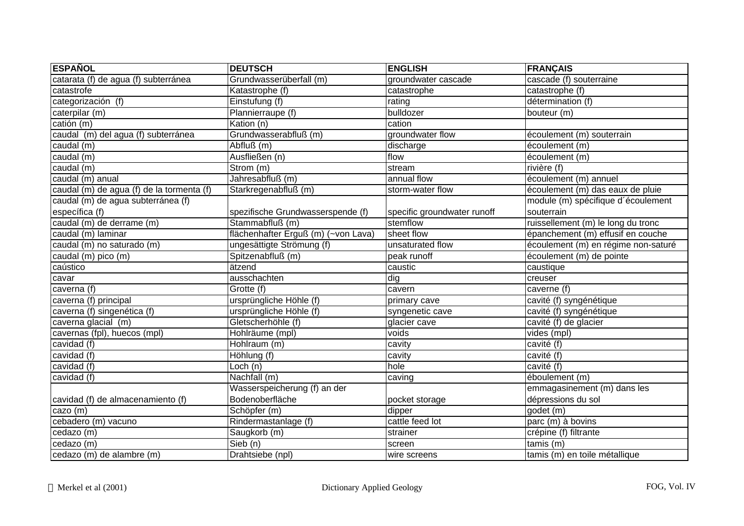| ESPAÑOL | DEUTSCH | ENGLISH | FRANÇAIS |
|---|---|---|---|
| catarata (f) de agua (f) subterránea | Grundwasserüberfall (m) | groundwater cascade | cascade (f) souterraine |
| catastrofe | Katastrophe (f) | catastrophe | catastrophe (f) |
| categorización (f) | Einstufung (f) | rating | détermination (f) |
| caterpilar (m) | Plannierraupe (f) | bulldozer | bouteur (m) |
| catión (m) | Kation (n) | cation | |
| caudal (m) del agua (f) subterránea | Grundwasserabfluß (m) | groundwater flow | écoulement (m) souterrain |
| caudal (m) | Abfluß (m) | discharge | écoulement (m) |
| caudal (m) | Ausfließen (n) | flow | écoulement (m) |
| caudal (m) | Strom (m) | stream | rivière (f) |
| caudal (m) anual | Jahresabfluß (m) | annual flow | écoulement (m) annuel |
| caudal (m) de agua (f) de la tormenta (f) | Starkregenabfluß (m) | storm-water flow | écoulement (m) das eaux de pluie |
| caudal (m) de agua subterránea (f) específica (f) | spezifische Grundwasserspende (f) | specific groundwater runoff | module (m) spécifique d´écoulement souterrain |
| caudal (m) de derrame (m) | Stammabfluß (m) | stemflow | ruissellement (m) le long du tronc |
| caudal (m) laminar | flächenhafter Erguß (m) (~von Lava) | sheet flow | épanchement (m) effusif en couche |
| caudal (m) no saturado (m) | ungesättigte Strömung (f) | unsaturated flow | écoulement (m) en régime non-saturé |
| caudal (m) pico (m) | Spitzenabfluß (m) | peak runoff | écoulement (m) de pointe |
| caústico | ätzend | caustic | caustique |
| cavar | ausschachten | dig | creuser |
| caverna (f) | Grotte (f) | cavern | caverne (f) |
| caverna (f) principal | ursprüngliche Höhle (f) | primary cave | cavité (f) syngénétique |
| caverna (f) singenética (f) | ursprüngliche Höhle (f) | syngenetic cave | cavité (f) syngénétique |
| caverna glacial (m) | Gletscherhöhle (f) | glacier cave | cavité (f) de glacier |
| cavernas (fpl), huecos (mpl) | Hohlräume (mpl) | voids | vides (mpl) |
| cavidad (f) | Hohlraum (m) | cavity | cavité (f) |
| cavidad (f) | Höhlung (f) | cavity | cavité (f) |
| cavidad (f) | Loch (n) | hole | cavité (f) |
| cavidad (f) | Nachfall (m) | caving | éboulement (m) |
| cavidad (f) de almacenamiento (f) | Wasserspeicherung (f) an der Bodenoberfläche | pocket storage | emmagasinement (m) dans les dépressions du sol |
| cazo (m) | Schöpfer (m) | dipper | godet (m) |
| cebadero (m) vacuno | Rindermastanlage (f) | cattle feed lot | parc (m) à bovins |
| cedazo (m) | Saugkorb (m) | strainer | crépine (f) filtrante |
| cedazo (m) | Sieb (n) | screen | tamis (m) |
| cedazo (m) de alambre (m) | Drahtsiebe (npl) | wire screens | tamis (m) en toile métallique |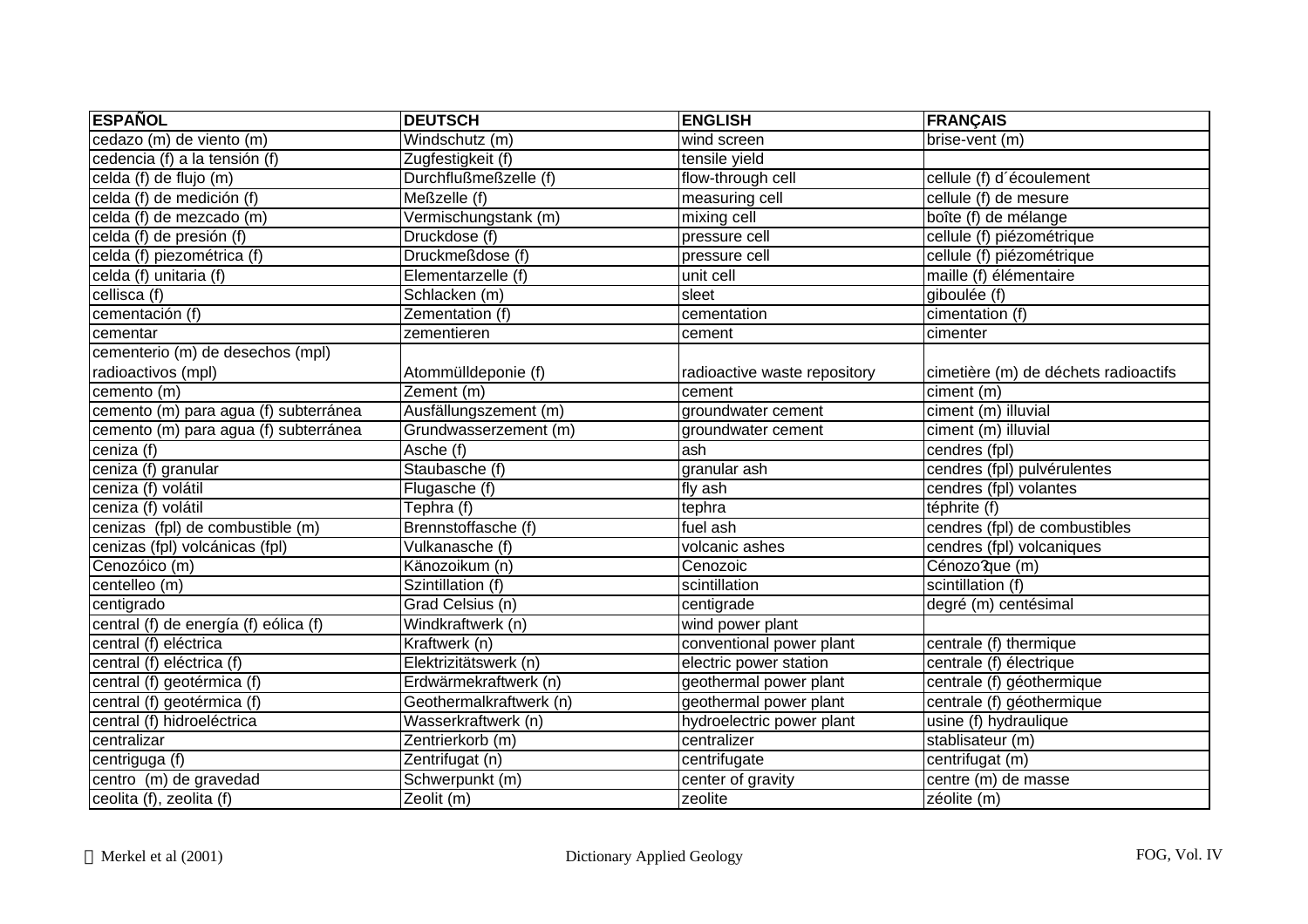| ESPAÑOL | DEUTSCH | ENGLISH | FRANÇAIS |
|---|---|---|---|
| cedazo (m) de viento (m) | Windschutz (m) | wind screen | brise-vent (m) |
| cedencia (f) a la tensión (f) | Zugfestigkeit (f) | tensile yield | |
| celda (f) de flujo (m) | Durchflußmeßzelle (f) | flow-through cell | cellule (f) d´écoulement |
| celda (f) de medición (f) | Meßzelle (f) | measuring cell | cellule (f) de mesure |
| celda (f) de mezcado (m) | Vermischungstank (m) | mixing cell | boîte (f) de mélange |
| celda (f) de presión (f) | Druckdose (f) | pressure cell | cellule (f) piézométrique |
| celda (f) piezométrica (f) | Druckmeßdose (f) | pressure cell | cellule (f) piézométrique |
| celda (f) unitaria (f) | Elementarzelle (f) | unit cell | maille (f) élémentaire |
| cellisca (f) | Schlacken (m) | sleet | giboulée (f) |
| cementación (f) | Zementation (f) | cementation | cimentation (f) |
| cementar | zementieren | cement | cimenter |
| cementerio (m) de desechos (mpl) radioactivos (mpl) | Atommülldeponie (f) | radioactive waste repository | cimetière (m) de déchets radioactifs |
| cemento (m) | Zement (m) | cement | ciment (m) |
| cemento (m) para agua (f) subterránea | Ausfällungszement (m) | groundwater cement | ciment (m) illuvial |
| cemento (m) para agua (f) subterránea | Grundwasserzement (m) | groundwater cement | ciment (m) illuvial |
| ceniza (f) | Asche (f) | ash | cendres (fpl) |
| ceniza (f) granular | Staubasche (f) | granular ash | cendres (fpl) pulvérulentes |
| ceniza (f) volátil | Flugasche (f) | fly ash | cendres (fpl) volantes |
| ceniza (f) volátil | Tephra (f) | tephra | téphrite (f) |
| cenizas (fpl) de combustible (m) | Brennstoffasche (f) | fuel ash | cendres (fpl) de combustibles |
| cenizas (fpl) volcánicas (fpl) | Vulkanasche (f) | volcanic ashes | cendres (fpl) volcaniques |
| Cenozóico (m) | Känozoikum (n) | Cenozoic | Cénozo?que (m) |
| centelleo (m) | Szintillation (f) | scintillation | scintillation (f) |
| centigrado | Grad Celsius (n) | centigrade | degré (m) centésimal |
| central (f) de energía (f) eólica (f) | Windkraftwerk (n) | wind power plant | |
| central (f) eléctrica | Kraftwerk (n) | conventional power plant | centrale (f) thermique |
| central (f) eléctrica (f) | Elektrizitätswerk (n) | electric power station | centrale (f) électrique |
| central (f) geotérmica (f) | Erdwärmekraftwerk (n) | geothermal power plant | centrale (f) géothermique |
| central (f) geotérmica (f) | Geothermalkraftwerk (n) | geothermal power plant | centrale (f) géothermique |
| central (f) hidroeléctrica | Wasserkraftwerk (n) | hydroelectric power plant | usine (f) hydraulique |
| centralizar | Zentrierkorb (m) | centralizer | stablisateur (m) |
| centriguga (f) | Zentrifugat (n) | centrifugate | centrifugat (m) |
| centro (m) de gravedad | Schwerpunkt (m) | center of gravity | centre (m) de masse |
| ceolita (f), zeolita (f) | Zeolit (m) | zeolite | zéolite (m) |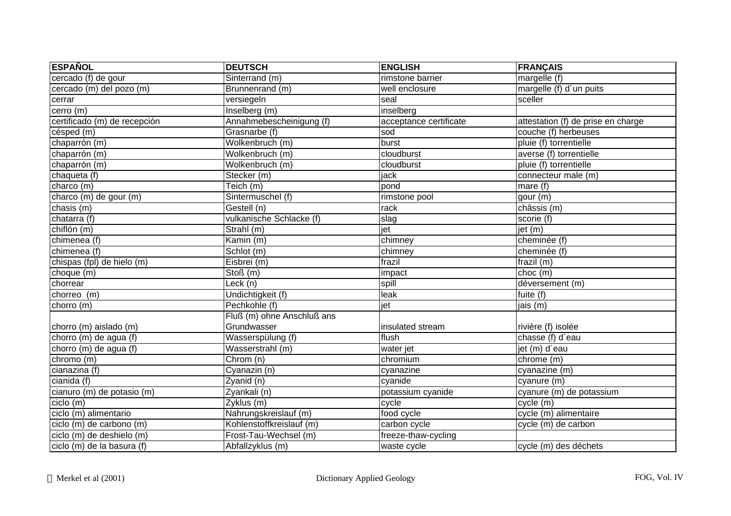| ESPAÑOL | DEUTSCH | ENGLISH | FRANÇAIS |
|---|---|---|---|
| cercado (f) de gour | Sinterrand (m) | rimstone barrier | margelle (f) |
| cercado (m) del pozo (m) | Brunnenrand (m) | well enclosure | margelle (f) d´un puits |
| cerrar | versiegeln | seal | sceller |
| cerro (m) | Inselberg (m) | inselberg | |
| certificado (m) de recepción | Annahmebescheinigung (f) | acceptance certificate | attestation (f) de prise en charge |
| césped (m) | Grasnarbe (f) | sod | couche (f) herbeuses |
| chaparrón (m) | Wolkenbruch (m) | burst | pluie (f) torrentielle |
| chaparrón (m) | Wolkenbruch (m) | cloudburst | averse (f) torrentielle |
| chaparrón (m) | Wolkenbruch (m) | cloudburst | pluie (f) torrentielle |
| chaqueta (f) | Stecker (m) | jack | connecteur male (m) |
| charco (m) | Teich (m) | pond | mare (f) |
| charco (m) de gour (m) | Sintermuschel (f) | rimstone pool | gour (m) |
| chasis (m) | Gestell (n) | rack | châssis (m) |
| chatarra (f) | vulkanische Schlacke (f) | slag | scorie (f) |
| chiflón (m) | Strahl (m) | jet | jet (m) |
| chimenea (f) | Kamin (m) | chimney | cheminée (f) |
| chimenea (f) | Schlot (m) | chimney | cheminée (f) |
| chispas (fpl) de hielo (m) | Eisbrei (m) | frazil | frazil (m) |
| choque (m) | Stoß (m) | impact | choc (m) |
| chorrear | Leck (n) | spill | déversement (m) |
| chorreo (m) | Undichtigkeit (f) | leak | fuite (f) |
| chorro (m) | Pechkohle (f) | jet | jais (m) |
| chorro (m) aislado (m) | Fluß (m) ohne Anschluß ans Grundwasser | insulated stream | rivière (f) isolée |
| chorro (m) de agua (f) | Wasserspülung (f) | flush | chasse (f) d´eau |
| chorro (m) de agua (f) | Wasserstrahl (m) | water jet | jet (m) d´eau |
| chromo (m) | Chrom (n) | chromium | chrome (m) |
| cianazina (f) | Cyanazin (n) | cyanazine | cyanazine (m) |
| cianida (f) | Zyanid (n) | cyanide | cyanure (m) |
| cianuro (m) de potasio (m) | Zyankali (n) | potassium cyanide | cyanure (m) de potassium |
| ciclo (m) | Zyklus (m) | cycle | cycle (m) |
| ciclo (m) alimentario | Nahrungskreislauf (m) | food cycle | cycle (m) alimentaire |
| ciclo (m) de carbono (m) | Kohlenstoffkreislauf (m) | carbon cycle | cycle (m) de carbon |
| ciclo (m) de deshielo (m) | Frost-Tau-Wechsel (m) | freeze-thaw-cycling | |
| ciclo (m) de la basura (f) | Abfallzyklus (m) | waste cycle | cycle (m) des déchets |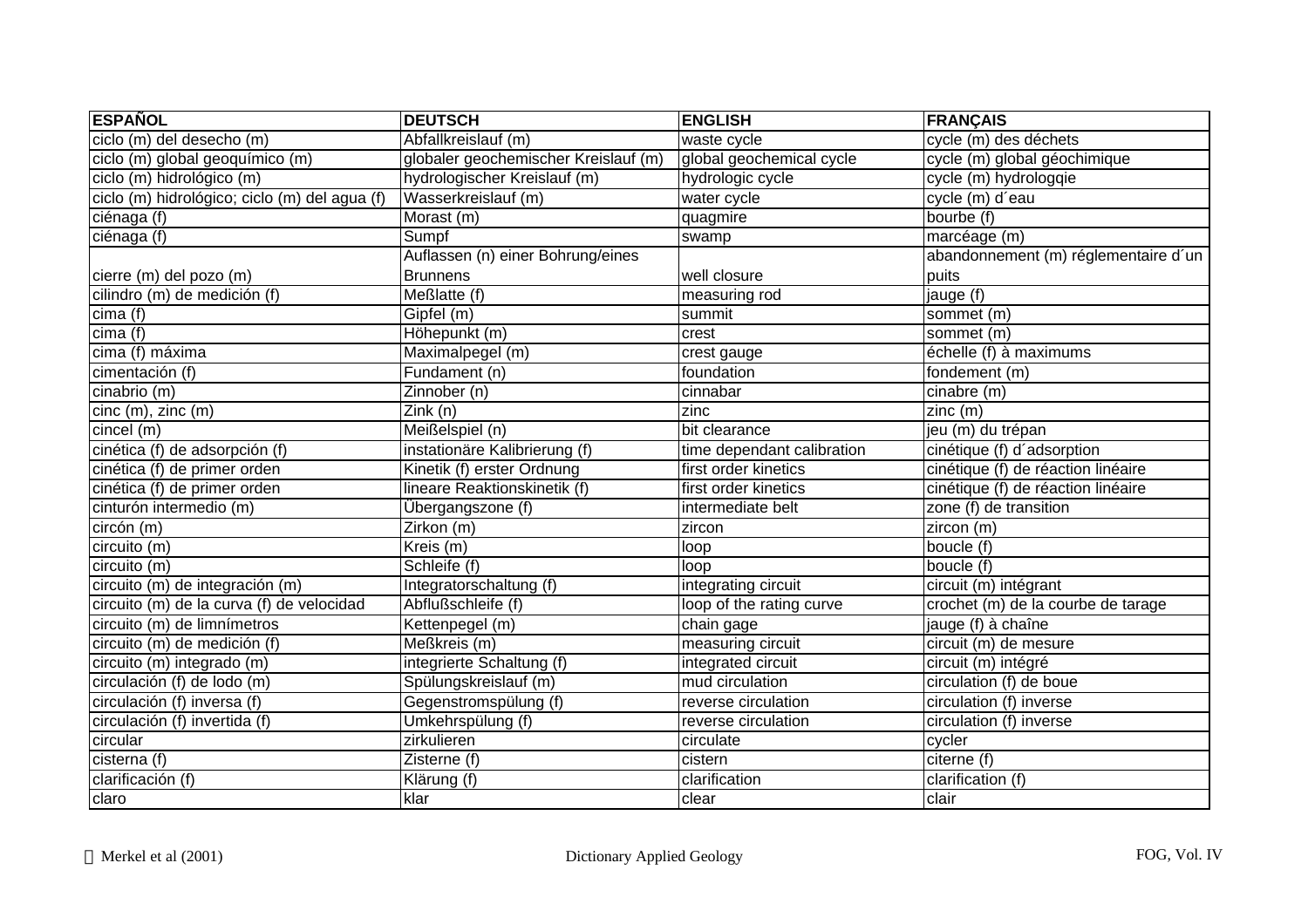| ESPAÑOL | DEUTSCH | ENGLISH | FRANÇAIS |
|---|---|---|---|
| ciclo (m) del desecho (m) | Abfallkreislauf (m) | waste cycle | cycle (m) des déchets |
| ciclo (m) global geoquímico (m) | globaler geochemischer Kreislauf (m) | global geochemical cycle | cycle (m) global géochimique |
| ciclo (m) hidrológico (m) | hydrologischer Kreislauf (m) | hydrologic cycle | cycle (m) hydrologqie |
| ciclo (m) hidrológico; ciclo (m) del agua (f) | Wasserkreislauf (m) | water cycle | cycle (m) d´eau |
| ciénaga (f) | Morast (m) | quagmire | bourbe (f) |
| ciénaga (f) | Sumpf | swamp | marcéage (m) |
| cierre (m) del pozo (m) | Auflassen (n) einer Bohrung/eines Brunnens | well closure | abandonnement (m) réglementaire d´un puits |
| cilindro (m) de medición (f) | Meßlatte (f) | measuring rod | jauge (f) |
| cima (f) | Gipfel (m) | summit | sommet (m) |
| cima (f) | Höhepunkt (m) | crest | sommet (m) |
| cima (f) máxima | Maximalpegel (m) | crest gauge | échelle (f) à maximums |
| cimentación (f) | Fundament (n) | foundation | fondement (m) |
| cinabrio (m) | Zinnober (n) | cinnabar | cinabre (m) |
| cinc (m), zinc (m) | Zink (n) | zinc | zinc (m) |
| cincel (m) | Meißelspiel (n) | bit clearance | jeu (m) du trépan |
| cinética (f) de adsorpción (f) | instationäre Kalibrierung (f) | time dependant calibration | cinétique (f) d´adsorption |
| cinética (f) de primer orden | Kinetik (f) erster Ordnung | first order kinetics | cinétique (f) de réaction linéaire |
| cinética (f) de primer orden | lineare Reaktionskinetik (f) | first order kinetics | cinétique (f) de réaction linéaire |
| cinturón intermedio (m) | Übergangszone (f) | intermediate belt | zone (f) de transition |
| circón (m) | Zirkon (m) | zircon | zircon (m) |
| circuito (m) | Kreis (m) | loop | boucle (f) |
| circuito (m) | Schleife (f) | loop | boucle (f) |
| circuito (m) de integración (m) | Integratorschaltung (f) | integrating circuit | circuit (m) intégrant |
| circuito (m) de la curva (f) de velocidad | Abflußschleife (f) | loop of the rating curve | crochet (m) de la courbe de tarage |
| circuito (m) de limnímetros | Kettenpegel (m) | chain gage | jauge (f) à chaîne |
| circuito (m) de medición (f) | Meßkreis (m) | measuring circuit | circuit (m) de mesure |
| circuito (m) integrado (m) | integrierte Schaltung (f) | integrated circuit | circuit (m) intégré |
| circulación (f) de lodo (m) | Spülungskreislauf (m) | mud circulation | circulation (f) de boue |
| circulación (f) inversa (f) | Gegenstromspülung (f) | reverse circulation | circulation (f) inverse |
| circulación (f) invertida (f) | Umkehrspülung (f) | reverse circulation | circulation (f) inverse |
| circular | zirkulieren | circulate | cycler |
| cisterna (f) | Zisterne (f) | cistern | citerne (f) |
| clarificación (f) | Klärung (f) | clarification | clarification (f) |
| claro | klar | clear | clair |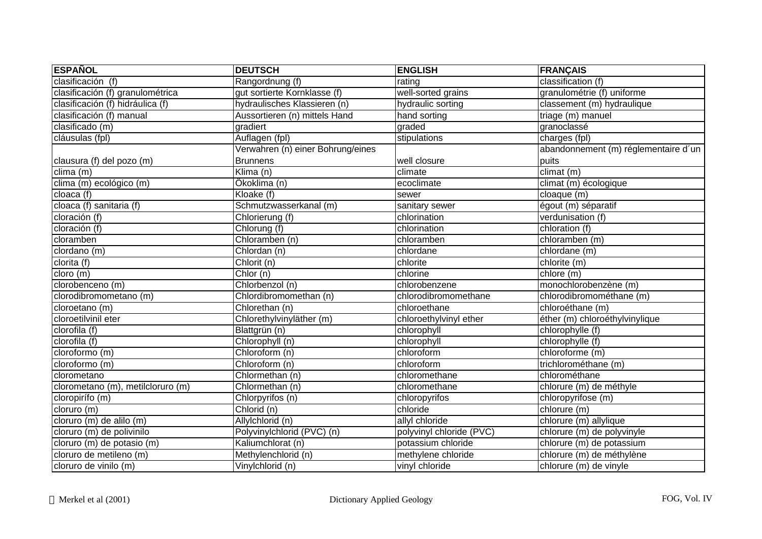| ESPAÑOL | DEUTSCH | ENGLISH | FRANÇAIS |
|---|---|---|---|
| clasificación (f) | Rangordnung (f) | rating | classification (f) |
| clasificación (f) granulométrica | gut sortierte Kornklasse (f) | well-sorted grains | granulométrie (f) uniforme |
| clasificación (f) hidráulica (f) | hydraulisches Klassieren (n) | hydraulic sorting | classement (m) hydraulique |
| clasificación (f) manual | Aussortieren (n) mittels Hand | hand sorting | triage (m) manuel |
| clasificado (m) | gradiert | graded | granoclassé |
| cláusulas (fpl) | Auflagen (fpl) | stipulations | charges (fpl) |
| clausura (f) del pozo (m) | Verwahren (n) einer Bohrung/eines Brunnens | well closure | abandonnement (m) réglementaire d´un puits |
| clima (m) | Klima (n) | climate | climat (m) |
| clima (m) ecológico (m) | Ökoklima (n) | ecoclimate | climat (m) écologique |
| cloaca (f) | Kloake (f) | sewer | cloaque (m) |
| cloaca (f) sanitaria (f) | Schmutzwasserkanal (m) | sanitary sewer | égout (m) séparatif |
| cloración (f) | Chlorierung (f) | chlorination | verdunisation (f) |
| cloración (f) | Chlorung (f) | chlorination | chloration (f) |
| cloramben | Chloramben (n) | chloramben | chloramben (m) |
| clordano (m) | Chlordan (n) | chlordane | chlordane (m) |
| clorita (f) | Chlorit (n) | chlorite | chlorite (m) |
| cloro (m) | Chlor (n) | chlorine | chlore (m) |
| clorobenceno (m) | Chlorbenzol (n) | chlorobenzene | monochlorobenzène (m) |
| clorodibromometano (m) | Chlordibromomethan (n) | chlorodibromomethane | chlorodibromométhane (m) |
| cloroetano (m) | Chlorethan (n) | chloroethane | chloroéthane (m) |
| cloroetilvinil eter | Chlorethylvinyläther (m) | chloroethylvinyl ether | éther (m) chloroéthylvinylique |
| clorofila (f) | Blattgrün (n) | chlorophyll | chlorophylle (f) |
| clorofila (f) | Chlorophyll (n) | chlorophyll | chlorophylle (f) |
| cloroformo (m) | Chloroform (n) | chloroform | chloroforme (m) |
| cloroformo (m) | Chloroform (n) | chloroform | trichlorométhane (m) |
| clorometano | Chlormethan (n) | chloromethane | chlorométhane |
| clorometano (m), metilcloruro (m) | Chlormethan (n) | chloromethane | chlorure (m) de méthyle |
| cloropirífo (m) | Chlorpyrifos (n) | chloropyrifos | chloropyrifose (m) |
| cloruro (m) | Chlorid (n) | chloride | chlorure (m) |
| cloruro (m) de alilo (m) | Allylchlorid (n) | allyl chloride | chlorure (m) allylique |
| cloruro (m) de polivinilo | Polyvinylchlorid (PVC) (n) | polyvinyl chloride (PVC) | chlorure (m) de polyvinyle |
| cloruro (m) de potasio (m) | Kaliumchlorat (n) | potassium chloride | chlorure (m) de potassium |
| cloruro de metileno (m) | Methylenchlorid (n) | methylene chloride | chlorure (m) de méthylène |
| cloruro de vinilo (m) | Vinylchlorid (n) | vinyl chloride | chlorure (m) de vinyle |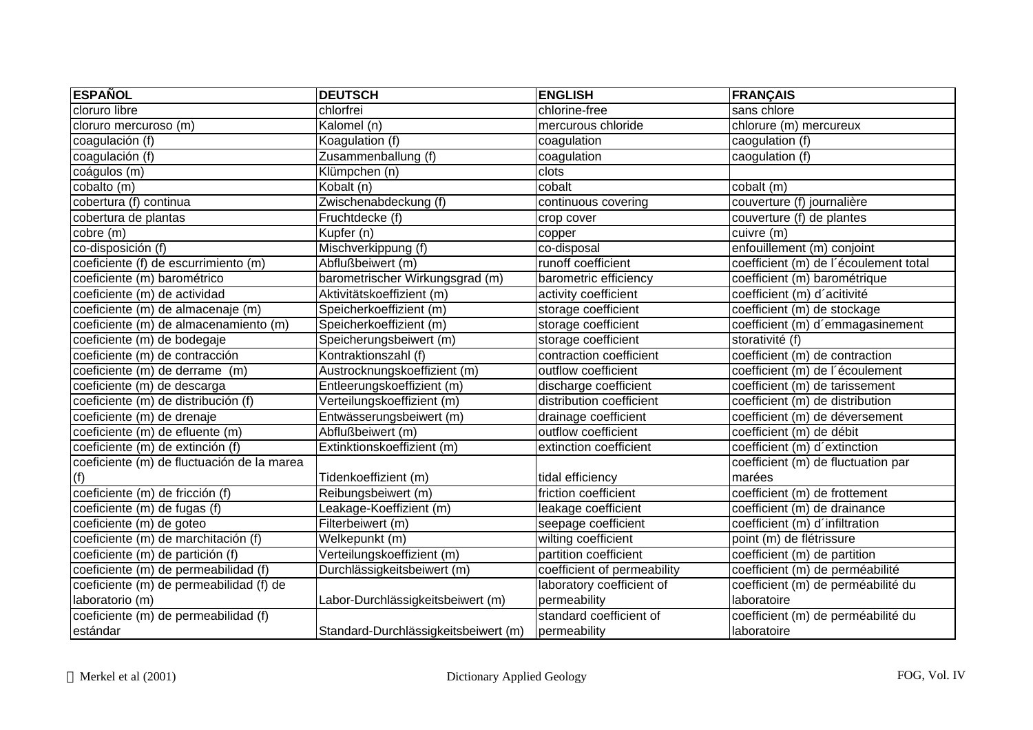| ESPAÑOL | DEUTSCH | ENGLISH | FRANÇAIS |
|---|---|---|---|
| cloruro libre | chlorfrei | chlorine-free | sans chlore |
| cloruro mercuroso (m) | Kalomel (n) | mercurous chloride | chlorure (m) mercureux |
| coagulación (f) | Koagulation (f) | coagulation | caogulation (f) |
| coagulación (f) | Zusammenballung (f) | coagulation | caogulation (f) |
| coágulos (m) | Klümpchen (n) | clots | |
| cobalto (m) | Kobalt (n) | cobalt | cobalt (m) |
| cobertura (f) continua | Zwischenabdeckung (f) | continuous covering | couverture (f) journalière |
| cobertura de plantas | Fruchtdecke (f) | crop cover | couverture (f) de plantes |
| cobre (m) | Kupfer (n) | copper | cuivre (m) |
| co-disposición (f) | Mischverkippung (f) | co-disposal | enfouillement (m) conjoint |
| coeficiente (f) de escurrimiento (m) | Abflußbeiwert (m) | runoff coefficient | coefficient (m) de l´écoulement total |
| coeficiente (m) barométrico | barometrischer Wirkungsgrad (m) | barometric efficiency | coefficient (m) barométrique |
| coeficiente (m) de actividad | Aktivitätskoeffizient (m) | activity coefficient | coefficient (m) d´acitivité |
| coeficiente (m) de almacenaje (m) | Speicherkoeffizient (m) | storage coefficient | coefficient (m) de stockage |
| coeficiente (m) de almacenamiento (m) | Speicherkoeffizient (m) | storage coefficient | coefficient (m) d´emmagasinement |
| coeficiente (m) de bodegaje | Speicherungsbeiwert (m) | storage coefficient | storativité (f) |
| coeficiente (m) de contracción | Kontraktionszahl (f) | contraction coefficient | coefficient (m) de contraction |
| coeficiente (m) de derrame  (m) | Austrocknungskoeffizient (m) | outflow coefficient | coefficient (m) de l´écoulement |
| coeficiente (m) de descarga | Entleerungskoeffizient (m) | discharge coefficient | coefficient (m) de tarissement |
| coeficiente (m) de distribución (f) | Verteilungskoeffizient (m) | distribution coefficient | coefficient (m) de distribution |
| coeficiente (m) de drenaje | Entwässerungsbeiwert (m) | drainage coefficient | coefficient (m) de déversement |
| coeficiente (m) de efluente (m) | Abflußbeiwert (m) | outflow coefficient | coefficient (m) de débit |
| coeficiente (m) de extinción (f) | Extinktionskoeffizient (m) | extinction coefficient | coefficient (m) d´extinction |
| coeficiente (m) de fluctuación de la marea (f) | Tidenkoeffizient (m) | tidal efficiency | coefficient (m) de fluctuation par marées |
| coeficiente (m) de fricción (f) | Reibungsbeiwert (m) | friction coefficient | coefficient (m) de frottement |
| coeficiente (m) de fugas (f) | Leakage-Koeffizient (m) | leakage coefficient | coefficient (m) de drainance |
| coeficiente (m) de goteo | Filterbeiwert (m) | seepage coefficient | coefficient (m) d´infiltration |
| coeficiente (m) de marchitación (f) | Welkepunkt (m) | wilting coefficient | point (m) de flétrissure |
| coeficiente (m) de partición (f) | Verteilungskoeffizient (m) | partition coefficient | coefficient (m) de partition |
| coeficiente (m) de permeabilidad (f) | Durchlässigkeitsbeiwert (m) | coefficient of permeability | coefficient (m) de perméabilité |
| coeficiente (m) de permeabilidad (f) de laboratorio (m) | Labor-Durchlässigkeitsbeiwert (m) | laboratory coefficient of permeability | coefficient (m) de perméabilité du laboratoire |
| coeficiente (m) de permeabilidad (f) estándar | Standard-Durchlässigkeitsbeiwert (m) | standard coefficient of permeability | coefficient (m) de perméabilité du laboratoire |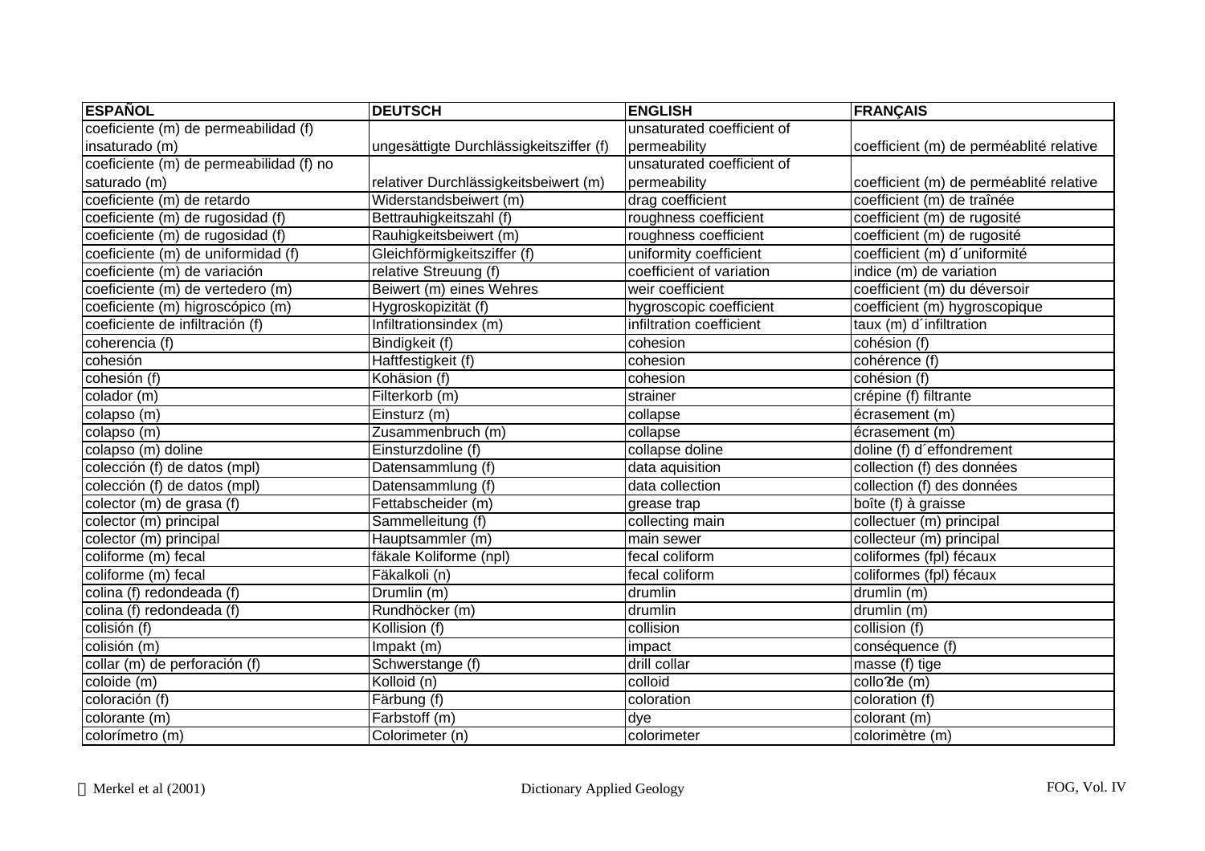| ESPAÑOL | DEUTSCH | ENGLISH | FRANÇAIS |
|---|---|---|---|
| coeficiente (m) de permeabilidad (f) insaturado (m) | ungesättigte Durchlässigkeitsziffer (f) | unsaturated coefficient of permeability | coefficient (m) de perméablité relative |
| coeficiente (m) de permeabilidad (f) no saturado (m) | relativer Durchlässigkeitsbeiwert (m) | unsaturated coefficient of permeability | coefficient (m) de perméablité relative |
| coeficiente (m) de retardo | Widerstandsbeiwert (m) | drag coefficient | coefficient (m) de traînée |
| coeficiente (m) de rugosidad (f) | Bettrauhigkeitszahl (f) | roughness coefficient | coefficient (m) de rugosité |
| coeficiente (m) de rugosidad (f) | Rauhigkeitsbeiwert (m) | roughness coefficient | coefficient (m) de rugosité |
| coeficiente (m) de uniformidad (f) | Gleichförmigkeitsziffer (f) | uniformity coefficient | coefficient (m) d´uniformité |
| coeficiente (m) de variación | relative Streuung (f) | coefficient of variation | indice (m) de variation |
| coeficiente (m) de vertedero (m) | Beiwert (m) eines Wehres | weir coefficient | coefficient (m) du déversoir |
| coeficiente (m) higroscópico (m) | Hygroskopizität (f) | hygroscopic coefficient | coefficient (m) hygroscopique |
| coeficiente de infiltración (f) | Infiltrationsindex (m) | infiltration coefficient | taux (m) d´infiltration |
| coherencia (f) | Bindigkeit (f) | cohesion | cohésion (f) |
| cohesión | Haftfestigkeit (f) | cohesion | cohérence (f) |
| cohesión (f) | Kohäsion (f) | cohesion | cohésion (f) |
| colador (m) | Filterkorb (m) | strainer | crépine (f) filtrante |
| colapso (m) | Einsturz (m) | collapse | écrasement (m) |
| colapso (m) | Zusammenbruch (m) | collapse | écrasement (m) |
| colapso (m) doline | Einsturzdoline (f) | collapse doline | doline (f) d´effondrement |
| colección (f) de datos (mpl) | Datensammlung (f) | data aquisition | collection (f) des données |
| colección (f) de datos (mpl) | Datensammlung (f) | data collection | collection (f) des données |
| colector (m) de grasa (f) | Fettabscheider (m) | grease trap | boîte (f) à graisse |
| colector (m) principal | Sammelleitung (f) | collecting main | collectuer (m) principal |
| colector (m) principal | Hauptsammler (m) | main sewer | collecteur (m) principal |
| coliforme (m) fecal | fäkale Koliforme (npl) | fecal coliform | coliformes (fpl) fécaux |
| coliforme (m) fecal | Fäkalkoli (n) | fecal coliform | coliformes (fpl) fécaux |
| colina (f) redondeada (f) | Drumlin (m) | drumlin | drumlin (m) |
| colina (f) redondeada (f) | Rundhöcker (m) | drumlin | drumlin (m) |
| colisión (f) | Kollision (f) | collision | collision (f) |
| colisión (m) | Impakt (m) | impact | conséquence (f) |
| collar (m) de perforación (f) | Schwerstange (f) | drill collar | masse (f) tige |
| coloide (m) | Kolloid (n) | colloid | collo?de (m) |
| coloración (f) | Färbung (f) | coloration | coloration (f) |
| colorante (m) | Farbstoff (m) | dye | colorant (m) |
| colorímetro (m) | Colorimeter (n) | colorimeter | colorimètre (m) |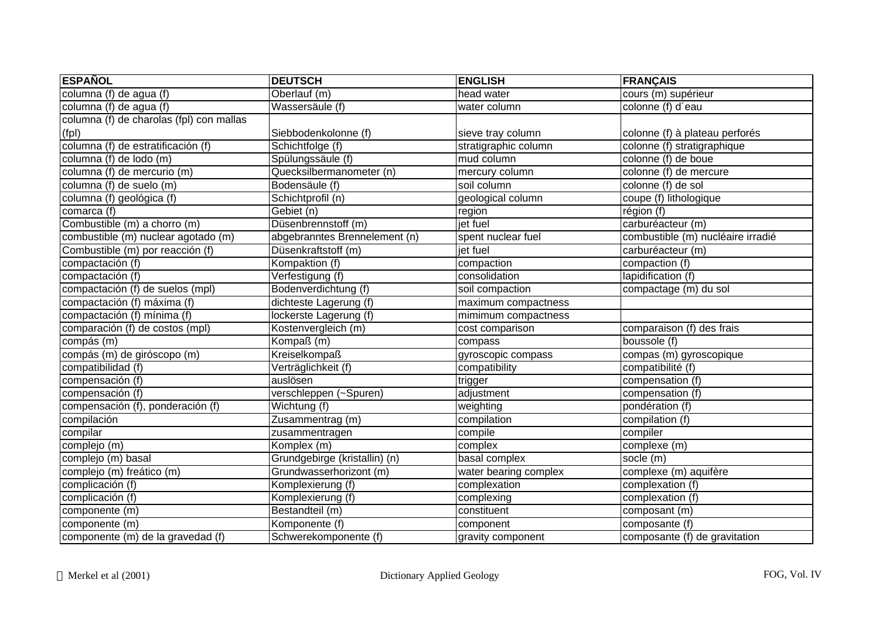| ESPAÑOL | DEUTSCH | ENGLISH | FRANÇAIS |
|---|---|---|---|
| columna (f) de agua (f) | Oberlauf (m) | head water | cours (m) supérieur |
| columna (f) de agua (f) | Wassersäule (f) | water column | colonne (f) d´eau |
| columna (f) de charolas (fpl) con mallas (fpl) | Siebbodenkolonne (f) | sieve tray column | colonne (f) à plateau perforés |
| columna (f) de estratificación (f) | Schichtfolge (f) | stratigraphic column | colonne (f) stratigraphique |
| columna (f) de lodo (m) | Spülungssäule (f) | mud column | colonne (f) de boue |
| columna (f) de mercurio (m) | Quecksilbermanometer (n) | mercury column | colonne (f) de mercure |
| columna (f) de suelo (m) | Bodensäule (f) | soil column | colonne (f) de sol |
| columna (f) geológica (f) | Schichtprofil (n) | geological column | coupe (f) lithologique |
| comarca (f) | Gebiet (n) | region | région (f) |
| Combustible (m) a chorro (m) | Düsenbrennstoff (m) | jet fuel | carburéacteur (m) |
| combustible (m) nuclear agotado (m) | abgebranntes Brennelement (n) | spent nuclear fuel | combustible (m) nucléaire irradié |
| Combustible (m) por reacción (f) | Düsenkraftstoff (m) | jet fuel | carburéacteur (m) |
| compactación (f) | Kompaktion (f) | compaction | compaction (f) |
| compactación (f) | Verfestigung (f) | consolidation | lapidification (f) |
| compactación (f) de suelos (mpl) | Bodenverdichtung (f) | soil compaction | compactage (m) du sol |
| compactación (f) máxima (f) | dichteste Lagerung (f) | maximum compactness | |
| compactación (f) mínima (f) | lockerste Lagerung (f) | mimimum compactness | |
| comparación (f) de costos (mpl) | Kostenvergleich (m) | cost comparison | comparaison (f) des frais |
| compás (m) | Kompaß (m) | compass | boussole (f) |
| compás (m) de giróscopo (m) | Kreiselkompaß | gyroscopic compass | compas (m) gyroscopique |
| compatibilidad (f) | Verträglichkeit (f) | compatibility | compatibilité (f) |
| compensación (f) | auslösen | trigger | compensation (f) |
| compensación (f) | verschleppen (~Spuren) | adjustment | compensation (f) |
| compensación (f), ponderación (f) | Wichtung (f) | weighting | pondération (f) |
| compilación | Zusammentrag (m) | compilation | compilation (f) |
| compilar | zusammentragen | compile | compiler |
| complejo (m) | Komplex (m) | complex | complexe (m) |
| complejo (m) basal | Grundgebirge (kristallin) (n) | basal complex | socle (m) |
| complejo (m) freático (m) | Grundwasserhorizont (m) | water bearing complex | complexe (m) aquifère |
| complicación (f) | Komplexierung (f) | complexation | complexation (f) |
| complicación (f) | Komplexierung (f) | complexing | complexation (f) |
| componente (m) | Bestandteil (m) | constituent | composant (m) |
| componente (m) | Komponente (f) | component | composante (f) |
| componente (m) de la gravedad (f) | Schwerekomponente (f) | gravity component | composante (f) de gravitation |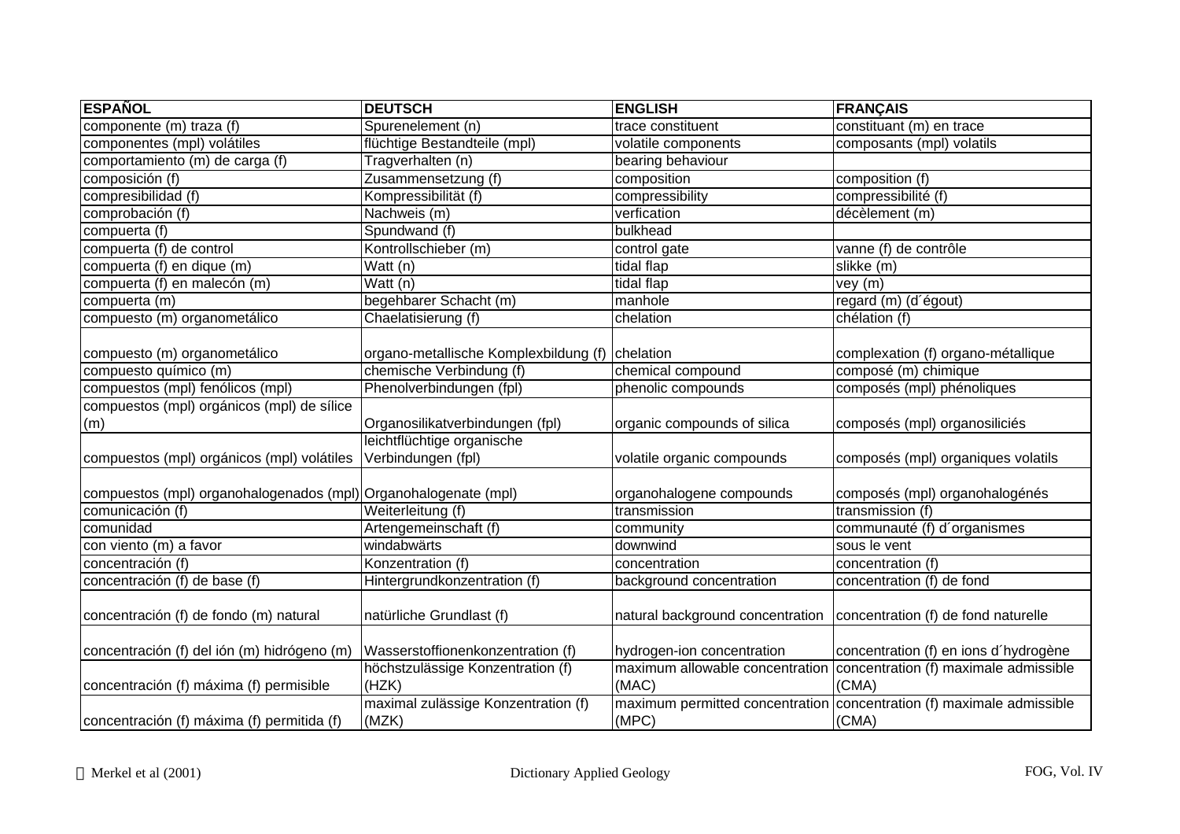| ESPAÑOL | DEUTSCH | ENGLISH | FRANÇAIS |
|---|---|---|---|
| componente (m) traza (f) | Spurenelement (n) | trace constituent | constituant (m) en trace |
| componentes (mpl) volátiles | flüchtige Bestandteile (mpl) | volatile components | composants (mpl) volatils |
| comportamiento (m) de carga (f) | Tragverhalten (n) | bearing behaviour | |
| composición (f) | Zusammensetzung (f) | composition | composition (f) |
| compresibilidad (f) | Kompressibilität (f) | compressibility | compressibilité (f) |
| comprobación (f) | Nachweis (m) | verfication | décèlement (m) |
| compuerta (f) | Spundwand (f) | bulkhead | |
| compuerta (f) de control | Kontrollschieber (m) | control gate | vanne (f) de contrôle |
| compuerta (f) en dique (m) | Watt (n) | tidal flap | slikke (m) |
| compuerta (f) en malecón (m) | Watt (n) | tidal flap | vey (m) |
| compuerta (m) | begehbarer Schacht (m) | manhole | regard (m) (d´égout) |
| compuesto (m) organometálico | Chaelatisierung (f) | chelation | chélation (f) |
| compuesto (m) organometálico | organo-metallische Komplexbildung (f) | chelation | complexation (f) organo-métallique |
| compuesto químico (m) | chemische Verbindung (f) | chemical compound | composé (m) chimique |
| compuestos (mpl) fenólicos (mpl) | Phenolverbindungen (fpl) | phenolic compounds | composés (mpl) phénoliques |
| compuestos (mpl) orgánicos (mpl) de sílice (m) | Organosilikatverbindungen (fpl) | organic compounds of silica | composés (mpl) organosiliciés |
| compuestos (mpl) orgánicos (mpl) volátiles | leichtflüchtige organische Verbindungen (fpl) | volatile organic compounds | composés (mpl) organiques volatils |
| compuestos (mpl) organohalogenados (mpl) | Organohalogenate (mpl) | organohalogene compounds | composés (mpl) organohalogénés |
| comunicación (f) | Weiterleitung (f) | transmission | transmission (f) |
| comunidad | Artengemeinschaft (f) | community | communauté (f) d´organismes |
| con viento (m) a favor | windabwärts | downwind | sous le vent |
| concentración (f) | Konzentration (f) | concentration | concentration (f) |
| concentración (f) de base (f) | Hintergrundkonzentration (f) | background concentration | concentration (f) de fond |
| concentración (f) de fondo (m) natural | natürliche Grundlast (f) | natural background concentration | concentration (f) de fond naturelle |
| concentración (f) del ión (m) hidrógeno (m) | Wasserstoffionenkonzentration (f) | hydrogen-ion concentration | concentration (f) en ions d´hydrogène |
| concentración (f) máxima (f) permisible | höchstzulässige Konzentration (f) (HZK) | maximum allowable concentration (MAC) | concentration (f) maximale admissible (CMA) |
| concentración (f) máxima (f) permitida (f) | maximal zulässige Konzentration (f) (MZK) | maximum permitted concentration (MPC) | concentration (f) maximale admissible (CMA) |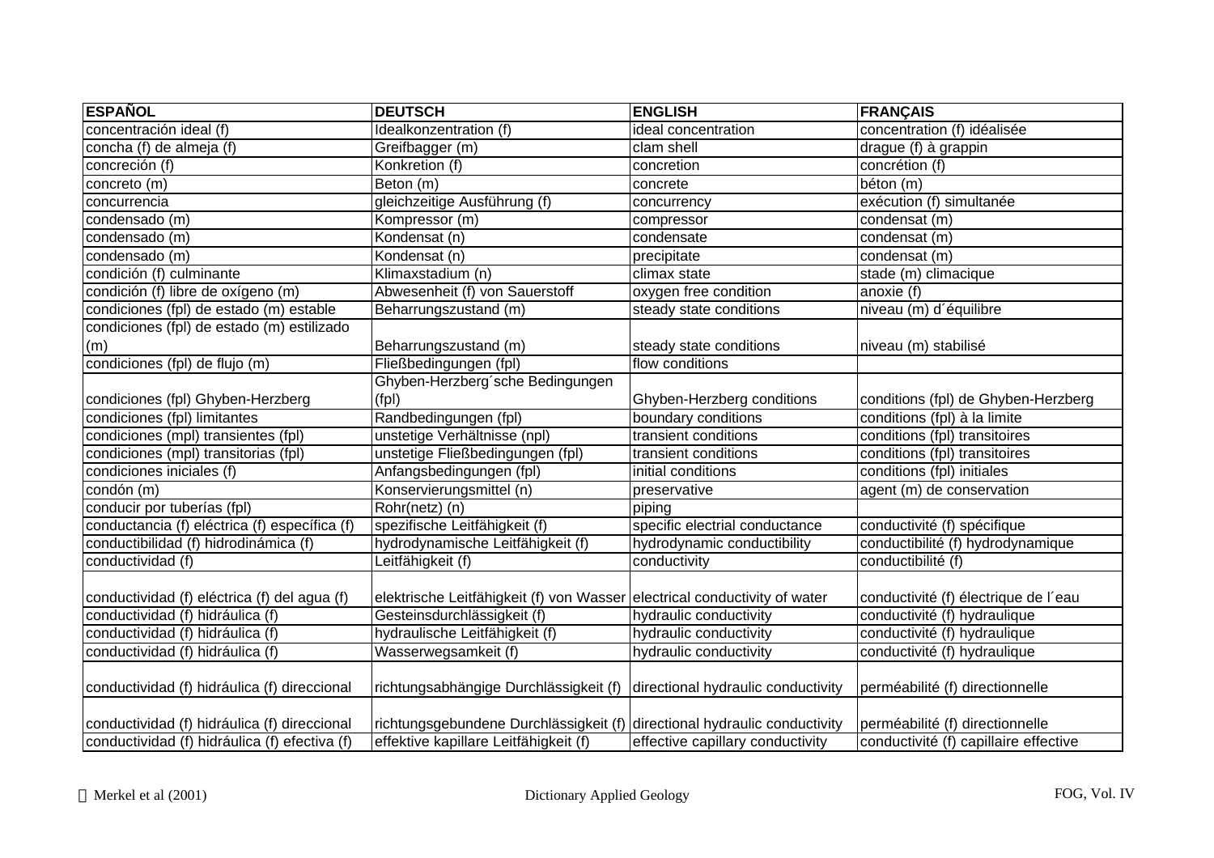| ESPAÑOL | DEUTSCH | ENGLISH | FRANÇAIS |
|---|---|---|---|
| concentración ideal (f) | Idealkonzentration (f) | ideal concentration | concentration (f) idéalisée |
| concha (f) de almeja (f) | Greifbagger (m) | clam shell | drague (f) à grappin |
| concreción (f) | Konkretion (f) | concretion | concrétion (f) |
| concreto (m) | Beton (m) | concrete | béton (m) |
| concurrencia | gleichzeitige Ausführung (f) | concurrency | exécution (f) simultanée |
| condensado (m) | Kompressor (m) | compressor | condensat (m) |
| condensado (m) | Kondensat (n) | condensate | condensat (m) |
| condensado (m) | Kondensat (n) | precipitate | condensat (m) |
| condición (f) culminante | Klimaxstadium (n) | climax state | stade (m) climacique |
| condición (f) libre de oxígeno (m) | Abwesenheit (f) von Sauerstoff | oxygen free condition | anoxie (f) |
| condiciones (fpl) de estado (m) estable | Beharrungszustand (m) | steady state conditions | niveau (m) d´équilibre |
| condiciones (fpl) de estado (m) estilizado (m) | Beharrungszustand (m) | steady state conditions | niveau (m) stabilisé |
| condiciones (fpl) de flujo (m) | Fließbedingungen (fpl) | flow conditions | |
| condiciones (fpl) Ghyben-Herzberg | Ghyben-Herzberg´sche Bedingungen (fpl) | Ghyben-Herzberg conditions | conditions (fpl) de Ghyben-Herzberg |
| condiciones (fpl) limitantes | Randbedingungen (fpl) | boundary conditions | conditions (fpl) à la limite |
| condiciones (mpl) transientes (fpl) | unstetige Verhältnisse (npl) | transient conditions | conditions (fpl) transitoires |
| condiciones (mpl) transitorias (fpl) | unstetige Fließbedingungen (fpl) | transient conditions | conditions (fpl) transitoires |
| condiciones iniciales (f) | Anfangsbedingungen (fpl) | initial conditions | conditions (fpl) initiales |
| condón (m) | Konservierungsmittel (n) | preservative | agent (m) de conservation |
| conducir por tuberías (fpl) | Rohr(netz) (n) | piping | |
| conductancia (f) eléctrica (f) específica (f) | spezifische Leitfähigkeit (f) | specific electrial conductance | conductivité (f) spécifique |
| conductibilidad (f) hidrodinámica (f) | hydrodynamische Leitfähigkeit (f) | hydrodynamic conductibility | conductibilité (f) hydrodynamique |
| conductividad (f) | Leitfähigkeit (f) | conductivity | conductibilité (f) |
| conductividad (f) eléctrica (f) del agua (f) | elektrische Leitfähigkeit (f) von Wasser | electrical conductivity of water | conductivité (f) électrique de l´eau |
| conductividad (f) hidráulica (f) | Gesteinsdurchlässigkeit (f) | hydraulic conductivity | conductivité (f) hydraulique |
| conductividad (f) hidráulica (f) | hydraulische Leitfähigkeit (f) | hydraulic conductivity | conductivité (f) hydraulique |
| conductividad (f) hidráulica (f) | Wasserwegsamkeit (f) | hydraulic conductivity | conductivité (f) hydraulique |
| conductividad (f) hidráulica (f) direccional | richtungsabhängige Durchlässigkeit (f) | directional hydraulic conductivity | perméabilité (f) directionnelle |
| conductividad (f) hidráulica (f) direccional | richtungsgebundene Durchlässigkeit (f) | directional hydraulic conductivity | perméabilité (f) directionnelle |
| conductividad (f) hidráulica (f) efectiva (f) | effektive kapillare Leitfähigkeit (f) | effective capillary conductivity | conductivité (f) capillaire effective |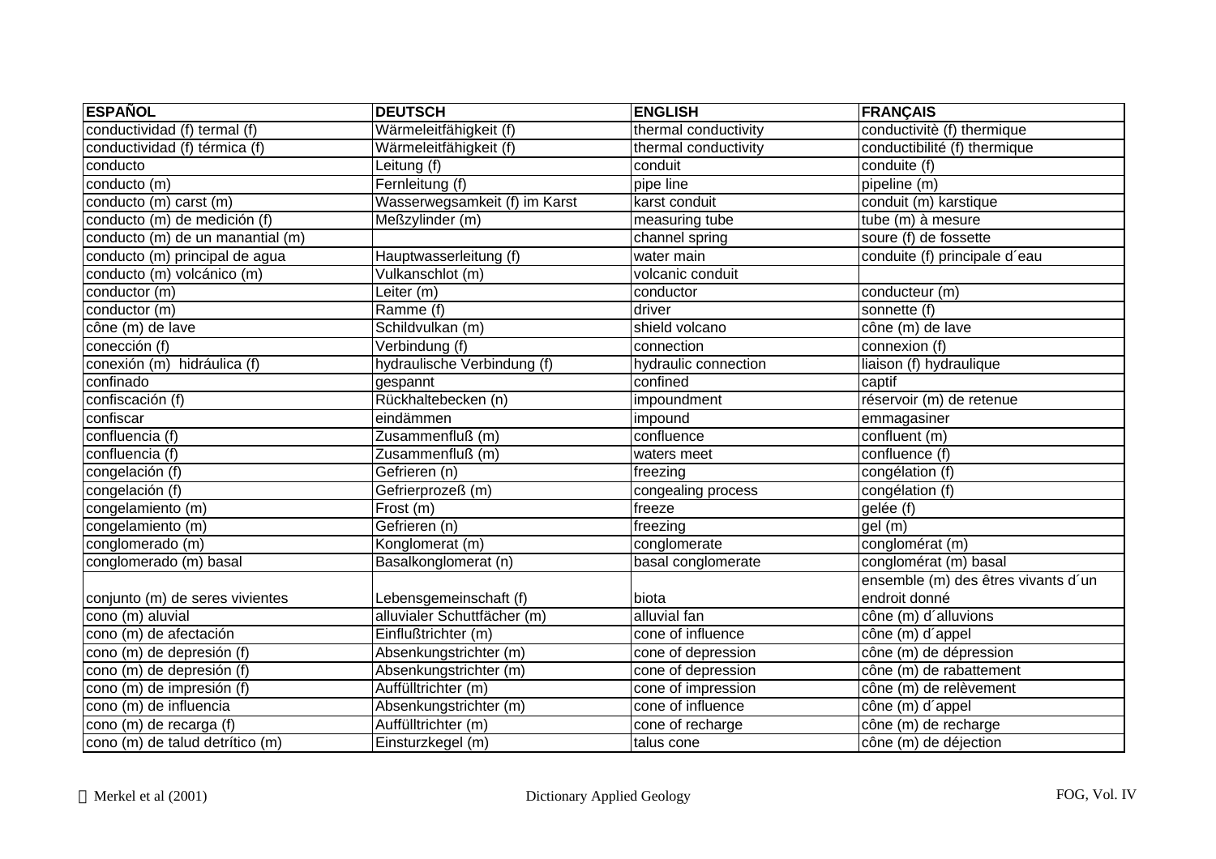| ESPAÑOL | DEUTSCH | ENGLISH | FRANÇAIS |
|---|---|---|---|
| conductividad (f) termal (f) | Wärmeleitfähigkeit (f) | thermal conductivity | conductivitè (f) thermique |
| conductividad (f) térmica (f) | Wärmeleitfähigkeit (f) | thermal conductivity | conductibilité (f) thermique |
| conducto | Leitung (f) | conduit | conduite (f) |
| conducto (m) | Fernleitung (f) | pipe line | pipeline (m) |
| conducto (m) carst (m) | Wasserwegsamkeit (f) im Karst | karst conduit | conduit (m) karstique |
| conducto (m) de medición (f) | Meßzylinder (m) | measuring tube | tube (m) à mesure |
| conducto (m) de un manantial (m) | | channel spring | soure (f) de fossette |
| conducto (m) principal de agua | Hauptwasserleitung (f) | water main | conduite (f) principale d´eau |
| conducto (m) volcánico (m) | Vulkanschlot (m) | volcanic conduit | |
| conductor (m) | Leiter (m) | conductor | conducteur (m) |
| conductor (m) | Ramme (f) | driver | sonnette (f) |
| cône (m) de lave | Schildvulkan (m) | shield volcano | cône (m) de lave |
| conección (f) | Verbindung (f) | connection | connexion (f) |
| conexión (m) hidráulica (f) | hydraulische Verbindung (f) | hydraulic connection | liaison (f) hydraulique |
| confinado | gespannt | confined | captif |
| confiscación (f) | Rückhaltebecken (n) | impoundment | réservoir (m) de retenue |
| confiscar | eindämmen | impound | emmagasiner |
| confluencia (f) | Zusammenfluß (m) | confluence | confluent (m) |
| confluencia (f) | Zusammenfluß (m) | waters meet | confluence (f) |
| congelación (f) | Gefrieren (n) | freezing | congélation (f) |
| congelación (f) | Gefrierprozeß (m) | congealing process | congélation (f) |
| congelamiento (m) | Frost (m) | freeze | gelée (f) |
| congelamiento (m) | Gefrieren (n) | freezing | gel (m) |
| conglomerado (m) | Konglomerat (m) | conglomerate | conglomérat (m) |
| conglomerado (m) basal | Basalkonglomerat (n) | basal conglomerate | conglomérat (m) basal |
| conjunto (m) de seres vivientes | Lebensgemeinschaft (f) | biota | ensemble (m) des êtres vivants d´un endroit donné |
| cono (m) aluvial | alluvialer Schuttfächer (m) | alluvial fan | cône (m) d´alluvions |
| cono (m) de afectación | Einflußtrichter (m) | cone of influence | cône (m) d´appel |
| cono (m) de depresión (f) | Absenkungstrichter (m) | cone of depression | cône (m) de dépression |
| cono (m) de depresión (f) | Absenkungstrichter (m) | cone of depression | cône (m) de rabattement |
| cono (m) de impresión (f) | Auffülltrichter (m) | cone of impression | cône (m) de relèvement |
| cono (m) de influencia | Absenkungstrichter (m) | cone of influence | cône (m) d´appel |
| cono (m) de recarga (f) | Auffülltrichter (m) | cone of recharge | cône (m) de recharge |
| cono (m) de talud detrítico (m) | Einsturzkegel (m) | talus cone | cône (m) de déjection |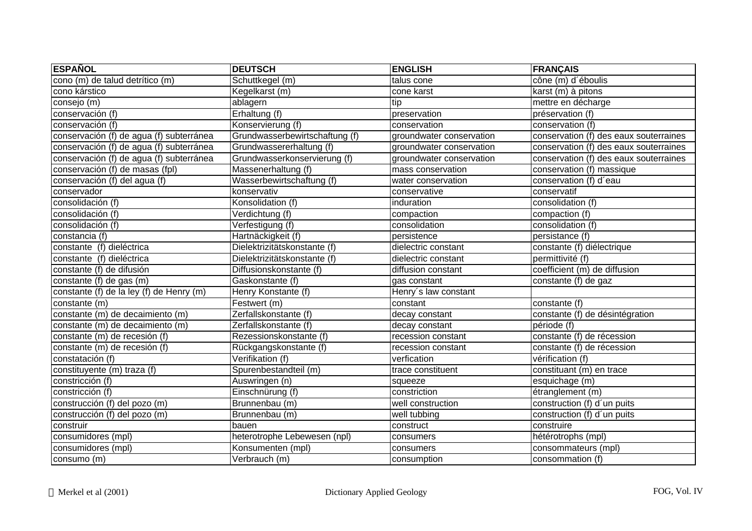| ESPAÑOL | DEUTSCH | ENGLISH | FRANÇAIS |
|---|---|---|---|
| cono (m) de talud detrítico (m) | Schuttkegel (m) | talus cone | cône (m) d´éboulis |
| cono kárstico | Kegelkarst (m) | cone karst | karst (m) à pitons |
| consejo (m) | ablagern | tip | mettre en décharge |
| conservación (f) | Erhaltung (f) | preservation | préservation (f) |
| conservación (f) | Konservierung (f) | conservation | conservation (f) |
| conservación (f) de agua (f) subterránea | Grundwasserbewirtschaftung (f) | groundwater conservation | conservation (f) des eaux souterraines |
| conservación (f) de agua (f) subterránea | Grundwassererhaltung (f) | groundwater conservation | conservation (f) des eaux souterraines |
| conservación (f) de agua (f) subterránea | Grundwasserkonservierung (f) | groundwater conservation | conservation (f) des eaux souterraines |
| conservación (f) de masas (fpl) | Massenerhaltung (f) | mass conservation | conservation (f) massique |
| conservación (f) del agua (f) | Wasserbewirtschaftung (f) | water conservation | conservation (f) d´eau |
| conservador | konservativ | conservative | conservatif |
| consolidación (f) | Konsolidation (f) | induration | consolidation (f) |
| consolidación (f) | Verdichtung (f) | compaction | compaction (f) |
| consolidación (f) | Verfestigung (f) | consolidation | consolidation (f) |
| constancia (f) | Hartnäckigkeit (f) | persistence | persistance (f) |
| constante (f) dieléctrica | Dielektrizitätskonstante (f) | dielectric constant | constante (f) diélectrique |
| constante (f) dieléctrica | Dielektrizitätskonstante (f) | dielectric constant | permittivité (f) |
| constante (f) de difusión | Diffusionskonstante (f) | diffusion constant | coefficient (m) de diffusion |
| constante (f) de gas (m) | Gaskonstante (f) | gas constant | constante (f) de gaz |
| constante (f) de la ley (f) de Henry (m) | Henry Konstante (f) | Henry´s law constant | |
| constante (m) | Festwert (m) | constant | constante (f) |
| constante (m) de decaimiento (m) | Zerfallskonstante (f) | decay constant | constante (f) de désintégration |
| constante (m) de decaimiento (m) | Zerfallskonstante (f) | decay constant | période (f) |
| constante (m) de recesión (f) | Rezessionskonstante (f) | recession constant | constante (f) de récession |
| constante (m) de recesión (f) | Rückgangskonstante (f) | recession constant | constante (f) de récession |
| constatación (f) | Verifikation (f) | verfication | vérification (f) |
| constituyente (m) traza (f) | Spurenbestandteil (m) | trace constituent | constituant (m) en trace |
| constricción (f) | Auswringen (n) | squeeze | esquichage (m) |
| constricción (f) | Einschnürung (f) | constriction | étranglement (m) |
| construcción (f) del pozo (m) | Brunnenbau (m) | well construction | construction (f) d´un puits |
| construcción (f) del pozo (m) | Brunnenbau (m) | well tubbing | construction (f) d´un puits |
| construir | bauen | construct | construire |
| consumidores (mpl) | heterotrophe Lebewesen (npl) | consumers | hétérotrophs (mpl) |
| consumidores (mpl) | Konsumenten (mpl) | consumers | consommateurs (mpl) |
| consumo (m) | Verbrauch (m) | consumption | consommation (f) |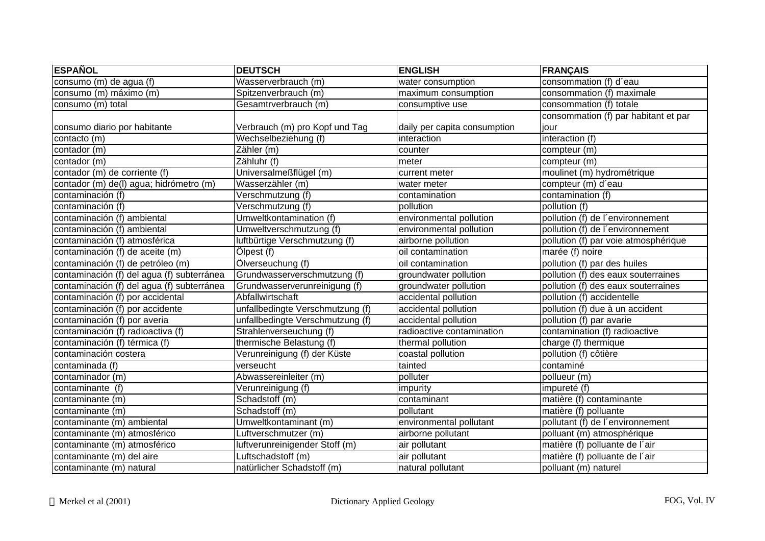| ESPAÑOL | DEUTSCH | ENGLISH | FRANÇAIS |
|---|---|---|---|
| consumo (m) de agua (f) | Wasserverbrauch (m) | water consumption | consommation (f) d´eau |
| consumo (m) máximo (m) | Spitzenverbrauch (m) | maximum consumption | consommation (f) maximale |
| consumo (m) total | Gesamtrverbrauch (m) | consumptive use | consommation (f) totale |
| consumo diario por habitante | Verbrauch (m) pro Kopf und Tag | daily per capita consumption | consommation (f) par habitant et par jour |
| contacto (m) | Wechselbeziehung (f) | interaction | interaction (f) |
| contador (m) | Zähler (m) | counter | compteur (m) |
| contador (m) | Zähluhr (f) | meter | compteur (m) |
| contador (m) de corriente (f) | Universalmeßflügel (m) | current meter | moulinet (m) hydrométrique |
| contador (m) de(l) agua; hidrómetro (m) | Wasserzähler (m) | water meter | compteur (m) d´eau |
| contaminación (f) | Verschmutzung (f) | contamination | contamination (f) |
| contaminación (f) | Verschmutzung (f) | pollution | pollution (f) |
| contaminación (f) ambiental | Umweltkontamination (f) | environmental pollution | pollution (f) de l´environnement |
| contaminación (f) ambiental | Umweltverschmutzung (f) | environmental pollution | pollution (f) de l´environnement |
| contaminación (f) atmosférica | luftbürtige Verschmutzung (f) | airborne pollution | pollution (f) par voie atmosphérique |
| contaminación (f) de aceite (m) | Ölpest (f) | oil contamination | marée (f) noire |
| contaminación (f) de petróleo (m) | Ölverseuchung (f) | oil contamination | pollution (f) par des huiles |
| contaminación (f) del agua (f) subterránea | Grundwasserverschmutzung (f) | groundwater pollution | pollution (f) des eaux souterraines |
| contaminación (f) del agua (f) subterránea | Grundwasserverunreinigung (f) | groundwater pollution | pollution (f) des eaux souterraines |
| contaminación (f) por accidental | Abfallwirtschaft | accidental pollution | pollution (f) accidentelle |
| contaminación (f) por accidente | unfallbedingte Verschmutzung (f) | accidental pollution | pollution (f) due à un accident |
| contaminación (f) por averia | unfallbedingte Verschmutzung (f) | accidental pollution | pollution (f) par avarie |
| contaminación (f) radioactiva (f) | Strahlenverseuchung (f) | radioactive contamination | contamination (f) radioactive |
| contaminación (f) térmica (f) | thermische Belastung (f) | thermal pollution | charge (f) thermique |
| contaminación costera | Verunreinigung (f) der Küste | coastal pollution | pollution (f) côtière |
| contaminada (f) | verseucht | tainted | contaminé |
| contaminador (m) | Abwassereinleiter (m) | polluter | pollueur (m) |
| contaminante (f) | Verunreinigung (f) | impurity | impureté (f) |
| contaminante (m) | Schadstoff (m) | contaminant | matière (f) contaminante |
| contaminante (m) | Schadstoff (m) | pollutant | matière (f) polluante |
| contaminante (m) ambiental | Umweltkontaminant (m) | environmental pollutant | pollutant (f) de l´environnement |
| contaminante (m) atmosférico | Luftverschmutzer (m) | airborne pollutant | polluant (m) atmosphérique |
| contaminante (m) atmosférico | luftverunreinigender Stoff (m) | air pollutant | matière (f) polluante de l´air |
| contaminante (m) del aire | Luftschadstoff (m) | air pollutant | matière (f) polluante de l´air |
| contaminante (m) natural | natürlicher Schadstoff (m) | natural pollutant | polluant (m) naturel |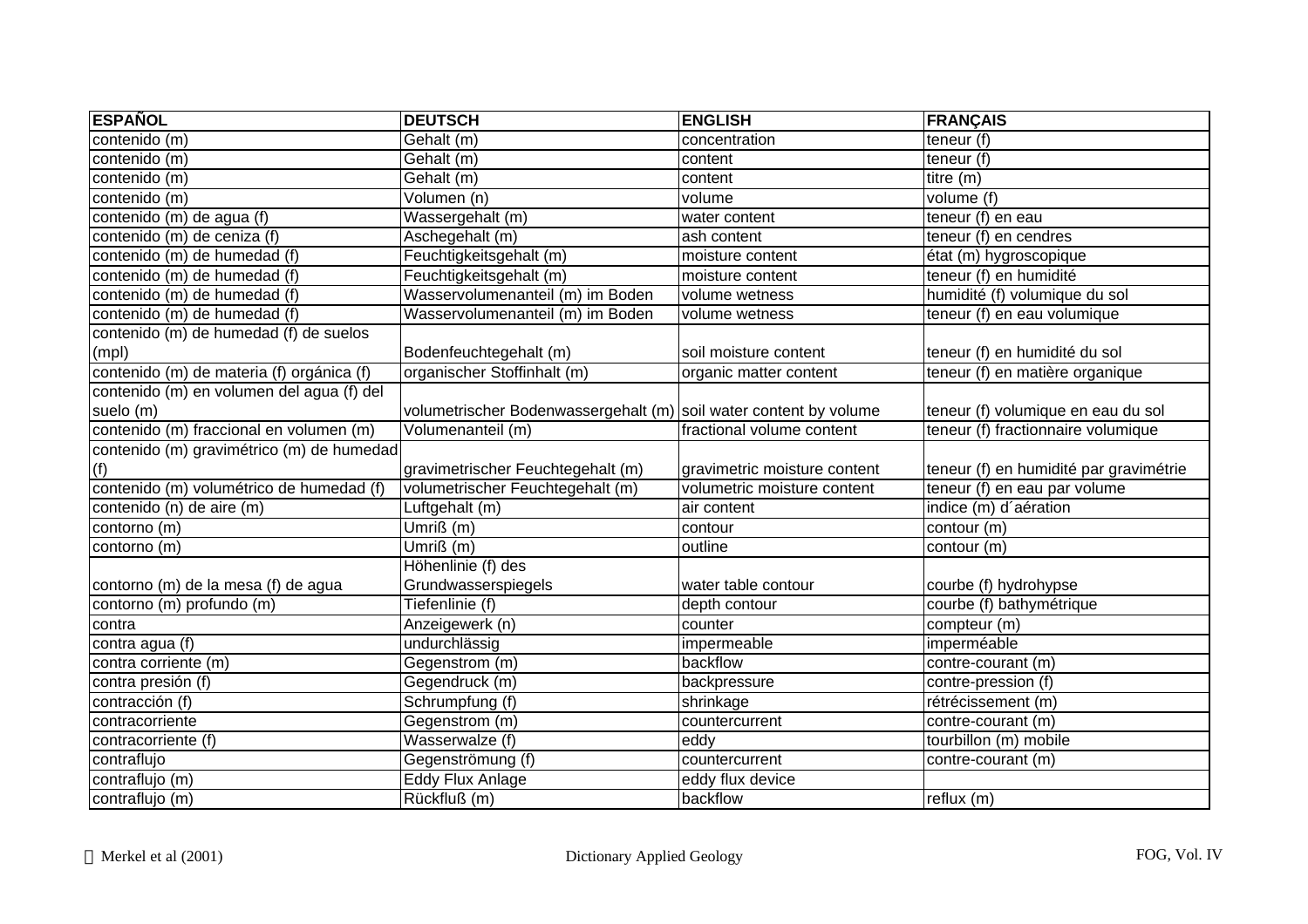| ESPAÑOL | DEUTSCH | ENGLISH | FRANÇAIS |
|---|---|---|---|
| contenido (m) | Gehalt (m) | concentration | teneur (f) |
| contenido (m) | Gehalt (m) | content | teneur (f) |
| contenido (m) | Gehalt (m) | content | titre (m) |
| contenido (m) | Volumen (n) | volume | volume (f) |
| contenido (m) de agua (f) | Wassergehalt (m) | water content | teneur (f) en eau |
| contenido (m) de ceniza (f) | Aschegehalt (m) | ash content | teneur (f) en cendres |
| contenido (m) de humedad (f) | Feuchtigkeitsgehalt (m) | moisture content | état (m) hygroscopique |
| contenido (m) de humedad (f) | Feuchtigkeitsgehalt (m) | moisture content | teneur (f) en humidité |
| contenido (m) de humedad (f) | Wasservolumenanteil (m) im Boden | volume wetness | humidité (f) volumique du sol |
| contenido (m) de humedad (f) | Wasservolumenanteil (m) im Boden | volume wetness | teneur (f) en eau volumique |
| contenido (m) de humedad (f) de suelos (mpl) | Bodenfeuchtegehalt (m) | soil moisture content | teneur (f) en humidité du sol |
| contenido (m) de materia (f) orgánica (f) | organischer Stoffinhalt (m) | organic matter content | teneur (f) en matière organique |
| contenido (m) en volumen del agua (f) del suelo (m) | volumetrischer Bodenwassergehalt (m) | soil water content by volume | teneur (f) volumique en eau du sol |
| contenido (m) fraccional en volumen (m) | Volumenanteil (m) | fractional volume content | teneur (f) fractionnaire volumique |
| contenido (m) gravimétrico (m) de humedad (f) | gravimetrischer Feuchtegehalt (m) | gravimetric moisture content | teneur (f) en humidité par gravimétrie |
| contenido (m) volumétrico de humedad (f) | volumetrischer Feuchtegehalt (m) | volumetric moisture content | teneur (f) en eau par volume |
| contenido (n) de aire (m) | Luftgehalt (m) | air content | indice (m) d´aération |
| contorno (m) | Umriß (m) | contour | contour (m) |
| contorno (m) | Umriß (m) | outline | contour (m) |
| contorno (m) de la mesa (f) de agua | Höhenlinie (f) des Grundwasserspiegels | water table contour | courbe (f) hydrohypse |
| contorno (m) profundo (m) | Tiefenlinie (f) | depth contour | courbe (f) bathymétrique |
| contra | Anzeigewerk (n) | counter | compteur (m) |
| contra agua (f) | undurchlässig | impermeable | imperméable |
| contra corriente (m) | Gegenstrom (m) | backflow | contre-courant (m) |
| contra presión (f) | Gegendruck (m) | backpressure | contre-pression (f) |
| contracción (f) | Schrumpfung (f) | shrinkage | rétrécissement (m) |
| contracorriente | Gegenstrom (m) | countercurrent | contre-courant (m) |
| contracorriente (f) | Wasserwalze (f) | eddy | tourbillon (m) mobile |
| contraflujo | Gegenströmung (f) | countercurrent | contre-courant (m) |
| contraflujo (m) | Eddy Flux Anlage | eddy flux device | |
| contraflujo (m) | Rückfluß (m) | backflow | reflux (m) |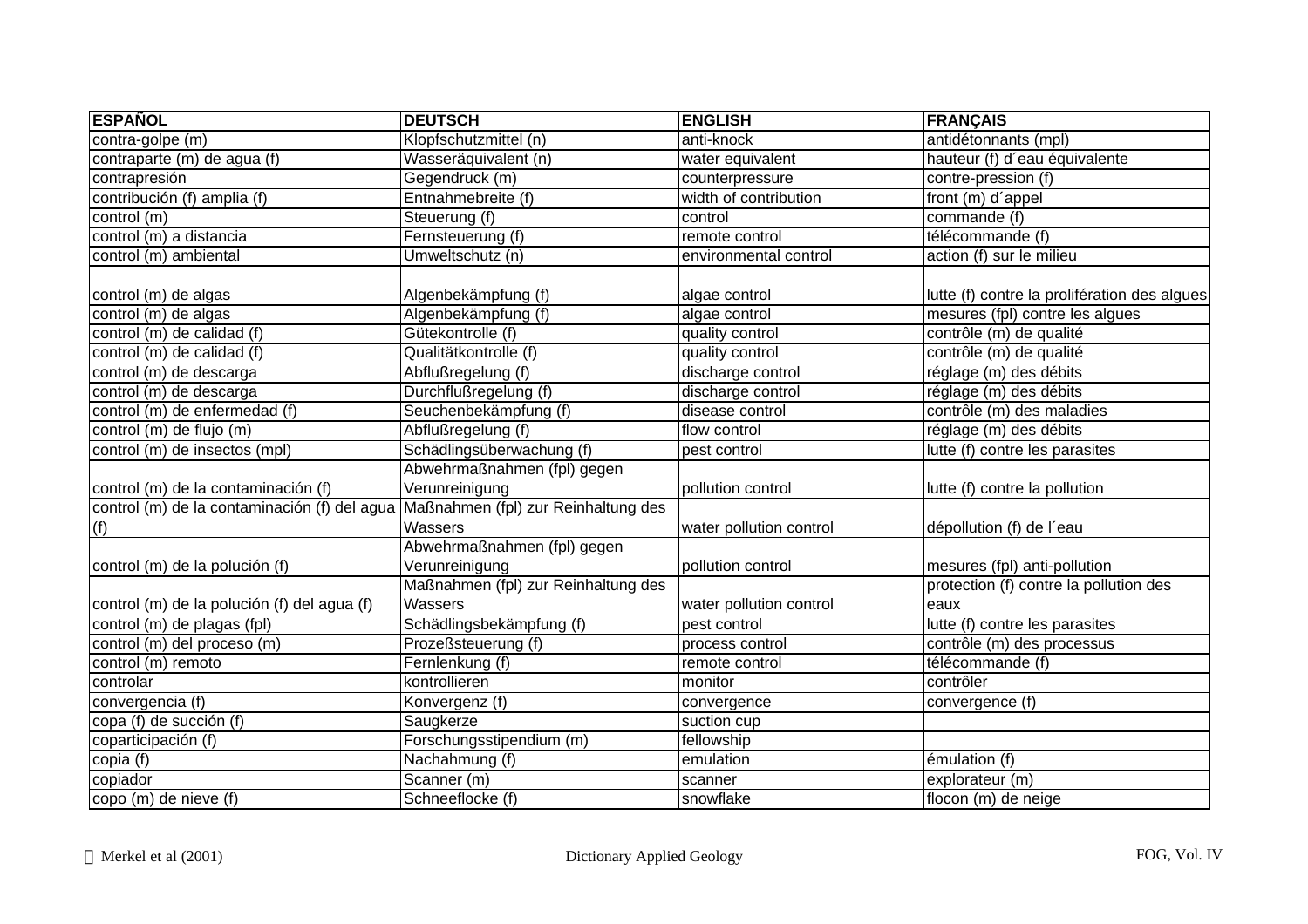| ESPAÑOL | DEUTSCH | ENGLISH | FRANÇAIS |
|---|---|---|---|
| contra-golpe (m) | Klopfschutzmittel (n) | anti-knock | antidétonnants (mpl) |
| contraparte (m) de agua (f) | Wasseräquivalent (n) | water equivalent | hauteur (f) d´eau équivalente |
| contrapresión | Gegendruck (m) | counterpressure | contre-pression (f) |
| contribución (f) amplia (f) | Entnahmebreite (f) | width of contribution | front (m) d´appel |
| control (m) | Steuerung (f) | control | commande (f) |
| control (m) a distancia | Fernsteuerung (f) | remote control | télécommande (f) |
| control (m) ambiental | Umweltschutz (n) | environmental control | action (f) sur le milieu |
| control (m) de algas | Algenbekämpfung (f) | algae control | lutte (f) contre la prolifération des algues |
| control (m) de algas | Algenbekämpfung (f) | algae control | mesures (fpl) contre les algues |
| control (m) de calidad (f) | Gütekontrolle (f) | quality control | contrôle (m) de qualité |
| control (m) de calidad (f) | Qualitätkontrolle (f) | quality control | contrôle (m) de qualité |
| control (m) de descarga | Abflußregelung (f) | discharge control | réglage (m) des débits |
| control (m) de descarga | Durchflußregelung (f) | discharge control | réglage (m) des débits |
| control (m) de enfermedad (f) | Seuchenbekämpfung (f) | disease control | contrôle (m) des maladies |
| control (m) de flujo (m) | Abflußregelung (f) | flow control | réglage (m) des débits |
| control (m) de insectos (mpl) | Schädlingsüberwachung (f) | pest control | lutte (f) contre les parasites |
| control (m) de la contaminación (f) | Abwehrmaßnahmen (fpl) gegen Verunreinigung | pollution control | lutte (f) contre la pollution |
| control (m) de la contaminación (f) del agua (f) | Maßnahmen (fpl) zur Reinhaltung des Wassers | water pollution control | dépollution (f) de l´eau |
| control (m) de la polución (f) | Abwehrmaßnahmen (fpl) gegen Verunreinigung | pollution control | mesures (fpl) anti-pollution |
| control (m) de la polución (f) del agua (f) | Maßnahmen (fpl) zur Reinhaltung des Wassers | water pollution control | protection (f) contre la pollution des eaux |
| control (m) de plagas (fpl) | Schädlingsbekämpfung (f) | pest control | lutte (f) contre les parasites |
| control (m) del proceso (m) | Prozeßsteuerung (f) | process control | contrôle (m) des processus |
| control (m) remoto | Fernlenkung (f) | remote control | télécommande (f) |
| controlar | kontrollieren | monitor | contrôler |
| convergencia (f) | Konvergenz (f) | convergence | convergence (f) |
| copa (f) de succión (f) | Saugkerze | suction cup | |
| coparticipación (f) | Forschungsstipendium (m) | fellowship | |
| copia (f) | Nachahmung (f) | emulation | émulation (f) |
| copiador | Scanner (m) | scanner | explorateur (m) |
| copo (m) de nieve (f) | Schneeflocke (f) | snowflake | flocon (m) de neige |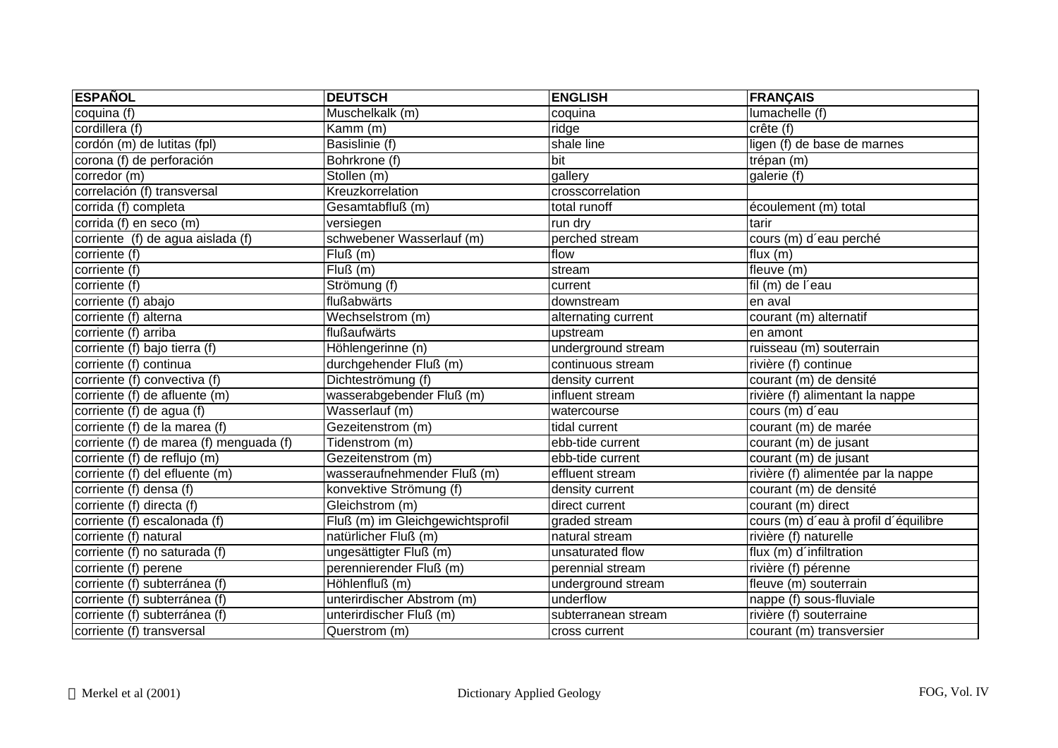| ESPAÑOL | DEUTSCH | ENGLISH | FRANÇAIS |
|---|---|---|---|
| coquina (f) | Muschelkalk (m) | coquina | lumachelle (f) |
| cordillera (f) | Kamm (m) | ridge | crête (f) |
| cordón (m) de lutitas (fpl) | Basislinie (f) | shale line | ligen (f) de base de marnes |
| corona (f) de perforación | Bohrkrone (f) | bit | trépan (m) |
| corredor (m) | Stollen (m) | gallery | galerie (f) |
| correlación (f) transversal | Kreuzkorrelation | crosscorrelation | |
| corrida (f) completa | Gesamtabfluß (m) | total runoff | écoulement (m) total |
| corrida (f) en seco (m) | versiegen | run dry | tarir |
| corriente  (f) de agua aislada (f) | schwebener Wasserlauf (m) | perched stream | cours (m) d´eau perché |
| corriente (f) | Fluß (m) | flow | flux (m) |
| corriente (f) | Fluß (m) | stream | fleuve (m) |
| corriente (f) | Strömung (f) | current | fil (m) de l´eau |
| corriente (f) abajo | flußabwärts | downstream | en aval |
| corriente (f) alterna | Wechselstrom (m) | alternating current | courant (m) alternatif |
| corriente (f) arriba | flußaufwärts | upstream | en amont |
| corriente (f) bajo tierra (f) | Höhlengerinne (n) | underground stream | ruisseau (m) souterrain |
| corriente (f) continua | durchgehender Fluß (m) | continuous stream | rivière (f) continue |
| corriente (f) convectiva (f) | Dichteströmung (f) | density current | courant (m) de densité |
| corriente (f) de afluente (m) | wasserabgebender Fluß (m) | influent stream | rivière (f) alimentant la nappe |
| corriente (f) de agua (f) | Wasserlauf (m) | watercourse | cours (m) d´eau |
| corriente (f) de la marea (f) | Gezeitenstrom (m) | tidal current | courant (m) de marée |
| corriente (f) de marea (f) menguada (f) | Tidenstrom (m) | ebb-tide current | courant (m) de jusant |
| corriente (f) de reflujo (m) | Gezeitenstrom (m) | ebb-tide current | courant (m) de jusant |
| corriente (f) del efluente (m) | wasseraufnehmender Fluß (m) | effluent stream | rivière (f) alimentée par la nappe |
| corriente (f) densa (f) | konvektive Strömung (f) | density current | courant (m) de densité |
| corriente (f) directa (f) | Gleichstrom (m) | direct current | courant (m) direct |
| corriente (f) escalonada (f) | Fluß (m) im Gleichgewichtsprofil | graded stream | cours (m) d´eau à profil d´équilibre |
| corriente (f) natural | natürlicher Fluß (m) | natural stream | rivière (f) naturelle |
| corriente (f) no saturada (f) | ungesättigter Fluß (m) | unsaturated flow | flux (m) d´infiltration |
| corriente (f) perene | perennierender Fluß (m) | perennial stream | rivière (f) pérenne |
| corriente (f) subterránea (f) | Höhlenfluß (m) | underground stream | fleuve (m) souterrain |
| corriente (f) subterránea (f) | unterirdischer Abstrom (m) | underflow | nappe (f) sous-fluviale |
| corriente (f) subterránea (f) | unterirdischer Fluß (m) | subterranean stream | rivière (f) souterraine |
| corriente (f) transversal | Querstrom (m) | cross current | courant (m) transversier |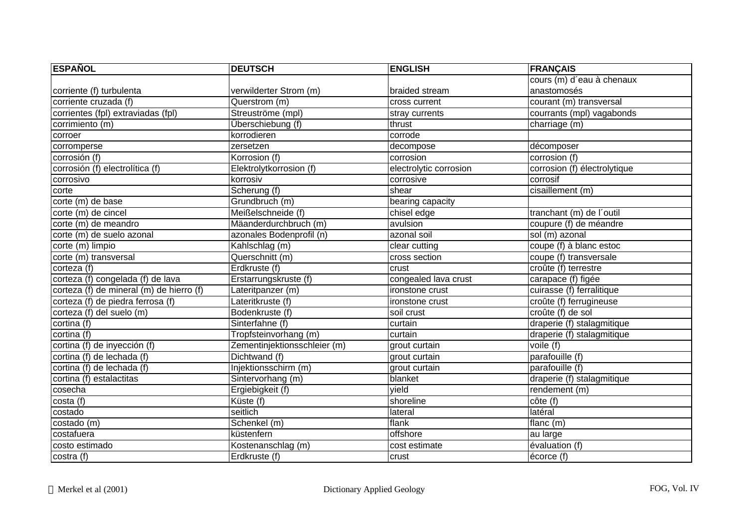| ESPAÑOL | DEUTSCH | ENGLISH | FRANÇAIS |
|---|---|---|---|
| corriente (f) turbulenta | verwilderter Strom (m) | braided stream | cours (m) d´eau à chenaux anastomosés |
| corriente cruzada (f) | Querstrom (m) | cross current | courant (m) transversal |
| corrientes (fpl) extraviadas (fpl) | Streuströme (mpl) | stray currents | courrants (mpl) vagabonds |
| corrimiento (m) | Überschiebung (f) | thrust | charriage (m) |
| corroer | korrodieren | corrode | |
| corromperse | zersetzen | decompose | décomposer |
| corrosión (f) | Korrosion (f) | corrosion | corrosion (f) |
| corrosión (f) electrolítica (f) | Elektrolytkorrosion (f) | electrolytic corrosion | corrosion (f) électrolytique |
| corrosivo | korrosiv | corrosive | corrosif |
| corte | Scherung (f) | shear | cisaillement (m) |
| corte (m) de base | Grundbruch (m) | bearing capacity | |
| corte (m) de cincel | Meißelschneide (f) | chisel edge | tranchant (m) de l´outil |
| corte (m) de meandro | Mäanderdurchbruch (m) | avulsion | coupure (f) de méandre |
| corte (m) de suelo azonal | azonales Bodenprofil (n) | azonal soil | sol (m) azonal |
| corte (m) limpio | Kahlschlag (m) | clear cutting | coupe (f) à blanc estoc |
| corte (m) transversal | Querschnitt (m) | cross section | coupe (f) transversale |
| corteza (f) | Erdkruste (f) | crust | croûte (f) terrestre |
| corteza (f) congelada (f) de lava | Erstarrungskruste (f) | congealed lava crust | carapace (f) figée |
| corteza (f) de mineral (m) de hierro (f) | Lateritpanzer (m) | ironstone crust | cuirasse (f) ferralitique |
| corteza (f) de piedra ferrosa (f) | Lateritkruste (f) | ironstone crust | croûte (f) ferrugineuse |
| corteza (f) del suelo (m) | Bodenkruste (f) | soil crust | croûte (f) de sol |
| cortina (f) | Sinterfahne (f) | curtain | draperie (f) stalagmitique |
| cortina (f) | Tropfsteinvorhang (m) | curtain | draperie (f) stalagmitique |
| cortina (f) de inyección (f) | Zementinjektionsschleier (m) | grout curtain | voile (f) |
| cortina (f) de lechada (f) | Dichtwand (f) | grout curtain | parafouille (f) |
| cortina (f) de lechada (f) | Injektionsschirm (m) | grout curtain | parafouille (f) |
| cortina (f) estalactitas | Sintervorhang (m) | blanket | draperie (f) stalagmitique |
| cosecha | Ergiebigkeit (f) | yield | rendement (m) |
| costa (f) | Küste (f) | shoreline | côte (f) |
| costado | seitlich | lateral | latéral |
| costado (m) | Schenkel (m) | flank | flanc (m) |
| costafuera | küstenfern | offshore | au large |
| costo estimado | Kostenanschlag (m) | cost estimate | évaluation (f) |
| costra (f) | Erdkruste (f) | crust | écorce (f) |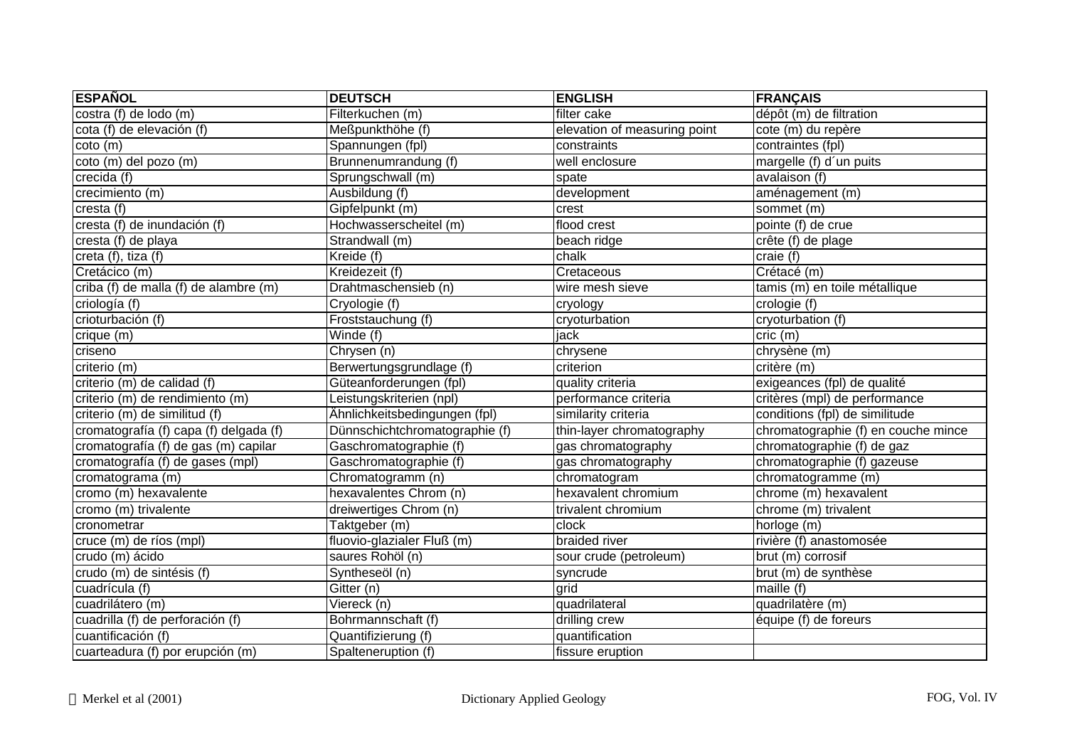| ESPAÑOL | DEUTSCH | ENGLISH | FRANÇAIS |
|---|---|---|---|
| costra (f) de lodo (m) | Filterkuchen (m) | filter cake | dépôt (m) de filtration |
| cota (f) de elevación (f) | Meßpunkthöhe (f) | elevation of measuring point | cote (m) du repère |
| coto (m) | Spannungen (fpl) | constraints | contraintes (fpl) |
| coto (m) del pozo (m) | Brunnenumrandung (f) | well enclosure | margelle (f) d´un puits |
| crecida (f) | Sprungschwall (m) | spate | avalaison (f) |
| crecimiento (m) | Ausbildung (f) | development | aménagement (m) |
| cresta (f) | Gipfelpunkt (m) | crest | sommet (m) |
| cresta (f) de inundación (f) | Hochwasserscheitel (m) | flood crest | pointe (f) de crue |
| cresta (f) de playa | Strandwall (m) | beach ridge | crête (f) de plage |
| creta (f), tiza (f) | Kreide (f) | chalk | craie (f) |
| Cretácico (m) | Kreidezeit (f) | Cretaceous | Crétacé (m) |
| criba (f) de malla (f) de alambre (m) | Drahtmaschensieb (n) | wire mesh sieve | tamis (m) en toile métallique |
| criología (f) | Cryologie (f) | cryology | crologie (f) |
| crioturbación (f) | Froststauchung (f) | cryoturbation | cryoturbation (f) |
| crique (m) | Winde (f) | jack | cric (m) |
| criseno | Chrysen (n) | chrysene | chrysène (m) |
| criterio (m) | Berwertungsgrundlage (f) | criterion | critère (m) |
| criterio (m) de calidad (f) | Güteanforderungen (fpl) | quality criteria | exigeances (fpl) de qualité |
| criterio (m) de rendimiento (m) | Leistungskriterien (npl) | performance criteria | critères (mpl) de performance |
| criterio (m) de similitud (f) | Ähnlichkeitsbedingungen (fpl) | similarity criteria | conditions (fpl) de similitude |
| cromatografía (f) capa (f) delgada (f) | Dünnschichtchromatographie (f) | thin-layer chromatography | chromatographie (f) en couche mince |
| cromatografía (f) de gas (m) capilar | Gaschromatographie (f) | gas chromatography | chromatographie (f) de gaz |
| cromatografía (f) de gases (mpl) | Gaschromatographie (f) | gas chromatography | chromatographie (f) gazeuse |
| cromatograma (m) | Chromatogramm (n) | chromatogram | chromatogramme (m) |
| cromo (m) hexavalente | hexavalentes Chrom (n) | hexavalent chromium | chrome (m) hexavalent |
| cromo (m) trivalente | dreiwertiges Chrom (n) | trivalent chromium | chrome (m) trivalent |
| cronometrar | Taktgeber (m) | clock | horloge (m) |
| cruce (m) de ríos (mpl) | fluovio-glazialer Fluß (m) | braided river | rivière (f) anastomosée |
| crudo (m) ácido | saures Rohöl (n) | sour crude (petroleum) | brut (m) corrosif |
| crudo (m) de sintésis (f) | Syntheseöl (n) | syncrude | brut (m) de synthèse |
| cuadrícula (f) | Gitter (n) | grid | maille (f) |
| cuadrilátero (m) | Viereck (n) | quadrilateral | quadrilatère (m) |
| cuadrilla (f) de perforación (f) | Bohrmannschaft (f) | drilling crew | équipe (f) de foreurs |
| cuantificación (f) | Quantifizierung (f) | quantification | |
| cuarteadura (f) por erupción (m) | Spalteneruption (f) | fissure eruption | |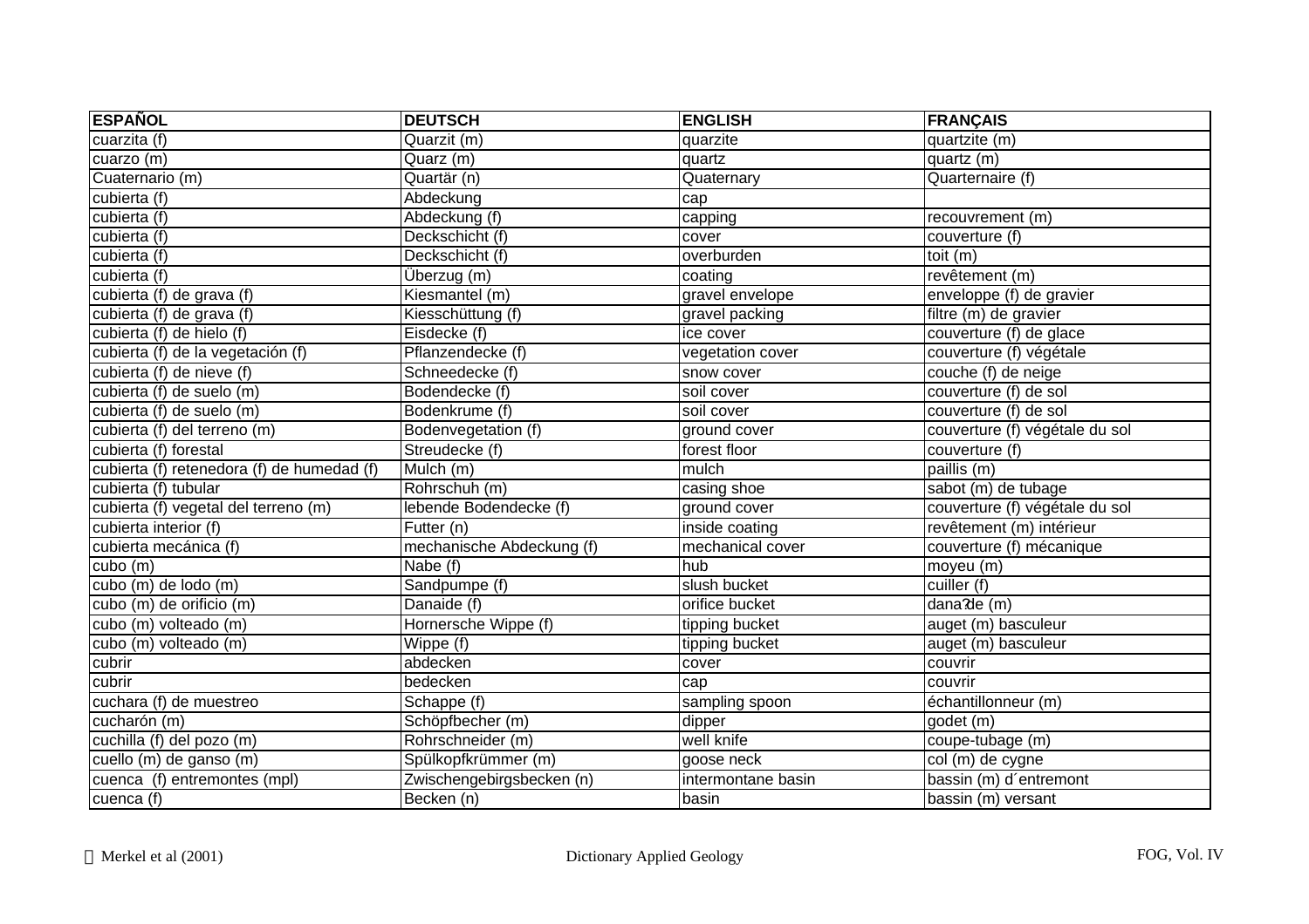| ESPAÑOL | DEUTSCH | ENGLISH | FRANÇAIS |
|---|---|---|---|
| cuarzita (f) | Quarzit (m) | quarzite | quartzite (m) |
| cuarzo (m) | Quarz (m) | quartz | quartz (m) |
| Cuaternario (m) | Quartär (n) | Quaternary | Quarternaire (f) |
| cubierta (f) | Abdeckung | cap | |
| cubierta (f) | Abdeckung (f) | capping | recouvrement (m) |
| cubierta (f) | Deckschicht (f) | cover | couverture (f) |
| cubierta (f) | Deckschicht (f) | overburden | toit (m) |
| cubierta (f) | Überzug (m) | coating | revêtement (m) |
| cubierta (f) de grava (f) | Kiesmantel (m) | gravel envelope | enveloppe (f) de gravier |
| cubierta (f) de grava (f) | Kiesschüttung (f) | gravel packing | filtre (m) de gravier |
| cubierta (f) de hielo (f) | Eisdecke (f) | ice cover | couverture (f) de glace |
| cubierta (f) de la vegetación (f) | Pflanzendecke (f) | vegetation cover | couverture (f) végétale |
| cubierta (f) de nieve (f) | Schneedecke (f) | snow cover | couche (f) de neige |
| cubierta (f) de suelo (m) | Bodendecke (f) | soil cover | couverture (f) de sol |
| cubierta (f) de suelo (m) | Bodenkrume (f) | soil cover | couverture (f) de sol |
| cubierta (f) del terreno (m) | Bodenvegetation (f) | ground cover | couverture (f) végétale du sol |
| cubierta (f) forestal | Streudecke (f) | forest floor | couverture (f) |
| cubierta (f) retenedora (f) de humedad (f) | Mulch (m) | mulch | paillis (m) |
| cubierta (f) tubular | Rohrschuh (m) | casing shoe | sabot (m) de tubage |
| cubierta (f) vegetal del terreno (m) | lebende Bodendecke (f) | ground cover | couverture (f) végétale du sol |
| cubierta interior (f) | Futter (n) | inside coating | revêtement (m) intérieur |
| cubierta mecánica (f) | mechanische Abdeckung (f) | mechanical cover | couverture (f) mécanique |
| cubo (m) | Nabe (f) | hub | moyeu (m) |
| cubo (m) de lodo (m) | Sandpumpe (f) | slush bucket | cuiller (f) |
| cubo (m) de orificio (m) | Danaide (f) | orifice bucket | dana?de (m) |
| cubo (m) volteado (m) | Hornersche Wippe (f) | tipping bucket | auget (m) basculeur |
| cubo (m) volteado (m) | Wippe (f) | tipping bucket | auget (m) basculeur |
| cubrir | abdecken | cover | couvrir |
| cubrir | bedecken | cap | couvrir |
| cuchara (f) de muestreo | Schappe (f) | sampling spoon | échantillonneur (m) |
| cucharón (m) | Schöpfbecher (m) | dipper | godet (m) |
| cuchilla (f) del pozo (m) | Rohrschneider (m) | well knife | coupe-tubage (m) |
| cuello (m) de ganso (m) | Spülkopfkrümmer (m) | goose neck | col (m) de cygne |
| cuenca (f) entremontes (mpl) | Zwischengebirgsbecken (n) | intermontane basin | bassin (m) d´entremont |
| cuenca (f) | Becken (n) | basin | bassin (m) versant |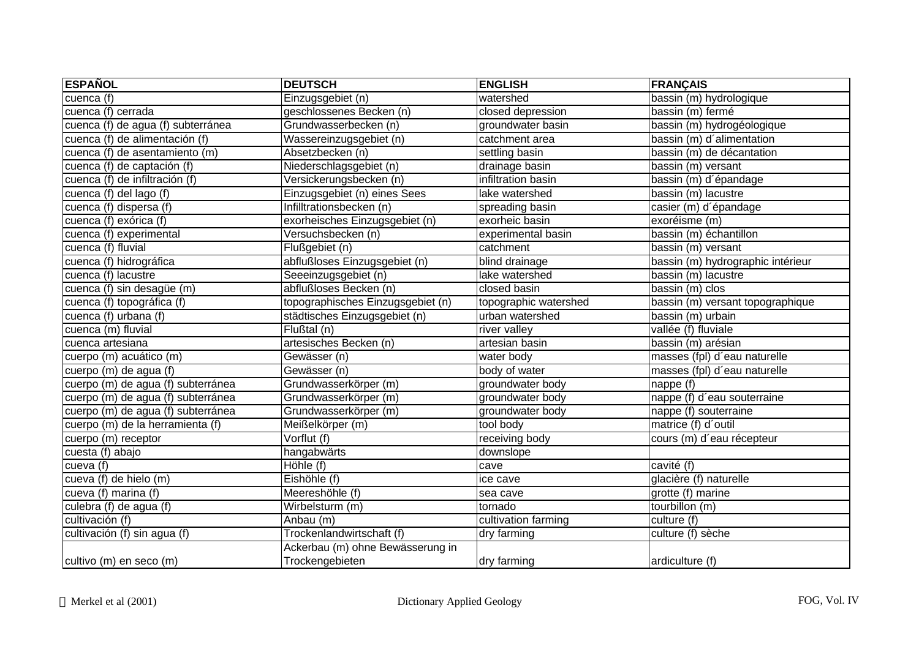| ESPAÑOL | DEUTSCH | ENGLISH | FRANÇAIS |
|---|---|---|---|
| cuenca (f) | Einzugsgebiet (n) | watershed | bassin (m) hydrologique |
| cuenca (f) cerrada | geschlossenes Becken (n) | closed depression | bassin (m) fermé |
| cuenca (f) de agua (f) subterránea | Grundwasserbecken (n) | groundwater basin | bassin (m) hydrogéologique |
| cuenca (f) de alimentación (f) | Wassereinzugsgebiet (n) | catchment area | bassin (m) d´alimentation |
| cuenca (f) de asentamiento (m) | Absetzbecken (n) | settling basin | bassin (m) de décantation |
| cuenca (f) de captación (f) | Niederschlagsgebiet (n) | drainage basin | bassin (m) versant |
| cuenca (f) de infiltración (f) | Versickerungsbecken (n) | infiltration basin | bassin (m) d´épandage |
| cuenca (f) del lago (f) | Einzugsgebiet (n) eines Sees | lake watershed | bassin (m) lacustre |
| cuenca (f) dispersa (f) | Infilltrationsbecken (n) | spreading basin | casier (m) d´épandage |
| cuenca (f) exórica (f) | exorheisches Einzugsgebiet (n) | exorheic basin | exoréisme (m) |
| cuenca (f) experimental | Versuchsbecken (n) | experimental basin | bassin (m) échantillon |
| cuenca (f) fluvial | Flußgebiet (n) | catchment | bassin (m) versant |
| cuenca (f) hidrográfica | abflußloses Einzugsgebiet (n) | blind drainage | bassin (m) hydrographic intérieur |
| cuenca (f) lacustre | Seeeinzugsgebiet (n) | lake watershed | bassin (m) lacustre |
| cuenca (f) sin desagüe (m) | abflußloses Becken (n) | closed basin | bassin (m) clos |
| cuenca (f) topográfica (f) | topographisches Einzugsgebiet (n) | topographic watershed | bassin (m) versant topographique |
| cuenca (f) urbana (f) | städtisches Einzugsgebiet (n) | urban watershed | bassin (m) urbain |
| cuenca (m) fluvial | Flußtal (n) | river valley | vallée (f) fluviale |
| cuenca artesiana | artesisches Becken (n) | artesian basin | bassin (m) arésian |
| cuerpo (m) acuático (m) | Gewässer (n) | water body | masses (fpl) d´eau naturelle |
| cuerpo (m) de agua (f) | Gewässer (n) | body of water | masses (fpl) d´eau naturelle |
| cuerpo (m) de agua (f) subterránea | Grundwasserkörper (m) | groundwater body | nappe (f) |
| cuerpo (m) de agua (f) subterránea | Grundwasserkörper (m) | groundwater body | nappe (f) d´eau souterraine |
| cuerpo (m) de agua (f) subterránea | Grundwasserkörper (m) | groundwater body | nappe (f) souterraine |
| cuerpo (m) de la herramienta (f) | Meißelkörper (m) | tool body | matrice (f) d´outil |
| cuerpo (m) receptor | Vorflut (f) | receiving body | cours (m) d´eau récepteur |
| cuesta (f) abajo | hangabwärts | downslope | |
| cueva (f) | Höhle (f) | cave | cavité (f) |
| cueva (f) de hielo (m) | Eishöhle (f) | ice cave | glacière (f) naturelle |
| cueva (f) marina (f) | Meereshöhle (f) | sea cave | grotte (f) marine |
| culebra (f) de agua (f) | Wirbelsturm (m) | tornado | tourbillon (m) |
| cultivación (f) | Anbau (m) | cultivation farming | culture (f) |
| cultivación (f) sin agua (f) | Trockenlandwirtschaft (f) | dry farming | culture (f) sèche |
| cultivo (m) en seco (m) | Ackerbau (m) ohne Bewässerung in Trockengebieten | dry farming | ardiculture (f) |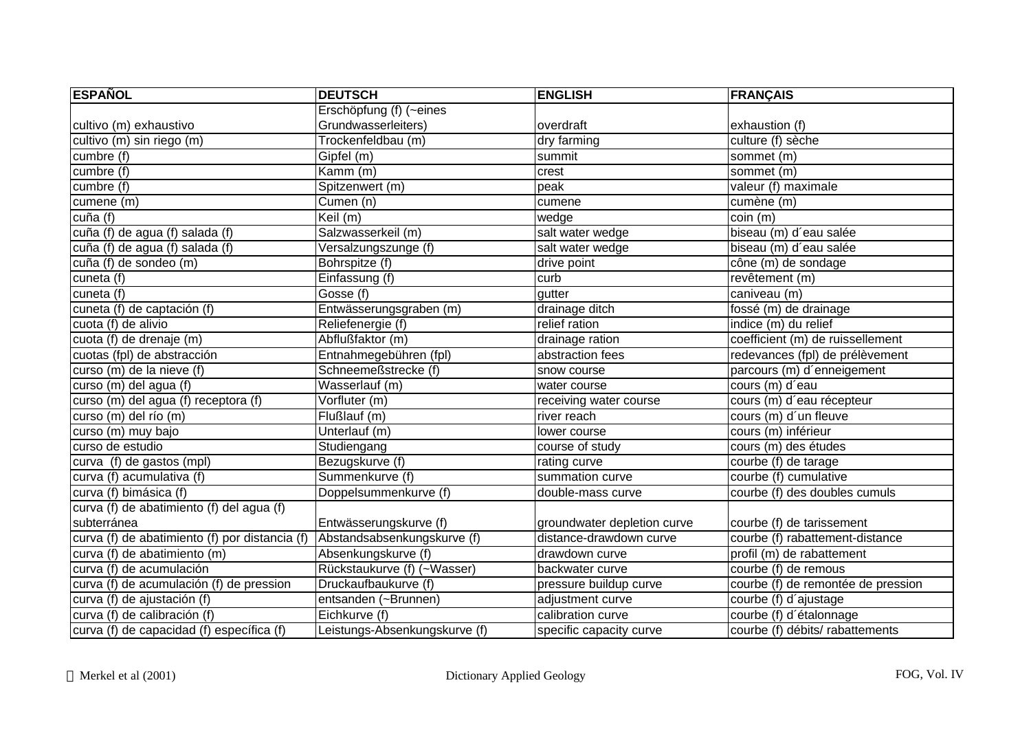| ESPAÑOL | DEUTSCH | ENGLISH | FRANÇAIS |
|---|---|---|---|
| cultivo (m) exhaustivo | Erschöpfung (f) (~eines Grundwasserleiters) | overdraft | exhaustion (f) |
| cultivo (m) sin riego (m) | Trockenfeldbau (m) | dry farming | culture (f) sèche |
| cumbre (f) | Gipfel (m) | summit | sommet (m) |
| cumbre (f) | Kamm (m) | crest | sommet (m) |
| cumbre (f) | Spitzenwert (m) | peak | valeur (f) maximale |
| cumene (m) | Cumen (n) | cumene | cumène (m) |
| cuña (f) | Keil (m) | wedge | coin (m) |
| cuña (f) de agua (f) salada (f) | Salzwasserkeil (m) | salt water wedge | biseau (m) d´eau salée |
| cuña (f) de agua (f) salada (f) | Versalzungszunge (f) | salt water wedge | biseau (m) d´eau salée |
| cuña (f) de sondeo (m) | Bohrspitze (f) | drive point | cône (m) de sondage |
| cuneta (f) | Einfassung (f) | curb | revêtement (m) |
| cuneta (f) | Gosse (f) | gutter | caniveau (m) |
| cuneta (f) de captación (f) | Entwässerungsgraben (m) | drainage ditch | fossé (m) de drainage |
| cuota (f) de alivio | Reliefenergie (f) | relief ration | indice (m) du relief |
| cuota (f) de drenaje (m) | Abflußfaktor (m) | drainage ration | coefficient (m) de ruissellement |
| cuotas (fpl) de abstracción | Entnahmegebühren (fpl) | abstraction fees | redevances (fpl) de prélèvement |
| curso (m) de la nieve (f) | Schneemeßstrecke (f) | snow course | parcours (m) d´enneigement |
| curso (m) del agua (f) | Wasserlauf (m) | water course | cours (m) d´eau |
| curso (m) del agua (f) receptora (f) | Vorfluter (m) | receiving water course | cours (m) d´eau récepteur |
| curso (m) del río (m) | Flußlauf (m) | river reach | cours (m) d´un fleuve |
| curso (m) muy bajo | Unterlauf (m) | lower course | cours (m) inférieur |
| curso de estudio | Studiengang | course of study | cours (m) des études |
| curva (f) de gastos (mpl) | Bezugskurve (f) | rating curve | courbe (f) de tarage |
| curva (f) acumulativa (f) | Summenkurve (f) | summation curve | courbe (f) cumulative |
| curva (f) bimásica (f) | Doppelsummenkurve (f) | double-mass curve | courbe (f) des doubles cumuls |
| curva (f) de abatimiento (f) del agua (f) subterránea | Entwässerungskurve (f) | groundwater depletion curve | courbe (f) de tarissement |
| curva (f) de abatimiento (f) por distancia (f) | Abstandsabsenkungskurve (f) | distance-drawdown curve | courbe (f) rabattement-distance |
| curva (f) de abatimiento (m) | Absenkungskurve (f) | drawdown curve | profil (m) de rabattement |
| curva (f) de acumulación | Rückstaukurve (f) (~Wasser) | backwater curve | courbe (f) de remous |
| curva (f) de acumulación (f) de pression | Druckaufbaukurve (f) | pressure buildup curve | courbe (f) de remontée de pression |
| curva (f) de ajustación (f) | entsanden (~Brunnen) | adjustment curve | courbe (f) d´ajustage |
| curva (f) de calibración (f) | Eichkurve (f) | calibration curve | courbe (f) d´étalonnage |
| curva (f) de capacidad (f) específica (f) | Leistungs-Absenkungskurve (f) | specific capacity curve | courbe (f) débits/ rabattements |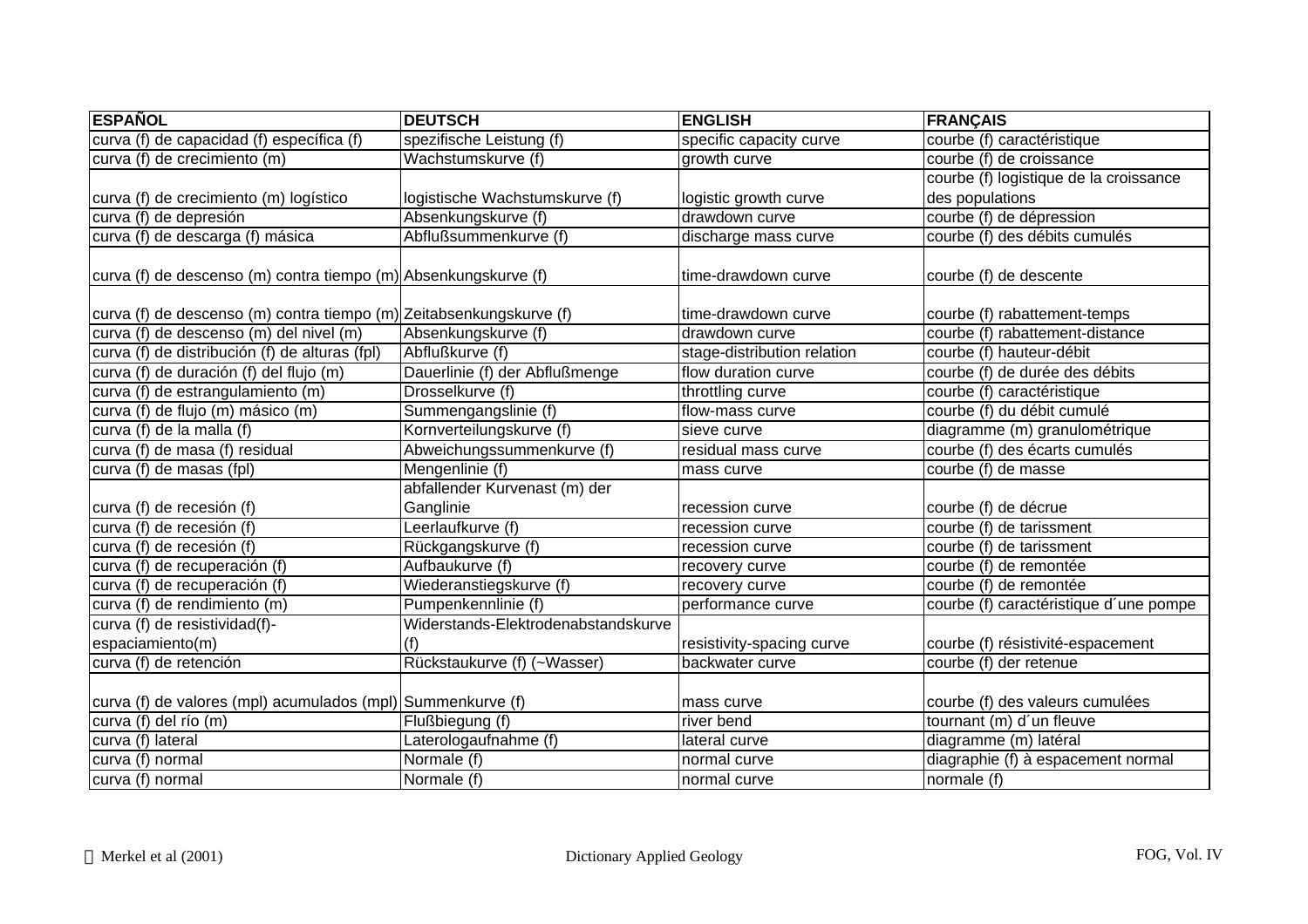| ESPAÑOL | DEUTSCH | ENGLISH | FRANÇAIS |
| --- | --- | --- | --- |
| curva (f) de capacidad (f) específica (f) | spezifische Leistung (f) | specific capacity curve | courbe (f) caractéristique |
| curva (f) de crecimiento (m) | Wachstumskurve (f) | growth curve | courbe (f) de croissance |
| curva (f) de crecimiento (m) logístico | logistische Wachstumskurve (f) | logistic growth curve | courbe (f) logistique de la croissance des populations |
| curva (f) de depresión | Absenkungskurve (f) | drawdown curve | courbe (f) de dépression |
| curva (f) de descarga (f) másica | Abflußsummenkurve (f) | discharge mass curve | courbe (f) des débits cumulés |
| curva (f) de descenso (m) contra tiempo (m) | Absenkungskurve (f) | time-drawdown curve | courbe (f) de descente |
| curva (f) de descenso (m) contra tiempo (m) | Zeitabsenkungskurve (f) | time-drawdown curve | courbe (f) rabattement-temps |
| curva (f) de descenso (m) del nivel (m) | Absenkungskurve (f) | drawdown curve | courbe (f) rabattement-distance |
| curva (f) de distribución (f) de alturas (fpl) | Abflußkurve (f) | stage-distribution relation | courbe (f) hauteur-débit |
| curva (f) de duración (f) del flujo (m) | Dauerlinie (f) der Abflußmenge | flow duration curve | courbe (f) de durée des débits |
| curva (f) de estrangulamiento (m) | Drosselkurve (f) | throttling curve | courbe (f) caractéristique |
| curva (f) de flujo (m) másico (m) | Summengangslinie (f) | flow-mass curve | courbe (f) du débit cumulé |
| curva (f) de la malla (f) | Kornverteilungskurve (f) | sieve curve | diagramme (m) granulométrique |
| curva (f) de masa (f) residual | Abweichungssummenkurve (f) | residual mass curve | courbe (f) des écarts cumulés |
| curva (f) de masas (fpl) | Mengenlinie (f) | mass curve | courbe (f) de masse |
| curva (f) de recesión (f) | abfallender Kurvenast (m) der Ganglinie | recession curve | courbe (f) de décrue |
| curva (f) de recesión (f) | Leerlaufkurve (f) | recession curve | courbe (f) de tarissment |
| curva (f) de recesión (f) | Rückgangskurve (f) | recession curve | courbe (f) de tarissment |
| curva (f) de recuperación (f) | Aufbaukurve (f) | recovery curve | courbe (f) de remontée |
| curva (f) de recuperación (f) | Wiederanstiegskurve (f) | recovery curve | courbe (f) de remontée |
| curva (f) de rendimiento (m) | Pumpenkennlinie (f) | performance curve | courbe (f) caractéristique d´une pompe |
| curva (f) de resistividad(f)-espaciamiento(m) | Widerstands-Elektrodenabstandskurve (f) | resistivity-spacing curve | courbe (f) résistivité-espacement |
| curva (f) de retención | Rückstaukurve (f) (~Wasser) | backwater curve | courbe (f) der retenue |
| curva (f) de valores (mpl) acumulados (mpl) | Summenkurve (f) | mass curve | courbe (f) des valeurs cumulées |
| curva (f) del río (m) | Flußbiegung (f) | river bend | tournant (m) d´un fleuve |
| curva (f) lateral | Laterologaufnahme (f) | lateral curve | diagramme (m) latéral |
| curva (f) normal | Normale (f) | normal curve | diagraphie (f) à espacement normal |
| curva (f) normal | Normale (f) | normal curve | normale (f) |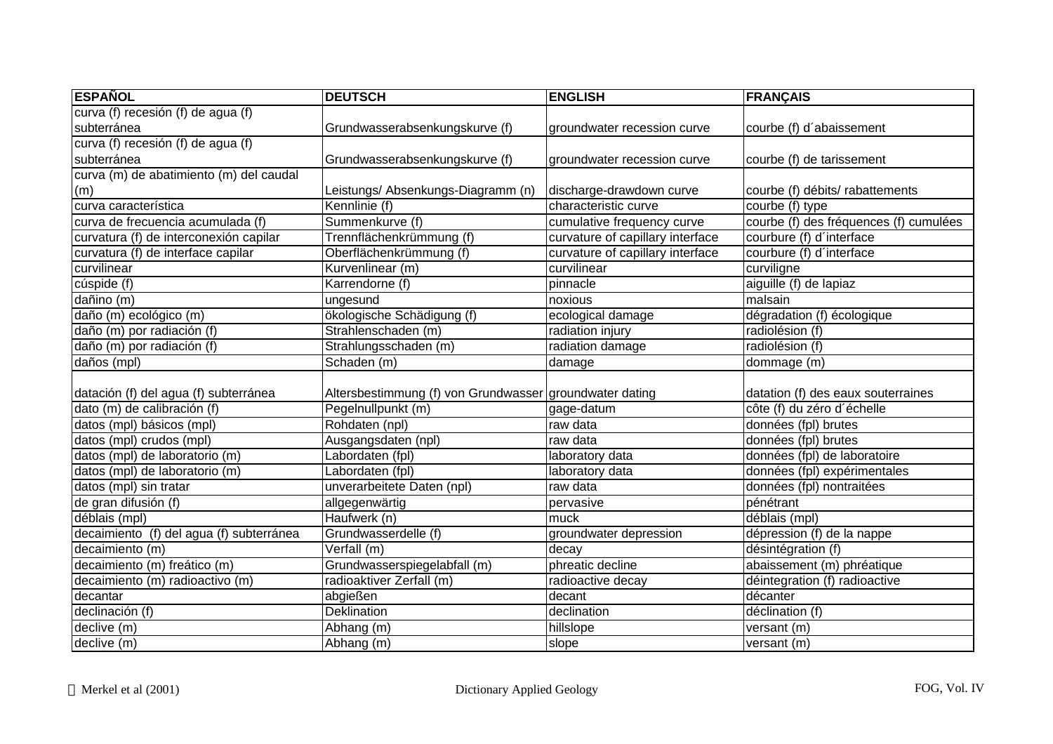| ESPAÑOL | DEUTSCH | ENGLISH | FRANÇAIS |
|---|---|---|---|
| curva (f) recesión (f) de agua (f) subterránea | Grundwasserabsenkungskurve (f) | groundwater recession curve | courbe (f) d´abaissement |
| curva (f) recesión (f) de agua (f) subterránea | Grundwasserabsenkungskurve (f) | groundwater recession curve | courbe (f) de tarissement |
| curva (m) de abatimiento (m) del caudal (m) | Leistungs/ Absenkungs-Diagramm (n) | discharge-drawdown curve | courbe (f) débits/ rabattements |
| curva característica | Kennlinie (f) | characteristic curve | courbe (f) type |
| curva de frecuencia acumulada (f) | Summenkurve (f) | cumulative frequency curve | courbe (f) des fréquences (f) cumulées |
| curvatura (f) de interconexión capilar | Trennflächenkrümmung (f) | curvature of capillary interface | courbure (f) d´interface |
| curvatura (f) de interface capilar | Oberflächenkrümmung (f) | curvature of capillary interface | courbure (f) d´interface |
| curvilinear | Kurvenlinear (m) | curvilinear | curviligne |
| cúspide (f) | Karrendorne (f) | pinnacle | aiguille (f) de lapiaz |
| dañino (m) | ungesund | noxious | malsain |
| daño (m) ecológico (m) | ökologische Schädigung (f) | ecological damage | dégradation (f) écologique |
| daño (m) por radiación (f) | Strahlenschaden (m) | radiation injury | radiolésion (f) |
| daño (m) por radiación (f) | Strahlungsschaden (m) | radiation damage | radiolésion (f) |
| daños (mpl) | Schaden (m) | damage | dommage (m) |
| datación (f) del agua (f) subterránea | Altersbestimmung (f) von Grundwasser | groundwater dating | datation (f) des eaux souterraines |
| dato (m) de calibración (f) | Pegelnullpunkt (m) | gage-datum | côte (f) du zéro d´échelle |
| datos (mpl) básicos (mpl) | Rohdaten (npl) | raw data | données (fpl) brutes |
| datos (mpl) crudos (mpl) | Ausgangsdaten (npl) | raw data | données (fpl) brutes |
| datos (mpl) de laboratorio (m) | Labordaten (fpl) | laboratory data | données (fpl) de laboratoire |
| datos (mpl) de laboratorio (m) | Labordaten (fpl) | laboratory data | données (fpl) expérimentales |
| datos (mpl) sin tratar | unverarbeitete Daten (npl) | raw data | données (fpl) nontraitées |
| de gran difusión (f) | allgegenwärtig | pervasive | pénétrant |
| déblais (mpl) | Haufwerk (n) | muck | déblais (mpl) |
| decaimiento (f) del agua (f) subterránea | Grundwasserdelle (f) | groundwater depression | dépression (f) de la nappe |
| decaimiento (m) | Verfall (m) | decay | désintégration (f) |
| decaimiento (m) freático (m) | Grundwasserspiegelabfall (m) | phreatic decline | abaissement (m) phréatique |
| decaimiento (m) radioactivo (m) | radioaktiver Zerfall (m) | radioactive decay | déintegration (f) radioactive |
| decantar | abgießen | decant | décanter |
| declinación (f) | Deklination | declination | déclination (f) |
| declive (m) | Abhang (m) | hillslope | versant (m) |
| declive (m) | Abhang (m) | slope | versant (m) |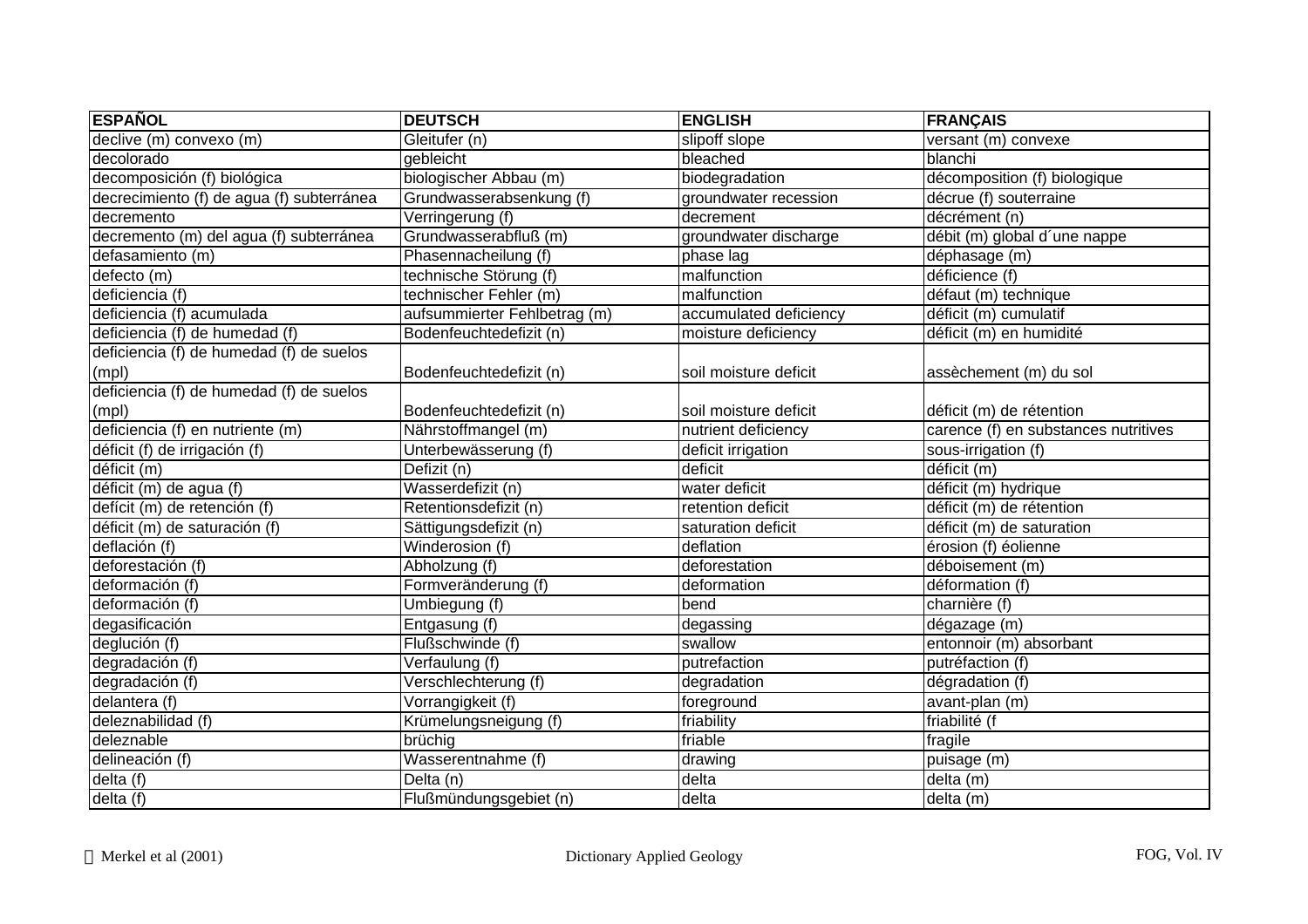| ESPAÑOL | DEUTSCH | ENGLISH | FRANÇAIS |
|---|---|---|---|
| declive (m) convexo (m) | Gleitufer (n) | slipoff slope | versant (m) convexe |
| decolorado | gebleicht | bleached | blanchi |
| decomposición (f) biológica | biologischer Abbau (m) | biodegradation | décomposition (f) biologique |
| decrecimiento (f) de agua (f) subterránea | Grundwasserabsenkung (f) | groundwater recession | décrue (f) souterraine |
| decremento | Verringerung (f) | decrement | décrément (n) |
| decremento (m) del agua (f) subterránea | Grundwasserabfluß (m) | groundwater discharge | débit (m) global d´une nappe |
| defasamiento (m) | Phasennacheilung (f) | phase lag | déphasage (m) |
| defecto (m) | technische Störung (f) | malfunction | déficience (f) |
| deficiencia (f) | technischer Fehler (m) | malfunction | défaut (m) technique |
| deficiencia (f) acumulada | aufsummierter Fehlbetrag (m) | accumulated deficiency | déficit (m) cumulatif |
| deficiencia (f) de humedad (f) | Bodenfeuchtedefizit (n) | moisture deficiency | déficit (m) en humidité |
| deficiencia (f) de humedad (f) de suelos (mpl) | Bodenfeuchtedefizit (n) | soil moisture deficit | assèchement (m) du sol |
| deficiencia (f) de humedad (f) de suelos (mpl) | Bodenfeuchtedefizit (n) | soil moisture deficit | déficit (m) de rétention |
| deficiencia (f) en nutriente (m) | Nährstoffmangel (m) | nutrient deficiency | carence (f) en substances nutritives |
| déficit (f) de irrigación (f) | Unterbewässerung (f) | deficit irrigation | sous-irrigation (f) |
| déficit (m) | Defizit (n) | deficit | déficit (m) |
| déficit (m) de agua (f) | Wasserdefizit (n) | water deficit | déficit (m) hydrique |
| defícit (m) de retención (f) | Retentionsdefizit (n) | retention deficit | déficit (m) de rétention |
| déficit (m) de saturación (f) | Sättigungsdefizit (n) | saturation deficit | déficit (m) de saturation |
| deflación (f) | Winderosion (f) | deflation | érosion (f) éolienne |
| deforestación (f) | Abholzung (f) | deforestation | déboisement (m) |
| deformación (f) | Formveränderung (f) | deformation | déformation (f) |
| deformación (f) | Umbiegung (f) | bend | charnière (f) |
| degasificación | Entgasung (f) | degassing | dégazage (m) |
| deglución (f) | Flußschwinde (f) | swallow | entonnoir (m) absorbant |
| degradación (f) | Verfaulung (f) | putrefaction | putréfaction (f) |
| degradación (f) | Verschlechterung (f) | degradation | dégradation (f) |
| delantera (f) | Vorrangigkeit (f) | foreground | avant-plan (m) |
| deleznabilidad (f) | Krümelungsneigung (f) | friability | friabilité (f |
| deleznable | brüchig | friable | fragile |
| delineación (f) | Wasserentnahme (f) | drawing | puisage (m) |
| delta (f) | Delta (n) | delta | delta (m) |
| delta (f) | Flußmündungsgebiet (n) | delta | delta (m) |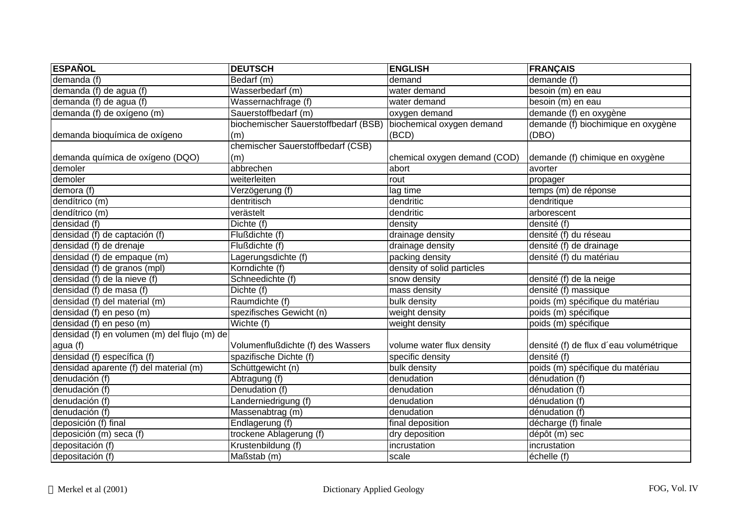| ESPAÑOL | DEUTSCH | ENGLISH | FRANÇAIS |
|---|---|---|---|
| demanda (f) | Bedarf (m) | demand | demande (f) |
| demanda (f) de agua (f) | Wasserbedarf (m) | water demand | besoin (m) en eau |
| demanda (f) de agua (f) | Wassernachfrage (f) | water demand | besoin (m) en eau |
| demanda (f) de oxígeno (m) | Sauerstoffbedarf (m) | oxygen demand | demande (f) en oxygène |
| demanda bioquímica de oxígeno | biochemischer Sauerstoffbedarf (BSB) (m) | biochemical oxygen demand (BCD) | demande (f) biochimique en oxygène (DBO) |
| demanda química de oxígeno (DQO) | chemischer Sauerstoffbedarf (CSB) (m) | chemical oxygen demand (COD) | demande (f) chimique en oxygène |
| demoler | abbrechen | abort | avorter |
| demoler | weiterleiten | rout | propager |
| demora (f) | Verzögerung (f) | lag time | temps (m) de réponse |
| dendítrico (m) | dentritisch | dendritic | dendritique |
| dendítrico (m) | verästelt | dendritic | arborescent |
| densidad (f) | Dichte (f) | density | densité (f) |
| densidad (f) de captación (f) | Flußdichte (f) | drainage density | densité (f) du réseau |
| densidad (f) de drenaje | Flußdichte (f) | drainage density | densité (f) de drainage |
| densidad (f) de empaque (m) | Lagerungsdichte (f) | packing density | densité (f) du matériau |
| densidad (f) de granos (mpl) | Korndichte (f) | density of solid particles | |
| densidad (f) de la nieve (f) | Schneedichte (f) | snow density | densité (f) de la neige |
| densidad (f) de masa (f) | Dichte (f) | mass density | densité (f) massique |
| densidad (f) del material (m) | Raumdichte (f) | bulk density | poids (m) spécifique du matériau |
| densidad (f) en peso (m) | spezifisches Gewicht (n) | weight density | poids (m) spécifique |
| densidad (f) en peso (m) | Wichte (f) | weight density | poids (m) spécifique |
| densidad (f) en volumen (m) del flujo (m) de agua (f) | Volumenflußdichte (f) des Wassers | volume water flux density | densité (f) de flux d´eau volumétrique |
| densidad (f) específica (f) | spazifische Dichte (f) | specific density | densité (f) |
| densidad aparente (f) del material (m) | Schüttgewicht (n) | bulk density | poids (m) spécifique du matériau |
| denudación (f) | Abtragung (f) | denudation | dénudation (f) |
| denudación (f) | Denudation (f) | denudation | dénudation (f) |
| denudación (f) | Landerniedrigung (f) | denudation | dénudation (f) |
| denudación (f) | Massenabtrag (m) | denudation | dénudation (f) |
| deposición (f) final | Endlagerung (f) | final deposition | décharge (f) finale |
| deposición (m) seca (f) | trockene Ablagerung (f) | dry deposition | dépôt (m) sec |
| depositación (f) | Krustenbildung (f) | incrustation | incrustation |
| depositación (f) | Maßstab (m) | scale | échelle (f) |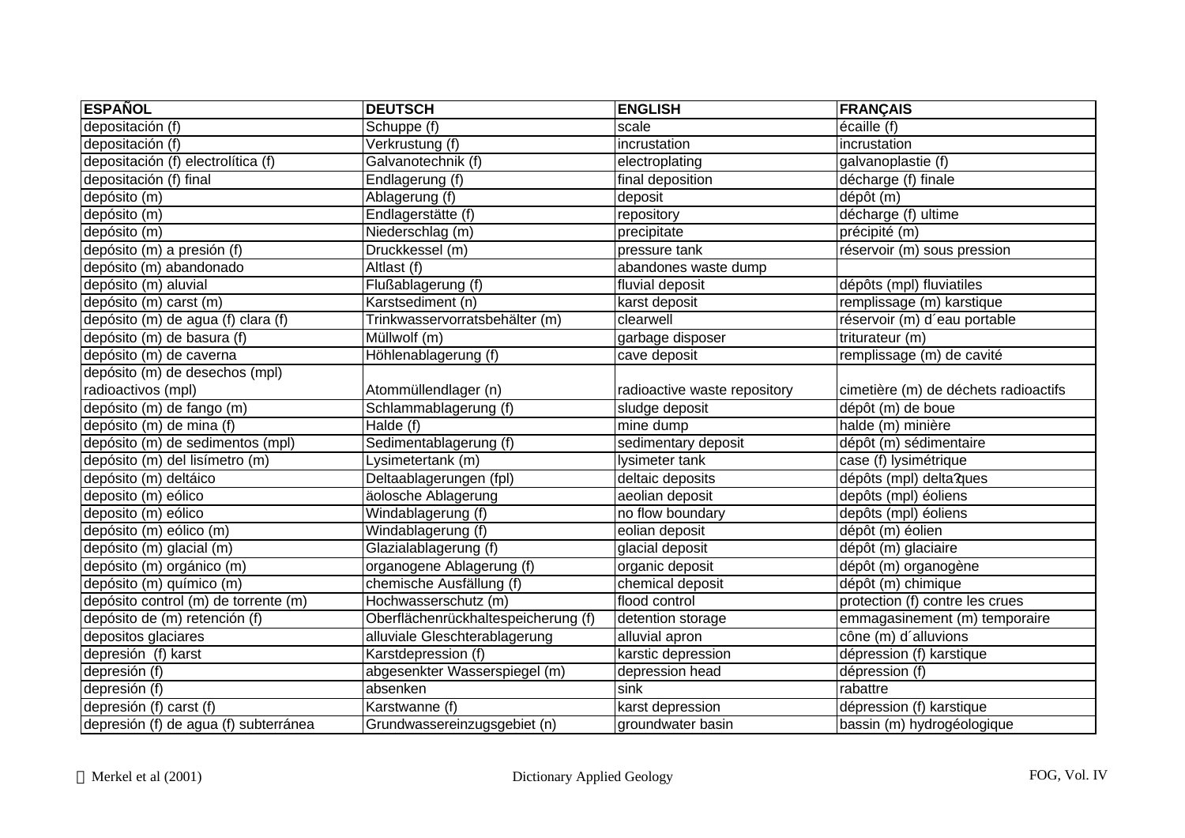| ESPAÑOL | DEUTSCH | ENGLISH | FRANÇAIS |
|---|---|---|---|
| depositación (f) | Schuppe (f) | scale | écaille (f) |
| depositación (f) | Verkrustung (f) | incrustation | incrustation |
| depositación (f) electrolítica (f) | Galvanotechnik (f) | electroplating | galvanoplastie (f) |
| depositación (f) final | Endlagerung (f) | final deposition | décharge (f) finale |
| depósito (m) | Ablagerung (f) | deposit | dépôt (m) |
| depósito (m) | Endlagerstätte (f) | repository | décharge (f) ultime |
| depósito (m) | Niederschlag (m) | precipitate | précipité (m) |
| depósito (m) a presión (f) | Druckkessel (m) | pressure tank | réservoir (m) sous pression |
| depósito (m) abandonado | Altlast (f) | abandones waste dump | |
| depósito (m) aluvial | Flußablagerung (f) | fluvial deposit | dépôts (mpl) fluviatiles |
| depósito (m) carst (m) | Karstsediment (n) | karst deposit | remplissage (m) karstique |
| depósito (m) de agua (f) clara (f) | Trinkwasservorratsbehälter (m) | clearwell | réservoir (m) d´eau portable |
| depósito (m) de basura (f) | Müllwolf (m) | garbage disposer | triturateur (m) |
| depósito (m) de caverna | Höhlenablagerung (f) | cave deposit | remplissage (m) de cavité |
| depósito (m) de desechos (mpl) radioactivos (mpl) | Atommüllendlager (n) | radioactive waste repository | cimetière (m) de déchets radioactifs |
| depósito (m) de fango (m) | Schlammablagerung (f) | sludge deposit | dépôt (m) de boue |
| depósito (m) de mina (f) | Halde (f) | mine dump | halde (m) minière |
| depósito (m) de sedimentos (mpl) | Sedimentablagerung (f) | sedimentary deposit | dépôt (m) sédimentaire |
| depósito (m) del lisímetro (m) | Lysimetertank (m) | lysimeter tank | case (f) lysimétrique |
| depósito (m) deltáico | Deltaablagerungen (fpl) | deltaic deposits | dépôts (mpl) delta?ques |
| deposito (m) eólico | äolosche Ablagerung | aeolian deposit | depôts (mpl) éoliens |
| deposito (m) eólico | Windablagerung (f) | no flow boundary | depôts (mpl) éoliens |
| depósito (m) eólico (m) | Windablagerung (f) | eolian deposit | dépôt (m) éolien |
| depósito (m) glacial (m) | Glazialablagerung (f) | glacial deposit | dépôt (m) glaciaire |
| depósito (m) orgánico (m) | organogene Ablagerung (f) | organic deposit | dépôt (m) organogène |
| depósito (m) químico (m) | chemische Ausfällung (f) | chemical deposit | dépôt (m) chimique |
| depósito control (m) de torrente (m) | Hochwasserschutz (m) | flood control | protection (f) contre les crues |
| depósito de (m) retención (f) | Oberflächenrückhaltespeicherung (f) | detention storage | emmagasinement (m) temporaire |
| depositos glaciares | alluviale Gleschterablagerung | alluvial apron | cône (m) d´alluvions |
| depresión (f) karst | Karstdepression (f) | karstic depression | dépression (f) karstique |
| depresión (f) | abgesenkter Wasserspiegel (m) | depression head | dépression (f) |
| depresión (f) | absenken | sink | rabattre |
| depresión (f) carst (f) | Karstwanne (f) | karst depression | dépression (f) karstique |
| depresión (f) de agua (f) subterránea | Grundwassereinzugsgebiet (n) | groundwater basin | bassin (m) hydrogéologique |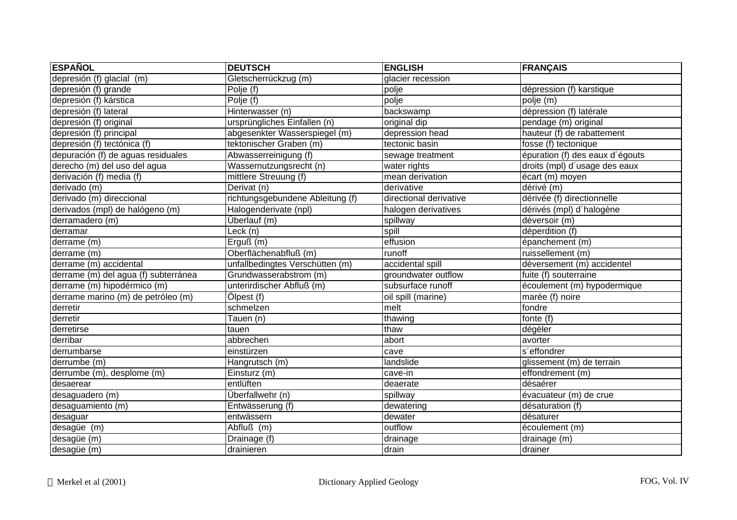| ESPAÑOL | DEUTSCH | ENGLISH | FRANÇAIS |
|---|---|---|---|
| depresión (f) glacial (m) | Gletscherrückzug (m) | glacier recession | |
| depresión (f) grande | Polje (f) | polje | dépression (f) karstique |
| depresión (f) kárstica | Polje (f) | polje | polje (m) |
| depresión (f) lateral | Hinterwasser (n) | backswamp | dépression (f) latérale |
| depresión (f) original | ursprüngliches Einfallen (n) | original dip | pendage (m) original |
| depresión (f) principal | abgesenkter Wasserspiegel (m) | depression head | hauteur (f) de rabattement |
| depresión (f) tectónica (f) | tektonischer Graben (m) | tectonic basin | fosse (f) tectonique |
| depuración (f) de aguas residuales | Abwasserreinigung (f) | sewage treatment | épuration (f) des eaux d´égouts |
| derecho (m) del uso del agua | Wassernutzungsrecht (n) | water rights | droits (mpl) d´usage des eaux |
| derivación (f) media (f) | mittlere Streuung (f) | mean derivation | écart (m) moyen |
| derivado (m) | Derivat (n) | derivative | dérivé (m) |
| derivado (m) direccional | richtungsgebundene Ableitung (f) | directional derivative | dérivée (f) directionnelle |
| derivados (mpl) de halógeno (m) | Halogenderivate (npl) | halogen derivatives | dérivés (mpl) d´halogène |
| derramadero (m) | Überlauf (m) | spillway | déversoir (m) |
| derramar | Leck (n) | spill | déperdition (f) |
| derrame (m) | Erguß (m) | effusion | épanchement (m) |
| derrame (m) | Oberflächenabfluß (m) | runoff | ruissellement (m) |
| derrame (m) accidental | unfallbedingtes Verschütten (m) | accidental spill | déversement (m) accidentel |
| derrame (m) del agua (f) subterránea | Grundwasserabstrom (m) | groundwater outflow | fuite (f) souterraine |
| derrame (m) hipodérmico (m) | unterirdischer Abfluß (m) | subsurface runoff | écoulement (m) hypodermique |
| derrame marino (m) de petróleo (m) | Ölpest (f) | oil spill (marine) | marée (f) noire |
| derretir | schmelzen | melt | fondre |
| derretir | Tauen (n) | thawing | fonte (f) |
| derretirse | tauen | thaw | dégèler |
| derribar | abbrechen | abort | avorter |
| derrumbarse | einstürzen | cave | s´effondrer |
| derrumbe (m) | Hangrutsch (m) | landslide | glissement (m) de terrain |
| derrumbe (m), desplome (m) | Einsturz (m) | cave-in | effondrement (m) |
| desaerear | entlüften | deaerate | désaérer |
| desaguadero (m) | Überfallwehr (n) | spillway | évacuateur (m) de crue |
| desaguamiento (m) | Entwässerung (f) | dewatering | désaturation (f) |
| desaguar | entwässern | dewater | désaturer |
| desagüe (m) | Abfluß (m) | outflow | écoulement (m) |
| desagüe (m) | Drainage (f) | drainage | drainage (m) |
| desagüe (m) | drainieren | drain | drainer |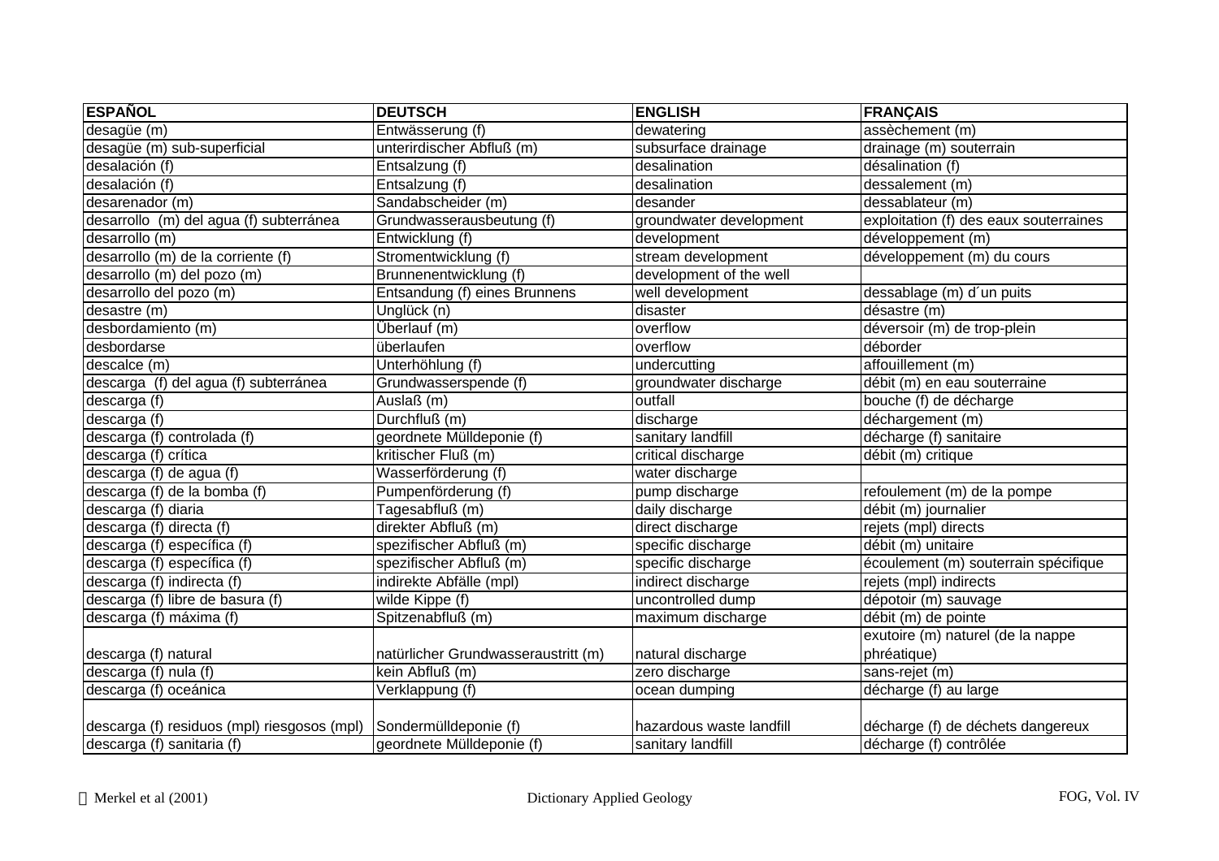| ESPAÑOL | DEUTSCH | ENGLISH | FRANÇAIS |
|---|---|---|---|
| desagüe (m) | Entwässerung (f) | dewatering | assèchement (m) |
| desagüe (m) sub-superficial | unterirdischer Abfluß (m) | subsurface drainage | drainage (m) souterrain |
| desalación (f) | Entsalzung (f) | desalination | désalination (f) |
| desalación (f) | Entsalzung (f) | desalination | dessalement (m) |
| desarenador (m) | Sandabscheider (m) | desander | dessablateur (m) |
| desarrollo (m) del agua (f) subterránea | Grundwasserausbeutung (f) | groundwater development | exploitation (f) des eaux souterraines |
| desarrollo (m) | Entwicklung (f) | development | développement (m) |
| desarrollo (m) de la corriente (f) | Stromentwicklung (f) | stream development | développement (m) du cours |
| desarrollo (m) del pozo (m) | Brunnenentwicklung (f) | development of the well | |
| desarrollo del pozo (m) | Entsandung (f) eines Brunnens | well development | dessablage (m) d´un puits |
| desastre (m) | Unglück (n) | disaster | désastre (m) |
| desbordamiento (m) | Überlauf (m) | overflow | déversoir (m) de trop-plein |
| desbordarse | überlaufen | overflow | déborder |
| descalce (m) | Unterhöhlung (f) | undercutting | affouillement (m) |
| descarga (f) del agua (f) subterránea | Grundwasserspende (f) | groundwater discharge | débit (m) en eau souterraine |
| descarga (f) | Auslaß (m) | outfall | bouche (f) de décharge |
| descarga (f) | Durchfluß (m) | discharge | déchargement (m) |
| descarga (f) controlada (f) | geordnete Mülldeponie (f) | sanitary landfill | décharge (f) sanitaire |
| descarga (f) crítica | kritischer Fluß (m) | critical discharge | débit (m) critique |
| descarga (f) de agua (f) | Wasserförderung (f) | water discharge | |
| descarga (f) de la bomba (f) | Pumpenförderung (f) | pump discharge | refoulement (m) de la pompe |
| descarga (f) diaria | Tagesabfluß (m) | daily discharge | débit (m) journalier |
| descarga (f) directa (f) | direkter Abfluß (m) | direct discharge | rejets (mpl) directs |
| descarga (f) específica (f) | spezifischer Abfluß (m) | specific discharge | débit (m) unitaire |
| descarga (f) específica (f) | spezifischer Abfluß (m) | specific discharge | écoulement (m) souterrain spécifique |
| descarga (f) indirecta (f) | indirekte Abfälle (mpl) | indirect discharge | rejets (mpl) indirects |
| descarga (f) libre de basura (f) | wilde Kippe (f) | uncontrolled dump | dépotoir (m) sauvage |
| descarga (f) máxima (f) | Spitzenabfluß (m) | maximum discharge | débit (m) de pointe |
| descarga (f) natural | natürlicher Grundwasseraustritt (m) | natural discharge | exutoire (m) naturel (de la nappe phréatique) |
| descarga (f) nula (f) | kein Abfluß (m) | zero discharge | sans-rejet (m) |
| descarga (f) oceánica | Verklappung (f) | ocean dumping | décharge (f) au large |
| descarga (f) residuos (mpl) riesgosos (mpl) | Sondermülldeponie (f) | hazardous waste landfill | décharge (f) de déchets dangereux |
| descarga (f) sanitaria (f) | geordnete Mülldeponie (f) | sanitary landfill | décharge (f) contrôlée |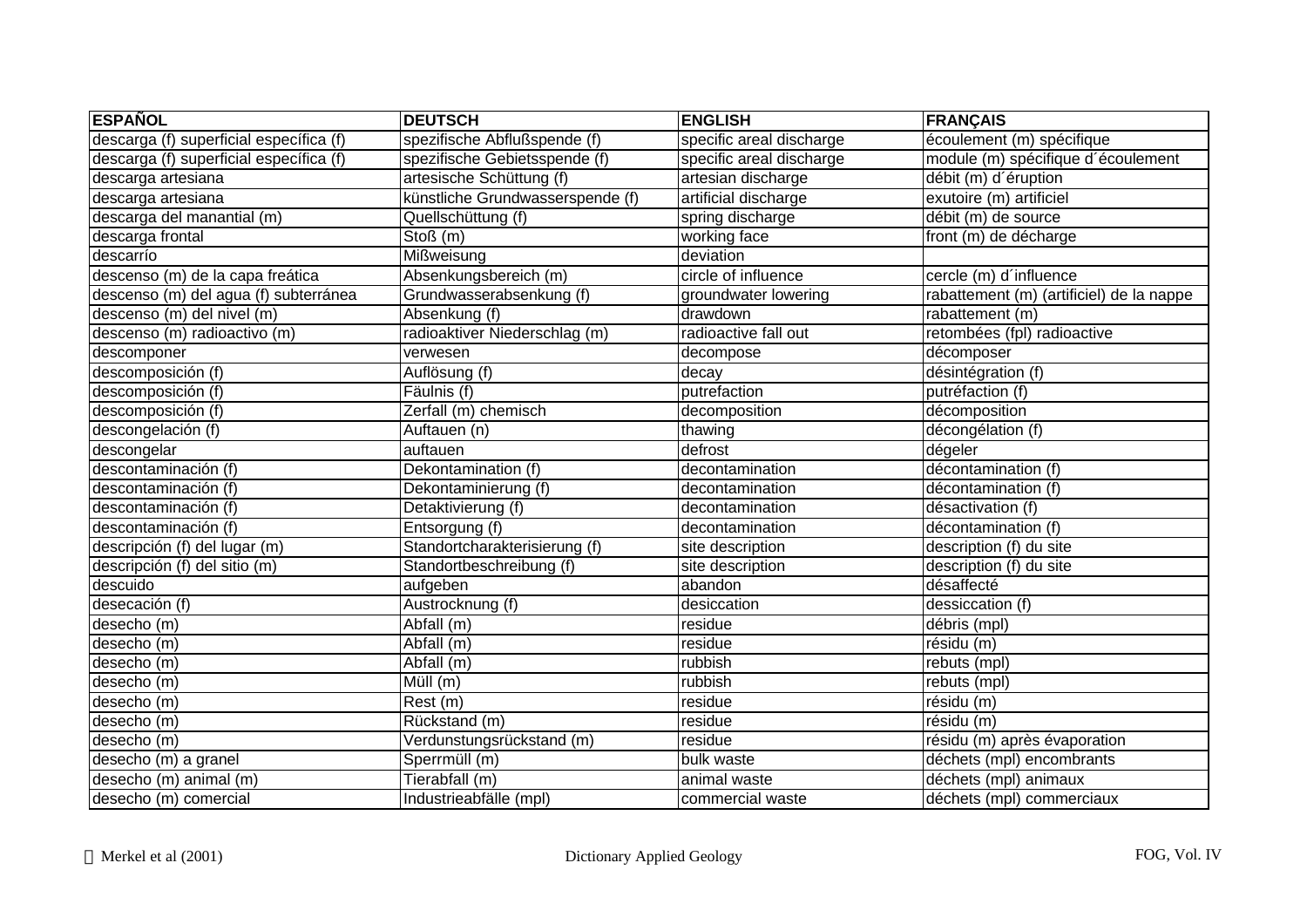| ESPAÑOL | DEUTSCH | ENGLISH | FRANÇAIS |
|---|---|---|---|
| descarga (f) superficial específica (f) | spezifische Abflußspende (f) | specific areal discharge | écoulement (m) spécifique |
| descarga (f) superficial específica (f) | spezifische Gebietsspende (f) | specific areal discharge | module (m) spécifique d´écoulement |
| descarga artesiana | artesische Schüttung (f) | artesian discharge | débit (m) d´éruption |
| descarga artesiana | künstliche Grundwasserspende (f) | artificial discharge | exutoire (m) artificiel |
| descarga del manantial (m) | Quellschüttung (f) | spring discharge | débit (m) de source |
| descarga frontal | Stoß (m) | working face | front (m) de décharge |
| descarrío | Mißweisung | deviation | |
| descenso (m) de la capa freática | Absenkungsbereich (m) | circle of influence | cercle (m) d´influence |
| descenso (m) del agua (f) subterránea | Grundwasserabsenkung (f) | groundwater lowering | rabattement (m) (artificiel) de la nappe |
| descenso (m) del nivel (m) | Absenkung (f) | drawdown | rabattement (m) |
| descenso (m) radioactivo (m) | radioaktiver Niederschlag (m) | radioactive fall out | retombées (fpl) radioactive |
| descomponer | verwesen | decompose | décomposer |
| descomposición (f) | Auflösung (f) | decay | désintégration (f) |
| descomposición (f) | Fäulnis (f) | putrefaction | putréfaction (f) |
| descomposición (f) | Zerfall (m) chemisch | decomposition | décomposition |
| descongelación (f) | Auftauen (n) | thawing | décongélation (f) |
| descongelar | auftauen | defrost | dégeler |
| descontaminación (f) | Dekontamination (f) | decontamination | décontamination (f) |
| descontaminación (f) | Dekontaminierung (f) | decontamination | décontamination (f) |
| descontaminación (f) | Detaktivierung (f) | decontamination | désactivation (f) |
| descontaminación (f) | Entsorgung (f) | decontamination | décontamination (f) |
| descripción (f) del lugar (m) | Standortcharakterisierung (f) | site description | description (f) du site |
| descripción (f) del sitio (m) | Standortbeschreibung (f) | site description | description (f) du site |
| descuido | aufgeben | abandon | désaffecté |
| desecación (f) | Austrocknung (f) | desiccation | dessiccation (f) |
| desecho (m) | Abfall (m) | residue | débris (mpl) |
| desecho (m) | Abfall (m) | residue | résidu (m) |
| desecho (m) | Abfall (m) | rubbish | rebuts (mpl) |
| desecho (m) | Müll (m) | rubbish | rebuts (mpl) |
| desecho (m) | Rest (m) | residue | résidu (m) |
| desecho (m) | Rückstand (m) | residue | résidu (m) |
| desecho (m) | Verdunstungsrückstand (m) | residue | résidu (m) après évaporation |
| desecho (m) a granel | Sperrmüll (m) | bulk waste | déchets (mpl) encombrants |
| desecho (m) animal (m) | Tierabfall (m) | animal waste | déchets (mpl) animaux |
| desecho (m) comercial | Industrieabfälle (mpl) | commercial waste | déchets (mpl) commerciaux |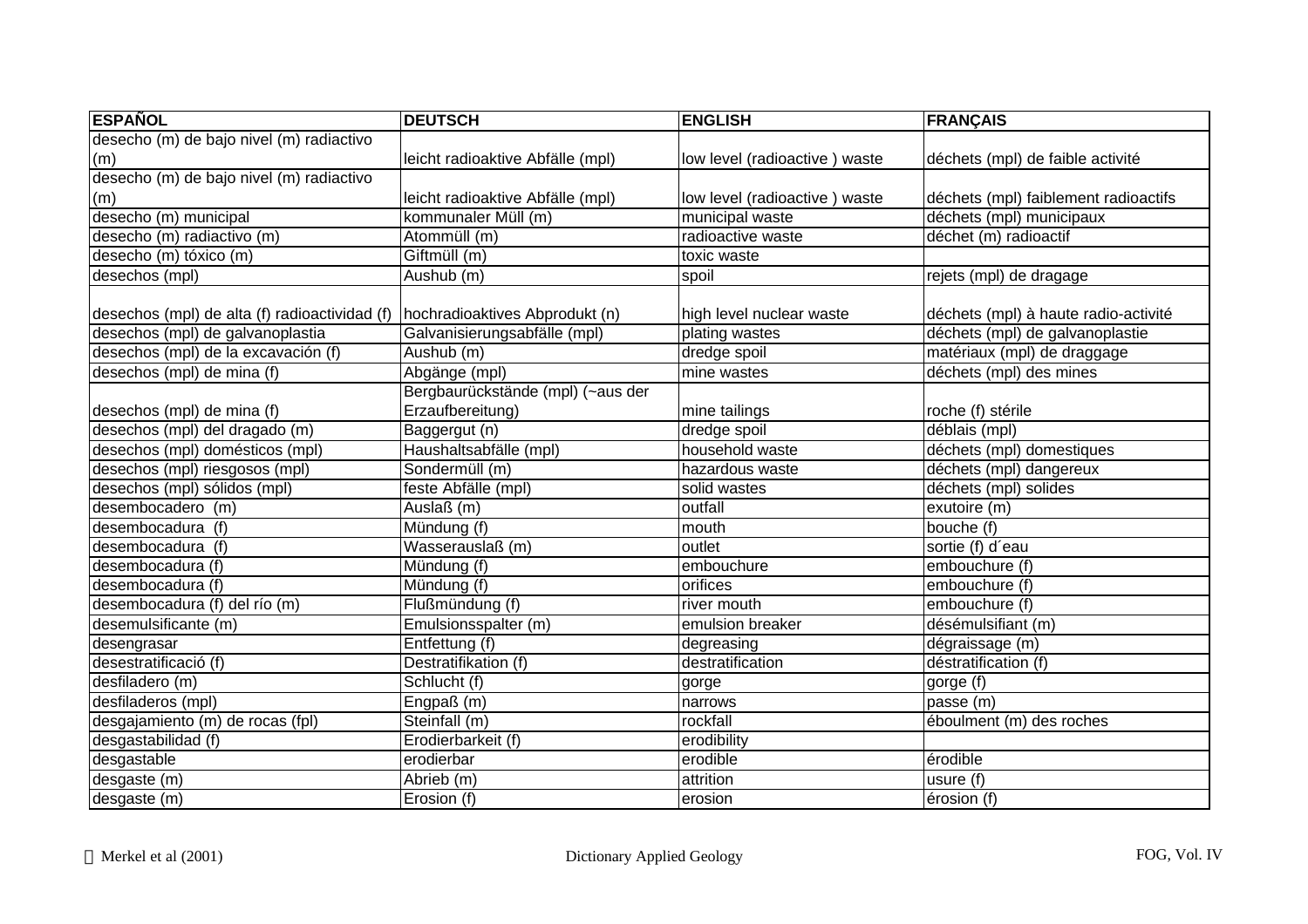| ESPAÑOL | DEUTSCH | ENGLISH | FRANÇAIS |
|---|---|---|---|
| desecho (m) de bajo nivel (m) radiactivo (m) | leicht radioaktive Abfälle (mpl) | low level (radioactive ) waste | déchets (mpl) de faible activité |
| desecho (m) de bajo nivel (m) radiactivo (m) | leicht radioaktive Abfälle (mpl) | low level (radioactive ) waste | déchets (mpl) faiblement radioactifs |
| desecho (m) municipal | kommunaler Müll (m) | municipal waste | déchets (mpl) municipaux |
| desecho (m) radiactivo (m) | Atommüll (m) | radioactive waste | déchet (m) radioactif |
| desecho (m) tóxico (m) | Giftmüll (m) | toxic waste | |
| desechos (mpl) | Aushub (m) | spoil | rejets (mpl) de dragage |
| desechos (mpl) de alta (f) radioactividad (f) | hochradioaktives Abprodukt (n) | high level nuclear waste | déchets (mpl) à haute radio-activité |
| desechos (mpl) de galvanoplastia | Galvanisierungsabfälle (mpl) | plating wastes | déchets (mpl) de galvanoplastie |
| desechos (mpl) de la excavación (f) | Aushub (m) | dredge spoil | matériaux (mpl) de draggage |
| desechos (mpl) de mina (f) | Abgänge (mpl) | mine wastes | déchets (mpl) des mines |
| desechos (mpl) de mina (f) | Bergbaurückstände (mpl) (~aus der Erzaufbereitung) | mine tailings | roche (f) stérile |
| desechos (mpl) del dragado (m) | Baggergut (n) | dredge spoil | déblais (mpl) |
| desechos (mpl) domésticos (mpl) | Haushaltsabfälle (mpl) | household waste | déchets (mpl) domestiques |
| desechos (mpl) riesgosos (mpl) | Sondermüll (m) | hazardous waste | déchets (mpl) dangereux |
| desechos (mpl) sólidos (mpl) | feste Abfälle (mpl) | solid wastes | déchets (mpl) solides |
| desembocadero (m) | Auslaß (m) | outfall | exutoire (m) |
| desembocadura (f) | Mündung (f) | mouth | bouche (f) |
| desembocadura (f) | Wasserauslaß (m) | outlet | sortie (f) d´eau |
| desembocadura (f) | Mündung (f) | embouchure | embouchure (f) |
| desembocadura (f) | Mündung (f) | orifices | embouchure (f) |
| desembocadura (f) del río (m) | Flußmündung (f) | river mouth | embouchure (f) |
| desemulsificante (m) | Emulsionsspalter (m) | emulsion breaker | désémulsifiant (m) |
| desengrasar | Entfettung (f) | degreasing | dégraissage (m) |
| desestratificació (f) | Destratifikation (f) | destratification | déstratification (f) |
| desfiladero (m) | Schlucht (f) | gorge | gorge (f) |
| desfiladeros (mpl) | Engpaß (m) | narrows | passe (m) |
| desgajamiento (m) de rocas (fpl) | Steinfall (m) | rockfall | éboulment (m) des roches |
| desgastabilidad (f) | Erodierbarkeit (f) | erodibility | |
| desgastable | erodierbar | erodible | érodible |
| desgaste (m) | Abrieb (m) | attrition | usure (f) |
| desgaste (m) | Erosion (f) | erosion | érosion (f) |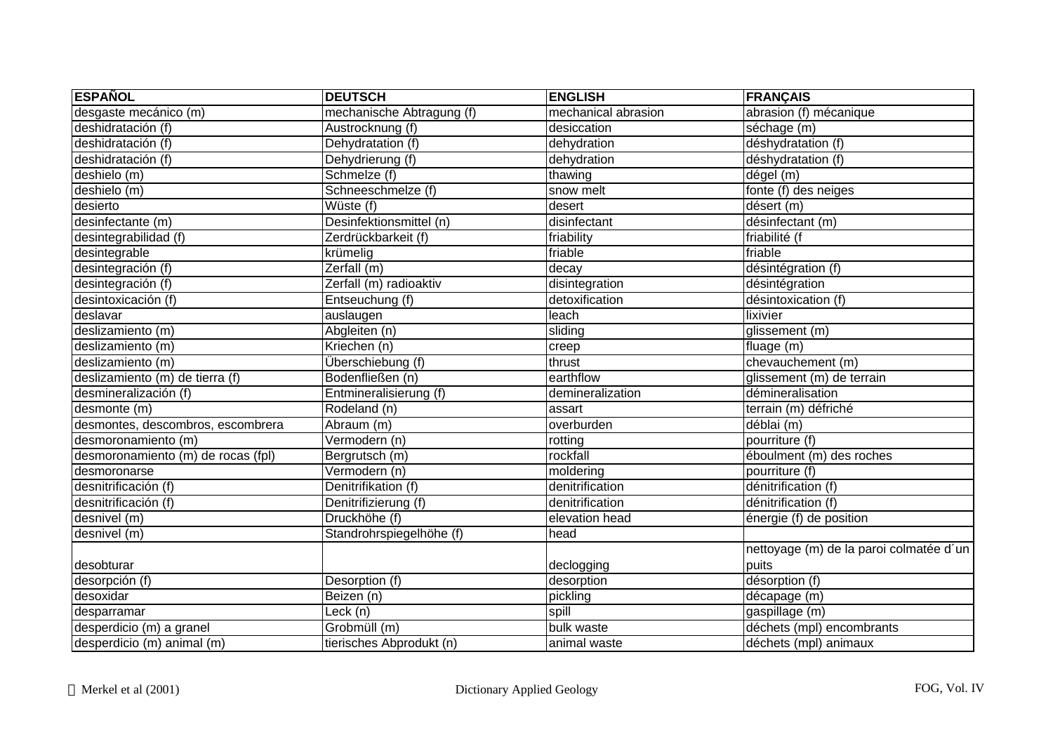| ESPAÑOL | DEUTSCH | ENGLISH | FRANÇAIS |
|---|---|---|---|
| desgaste mecánico (m) | mechanische Abtragung (f) | mechanical abrasion | abrasion (f) mécanique |
| deshidratación (f) | Austrocknung (f) | desiccation | séchage (m) |
| deshidratación (f) | Dehydratation (f) | dehydration | déshydratation (f) |
| deshidratación (f) | Dehydrierung (f) | dehydration | déshydratation (f) |
| deshielo (m) | Schmelze (f) | thawing | dégel (m) |
| deshielo (m) | Schneeschmelze (f) | snow melt | fonte (f) des neiges |
| desierto | Wüste (f) | desert | désert (m) |
| desinfectante (m) | Desinfektionsmittel (n) | disinfectant | désinfectant (m) |
| desintegrabilidad (f) | Zerdrückbarkeit (f) | friability | friabilité (f |
| desintegrable | krümelig | friable | friable |
| desintegración (f) | Zerfall (m) | decay | désintégration (f) |
| desintegración (f) | Zerfall (m) radioaktiv | disintegration | désintégration |
| desintoxicación (f) | Entseuchung (f) | detoxification | désintoxication (f) |
| deslavar | auslaugen | leach | lixivier |
| deslizamiento (m) | Abgleiten (n) | sliding | glissement (m) |
| deslizamiento (m) | Kriechen (n) | creep | fluage (m) |
| deslizamiento (m) | Überschiebung (f) | thrust | chevauchement (m) |
| deslizamiento (m) de tierra (f) | Bodenfließen (n) | earthflow | glissement (m) de terrain |
| desmineralización (f) | Entmineralisierung (f) | demineralization | démineralisation |
| desmonte (m) | Rodeland (n) | assart | terrain (m) défriché |
| desmontes, descombros, escombrera | Abraum (m) | overburden | déblai (m) |
| desmoronamiento (m) | Vermodern (n) | rotting | pourriture (f) |
| desmoronamiento (m) de rocas (fpl) | Bergrutsch (m) | rockfall | éboulment (m) des roches |
| desmoronarse | Vermodern (n) | moldering | pourriture (f) |
| desnitrificación (f) | Denitrifikation (f) | denitrification | dénitrification (f) |
| desnitrificación (f) | Denitrifizierung (f) | denitrification | dénitrification (f) |
| desnivel (m) | Druckhöhe (f) | elevation head | énergie (f) de position |
| desnivel (m) | Standrohrspiegelhöhe (f) | head | |
| desobturar | | declogging | nettoyage (m) de la paroi colmatée d´un puits |
| desorpción (f) | Desorption (f) | desorption | désorption (f) |
| desoxidar | Beizen (n) | pickling | décapage (m) |
| desparramar | Leck (n) | spill | gaspillage (m) |
| desperdicio (m) a granel | Grobmüll (m) | bulk waste | déchets (mpl) encombrants |
| desperdicio (m) animal (m) | tierisches Abprodukt (n) | animal waste | déchets (mpl) animaux |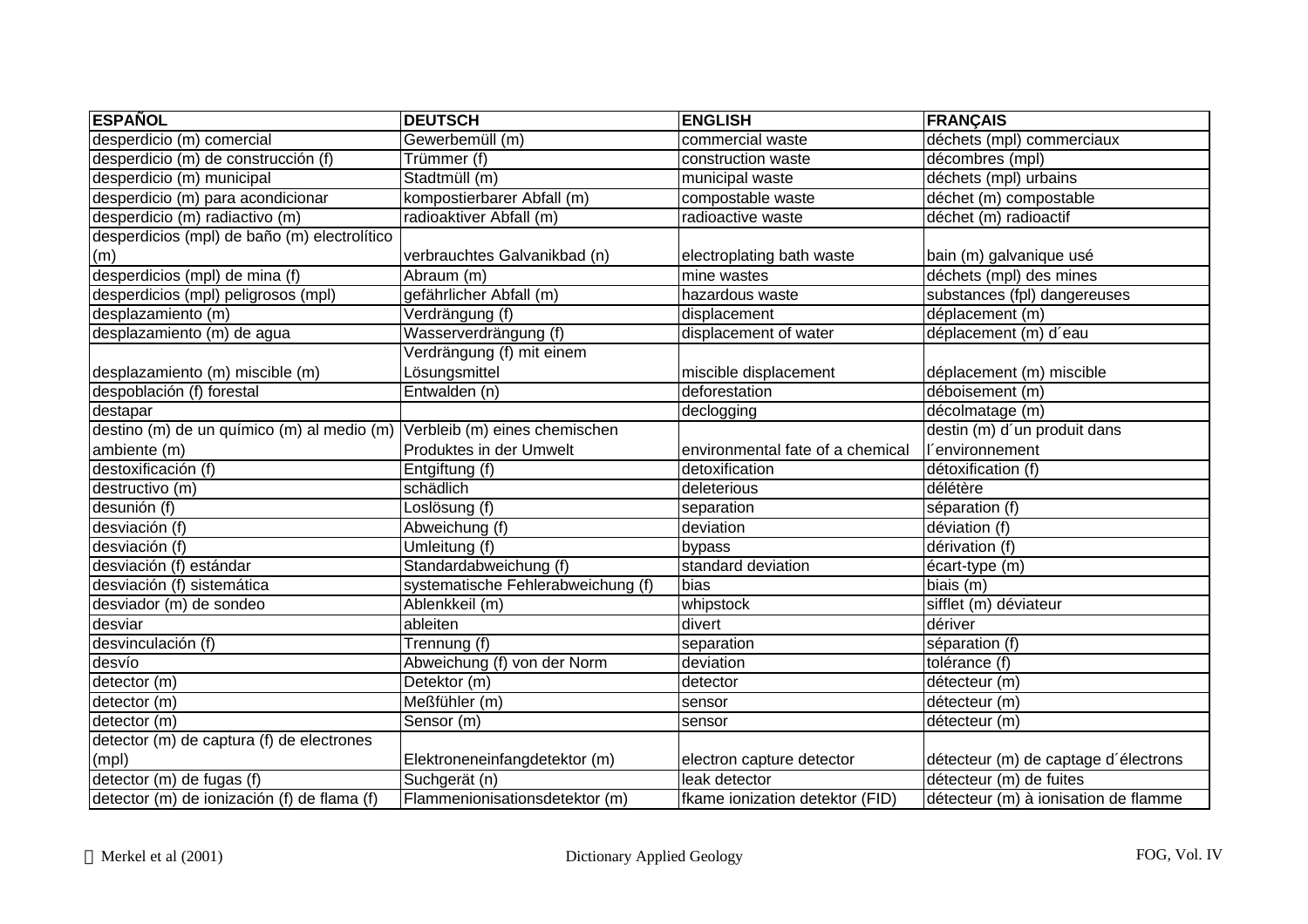| ESPAÑOL | DEUTSCH | ENGLISH | FRANÇAIS |
|---|---|---|---|
| desperdicio (m) comercial | Gewerbemüll (m) | commercial waste | déchets (mpl) commerciaux |
| desperdicio (m) de construcción (f) | Trümmer (f) | construction waste | décombres (mpl) |
| desperdicio (m) municipal | Stadtmüll (m) | municipal waste | déchets (mpl) urbains |
| desperdicio (m) para acondicionar | kompostierbarer Abfall (m) | compostable waste | déchet (m) compostable |
| desperdicio (m) radiactivo (m) | radioaktiver Abfall (m) | radioactive waste | déchet (m) radioactif |
| desperdicios (mpl) de baño (m) electrolítico (m) | verbrauchtes Galvanikbad (n) | electroplating bath waste | bain (m) galvanique usé |
| desperdicios (mpl) de mina (f) | Abraum (m) | mine wastes | déchets (mpl) des mines |
| desperdicios (mpl) peligrosos (mpl) | gefährlicher Abfall (m) | hazardous waste | substances (fpl) dangereuses |
| desplazamiento (m) | Verdrängung (f) | displacement | déplacement (m) |
| desplazamiento (m) de agua | Wasserverdrängung (f) | displacement of water | déplacement (m) d´eau |
| desplazamiento (m) miscible (m) | Verdrängung (f) mit einem Lösungsmittel | miscible displacement | déplacement (m) miscible |
| despoblación (f) forestal | Entwalden (n) | deforestation | déboisement (m) |
| destapar | | declogging | décolmatage (m) |
| destino (m) de un químico (m) al medio (m) ambiente (m) | Verbleib (m) eines chemischen Produktes in der Umwelt | environmental fate of a chemical | destin (m) d´un produit dans l´environnement |
| destoxificación (f) | Entgiftung (f) | detoxification | détoxification (f) |
| destructivo (m) | schädlich | deleterious | délétère |
| desunión (f) | Loslösung (f) | separation | séparation (f) |
| desviación (f) | Abweichung (f) | deviation | déviation (f) |
| desviación (f) | Umleitung (f) | bypass | dérivation (f) |
| desviación (f) estándar | Standardabweichung (f) | standard deviation | écart-type (m) |
| desviación (f) sistemática | systematische Fehlerabweichung (f) | bias | biais (m) |
| desviador (m) de sondeo | Ablenkkeil (m) | whipstock | sifflet (m) déviateur |
| desviar | ableiten | divert | dériver |
| desvinculación (f) | Trennung (f) | separation | séparation (f) |
| desvío | Abweichung (f) von der Norm | deviation | tolérance (f) |
| detector (m) | Detektor (m) | detector | détecteur (m) |
| detector (m) | Meßfühler (m) | sensor | détecteur (m) |
| detector (m) | Sensor (m) | sensor | détecteur (m) |
| detector (m) de captura (f) de electrones (mpl) | Elektroneneinfangdetektor (m) | electron capture detector | détecteur (m) de captage d´électrons |
| detector (m) de fugas (f) | Suchgerät (n) | leak detector | détecteur (m) de fuites |
| detector (m) de ionización (f) de flama (f) | Flammenionisationsdetektor (m) | fkame ionization detektor (FID) | détecteur (m) à ionisation de flamme |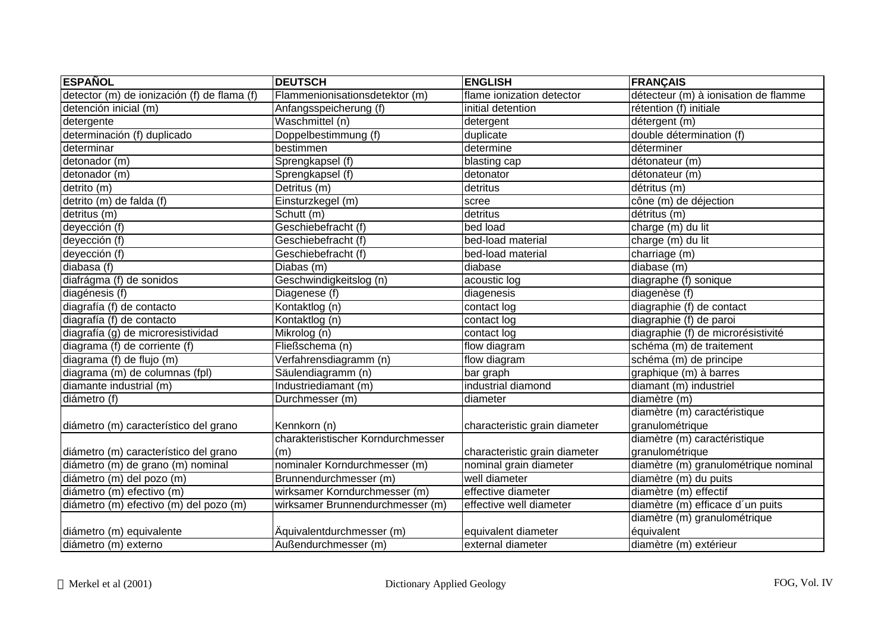| ESPAÑOL | DEUTSCH | ENGLISH | FRANÇAIS |
|---|---|---|---|
| detector (m) de ionización (f) de flama (f) | Flammenionisationsdetektor (m) | flame ionization detector | détecteur (m) à ionisation de flamme |
| detención inicial (m) | Anfangsspeicherung (f) | initial detention | rétention (f) initiale |
| detergente | Waschmittel (n) | detergent | détergent (m) |
| determinación (f) duplicado | Doppelbestimmung (f) | duplicate | double détermination (f) |
| determinar | bestimmen | determine | déterminer |
| detonador (m) | Sprengkapsel (f) | blasting cap | détonateur (m) |
| detonador (m) | Sprengkapsel (f) | detonator | détonateur (m) |
| detrito (m) | Detritus (m) | detritus | détritus (m) |
| detrito (m) de falda (f) | Einsturzkegel (m) | scree | cône (m) de déjection |
| detritus (m) | Schutt (m) | detritus | détritus (m) |
| deyección (f) | Geschiebefracht (f) | bed load | charge (m) du lit |
| deyección (f) | Geschiebefracht (f) | bed-load material | charge (m) du lit |
| deyección (f) | Geschiebefracht (f) | bed-load material | charriage (m) |
| diabasa (f) | Diabas (m) | diabase | diabase (m) |
| diafrágma (f) de sonidos | Geschwindigkeitslog (n) | acoustic log | diagraphe (f) sonique |
| diagénesis (f) | Diagenese (f) | diagenesis | diagenèse (f) |
| diagrafía (f) de contacto | Kontaktlog (n) | contact log | diagraphie (f) de contact |
| diagrafía (f) de contacto | Kontaktlog (n) | contact log | diagraphie (f) de paroi |
| diagrafía (g) de microresistividad | Mikrolog (n) | contact log | diagraphie (f) de microrésistivité |
| diagrama (f) de corriente (f) | Fließschema (n) | flow diagram | schéma (m) de traitement |
| diagrama (f) de flujo (m) | Verfahrensdiagramm (n) | flow diagram | schéma (m) de principe |
| diagrama (m) de columnas (fpl) | Säulendiagramm (n) | bar graph | graphique (m) à barres |
| diamante industrial (m) | Industriediamant (m) | industrial diamond | diamant (m) industriel |
| diámetro (f) | Durchmesser (m) | diameter | diamètre (m) |
| diámetro (m) característico del grano | Kennkorn (n) | characteristic grain diameter | diamètre (m) caractéristique granulométrique |
| diámetro (m) característico del grano | charakteristischer Korndurchmesser (m) | characteristic grain diameter | diamètre (m) caractéristique granulométrique |
| diámetro (m) de grano (m) nominal | nominaler Korndurchmesser (m) | nominal grain diameter | diamètre (m) granulométrique nominal |
| diámetro (m) del pozo (m) | Brunnendurchmesser (m) | well diameter | diamètre (m) du puits |
| diámetro (m) efectivo (m) | wirksamer Korndurchmesser (m) | effective diameter | diamètre (m) effectif |
| diámetro (m) efectivo (m) del pozo (m) | wirksamer Brunnendurchmesser (m) | effective well diameter | diamètre (m) efficace d´un puits |
| diámetro (m) equivalente | Äquivalentdurchmesser (m) | equivalent diameter | diamètre (m) granulométrique équivalent |
| diámetro (m) externo | Außendurchmesser (m) | external diameter | diamètre (m) extérieur |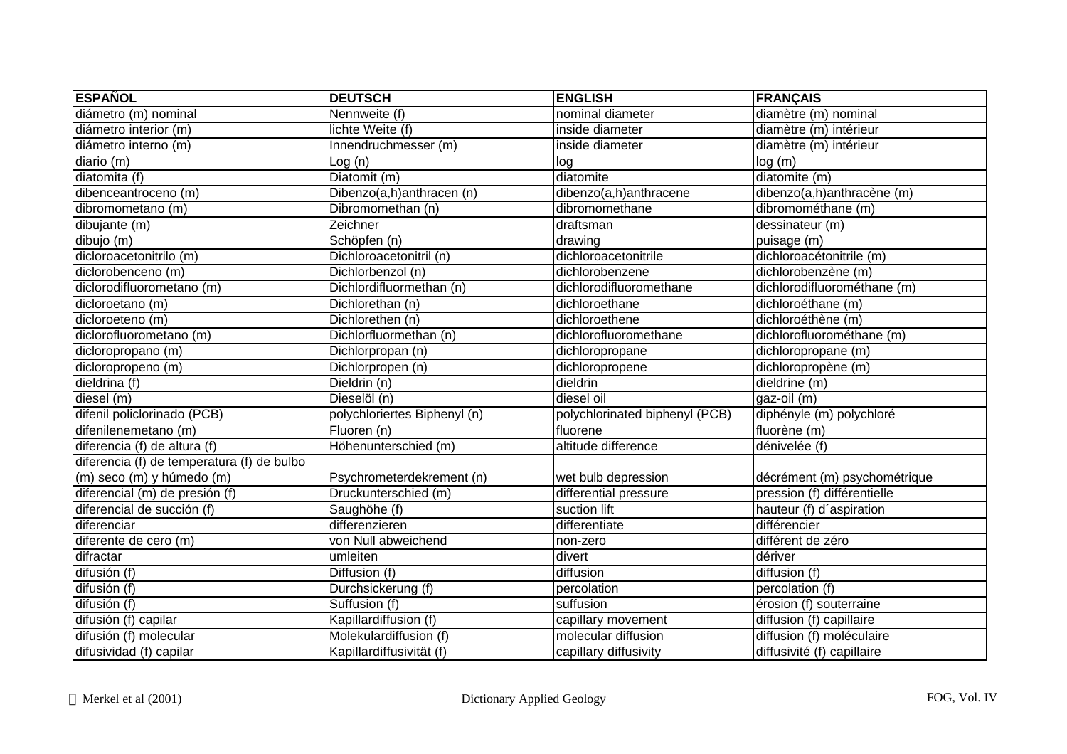| ESPAÑOL | DEUTSCH | ENGLISH | FRANÇAIS |
|---|---|---|---|
| diámetro (m) nominal | Nennweite (f) | nominal diameter | diamètre (m) nominal |
| diámetro interior (m) | lichte Weite (f) | inside diameter | diamètre (m) intérieur |
| diámetro interno (m) | Innendruchmesser (m) | inside diameter | diamètre (m) intérieur |
| diario (m) | Log (n) | log | log (m) |
| diatomita (f) | Diatomit (m) | diatomite | diatomite (m) |
| dibenceantroceno (m) | Dibenzo(a,h)anthracen (n) | dibenzo(a,h)anthracene | dibenzo(a,h)anthracène (m) |
| dibromometano (m) | Dibromomethan (n) | dibromomethane | dibromométhane (m) |
| dibujante (m) | Zeichner | draftsman | dessinateur (m) |
| dibujo (m) | Schöpfen (n) | drawing | puisage (m) |
| dicloroacetonitrilo (m) | Dichloroacetonitril (n) | dichloroacetonitrile | dichloroacétonitrile (m) |
| diclorobenceno (m) | Dichlorbenzol (n) | dichlorobenzene | dichlorobenzène (m) |
| diclorodifluorometano (m) | Dichlordifluormethan (n) | dichlorodifluoromethane | dichlorodifluorométhane (m) |
| dicloroetano (m) | Dichlorethan (n) | dichloroethane | dichloroéthane (m) |
| dicloroeteno (m) | Dichlorethen (n) | dichloroethene | dichloroéthène (m) |
| diclorofluorometano (m) | Dichlorfluormethan (n) | dichlorofluoromethane | dichlorofluorométhane (m) |
| dicloropropano (m) | Dichlorpropan (n) | dichloropropane | dichloropropane (m) |
| dicloropropeno (m) | Dichlorpropen (n) | dichloropropene | dichloropropène (m) |
| dieldrina (f) | Dieldrin (n) | dieldrin | dieldrine (m) |
| diesel (m) | Dieselöl (n) | diesel oil | gaz-oil (m) |
| difenil policlorinado (PCB) | polychloriertes Biphenyl (n) | polychlorinated biphenyl (PCB) | diphényle (m) polychloré |
| difenilenemetano (m) | Fluoren (n) | fluorene | fluorène (m) |
| diferencia (f) de altura (f) | Höhenunterschied (m) | altitude difference | dénivelée (f) |
| diferencia (f) de temperatura (f) de bulbo (m) seco (m) y húmedo (m) | Psychrometerdekrement (n) | wet bulb depression | décrément (m) psychométrique |
| diferencial (m) de presión (f) | Druckunterschied (m) | differential pressure | pression (f) différentielle |
| diferencial de succión (f) | Saughöhe (f) | suction lift | hauteur (f) d´aspiration |
| diferenciar | differenzieren | differentiate | différencier |
| diferente de cero (m) | von Null abweichend | non-zero | différent de zéro |
| difractar | umleiten | divert | dériver |
| difusión (f) | Diffusion (f) | diffusion | diffusion (f) |
| difusión (f) | Durchsickerung (f) | percolation | percolation (f) |
| difusión (f) | Suffusion (f) | suffusion | érosion (f) souterraine |
| difusión (f) capilar | Kapillardiffusion (f) | capillary movement | diffusion (f) capillaire |
| difusión (f) molecular | Molekulardiffusion (f) | molecular diffusion | diffusion (f) moléculaire |
| difusividad (f) capilar | Kapillardiffusivität (f) | capillary diffusivity | diffusivité (f) capillaire |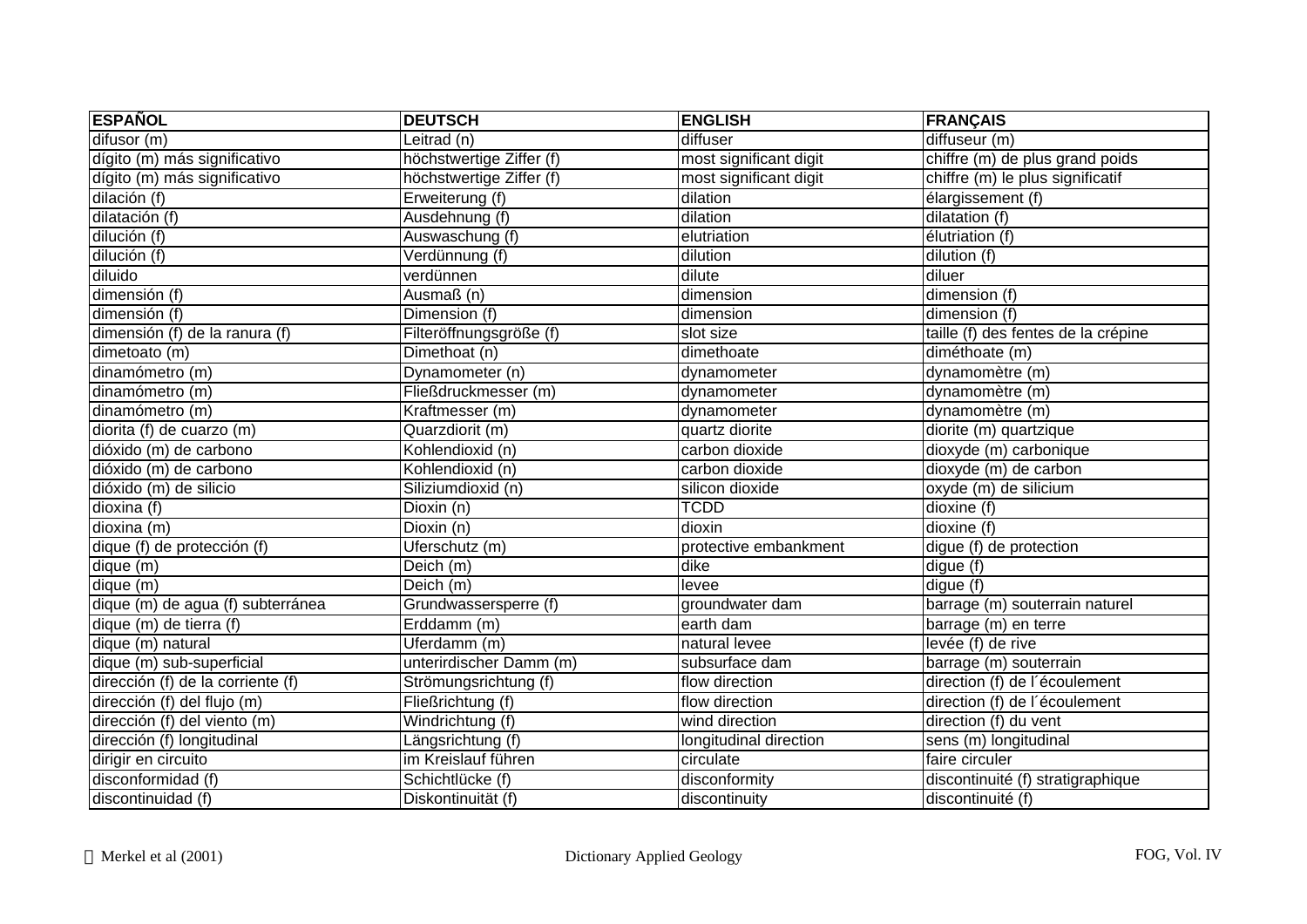| ESPAÑOL | DEUTSCH | ENGLISH | FRANÇAIS |
|---|---|---|---|
| difusor (m) | Leitrad (n) | diffuser | diffuseur (m) |
| dígito (m) más significativo | höchstwertige Ziffer (f) | most significant digit | chiffre (m) de plus grand poids |
| dígito (m) más significativo | höchstwertige Ziffer (f) | most significant digit | chiffre (m) le plus significatif |
| dilación (f) | Erweiterung (f) | dilation | élargissement (f) |
| dilatación (f) | Ausdehnung (f) | dilation | dilatation (f) |
| dilución (f) | Auswaschung (f) | elutriation | élutriation (f) |
| dilución (f) | Verdünnung (f) | dilution | dilution (f) |
| diluido | verdünnen | dilute | diluer |
| dimensión (f) | Ausmaß (n) | dimension | dimension (f) |
| dimensión (f) | Dimension (f) | dimension | dimension (f) |
| dimensión (f) de la ranura (f) | Filteröffnungsgröße (f) | slot size | taille (f) des fentes de la crépine |
| dimetoato (m) | Dimethoat (n) | dimethoate | diméthoate (m) |
| dinamómetro (m) | Dynamometer (n) | dynamometer | dynamomètre (m) |
| dinamómetro (m) | Fließdruckmesser (m) | dynamometer | dynamomètre (m) |
| dinamómetro (m) | Kraftmesser (m) | dynamometer | dynamomètre (m) |
| diorita (f) de cuarzo (m) | Quarzdiorit (m) | quartz diorite | diorite (m) quartzique |
| dióxido (m) de carbono | Kohlendioxid (n) | carbon dioxide | dioxyde (m) carbonique |
| dióxido (m) de carbono | Kohlendioxid (n) | carbon dioxide | dioxyde (m) de carbon |
| dióxido (m) de silicio | Siliziumdioxid (n) | silicon dioxide | oxyde (m) de silicium |
| dioxina (f) | Dioxin (n) | TCDD | dioxine (f) |
| dioxina (m) | Dioxin (n) | dioxin | dioxine (f) |
| dique (f) de protección (f) | Uferschutz (m) | protective embankment | digue (f) de protection |
| dique (m) | Deich (m) | dike | digue (f) |
| dique (m) | Deich (m) | levee | digue (f) |
| dique (m) de agua (f) subterránea | Grundwassersperre (f) | groundwater dam | barrage (m) souterrain naturel |
| dique (m) de tierra (f) | Erddamm (m) | earth dam | barrage (m) en terre |
| dique (m) natural | Uferdamm (m) | natural levee | levée (f) de rive |
| dique (m) sub-superficial | unterirdischer Damm (m) | subsurface dam | barrage (m) souterrain |
| dirección (f) de la corriente (f) | Strömungsrichtung (f) | flow direction | direction (f) de l´écoulement |
| dirección (f) del flujo (m) | Fließrichtung (f) | flow direction | direction (f) de l´écoulement |
| dirección (f) del viento (m) | Windrichtung (f) | wind direction | direction (f) du vent |
| dirección (f) longitudinal | Längsrichtung (f) | longitudinal direction | sens (m) longitudinal |
| dirigir en circuito | im Kreislauf führen | circulate | faire circuler |
| disconformidad (f) | Schichtlücke (f) | disconformity | discontinuité (f) stratigraphique |
| discontinuidad (f) | Diskontinuität (f) | discontinuity | discontinuité (f) |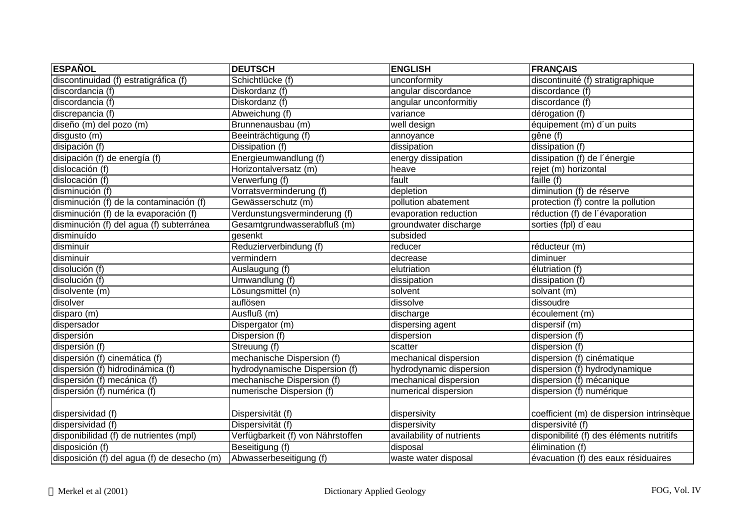| ESPAÑOL | DEUTSCH | ENGLISH | FRANÇAIS |
|---|---|---|---|
| discontinuidad (f) estratigráfica (f) | Schichtlücke (f) | unconformity | discontinuité (f) stratigraphique |
| discordancia (f) | Diskordanz (f) | angular discordance | discordance (f) |
| discordancia (f) | Diskordanz (f) | angular unconformitiy | discordance (f) |
| discrepancia (f) | Abweichung (f) | variance | dérogation (f) |
| diseño (m) del pozo (m) | Brunnenausbau (m) | well design | équipement (m) d´un puits |
| disgusto (m) | Beeinträchtigung (f) | annoyance | gêne (f) |
| disipación (f) | Dissipation (f) | dissipation | dissipation (f) |
| disipación (f) de energía (f) | Energieumwandlung (f) | energy dissipation | dissipation (f) de l´énergie |
| dislocación (f) | Horizontalversatz (m) | heave | rejet (m) horizontal |
| dislocación (f) | Verwerfung (f) | fault | faille (f) |
| disminución (f) | Vorratsverminderung (f) | depletion | diminution (f) de réserve |
| disminución (f) de la contaminación (f) | Gewässerschutz (m) | pollution abatement | protection (f) contre la pollution |
| disminución (f) de la evaporación (f) | Verdunstungsverminderung (f) | evaporation reduction | réduction (f) de l´évaporation |
| disminución (f) del agua (f) subterránea | Gesamtgrundwasserabfluß (m) | groundwater discharge | sorties (fpl) d´eau |
| disminuído | gesenkt | subsided | |
| disminuir | Reduzierverbindung (f) | reducer | réducteur (m) |
| disminuir | vermindern | decrease | diminuer |
| disolución (f) | Auslaugung (f) | elutriation | élutriation (f) |
| disolución (f) | Umwandlung (f) | dissipation | dissipation (f) |
| disolvente (m) | Lösungsmittel (n) | solvent | solvant (m) |
| disolver | auflösen | dissolve | dissoudre |
| disparo (m) | Ausfluß (m) | discharge | écoulement (m) |
| dispersador | Dispergator (m) | dispersing agent | dispersif (m) |
| dispersión | Dispersion (f) | dispersion | dispersion (f) |
| dispersión (f) | Streuung (f) | scatter | dispersion (f) |
| dispersión (f) cinemática (f) | mechanische Dispersion (f) | mechanical dispersion | dispersion (f) cinématique |
| dispersión (f) hidrodinámica (f) | hydrodynamische Dispersion (f) | hydrodynamic dispersion | dispersion (f) hydrodynamique |
| dispersión (f) mecánica (f) | mechanische Dispersion (f) | mechanical dispersion | dispersion (f) mécanique |
| dispersión (f) numérica (f) | numerische Dispersion (f) | numerical dispersion | dispersion (f) numérique |
| dispersividad (f) | Dispersivität (f) | dispersivity | coefficient (m) de dispersion intrinsèque |
| dispersividad (f) | Dispersivität (f) | dispersivity | dispersivité (f) |
| disponibilidad (f) de nutrientes (mpl) | Verfügbarkeit (f) von Nährstoffen | availability of nutrients | disponibilité (f) des éléments nutritifs |
| disposición (f) | Beseitigung (f) | disposal | élimination (f) |
| disposición (f) del agua (f) de desecho (m) | Abwasserbeseitigung (f) | waste water disposal | évacuation (f) des eaux résiduaires |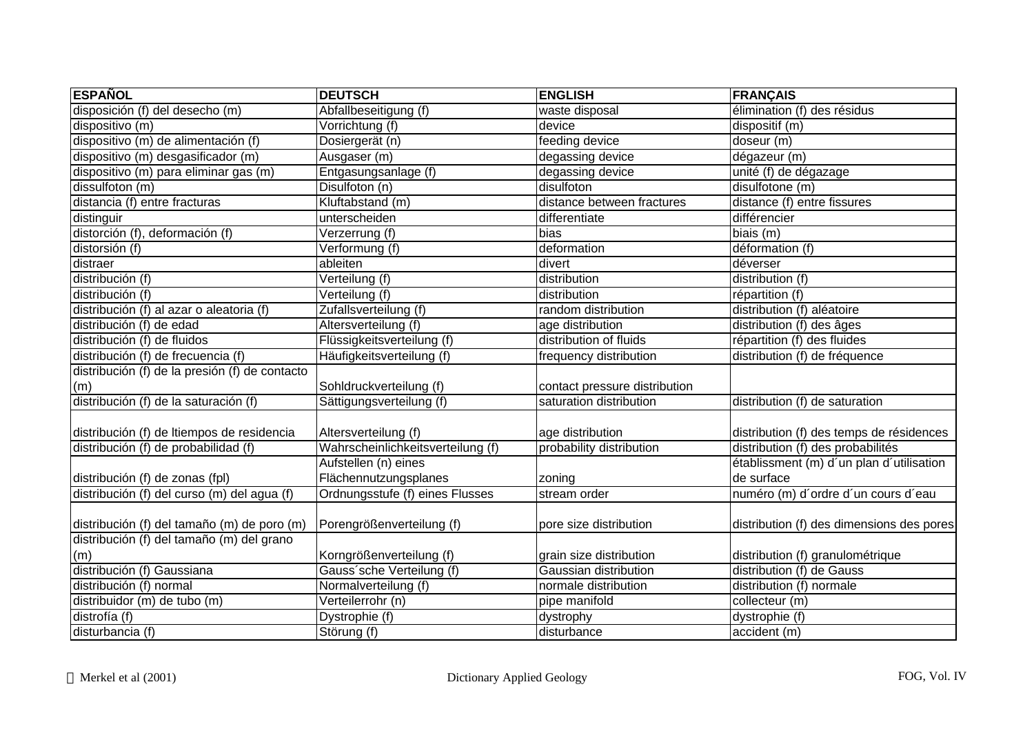| ESPAÑOL | DEUTSCH | ENGLISH | FRANÇAIS |
|---|---|---|---|
| disposición (f) del desecho (m) | Abfallbeseitigung (f) | waste disposal | élimination (f) des résidus |
| dispositivo (m) | Vorrichtung (f) | device | dispositif (m) |
| dispositivo (m) de alimentación (f) | Dosiergerät (n) | feeding device | doseur (m) |
| dispositivo (m) desgasificador (m) | Ausgaser (m) | degassing device | dégazeur (m) |
| dispositivo (m) para eliminar gas (m) | Entgasungsanlage (f) | degassing device | unité (f) de dégazage |
| dissulfoton (m) | Disulfoton (n) | disulfoton | disulfotone (m) |
| distancia (f) entre fracturas | Kluftabstand (m) | distance between fractures | distance (f) entre fissures |
| distinguir | unterscheiden | differentiate | différencier |
| distorción (f), deformación (f) | Verzerrung (f) | bias | biais (m) |
| distorsión (f) | Verformung (f) | deformation | déformation (f) |
| distraer | ableiten | divert | déverser |
| distribución (f) | Verteilung (f) | distribution | distribution (f) |
| distribución (f) | Verteilung (f) | distribution | répartition (f) |
| distribución (f) al azar o aleatoria (f) | Zufallsverteilung (f) | random distribution | distribution (f) aléatoire |
| distribución (f) de edad | Altersverteilung (f) | age distribution | distribution (f) des âges |
| distribución (f) de fluidos | Flüssigkeitsverteilung (f) | distribution of fluids | répartition (f) des fluides |
| distribución (f) de frecuencia (f) | Häufigkeitsverteilung (f) | frequency distribution | distribution (f) de fréquence |
| distribución (f) de la presión (f) de contacto (m) | Sohldruckverteilung (f) | contact pressure distribution | |
| distribución (f) de la saturación (f) | Sättigungsverteilung (f) | saturation distribution | distribution (f) de saturation |
| distribución (f) de ltiempos de residencia | Altersverteilung (f) | age distribution | distribution (f) des temps de résidences |
| distribución (f) de probabilidad (f) | Wahrscheinlichkeitsverteilung (f) | probability distribution | distribution (f) des probabilités |
| distribución (f) de zonas (fpl) | Aufstellen (n) eines Flächennutzungsplanes | zoning | établissment (m) d´un plan d´utilisation de surface |
| distribución (f) del curso (m) del agua (f) | Ordnungsstufe (f) eines Flusses | stream order | numéro (m) d´ordre d´un cours d´eau |
| distribución (f) del tamaño (m) de poro (m) | Porengrößenverteilung (f) | pore size distribution | distribution (f) des dimensions des pores |
| distribución (f) del tamaño (m) del grano (m) | Korngrößenverteilung (f) | grain size distribution | distribution (f) granulométrique |
| distribución (f) Gaussiana | Gauss´sche Verteilung (f) | Gaussian distribution | distribution (f) de Gauss |
| distribución (f) normal | Normalverteilung (f) | normale distribution | distribution (f) normale |
| distribuidor (m) de tubo (m) | Verteilerrohr (n) | pipe manifold | collecteur (m) |
| distrofía (f) | Dystrophie (f) | dystrophy | dystrophie (f) |
| disturbancia (f) | Störung (f) | disturbance | accident (m) |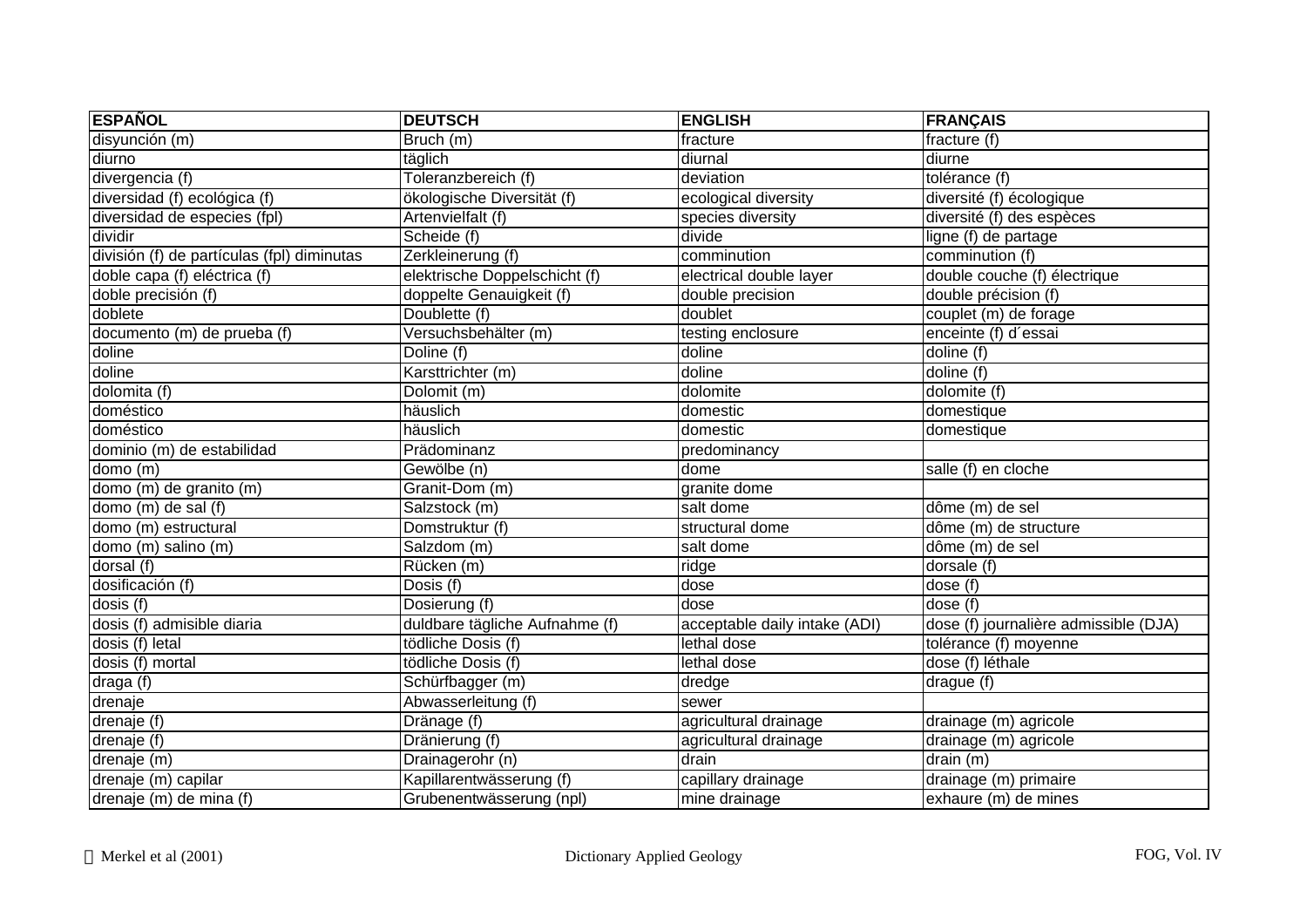| ESPAÑOL | DEUTSCH | ENGLISH | FRANÇAIS |
| --- | --- | --- | --- |
| disyunción (m) | Bruch (m) | fracture | fracture (f) |
| diurno | täglich | diurnal | diurne |
| divergencia (f) | Toleranzbereich (f) | deviation | tolérance (f) |
| diversidad (f) ecológica (f) | ökologische Diversität (f) | ecological diversity | diversité (f) écologique |
| diversidad de especies (fpl) | Artenvielfalt (f) | species diversity | diversité (f) des espèces |
| dividir | Scheide (f) | divide | ligne (f) de partage |
| división (f) de partículas (fpl) diminutas | Zerkleinerung (f) | comminution | comminution (f) |
| doble capa (f) eléctrica (f) | elektrische Doppelschicht (f) | electrical double layer | double couche (f) électrique |
| doble precisión (f) | doppelte Genauigkeit (f) | double precision | double précision (f) |
| doblete | Doublette (f) | doublet | couplet (m) de forage |
| documento (m) de prueba (f) | Versuchsbehälter (m) | testing enclosure | enceinte (f) d´essai |
| doline | Doline (f) | doline | doline (f) |
| doline | Karsttrichter (m) | doline | doline (f) |
| dolomita (f) | Dolomit (m) | dolomite | dolomite (f) |
| doméstico | häuslich | domestic | domestique |
| doméstico | häuslich | domestic | domestique |
| dominio (m) de estabilidad | Prädominanz | predominancy | |
| domo (m) | Gewölbe (n) | dome | salle (f) en cloche |
| domo (m) de granito (m) | Granit-Dom (m) | granite dome | |
| domo (m) de sal (f) | Salzstock (m) | salt dome | dôme (m) de sel |
| domo (m) estructural | Domstruktur (f) | structural dome | dôme (m) de structure |
| domo (m) salino (m) | Salzdom (m) | salt dome | dôme (m) de sel |
| dorsal (f) | Rücken (m) | ridge | dorsale (f) |
| dosificación (f) | Dosis (f) | dose | dose (f) |
| dosis (f) | Dosierung (f) | dose | dose (f) |
| dosis (f) admisible diaria | duldbare tägliche Aufnahme (f) | acceptable daily intake (ADI) | dose (f) journalière admissible (DJA) |
| dosis (f) letal | tödliche Dosis (f) | lethal dose | tolérance (f) moyenne |
| dosis (f) mortal | tödliche Dosis (f) | lethal dose | dose (f) léthale |
| draga (f) | Schürfbagger (m) | dredge | drague (f) |
| drenaje | Abwasserleitung (f) | sewer | |
| drenaje (f) | Dränage (f) | agricultural drainage | drainage (m) agricole |
| drenaje (f) | Dränierung (f) | agricultural drainage | drainage (m) agricole |
| drenaje (m) | Drainagerohr (n) | drain | drain (m) |
| drenaje (m) capilar | Kapillarentwässerung (f) | capillary drainage | drainage (m) primaire |
| drenaje (m) de mina (f) | Grubenentwässerung (npl) | mine drainage | exhaure (m) de mines |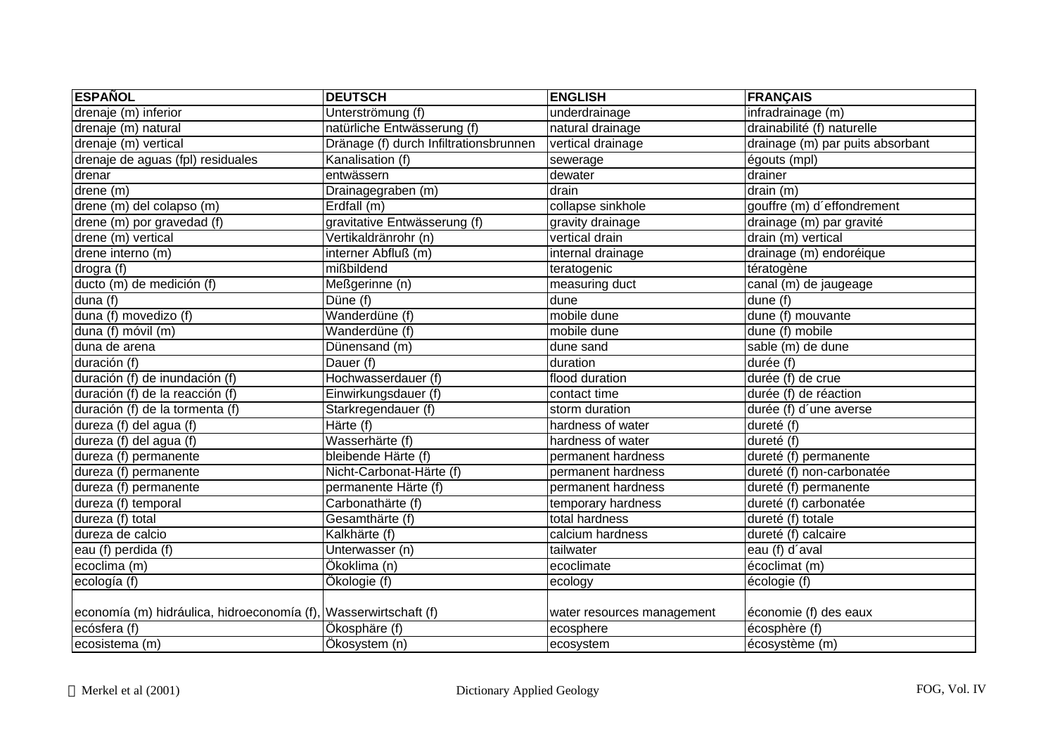| ESPAÑOL | DEUTSCH | ENGLISH | FRANÇAIS |
|---|---|---|---|
| drenaje (m) inferior | Unterströmung (f) | underdrainage | infradrainage (m) |
| drenaje (m) natural | natürliche Entwässerung (f) | natural drainage | drainabilité (f) naturelle |
| drenaje (m) vertical | Dränage (f) durch Infiltrationsbrunnen | vertical drainage | drainage (m) par puits absorbant |
| drenaje de aguas (fpl) residuales | Kanalisation (f) | sewerage | égouts (mpl) |
| drenar | entwässern | dewater | drainer |
| drene (m) | Drainagegraben (m) | drain | drain (m) |
| drene (m) del colapso (m) | Erdfall (m) | collapse sinkhole | gouffre (m) d´effondrement |
| drene (m) por gravedad (f) | gravitative Entwässerung (f) | gravity drainage | drainage (m) par gravité |
| drene (m) vertical | Vertikaldränrohr (n) | vertical drain | drain (m) vertical |
| drene interno (m) | interner Abfluß (m) | internal drainage | drainage (m) endoréique |
| drogra (f) | mißbildend | teratogenic | tératogène |
| ducto (m) de medición (f) | Meßgerinne (n) | measuring duct | canal (m) de jaugeage |
| duna (f) | Düne (f) | dune | dune (f) |
| duna (f) movedizo (f) | Wanderdüne (f) | mobile dune | dune (f) mouvante |
| duna (f) móvil (m) | Wanderdüne (f) | mobile dune | dune (f) mobile |
| duna de arena | Dünensand (m) | dune sand | sable (m) de dune |
| duración (f) | Dauer (f) | duration | durée (f) |
| duración (f) de inundación (f) | Hochwasserdauer (f) | flood duration | durée (f) de crue |
| duración (f) de la reacción (f) | Einwirkungsdauer (f) | contact time | durée (f) de réaction |
| duración (f) de la tormenta (f) | Starkregendauer (f) | storm duration | durée (f) d´une averse |
| dureza (f) del agua (f) | Härte (f) | hardness of water | dureté (f) |
| dureza (f) del agua (f) | Wasserhärte (f) | hardness of water | dureté (f) |
| dureza (f) permanente | bleibende Härte (f) | permanent hardness | dureté (f) permanente |
| dureza (f) permanente | Nicht-Carbonat-Härte (f) | permanent hardness | dureté (f) non-carbonatée |
| dureza (f) permanente | permanente Härte (f) | permanent hardness | dureté (f) permanente |
| dureza (f) temporal | Carbonathärte (f) | temporary hardness | dureté (f) carbonatée |
| dureza (f) total | Gesamthärte (f) | total hardness | dureté (f) totale |
| dureza de calcio | Kalkhärte (f) | calcium hardness | dureté (f) calcaire |
| eau (f) perdida (f) | Unterwasser (n) | tailwater | eau (f) d´aval |
| ecoclima (m) | Ökoklima (n) | ecoclimate | écoclimat (m) |
| ecología (f) | Ökologie (f) | ecology | écologie (f) |
| economía (m) hidráulica, hidroeconomía (f), | Wasserwirtschaft (f) | water resources management | économie (f) des eaux |
| ecósfera (f) | Ökosphäre (f) | ecosphere | écosphère (f) |
| ecosistema (m) | Ökosystem (n) | ecosystem | écosystème (m) |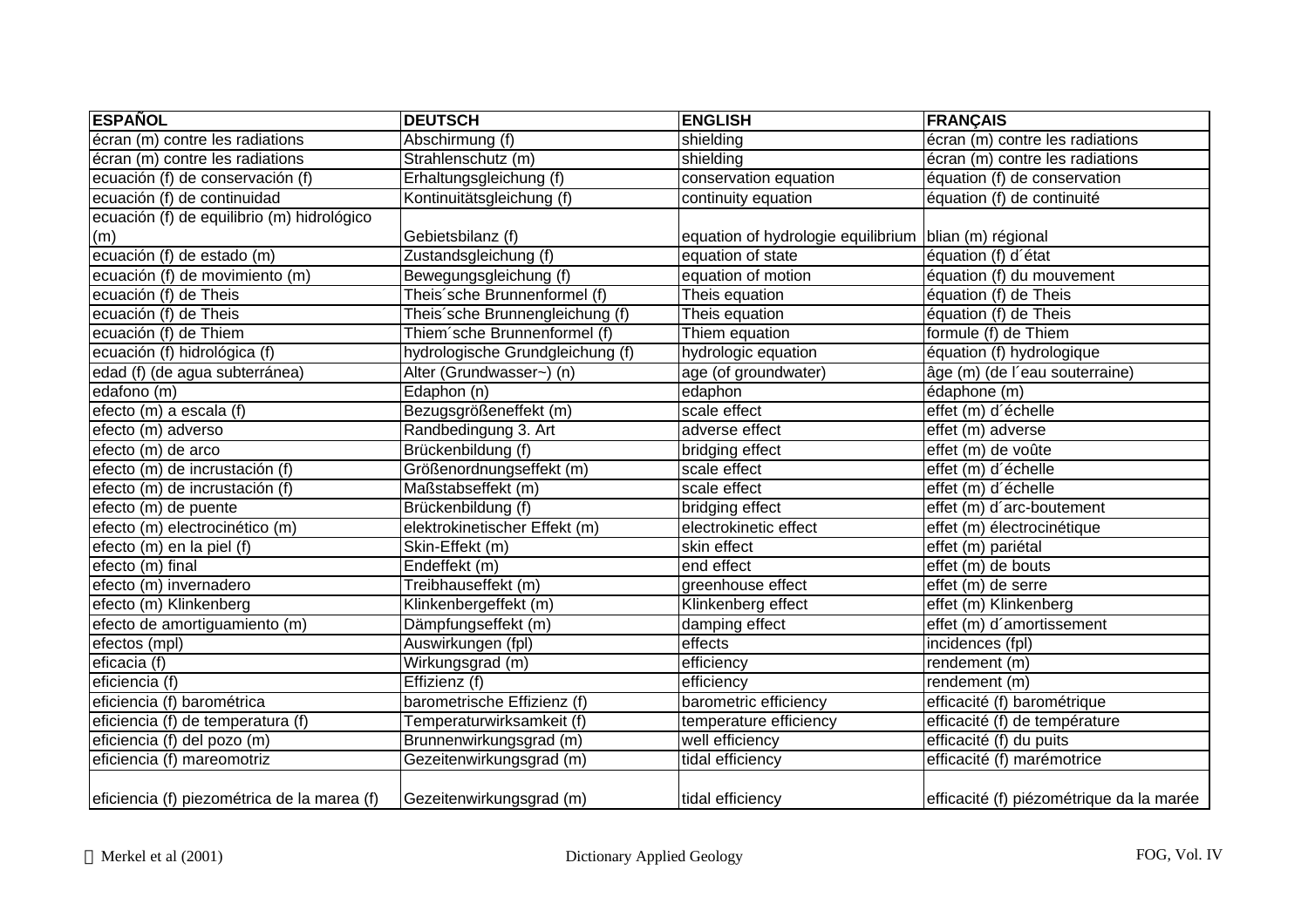| ESPAÑOL | DEUTSCH | ENGLISH | FRANÇAIS |
|---|---|---|---|
| écran (m) contre les radiations | Abschirmung (f) | shielding | écran (m) contre les radiations |
| écran (m) contre les radiations | Strahlenschutz (m) | shielding | écran (m) contre les radiations |
| ecuación (f) de conservación (f) | Erhaltungsgleichung (f) | conservation equation | équation (f) de conservation |
| ecuación (f) de continuidad | Kontinuitätsgleichung (f) | continuity equation | équation (f) de continuité |
| ecuación (f) de equilibrio (m) hidrológico (m) | Gebietsbilanz (f) | equation of hydrologie equilibrium | blian (m) régional |
| ecuación (f) de estado (m) | Zustandsgleichung (f) | equation of state | équation (f) d´état |
| ecuación (f) de movimiento (m) | Bewegungsgleichung (f) | equation of motion | équation (f) du mouvement |
| ecuación (f) de Theis | Theis´sche Brunnenformel (f) | Theis equation | équation (f) de Theis |
| ecuación (f) de Theis | Theis´sche Brunnengleichung (f) | Theis equation | équation (f) de Theis |
| ecuación (f) de Thiem | Thiem´sche Brunnenformel (f) | Thiem equation | formule (f) de Thiem |
| ecuación (f) hidrológica (f) | hydrologische Grundgleichung (f) | hydrologic equation | équation (f) hydrologique |
| edad (f) (de agua subterránea) | Alter (Grundwasser~) (n) | age (of groundwater) | âge (m) (de l´eau souterraine) |
| edafono (m) | Edaphon (n) | edaphon | édaphone (m) |
| efecto (m) a escala (f) | Bezugsgrößeneffekt (m) | scale effect | effet (m) d´échelle |
| efecto (m) adverso | Randbedingung 3. Art | adverse effect | effet (m) adverse |
| efecto (m) de arco | Brückenbildung (f) | bridging effect | effet (m) de voûte |
| efecto (m) de incrustación (f) | Größenordnungseffekt (m) | scale effect | effet (m) d´échelle |
| efecto (m) de incrustación (f) | Maßstabseffekt (m) | scale effect | effet (m) d´échelle |
| efecto (m) de puente | Brückenbildung (f) | bridging effect | effet (m) d´arc-boutement |
| efecto (m) electrocinético (m) | elektrokinetischer Effekt (m) | electrokinetic effect | effet (m) électrocinétique |
| efecto (m) en la piel (f) | Skin-Effekt (m) | skin effect | effet (m) pariétal |
| efecto (m) final | Endeffekt (m) | end effect | effet (m) de bouts |
| efecto (m) invernadero | Treibhauseffekt (m) | greenhouse effect | effet (m) de serre |
| efecto (m) Klinkenberg | Klinkenbergeffekt (m) | Klinkenberg effect | effet (m) Klinkenberg |
| efecto de amortiguamiento (m) | Dämpfungseffekt (m) | damping effect | effet (m) d´amortissement |
| efectos (mpl) | Auswirkungen (fpl) | effects | incidences (fpl) |
| eficacia (f) | Wirkungsgrad (m) | efficiency | rendement (m) |
| eficiencia (f) | Effizienz (f) | efficiency | rendement (m) |
| eficiencia (f) barométrica | barometrische Effizienz (f) | barometric efficiency | efficacité (f) barométrique |
| eficiencia (f) de temperatura (f) | Temperaturwirksamkeit (f) | temperature efficiency | efficacité (f) de température |
| eficiencia (f) del pozo (m) | Brunnenwirkungsgrad (m) | well efficiency | efficacité (f) du puits |
| eficiencia (f) mareomotriz | Gezeitenwirkungsgrad (m) | tidal efficiency | efficacité (f) marémotrice |
| eficiencia (f) piezométrica de la marea (f) | Gezeitenwirkungsgrad (m) | tidal efficiency | efficacité (f) piézométrique da la marée |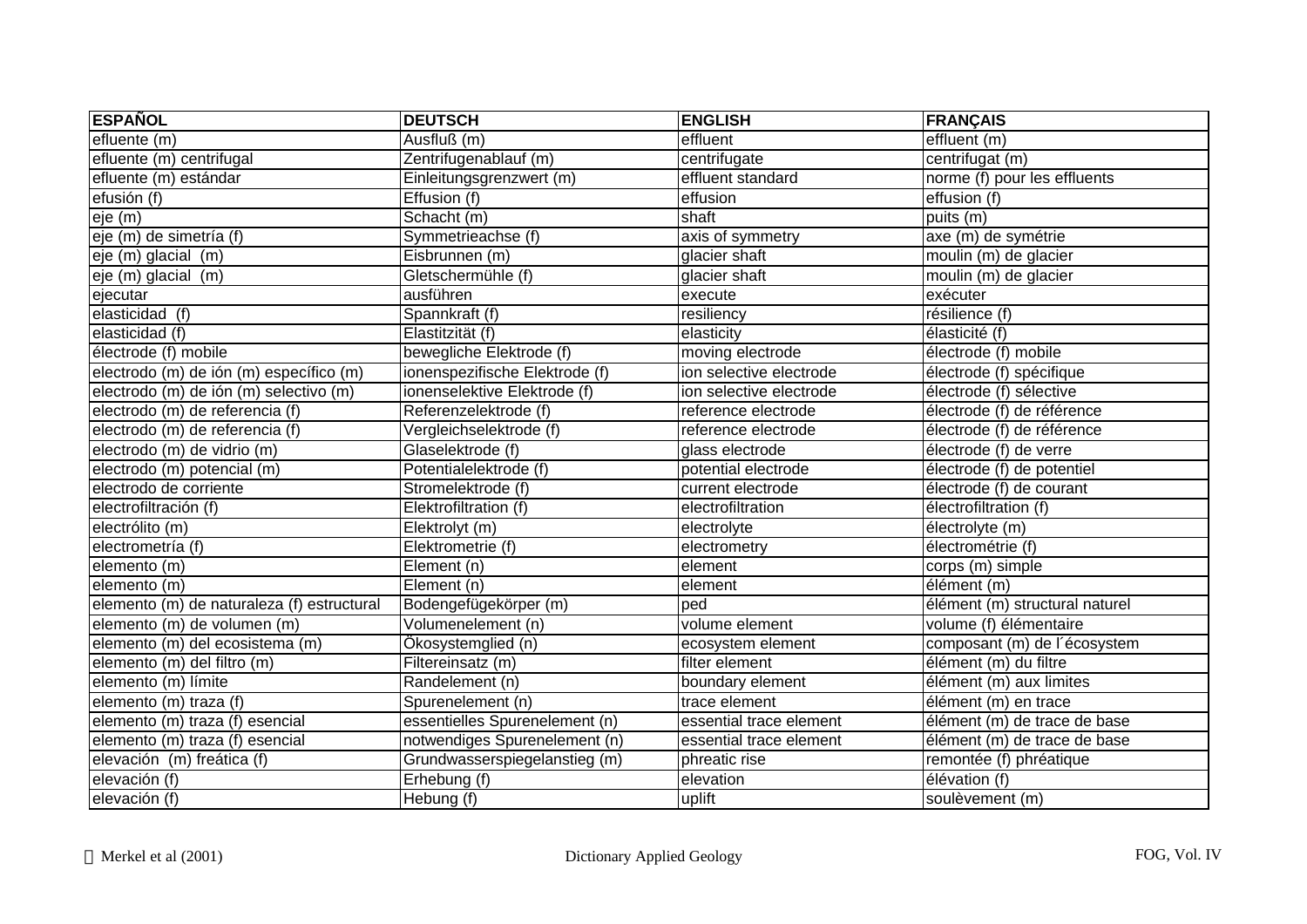| ESPAÑOL | DEUTSCH | ENGLISH | FRANÇAIS |
|---|---|---|---|
| efluente (m) | Ausfluß (m) | effluent | effluent (m) |
| efluente (m) centrifugal | Zentrifugenablauf (m) | centrifugate | centrifugat (m) |
| efluente (m) estándar | Einleitungsgrenzwert (m) | effluent standard | norme (f) pour les effluents |
| efusión (f) | Effusion (f) | effusion | effusion (f) |
| eje (m) | Schacht (m) | shaft | puits (m) |
| eje (m) de simetría (f) | Symmetrieachse (f) | axis of symmetry | axe (m) de symétrie |
| eje (m) glacial (m) | Eisbrunnen (m) | glacier shaft | moulin (m) de glacier |
| eje (m) glacial (m) | Gletschermühle (f) | glacier shaft | moulin (m) de glacier |
| ejecutar | ausführen | execute | exécuter |
| elasticidad (f) | Spannkraft (f) | resiliency | résilience (f) |
| elasticidad (f) | Elastitzität (f) | elasticity | élasticité (f) |
| électrode (f) mobile | bewegliche Elektrode (f) | moving electrode | électrode (f) mobile |
| electrodo (m) de ión (m) específico (m) | ionenspezifische Elektrode (f) | ion selective electrode | électrode (f) spécifique |
| electrodo (m) de ión (m) selectivo (m) | ionenselektive Elektrode (f) | ion selective electrode | électrode (f) sélective |
| electrodo (m) de referencia (f) | Referenzelektrode (f) | reference electrode | électrode (f) de référence |
| electrodo (m) de referencia (f) | Vergleichselektrode (f) | reference electrode | électrode (f) de référence |
| electrodo (m) de vidrio (m) | Glaselektrode (f) | glass electrode | électrode (f) de verre |
| electrodo (m) potencial (m) | Potentialelektrode (f) | potential electrode | électrode (f) de potentiel |
| electrodo de corriente | Stromelektrode (f) | current electrode | électrode (f) de courant |
| electrofiltración (f) | Elektrofiltration (f) | electrofiltration | électrofiltration (f) |
| electrólito (m) | Elektrolyt (m) | electrolyte | électrolyte (m) |
| electrometría (f) | Elektrometrie (f) | electrometry | électrométrie (f) |
| elemento (m) | Element (n) | element | corps (m) simple |
| elemento (m) | Element (n) | element | élément (m) |
| elemento (m) de naturaleza (f) estructural | Bodengefügekörper (m) | ped | élément (m) structural naturel |
| elemento (m) de volumen (m) | Volumenelement (n) | volume element | volume (f) élémentaire |
| elemento (m) del ecosistema (m) | Ökosystemglied (n) | ecosystem element | composant (m) de l´écosystem |
| elemento (m) del filtro (m) | Filtereinsatz (m) | filter element | élément (m) du filtre |
| elemento (m) límite | Randelement (n) | boundary element | élément (m) aux limites |
| elemento (m) traza (f) | Spurenelement (n) | trace element | élément (m) en trace |
| elemento (m) traza (f) esencial | essentielles Spurenelement (n) | essential trace element | élément (m) de trace de base |
| elemento (m) traza (f) esencial | notwendiges Spurenelement (n) | essential trace element | élément (m) de trace de base |
| elevación (m) freática (f) | Grundwasserspiegelanstieg (m) | phreatic rise | remontée (f) phréatique |
| elevación (f) | Erhebung (f) | elevation | élévation (f) |
| elevación (f) | Hebung (f) | uplift | soulèvement (m) |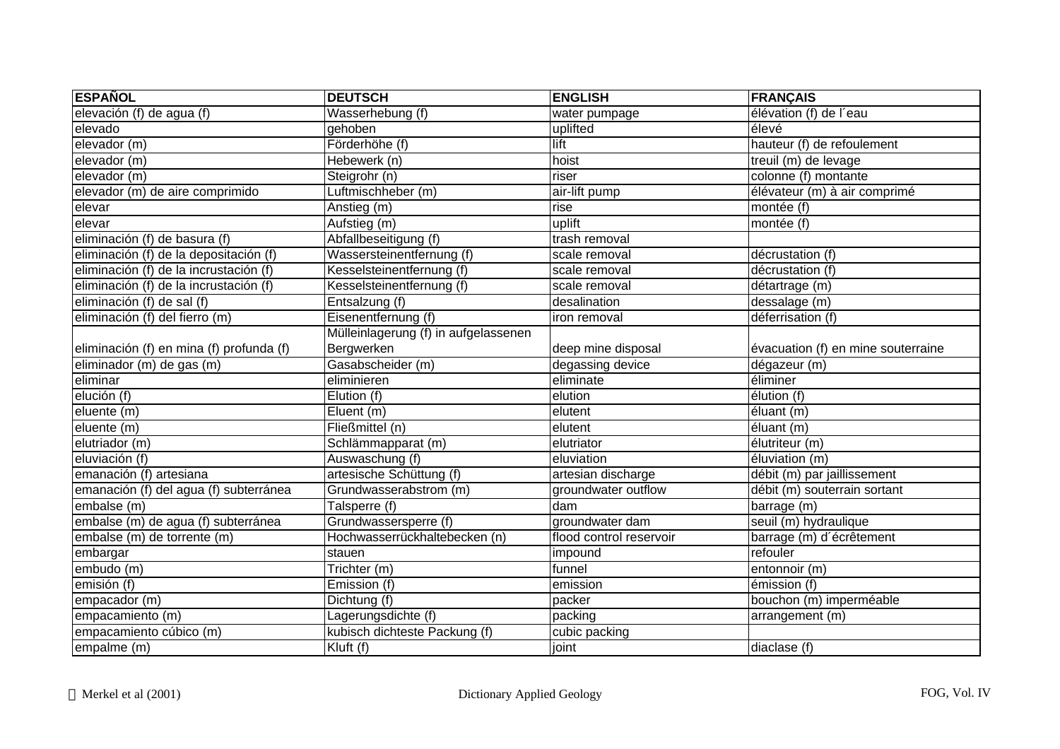| ESPAÑOL | DEUTSCH | ENGLISH | FRANÇAIS |
|---|---|---|---|
| elevación (f) de agua (f) | Wasserhebung (f) | water pumpage | élévation (f) de l´eau |
| elevado | gehoben | uplifted | élevé |
| elevador (m) | Förderhöhe (f) | lift | hauteur (f) de refoulement |
| elevador (m) | Hebewerk (n) | hoist | treuil (m) de levage |
| elevador (m) | Steigrohr (n) | riser | colonne (f) montante |
| elevador (m) de aire comprimido | Luftmischheber (m) | air-lift pump | élévateur (m) à air comprimé |
| elevar | Anstieg (m) | rise | montée (f) |
| elevar | Aufstieg (m) | uplift | montée (f) |
| eliminación (f) de basura (f) | Abfallbeseitigung (f) | trash removal | |
| eliminación (f) de la depositación (f) | Wassersteinentfernung (f) | scale removal | décrustation (f) |
| eliminación (f) de la incrustación (f) | Kesselsteinentfernung (f) | scale removal | décrustation (f) |
| eliminación (f) de la incrustación (f) | Kesselsteinentfernung (f) | scale removal | détartrage (m) |
| eliminación (f) de sal (f) | Entsalzung (f) | desalination | dessalage (m) |
| eliminación (f) del fierro (m) | Eisenentfernung (f) | iron removal | déferrisation (f) |
| eliminación (f) en mina (f) profunda (f) | Mülleinlagerung (f) in aufgelassenen Bergwerken | deep mine disposal | évacuation (f) en mine souterraine |
| eliminador (m) de gas (m) | Gasabscheider (m) | degassing device | dégazeur (m) |
| eliminar | eliminieren | eliminate | éliminer |
| elución (f) | Elution (f) | elution | élution (f) |
| eluente (m) | Eluent (m) | elutent | éluant (m) |
| eluente (m) | Fließmittel (n) | elutent | éluant (m) |
| elutriador (m) | Schlämmapparat (m) | elutriator | élutriteur (m) |
| eluviación (f) | Auswaschung (f) | eluviation | éluviation (m) |
| emanación (f) artesiana | artesische Schüttung (f) | artesian discharge | débit (m) par jaillissement |
| emanación (f) del agua (f) subterránea | Grundwasserabstrom (m) | groundwater outflow | débit (m) souterrain sortant |
| embalse (m) | Talsperre (f) | dam | barrage (m) |
| embalse (m) de agua (f) subterránea | Grundwassersperre (f) | groundwater dam | seuil (m) hydraulique |
| embalse (m) de torrente (m) | Hochwasserrückhaltebecken (n) | flood control reservoir | barrage (m) d´écrêtement |
| embargar | stauen | impound | refouler |
| embudo (m) | Trichter (m) | funnel | entonnoir (m) |
| emisión (f) | Emission (f) | emission | émission (f) |
| empacador (m) | Dichtung (f) | packer | bouchon (m) imperméable |
| empacamiento (m) | Lagerungsdichte (f) | packing | arrangement (m) |
| empacamiento cúbico (m) | kubisch dichteste Packung (f) | cubic packing | |
| empalme (m) | Kluft (f) | joint | diaclase (f) |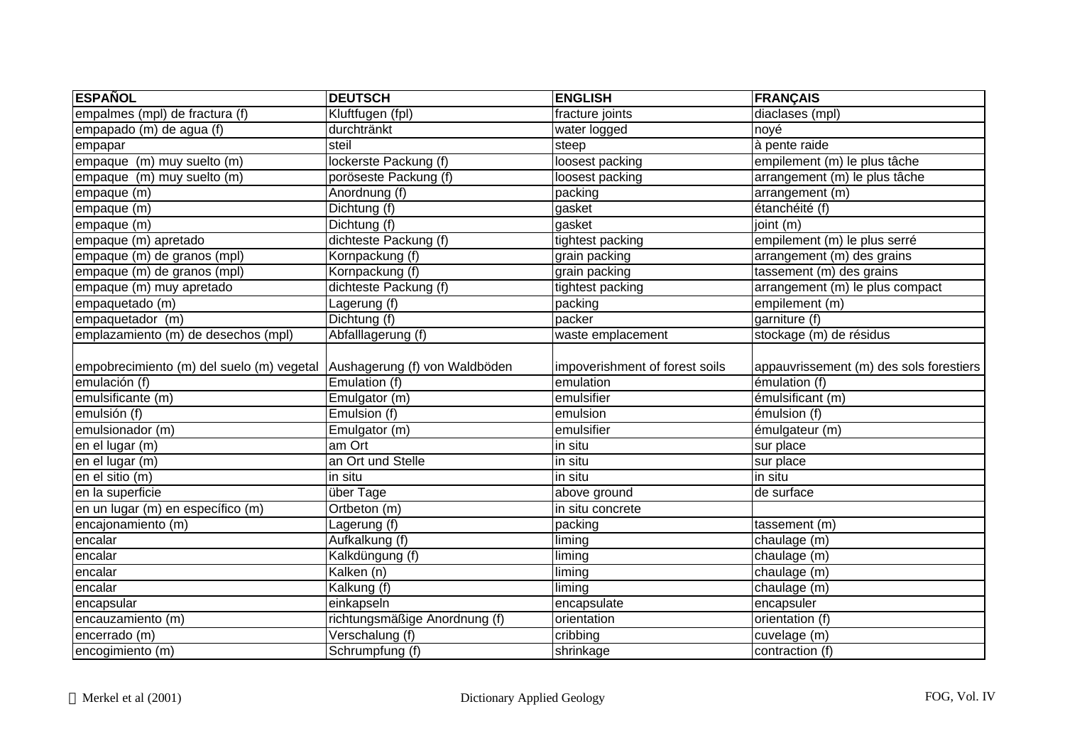| ESPAÑOL | DEUTSCH | ENGLISH | FRANÇAIS |
|---|---|---|---|
| empalmes (mpl) de fractura (f) | Kluftfugen (fpl) | fracture joints | diaclases (mpl) |
| empapado (m) de agua (f) | durchtränkt | water logged | noyé |
| empapar | steil | steep | à pente raide |
| empaque  (m) muy suelto (m) | lockerste Packung (f) | loosest packing | empilement (m) le plus tâche |
| empaque  (m) muy suelto (m) | poröseste Packung (f) | loosest packing | arrangement (m) le plus tâche |
| empaque (m) | Anordnung (f) | packing | arrangement (m) |
| empaque (m) | Dichtung (f) | gasket | étanchéité (f) |
| empaque (m) | Dichtung (f) | gasket | joint (m) |
| empaque (m) apretado | dichteste Packung (f) | tightest packing | empilement (m) le plus serré |
| empaque (m) de granos (mpl) | Kornpackung (f) | grain packing | arrangement (m) des grains |
| empaque (m) de granos (mpl) | Kornpackung (f) | grain packing | tassement (m) des grains |
| empaque (m) muy apretado | dichteste Packung (f) | tightest packing | arrangement (m) le plus compact |
| empaquetado (m) | Lagerung (f) | packing | empilement (m) |
| empaquetador  (m) | Dichtung (f) | packer | garniture (f) |
| emplazamiento (m) de desechos (mpl) | Abfalllagerung (f) | waste emplacement | stockage (m) de résidus |
| empobrecimiento (m) del suelo (m) vegetal | Aushagerung (f) von Waldböden | impoverishment of forest soils | appauvrissement (m) des sols forestiers |
| emulación (f) | Emulation (f) | emulation | émulation (f) |
| emulsificante (m) | Emulgator (m) | emulsifier | émulsificant (m) |
| emulsión (f) | Emulsion (f) | emulsion | émulsion (f) |
| emulsionador (m) | Emulgator (m) | emulsifier | émulgateur (m) |
| en el lugar (m) | am Ort | in situ | sur place |
| en el lugar (m) | an Ort und Stelle | in situ | sur place |
| en el sitio (m) | in situ | in situ | in situ |
| en la superficie | über Tage | above ground | de surface |
| en un lugar (m) en específico (m) | Ortbeton (m) | in situ concrete | |
| encajonamiento (m) | Lagerung (f) | packing | tassement (m) |
| encalar | Aufkalkung (f) | liming | chaulage (m) |
| encalar | Kalkdüngung (f) | liming | chaulage (m) |
| encalar | Kalken (n) | liming | chaulage (m) |
| encalar | Kalkung (f) | liming | chaulage (m) |
| encapsular | einkapseln | encapsulate | encapsuler |
| encauzamiento (m) | richtungsmäßige Anordnung (f) | orientation | orientation (f) |
| encerrado (m) | Verschalung (f) | cribbing | cuvelage (m) |
| encogimiento (m) | Schrumpfung (f) | shrinkage | contraction (f) |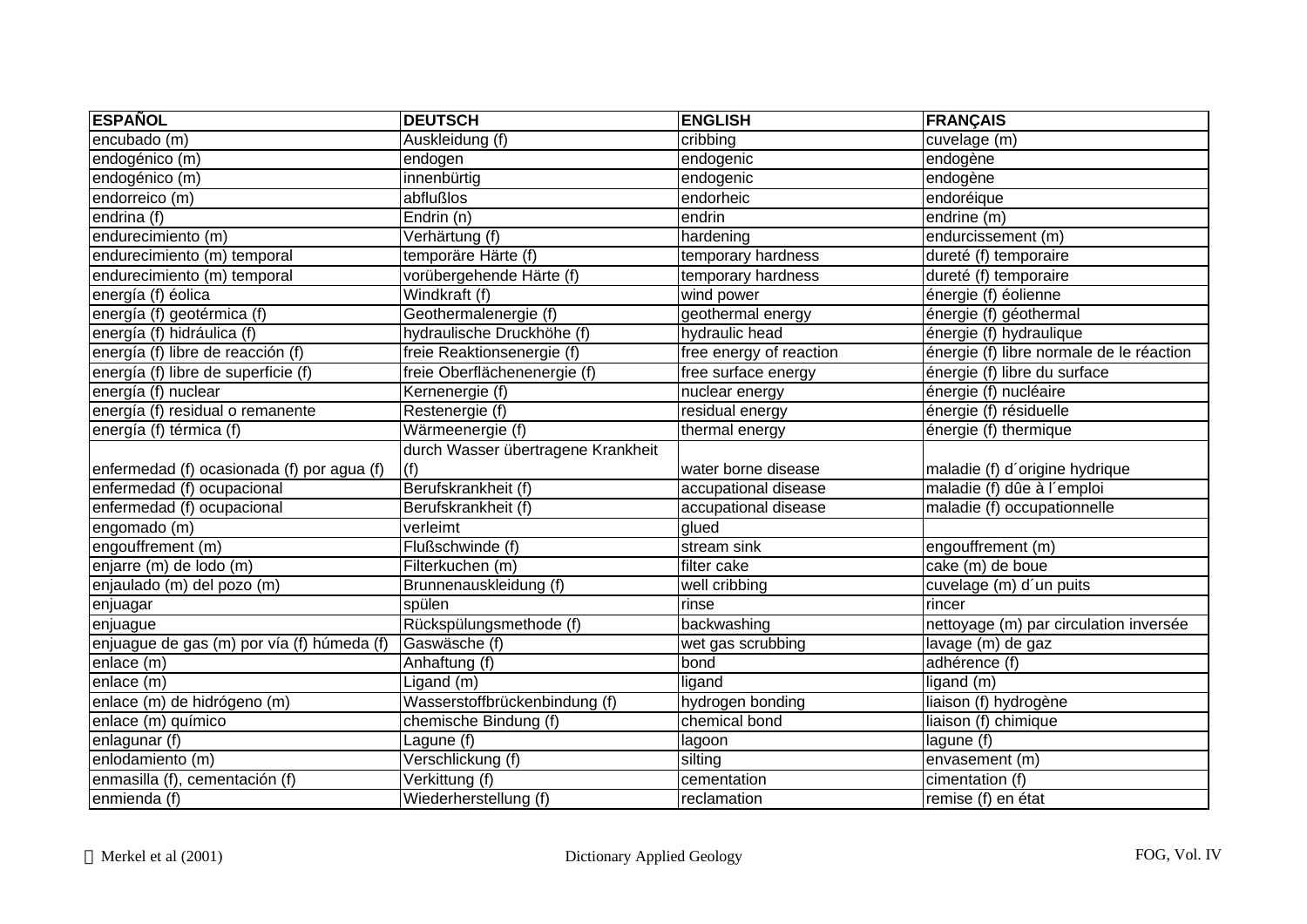| ESPAÑOL | DEUTSCH | ENGLISH | FRANÇAIS |
|---|---|---|---|
| encubado (m) | Auskleidung (f) | cribbing | cuvelage (m) |
| endogénico (m) | endogen | endogenic | endogène |
| endogénico (m) | innenbürtig | endogenic | endogène |
| endorreico (m) | abflußlos | endorheic | endoréique |
| endrina (f) | Endrin (n) | endrin | endrine (m) |
| endurecimiento (m) | Verhärtung (f) | hardening | endurcissement (m) |
| endurecimiento (m) temporal | temporäre Härte (f) | temporary hardness | dureté (f) temporaire |
| endurecimiento (m) temporal | vorübergehende Härte (f) | temporary hardness | dureté (f) temporaire |
| energía (f) éolica | Windkraft (f) | wind power | énergie (f) éolienne |
| energía (f) geotérmica (f) | Geothermalenergie (f) | geothermal energy | énergie (f) géothermal |
| energía (f) hidráulica (f) | hydraulische Druckhöhe (f) | hydraulic head | énergie (f) hydraulique |
| energía (f) libre de reacción (f) | freie Reaktionsenergie (f) | free energy of reaction | énergie (f) libre normale de le réaction |
| energía (f) libre de superficie (f) | freie Oberflächenenergie (f) | free surface energy | énergie (f) libre du surface |
| energía (f) nuclear | Kernenergie (f) | nuclear energy | énergie (f) nucléaire |
| energía (f) residual o remanente | Restenergie (f) | residual energy | énergie (f) résiduelle |
| energía (f) térmica (f) | Wärmeenergie (f) | thermal energy | énergie (f) thermique |
| enfermedad (f) ocasionada (f) por agua (f) | durch Wasser übertragene Krankheit (f) | water borne disease | maladie (f) d´origine hydrique |
| enfermedad (f) ocupacional | Berufskrankheit (f) | accupational disease | maladie (f) dûe à l´emploi |
| enfermedad (f) ocupacional | Berufskrankheit (f) | accupational disease | maladie (f) occupationnelle |
| engomado (m) | verleimt | glued | |
| engouffrement (m) | Flußschwinde (f) | stream sink | engouffrement (m) |
| enjarre (m) de lodo (m) | Filterkuchen (m) | filter cake | cake (m) de boue |
| enjaulado (m) del pozo (m) | Brunnenauskleidung (f) | well cribbing | cuvelage (m) d´un puits |
| enjuagar | spülen | rinse | rincer |
| enjuague | Rückspülungsmethode (f) | backwashing | nettoyage (m) par circulation inversée |
| enjuague de gas (m) por vía (f) húmeda (f) | Gaswäsche (f) | wet gas scrubbing | lavage (m) de gaz |
| enlace (m) | Anhaftung (f) | bond | adhérence (f) |
| enlace (m) | Ligand (m) | ligand | ligand (m) |
| enlace (m) de hidrógeno (m) | Wasserstoffbrückenbindung (f) | hydrogen bonding | liaison (f) hydrogène |
| enlace (m) químico | chemische Bindung (f) | chemical bond | liaison (f) chimique |
| enlagunar (f) | Lagune (f) | lagoon | lagune (f) |
| enlodamiento (m) | Verschlickung (f) | silting | envasement (m) |
| enmasilla (f), cementación (f) | Verkittung (f) | cementation | cimentation (f) |
| enmienda (f) | Wiederherstellung (f) | reclamation | remise (f) en état |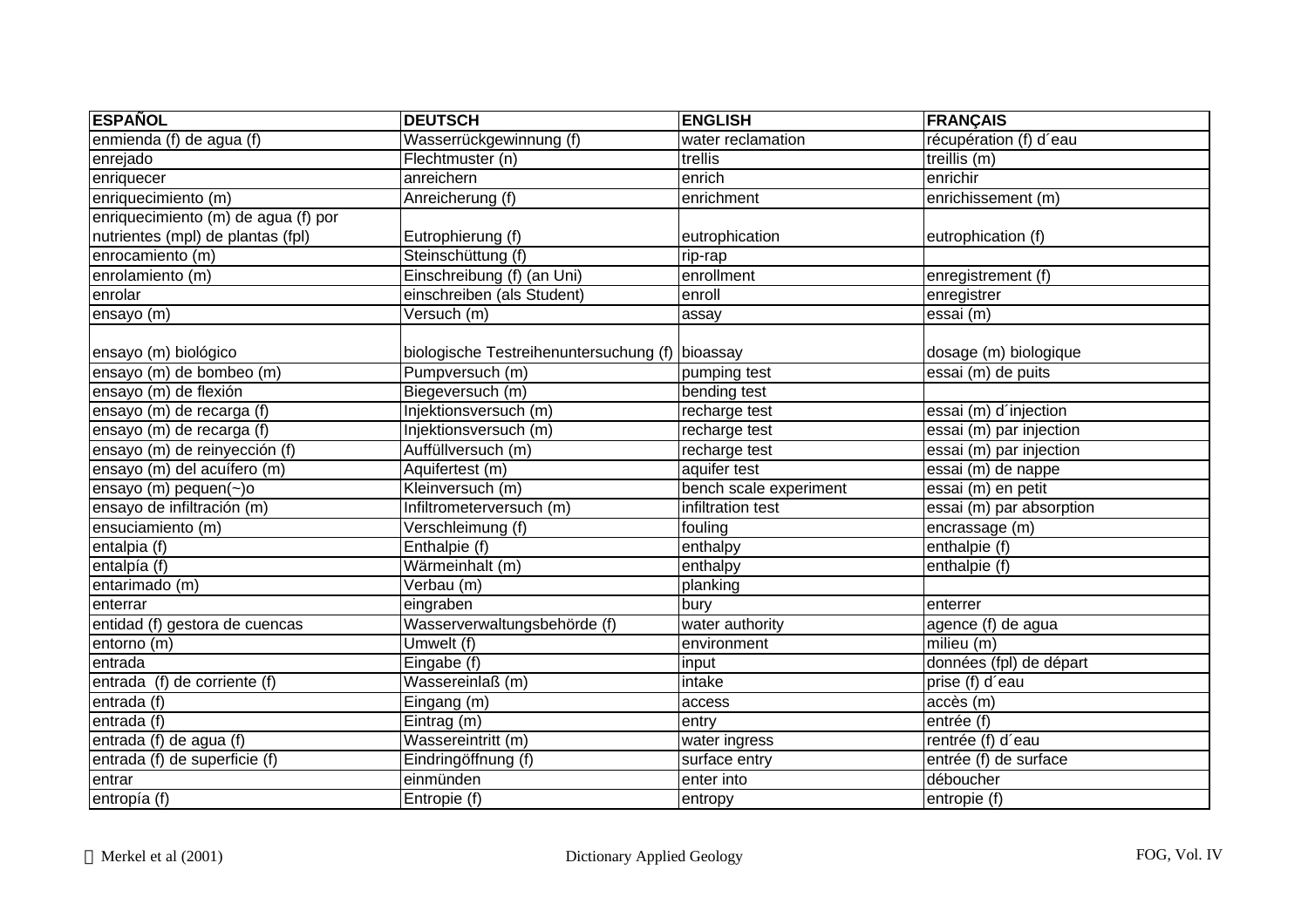| ESPAÑOL | DEUTSCH | ENGLISH | FRANÇAIS |
|---|---|---|---|
| enmienda (f) de agua (f) | Wasserrückgewinnung (f) | water reclamation | récupération (f) d´eau |
| enrejado | Flechtmuster (n) | trellis | treillis (m) |
| enriquecer | anreichern | enrich | enrichir |
| enriquecimiento (m) | Anreicherung (f) | enrichment | enrichissement (m) |
| enriquecimiento (m) de agua (f) por nutrientes (mpl) de plantas (fpl) | Eutrophierung (f) | eutrophication | eutrophication (f) |
| enrocamiento (m) | Steinschüttung (f) | rip-rap | |
| enrolamiento (m) | Einschreibung (f) (an Uni) | enrollment | enregistrement (f) |
| enrolar | einschreiben (als Student) | enroll | enregistrer |
| ensayo (m) | Versuch (m) | assay | essai (m) |
| ensayo (m) biológico | biologische Testreihenuntersuchung (f) | bioassay | dosage (m) biologique |
| ensayo (m) de bombeo (m) | Pumpversuch (m) | pumping test | essai (m) de puits |
| ensayo (m) de flexión | Biegeversuch (m) | bending test | |
| ensayo (m) de recarga (f) | Injektionsversuch (m) | recharge test | essai (m) d´injection |
| ensayo (m) de recarga (f) | Injektionsversuch (m) | recharge test | essai (m) par injection |
| ensayo (m) de reinyección (f) | Auffüllversuch (m) | recharge test | essai (m) par injection |
| ensayo (m) del acuífero (m) | Aquifertest (m) | aquifer test | essai (m) de nappe |
| ensayo (m) pequen(~)o | Kleinversuch (m) | bench scale experiment | essai (m) en petit |
| ensayo de infiltración (m) | Infiltrometerversuch (m) | infiltration test | essai (m) par absorption |
| ensuciamiento (m) | Verschleimung (f) | fouling | encrassage (m) |
| entalpia (f) | Enthalpie (f) | enthalpy | enthalpie (f) |
| entalpía (f) | Wärmeinhalt (m) | enthalpy | enthalpie (f) |
| entarimado (m) | Verbau (m) | planking | |
| enterrar | eingraben | bury | enterrer |
| entidad (f) gestora de cuencas | Wasserverwaltungsbehörde (f) | water authority | agence (f) de agua |
| entorno (m) | Umwelt (f) | environment | milieu (m) |
| entrada | Eingabe (f) | input | données (fpl) de départ |
| entrada (f) de corriente (f) | Wassereinlaß (m) | intake | prise (f) d´eau |
| entrada (f) | Eingang (m) | access | accès (m) |
| entrada (f) | Eintrag (m) | entry | entrée (f) |
| entrada (f) de agua (f) | Wassereintritt (m) | water ingress | rentrée (f) d´eau |
| entrada (f) de superficie (f) | Eindringöffnung (f) | surface entry | entrée (f) de surface |
| entrar | einmünden | enter into | déboucher |
| entropía (f) | Entropie (f) | entropy | entropie (f) |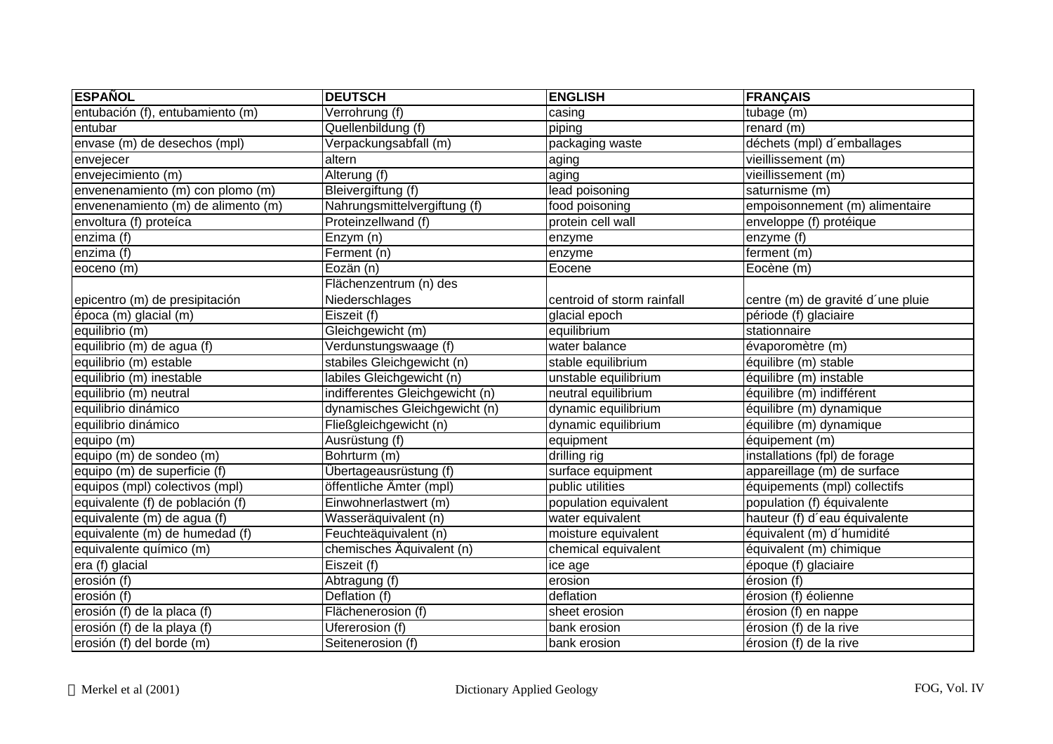| ESPAÑOL | DEUTSCH | ENGLISH | FRANÇAIS |
|---|---|---|---|
| entubación (f), entubamiento (m) | Verrohrung (f) | casing | tubage (m) |
| entubar | Quellenbildung (f) | piping | renard (m) |
| envase (m) de desechos (mpl) | Verpackungsabfall (m) | packaging waste | déchets (mpl) d´emballages |
| envejecer | altern | aging | vieillissement (m) |
| envejecimiento (m) | Alterung (f) | aging | vieillissement (m) |
| envenenamiento (m) con plomo (m) | Bleivergiftung (f) | lead poisoning | saturnisme (m) |
| envenenamiento (m) de alimento (m) | Nahrungsmittelvergiftung (f) | food poisoning | empoisonnement (m) alimentaire |
| envoltura (f) proteíca | Proteinzellwand (f) | protein cell wall | enveloppe (f) protéique |
| enzima (f) | Enzym (n) | enzyme | enzyme (f) |
| enzima (f) | Ferment (n) | enzyme | ferment (m) |
| eoceno (m) | Eozän (n) | Eocene | Eocène (m) |
| epicentro (m) de presipitación | Flächenzentrum (n) des Niederschlages | centroid of storm rainfall | centre (m) de gravité d´une pluie |
| época (m) glacial (m) | Eiszeit (f) | glacial epoch | période (f) glaciaire |
| equilibrio (m) | Gleichgewicht (m) | equilibrium | stationnaire |
| equilibrio (m) de agua (f) | Verdunstungswaage (f) | water balance | évaporomètre (m) |
| equilibrio (m) estable | stabiles Gleichgewicht (n) | stable equilibrium | équilibre (m) stable |
| equilibrio (m) inestable | labiles Gleichgewicht (n) | unstable equilibrium | équilibre (m) instable |
| equilibrio (m) neutral | indifferentes Gleichgewicht (n) | neutral equilibrium | équilibre (m) indifférent |
| equilibrio dinámico | dynamisches Gleichgewicht (n) | dynamic equilibrium | équilibre (m) dynamique |
| equilibrio dinámico | Fließgleichgewicht (n) | dynamic equilibrium | équilibre (m) dynamique |
| equipo (m) | Ausrüstung (f) | equipment | équipement (m) |
| equipo (m) de sondeo (m) | Bohrturm (m) | drilling rig | installations (fpl) de forage |
| equipo (m) de superficie (f) | Übertageausrüstung (f) | surface equipment | appareillage (m) de surface |
| equipos (mpl) colectivos (mpl) | öffentliche Ämter (mpl) | public utilities | équipements (mpl) collectifs |
| equivalente (f) de población (f) | Einwohnerlastwert (m) | population equivalent | population (f) équivalente |
| equivalente (m) de agua (f) | Wasseräquivalent (n) | water equivalent | hauteur (f) d´eau équivalente |
| equivalente (m) de humedad (f) | Feuchteäquivalent (n) | moisture equivalent | équivalent (m) d´humidité |
| equivalente químico (m) | chemisches Äquivalent (n) | chemical equivalent | équivalent (m) chimique |
| era (f) glacial | Eiszeit (f) | ice age | époque (f) glaciaire |
| erosión (f) | Abtragung (f) | erosion | érosion (f) |
| erosión (f) | Deflation (f) | deflation | érosion (f) éolienne |
| erosión (f) de la placa (f) | Flächenerosion (f) | sheet erosion | érosion (f) en nappe |
| erosión (f) de la playa (f) | Ufererosion (f) | bank erosion | érosion (f) de la rive |
| erosión (f) del borde (m) | Seitenerosion (f) | bank erosion | érosion (f) de la rive |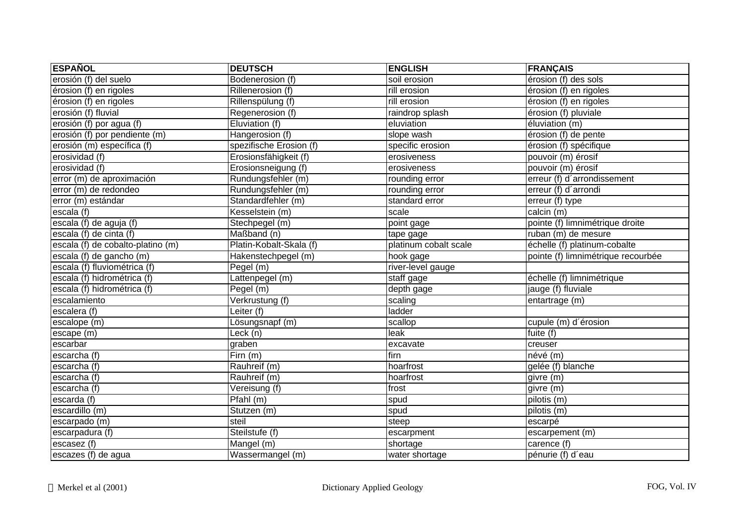| ESPAÑOL | DEUTSCH | ENGLISH | FRANÇAIS |
|---|---|---|---|
| erosión (f) del suelo | Bodenerosion (f) | soil erosion | érosion (f) des sols |
| érosion (f) en rigoles | Rillenerosion (f) | rill erosion | érosion (f) en rigoles |
| érosion (f) en rigoles | Rillenspülung (f) | rill erosion | érosion (f) en rigoles |
| erosión (f) fluvial | Regenerosion (f) | raindrop splash | érosion (f) pluviale |
| erosión (f) por agua (f) | Eluviation (f) | eluviation | éluviation (m) |
| erosión (f) por pendiente (m) | Hangerosion (f) | slope wash | érosion (f) de pente |
| erosión (m) específica (f) | spezifische Erosion (f) | specific erosion | érosion (f) spécifique |
| erosividad (f) | Erosionsfähigkeit (f) | erosiveness | pouvoir (m) érosif |
| erosividad (f) | Erosionsneigung (f) | erosiveness | pouvoir (m) érosif |
| error (m) de aproximación | Rundungsfehler (m) | rounding error | erreur (f) d´arrondissement |
| error (m) de redondeo | Rundungsfehler (m) | rounding error | erreur (f) d´arrondi |
| error (m) estándar | Standardfehler (m) | standard error | erreur (f) type |
| escala (f) | Kesselstein (m) | scale | calcin (m) |
| escala (f) de aguja (f) | Stechpegel (m) | point gage | pointe (f) limnimétrique droite |
| escala (f) de cinta (f) | Maßband (n) | tape gage | ruban (m) de mesure |
| escala (f) de cobalto-platino (m) | Platin-Kobalt-Skala (f) | platinum cobalt scale | échelle (f) platinum-cobalte |
| escala (f) de gancho (m) | Hakenstechpegel (m) | hook gage | pointe (f) limnimétrique recourbée |
| escala (f) fluviométrica (f) | Pegel (m) | river-level gauge | |
| escala (f) hidrométrica (f) | Lattenpegel (m) | staff gage | échelle (f) limnimétrique |
| escala (f) hidrométrica (f) | Pegel (m) | depth gage | jauge (f) fluviale |
| escalamiento | Verkrustung (f) | scaling | entartrage (m) |
| escalera (f) | Leiter (f) | ladder | |
| escalope (m) | Lösungsnapf (m) | scallop | cupule (m) d´érosion |
| escape (m) | Leck (n) | leak | fuite (f) |
| escarbar | graben | excavate | creuser |
| escarcha (f) | Firn (m) | firn | névé (m) |
| escarcha (f) | Rauhreif (m) | hoarfrost | gelée (f) blanche |
| escarcha (f) | Rauhreif (m) | hoarfrost | givre (m) |
| escarcha (f) | Vereisung (f) | frost | givre (m) |
| escarda (f) | Pfahl (m) | spud | pilotis (m) |
| escardillo (m) | Stutzen (m) | spud | pilotis (m) |
| escarpado (m) | steil | steep | escarpé |
| escarpadura (f) | Steilstufe (f) | escarpment | escarpement (m) |
| escasez (f) | Mangel (m) | shortage | carence (f) |
| escazes (f) de agua | Wassermangel (m) | water shortage | pénurie (f) d´eau |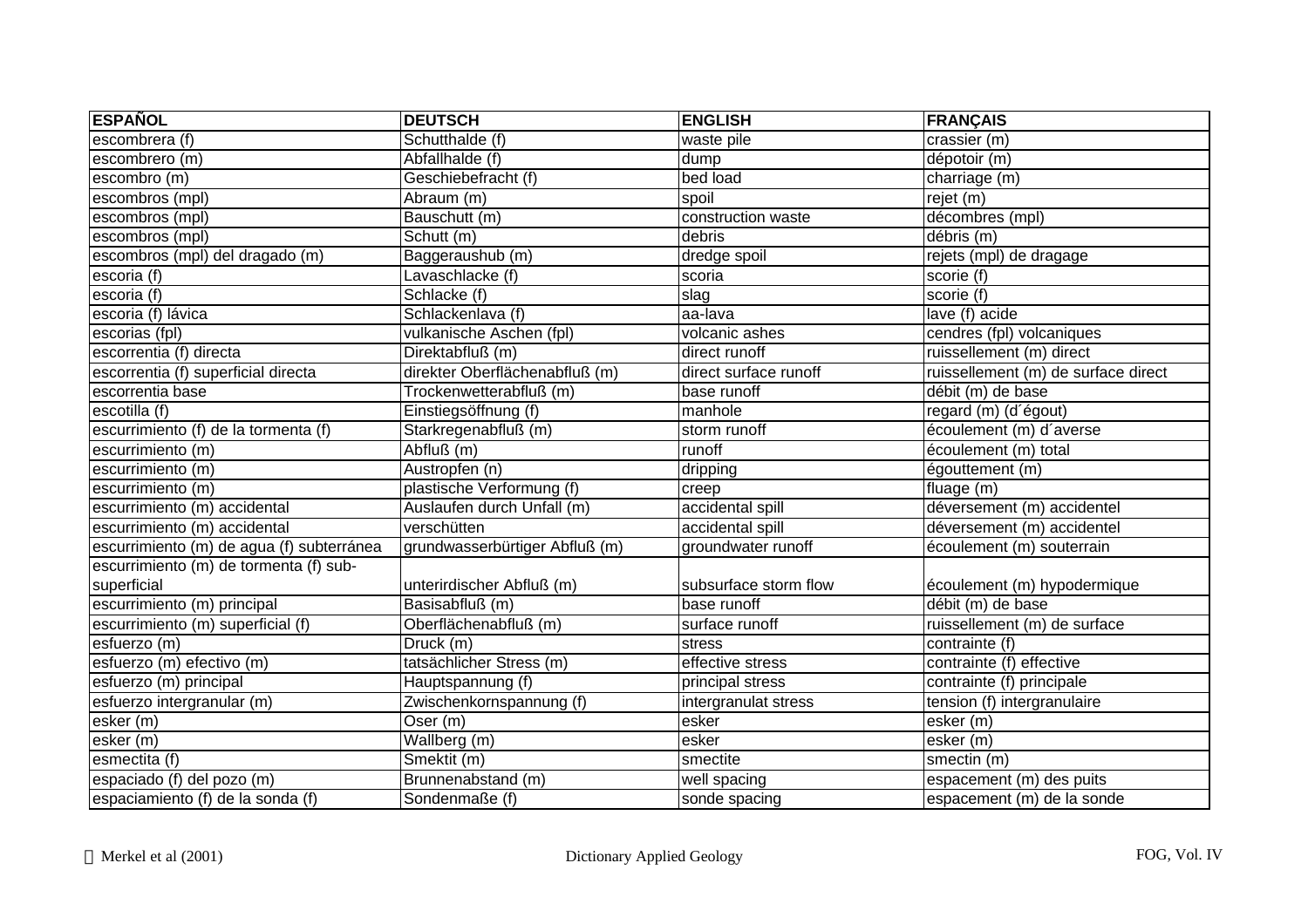| ESPAÑOL | DEUTSCH | ENGLISH | FRANÇAIS |
|---|---|---|---|
| escombrera (f) | Schutthalde (f) | waste pile | crassier (m) |
| escombrero (m) | Abfallhalde (f) | dump | dépotoir (m) |
| escombro (m) | Geschiebefracht (f) | bed load | charriage (m) |
| escombros (mpl) | Abraum (m) | spoil | rejet (m) |
| escombros (mpl) | Bauschutt (m) | construction waste | décombres (mpl) |
| escombros (mpl) | Schutt (m) | debris | débris (m) |
| escombros (mpl) del dragado (m) | Baggeraushub (m) | dredge spoil | rejets (mpl) de dragage |
| escoria (f) | Lavaschlacke (f) | scoria | scorie (f) |
| escoria (f) | Schlacke (f) | slag | scorie (f) |
| escoria (f) lávica | Schlackenlava (f) | aa-lava | lave (f) acide |
| escorias (fpl) | vulkanische Aschen (fpl) | volcanic ashes | cendres (fpl) volcaniques |
| escorrentia (f) directa | Direktabfluß (m) | direct runoff | ruissellement (m) direct |
| escorrentia (f) superficial directa | direkter Oberflächenabfluß (m) | direct surface runoff | ruissellement (m) de surface direct |
| escorrentia base | Trockenwetterabfluß (m) | base runoff | débit (m) de base |
| escotilla (f) | Einstiegsöffnung (f) | manhole | regard (m) (d´égout) |
| escurrimiento (f) de la tormenta (f) | Starkregenabfluß (m) | storm runoff | écoulement (m) d´averse |
| escurrimiento (m) | Abfluß (m) | runoff | écoulement (m) total |
| escurrimiento (m) | Austropfen (n) | dripping | égouttement (m) |
| escurrimiento (m) | plastische Verformung (f) | creep | fluage (m) |
| escurrimiento (m) accidental | Auslaufen durch Unfall (m) | accidental spill | déversement (m) accidentel |
| escurrimiento (m) accidental | verschütten | accidental spill | déversement (m) accidentel |
| escurrimiento (m) de agua (f) subterránea | grundwasserbürtiger Abfluß (m) | groundwater runoff | écoulement (m) souterrain |
| escurrimiento (m) de tormenta (f) sub-superficial | unterirdischer Abfluß (m) | subsurface storm flow | écoulement (m) hypodermique |
| escurrimiento (m) principal | Basisabfluß (m) | base runoff | débit (m) de base |
| escurrimiento (m) superficial (f) | Oberflächenabfluß (m) | surface runoff | ruissellement (m) de surface |
| esfuerzo (m) | Druck (m) | stress | contrainte (f) |
| esfuerzo (m) efectivo (m) | tatsächlicher Stress (m) | effective stress | contrainte (f) effective |
| esfuerzo (m) principal | Hauptspannung (f) | principal stress | contrainte (f) principale |
| esfuerzo intergranular (m) | Zwischenkornspannung (f) | intergranulat stress | tension (f) intergranulaire |
| esker (m) | Oser (m) | esker | esker (m) |
| esker (m) | Wallberg (m) | esker | esker (m) |
| esmectita (f) | Smektit (m) | smectite | smectin (m) |
| espaciado (f) del pozo (m) | Brunnenabstand (m) | well spacing | espacement (m) des puits |
| espaciamiento (f) de la sonda (f) | Sondenmaße (f) | sonde spacing | espacement (m) de la sonde |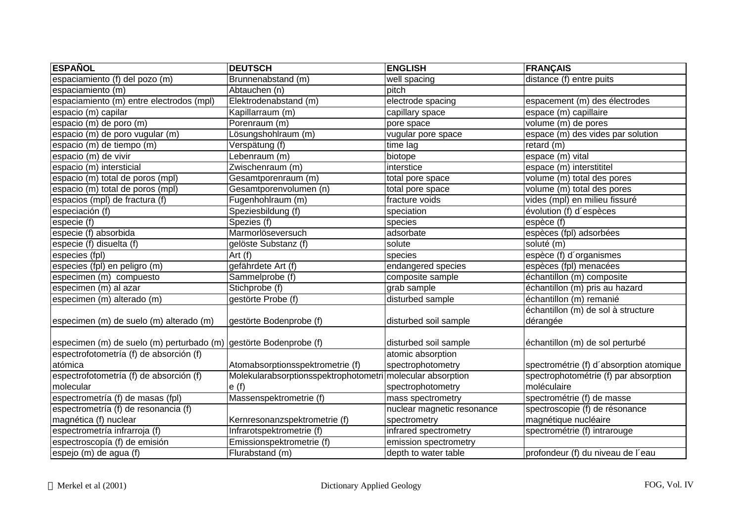| ESPAÑOL | DEUTSCH | ENGLISH | FRANÇAIS |
|---|---|---|---|
| espaciamiento (f) del pozo (m) | Brunnenabstand (m) | well spacing | distance (f) entre puits |
| espaciamiento (m) | Abtauchen (n) | pitch | |
| espaciamiento (m) entre electrodos (mpl) | Elektrodenabstand (m) | electrode spacing | espacement (m) des électrodes |
| espacio (m) capilar | Kapillarraum (m) | capillary space | espace (m) capillaire |
| espacio (m) de poro (m) | Porenraum (m) | pore space | volume (m) de pores |
| espacio (m) de poro vugular (m) | Lösungshohlraum (m) | vugular pore space | espace (m) des vides par solution |
| espacio (m) de tiempo (m) | Verspätung (f) | time lag | retard (m) |
| espacio (m) de vivir | Lebenraum (m) | biotope | espace (m) vital |
| espacio (m) intersticial | Zwischenraum (m) | interstice | espace (m) interstititel |
| espacio (m) total de poros (mpl) | Gesamtporenraum (m) | total pore space | volume (m) total des pores |
| espacio (m) total de poros (mpl) | Gesamtporenvolumen (n) | total pore space | volume (m) total des pores |
| espacios (mpl) de fractura (f) | Fugenhohlraum (m) | fracture voids | vides (mpl) en milieu fissuré |
| especiación (f) | Speziesbildung (f) | speciation | évolution (f) d´espèces |
| especie (f) | Spezies (f) | species | espèce (f) |
| especie (f) absorbida | Marmorlöseversuch | adsorbate | espèces (fpl) adsorbées |
| especie (f) disuelta (f) | gelöste Substanz (f) | solute | soluté (m) |
| especies (fpl) | Art (f) | species | espèce (f) d´organismes |
| especies (fpl) en peligro (m) | gefährdete Art (f) | endangered species | espèces (fpl) menacées |
| especimen (m) compuesto | Sammelprobe (f) | composite sample | échantillon (m) composite |
| especimen (m) al azar | Stichprobe (f) | grab sample | échantillon (m) pris au hazard |
| especimen (m) alterado (m) | gestörte Probe (f) | disturbed sample | échantillon (m) remanié |
| especimen (m) de suelo (m) alterado (m) | gestörte Bodenprobe (f) | disturbed soil sample | échantillon (m) de sol à structure dérangée |
| especimen (m) de suelo (m) perturbado (m) | gestörte Bodenprobe (f) | disturbed soil sample | échantillon (m) de sol perturbé |
| espectrofotometría (f) de absorción (f) atómica | Atomabsorptionsspektrometrie (f) | atomic absorption spectrophotometry | spectrométrie (f) d´absorption atomique |
| espectrofotometría (f) de absorción (f) molecular | Molekularabsorptionsspektrophotometrie (f) | molecular absorption spectrophotometry | spectrophotométrie (f) par absorption moléculaire |
| espectrometría (f) de masas (fpl) | Massenspektrometrie (f) | mass spectrometry | spectrométrie (f) de masse |
| espectrometría (f) de resonancia (f) magnética (f) nuclear | Kernresonanzspektrometrie (f) | nuclear magnetic resonance spectrometry | spectroscopie (f) de résonance magnétique nucléaire |
| espectrometría infrarroja (f) | Infrarotspektrometrie (f) | infrared spectrometry | spectrométrie (f) intrarouge |
| espectroscopía (f) de emisión | Emissionspektrometrie (f) | emission spectrometry | |
| espejo (m) de agua (f) | Flurabstand (m) | depth to water table | profondeur (f) du niveau de l´eau |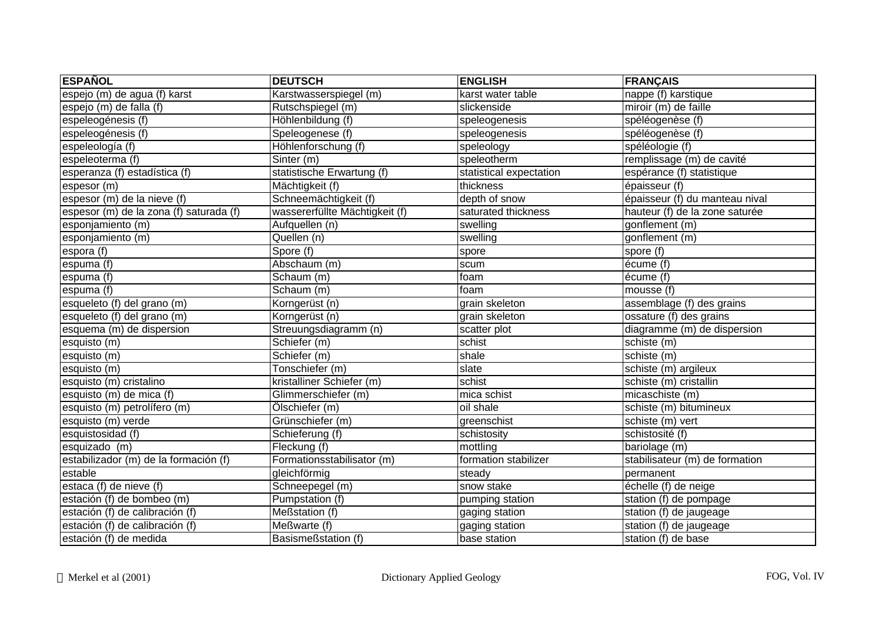| ESPAÑOL | DEUTSCH | ENGLISH | FRANÇAIS |
|---|---|---|---|
| espejo (m) de agua (f) karst | Karstwasserspiegel (m) | karst water table | nappe (f) karstique |
| espejo (m) de falla (f) | Rutschspiegel (m) | slickenside | miroir (m) de faille |
| espeleogénesis (f) | Höhlenbildung (f) | speleogenesis | spéléogenèse (f) |
| espeleogénesis (f) | Speleogenese (f) | speleogenesis | spéléogenèse (f) |
| espeleología (f) | Höhlenforschung (f) | speleology | spéléologie (f) |
| espeleoterma (f) | Sinter (m) | speleotherm | remplissage (m) de cavité |
| esperanza (f) estadística (f) | statistische Erwartung (f) | statistical expectation | espérance (f) statistique |
| espesor (m) | Mächtigkeit (f) | thickness | épaisseur (f) |
| espesor (m) de la nieve (f) | Schneemächtigkeit (f) | depth of snow | épaisseur (f) du manteau nival |
| espesor (m) de la zona (f) saturada (f) | wassererfüllte Mächtigkeit (f) | saturated thickness | hauteur (f) de la zone saturée |
| esponjamiento (m) | Aufquellen (n) | swelling | gonflement (m) |
| esponjamiento (m) | Quellen (n) | swelling | gonflement (m) |
| espora (f) | Spore (f) | spore | spore (f) |
| espuma (f) | Abschaum (m) | scum | écume (f) |
| espuma (f) | Schaum (m) | foam | écume (f) |
| espuma (f) | Schaum (m) | foam | mousse (f) |
| esqueleto (f) del grano (m) | Korngerüst (n) | grain skeleton | assemblage (f) des grains |
| esqueleto (f) del grano (m) | Korngerüst (n) | grain skeleton | ossature (f) des grains |
| esquema (m) de dispersion | Streuungsdiagramm (n) | scatter plot | diagramme (m) de dispersion |
| esquisto (m) | Schiefer (m) | schist | schiste (m) |
| esquisto (m) | Schiefer (m) | shale | schiste (m) |
| esquisto (m) | Tonschiefer (m) | slate | schiste (m) argileux |
| esquisto (m) cristalino | kristalliner Schiefer (m) | schist | schiste (m) cristallin |
| esquisto (m) de mica (f) | Glimmerschiefer (m) | mica schist | micaschiste (m) |
| esquisto (m) petrolífero (m) | Ölschiefer (m) | oil shale | schiste (m) bitumineux |
| esquisto (m) verde | Grünschiefer (m) | greenschist | schiste (m) vert |
| esquistosidad (f) | Schieferung (f) | schistosity | schistosité (f) |
| esquizado (m) | Fleckung (f) | mottling | bariolage (m) |
| estabilizador (m) de la formación (f) | Formationsstabilisator (m) | formation stabilizer | stabilisateur (m) de formation |
| estable | gleichförmig | steady | permanent |
| estaca (f) de nieve (f) | Schneepegel (m) | snow stake | échelle (f) de neige |
| estación (f) de bombeo (m) | Pumpstation (f) | pumping station | station (f) de pompage |
| estación (f) de calibración (f) | Meßstation (f) | gaging station | station (f) de jaugeage |
| estación (f) de calibración (f) | Meßwarte (f) | gaging station | station (f) de jaugeage |
| estación (f) de medida | Basismeßstation (f) | base station | station (f) de base |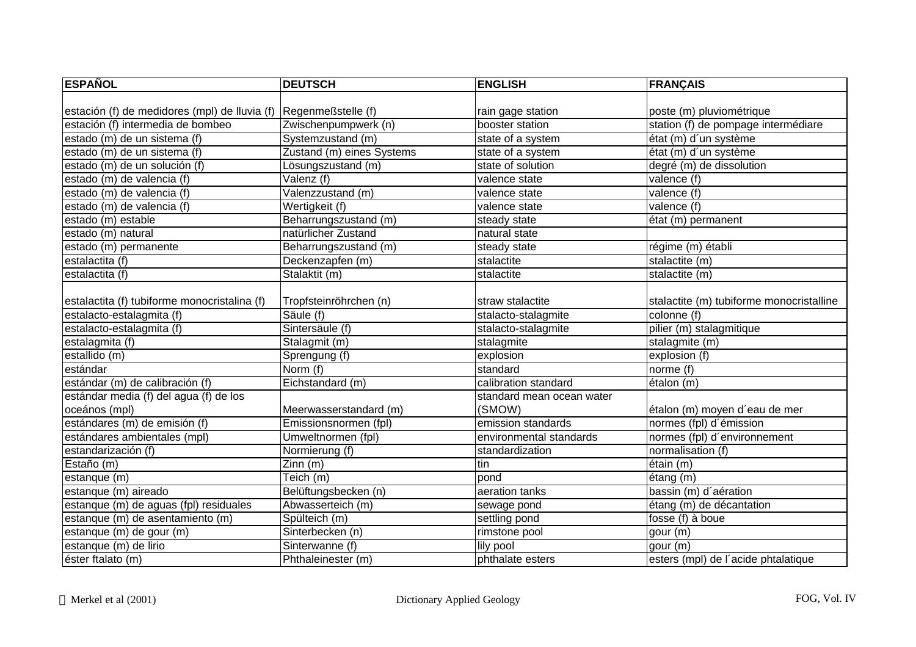| ESPAÑOL | DEUTSCH | ENGLISH | FRANÇAIS |
|---|---|---|---|
| estación (f) de medidores (mpl) de lluvia (f) | Regenmeßstelle (f) | rain gage station | poste (m) pluviométrique |
| estación (f) intermedia de bombeo | Zwischenpumpwerk (n) | booster station | station (f) de pompage intermédiare |
| estado (m) de un sistema (f) | Systemzustand (m) | state of a system | état (m) d´un système |
| estado (m) de un sistema (f) | Zustand (m) eines Systems | state of a system | état (m) d´un système |
| estado (m) de un solución (f) | Lösungszustand (m) | state of solution | degré (m) de dissolution |
| estado (m) de valencia (f) | Valenz (f) | valence state | valence (f) |
| estado (m) de valencia (f) | Valenzzustand (m) | valence state | valence (f) |
| estado (m) de valencia (f) | Wertigkeit (f) | valence state | valence (f) |
| estado (m) estable | Beharrungszustand (m) | steady state | état (m) permanent |
| estado (m) natural | natürlicher Zustand | natural state | |
| estado (m) permanente | Beharrungszustand (m) | steady state | régime (m) établi |
| estalactita (f) | Deckenzapfen (m) | stalactite | stalactite (m) |
| estalactita (f) | Stalaktit (m) | stalactite | stalactite (m) |
| estalactita (f) tubiforme monocristalina (f) | Tropfsteinröhrchen (n) | straw stalactite | stalactite (m) tubiforme monocristalline |
| estalacto-estalagmita (f) | Säule (f) | stalacto-stalagmite | colonne (f) |
| estalacto-estalagmita (f) | Sintersäule (f) | stalacto-stalagmite | pilier (m) stalagmitique |
| estalagmita (f) | Stalagmit (m) | stalagmite | stalagmite (m) |
| estallido (m) | Sprengung (f) | explosion | explosion (f) |
| estándar | Norm (f) | standard | norme (f) |
| estándar (m) de calibración (f) | Eichstandard (m) | calibration standard | étalon (m) |
| estándar media (f) del agua (f) de los oceános (mpl) | Meerwasserstandard (m) | standard mean ocean water (SMOW) | étalon (m) moyen d´eau de mer |
| estándares (m) de emisión (f) | Emissionsnormen (fpl) | emission standards | normes (fpl) d´émission |
| estándares ambientales (mpl) | Umweltnormen (fpl) | environmental standards | normes (fpl) d´environnement |
| estandarización (f) | Normierung (f) | standardization | normalisation (f) |
| Estaño (m) | Zinn (m) | tin | étain (m) |
| estanque (m) | Teich (m) | pond | étang (m) |
| estanque (m) aireado | Belüftungsbecken (n) | aeration tanks | bassin (m) d´aération |
| estanque (m) de aguas (fpl) residuales | Abwasserteich (m) | sewage pond | étang (m) de décantation |
| estanque (m) de asentamiento (m) | Spülteich (m) | settling pond | fosse (f) à boue |
| estanque (m) de gour (m) | Sinterbecken (n) | rimstone pool | gour (m) |
| estanque (m) de lirio | Sinterwanne (f) | lily pool | gour (m) |
| éster ftalato (m) | Phthaleinester (m) | phthalate esters | esters (mpl) de l´acide phtalatique |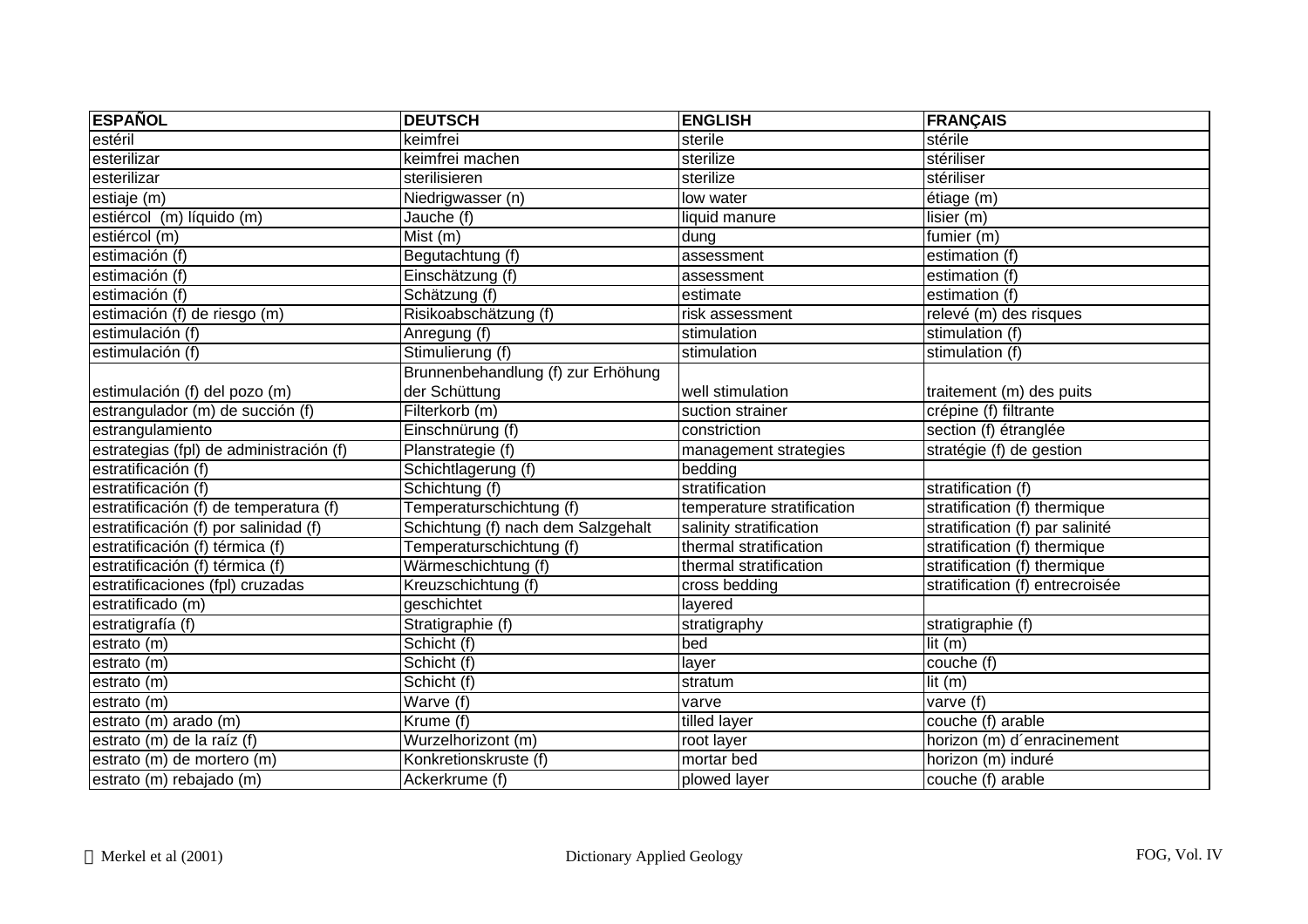| ESPAÑOL | DEUTSCH | ENGLISH | FRANÇAIS |
|---|---|---|---|
| estéril | keimfrei | sterile | stérile |
| esterilizar | keimfrei machen | sterilize | stériliser |
| esterilizar | sterilisieren | sterilize | stériliser |
| estiaje (m) | Niedrigwasser (n) | low water | étiage (m) |
| estiércol (m) líquido (m) | Jauche (f) | liquid manure | lisier (m) |
| estiércol (m) | Mist (m) | dung | fumier (m) |
| estimación (f) | Begutachtung (f) | assessment | estimation (f) |
| estimación (f) | Einschätzung (f) | assessment | estimation (f) |
| estimación (f) | Schätzung (f) | estimate | estimation (f) |
| estimación (f) de riesgo (m) | Risikoabschätzung (f) | risk assessment | relevé (m) des risques |
| estimulación (f) | Anregung (f) | stimulation | stimulation (f) |
| estimulación (f) | Stimulierung (f) | stimulation | stimulation (f) |
| estimulación (f) del pozo (m) | Brunnenbehandlung (f) zur Erhöhung der Schüttung | well stimulation | traitement (m) des puits |
| estrangulador (m) de succión (f) | Filterkorb (m) | suction strainer | crépine (f) filtrante |
| estrangulamiento | Einschnürung (f) | constriction | section (f) étranglée |
| estrategias (fpl) de administración (f) | Planstrategie (f) | management strategies | stratégie (f) de gestion |
| estratificación (f) | Schichtlagerung (f) | bedding | |
| estratificación (f) | Schichtung (f) | stratification | stratification (f) |
| estratificación (f) de temperatura (f) | Temperaturschichtung (f) | temperature stratification | stratification (f) thermique |
| estratificación (f) por salinidad (f) | Schichtung (f) nach dem Salzgehalt | salinity stratification | stratification (f) par salinité |
| estratificación (f) térmica (f) | Temperaturschichtung (f) | thermal stratification | stratification (f) thermique |
| estratificación (f) térmica (f) | Wärmeschichtung (f) | thermal stratification | stratification (f) thermique |
| estratificaciones (fpl) cruzadas | Kreuzschichtung (f) | cross bedding | stratification (f) entrecroisée |
| estratificado (m) | geschichtet | layered | |
| estratigrafía (f) | Stratigraphie (f) | stratigraphy | stratigraphie (f) |
| estrato (m) | Schicht (f) | bed | lit (m) |
| estrato (m) | Schicht (f) | layer | couche (f) |
| estrato (m) | Schicht (f) | stratum | lit (m) |
| estrato (m) | Warve (f) | varve | varve (f) |
| estrato (m) arado (m) | Krume (f) | tilled layer | couche (f) arable |
| estrato (m) de la raíz (f) | Wurzelhorizont (m) | root layer | horizon (m) d´enracinement |
| estrato (m) de mortero (m) | Konkretionskruste (f) | mortar bed | horizon (m) induré |
| estrato (m) rebajado (m) | Ackerkrume (f) | plowed layer | couche (f) arable |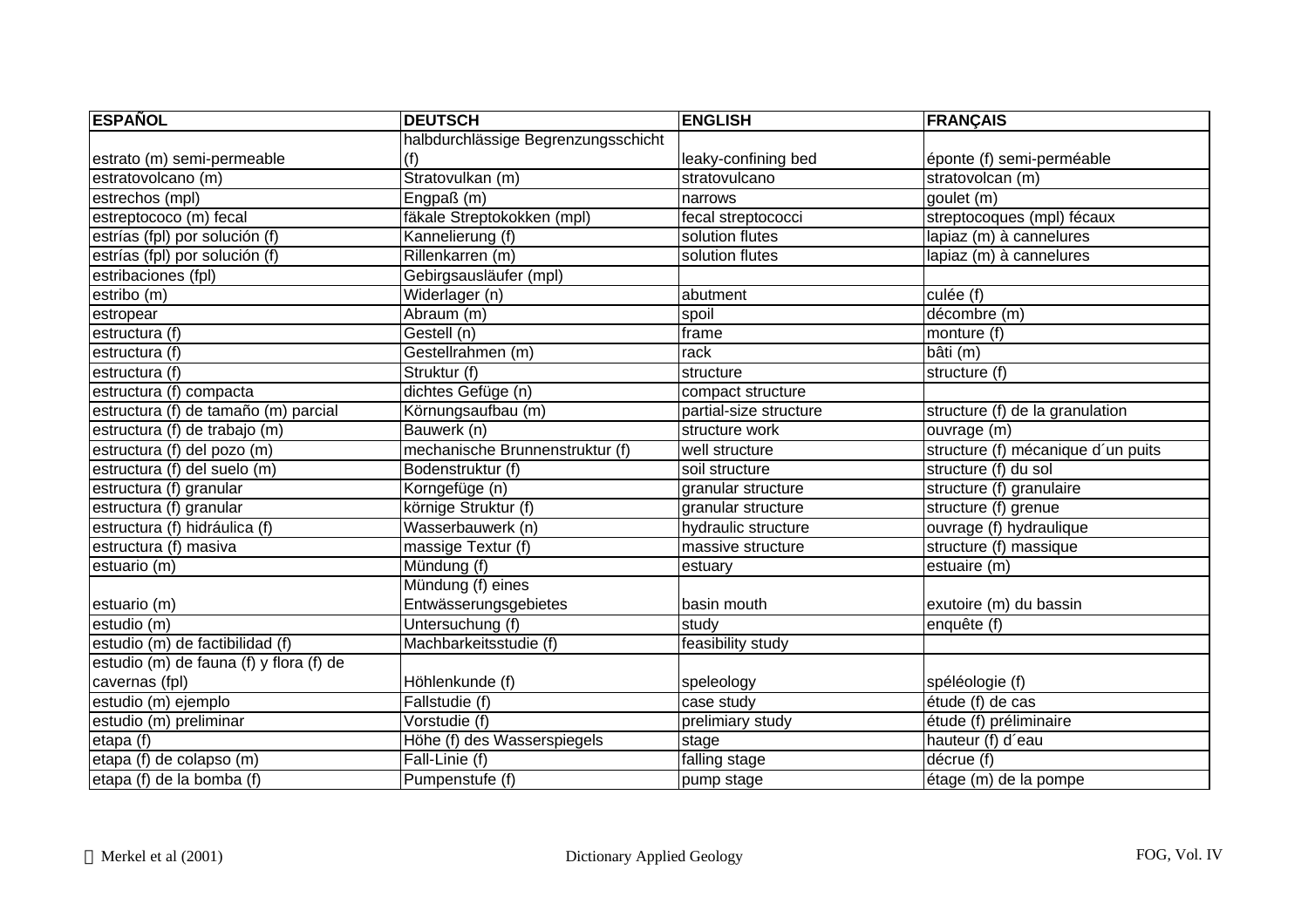| ESPAÑOL | DEUTSCH | ENGLISH | FRANÇAIS |
|---|---|---|---|
| estrato (m) semi-permeable | halbdurchlässige Begrenzungsschicht (f) | leaky-confining bed | éponte (f) semi-perméable |
| estratovolcano (m) | Stratovulkan (m) | stratovulcano | stratovolcan (m) |
| estrechos (mpl) | Engpaß (m) | narrows | goulet (m) |
| estreptococo (m) fecal | fäkale Streptokokken (mpl) | fecal streptococci | streptocoques (mpl) fécaux |
| estrías (fpl) por solución (f) | Kannelierung (f) | solution flutes | lapiaz (m) à cannelures |
| estrías (fpl) por solución (f) | Rillenkarren (m) | solution flutes | lapiaz (m) à cannelures |
| estribaciones (fpl) | Gebirgsausläufer (mpl) | | |
| estribo (m) | Widerlager (n) | abutment | culée (f) |
| estropear | Abraum (m) | spoil | décombre (m) |
| estructura (f) | Gestell (n) | frame | monture (f) |
| estructura (f) | Gestellrahmen (m) | rack | bâti (m) |
| estructura (f) | Struktur (f) | structure | structure (f) |
| estructura (f) compacta | dichtes Gefüge (n) | compact structure | |
| estructura (f) de tamaño (m) parcial | Körnungsaufbau (m) | partial-size structure | structure (f) de la granulation |
| estructura (f) de trabajo (m) | Bauwerk (n) | structure work | ouvrage (m) |
| estructura (f) del pozo (m) | mechanische Brunnenstruktur (f) | well structure | structure (f) mécanique d´un puits |
| estructura (f) del suelo (m) | Bodenstruktur (f) | soil structure | structure (f) du sol |
| estructura (f) granular | Korngefüge (n) | granular structure | structure (f) granulaire |
| estructura (f) granular | körnige Struktur (f) | granular structure | structure (f) grenue |
| estructura (f) hidráulica (f) | Wasserbauwerk (n) | hydraulic structure | ouvrage (f) hydraulique |
| estructura (f) masiva | massige Textur (f) | massive structure | structure (f) massique |
| estuario (m) | Mündung (f) | estuary | estuaire (m) |
| estuario (m) | Mündung (f) eines Entwässerungsgebietes | basin mouth | exutoire (m) du bassin |
| estudio (m) | Untersuchung (f) | study | enquête (f) |
| estudio (m) de factibilidad (f) | Machbarkeitsstudie (f) | feasibility study | |
| estudio (m) de fauna (f) y flora (f) de cavernas (fpl) | Höhlenkunde (f) | speleology | spéléologie (f) |
| estudio (m) ejemplo | Fallstudie (f) | case study | étude (f) de cas |
| estudio (m) preliminar | Vorstudie (f) | prelimiary study | étude (f) préliminaire |
| etapa (f) | Höhe (f) des Wasserspiegels | stage | hauteur (f) d´eau |
| etapa (f) de colapso (m) | Fall-Linie (f) | falling stage | décrue (f) |
| etapa (f) de la bomba (f) | Pumpenstufe (f) | pump stage | étage (m) de la pompe |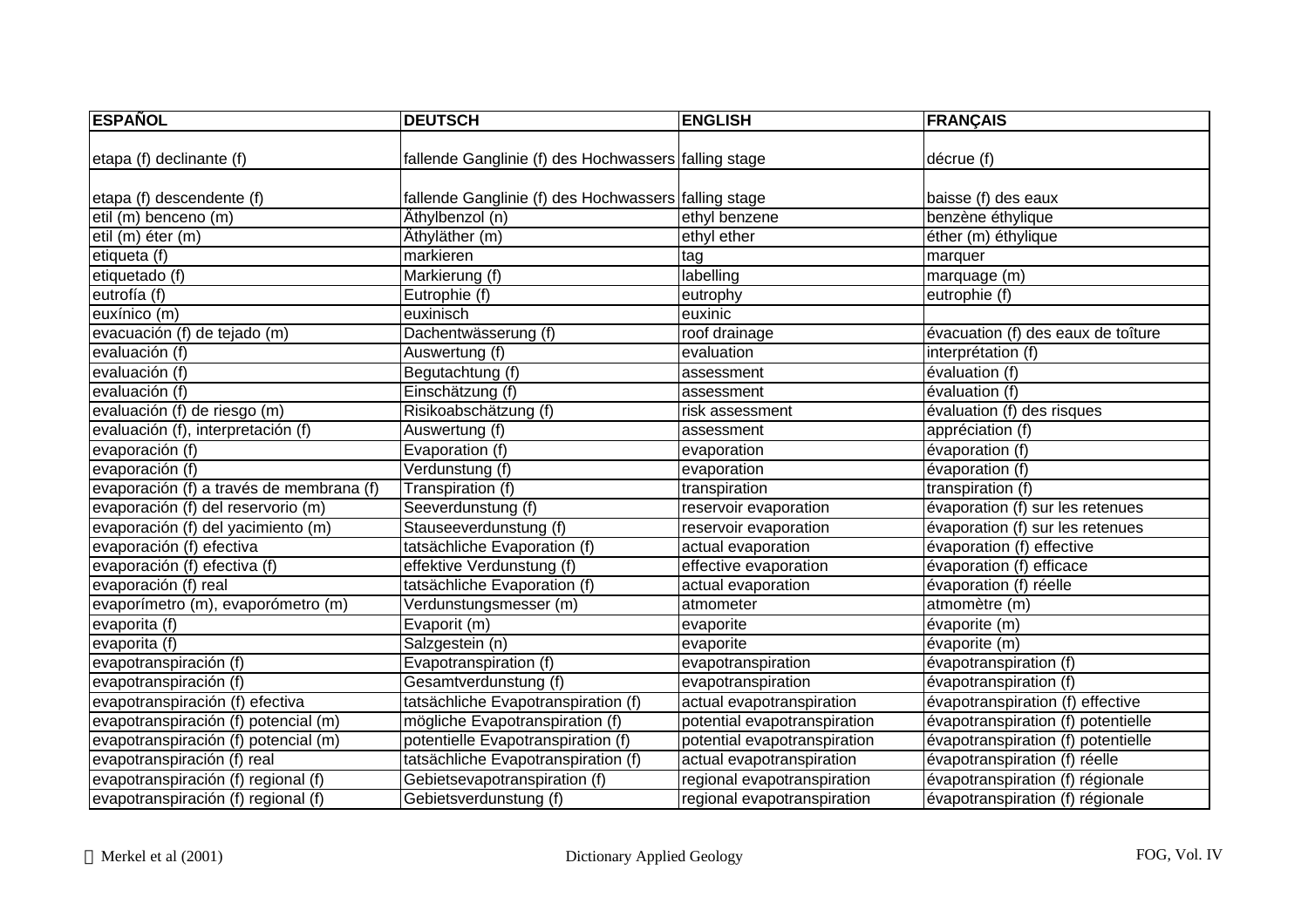| ESPAÑOL | DEUTSCH | ENGLISH | FRANÇAIS |
|---|---|---|---|
| etapa (f) declinante (f) | fallende Ganglinie (f) des Hochwassers | falling stage | décrue (f) |
| etapa (f) descendente (f) | fallende Ganglinie (f) des Hochwassers | falling stage | baisse (f) des eaux |
| etil (m) benceno (m) | Äthylbenzol (n) | ethyl benzene | benzène éthylique |
| etil (m) éter (m) | Äthyläther (m) | ethyl ether | éther (m) éthylique |
| etiqueta (f) | markieren | tag | marquer |
| etiquetado (f) | Markierung (f) | labelling | marquage (m) |
| eutrofía (f) | Eutrophie (f) | eutrophy | eutrophie (f) |
| euxínico (m) | euxinisch | euxinic | |
| evacuación (f) de tejado (m) | Dachentwässerung (f) | roof drainage | évacuation (f) des eaux de toîture |
| evaluación (f) | Auswertung (f) | evaluation | interprétation (f) |
| evaluación (f) | Begutachtung (f) | assessment | évaluation (f) |
| evaluación (f) | Einschätzung (f) | assessment | évaluation (f) |
| evaluación (f) de riesgo (m) | Risikoabschätzung (f) | risk assessment | évaluation (f) des risques |
| evaluación (f), interpretación (f) | Auswertung (f) | assessment | appréciation (f) |
| evaporación (f) | Evaporation (f) | evaporation | évaporation (f) |
| evaporación (f) | Verdunstung (f) | evaporation | évaporation (f) |
| evaporación (f) a través de membrana (f) | Transpiration (f) | transpiration | transpiration (f) |
| evaporación (f) del reservorio (m) | Seeverdunstung (f) | reservoir evaporation | évaporation (f) sur les retenues |
| evaporación (f) del yacimiento (m) | Stauseeverdunstung (f) | reservoir evaporation | évaporation (f) sur les retenues |
| evaporación (f) efectiva | tatsächliche Evaporation (f) | actual evaporation | évaporation (f) effective |
| evaporación (f) efectiva (f) | effektive Verdunstung (f) | effective evaporation | évaporation (f) efficace |
| evaporación (f) real | tatsächliche Evaporation (f) | actual evaporation | évaporation (f) réelle |
| evaporímetro (m), evaporómetro (m) | Verdunstungsmesser (m) | atmometer | atmomètre (m) |
| evaporita (f) | Evaporit (m) | evaporite | évaporite (m) |
| evaporita (f) | Salzgestein (n) | evaporite | évaporite (m) |
| evapotranspiración (f) | Evapotranspiration (f) | evapotranspiration | évapotranspiration (f) |
| evapotranspiración (f) | Gesamtverdunstung (f) | evapotranspiration | évapotranspiration (f) |
| evapotranspiración (f) efectiva | tatsächliche Evapotranspiration (f) | actual evapotranspiration | évapotranspiration (f) effective |
| evapotranspiración (f) potencial (m) | mögliche Evapotranspiration (f) | potential evapotranspiration | évapotranspiration (f) potentielle |
| evapotranspiración (f) potencial (m) | potentielle Evapotranspiration (f) | potential evapotranspiration | évapotranspiration (f) potentielle |
| evapotranspiración (f) real | tatsächliche Evapotranspiration (f) | actual evapotranspiration | évapotranspiration (f) réelle |
| evapotranspiración (f) regional (f) | Gebietsevapotranspiration (f) | regional evapotranspiration | évapotranspiration (f) régionale |
| evapotranspiración (f) regional (f) | Gebietsverdunstung (f) | regional evapotranspiration | évapotranspiration (f) régionale |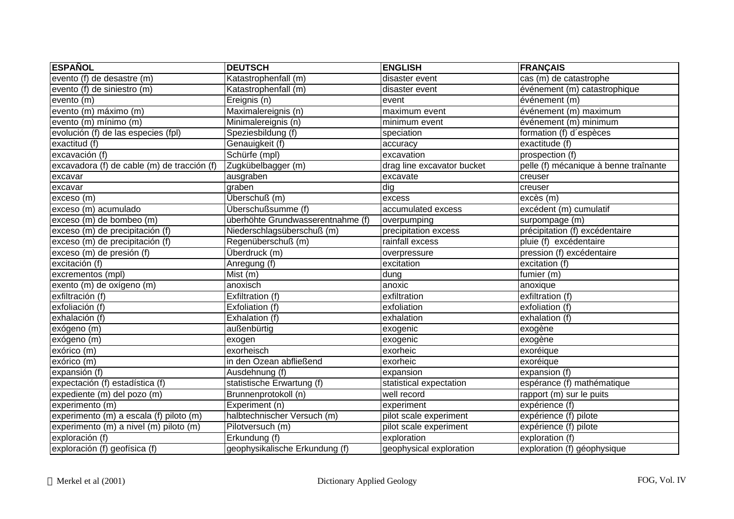| ESPAÑOL | DEUTSCH | ENGLISH | FRANÇAIS |
|---|---|---|---|
| evento (f) de desastre (m) | Katastrophenfall (m) | disaster event | cas (m) de catastrophe |
| evento (f) de siniestro (m) | Katastrophenfall (m) | disaster event | événement (m) catastrophique |
| evento (m) | Ereignis (n) | event | événement (m) |
| evento (m) máximo (m) | Maximalereignis (n) | maximum event | événement (m) maximum |
| evento (m) mínimo (m) | Minimalereignis (n) | minimum event | événement (m) minimum |
| evolución (f) de las especies (fpl) | Speziesbildung (f) | speciation | formation (f) d´espèces |
| exactitud (f) | Genauigkeit (f) | accuracy | exactitude (f) |
| excavación (f) | Schürfe (mpl) | excavation | prospection (f) |
| excavadora (f) de cable (m) de tracción (f) | Zugkübelbagger (m) | drag line excavator bucket | pelle (f) mécanique à benne traînante |
| excavar | ausgraben | excavate | creuser |
| excavar | graben | dig | creuser |
| exceso (m) | Überschuß (m) | excess | excès (m) |
| exceso (m) acumulado | Überschußsumme (f) | accumulated excess | excédent (m) cumulatif |
| exceso (m) de bombeo (m) | überhöhte Grundwasserentnahme (f) | overpumping | surpompage (m) |
| exceso (m) de precipitación (f) | Niederschlagsüberschuß (m) | precipitation excess | précipitation (f) excédentaire |
| exceso (m) de precipitación (f) | Regenüberschuß (m) | rainfall excess | pluie (f) excédentaire |
| exceso (m) de presión (f) | Überdruck (m) | overpressure | pression (f) excédentaire |
| excitación (f) | Anregung (f) | excitation | excitation (f) |
| excrementos (mpl) | Mist (m) | dung | fumier (m) |
| exento (m) de oxígeno (m) | anoxisch | anoxic | anoxique |
| exfiltración (f) | Exfiltration (f) | exfiltration | exfiltration (f) |
| exfoliación (f) | Exfoliation (f) | exfoliation | exfoliation (f) |
| exhalación (f) | Exhalation (f) | exhalation | exhalation (f) |
| exógeno (m) | außenbürtig | exogenic | exogène |
| exógeno (m) | exogen | exogenic | exogène |
| exórico (m) | exorheisch | exorheic | exoréique |
| exórico (m) | in den Ozean abfließend | exorheic | exoréique |
| expansión (f) | Ausdehnung (f) | expansion | expansion (f) |
| expectación (f) estadística (f) | statistische Erwartung (f) | statistical expectation | espérance (f) mathématique |
| expediente (m) del pozo (m) | Brunnenprotokoll (n) | well record | rapport (m) sur le puits |
| experimento (m) | Experiment (n) | experiment | expérience (f) |
| experimento (m) a escala (f) piloto (m) | halbtechnischer Versuch (m) | pilot scale experiment | expérience (f) pilote |
| experimento (m) a nivel (m) piloto (m) | Pilotversuch (m) | pilot scale experiment | expérience (f) pilote |
| exploración (f) | Erkundung (f) | exploration | exploration (f) |
| exploración (f) geofísica (f) | geophysikalische Erkundung (f) | geophysical exploration | exploration (f) géophysique |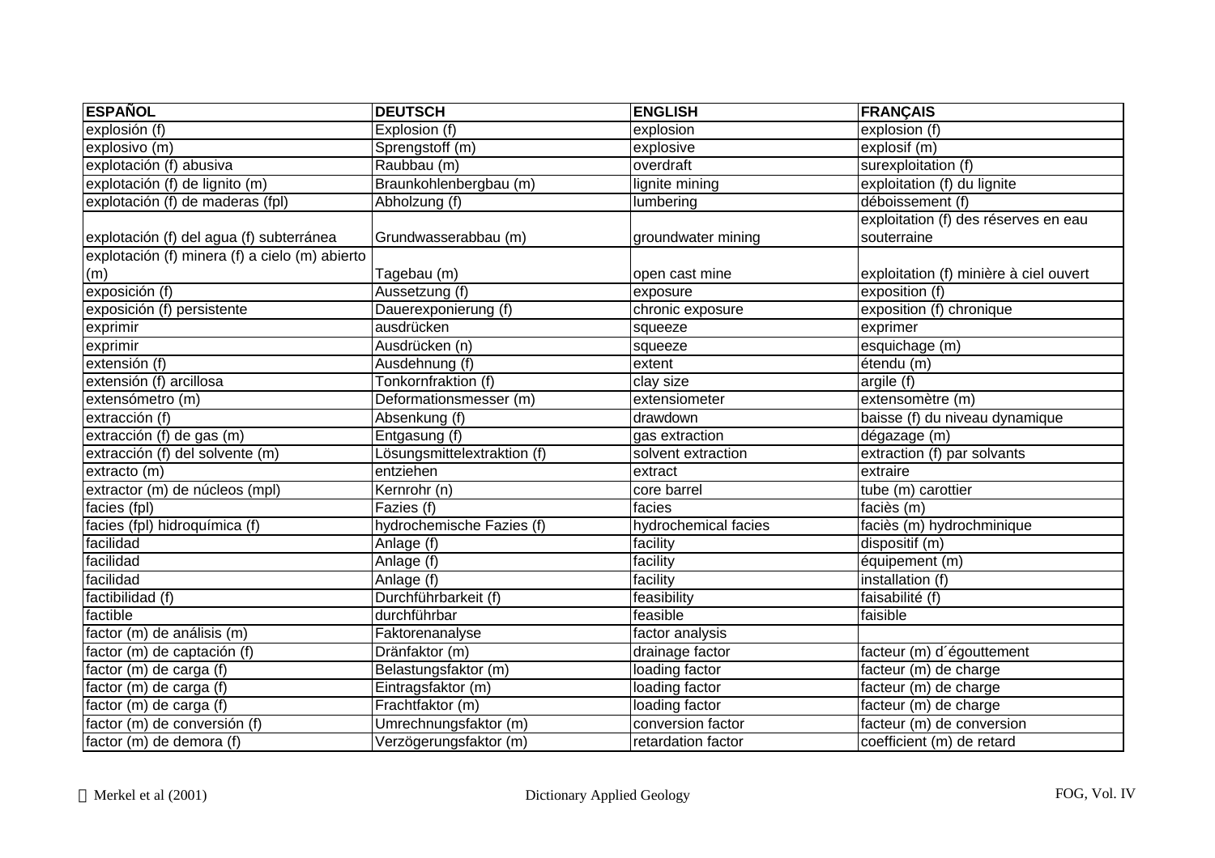| ESPAÑOL | DEUTSCH | ENGLISH | FRANÇAIS |
|---|---|---|---|
| explosión (f) | Explosion (f) | explosion | explosion (f) |
| explosivo (m) | Sprengstoff (m) | explosive | explosif (m) |
| explotación (f) abusiva | Raubbau (m) | overdraft | surexploitation (f) |
| explotación (f) de lignito (m) | Braunkohlenbergbau (m) | lignite mining | exploitation (f) du lignite |
| explotación (f) de maderas (fpl) | Abholzung (f) | lumbering | déboissement (f) |
| explotación (f) del agua (f) subterránea | Grundwasserabbau (m) | groundwater mining | exploitation (f) des réserves en eau souterraine |
| explotación (f) minera (f) a cielo (m) abierto (m) | Tagebau (m) | open cast mine | exploitation (f) minière à ciel ouvert |
| exposición (f) | Aussetzung (f) | exposure | exposition (f) |
| exposición (f) persistente | Dauerexponierung (f) | chronic exposure | exposition (f) chronique |
| exprimir | ausdrücken | squeeze | exprimer |
| exprimir | Ausdrücken (n) | squeeze | esquichage (m) |
| extensión (f) | Ausdehnung (f) | extent | étendu (m) |
| extensión (f) arcillosa | Tonkornfraktion (f) | clay size | argile (f) |
| extensómetro (m) | Deformationsmesser (m) | extensiometer | extensomètre (m) |
| extracción (f) | Absenkung (f) | drawdown | baisse (f) du niveau dynamique |
| extracción (f) de gas (m) | Entgasung (f) | gas extraction | dégazage (m) |
| extracción (f) del solvente (m) | Lösungsmittelextraktion (f) | solvent extraction | extraction (f) par solvants |
| extracto (m) | entziehen | extract | extraire |
| extractor (m) de núcleos (mpl) | Kernrohr (n) | core barrel | tube (m) carottier |
| facies (fpl) | Fazies (f) | facies | faciès (m) |
| facies (fpl) hidroquímica (f) | hydrochemische Fazies (f) | hydrochemical facies | faciès (m) hydrochminique |
| facilidad | Anlage (f) | facility | dispositif (m) |
| facilidad | Anlage (f) | facility | équipement (m) |
| facilidad | Anlage (f) | facility | installation (f) |
| factibilidad (f) | Durchführbarkeit (f) | feasibility | faisabilité (f) |
| factible | durchführbar | feasible | faisible |
| factor (m) de análisis (m) | Faktorenanalyse | factor analysis | |
| factor (m) de captación (f) | Dränfaktor (m) | drainage factor | facteur (m) d´égouttement |
| factor (m) de carga (f) | Belastungsfaktor (m) | loading factor | facteur (m) de charge |
| factor (m) de carga (f) | Eintragsfaktor (m) | loading factor | facteur (m) de charge |
| factor (m) de carga (f) | Frachtfaktor (m) | loading factor | facteur (m) de charge |
| factor (m) de conversión (f) | Umrechnungsfaktor (m) | conversion factor | facteur (m) de conversion |
| factor (m) de demora (f) | Verzögerungsfaktor (m) | retardation factor | coefficient (m) de retard |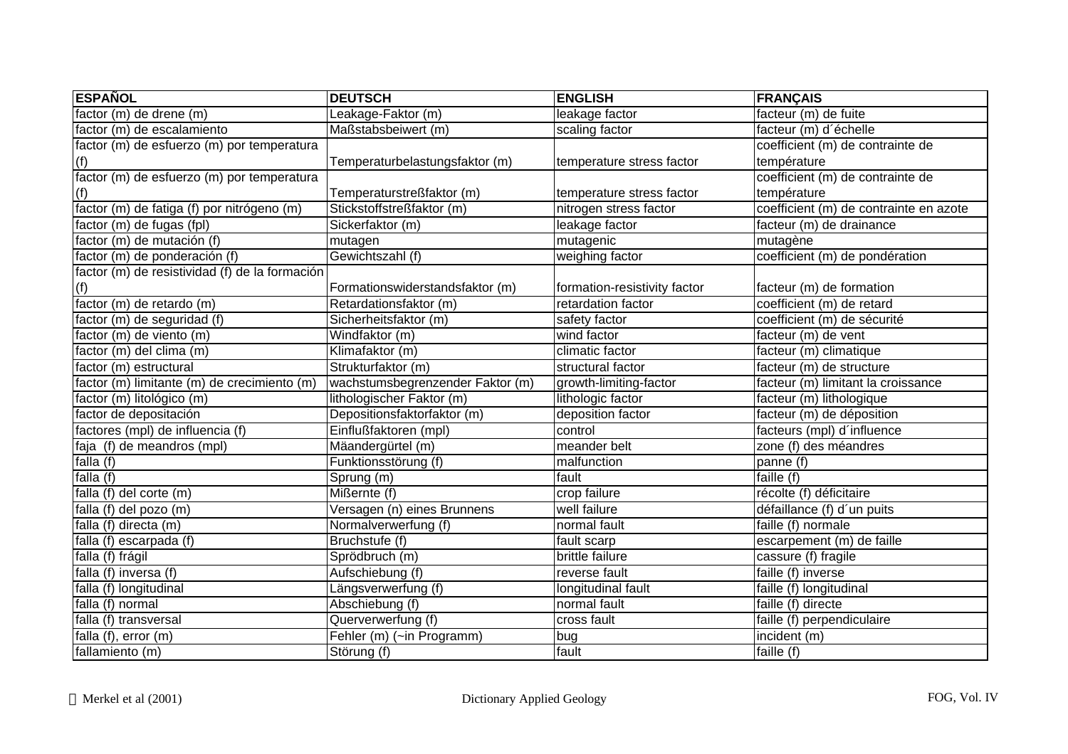| ESPAÑOL | DEUTSCH | ENGLISH | FRANÇAIS |
|---|---|---|---|
| factor (m) de drene (m) | Leakage-Faktor (m) | leakage factor | facteur (m) de fuite |
| factor (m) de escalamiento | Maßstabsbeiwert (m) | scaling factor | facteur (m) d´échelle |
| factor (m) de esfuerzo (m) por temperatura (f) | Temperaturbelastungsfaktor (m) | temperature stress factor | coefficient (m) de contrainte de température |
| factor (m) de esfuerzo (m) por temperatura (f) | Temperaturstreßfaktor (m) | temperature stress factor | coefficient (m) de contrainte de température |
| factor (m) de fatiga (f) por nitrógeno (m) | Stickstoffstreßfaktor (m) | nitrogen stress factor | coefficient (m) de contrainte en azote |
| factor (m) de fugas (fpl) | Sickerfaktor (m) | leakage factor | facteur (m) de drainance |
| factor (m) de mutación (f) | mutagen | mutagenic | mutagène |
| factor (m) de ponderación (f) | Gewichtszahl (f) | weighing factor | coefficient (m) de pondération |
| factor (m) de resistividad (f) de la formación (f) | Formationswiderstandsfaktor (m) | formation-resistivity factor | facteur (m) de formation |
| factor (m) de retardo (m) | Retardationsfaktor (m) | retardation factor | coefficient (m) de retard |
| factor (m) de seguridad (f) | Sicherheitsfaktor (m) | safety factor | coefficient (m) de sécurité |
| factor (m) de viento (m) | Windfaktor (m) | wind factor | facteur (m) de vent |
| factor (m) del clima (m) | Klimafaktor (m) | climatic factor | facteur (m) climatique |
| factor (m) estructural | Strukturfaktor (m) | structural factor | facteur (m) de structure |
| factor (m) limitante (m) de crecimiento (m) | wachstumsbegrenzender Faktor (m) | growth-limiting-factor | facteur (m) limitant la croissance |
| factor (m) litológico (m) | lithologischer Faktor (m) | lithologic factor | facteur (m) lithologique |
| factor de depositación | Depositionsfaktorfaktor (m) | deposition factor | facteur (m) de déposition |
| factores (mpl) de influencia (f) | Einflußfaktoren (mpl) | control | facteurs (mpl) d´influence |
| faja (f) de meandros (mpl) | Mäandergürtel (m) | meander belt | zone (f) des méandres |
| falla (f) | Funktionsstörung (f) | malfunction | panne (f) |
| falla (f) | Sprung (m) | fault | faille (f) |
| falla (f) del corte (m) | Mißernte (f) | crop failure | récolte (f) déficitaire |
| falla (f) del pozo (m) | Versagen (n) eines Brunnens | well failure | défaillance (f) d´un puits |
| falla (f) directa (m) | Normalverwerfung (f) | normal fault | faille (f) normale |
| falla (f) escarpada (f) | Bruchstufe (f) | fault scarp | escarpement (m) de faille |
| falla (f) frágil | Sprödbruch (m) | brittle failure | cassure (f) fragile |
| falla (f) inversa (f) | Aufschiebung (f) | reverse fault | faille (f) inverse |
| falla (f) longitudinal | Längsverwerfung (f) | longitudinal fault | faille (f) longitudinal |
| falla (f) normal | Abschiebung (f) | normal fault | faille (f) directe |
| falla (f) transversal | Querverwerfung (f) | cross fault | faille (f) perpendiculaire |
| falla (f), error (m) | Fehler (m) (~in Programm) | bug | incident (m) |
| fallamiento (m) | Störung (f) | fault | faille (f) |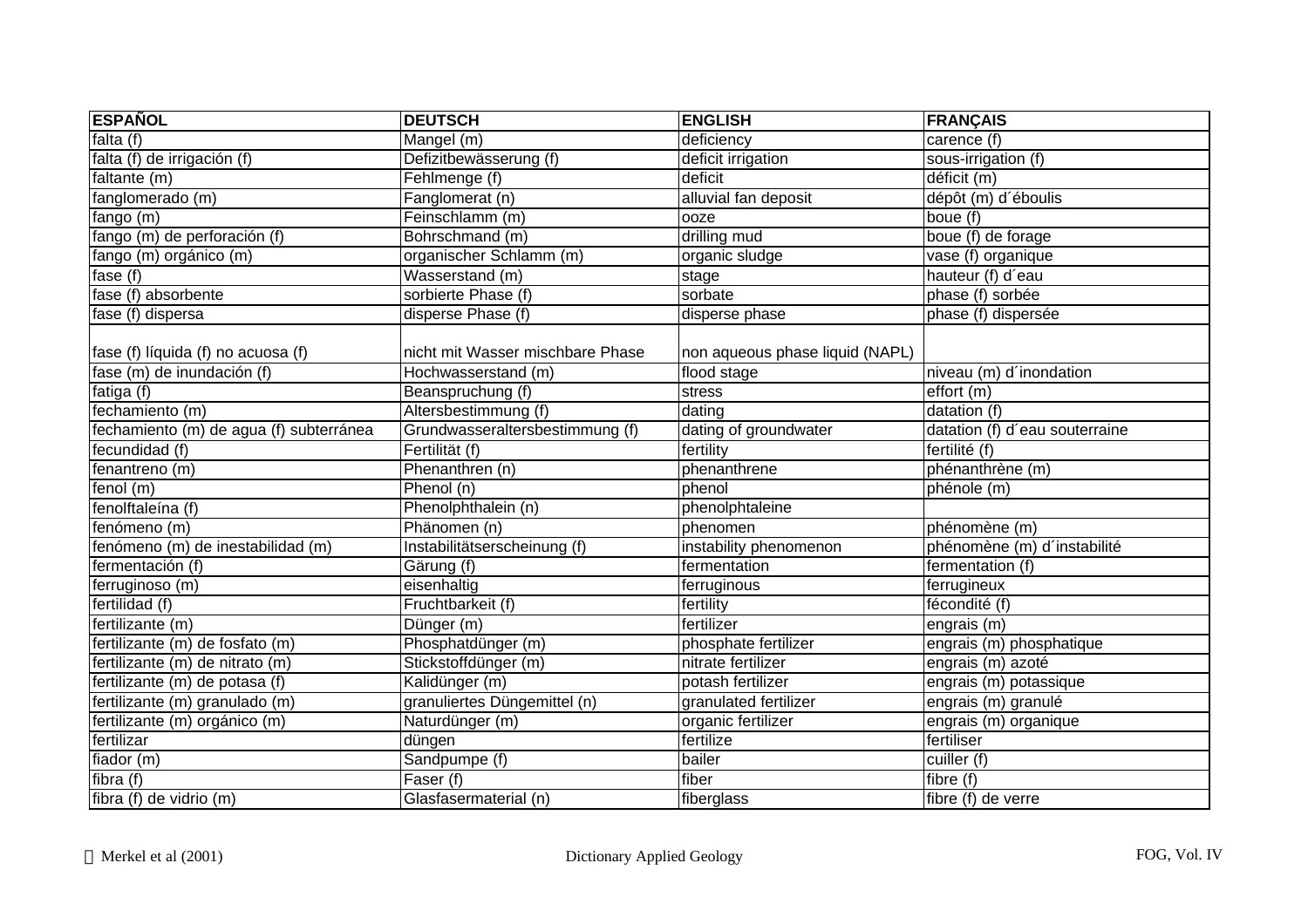| ESPAÑOL | DEUTSCH | ENGLISH | FRANÇAIS |
| --- | --- | --- | --- |
| falta (f) | Mangel (m) | deficiency | carence (f) |
| falta (f) de irrigación (f) | Defizitbewässerung (f) | deficit irrigation | sous-irrigation (f) |
| faltante (m) | Fehlmenge (f) | deficit | déficit (m) |
| fanglomerado (m) | Fanglomerat (n) | alluvial fan deposit | dépôt (m) d´éboulis |
| fango (m) | Feinschlamm (m) | ooze | boue (f) |
| fango (m) de perforación (f) | Bohrschmand (m) | drilling mud | boue (f) de forage |
| fango (m) orgánico (m) | organischer Schlamm (m) | organic sludge | vase (f) organique |
| fase (f) | Wasserstand (m) | stage | hauteur (f) d´eau |
| fase (f) absorbente | sorbierte Phase (f) | sorbate | phase (f) sorbée |
| fase (f) dispersa | disperse Phase (f) | disperse phase | phase (f) dispersée |
| fase (f) líquida (f) no acuosa (f) | nicht mit Wasser mischbare Phase | non aqueous phase liquid (NAPL) | |
| fase (m) de inundación (f) | Hochwasserstand (m) | flood stage | niveau (m) d´inondation |
| fatiga (f) | Beanspruchung (f) | stress | effort (m) |
| fechamiento (m) | Altersbestimmung (f) | dating | datation (f) |
| fechamiento (m) de agua (f) subterránea | Grundwasseraltersbestimmung (f) | dating of groundwater | datation (f) d´eau souterraine |
| fecundidad (f) | Fertilität (f) | fertility | fertilité (f) |
| fenantreno (m) | Phenanthren (n) | phenanthrene | phénanthrène (m) |
| fenol (m) | Phenol (n) | phenol | phénole (m) |
| fenolftaleína (f) | Phenolphthalein (n) | phenolphtaleine | |
| fenómeno (m) | Phänomen (n) | phenomen | phénomène (m) |
| fenómeno (m) de inestabilidad (m) | Instabilitätserscheinung (f) | instability phenomenon | phénomène (m) d´instabilité |
| fermentación (f) | Gärung (f) | fermentation | fermentation (f) |
| ferruginoso (m) | eisenhaltig | ferruginous | ferrugineux |
| fertilidad (f) | Fruchtbarkeit (f) | fertility | fécondité (f) |
| fertilizante (m) | Dünger (m) | fertilizer | engrais (m) |
| fertilizante (m) de fosfato (m) | Phosphatdünger (m) | phosphate fertilizer | engrais (m) phosphatique |
| fertilizante (m) de nitrato (m) | Stickstoffdünger (m) | nitrate fertilizer | engrais (m) azoté |
| fertilizante (m) de potasa (f) | Kalidünger (m) | potash fertilizer | engrais (m) potassique |
| fertilizante (m) granulado (m) | granuliertes Düngemittel (n) | granulated fertilizer | engrais (m) granulé |
| fertilizante (m) orgánico (m) | Naturdünger (m) | organic fertilizer | engrais (m) organique |
| fertilizar | düngen | fertilize | fertiliser |
| fiador (m) | Sandpumpe (f) | bailer | cuiller (f) |
| fibra (f) | Faser (f) | fiber | fibre (f) |
| fibra (f) de vidrio (m) | Glasfasermaterial (n) | fiberglass | fibre (f) de verre |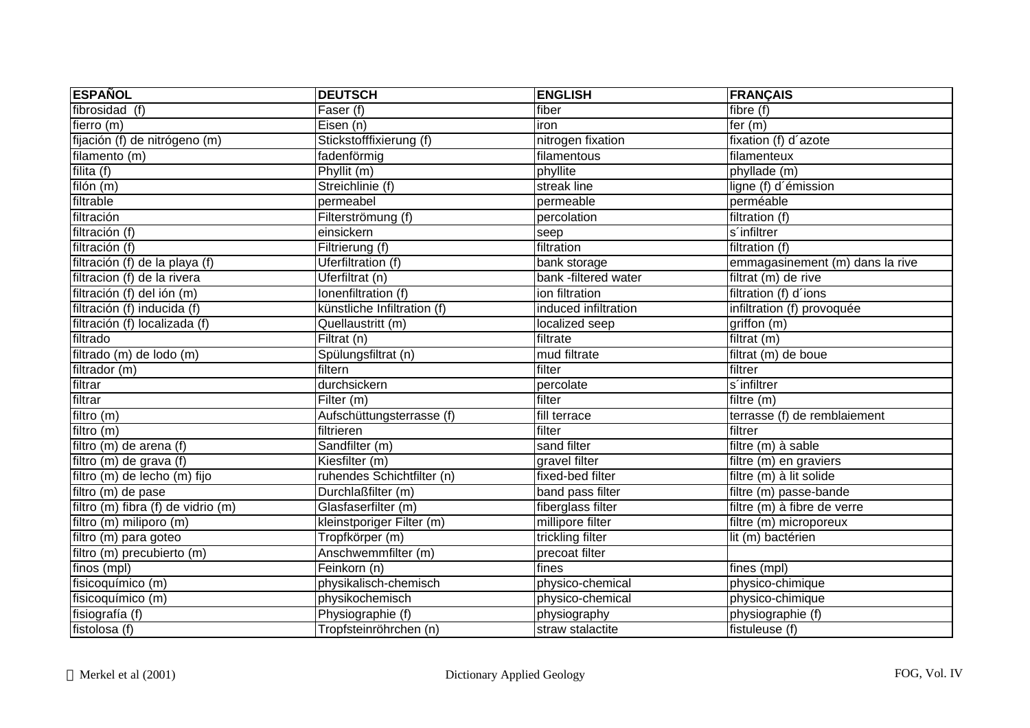| ESPAÑOL | DEUTSCH | ENGLISH | FRANÇAIS |
| --- | --- | --- | --- |
| fibrosidad  (f) | Faser (f) | fiber | fibre (f) |
| fierro (m) | Eisen (n) | iron | fer (m) |
| fijación (f) de nitrógeno (m) | Sticksto‌ffixierung (f) | nitrogen fixation | fixation (f) d´azote |
| filamento (m) | fadenförmig | filamentous | filamenteux |
| filita (f) | Phyllit (m) | phyllite | phyllade (m) |
| filón (m) | Streichlinie (f) | streak line | ligne (f) d´émission |
| filtrable | permeabel | permeable | perméable |
| filtración | Filterströmung (f) | percolation | filtration (f) |
| filtración (f) | einsickern | seep | s´infiltrer |
| filtración (f) | Filtrierung (f) | filtration | filtration (f) |
| filtración (f) de la playa (f) | Uferfiltration (f) | bank storage | emmagasinement (m) dans la rive |
| filtracion (f) de la rivera | Uferfiltrat (n) | bank -filtered water | filtrat (m) de rive |
| filtración (f) del ión (m) | Ionenfiltration (f) | ion filtration | filtration (f) d´ions |
| filtración (f) inducida (f) | künstliche Infiltration (f) | induced infiltration | infiltration (f) provoquée |
| filtración (f) localizada (f) | Quellaustritt (m) | localized seep | griffon (m) |
| filtrado | Filtrat (n) | filtrate | filtrat (m) |
| filtrado (m) de lodo (m) | Spülungsfiltrat (n) | mud filtrate | filtrat (m) de boue |
| filtrador (m) | filtern | filter | filtrer |
| filtrar | durchsickern | percolate | s´infiltrer |
| filtrar | Filter (m) | filter | filtre (m) |
| filtro (m) | Aufschüttungsterrasse (f) | fill terrace | terrasse (f) de remblaiement |
| filtro (m) | filtrieren | filter | filtrer |
| filtro (m) de arena (f) | Sandfilter (m) | sand filter | filtre (m) à sable |
| filtro (m) de grava (f) | Kiesfilter (m) | gravel filter | filtre (m) en graviers |
| filtro (m) de lecho (m) fijo | ruhendes Schichtfilter (n) | fixed-bed filter | filtre (m) à lit solide |
| filtro (m) de pase | Durchlaßfilter (m) | band pass filter | filtre (m) passe-bande |
| filtro (m) fibra (f) de vidrio (m) | Glasfaserfilter (m) | fiberglass filter | filtre (m) à fibre de verre |
| filtro (m) miliporo (m) | kleinstporiger Filter (m) | millipore filter | filtre (m) microporeux |
| filtro (m) para goteo | Tropfkörper (m) | trickling filter | lit (m) bactérien |
| filtro (m) precubierto (m) | Anschwemmfilter (m) | precoat filter | |
| finos (mpl) | Feinkorn (n) | fines | fines (mpl) |
| fisicoquímico (m) | physikalisch-chemisch | physico-chemical | physico-chimique |
| fisicoquímico (m) | physikochemisch | physico-chemical | physico-chimique |
| fisiografía (f) | Physiographie (f) | physiography | physiographie (f) |
| fistolosa (f) | Tropfsteinröhrchen (n) | straw stalactite | fistuleuse (f) |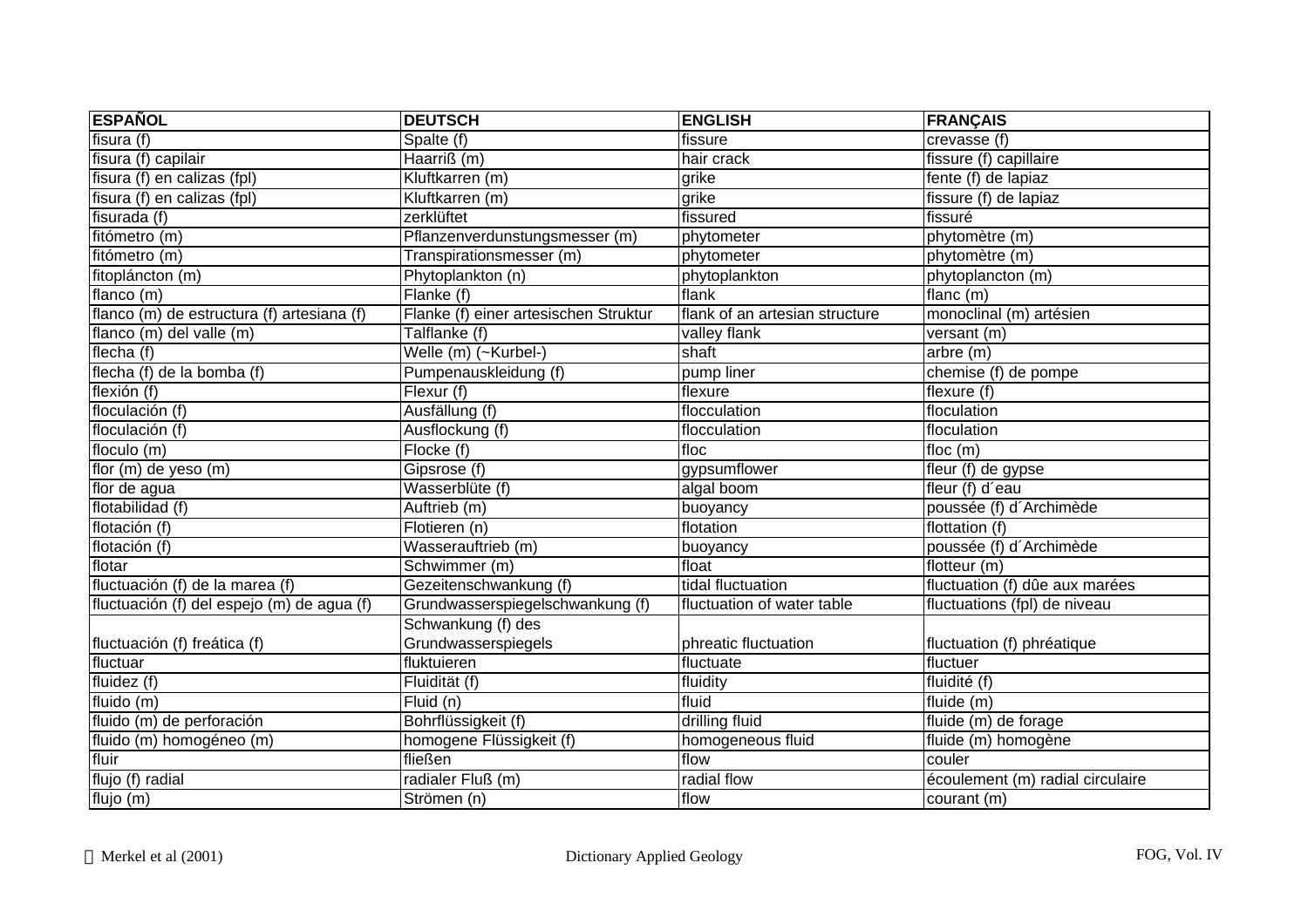| ESPAÑOL | DEUTSCH | ENGLISH | FRANÇAIS |
|---|---|---|---|
| fisura (f) | Spalte (f) | fissure | crevasse (f) |
| fisura (f) capilair | Haarriß (m) | hair crack | fissure (f) capillaire |
| fisura (f) en calizas (fpl) | Kluftkarren (m) | grike | fente (f) de lapiaz |
| fisura (f) en calizas (fpl) | Kluftkarren (m) | grike | fissure (f) de lapiaz |
| fisurada (f) | zerklüftet | fissured | fissuré |
| fitómetro (m) | Pflanzenverdunstungsmesser (m) | phytometer | phytomètre (m) |
| fitómetro (m) | Transpirationsmesser (m) | phytometer | phytomètre (m) |
| fitopláncton (m) | Phytoplankton (n) | phytoplankton | phytoplancton (m) |
| flanco (m) | Flanke (f) | flank | flanc (m) |
| flanco (m) de estructura (f) artesiana (f) | Flanke (f) einer artesischen Struktur | flank of an artesian structure | monoclinal (m) artésien |
| flanco (m) del valle (m) | Talflanke (f) | valley flank | versant (m) |
| flecha (f) | Welle (m) (~Kurbel-) | shaft | arbre (m) |
| flecha (f) de la bomba (f) | Pumpenauskleidung (f) | pump liner | chemise (f) de pompe |
| flexión (f) | Flexur (f) | flexure | flexure (f) |
| floculación (f) | Ausfällung (f) | flocculation | floculation |
| floculación (f) | Ausflockung (f) | flocculation | floculation |
| floculo (m) | Flocke (f) | floc | floc (m) |
| flor (m) de yeso (m) | Gipsrose (f) | gypsumflower | fleur (f) de gypse |
| flor de agua | Wasserblüte (f) | algal boom | fleur (f) d´eau |
| flotabilidad (f) | Auftrieb (m) | buoyancy | poussée (f) d´Archimède |
| flotación (f) | Flotieren (n) | flotation | flottation (f) |
| flotación (f) | Wasserauftrieb (m) | buoyancy | poussée (f) d´Archimède |
| flotar | Schwimmer (m) | float | flotteur (m) |
| fluctuación (f) de la marea (f) | Gezeitenschwankung (f) | tidal fluctuation | fluctuation (f) dûe aux marées |
| fluctuación (f) del espejo (m) de agua (f) | Grundwasserspiegelschwankung (f) | fluctuation of water table | fluctuations (fpl) de niveau |
| fluctuación (f) freática (f) | Schwankung (f) des Grundwasserspiegels | phreatic fluctuation | fluctuation (f) phréatique |
| fluctuar | fluktuieren | fluctuate | fluctuer |
| fluidez (f) | Fluidität (f) | fluidity | fluidité (f) |
| fluido (m) | Fluid (n) | fluid | fluide (m) |
| fluido (m) de perforación | Bohrflüssigkeit (f) | drilling fluid | fluide (m) de forage |
| fluido (m) homogéneo (m) | homogene Flüssigkeit (f) | homogeneous fluid | fluide (m) homogène |
| fluir | fließen | flow | couler |
| flujo (f) radial | radialer Fluß (m) | radial flow | écoulement (m) radial circulaire |
| flujo (m) | Strömen (n) | flow | courant (m) |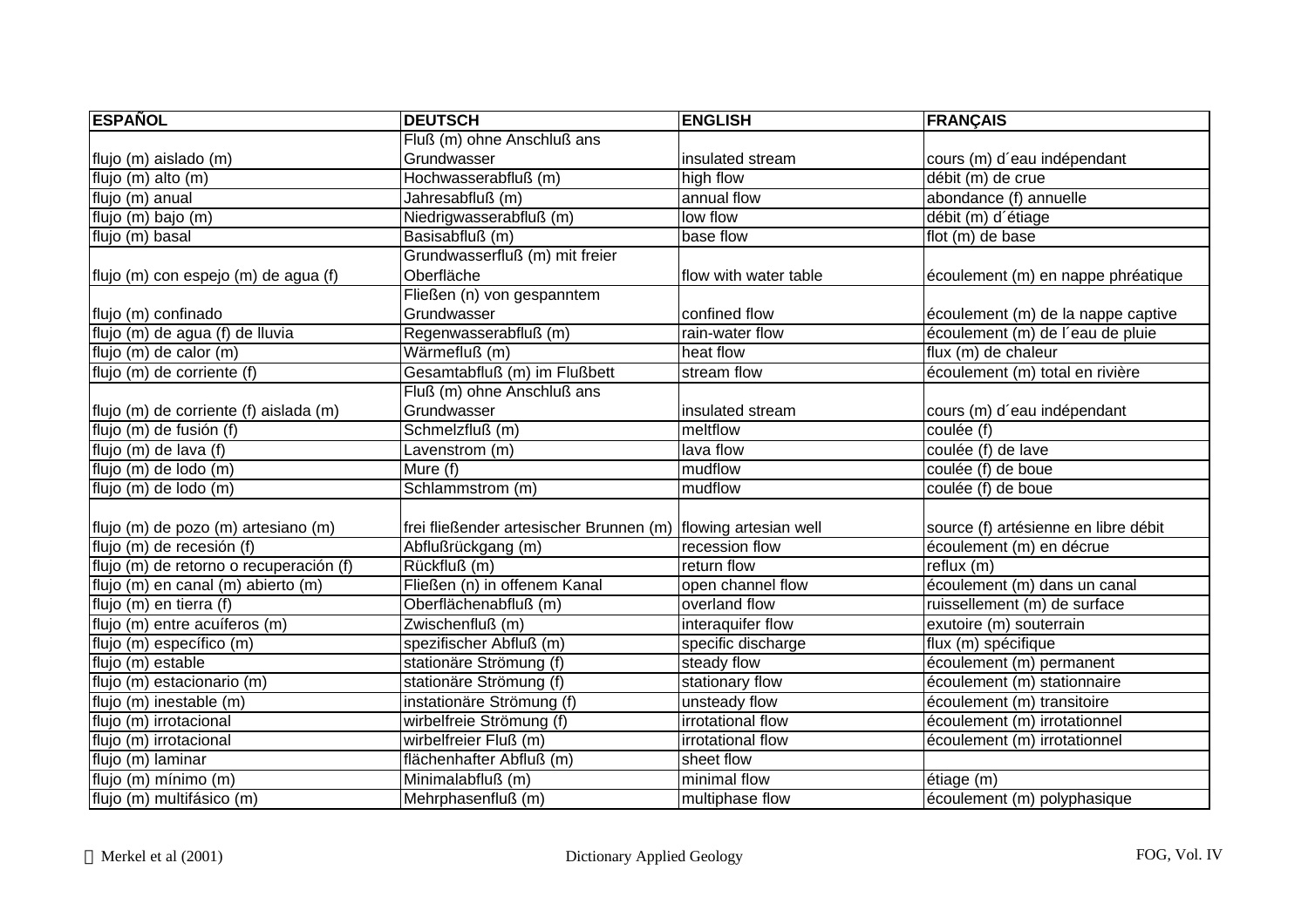| ESPAÑOL | DEUTSCH | ENGLISH | FRANÇAIS |
|---|---|---|---|
| flujo (m) aislado (m) | Fluß (m) ohne Anschluß ans Grundwasser | insulated stream | cours (m) d´eau indépendant |
| flujo (m) alto (m) | Hochwasserabfluß (m) | high flow | débit (m) de crue |
| flujo (m) anual | Jahresabfluß (m) | annual flow | abondance (f) annuelle |
| flujo (m) bajo (m) | Niedrigwasserabfluß (m) | low flow | débit (m) d´étiage |
| flujo (m) basal | Basisabfluß (m) | base flow | flot (m) de base |
| flujo (m) con espejo (m) de agua (f) | Grundwasserfluß (m) mit freier Oberfläche | flow with water table | écoulement (m) en nappe phréatique |
| flujo (m) confinado | Fließen (n) von gespanntem Grundwasser | confined flow | écoulement (m) de la nappe captive |
| flujo (m) de agua (f) de lluvia | Regenwasserabfluß (m) | rain-water flow | écoulement (m) de l´eau de pluie |
| flujo (m) de calor (m) | Wärmefluß (m) | heat flow | flux (m) de chaleur |
| flujo (m) de corriente (f) | Gesamtabfluß (m) im Flußbett | stream flow | écoulement (m) total en rivière |
| flujo (m) de corriente (f) aislada (m) | Fluß (m) ohne Anschluß ans Grundwasser | insulated stream | cours (m) d´eau indépendant |
| flujo (m) de fusión (f) | Schmelzfluß (m) | meltflow | coulée (f) |
| flujo (m) de lava (f) | Lavenstrom (m) | lava flow | coulée (f) de lave |
| flujo (m) de lodo (m) | Mure (f) | mudflow | coulée (f) de boue |
| flujo (m) de lodo (m) | Schlammstrom (m) | mudflow | coulée (f) de boue |
| flujo (m) de pozo (m) artesiano (m) | frei fließender artesischer Brunnen (m) | flowing artesian well | source (f) artésienne en libre débit |
| flujo (m) de recesión (f) | Abflußrückgang (m) | recession flow | écoulement (m) en décrue |
| flujo (m) de retorno o recuperación (f) | Rückfluß (m) | return flow | reflux (m) |
| flujo (m) en canal (m) abierto (m) | Fließen (n) in offenem Kanal | open channel flow | écoulement (m) dans un canal |
| flujo (m) en tierra (f) | Oberflächenabfluß (m) | overland flow | ruissellement (m) de surface |
| flujo (m) entre acuíferos (m) | Zwischenfluß (m) | interaquifer flow | exutoire (m) souterrain |
| flujo (m) específico (m) | spezifischer Abfluß (m) | specific discharge | flux (m) spécifique |
| flujo (m) estable | stationäre Strömung (f) | steady flow | écoulement (m) permanent |
| flujo (m) estacionario (m) | stationäre Strömung (f) | stationary flow | écoulement (m) stationnaire |
| flujo (m) inestable (m) | instationäre Strömung (f) | unsteady flow | écoulement (m) transitoire |
| flujo (m) irrotacional | wirbelfreie Strömung (f) | irrotational flow | écoulement (m) irrotationnel |
| flujo (m) irrotacional | wirbelfreier Fluß (m) | irrotational flow | écoulement (m) irrotationnel |
| flujo (m) laminar | flächenhafter Abfluß (m) | sheet flow | |
| flujo (m) mínimo (m) | Minimalabfluß (m) | minimal flow | étiage (m) |
| flujo (m) multifásico (m) | Mehrphasenfluß (m) | multiphase flow | écoulement (m) polyphasique |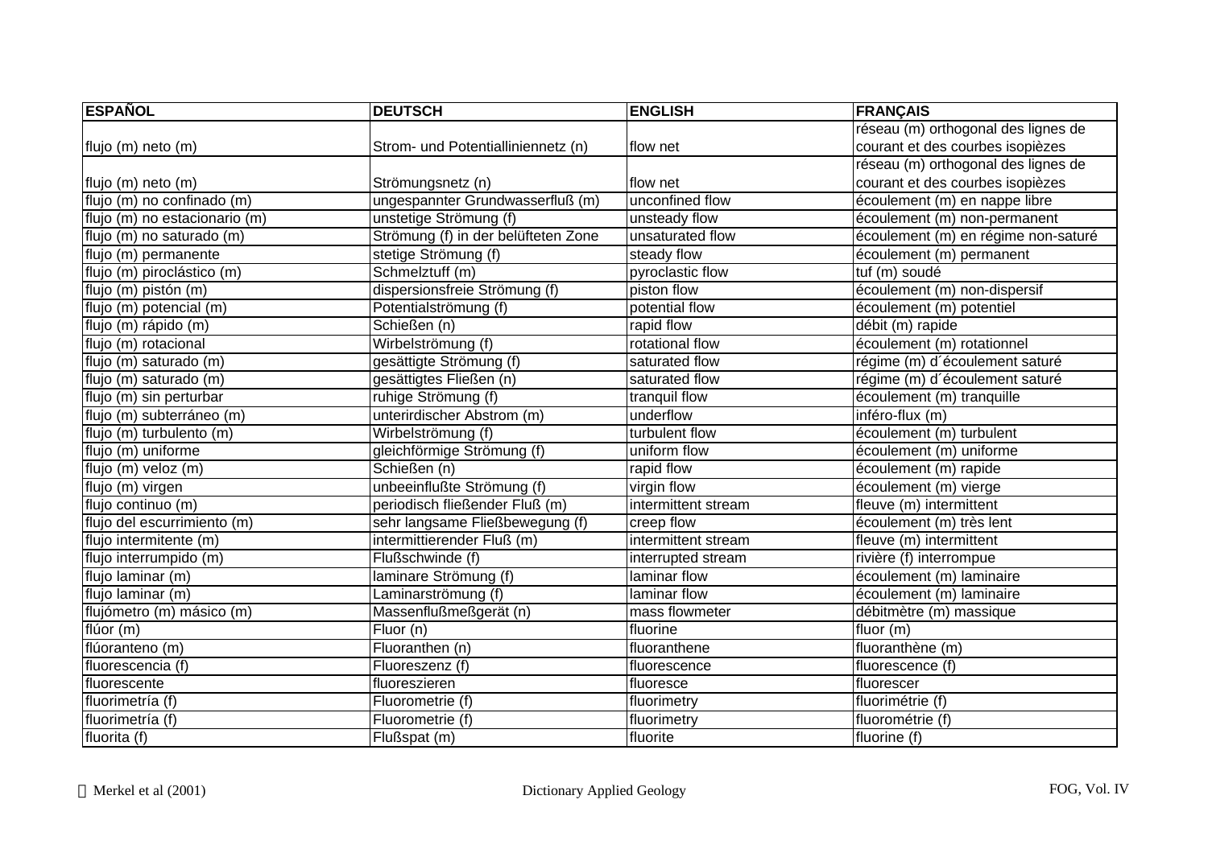| ESPAÑOL | DEUTSCH | ENGLISH | FRANÇAIS |
|---|---|---|---|
| flujo (m) neto (m) | Strom- und Potentialliniennetz (n) | flow net | réseau (m) orthogonal des lignes de courant et des courbes isopièzes |
| flujo (m) neto (m) | Strömungsnetz (n) | flow net | réseau (m) orthogonal des lignes de courant et des courbes isopièzes |
| flujo (m) no confinado (m) | ungespannter Grundwasserfluß (m) | unconfined flow | écoulement (m) en nappe libre |
| flujo (m) no estacionario (m) | unstetige Strömung (f) | unsteady flow | écoulement (m) non-permanent |
| flujo (m) no saturado (m) | Strömung (f) in der belüfteten Zone | unsaturated flow | écoulement (m) en régime non-saturé |
| flujo (m) permanente | stetige Strömung (f) | steady flow | écoulement (m) permanent |
| flujo (m) piroclástico (m) | Schmelztuff (m) | pyroclastic flow | tuf (m) soudé |
| flujo (m) pistón (m) | dispersionsfreie Strömung (f) | piston flow | écoulement (m) non-dispersif |
| flujo (m) potencial (m) | Potentialströmung (f) | potential flow | écoulement (m) potentiel |
| flujo (m) rápido (m) | Schießen (n) | rapid flow | débit (m) rapide |
| flujo (m) rotacional | Wirbelströmung (f) | rotational flow | écoulement (m) rotationnel |
| flujo (m) saturado (m) | gesättigte Strömung (f) | saturated flow | régime (m) d´écoulement saturé |
| flujo (m) saturado (m) | gesättigtes Fließen (n) | saturated flow | régime (m) d´écoulement saturé |
| flujo (m) sin perturbar | ruhige Strömung (f) | tranquil flow | écoulement (m) tranquille |
| flujo (m) subterráneo (m) | unterirdischer Abstrom (m) | underflow | inféro-flux (m) |
| flujo (m) turbulento (m) | Wirbelströmung (f) | turbulent flow | écoulement (m) turbulent |
| flujo (m) uniforme | gleichförmige Strömung (f) | uniform flow | écoulement (m) uniforme |
| flujo (m) veloz (m) | Schießen (n) | rapid flow | écoulement (m) rapide |
| flujo (m) virgen | unbeeinflußte Strömung (f) | virgin flow | écoulement (m) vierge |
| flujo continuo (m) | periodisch fließender Fluß (m) | intermittent stream | fleuve (m) intermittent |
| flujo del escurrimiento (m) | sehr langsame Fließbewegung (f) | creep flow | écoulement (m) très lent |
| flujo intermitente (m) | intermittierender Fluß (m) | intermittent stream | fleuve (m) intermittent |
| flujo interrumpido (m) | Flußschwinde (f) | interrupted stream | rivière (f) interrompue |
| flujo laminar (m) | laminare Strömung (f) | laminar flow | écoulement (m) laminaire |
| flujo laminar (m) | Laminarströmung (f) | laminar flow | écoulement (m) laminaire |
| flujómetro (m) másico (m) | Massenflußmeßgerät (n) | mass flowmeter | débitmètre (m) massique |
| flúor (m) | Fluor (n) | fluorine | fluor (m) |
| flúoranteno (m) | Fluoranthen (n) | fluoranthene | fluoranthène (m) |
| fluorescencia (f) | Fluoreszenz (f) | fluorescence | fluorescence (f) |
| fluorescente | fluoreszieren | fluoresce | fluorescer |
| fluorimetría (f) | Fluorometrie (f) | fluorimetry | fluorimétrie (f) |
| fluorimetría (f) | Fluorometrie (f) | fluorimetry | fluorométrie (f) |
| fluorita (f) | Flußspat (m) | fluorite | fluorine (f) |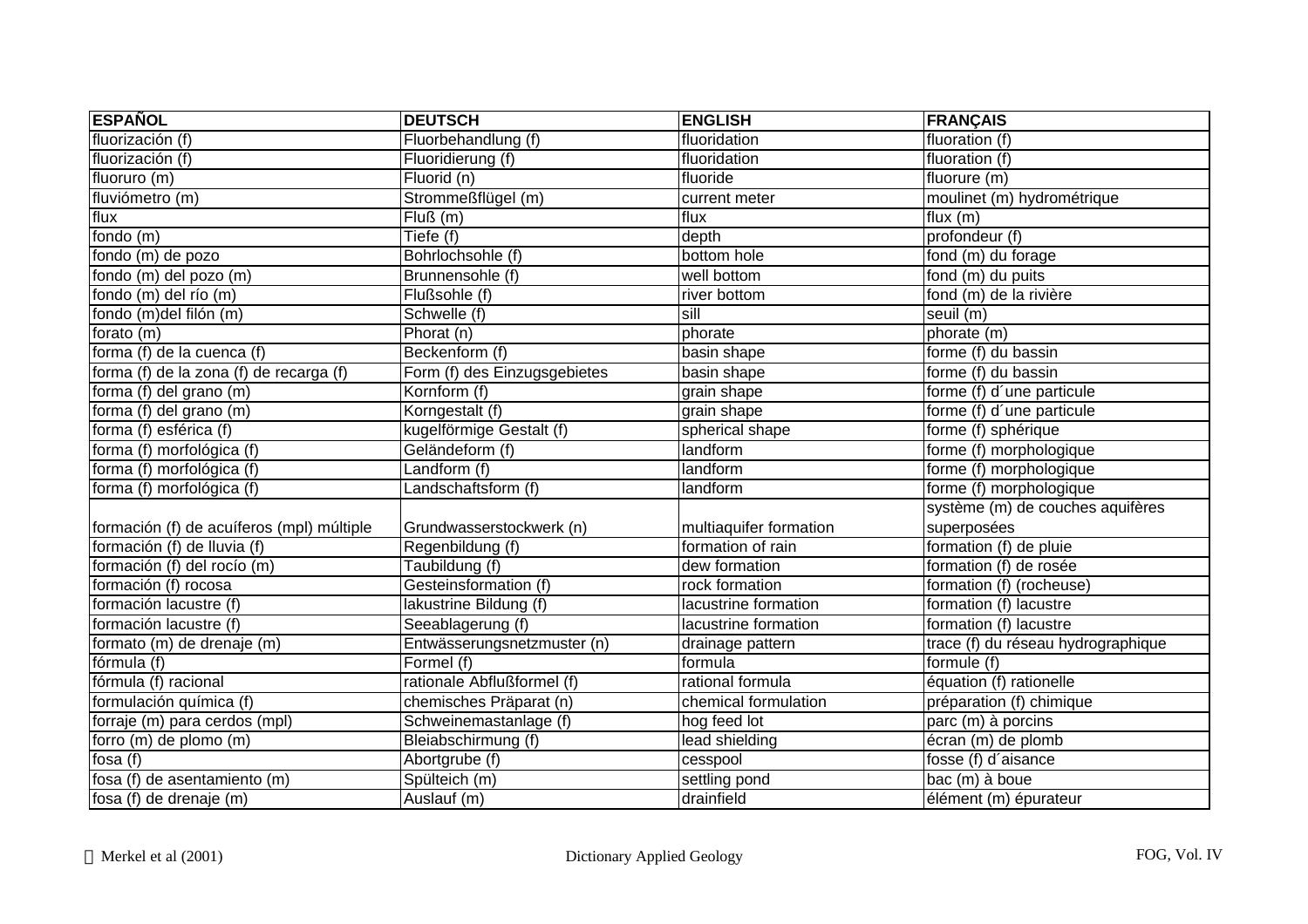| ESPAÑOL | DEUTSCH | ENGLISH | FRANÇAIS |
|---|---|---|---|
| fluorización (f) | Fluorbehandlung (f) | fluoridation | fluoration (f) |
| fluorización (f) | Fluoridierung (f) | fluoridation | fluoration (f) |
| fluoruro (m) | Fluorid (n) | fluoride | fluorure (m) |
| fluviómetro (m) | Strommeßflügel (m) | current meter | moulinet (m) hydrométrique |
| flux | Fluß (m) | flux | flux (m) |
| fondo (m) | Tiefe (f) | depth | profondeur (f) |
| fondo (m) de pozo | Bohrlochsohle (f) | bottom hole | fond (m) du forage |
| fondo (m) del pozo (m) | Brunnensohle (f) | well bottom | fond (m) du puits |
| fondo (m) del río (m) | Flußsohle (f) | river bottom | fond (m) de la rivière |
| fondo (m)del filón (m) | Schwelle (f) | sill | seuil (m) |
| forato (m) | Phorat (n) | phorate | phorate (m) |
| forma (f) de la cuenca (f) | Beckenform (f) | basin shape | forme (f) du bassin |
| forma (f) de la zona (f) de recarga (f) | Form (f) des Einzugsgebietes | basin shape | forme (f) du bassin |
| forma (f) del grano (m) | Kornform (f) | grain shape | forme (f) d´une particule |
| forma (f) del grano (m) | Korngestalt (f) | grain shape | forme (f) d´une particule |
| forma (f) esférica (f) | kugelförmige Gestalt (f) | spherical shape | forme (f) sphérique |
| forma (f) morfológica (f) | Geländeform (f) | landform | forme (f) morphologique |
| forma (f) morfológica (f) | Landform (f) | landform | forme (f) morphologique |
| forma (f) morfológica (f) | Landschaftsform (f) | landform | forme (f) morphologique |
| formación (f) de acuíferos (mpl) múltiple | Grundwasserstockwerk (n) | multiaquifer formation | système (m) de couches aquifères superposées |
| formación (f) de lluvia (f) | Regenbildung (f) | formation of rain | formation (f) de pluie |
| formación (f) del rocío (m) | Taubildung (f) | dew formation | formation (f) de rosée |
| formación (f) rocosa | Gesteinsformation (f) | rock formation | formation (f) (rocheuse) |
| formación lacustre (f) | lakustrine Bildung (f) | lacustrine formation | formation (f) lacustre |
| formación lacustre (f) | Seeablagerung (f) | lacustrine formation | formation (f) lacustre |
| formato (m) de drenaje (m) | Entwässerungsnetzmuster (n) | drainage pattern | trace (f) du réseau hydrographique |
| fórmula (f) | Formel (f) | formula | formule (f) |
| fórmula (f) racional | rationale Abflußformel (f) | rational formula | équation (f) rationelle |
| formulación química (f) | chemisches Präparat (n) | chemical formulation | préparation (f) chimique |
| forraje (m) para cerdos (mpl) | Schweinemastanlage (f) | hog feed lot | parc (m) à porcins |
| forro (m) de plomo (m) | Bleiabschirmung (f) | lead shielding | écran (m) de plomb |
| fosa (f) | Abortgrube (f) | cesspool | fosse (f) d´aisance |
| fosa (f) de asentamiento (m) | Spülteich (m) | settling pond | bac (m) à boue |
| fosa (f) de drenaje (m) | Auslauf (m) | drainfield | élément (m) épurateur |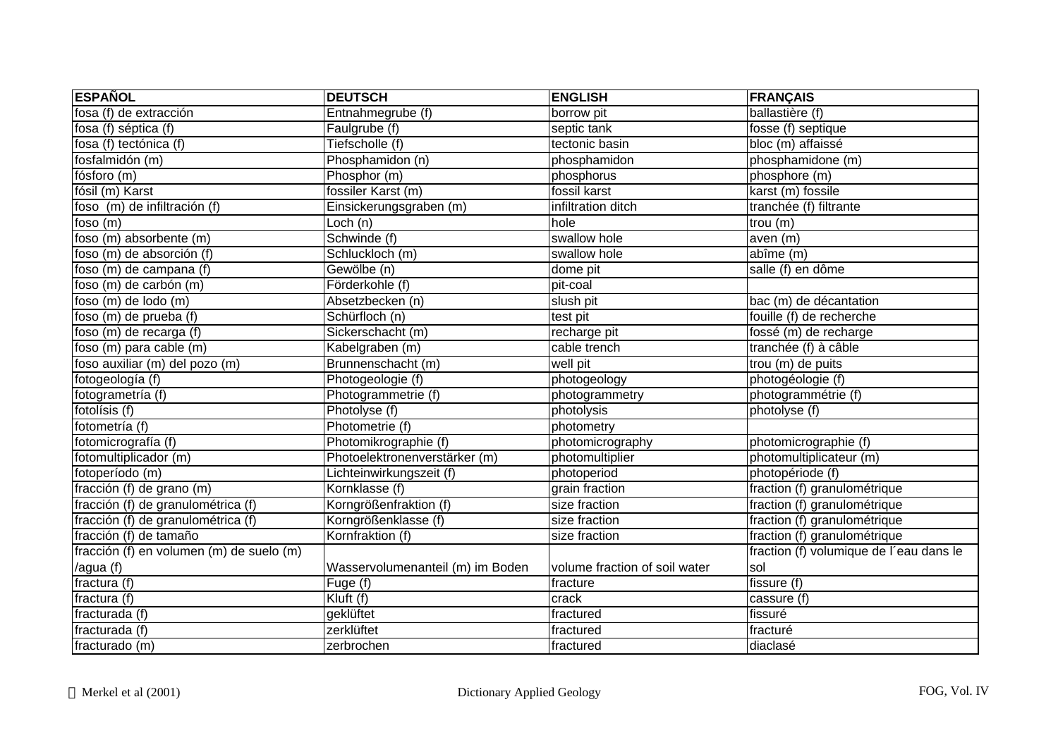| ESPAÑOL | DEUTSCH | ENGLISH | FRANÇAIS |
|---|---|---|---|
| fosa (f) de extracción | Entnahmegrube (f) | borrow pit | ballastière (f) |
| fosa (f) séptica (f) | Faulgrube (f) | septic tank | fosse (f) septique |
| fosa (f) tectónica (f) | Tiefscholle (f) | tectonic basin | bloc (m) affaissé |
| fosfalmidón (m) | Phosphamidon (n) | phosphamidon | phosphamidone (m) |
| fósforo (m) | Phosphor (m) | phosphorus | phosphore (m) |
| fósil (m) Karst | fossiler Karst (m) | fossil karst | karst (m) fossile |
| foso  (m) de infiltración (f) | Einsickerungsgraben (m) | infiltration ditch | tranchée (f) filtrante |
| foso (m) | Loch (n) | hole | trou (m) |
| foso (m) absorbente (m) | Schwinde (f) | swallow hole | aven (m) |
| foso (m) de absorción (f) | Schluckloch (m) | swallow hole | abîme (m) |
| foso (m) de campana (f) | Gewölbe (n) | dome pit | salle (f) en dôme |
| foso (m) de carbón (m) | Förderkohle (f) | pit-coal | |
| foso (m) de lodo (m) | Absetzbecken (n) | slush pit | bac (m) de décantation |
| foso (m) de prueba (f) | Schürfloch (n) | test pit | fouille (f) de recherche |
| foso (m) de recarga (f) | Sickerschacht (m) | recharge pit | fossé (m) de recharge |
| foso (m) para cable (m) | Kabelgraben (m) | cable trench | tranchée (f) à câble |
| foso auxiliar (m) del pozo (m) | Brunnenschacht (m) | well pit | trou (m) de puits |
| fotogeología (f) | Photogeologie (f) | photogeology | photogéologie (f) |
| fotogrametría (f) | Photogrammetrie (f) | photogrammetry | photogrammétrie (f) |
| fotolísis (f) | Photolyse (f) | photolysis | photolyse (f) |
| fotometría (f) | Photometrie (f) | photometry | |
| fotomicrografía (f) | Photomikrographie (f) | photomicrography | photomicrographie (f) |
| fotomultiplicador (m) | Photoelektronenverstärker (m) | photomultiplier | photomultiplicateur (m) |
| fotoperíodo (m) | Lichteinwirkungszeit (f) | photoperiod | photopériode (f) |
| fracción (f) de grano (m) | Kornklasse (f) | grain fraction | fraction (f) granulométrique |
| fracción (f) de granulométrica (f) | Korngrößenfraktion (f) | size fraction | fraction (f) granulométrique |
| fracción (f) de granulométrica (f) | Korngrößenklasse (f) | size fraction | fraction (f) granulométrique |
| fracción (f) de tamaño | Kornfraktion (f) | size fraction | fraction (f) granulométrique |
| fracción (f) en volumen (m) de suelo (m) /agua (f) | Wasservolumenanteil (m) im Boden | volume fraction of soil water | fraction (f) volumique de l´eau dans le sol |
| fractura (f) | Fuge (f) | fracture | fissure (f) |
| fractura (f) | Kluft (f) | crack | cassure (f) |
| fracturada (f) | geklüftet | fractured | fissuré |
| fracturada (f) | zerklüftet | fractured | fracturé |
| fracturado (m) | zerbrochen | fractured | diaclasé |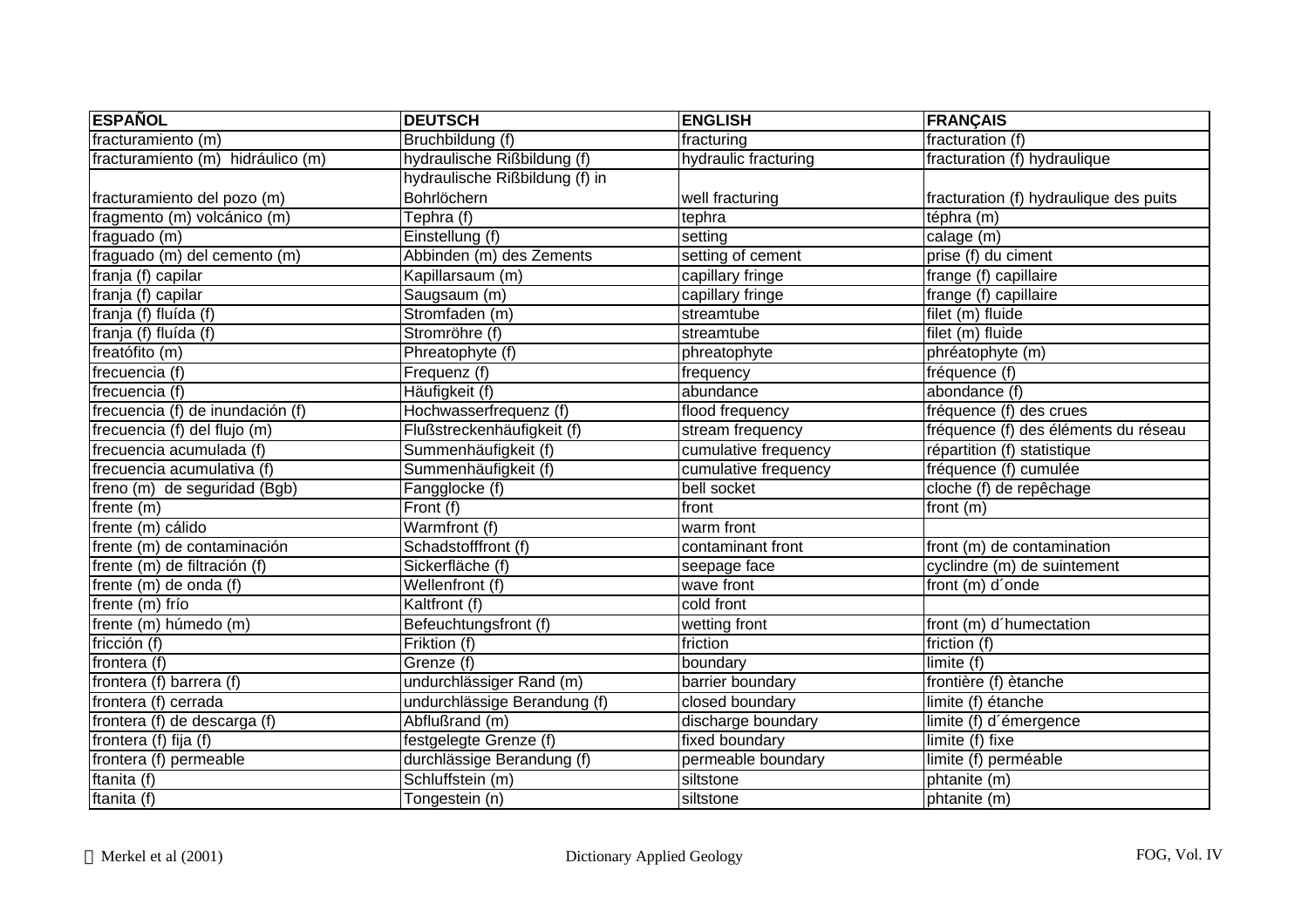| ESPAÑOL | DEUTSCH | ENGLISH | FRANÇAIS |
|---|---|---|---|
| fracturamiento (m) | Bruchbildung (f) | fracturing | fracturation (f) |
| fracturamiento (m) hidráulico (m) | hydraulische Rißbildung (f) | hydraulic fracturing | fracturation (f) hydraulique |
| fracturamiento del pozo (m) | hydraulische Rißbildung (f) in Bohrlöchern | well fracturing | fracturation (f) hydraulique des puits |
| fragmento (m) volcánico (m) | Tephra (f) | tephra | téphra (m) |
| fraguado (m) | Einstellung (f) | setting | calage (m) |
| fraguado (m) del cemento (m) | Abbinden (m) des Zements | setting of cement | prise (f) du ciment |
| franja (f) capilar | Kapillarsaum (m) | capillary fringe | frange (f) capillaire |
| franja (f) capilar | Saugsaum (m) | capillary fringe | frange (f) capillaire |
| franja (f) fluída (f) | Stromfaden (m) | streamtube | filet (m) fluide |
| franja (f) fluída (f) | Stromröhre (f) | streamtube | filet (m) fluide |
| freatófito (m) | Phreatophyte (f) | phreatophyte | phréatophyte (m) |
| frecuencia (f) | Frequenz (f) | frequency | fréquence (f) |
| frecuencia (f) | Häufigkeit (f) | abundance | abondance (f) |
| frecuencia (f) de inundación (f) | Hochwasserfrequenz (f) | flood frequency | fréquence (f) des crues |
| frecuencia (f) del flujo (m) | Flußstreckenhäufigkeit (f) | stream frequency | fréquence (f) des éléments du réseau |
| frecuencia acumulada (f) | Summenhäufigkeit (f) | cumulative frequency | répartition (f) statistique |
| frecuencia acumulativa (f) | Summenhäufigkeit (f) | cumulative frequency | fréquence (f) cumulée |
| freno (m) de seguridad (Bgb) | Fangglocke (f) | bell socket | cloche (f) de repêchage |
| frente (m) | Front (f) | front | front (m) |
| frente (m) cálido | Warmfront (f) | warm front | |
| frente (m) de contaminación | Schadstofffront (f) | contaminant front | front (m) de contamination |
| frente (m) de filtración (f) | Sickerfläche (f) | seepage face | cyclindre (m) de suintement |
| frente (m) de onda (f) | Wellenfront (f) | wave front | front (m) d´onde |
| frente (m) frío | Kaltfront (f) | cold front | |
| frente (m) húmedo (m) | Befeuchtungsfront (f) | wetting front | front (m) d´humectation |
| fricción (f) | Friktion (f) | friction | friction (f) |
| frontera (f) | Grenze (f) | boundary | limite (f) |
| frontera (f) barrera (f) | undurchlässiger Rand (m) | barrier boundary | frontière (f) ètanche |
| frontera (f) cerrada | undurchlässige Berandung (f) | closed boundary | limite (f) étanche |
| frontera (f) de descarga (f) | Abflußrand (m) | discharge boundary | limite (f) d´émergence |
| frontera (f) fija (f) | festgelegte Grenze (f) | fixed boundary | limite (f) fixe |
| frontera (f) permeable | durchlässige Berandung (f) | permeable boundary | limite (f) perméable |
| ftanita (f) | Schluffstein (m) | siltstone | phtanite (m) |
| ftanita (f) | Tongestein (n) | siltstone | phtanite (m) |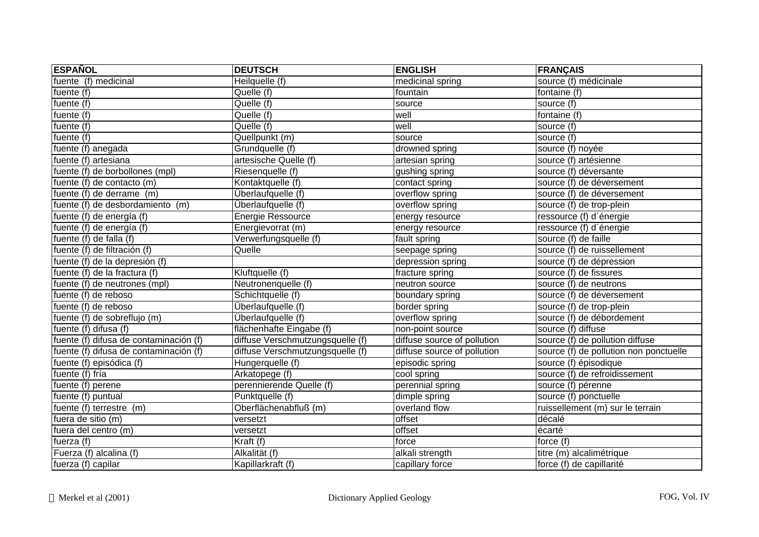| ESPAÑOL | DEUTSCH | ENGLISH | FRANÇAIS |
| --- | --- | --- | --- |
| fuente (f) medicinal | Heilquelle (f) | medicinal spring | source (f) médicinale |
| fuente (f) | Quelle (f) | fountain | fontaine (f) |
| fuente (f) | Quelle (f) | source | source (f) |
| fuente (f) | Quelle (f) | well | fontaine (f) |
| fuente (f) | Quelle (f) | well | source (f) |
| fuente (f) | Quellpunkt (m) | source | source (f) |
| fuente (f) anegada | Grundquelle (f) | drowned spring | source (f) noyée |
| fuente (f) artesiana | artesische Quelle (f) | artesian spring | source (f) artésienne |
| fuente (f) de borbollones (mpl) | Riesenquelle (f) | gushing spring | source (f) déversante |
| fuente (f) de contacto (m) | Kontaktquelle (f) | contact spring | source (f) de déversement |
| fuente (f) de derrame (m) | Überlaufquelle (f) | overflow spring | source (f) de déversement |
| fuente (f) de desbordamiento (m) | Überlaufquelle (f) | overflow spring | source (f) de trop-plein |
| fuente (f) de energía (f) | Energie Ressource | energy resource | ressource (f) d´énergie |
| fuente (f) de energía (f) | Energievorrat (m) | energy resource | ressource (f) d´énergie |
| fuente (f) de falla (f) | Verwerfungsquelle (f) | fault spring | source (f) de faille |
| fuente (f) de filtración (f) | Quelle | seepage spring | source (f) de ruissellement |
| fuente (f) de la depresión (f) | | depression spring | source (f) de dépression |
| fuente (f) de la fractura (f) | Kluftquelle (f) | fracture spring | source (f) de fissures |
| fuente (f) de neutrones (mpl) | Neutronenquelle (f) | neutron source | source (f) de neutrons |
| fuente (f) de reboso | Schichtquelle (f) | boundary spring | source (f) de déversement |
| fuente (f) de reboso | Überlaufquelle (f) | border spring | source (f) de trop-plein |
| fuente (f) de sobreflujo (m) | Überlaufquelle (f) | overflow spring | source (f) de débordement |
| fuente (f) difusa (f) | flächenhafte Eingabe (f) | non-point source | source (f) diffuse |
| fuente (f) difusa de contaminación (f) | diffuse Verschmutzungsquelle (f) | diffuse source of pollution | source (f) de pollution diffuse |
| fuente (f) difusa de contaminación (f) | diffuse Verschmutzungsquelle (f) | diffuse source of pollution | source (f) de pollution non ponctuelle |
| fuente (f) episódica (f) | Hungerquelle (f) | episodic spring | source (f) épisodique |
| fuente (f) fría | Arkatopege (f) | cool spring | source (f) de refroidissement |
| fuente (f) perene | perennierende Quelle (f) | perennial spring | source (f) pérenne |
| fuente (f) puntual | Punktquelle (f) | dimple spring | source (f) ponctuelle |
| fuente (f) terrestre (m) | Oberflächenabfluß (m) | overland flow | ruissellement (m) sur le terrain |
| fuera de sitio (m) | versetzt | offset | décalé |
| fuera del centro (m) | versetzt | offset | écarté |
| fuerza (f) | Kraft (f) | force | force (f) |
| Fuerza (f) alcalina (f) | Alkalität (f) | alkali strength | titre (m) alcalimétrique |
| fuerza (f) capilar | Kapillarkraft (f) | capillary force | force (f) de capillarité |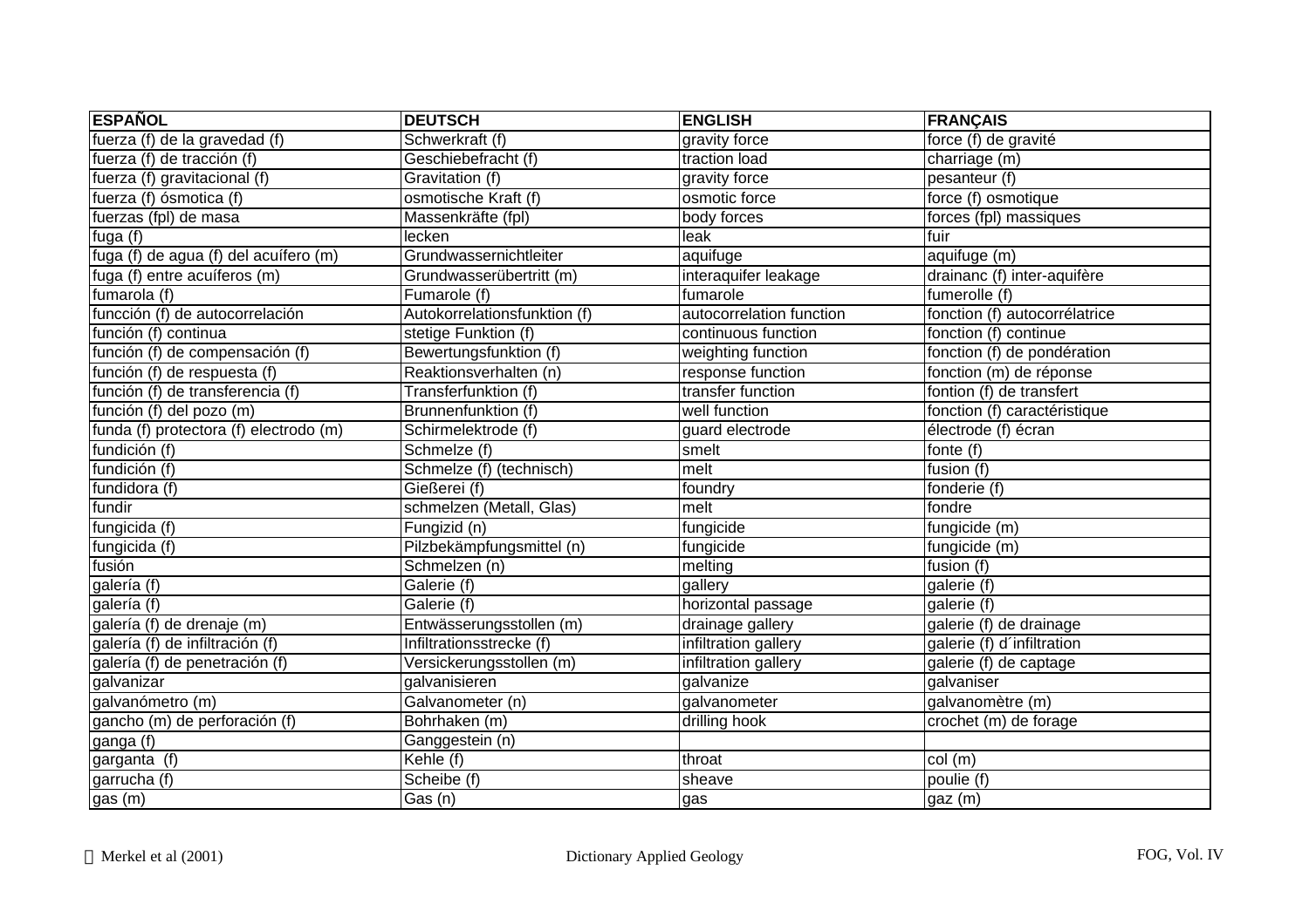| ESPAÑOL | DEUTSCH | ENGLISH | FRANÇAIS |
|---|---|---|---|
| fuerza (f) de la gravedad (f) | Schwerkraft (f) | gravity force | force (f) de gravité |
| fuerza (f) de tracción (f) | Geschiebefracht (f) | traction load | charriage (m) |
| fuerza (f) gravitacional (f) | Gravitation (f) | gravity force | pesanteur (f) |
| fuerza (f) ósmotica (f) | osmotische Kraft (f) | osmotic force | force (f) osmotique |
| fuerzas (fpl) de masa | Massenkräfte (fpl) | body forces | forces (fpl) massiques |
| fuga (f) | lecken | leak | fuir |
| fuga (f) de agua (f) del acuífero (m) | Grundwassernichtleiter | aquifuge | aquifuge (m) |
| fuga (f) entre acuíferos (m) | Grundwasserübertritt (m) | interaquifer leakage | drainanc (f) inter-aquifère |
| fumarola (f) | Fumarole (f) | fumarole | fumerolle (f) |
| funcción (f) de autocorrelación | Autokorrelationsfunktion (f) | autocorrelation function | fonction (f) autocorrélatrice |
| función (f) continua | stetige Funktion (f) | continuous function | fonction (f) continue |
| función (f) de compensación (f) | Bewertungsfunktion (f) | weighting function | fonction (f) de pondération |
| función (f) de respuesta (f) | Reaktionsverhalten (n) | response function | fonction (m) de réponse |
| función (f) de transferencia (f) | Transferfunktion (f) | transfer function | fontion (f) de transfert |
| función (f) del pozo (m) | Brunnenfunktion (f) | well function | fonction (f) caractéristique |
| funda (f) protectora (f) electrodo (m) | Schirmelektrode (f) | guard electrode | électrode (f) écran |
| fundición (f) | Schmelze (f) | smelt | fonte (f) |
| fundición (f) | Schmelze (f) (technisch) | melt | fusion (f) |
| fundidora (f) | Gießerei (f) | foundry | fonderie (f) |
| fundir | schmelzen (Metall, Glas) | melt | fondre |
| fungicida (f) | Fungizid (n) | fungicide | fungicide (m) |
| fungicida (f) | Pilzbekämpfungsmittel (n) | fungicide | fungicide (m) |
| fusión | Schmelzen (n) | melting | fusion (f) |
| galería (f) | Galerie (f) | gallery | galerie (f) |
| galería (f) | Galerie (f) | horizontal passage | galerie (f) |
| galería (f) de drenaje (m) | Entwässerungsstollen (m) | drainage gallery | galerie (f) de drainage |
| galería (f) de infiltración (f) | Infiltrationsstrecke (f) | infiltration gallery | galerie (f) d´infiltration |
| galería (f) de penetración (f) | Versickerungsstollen (m) | infiltration gallery | galerie (f) de captage |
| galvanizar | galvanisieren | galvanize | galvaniser |
| galvanómetro (m) | Galvanometer (n) | galvanometer | galvanomètre (m) |
| gancho (m) de perforación (f) | Bohrhaken (m) | drilling hook | crochet (m) de forage |
| ganga (f) | Ganggestein (n) | | |
| garganta (f) | Kehle (f) | throat | col (m) |
| garrucha (f) | Scheibe (f) | sheave | poulie (f) |
| gas (m) | Gas (n) | gas | gaz (m) |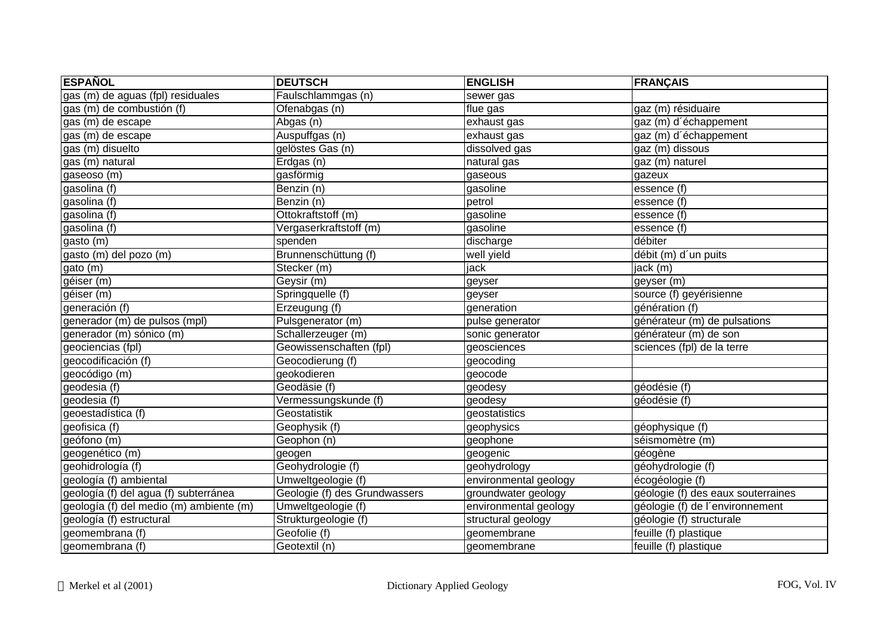| ESPAÑOL | DEUTSCH | ENGLISH | FRANÇAIS |
|---|---|---|---|
| gas (m) de aguas (fpl) residuales | Faulschlammgas (n) | sewer gas | |
| gas (m) de combustión (f) | Ofenabgas (n) | flue gas | gaz (m) résiduaire |
| gas (m) de escape | Abgas (n) | exhaust gas | gaz (m) d´échappement |
| gas (m) de escape | Auspuffgas (n) | exhaust gas | gaz (m) d´échappement |
| gas (m) disuelto | gelöstes Gas (n) | dissolved gas | gaz (m) dissous |
| gas (m) natural | Erdgas (n) | natural gas | gaz (m) naturel |
| gaseoso (m) | gasförmig | gaseous | gazeux |
| gasolina (f) | Benzin (n) | gasoline | essence (f) |
| gasolina (f) | Benzin (n) | petrol | essence (f) |
| gasolina (f) | Ottokraftstoff (m) | gasoline | essence (f) |
| gasolina (f) | Vergaserkraftstoff (m) | gasoline | essence (f) |
| gasto (m) | spenden | discharge | débiter |
| gasto (m) del pozo (m) | Brunnenschüttung (f) | well yield | débit (m) d´un puits |
| gato (m) | Stecker (m) | jack | jack (m) |
| géiser (m) | Geysir (m) | geyser | geyser (m) |
| géiser (m) | Springquelle (f) | geyser | source (f) geyérisienne |
| generación (f) | Erzeugung (f) | generation | génération (f) |
| generador (m) de pulsos (mpl) | Pulsgenerator (m) | pulse generator | générateur (m) de pulsations |
| generador (m) sónico (m) | Schallerzeuger (m) | sonic generator | générateur (m) de son |
| geociencias (fpl) | Geowissenschaften (fpl) | geosciences | sciences (fpl) de la terre |
| geocodificación (f) | Geocodierung (f) | geocoding | |
| geocódigo (m) | geokodieren | geocode | |
| geodesia (f) | Geodäsie (f) | geodesy | géodésie (f) |
| geodesia (f) | Vermessungskunde (f) | geodesy | géodésie (f) |
| geoestadística (f) | Geostatistik | geostatistics | |
| geofisica (f) | Geophysik (f) | geophysics | géophysique (f) |
| geófono (m) | Geophon (n) | geophone | séismomètre (m) |
| geogenético (m) | geogen | geogenic | géogène |
| geohidrología (f) | Geohydrologie (f) | geohydrology | géohydrologie (f) |
| geología (f) ambiental | Umweltgeologie (f) | environmental geology | écogéologie (f) |
| geología (f) del agua (f) subterránea | Geologie (f) des Grundwassers | groundwater geology | géologie (f) des eaux souterraines |
| geología (f) del medio (m) ambiente (m) | Umweltgeologie (f) | environmental geology | géologie (f) de l´environnement |
| geología (f) estructural | Strukturgeologie (f) | structural geology | géologie (f) structurale |
| geomembrana (f) | Geofolie (f) | geomembrane | feuille (f) plastique |
| geomembrana (f) | Geotextil (n) | geomembrane | feuille (f) plastique |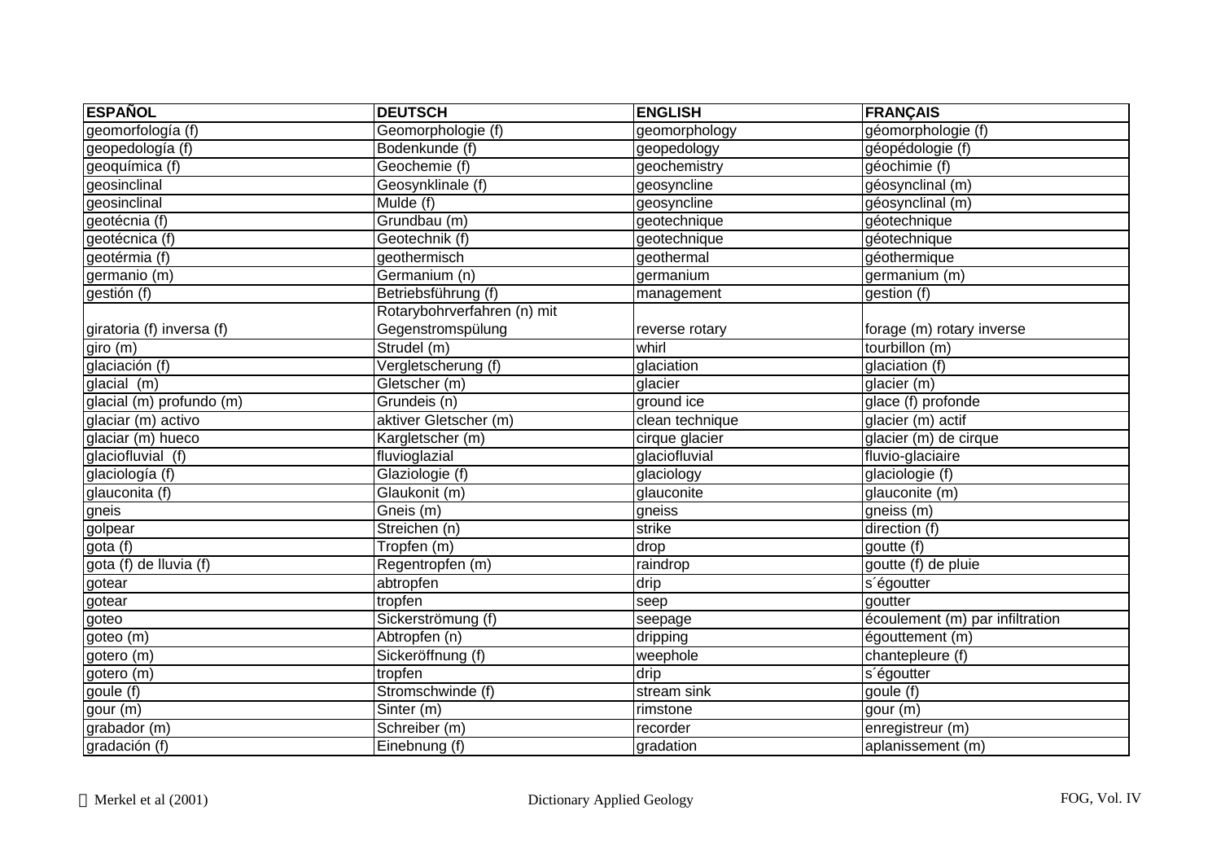| ESPAÑOL | DEUTSCH | ENGLISH | FRANÇAIS |
|---|---|---|---|
| geomorfología (f) | Geomorphologie (f) | geomorphology | géomorphologie (f) |
| geopedología (f) | Bodenkunde (f) | geopedology | géopédologie (f) |
| geoquímica (f) | Geochemie (f) | geochemistry | géochimie (f) |
| geosinclinal | Geosynklinale (f) | geosyncline | géosynclinal (m) |
| geosinclinal | Mulde (f) | geosyncline | géosynclinal (m) |
| geotécnia (f) | Grundbau (m) | geotechnique | géotechnique |
| geotécnica (f) | Geotechnik (f) | geotechnique | géotechnique |
| geotérmia (f) | geothermisch | geothermal | géothermique |
| germanio (m) | Germanium (n) | germanium | germanium (m) |
| gestión (f) | Betriebsführung (f) | management | gestion (f) |
| giratoria (f) inversa (f) | Rotarybohrverfahren (n) mit Gegenstromspülung | reverse rotary | forage (m) rotary inverse |
| giro (m) | Strudel (m) | whirl | tourbillon (m) |
| glaciación (f) | Vergletscherung (f) | glaciation | glaciation (f) |
| glacial (m) | Gletscher (m) | glacier | glacier (m) |
| glacial (m) profundo (m) | Grundeis (n) | ground ice | glace (f) profonde |
| glaciar (m) activo | aktiver Gletscher (m) | clean technique | glacier (m) actif |
| glaciar (m) hueco | Kargletscher (m) | cirque glacier | glacier (m) de cirque |
| glaciofluvial (f) | fluvioglazial | glaciofluvial | fluvio-glaciaire |
| glaciología (f) | Glaziologie (f) | glaciology | glaciologie (f) |
| glauconita (f) | Glaukonit (m) | glauconite | glauconite (m) |
| gneis | Gneis (m) | gneiss | gneiss (m) |
| golpear | Streichen (n) | strike | direction (f) |
| gota (f) | Tropfen (m) | drop | goutte (f) |
| gota (f) de lluvia (f) | Regentropfen (m) | raindrop | goutte (f) de pluie |
| gotear | abtropfen | drip | s´égoutter |
| gotear | tropfen | seep | goutter |
| goteo | Sickerströmung (f) | seepage | écoulement (m) par infiltration |
| goteo (m) | Abtropfen (n) | dripping | égouttement (m) |
| gotero (m) | Sickeröffnung (f) | weephole | chantepleure (f) |
| gotero (m) | tropfen | drip | s´égoutter |
| goule (f) | Stromschwinde (f) | stream sink | goule (f) |
| gour (m) | Sinter (m) | rimstone | gour (m) |
| grabador (m) | Schreiber (m) | recorder | enregistreur (m) |
| gradación (f) | Einebnung (f) | gradation | aplanissement (m) |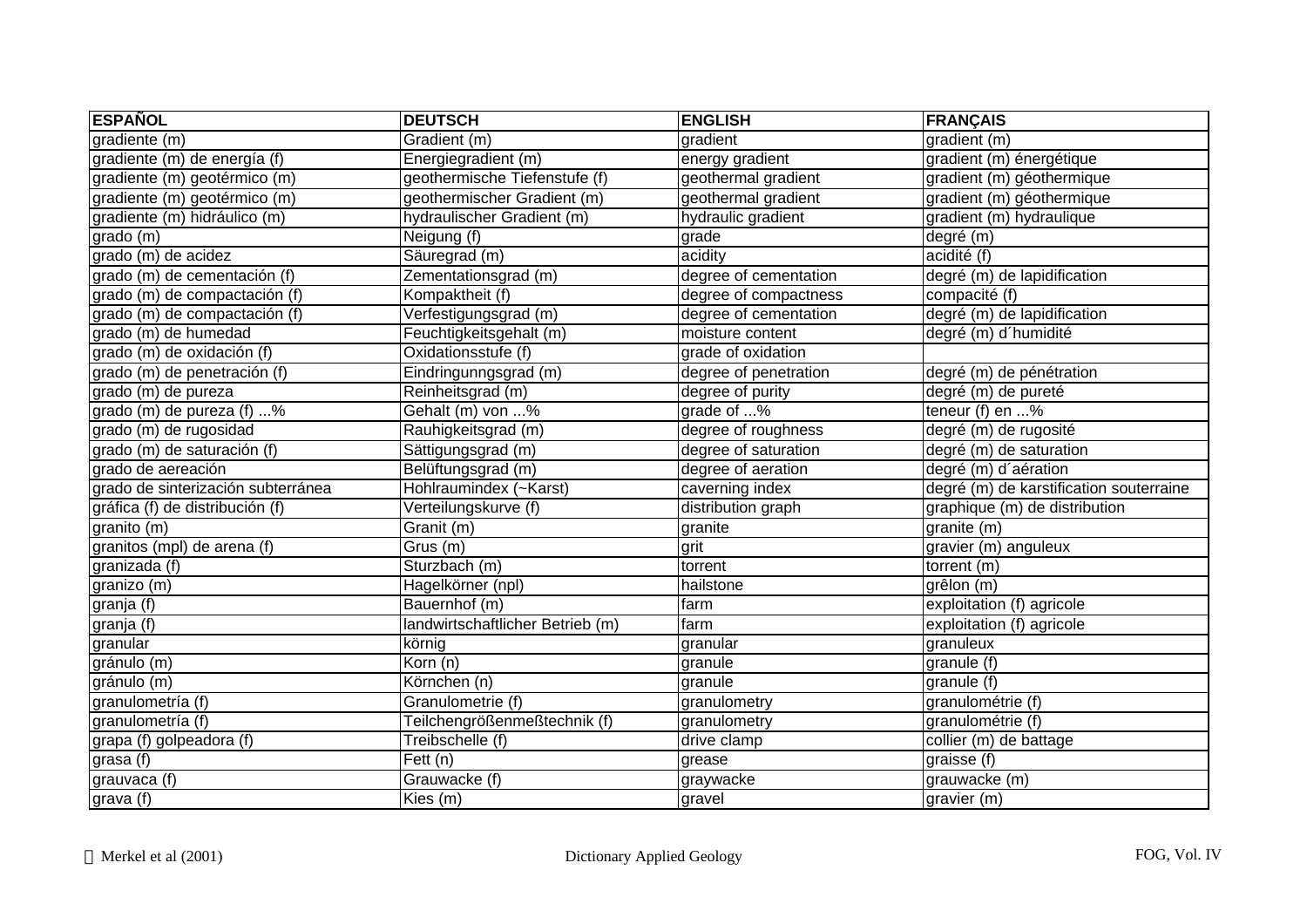| ESPAÑOL | DEUTSCH | ENGLISH | FRANÇAIS |
|---|---|---|---|
| gradiente (m) | Gradient (m) | gradient | gradient (m) |
| gradiente (m) de energía (f) | Energiegradient (m) | energy gradient | gradient (m) énergétique |
| gradiente (m) geotérmico (m) | geothermische Tiefenstufe (f) | geothermal gradient | gradient (m) géothermique |
| gradiente (m) geotérmico (m) | geothermischer Gradient (m) | geothermal gradient | gradient (m) géothermique |
| gradiente (m) hidráulico (m) | hydraulischer Gradient (m) | hydraulic gradient | gradient (m) hydraulique |
| grado (m) | Neigung (f) | grade | degré (m) |
| grado (m) de acidez | Säuregrad (m) | acidity | acidité (f) |
| grado (m) de cementación (f) | Zementationsgrad (m) | degree of cementation | degré (m) de lapidification |
| grado (m) de compactación (f) | Kompaktheit (f) | degree of compactness | compacité (f) |
| grado (m) de compactación (f) | Verfestigungsgrad (m) | degree of cementation | degré (m) de lapidification |
| grado (m) de humedad | Feuchtigkeitsgehalt (m) | moisture content | degré (m) d´humidité |
| grado (m) de oxidación (f) | Oxidationsstufe (f) | grade of oxidation | |
| grado (m) de penetración (f) | Eindringunngsgrad (m) | degree of penetration | degré (m) de pénétration |
| grado (m) de pureza | Reinheitsgrad (m) | degree of purity | degré (m) de pureté |
| grado (m) de pureza (f) ...% | Gehalt (m) von ...% | grade of ...% | teneur (f) en ...% |
| grado (m) de rugosidad | Rauhigkeitsgrad (m) | degree of roughness | degré (m) de rugosité |
| grado (m) de saturación (f) | Sättigungsgrad (m) | degree of saturation | degré (m) de saturation |
| grado de aereación | Belüftungsgrad (m) | degree of aeration | degré (m) d´aération |
| grado de sinterización subterránea | Hohlraumindex (~Karst) | caverning index | degré (m) de karstification souterraine |
| gráfica (f) de distribución (f) | Verteilungskurve (f) | distribution graph | graphique (m) de distribution |
| granito (m) | Granit (m) | granite | granite (m) |
| granitos (mpl) de arena (f) | Grus (m) | grit | gravier (m) anguleux |
| granizada (f) | Sturzbach (m) | torrent | torrent (m) |
| granizo (m) | Hagelkörner (npl) | hailstone | grêlon (m) |
| granja (f) | Bauernhof (m) | farm | exploitation (f) agricole |
| granja (f) | landwirtschaftlicher Betrieb (m) | farm | exploitation (f) agricole |
| granular | körnig | granular | granuleux |
| gránulo (m) | Korn (n) | granule | granule (f) |
| gránulo (m) | Körnchen (n) | granule | granule (f) |
| granulometría (f) | Granulometrie (f) | granulometry | granulométrie (f) |
| granulometría (f) | Teilchengrößenmeßtechnik (f) | granulometry | granulométrie (f) |
| grapa (f) golpeadora (f) | Treibschelle (f) | drive clamp | collier (m) de battage |
| grasa (f) | Fett (n) | grease | graisse (f) |
| grauvaca (f) | Grauwacke (f) | graywacke | grauwacke (m) |
| grava (f) | Kies (m) | gravel | gravier (m) |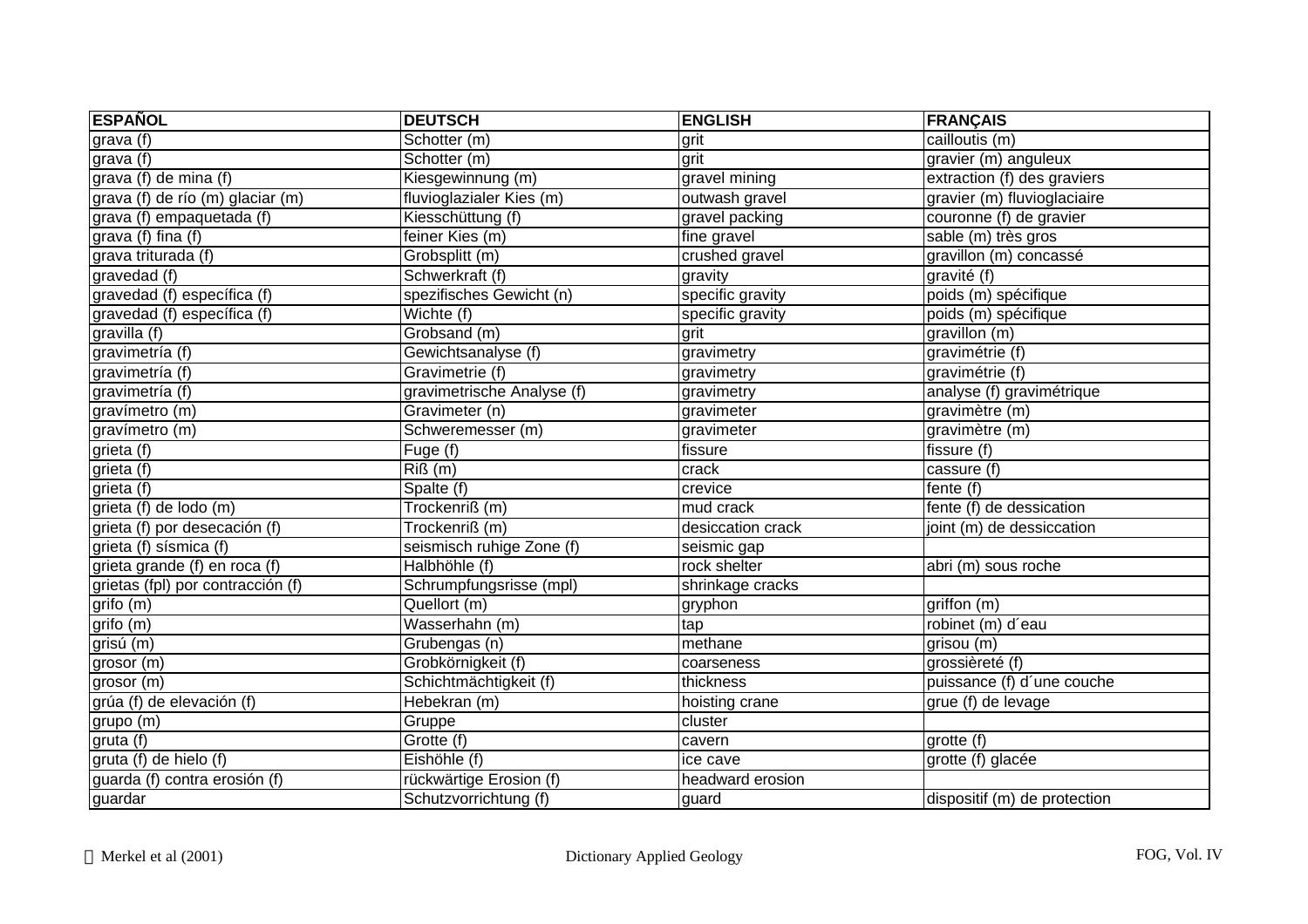| ESPAÑOL | DEUTSCH | ENGLISH | FRANÇAIS |
|---|---|---|---|
| grava (f) | Schotter (m) | grit | cailloutis (m) |
| grava (f) | Schotter (m) | grit | gravier (m) anguleux |
| grava (f) de mina (f) | Kiesgewinnung (m) | gravel mining | extraction (f) des graviers |
| grava (f) de río (m) glaciar (m) | fluvioglazialer Kies (m) | outwash gravel | gravier (m) fluvioglaciaire |
| grava (f) empaquetada (f) | Kiesschüttung (f) | gravel packing | couronne (f) de gravier |
| grava (f) fina (f) | feiner Kies (m) | fine gravel | sable (m) très gros |
| grava triturada (f) | Grobsplitt (m) | crushed gravel | gravillon (m) concassé |
| gravedad (f) | Schwerkraft (f) | gravity | gravité (f) |
| gravedad (f) específica (f) | spezifisches Gewicht (n) | specific gravity | poids (m) spécifique |
| gravedad (f) específica (f) | Wichte (f) | specific gravity | poids (m) spécifique |
| gravilla (f) | Grobsand (m) | grit | gravillon (m) |
| gravimetría (f) | Gewichtsanalyse (f) | gravimetry | gravimétrie (f) |
| gravimetría (f) | Gravimetrie (f) | gravimetry | gravimétrie (f) |
| gravimetría (f) | gravimetrische Analyse (f) | gravimetry | analyse (f) gravimétrique |
| gravímetro (m) | Gravimeter (n) | gravimeter | gravimètre (m) |
| gravímetro (m) | Schweremesser (m) | gravimeter | gravimètre (m) |
| grieta (f) | Fuge (f) | fissure | fissure (f) |
| grieta (f) | Riß (m) | crack | cassure (f) |
| grieta (f) | Spalte (f) | crevice | fente (f) |
| grieta (f) de lodo (m) | Trockenriß (m) | mud crack | fente (f) de dessication |
| grieta (f) por desecación (f) | Trockenriß (m) | desiccation crack | joint (m) de dessiccation |
| grieta (f) sísmica (f) | seismisch ruhige Zone (f) | seismic gap | |
| grieta grande (f) en roca (f) | Halbhöhle (f) | rock shelter | abri (m) sous roche |
| grietas (fpl) por contracción (f) | Schrumpfungsrisse (mpl) | shrinkage cracks | |
| grifo (m) | Quellort (m) | gryphon | griffon (m) |
| grifo (m) | Wasserhahn (m) | tap | robinet (m) d´eau |
| grisú (m) | Grubengas (n) | methane | grisou (m) |
| grosor (m) | Grobkörnigkeit (f) | coarseness | grossièreté (f) |
| grosor (m) | Schichtmächtigkeit (f) | thickness | puissance (f) d´une couche |
| grúa (f) de elevación (f) | Hebekran (m) | hoisting crane | grue (f) de levage |
| grupo (m) | Gruppe | cluster | |
| gruta (f) | Grotte (f) | cavern | grotte (f) |
| gruta (f) de hielo (f) | Eishöhle (f) | ice cave | grotte (f) glacée |
| guarda (f) contra erosión (f) | rückwärtige Erosion (f) | headward erosion | |
| guardar | Schutzvorrichtung (f) | guard | dispositif (m) de protection |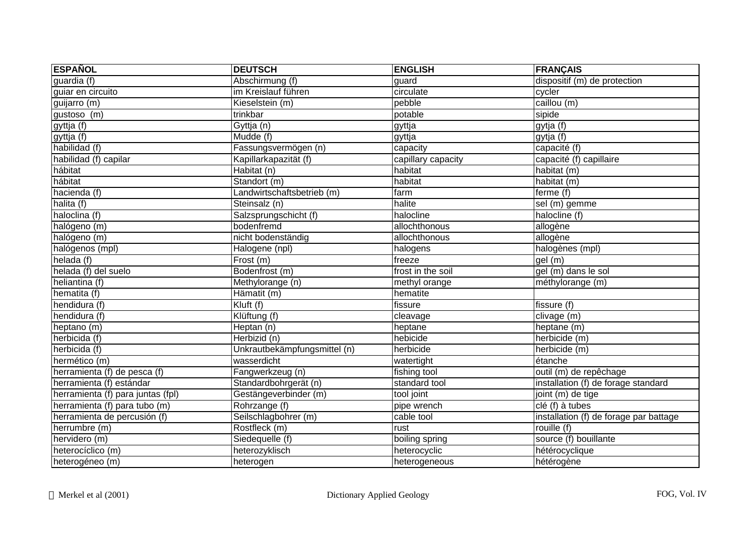| ESPAÑOL | DEUTSCH | ENGLISH | FRANÇAIS |
|---|---|---|---|
| guardia (f) | Abschirmung (f) | guard | dispositif (m) de protection |
| guiar en circuito | im Kreislauf führen | circulate | cycler |
| guijarro (m) | Kieselstein (m) | pebble | caillou (m) |
| gustoso (m) | trinkbar | potable | sipide |
| gyttja (f) | Gyttja (n) | gyttja | gytja (f) |
| gyttja (f) | Mudde (f) | gyttja | gytja (f) |
| habilidad (f) | Fassungsvermögen (n) | capacity | capacité (f) |
| habilidad (f) capilar | Kapillarkapazität (f) | capillary capacity | capacité (f) capillaire |
| hábitat | Habitat (n) | habitat | habitat (m) |
| hábitat | Standort (m) | habitat | habitat (m) |
| hacienda (f) | Landwirtschaftsbetrieb (m) | farm | ferme (f) |
| halita (f) | Steinsalz (n) | halite | sel (m) gemme |
| haloclina (f) | Salzsprungschicht (f) | halocline | halocline (f) |
| halógeno (m) | bodenfremd | allochthonous | allogène |
| halógeno (m) | nicht bodenständig | allochthonous | allogène |
| halógenos (mpl) | Halogene (npl) | halogens | halogènes (mpl) |
| helada (f) | Frost (m) | freeze | gel (m) |
| helada (f) del suelo | Bodenfrost (m) | frost in the soil | gel (m) dans le sol |
| heliantina (f) | Methylorange (n) | methyl orange | méthylorange (m) |
| hematita (f) | Hämatit (m) | hematite | |
| hendidura (f) | Kluft (f) | fissure | fissure (f) |
| hendidura (f) | Klüftung (f) | cleavage | clivage (m) |
| heptano (m) | Heptan (n) | heptane | heptane (m) |
| herbicida (f) | Herbizid (n) | hebicide | herbicide (m) |
| herbicida (f) | Unkrautbekämpfungsmittel (n) | herbicide | herbicide (m) |
| hermético (m) | wasserdicht | watertight | étanche |
| herramienta (f) de pesca (f) | Fangwerkzeug (n) | fishing tool | outil (m) de repêchage |
| herramienta (f) estándar | Standardbohrgerät (n) | standard tool | installation (f) de forage standard |
| herramienta (f) para juntas (fpl) | Gestängeverbinder (m) | tool joint | joint (m) de tige |
| herramienta (f) para tubo (m) | Rohrzange (f) | pipe wrench | clé (f) à tubes |
| herramienta de percusión (f) | Seilschlagbohrer (m) | cable tool | installation (f) de forage par battage |
| herrumbre (m) | Rostfleck (m) | rust | rouille (f) |
| hervidero (m) | Siedequelle (f) | boiling spring | source (f) bouillante |
| heterocíclico (m) | heterozyklisch | heterocyclic | hétérocyclique |
| heterogéneo (m) | heterogen | heterogeneous | hétérogène |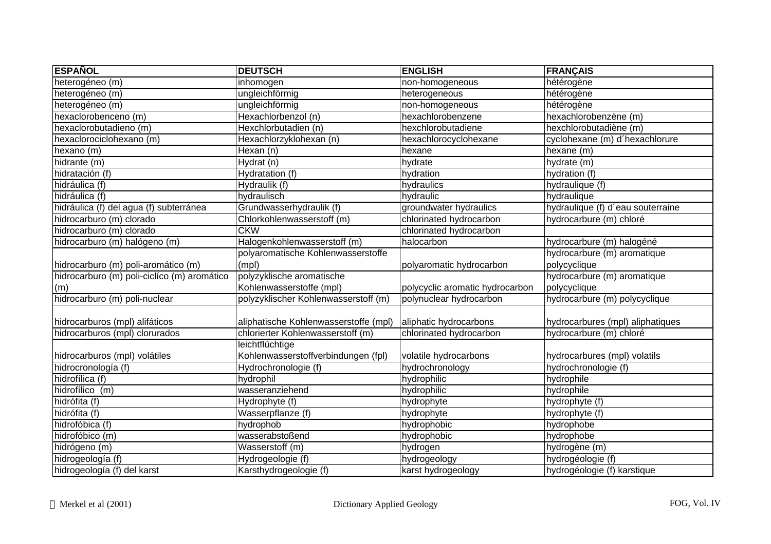| ESPAÑOL | DEUTSCH | ENGLISH | FRANÇAIS |
|---|---|---|---|
| heterogéneo (m) | inhomogen | non-homogeneous | hétérogène |
| heterogéneo (m) | ungleichförmig | heterogeneous | hétérogène |
| heterogéneo (m) | ungleichförmig | non-homogeneous | hétérogène |
| hexaclorobenceno (m) | Hexachlorbenzol (n) | hexachlorobenzene | hexachlorobenzène (m) |
| hexaclorobutadieno (m) | Hexchlorbutadien (n) | hexchlorobutadiene | hexchlorobutadiène (m) |
| hexaclorociclohexano (m) | Hexachlorzyklohexan (n) | hexachlorocyclohexane | cyclohexane (m) d´hexachlorure |
| hexano (m) | Hexan (n) | hexane | hexane (m) |
| hidrante (m) | Hydrat (n) | hydrate | hydrate (m) |
| hidratación (f) | Hydratation (f) | hydration | hydration (f) |
| hidráulica (f) | Hydraulik (f) | hydraulics | hydraulique (f) |
| hidráulica (f) | hydraulisch | hydraulic | hydraulique |
| hidráulica (f) del agua (f) subterránea | Grundwasserhydraulik (f) | groundwater hydraulics | hydraulique (f) d´eau souterraine |
| hidrocarburo (m) clorado | Chlorkohlenwasserstoff (m) | chlorinated hydrocarbon | hydrocarbure (m) chloré |
| hidrocarburo (m) clorado | CKW | chlorinated hydrocarbon | |
| hidrocarburo (m) halógeno (m) | Halogenkohlenwasserstoff (m) | halocarbon | hydrocarbure (m) halogéné |
| hidrocarburo (m) poli-aromático (m) | polyaromatische Kohlenwasserstoffe (mpl) | polyaromatic hydrocarbon | hydrocarbure (m) aromatique polycyclique |
| hidrocarburo (m) poli-ciclíco (m) aromático (m) | polyzyklische aromatische Kohlenwasserstoffe (mpl) | polycyclic aromatic hydrocarbon | hydrocarbure (m) aromatique polycyclique |
| hidrocarburo (m) poli-nuclear | polyzyklischer Kohlenwasserstoff (m) | polynuclear hydrocarbon | hydrocarbure (m) polycyclique |
| hidrocarburos (mpl) alifáticos | aliphatische Kohlenwasserstoffe (mpl) | aliphatic hydrocarbons | hydrocarbures (mpl) aliphatiques |
| hidrocarburos (mpl) clorurados | chlorierter Kohlenwasserstoff (m) | chlorinated hydrocarbon | hydrocarbure (m) chloré |
| hidrocarburos (mpl) volátiles | leichtflüchtige Kohlenwasserstoffverbindungen (fpl) | volatile hydrocarbons | hydrocarbures (mpl) volatils |
| hidrocronología (f) | Hydrochronologie (f) | hydrochronology | hydrochronologie (f) |
| hidrofílica (f) | hydrophil | hydrophilic | hydrophile |
| hidrofílico (m) | wasseranziehend | hydrophilic | hydrophile |
| hidrófita (f) | Hydrophyte (f) | hydrophyte | hydrophyte (f) |
| hidrófita (f) | Wasserpflanze (f) | hydrophyte | hydrophyte (f) |
| hidrofóbica (f) | hydrophob | hydrophobic | hydrophobe |
| hidrofóbico (m) | wasserabstoßend | hydrophobic | hydrophobe |
| hidrógeno (m) | Wasserstoff (m) | hydrogen | hydrogène (m) |
| hidrogeología (f) | Hydrogeologie (f) | hydrogeology | hydrogéologie (f) |
| hidrogeología (f) del karst | Karsthydrogeologie (f) | karst hydrogeology | hydrogéologie (f) karstique |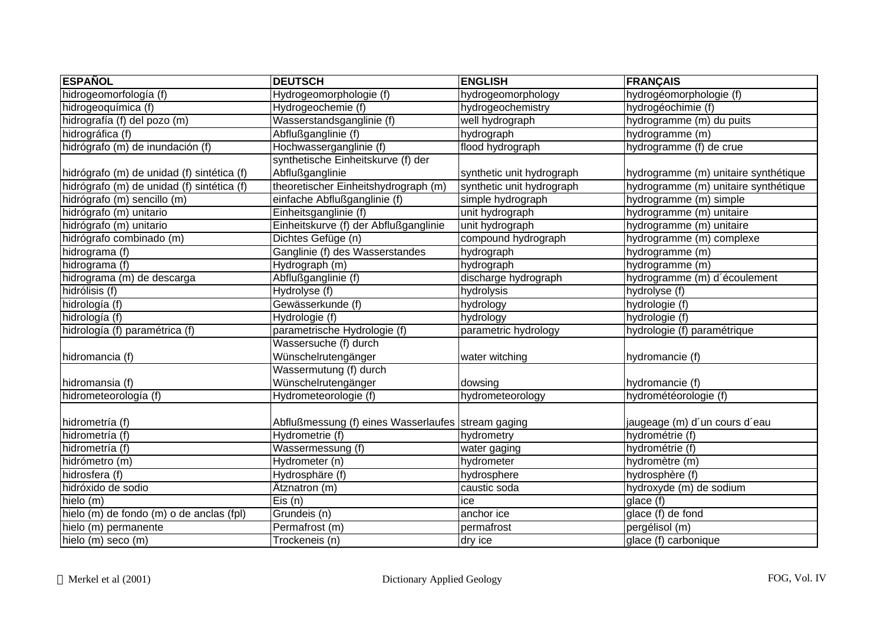| ESPAÑOL | DEUTSCH | ENGLISH | FRANÇAIS |
| --- | --- | --- | --- |
| hidrogeomorfología (f) | Hydrogeomorphologie (f) | hydrogeomorphology | hydrogéomorphologie (f) |
| hidrogeoquímica (f) | Hydrogeochemie (f) | hydrogeochemistry | hydrogéochimie (f) |
| hidrografía (f) del pozo (m) | Wasserstandsganglinie (f) | well hydrograph | hydrogramme (m) du puits |
| hidrográfica (f) | Abflußganglinie (f) | hydrograph | hydrogramme (m) |
| hidrógrafo (m) de inundación (f) | Hochwasserganglinie (f) | flood hydrograph | hydrogramme (f) de crue |
| hidrógrafo (m) de unidad (f) sintética (f) | synthetische Einheitskurve (f) der Abflußganglinie | synthetic unit hydrograph | hydrogramme (m) unitaire synthétique |
| hidrógrafo (m) de unidad (f) sintética (f) | theoretischer Einheitshydrograph (m) | synthetic unit hydrograph | hydrogramme (m) unitaire synthétique |
| hidrógrafo (m) sencillo (m) | einfache Abflußganglinie (f) | simple hydrograph | hydrogramme (m) simple |
| hidrógrafo (m) unitario | Einheitsganglinie (f) | unit hydrograph | hydrogramme (m) unitaire |
| hidrógrafo (m) unitario | Einheitskurve (f) der Abflußganglinie | unit hydrograph | hydrogramme (m) unitaire |
| hidrógrafo combinado (m) | Dichtes Gefüge (n) | compound hydrograph | hydrogramme (m) complexe |
| hidrograma (f) | Ganglinie (f) des Wasserstandes | hydrograph | hydrogramme (m) |
| hidrograma (f) | Hydrograph (m) | hydrograph | hydrogramme (m) |
| hidrograma (m) de descarga | Abflußganglinie (f) | discharge hydrograph | hydrogramme (m) d´écoulement |
| hidrólisis (f) | Hydrolyse (f) | hydrolysis | hydrolyse (f) |
| hidrología (f) | Gewässerkunde (f) | hydrology | hydrologie (f) |
| hidrología (f) | Hydrologie (f) | hydrology | hydrologie (f) |
| hidrología (f) paramétrica (f) | parametrische Hydrologie (f) | parametric hydrology | hydrologie (f) paramétrique |
| hidromancia (f) | Wassersuche (f) durch Wünschelrutengänger | water witching | hydromancie (f) |
| hidromansia (f) | Wassermutung (f) durch Wünschelrutengänger | dowsing | hydromancie (f) |
| hidrometeorología (f) | Hydrometeorologie (f) | hydrometeorology | hydrométéorologie (f) |
| hidrometría (f) | Abflußmessung (f) eines Wasserlaufes | stream gaging | jaugeage (m) d´un cours d´eau |
| hidrometría (f) | Hydrometrie (f) | hydrometry | hydrométrie (f) |
| hidrometría (f) | Wassermessung (f) | water gaging | hydrométrie (f) |
| hidrómetro (m) | Hydrometer (n) | hydrometer | hydromètre (m) |
| hidrosfera (f) | Hydrosphäre (f) | hydrosphere | hydrosphère (f) |
| hidróxido de sodio | Ätznatron (m) | caustic soda | hydroxyde (m) de sodium |
| hielo (m) | Eis (n) | ice | glace (f) |
| hielo (m) de fondo (m) o de anclas (fpl) | Grundeis (n) | anchor ice | glace (f) de fond |
| hielo (m) permanente | Permafrost (m) | permafrost | pergélisol (m) |
| hielo (m) seco (m) | Trockeneis (n) | dry ice | glace (f) carbonique |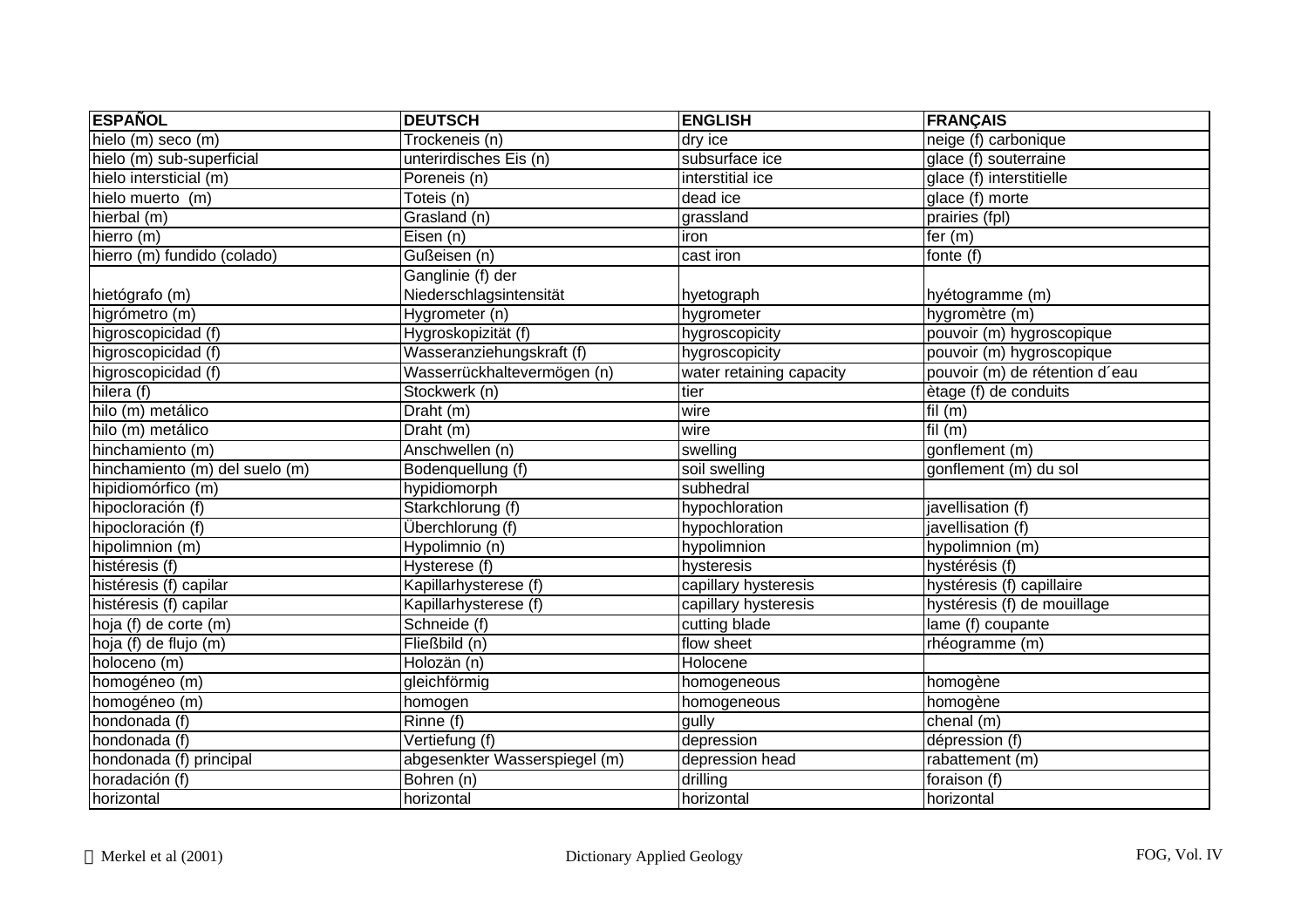| ESPAÑOL | DEUTSCH | ENGLISH | FRANÇAIS |
|---|---|---|---|
| hielo (m) seco (m) | Trockeneis (n) | dry ice | neige (f) carbonique |
| hielo (m) sub-superficial | unterirdisches Eis (n) | subsurface ice | glace (f) souterraine |
| hielo intersticial (m) | Poreneis (n) | interstitial ice | glace (f) interstitielle |
| hielo muerto (m) | Toteis (n) | dead ice | glace (f) morte |
| hierbal (m) | Grasland (n) | grassland | prairies (fpl) |
| hierro (m) | Eisen (n) | iron | fer (m) |
| hierro (m) fundido (colado) | Gußeisen (n) | cast iron | fonte (f) |
| hietógrafo (m) | Ganglinie (f) der Niederschlagsintensität | hyetograph | hyétogramme (m) |
| higrómetro (m) | Hygrometer (n) | hygrometer | hygromètre (m) |
| higroscopicidad (f) | Hygroskopizität (f) | hygroscopicity | pouvoir (m) hygroscopique |
| higroscopicidad (f) | Wasseranziehungskraft (f) | hygroscopicity | pouvoir (m) hygroscopique |
| higroscopicidad (f) | Wasserrückhaltevermögen (n) | water retaining capacity | pouvoir (m) de rétention d´eau |
| hilera (f) | Stockwerk (n) | tier | ètage (f) de conduits |
| hilo (m) metálico | Draht (m) | wire | fil (m) |
| hilo (m) metálico | Draht (m) | wire | fil (m) |
| hinchamiento (m) | Anschwellen (n) | swelling | gonflement (m) |
| hinchamiento (m) del suelo (m) | Bodenquellung (f) | soil swelling | gonflement (m) du sol |
| hipidiomórfico (m) | hypidiomorph | subhedral | |
| hipocloración (f) | Starkchlorung (f) | hypochloration | javellisation (f) |
| hipocloración (f) | Überchlorung (f) | hypochloration | javellisation (f) |
| hipolimnion (m) | Hypolimnio (n) | hypolimnion | hypolimnion (m) |
| histéresis (f) | Hysterese (f) | hysteresis | hystérésis (f) |
| histéresis (f) capilar | Kapillarhysterese (f) | capillary hysteresis | hystérésis (f) capillaire |
| histéresis (f) capilar | Kapillarhysterese (f) | capillary hysteresis | hystérésis (f) de mouillage |
| hoja (f) de corte (m) | Schneide (f) | cutting blade | lame (f) coupante |
| hoja (f) de flujo (m) | Fließbild (n) | flow sheet | rhéogramme (m) |
| holoceno (m) | Holozän (n) | Holocene | |
| homogéneo (m) | gleichförmig | homogeneous | homogène |
| homogéneo (m) | homogen | homogeneous | homogène |
| hondonada (f) | Rinne (f) | gully | chenal (m) |
| hondonada (f) | Vertiefung (f) | depression | dépression (f) |
| hondonada (f) principal | abgesenkter Wasserspiegel (m) | depression head | rabattement (m) |
| horadación (f) | Bohren (n) | drilling | foraison (f) |
| horizontal | horizontal | horizontal | horizontal |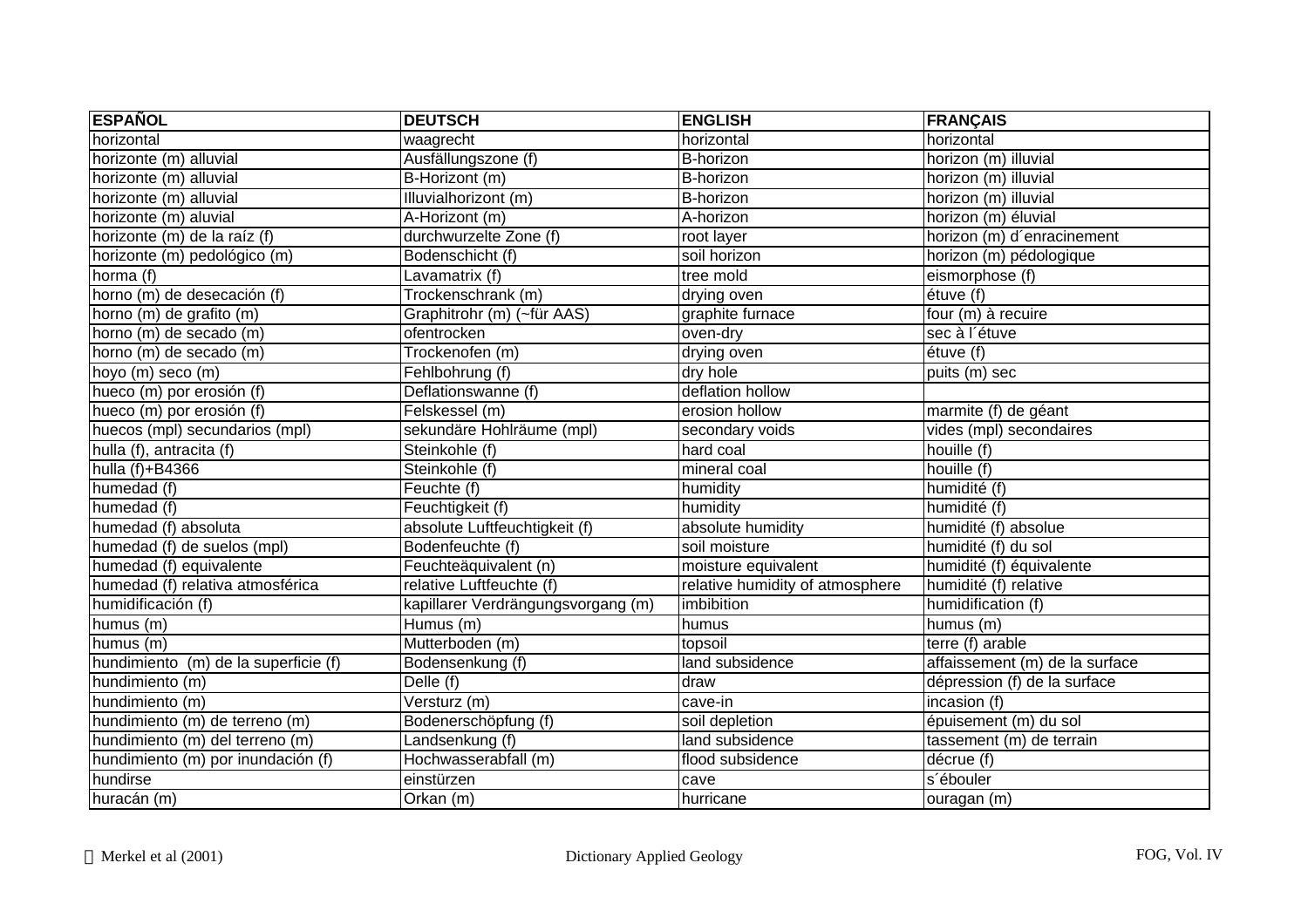| ESPAÑOL | DEUTSCH | ENGLISH | FRANÇAIS |
|---|---|---|---|
| horizontal | waagrecht | horizontal | horizontal |
| horizonte (m) alluvial | Ausfällungszone (f) | B-horizon | horizon (m) illuvial |
| horizonte (m) alluvial | B-Horizont (m) | B-horizon | horizon (m) illuvial |
| horizonte (m) alluvial | Illuvialhorizont (m) | B-horizon | horizon (m) illuvial |
| horizonte (m) aluvial | A-Horizont (m) | A-horizon | horizon (m) éluvial |
| horizonte (m) de la raíz (f) | durchwurzelte Zone (f) | root layer | horizon (m) d´enracinement |
| horizonte (m) pedológico (m) | Bodenschicht (f) | soil horizon | horizon (m) pédologique |
| horma (f) | Lavamatrix (f) | tree mold | eismorphose (f) |
| horno (m) de desecación (f) | Trockenschrank (m) | drying oven | étuve (f) |
| horno (m) de grafito (m) | Graphitrohr (m) (~für AAS) | graphite furnace | four (m) à recuire |
| horno (m) de secado (m) | ofentrocken | oven-dry | sec à l´étuve |
| horno (m) de secado (m) | Trockenofen (m) | drying oven | étuve (f) |
| hoyo (m) seco (m) | Fehlbohrung (f) | dry hole | puits (m) sec |
| hueco (m) por erosión (f) | Deflationswanne (f) | deflation hollow | |
| hueco (m) por erosión (f) | Felskessel (m) | erosion hollow | marmite (f) de géant |
| huecos (mpl) secundarios (mpl) | sekundäre Hohlräume (mpl) | secondary voids | vides (mpl) secondaires |
| hulla (f), antracita (f) | Steinkohle (f) | hard coal | houille (f) |
| hulla (f)+B4366 | Steinkohle (f) | mineral coal | houille (f) |
| humedad (f) | Feuchte (f) | humidity | humidité (f) |
| humedad (f) | Feuchtigkeit (f) | humidity | humidité (f) |
| humedad (f) absoluta | absolute Luftfeuchtigkeit (f) | absolute humidity | humidité (f) absolue |
| humedad (f) de suelos (mpl) | Bodenfeuchte (f) | soil moisture | humidité (f) du sol |
| humedad (f) equivalente | Feuchteäquivalent (n) | moisture equivalent | humidité (f) équivalente |
| humedad (f) relativa atmosférica | relative Luftfeuchte (f) | relative humidity of atmosphere | humidité (f) relative |
| humidificación (f) | kapillarer Verdrängungsvorgang (m) | imbibition | humidification (f) |
| humus (m) | Humus (m) | humus | humus (m) |
| humus (m) | Mutterboden (m) | topsoil | terre (f) arable |
| hundimiento (m) de la superficie (f) | Bodensenkung (f) | land subsidence | affaissement (m) de la surface |
| hundimiento (m) | Delle (f) | draw | dépression (f) de la surface |
| hundimiento (m) | Versturz (m) | cave-in | incasion (f) |
| hundimiento (m) de terreno (m) | Bodenerschöpfung (f) | soil depletion | épuisement (m) du sol |
| hundimiento (m) del terreno (m) | Landsenkung (f) | land subsidence | tassement (m) de terrain |
| hundimiento (m) por inundación (f) | Hochwasserabfall (m) | flood subsidence | décrue (f) |
| hundirse | einstürzen | cave | s´ébouler |
| huracán (m) | Orkan (m) | hurricane | ouragan (m) |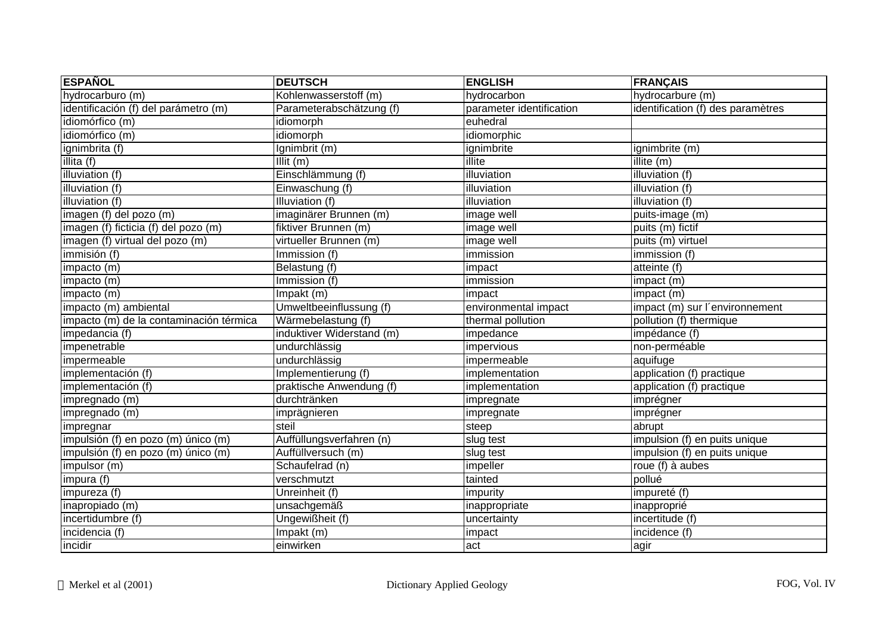| ESPAÑOL | DEUTSCH | ENGLISH | FRANÇAIS |
|---|---|---|---|
| hydrocarburo (m) | Kohlenwasserstoff (m) | hydrocarbon | hydrocarbure (m) |
| identificación (f) del parámetro (m) | Parameterabschätzung (f) | parameter identification | identification (f) des paramètres |
| idiomórfico (m) | idiomorph | euhedral | |
| idiomórfico (m) | idiomorph | idiomorphic | |
| ignimbrita (f) | Ignimbrit (m) | ignimbrite | ignimbrite (m) |
| illita (f) | Illit (m) | illite | illite (m) |
| illuviation (f) | Einschlämmung (f) | illuviation | illuviation (f) |
| illuviation (f) | Einwaschung (f) | illuviation | illuviation (f) |
| illuviation (f) | Illuviation (f) | illuviation | illuviation (f) |
| imagen (f) del pozo (m) | imaginärer Brunnen (m) | image well | puits-image (m) |
| imagen (f) ficticia (f) del pozo (m) | fiktiver Brunnen (m) | image well | puits (m) fictif |
| imagen (f) virtual del pozo (m) | virtueller Brunnen (m) | image well | puits (m) virtuel |
| immisión (f) | Immission (f) | immission | immission (f) |
| impacto (m) | Belastung (f) | impact | atteinte (f) |
| impacto (m) | Immission (f) | immission | impact (m) |
| impacto (m) | Impakt (m) | impact | impact (m) |
| impacto (m) ambiental | Umweltbeeinflussung (f) | environmental impact | impact (m) sur l´environnement |
| impacto (m) de la contaminación térmica | Wärmebelastung (f) | thermal pollution | pollution (f) thermique |
| impedancia (f) | induktiver Widerstand (m) | impedance | impédance (f) |
| impenetrable | undurchlässig | impervious | non-perméable |
| impermeable | undurchlässig | impermeable | aquifuge |
| implementación (f) | Implementierung (f) | implementation | application (f) practique |
| implementación (f) | praktische Anwendung (f) | implementation | application (f) practique |
| impregnado (m) | durchtränken | impregnate | imprégner |
| impregnado (m) | imprägnieren | impregnate | imprégner |
| impregnar | steil | steep | abrupt |
| impulsión (f) en pozo (m) único (m) | Auffüllungsverfahren (n) | slug test | impulsion (f) en puits unique |
| impulsión (f) en pozo (m) único (m) | Auffüllversuch (m) | slug test | impulsion (f) en puits unique |
| impulsor (m) | Schaufelrad (n) | impeller | roue (f) à aubes |
| impura (f) | verschmutzt | tainted | pollué |
| impureza (f) | Unreinheit (f) | impurity | impureté (f) |
| inapropiado (m) | unsachgemäß | inappropriate | inapproprié |
| incertidumbre (f) | Ungewißheit (f) | uncertainty | incertitude (f) |
| incidencia (f) | Impakt (m) | impact | incidence (f) |
| incidir | einwirken | act | agir |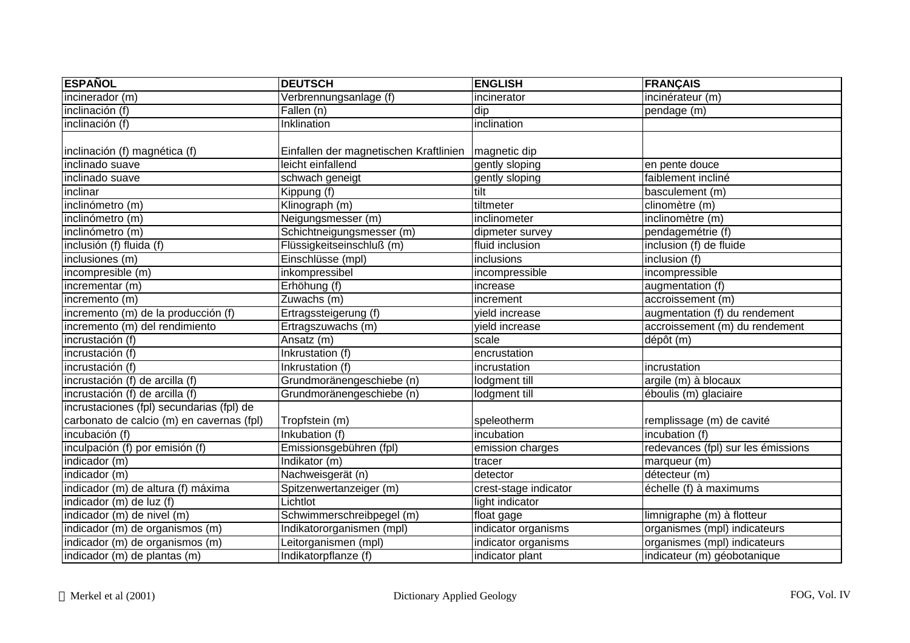| ESPAÑOL | DEUTSCH | ENGLISH | FRANÇAIS |
|---|---|---|---|
| incinerador (m) | Verbrennungsanlage (f) | incinerator | incinérateur (m) |
| inclinación (f) | Fallen (n) | dip | pendage (m) |
| inclinación (f) | Inklination | inclination | |
| inclinación (f) magnética (f) | Einfallen der magnetischen Kraftlinien | magnetic dip | |
| inclinado suave | leicht einfallend | gently sloping | en pente douce |
| inclinado suave | schwach geneigt | gently sloping | faiblement incliné |
| inclinar | Kippung (f) | tilt | basculement (m) |
| inclinómetro (m) | Klinograph (m) | tiltmeter | clinomètre (m) |
| inclinómetro (m) | Neigungsmesser (m) | inclinometer | inclinomètre (m) |
| inclinómetro (m) | Schichtneigungsmesser (m) | dipmeter survey | pendagemétrie (f) |
| inclusión (f) fluida (f) | Flüssigkeitseinschluß (m) | fluid inclusion | inclusion (f) de fluide |
| inclusiones (m) | Einschlüsse (mpl) | inclusions | inclusion (f) |
| incompresible (m) | inkompressibel | incompressible | incompressible |
| incrementar (m) | Erhöhung (f) | increase | augmentation (f) |
| incremento (m) | Zuwachs (m) | increment | accroissement (m) |
| incremento (m) de la producción (f) | Ertragssteigerung (f) | yield increase | augmentation (f) du rendement |
| incremento (m) del rendimiento | Ertragszuwachs (m) | yield increase | accroissement (m) du rendement |
| incrustación (f) | Ansatz (m) | scale | dépôt (m) |
| incrustación (f) | Inkrustation (f) | encrustation | |
| incrustación (f) | Inkrustation (f) | incrustation | incrustation |
| incrustación (f) de arcilla (f) | Grundmoränengeschiebe (n) | lodgment till | argile (m) à blocaux |
| incrustación (f) de arcilla (f) | Grundmoränengeschiebe (n) | lodgment till | éboulis (m) glaciaire |
| incrustaciones (fpl) secundarias (fpl) de carbonato de calcio (m) en cavernas (fpl) | Tropfstein (m) | speleotherm | remplissage (m) de cavité |
| incubación (f) | Inkubation (f) | incubation | incubation (f) |
| inculpación (f) por emisión (f) | Emissionsgebühren (fpl) | emission charges | redevances (fpl) sur les émissions |
| indicador (m) | Indikator (m) | tracer | marqueur (m) |
| indicador (m) | Nachweisgerät (n) | detector | détecteur (m) |
| indicador (m) de altura (f) máxima | Spitzenwertanzeiger (m) | crest-stage indicator | échelle (f) à maximums |
| indicador (m) de luz (f) | Lichtlot | light indicator | |
| indicador (m) de nivel (m) | Schwimmerschreibpegel (m) | float gage | limnigraphe (m) à flotteur |
| indicador (m) de organismos (m) | Indikatororganismen (mpl) | indicator organisms | organismes (mpl) indicateurs |
| indicador (m) de organismos (m) | Leitorganismen (mpl) | indicator organisms | organismes (mpl) indicateurs |
| indicador (m) de plantas (m) | Indikatorpflanze (f) | indicator plant | indicateur (m) géobotanique |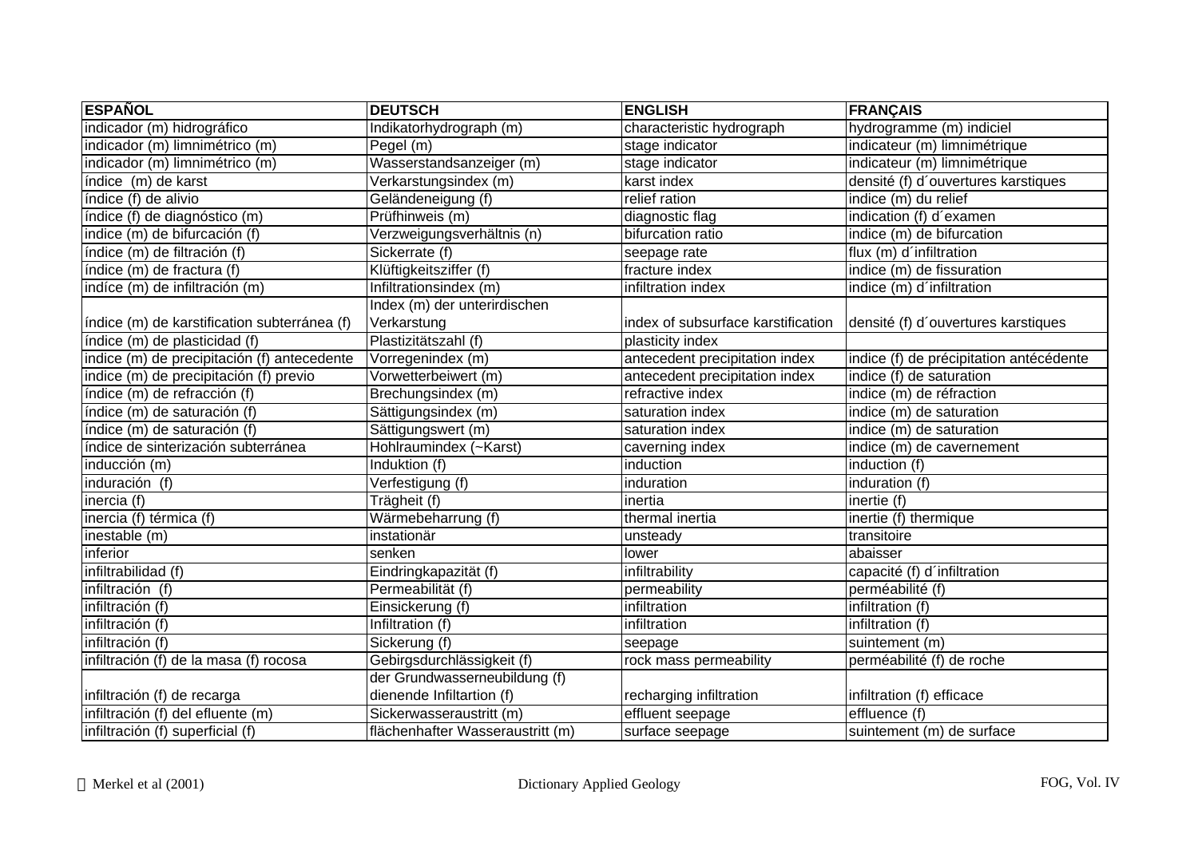| ESPAÑOL | DEUTSCH | ENGLISH | FRANÇAIS |
|---|---|---|---|
| indicador (m) hidrográfico | Indikatorhydrograph (m) | characteristic hydrograph | hydrogramme (m) indiciel |
| indicador (m) limnimétrico (m) | Pegel (m) | stage indicator | indicateur (m) limnimétrique |
| indicador (m) limnimétrico (m) | Wasserstandsanzeiger (m) | stage indicator | indicateur (m) limnimétrique |
| índice  (m) de karst | Verkarstungsindex (m) | karst index | densité (f) d´ouvertures karstiques |
| índice (f) de alivio | Geländeneigung (f) | relief ration | indice (m) du relief |
| índice (f) de diagnóstico (m) | Prüfhinweis (m) | diagnostic flag | indication (f) d´examen |
| indice (m) de bifurcación (f) | Verzweigungsverhältnis (n) | bifurcation ratio | indice (m) de bifurcation |
| índice (m) de filtración (f) | Sickerrate (f) | seepage rate | flux (m) d´infiltration |
| índice (m) de fractura (f) | Klüftigkeitsziffer (f) | fracture index | indice (m) de fissuration |
| indíce (m) de infiltración (m) | Infiltrationsindex (m) | infiltration index | indice (m) d´infiltration |
| índice (m) de karstification subterránea (f) | Index (m) der unterirdischen Verkarstung | index of subsurface karstification | densité (f) d´ouvertures karstiques |
| índice (m) de plasticidad (f) | Plastizitätszahl (f) | plasticity index | |
| indice (m) de precipitación (f) antecedente | Vorregenindex (m) | antecedent precipitation index | indice (f) de précipitation antécédente |
| indice (m) de precipitación (f) previo | Vorwetterbeiwert (m) | antecedent precipitation index | indice (f) de saturation |
| índice (m) de refracción (f) | Brechungsindex (m) | refractive index | indice (m) de réfraction |
| índice (m) de saturación (f) | Sättigungsindex (m) | saturation index | indice (m) de saturation |
| índice (m) de saturación (f) | Sättigungswert (m) | saturation index | indice (m) de saturation |
| índice de sinterización subterránea | Hohlraumindex (~Karst) | caverning index | indice (m) de cavernement |
| inducción (m) | Induktion (f) | induction | induction (f) |
| induración  (f) | Verfestigung (f) | induration | induration (f) |
| inercia (f) | Trägheit (f) | inertia | inertie (f) |
| inercia (f) térmica (f) | Wärmebeharrung (f) | thermal inertia | inertie (f) thermique |
| inestable (m) | instationär | unsteady | transitoire |
| inferior | senken | lower | abaisser |
| infiltrabilidad (f) | Eindringkapazität (f) | infiltrability | capacité (f) d´infiltration |
| infiltración  (f) | Permeabilität (f) | permeability | perméabilité (f) |
| infiltración (f) | Einsickerung (f) | infiltration | infiltration (f) |
| infiltración (f) | Infiltration (f) | infiltration | infiltration (f) |
| infiltración (f) | Sickerung (f) | seepage | suintement (m) |
| infiltración (f) de la masa (f) rocosa | Gebirgsdurchlässigkeit (f) | rock mass permeability | perméabilité (f) de roche |
| infiltración (f) de recarga | der Grundwasserneubildung (f) dienende Infiltartion (f) | recharging infiltration | infiltration (f) efficace |
| infiltración (f) del efluente (m) | Sickerwasseraustritt (m) | effluent seepage | effluence (f) |
| infiltración (f) superficial (f) | flächenhafter Wasseraustritt (m) | surface seepage | suintement (m) de surface |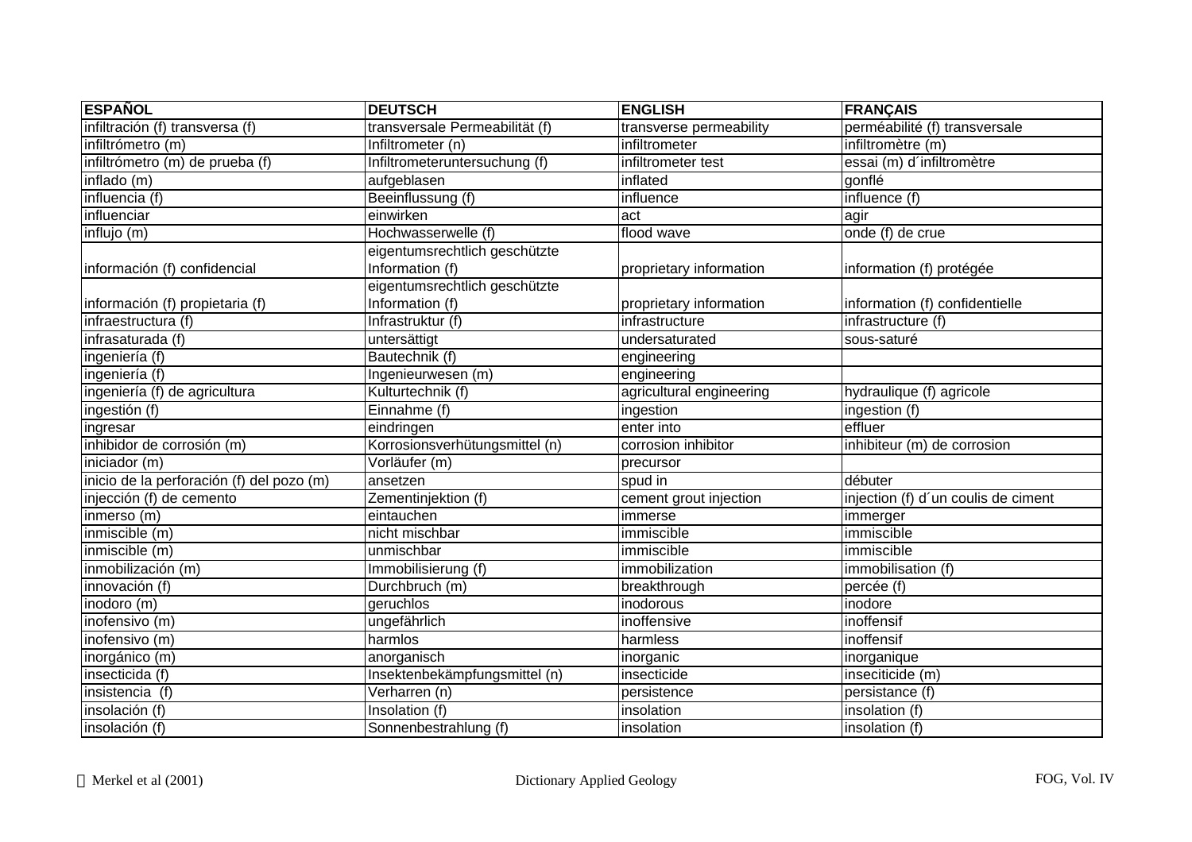| ESPAÑOL | DEUTSCH | ENGLISH | FRANÇAIS |
|---|---|---|---|
| infiltración (f) transversa (f) | transversale Permeabilität (f) | transverse permeability | perméabilité (f) transversale |
| infiltrómetro (m) | Infiltrometer (n) | infiltrometer | infiltromètre (m) |
| infiltrómetro (m) de prueba (f) | Infiltrometeruntersuchung (f) | infiltrometer test | essai (m) d´infiltromètre |
| inflado (m) | aufgeblasen | inflated | gonflé |
| influencia (f) | Beeinflussung (f) | influence | influence (f) |
| influenciar | einwirken | act | agir |
| influjo (m) | Hochwasserwelle (f) | flood wave | onde (f) de crue |
| información (f) confidencial | eigentumsrechtlich geschützte Information (f) | proprietary information | information (f) protégée |
| información (f) propietaria (f) | eigentumsrechtlich geschützte Information (f) | proprietary information | information (f) confidentielle |
| infraestructura (f) | Infrastruktur (f) | infrastructure | infrastructure (f) |
| infrasaturada (f) | untersättigt | undersaturated | sous-saturé |
| ingeniería (f) | Bautechnik (f) | engineering | |
| ingeniería (f) | Ingenieurwesen (m) | engineering | |
| ingeniería (f) de agricultura | Kulturtechnik (f) | agricultural engineering | hydraulique (f) agricole |
| ingestión (f) | Einnahme (f) | ingestion | ingestion (f) |
| ingresar | eindringen | enter into | effluer |
| inhibidor de corrosión (m) | Korrosionsverhütungsmittel (n) | corrosion inhibitor | inhibiteur (m) de corrosion |
| iniciador (m) | Vorläufer (m) | precursor | |
| inicio de la perforación (f) del pozo (m) | ansetzen | spud in | débuter |
| injección (f) de cemento | Zementinjektion (f) | cement grout injection | injection (f) d´un coulis de ciment |
| inmerso (m) | eintauchen | immerse | immerger |
| inmiscible (m) | nicht mischbar | immiscible | immiscible |
| inmiscible (m) | unmischbar | immiscible | immiscible |
| inmobilización (m) | Immobilisierung (f) | immobilization | immobilisation (f) |
| innovación (f) | Durchbruch (m) | breakthrough | percée (f) |
| inodoro (m) | geruchlos | inodorous | inodore |
| inofensivo (m) | ungefährlich | inoffensive | inoffensif |
| inofensivo (m) | harmlos | harmless | inoffensif |
| inorgánico (m) | anorganisch | inorganic | inorganique |
| insecticida (f) | Insektenbekämpfungsmittel (n) | insecticide | inseciticide (m) |
| insistencia  (f) | Verharren (n) | persistence | persistance (f) |
| insolación (f) | Insolation (f) | insolation | insolation (f) |
| insolación (f) | Sonnenbestrahlung (f) | insolation | insolation (f) |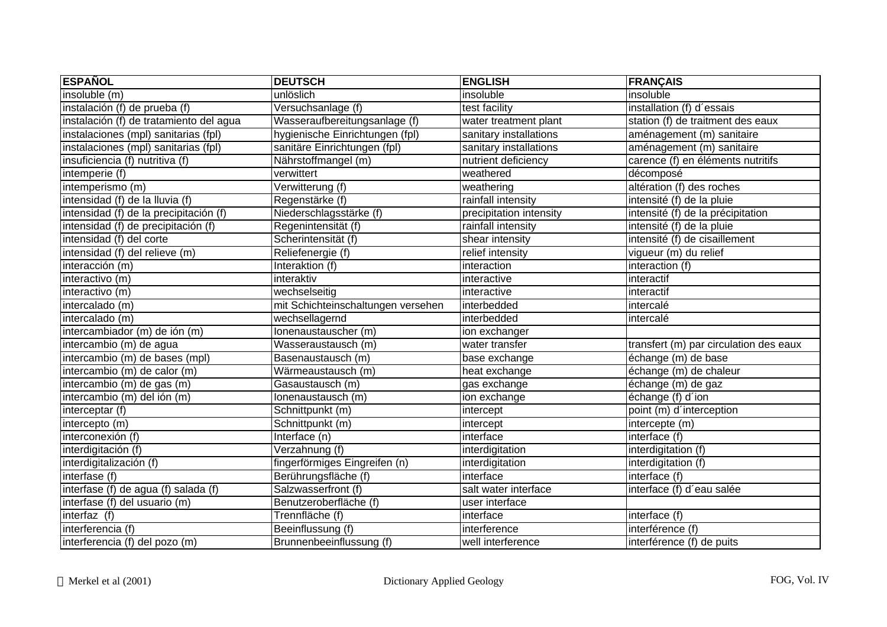| ESPAÑOL | DEUTSCH | ENGLISH | FRANÇAIS |
|---|---|---|---|
| insoluble (m) | unlöslich | insoluble | insoluble |
| instalación (f) de prueba (f) | Versuchsanlage (f) | test facility | installation (f) d´essais |
| instalación (f) de tratamiento del agua | Wasseraufbereitungsanlage (f) | water treatment plant | station (f) de traitment des eaux |
| instalaciones (mpl) sanitarias (fpl) | hygienische Einrichtungen (fpl) | sanitary installations | aménagement (m) sanitaire |
| instalaciones (mpl) sanitarias (fpl) | sanitäre Einrichtungen (fpl) | sanitary installations | aménagement (m) sanitaire |
| insuficiencia (f) nutritiva (f) | Nährstoffmangel (m) | nutrient deficiency | carence (f) en éléments nutritifs |
| intemperie (f) | verwittert | weathered | décomposé |
| intemperismo (m) | Verwitterung (f) | weathering | altération (f) des roches |
| intensidad (f) de la lluvia (f) | Regenstärke (f) | rainfall intensity | intensité (f) de la pluie |
| intensidad (f) de la precipitación (f) | Niederschlagsstärke (f) | precipitation intensity | intensité (f) de la précipitation |
| intensidad (f) de precipitación (f) | Regenintensität (f) | rainfall intensity | intensité (f) de la pluie |
| intensidad (f) del corte | Scherintensität (f) | shear intensity | intensité (f) de cisaillement |
| intensidad (f) del relieve (m) | Reliefenergie (f) | relief intensity | vigueur (m) du relief |
| interacción (m) | Interaktion (f) | interaction | interaction (f) |
| interactivo (m) | interaktiv | interactive | interactif |
| interactivo (m) | wechselseitig | interactive | interactif |
| intercalado (m) | mit Schichteinschaltungen versehen | interbedded | intercalé |
| intercalado (m) | wechsellagernd | interbedded | intercalé |
| intercambiador (m) de ión (m) | Ionenaustauscher (m) | ion exchanger | |
| intercambio (m) de agua | Wasseraustausch (m) | water transfer | transfert (m) par circulation des eaux |
| intercambio (m) de bases (mpl) | Basenaustausch (m) | base exchange | échange (m) de base |
| intercambio (m) de calor (m) | Wärmeaustausch (m) | heat exchange | échange (m) de chaleur |
| intercambio (m) de gas (m) | Gasaustausch (m) | gas exchange | échange (m) de gaz |
| intercambio (m) del ión (m) | Ionenaustausch (m) | ion exchange | échange (f) d´ion |
| interceptar (f) | Schnittpunkt (m) | intercept | point (m) d´interception |
| intercepto (m) | Schnittpunkt (m) | intercept | intercepte (m) |
| interconexión (f) | Interface (n) | interface | interface (f) |
| interdigitación (f) | Verzahnung (f) | interdigitation | interdigitation (f) |
| interdigitalización (f) | fingerförmiges Eingreifen (n) | interdigitation | interdigitation (f) |
| interfase (f) | Berührungsfläche (f) | interface | interface (f) |
| interfase (f) de agua (f) salada (f) | Salzwasserfront (f) | salt water interface | interface (f) d´eau salée |
| interfase (f) del usuario (m) | Benutzeroberfläche (f) | user interface | |
| interfaz  (f) | Trennfläche (f) | interface | interface (f) |
| interferencia (f) | Beeinflussung (f) | interference | interférence (f) |
| interferencia (f) del pozo (m) | Brunnenbeeinflussung (f) | well interference | interférence (f) de puits |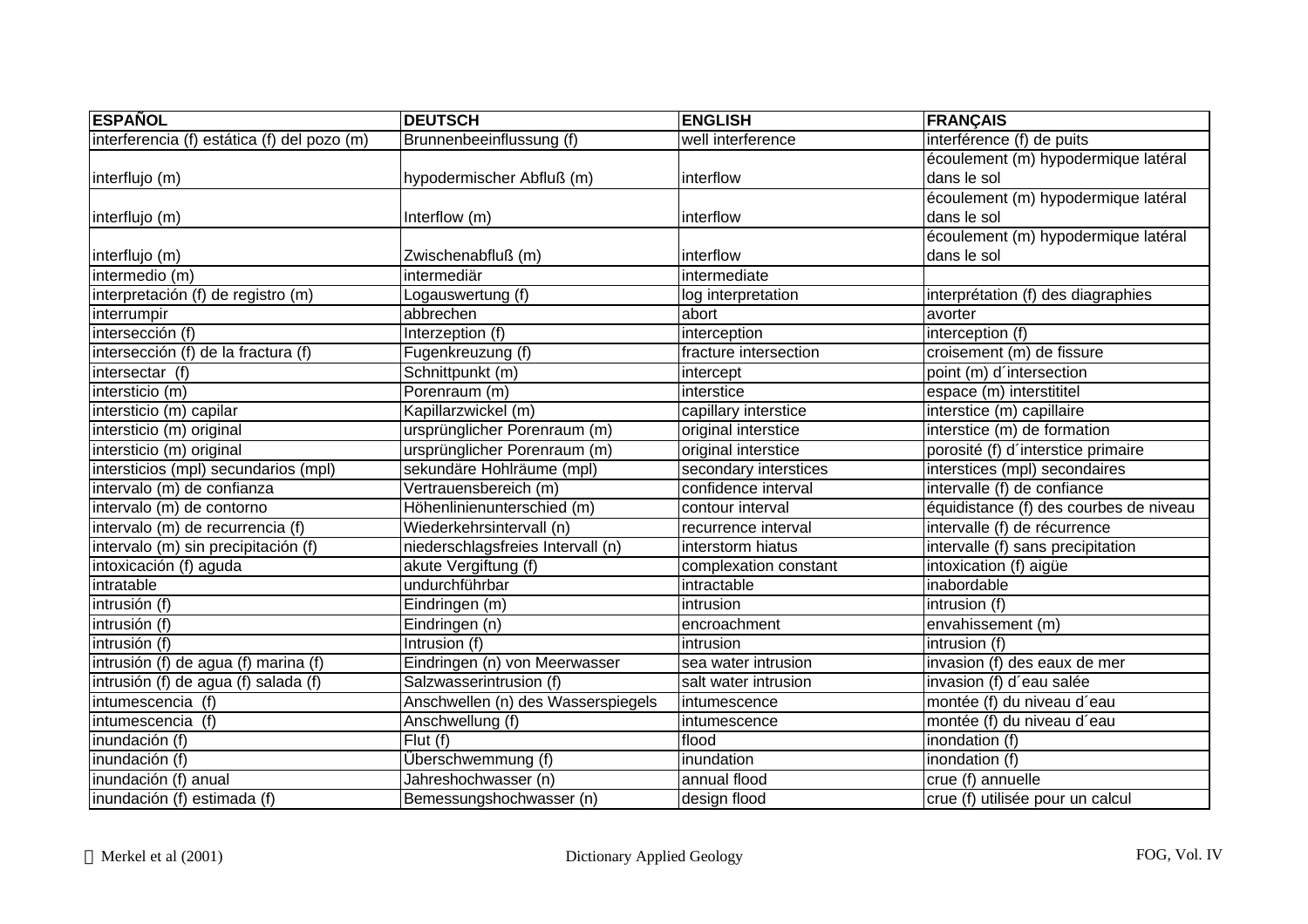| ESPAÑOL | DEUTSCH | ENGLISH | FRANÇAIS |
|---|---|---|---|
| interferencia (f) estática (f) del pozo (m) | Brunnenbeeinflussung (f) | well interference | interférence (f) de puits |
| interflujo (m) | hypodermischer Abfluß (m) | interflow | écoulement (m) hypodermique latéral dans le sol |
| interflujo (m) | Interflow (m) | interflow | écoulement (m) hypodermique latéral dans le sol |
| interflujo (m) | Zwischenabfluß (m) | interflow | écoulement (m) hypodermique latéral dans le sol |
| intermedio (m) | intermediär | intermediate | |
| interpretación (f) de registro (m) | Logauswertung (f) | log interpretation | interprétation (f) des diagraphies |
| interrumpir | abbrechen | abort | avorter |
| intersección (f) | Interzeption (f) | interception | interception (f) |
| intersección (f) de la fractura (f) | Fugenkreuzung (f) | fracture intersection | croisement (m) de fissure |
| intersectar (f) | Schnittpunkt (m) | intercept | point (m) d´intersection |
| intersticio (m) | Porenraum (m) | interstice | espace (m) interstititel |
| intersticio (m) capilar | Kapillarzwickel (m) | capillary interstice | interstice (m) capillaire |
| intersticio (m) original | ursprünglicher Porenraum (m) | original interstice | interstice (m) de formation |
| intersticio (m) original | ursprünglicher Porenraum (m) | original interstice | porosité (f) d´interstice primaire |
| intersticios (mpl) secundarios (mpl) | sekundäre Hohlräume (mpl) | secondary interstices | interstices (mpl) secondaires |
| intervalo (m) de confianza | Vertrauensbereich (m) | confidence interval | intervalle (f) de confiance |
| intervalo (m) de contorno | Höhenlinienunterschied (m) | contour interval | équidistance (f) des courbes de niveau |
| intervalo (m) de recurrencia (f) | Wiederkehrsintervall (n) | recurrence interval | intervalle (f) de récurrence |
| intervalo (m) sin precipitación (f) | niederschlagsfreies Intervall (n) | interstorm hiatus | intervalle (f) sans precipitation |
| intoxicación (f) aguda | akute Vergiftung (f) | complexation constant | intoxication (f) aigüe |
| intratable | undurchführbar | intractable | inabordable |
| intrusión (f) | Eindringen (m) | intrusion | intrusion (f) |
| intrusión (f) | Eindringen (n) | encroachment | envahissement (m) |
| intrusión (f) | Intrusion (f) | intrusion | intrusion (f) |
| intrusión (f) de agua (f) marina (f) | Eindringen (n) von Meerwasser | sea water intrusion | invasion (f) des eaux de mer |
| intrusión (f) de agua (f) salada (f) | Salzwasserintrusion (f) | salt water intrusion | invasion (f) d´eau salée |
| intumescencia (f) | Anschwellen (n) des Wasserspiegels | intumescence | montée (f) du niveau d´eau |
| intumescencia (f) | Anschwellung (f) | intumescence | montée (f) du niveau d´eau |
| inundación (f) | Flut (f) | flood | inondation (f) |
| inundación (f) | Überschwemmung (f) | inundation | inondation (f) |
| inundación (f) anual | Jahreshochwasser (n) | annual flood | crue (f) annuelle |
| inundación (f) estimada (f) | Bemessungshochwasser (n) | design flood | crue (f) utilisée pour un calcul |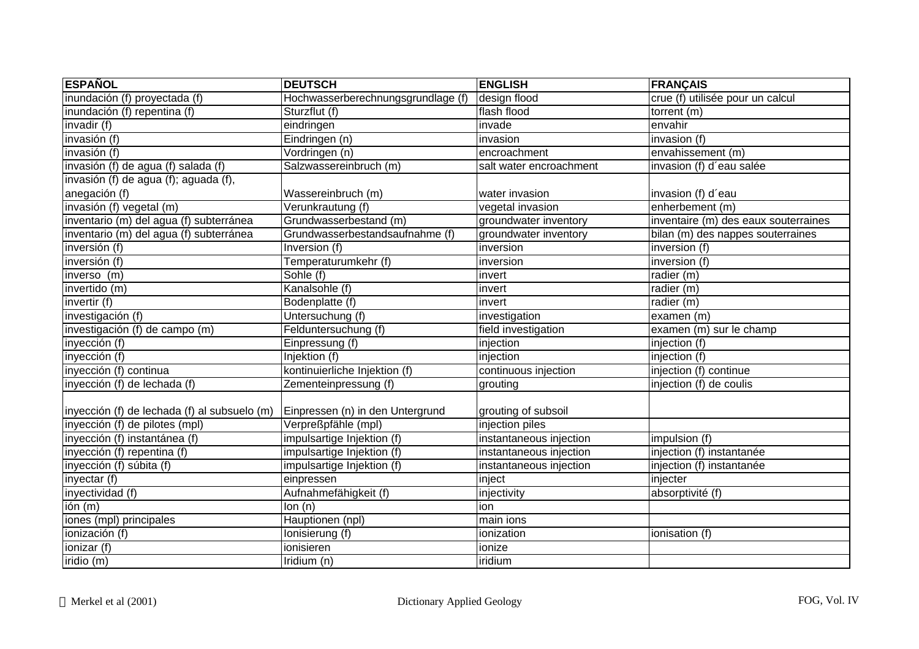| ESPAÑOL | DEUTSCH | ENGLISH | FRANÇAIS |
|---|---|---|---|
| inundación (f) proyectada (f) | Hochwasserberechnungsgrundlage (f) | design flood | crue (f) utilisée pour un calcul |
| inundación (f) repentina (f) | Sturzflut (f) | flash flood | torrent (m) |
| invadir (f) | eindringen | invade | envahir |
| invasión (f) | Eindringen (n) | invasion | invasion (f) |
| invasión (f) | Vordringen (n) | encroachment | envahissement (m) |
| invasión (f) de agua (f) salada (f) | Salzwassereinbruch (m) | salt water encroachment | invasion (f) d´eau salée |
| invasión (f) de agua (f); aguada (f), anegación (f) | Wassereinbruch (m) | water invasion | invasion (f) d´eau |
| invasión (f) vegetal (m) | Verunkrautung (f) | vegetal invasion | enherbement (m) |
| inventario (m) del agua (f) subterránea | Grundwasserbestand (m) | groundwater inventory | inventaire (m) des eaux souterraines |
| inventario (m) del agua (f) subterránea | Grundwasserbestandsaufnahme (f) | groundwater inventory | bilan (m) des nappes souterraines |
| inversión (f) | Inversion (f) | inversion | inversion (f) |
| inversión (f) | Temperaturumkehr (f) | inversion | inversion (f) |
| inverso (m) | Sohle (f) | invert | radier (m) |
| invertido (m) | Kanalsohle (f) | invert | radier (m) |
| invertir (f) | Bodenplatte (f) | invert | radier (m) |
| investigación (f) | Untersuchung (f) | investigation | examen (m) |
| investigación (f) de campo (m) | Felduntersuchung (f) | field investigation | examen (m) sur le champ |
| inyección (f) | Einpressung (f) | injection | injection (f) |
| inyección (f) | Injektion (f) | injection | injection (f) |
| inyección (f) continua | kontinuierliche Injektion (f) | continuous injection | injection (f) continue |
| inyección (f) de lechada (f) | Zementeinpressung (f) | grouting | injection (f) de coulis |
| inyección (f) de lechada (f) al subsuelo (m) | Einpressen (n) in den Untergrund | grouting of subsoil | |
| inyección (f) de pilotes (mpl) | Verpreßpfähle (mpl) | injection piles | |
| inyección (f) instantánea (f) | impulsartige Injektion (f) | instantaneous injection | impulsion (f) |
| inyección (f) repentina (f) | impulsartige Injektion (f) | instantaneous injection | injection (f) instantanée |
| inyección (f) súbita (f) | impulsartige Injektion (f) | instantaneous injection | injection (f) instantanée |
| inyectar (f) | einpressen | inject | injecter |
| inyectividad (f) | Aufnahmefähigkeit (f) | injectivity | absorptivité (f) |
| ión (m) | Ion (n) | ion | |
| iones (mpl) principales | Hauptionen (npl) | main ions | |
| ionización (f) | Ionisierung (f) | ionization | ionisation (f) |
| ionizar (f) | ionisieren | ionize | |
| iridio (m) | Iridium (n) | iridium | |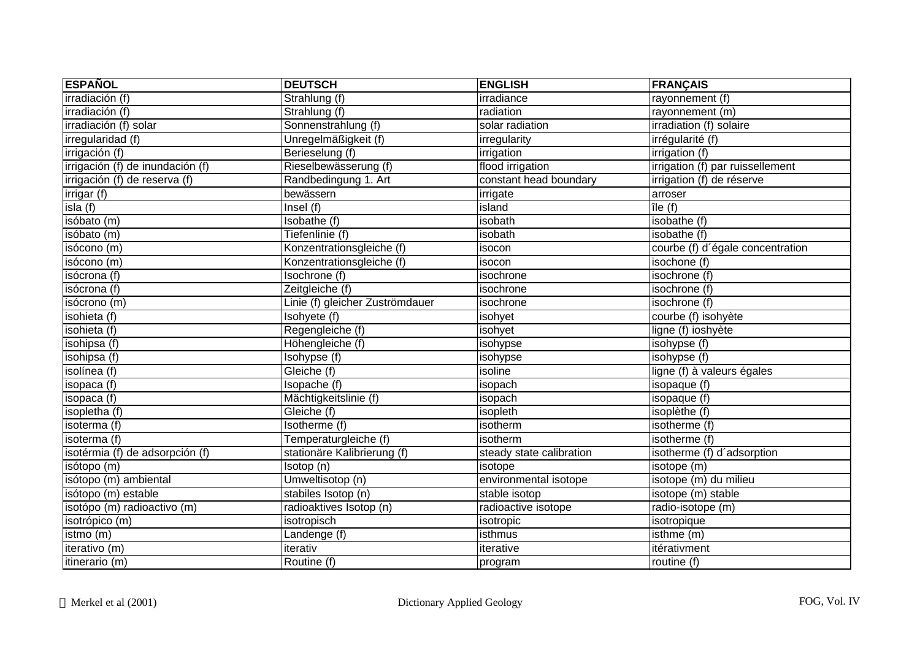| ESPAÑOL | DEUTSCH | ENGLISH | FRANÇAIS |
|---|---|---|---|
| irradiación (f) | Strahlung (f) | irradiance | rayonnement (f) |
| irradiación (f) | Strahlung (f) | radiation | rayonnement (m) |
| irradiación (f) solar | Sonnenstrahlung (f) | solar radiation | irradiation (f) solaire |
| irregularidad (f) | Unregelmäßigkeit (f) | irregularity | irrégularité (f) |
| irrigación (f) | Berieselung (f) | irrigation | irrigation (f) |
| irrigación (f) de inundación (f) | Rieselbewässerung (f) | flood irrigation | irrigation (f) par ruissellement |
| irrigación (f) de reserva (f) | Randbedingung 1. Art | constant head boundary | irrigation (f) de réserve |
| irrigar (f) | bewässern | irrigate | arroser |
| isla (f) | Insel (f) | island | île (f) |
| isóbato (m) | Isobathe (f) | isobath | isobathe (f) |
| isóbato (m) | Tiefenlinie (f) | isobath | isobathe (f) |
| isócono (m) | Konzentrationsgleiche (f) | isocon | courbe (f) d´égale concentration |
| isócono (m) | Konzentrationsgleiche (f) | isocon | isochone (f) |
| isócrona (f) | Isochrone (f) | isochrone | isochrone (f) |
| isócrona (f) | Zeitgleiche (f) | isochrone | isochrone (f) |
| isócrono (m) | Linie (f) gleicher Zuströmdauer | isochrone | isochrone (f) |
| isohieta (f) | Isohyete (f) | isohyet | courbe (f) isohyète |
| isohieta (f) | Regengleiche (f) | isohyet | ligne (f) ioshyète |
| isohipsa (f) | Höhengleiche (f) | isohypse | isohypse (f) |
| isohipsa (f) | Isohypse (f) | isohypse | isohypse (f) |
| isolínea (f) | Gleiche (f) | isoline | ligne (f) à valeurs égales |
| isopaca (f) | Isopache (f) | isopach | isopaque (f) |
| isopaca (f) | Mächtigkeitslinie (f) | isopach | isopaque (f) |
| isopletha (f) | Gleiche (f) | isopleth | isoplèthe (f) |
| isoterma (f) | Isotherme (f) | isotherm | isotherme (f) |
| isoterma (f) | Temperaturgleiche (f) | isotherm | isotherme (f) |
| isotérmia (f) de adsorpción (f) | stationäre Kalibrierung (f) | steady state calibration | isotherme (f) d´adsorption |
| isótopo (m) | Isotop (n) | isotope | isotope (m) |
| isótopo (m) ambiental | Umweltisotop (n) | environmental isotope | isotope (m) du milieu |
| isótopo (m) estable | stabiles Isotop (n) | stable isotop | isotope (m) stable |
| isotópo (m) radioactivo (m) | radioaktives Isotop (n) | radioactive isotope | radio-isotope (m) |
| isotrópico (m) | isotropisch | isotropic | isotropique |
| istmo (m) | Landenge (f) | isthmus | isthme (m) |
| iterativo (m) | iterativ | iterative | itérativment |
| itinerario (m) | Routine (f) | program | routine (f) |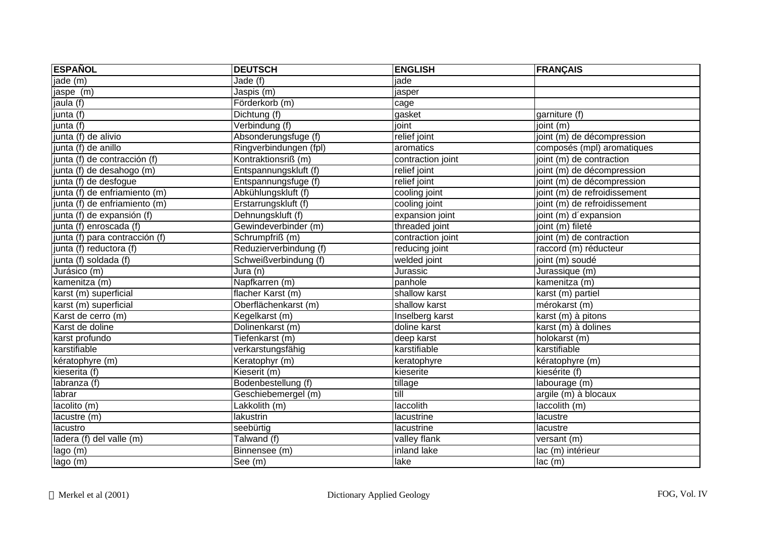| ESPAÑOL | DEUTSCH | ENGLISH | FRANÇAIS |
|---|---|---|---|
| jade (m) | Jade (f) | jade | |
| jaspe (m) | Jaspis (m) | jasper | |
| jaula (f) | Förderkorb (m) | cage | |
| junta (f) | Dichtung (f) | gasket | garniture (f) |
| junta (f) | Verbindung (f) | joint | joint (m) |
| junta (f) de alivio | Absonderungsfuge (f) | relief joint | joint (m) de décompression |
| junta (f) de anillo | Ringverbindungen (fpl) | aromatics | composés (mpl) aromatiques |
| junta (f) de contracción (f) | Kontraktionsriß (m) | contraction joint | joint (m) de contraction |
| junta (f) de desahogo (m) | Entspannungskluft (f) | relief joint | joint (m) de décompression |
| junta (f) de desfogue | Entspannungsfuge (f) | relief joint | joint (m) de décompression |
| junta (f) de enfriamiento (m) | Abkühlungskluft (f) | cooling joint | joint (m) de refroidissement |
| junta (f) de enfriamiento (m) | Erstarrungskluft (f) | cooling joint | joint (m) de refroidissement |
| junta (f) de expansión (f) | Dehnungskluft (f) | expansion joint | joint (m) d´expansion |
| junta (f) enroscada (f) | Gewindeverbinder (m) | threaded joint | joint (m) fileté |
| junta (f) para contracción (f) | Schrumpfriß (m) | contraction joint | joint (m) de contraction |
| junta (f) reductora (f) | Reduzierverbindung (f) | reducing joint | raccord (m) réducteur |
| junta (f) soldada (f) | Schweißverbindung (f) | welded joint | joint (m) soudé |
| Jurásico (m) | Jura (n) | Jurassic | Jurassique (m) |
| kamenitza (m) | Napfkarren (m) | panhole | kamenitza (m) |
| karst (m) superficial | flacher Karst (m) | shallow karst | karst (m) partiel |
| karst (m) superficial | Oberflächenkarst (m) | shallow karst | mérokarst (m) |
| Karst de cerro (m) | Kegelkarst (m) | Inselberg karst | karst (m) à pitons |
| Karst de doline | Dolinenkarst (m) | doline karst | karst (m) à dolines |
| karst profundo | Tiefenkarst (m) | deep karst | holokarst (m) |
| karstifiable | verkarstungsfähig | karstifiable | karstifiable |
| kératophyre (m) | Keratophyr (m) | keratophyre | kératophyre (m) |
| kieserita (f) | Kieserit (m) | kieserite | kiesérite (f) |
| labranza (f) | Bodenbestellung (f) | tillage | labourage (m) |
| labrar | Geschiebemergel (m) | till | argile (m) à blocaux |
| lacolito (m) | Lakkolith (m) | laccolith | laccolith (m) |
| lacustre (m) | lakustrin | lacustrine | lacustre |
| lacustro | seebürtig | lacustrine | lacustre |
| ladera (f) del valle (m) | Talwand (f) | valley flank | versant (m) |
| lago (m) | Binnensee (m) | inland lake | lac (m) intérieur |
| lago (m) | See (m) | lake | lac (m) |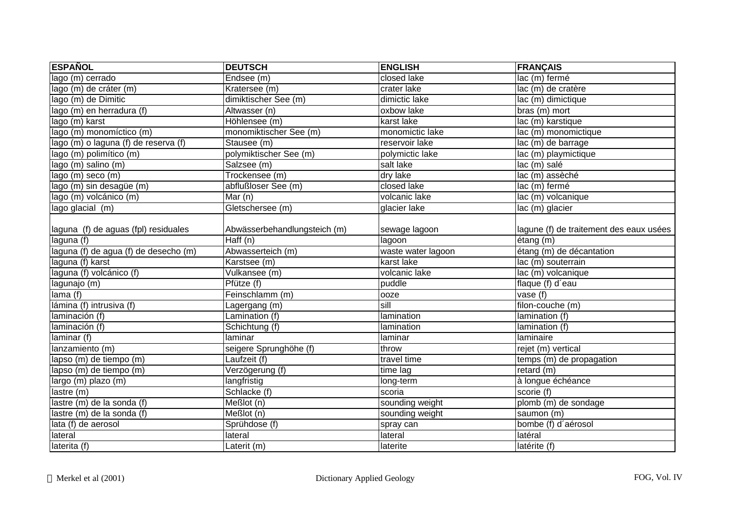| ESPAÑOL | DEUTSCH | ENGLISH | FRANÇAIS |
|---|---|---|---|
| lago (m) cerrado | Endsee (m) | closed lake | lac (m) fermé |
| lago (m) de cráter (m) | Kratersee (m) | crater lake | lac (m) de cratère |
| lago (m) de Dimitic | dimiktischer See (m) | dimictic lake | lac (m) dimictique |
| lago (m) en herradura (f) | Altwasser (n) | oxbow lake | bras (m) mort |
| lago (m) karst | Höhlensee (m) | karst lake | lac (m) karstique |
| lago (m) monomíctico (m) | monomiktischer See (m) | monomictic lake | lac (m) monomictique |
| lago (m) o laguna (f) de reserva (f) | Stausee (m) | reservoir lake | lac (m) de barrage |
| lago (m) polimítico (m) | polymiktischer See (m) | polymictic lake | lac (m) playmictique |
| lago (m) salino (m) | Salzsee (m) | salt lake | lac (m) salé |
| lago (m) seco (m) | Trockensee (m) | dry lake | lac (m) assèché |
| lago (m) sin desagüe (m) | abflußloser See (m) | closed lake | lac (m) fermé |
| lago (m) volcánico (m) | Mar (n) | volcanic lake | lac (m) volcanique |
| lago glacial (m) | Gletschersee (m) | glacier lake | lac (m) glacier |
| laguna (f) de aguas (fpl) residuales | Abwässerbehandlungsteich (m) | sewage lagoon | lagune (f) de traitement des eaux usées |
| laguna (f) | Haff (n) | lagoon | étang (m) |
| laguna (f) de agua (f) de desecho (m) | Abwasserteich (m) | waste water lagoon | étang (m) de décantation |
| laguna (f) karst | Karstsee (m) | karst lake | lac (m) souterrain |
| laguna (f) volcánico (f) | Vulkansee (m) | volcanic lake | lac (m) volcanique |
| lagunajo (m) | Pfütze (f) | puddle | flaque (f) d´eau |
| lama (f) | Feinschlamm (m) | ooze | vase (f) |
| lámina (f) intrusiva (f) | Lagergang (m) | sill | filon-couche (m) |
| laminación (f) | Lamination (f) | lamination | lamination (f) |
| laminación (f) | Schichtung (f) | lamination | lamination (f) |
| laminar (f) | laminar | laminar | laminaire |
| lanzamiento (m) | seigere Sprunghöhe (f) | throw | rejet (m) vertical |
| lapso (m) de tiempo (m) | Laufzeit (f) | travel time | temps (m) de propagation |
| lapso (m) de tiempo (m) | Verzögerung (f) | time lag | retard (m) |
| largo (m) plazo (m) | langfristig | long-term | à longue échéance |
| lastre (m) | Schlacke (f) | scoria | scorie (f) |
| lastre (m) de la sonda (f) | Meßlot (n) | sounding weight | plomb (m) de sondage |
| lastre (m) de la sonda (f) | Meßlot (n) | sounding weight | saumon (m) |
| lata (f) de aerosol | Sprühdose (f) | spray can | bombe (f) d´aérosol |
| lateral | lateral | lateral | latéral |
| laterita (f) | Laterit (m) | laterite | latérite (f) |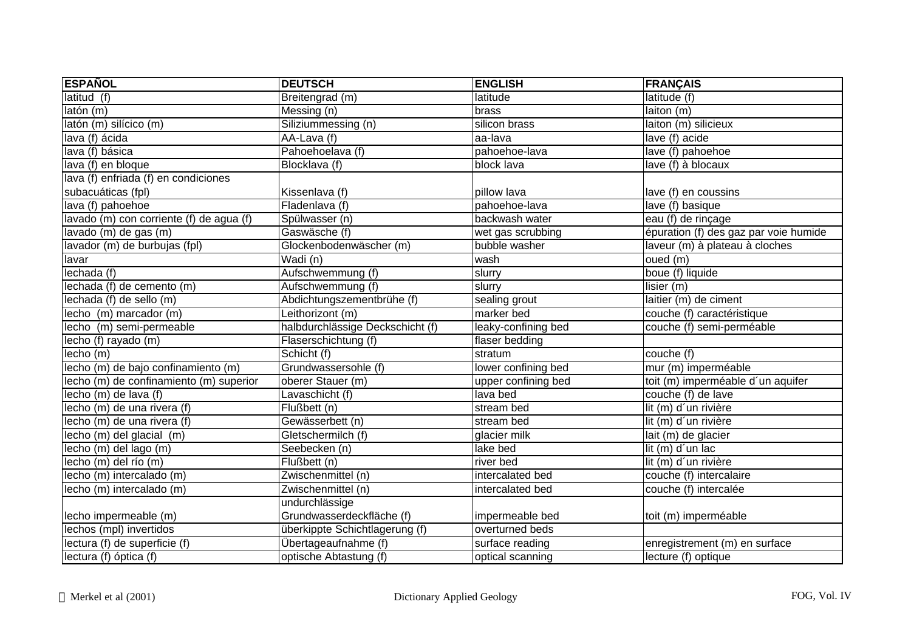| ESPAÑOL | DEUTSCH | ENGLISH | FRANÇAIS |
|---|---|---|---|
| latitud (f) | Breitengrad (m) | latitude | latitude (f) |
| latón (m) | Messing (n) | brass | laiton (m) |
| latón (m) silícico (m) | Siliziummessing (n) | silicon brass | laiton (m) silicieux |
| lava (f) ácida | AA-Lava (f) | aa-lava | lave (f) acide |
| lava (f) básica | Pahoehoelava (f) | pahoehoe-lava | lave (f) pahoehoe |
| lava (f) en bloque | Blocklava (f) | block lava | lave (f) à blocaux |
| lava (f) enfriada (f) en condiciones subacuáticas (fpl) | Kissenlava (f) | pillow lava | lave (f) en coussins |
| lava (f) pahoehoe | Fladenlava (f) | pahoehoe-lava | lave (f) basique |
| lavado (m) con corriente (f) de agua (f) | Spülwasser (n) | backwash water | eau (f) de rinçage |
| lavado (m) de gas (m) | Gaswäsche (f) | wet gas scrubbing | épuration (f) des gaz par voie humide |
| lavador (m) de burbujas (fpl) | Glockenbodenwäscher (m) | bubble washer | laveur (m) à plateau à cloches |
| lavar | Wadi (n) | wash | oued (m) |
| lechada (f) | Aufschwemmung (f) | slurry | boue (f) liquide |
| lechada (f) de cemento (m) | Aufschwemmung (f) | slurry | lisier (m) |
| lechada (f) de sello (m) | Abdichtungszementbrühe (f) | sealing grout | laitier (m) de ciment |
| lecho (m) marcador (m) | Leithorizont (m) | marker bed | couche (f) caractéristique |
| lecho (m) semi-permeable | halbdurchlässige Deckschicht (f) | leaky-confining bed | couche (f) semi-perméable |
| lecho (f) rayado (m) | Flaserschichtung (f) | flaser bedding | |
| lecho (m) | Schicht (f) | stratum | couche (f) |
| lecho (m) de bajo confinamiento (m) | Grundwassersohle (f) | lower confining bed | mur (m) imperméable |
| lecho (m) de confinamiento (m) superior | oberer Stauer (m) | upper confining bed | toit (m) imperméable d´un aquifer |
| lecho (m) de lava (f) | Lavaschicht (f) | lava bed | couche (f) de lave |
| lecho (m) de una rivera (f) | Flußbett (n) | stream bed | lit (m) d´un rivière |
| lecho (m) de una rivera (f) | Gewässerbett (n) | stream bed | lit (m) d´un rivière |
| lecho (m) del glacial (m) | Gletschermilch (f) | glacier milk | lait (m) de glacier |
| lecho (m) del lago (m) | Seebecken (n) | lake bed | lit (m) d´un lac |
| lecho (m) del río (m) | Flußbett (n) | river bed | lit (m) d´un rivière |
| lecho (m) intercalado (m) | Zwischenmittel (n) | intercalated bed | couche (f) intercalaire |
| lecho (m) intercalado (m) | Zwischenmittel (n) | intercalated bed | couche (f) intercalée |
| lecho impermeable (m) | undurchlässige Grundwasserdeckfläche (f) | impermeable bed | toit (m) imperméable |
| lechos (mpl) invertidos | überkippte Schichtlagerung (f) | overturned beds | |
| lectura (f) de superficie (f) | Übertageaufnahme (f) | surface reading | enregistrement (m) en surface |
| lectura (f) óptica (f) | optische Abtastung (f) | optical scanning | lecture (f) optique |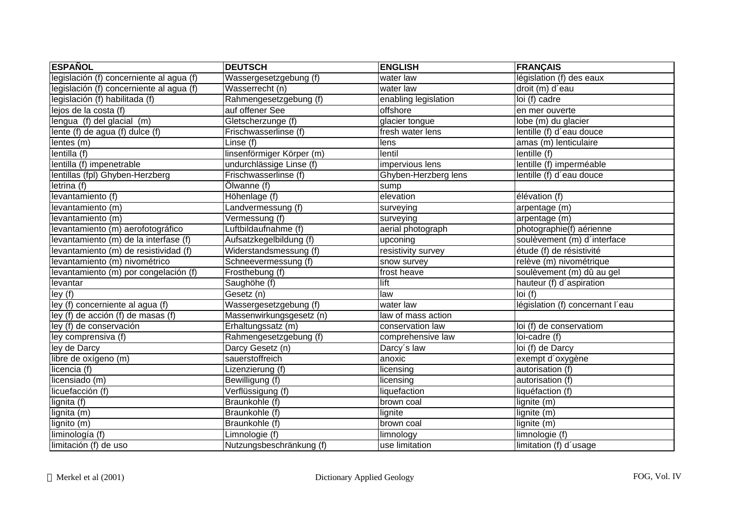| ESPAÑOL | DEUTSCH | ENGLISH | FRANÇAIS |
|---|---|---|---|
| legislación (f) concerniente al agua (f) | Wassergesetzgebung (f) | water law | législation (f) des eaux |
| legislación (f) concerniente al agua (f) | Wasserrecht (n) | water law | droit (m) d´eau |
| legislación (f) habilitada (f) | Rahmengesetzgebung (f) | enabling legislation | loi (f) cadre |
| lejos de la costa (f) | auf offener See | offshore | en mer ouverte |
| lengua (f) del glacial (m) | Gletscherzunge (f) | glacier tongue | lobe (m) du glacier |
| lente (f) de agua (f) dulce (f) | Frischwasserlinse (f) | fresh water lens | lentille (f) d´eau douce |
| lentes (m) | Linse (f) | lens | amas (m) lenticulaire |
| lentilla (f) | linsenförmiger Körper (m) | lentil | lentille (f) |
| lentilla (f) impenetrable | undurchlässige Linse (f) | impervious lens | lentille (f) imperméable |
| lentillas (fpl) Ghyben-Herzberg | Frischwasserlinse (f) | Ghyben-Herzberg lens | lentille (f) d´eau douce |
| letrina (f) | Ölwanne (f) | sump | |
| levantamiento (f) | Höhenlage (f) | elevation | élévation (f) |
| levantamiento (m) | Landvermessung (f) | surveying | arpentage (m) |
| levantamiento (m) | Vermessung (f) | surveying | arpentage (m) |
| levantamiento (m) aerofotográfico | Luftbildaufnahme (f) | aerial photograph | photographie(f) aérienne |
| levantamiento (m) de la interfase (f) | Aufsatzkegelbildung (f) | upconing | soulèvement (m) d´interface |
| levantamiento (m) de resistividad (f) | Widerstandsmessung (f) | resistivity survey | étude (f) de résistivité |
| levantamiento (m) nivométrico | Schneevermessung (f) | snow survey | relève (m) nivométrique |
| levantamiento (m) por congelación (f) | Frosthebung (f) | frost heave | soulèvement (m) dû au gel |
| levantar | Saughöhe (f) | lift | hauteur (f) d´aspiration |
| ley (f) | Gesetz (n) | law | loi (f) |
| ley (f) concerniente al agua (f) | Wassergesetzgebung (f) | water law | législation (f) concernant l´eau |
| ley (f) de acción (f) de masas (f) | Massenwirkungsgesetz (n) | law of mass action | |
| ley (f) de conservación | Erhaltungssatz (m) | conservation law | loi (f) de conservatiom |
| ley comprensiva (f) | Rahmengesetzgebung (f) | comprehensive law | loi-cadre (f) |
| ley de Darcy | Darcy Gesetz (n) | Darcy´s law | loi (f) de Darcy |
| libre de oxígeno (m) | sauerstoffreich | anoxic | exempt d´oxygène |
| licencia (f) | Lizenzierung (f) | licensing | autorisation (f) |
| licensiado (m) | Bewilligung (f) | licensing | autorisation (f) |
| licuefacción (f) | Verflüssigung (f) | liquefaction | liquéfaction (f) |
| lignita (f) | Braunkohle (f) | brown coal | lignite (m) |
| lignita (m) | Braunkohle (f) | lignite | lignite (m) |
| lignito (m) | Braunkohle (f) | brown coal | lignite (m) |
| liminología (f) | Limnologie (f) | limnology | limnologie (f) |
| limitación (f) de uso | Nutzungsbeschränkung (f) | use limitation | limitation (f) d´usage |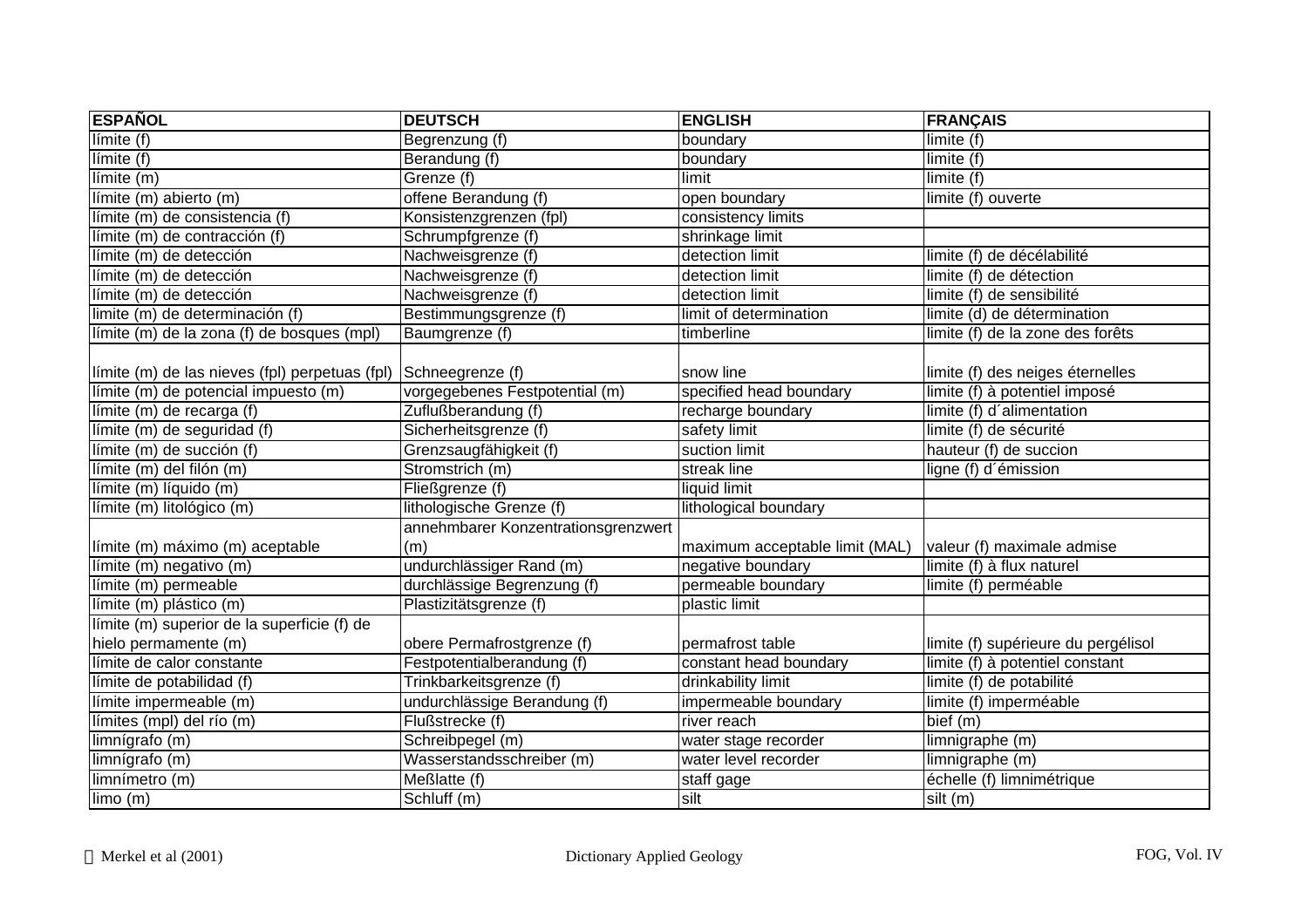| ESPAÑOL | DEUTSCH | ENGLISH | FRANÇAIS |
|---|---|---|---|
| límite (f) | Begrenzung (f) | boundary | limite (f) |
| límite (f) | Berandung (f) | boundary | limite (f) |
| límite (m) | Grenze (f) | limit | limite (f) |
| límite (m) abierto (m) | offene Berandung (f) | open boundary | limite (f) ouverte |
| límite (m) de consistencia (f) | Konsistenzgrenzen (fpl) | consistency limits | |
| límite (m) de contracción (f) | Schrumpfgrenze (f) | shrinkage limit | |
| límite (m) de detección | Nachweisgrenze (f) | detection limit | limite (f) de décélabilité |
| límite (m) de detección | Nachweisgrenze (f) | detection limit | limite (f) de détection |
| límite (m) de detección | Nachweisgrenze (f) | detection limit | limite (f) de sensibilité |
| limite (m) de determinación (f) | Bestimmungsgrenze (f) | limit of determination | limite (d) de détermination |
| límite (m) de la zona (f) de bosques (mpl) | Baumgrenze (f) | timberline | limite (f) de la zone des forêts |
| límite (m) de las nieves (fpl) perpetuas (fpl) | Schneegrenze (f) | snow line | limite (f) des neiges éternelles |
| límite (m) de potencial impuesto (m) | vorgegebenes Festpotential (m) | specified head boundary | limite (f) à potentiel imposé |
| límite (m) de recarga (f) | Zuflußberandung (f) | recharge boundary | limite (f) d´alimentation |
| límite (m) de seguridad (f) | Sicherheitsgrenze (f) | safety limit | limite (f) de sécurité |
| límite (m) de succión (f) | Grenzsaugfähigkeit (f) | suction limit | hauteur (f) de succion |
| límite (m) del filón (m) | Stromstrich (m) | streak line | ligne (f) d´émission |
| límite (m) líquido (m) | Fließgrenze (f) | liquid limit | |
| límite (m) litológico (m) | lithologische Grenze (f) | lithological boundary | |
| límite (m) máximo (m) aceptable | annehmbarer Konzentrationsgrenzwert (m) | maximum acceptable limit (MAL) | valeur (f) maximale admise |
| límite (m) negativo (m) | undurchlässiger Rand (m) | negative boundary | limite (f) à flux naturel |
| límite (m) permeable | durchlässige Begrenzung (f) | permeable boundary | limite (f) perméable |
| límite (m) plástico (m) | Plastizitätsgrenze (f) | plastic limit | |
| límite (m) superior de la superficie (f) de hielo permamente (m) | obere Permafrostgrenze (f) | permafrost table | limite (f) supérieure du pergélisol |
| límite de calor constante | Festpotentialberandung (f) | constant head boundary | limite (f) à potentiel constant |
| límite de potabilidad (f) | Trinkbarkeitsgrenze (f) | drinkability limit | limite (f) de potabilité |
| límite impermeable (m) | undurchlässige Berandung (f) | impermeable boundary | limite (f) imperméable |
| límites (mpl) del río (m) | Flußstrecke (f) | river reach | bief (m) |
| limnígrafo (m) | Schreibpegel (m) | water stage recorder | limnigraphe (m) |
| limnígrafo (m) | Wasserstandsschreiber (m) | water level recorder | limnigraphe (m) |
| limnímetro (m) | Meßlatte (f) | staff gage | échelle (f) limnimétrique |
| limo (m) | Schluff (m) | silt | silt (m) |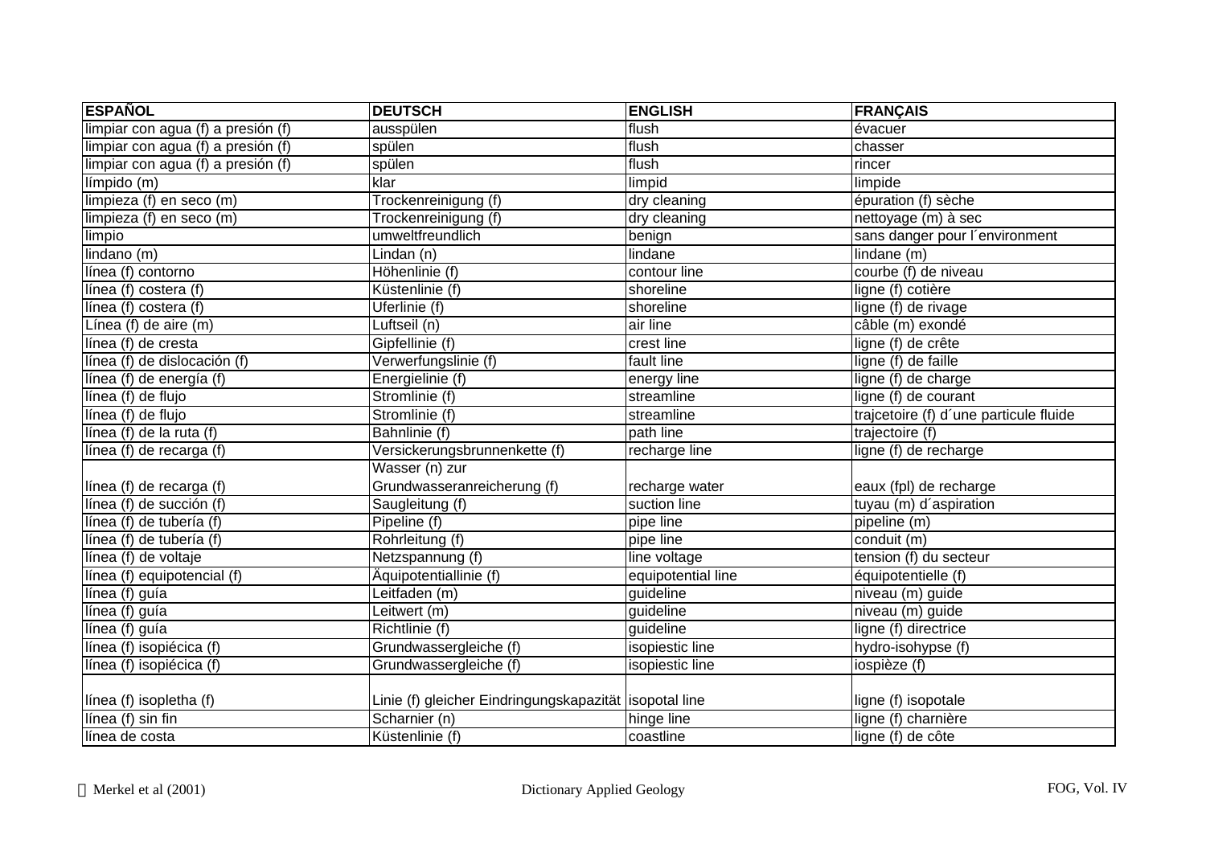| ESPAÑOL | DEUTSCH | ENGLISH | FRANÇAIS |
|---|---|---|---|
| limpiar con agua (f) a presión (f) | ausspülen | flush | évacuer |
| limpiar con agua (f) a presión (f) | spülen | flush | chasser |
| limpiar con agua (f) a presión (f) | spülen | flush | rincer |
| límpido (m) | klar | limpid | limpide |
| limpieza (f) en seco (m) | Trockenreinigung (f) | dry cleaning | épuration (f) sèche |
| limpieza (f) en seco (m) | Trockenreinigung (f) | dry cleaning | nettoyage (m) à sec |
| limpio | umweltfreundlich | benign | sans danger pour l´environment |
| lindano (m) | Lindan (n) | lindane | lindane (m) |
| línea (f) contorno | Höhenlinie (f) | contour line | courbe (f) de niveau |
| línea (f) costera (f) | Küstenlinie (f) | shoreline | ligne (f) cotière |
| línea (f) costera (f) | Uferlinie (f) | shoreline | ligne (f) de rivage |
| Línea (f) de aire (m) | Luftseil (n) | air line | câble (m) exondé |
| línea (f) de cresta | Gipfellinie (f) | crest line | ligne (f) de crête |
| línea (f) de dislocación (f) | Verwerfungslinie (f) | fault line | ligne (f) de faille |
| línea (f) de energía (f) | Energielinie (f) | energy line | ligne (f) de charge |
| línea (f) de flujo | Stromlinie (f) | streamline | ligne (f) de courant |
| línea (f) de flujo | Stromlinie (f) | streamline | trajcetoire (f) d´une particule fluide |
| línea (f) de la ruta (f) | Bahnlinie (f) | path line | trajectoire (f) |
| línea (f) de recarga (f) | Versickerungsbrunnenkette (f) | recharge line | ligne (f) de recharge |
| línea (f) de recarga (f) | Wasser (n) zur Grundwasseranreicherung (f) | recharge water | eaux (fpl) de recharge |
| línea (f) de succión (f) | Saugleitung (f) | suction line | tuyau (m) d´aspiration |
| línea (f) de tubería (f) | Pipeline (f) | pipe line | pipeline (m) |
| línea (f) de tubería (f) | Rohrleitung (f) | pipe line | conduit (m) |
| línea (f) de voltaje | Netzspannung (f) | line voltage | tension (f) du secteur |
| línea (f) equipotencial (f) | Äquipotentiallinie (f) | equipotential line | équipotentielle (f) |
| línea (f) guía | Leitfaden (m) | guideline | niveau (m) guide |
| línea (f) guía | Leitwert (m) | guideline | niveau (m) guide |
| línea (f) guía | Richtlinie (f) | guideline | ligne (f) directrice |
| línea (f) isopiécica (f) | Grundwassergleiche (f) | isopiestic line | hydro-isohypse (f) |
| línea (f) isopiécica (f) | Grundwassergleiche (f) | isopiestic line | iospièze (f) |
| línea (f) isopletha (f) | Linie (f) gleicher Eindringungskapazität | isopotal line | ligne (f) isopotale |
| línea (f) sin fin | Scharnier (n) | hinge line | ligne (f) charnière |
| línea de costa | Küstenlinie (f) | coastline | ligne (f) de côte |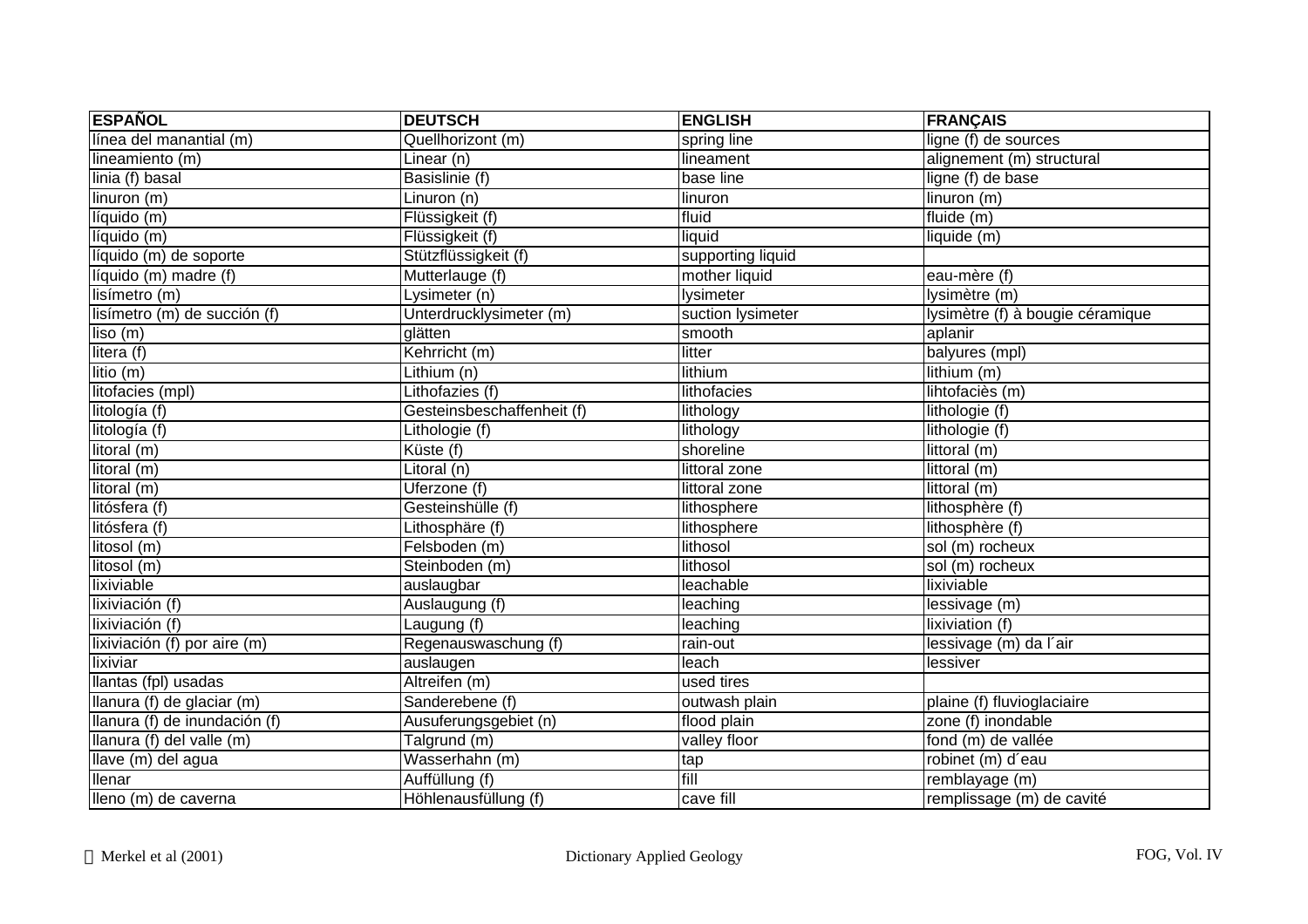| ESPAÑOL | DEUTSCH | ENGLISH | FRANÇAIS |
|---|---|---|---|
| línea del manantial (m) | Quellhorizont (m) | spring line | ligne (f) de sources |
| lineamiento (m) | Linear (n) | lineament | alignement (m) structural |
| linia (f) basal | Basislinie (f) | base line | ligne (f) de base |
| linuron (m) | Linuron (n) | linuron | linuron (m) |
| líquido (m) | Flüssigkeit (f) | fluid | fluide (m) |
| líquido (m) | Flüssigkeit (f) | liquid | liquide (m) |
| líquido (m) de soporte | Stützflüssigkeit (f) | supporting liquid | |
| líquido (m) madre (f) | Mutterlauge (f) | mother liquid | eau-mère (f) |
| lisímetro (m) | Lysimeter (n) | lysimeter | lysimètre (m) |
| lisímetro (m) de succión (f) | Unterdrucklysimeter (m) | suction lysimeter | lysimètre (f) à bougie céramique |
| liso (m) | glätten | smooth | aplanir |
| litera (f) | Kehrricht (m) | litter | balyures (mpl) |
| litio (m) | Lithium (n) | lithium | lithium (m) |
| litofacies (mpl) | Lithofazies (f) | lithofacies | lihtofaciès (m) |
| litología (f) | Gesteinsbeschaffenheit (f) | lithology | lithologie (f) |
| litología (f) | Lithologie (f) | lithology | lithologie (f) |
| litoral (m) | Küste (f) | shoreline | littoral (m) |
| litoral (m) | Litoral (n) | littoral zone | littoral (m) |
| litoral (m) | Uferzone (f) | littoral zone | littoral (m) |
| litósfera (f) | Gesteinshülle (f) | lithosphere | lithosphère (f) |
| litósfera (f) | Lithosphäre (f) | lithosphere | lithosphère (f) |
| litosol (m) | Felsboden (m) | lithosol | sol (m) rocheux |
| litosol (m) | Steinboden (m) | lithosol | sol (m) rocheux |
| lixiviable | auslaugbar | leachable | lixiviable |
| lixiviación (f) | Auslaugung (f) | leaching | lessivage (m) |
| lixiviación (f) | Laugung (f) | leaching | lixiviation (f) |
| lixiviación (f) por aire (m) | Regenauswaschung (f) | rain-out | lessivage (m) da l´air |
| lixiviar | auslaugen | leach | lessiver |
| llantas (fpl) usadas | Altreifen (m) | used tires | |
| llanura (f) de glaciar (m) | Sanderebene (f) | outwash plain | plaine (f) fluvioglaciaire |
| llanura (f) de inundación (f) | Ausuferungsgebiet (n) | flood plain | zone (f) inondable |
| llanura (f) del valle (m) | Talgrund (m) | valley floor | fond (m) de vallée |
| llave (m) del agua | Wasserhahn (m) | tap | robinet (m) d´eau |
| llenar | Auffüllung (f) | fill | remblayage (m) |
| lleno (m) de caverna | Höhlenausfüllung (f) | cave fill | remplissage (m) de cavité |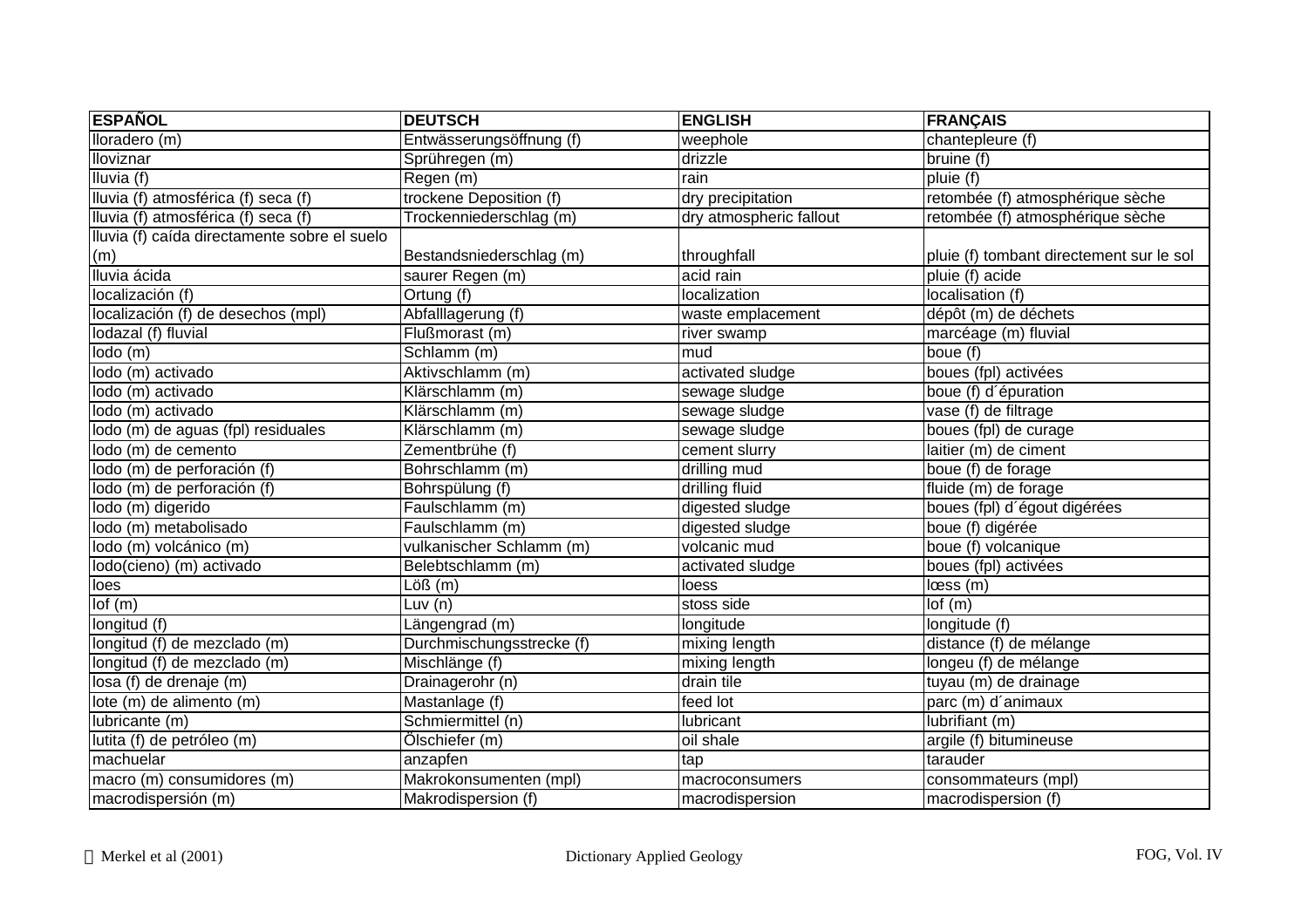| ESPAÑOL | DEUTSCH | ENGLISH | FRANÇAIS |
|---|---|---|---|
| lloradero (m) | Entwässerungsöffnung (f) | weephole | chantepleure (f) |
| lloviznar | Sprühregen (m) | drizzle | bruine (f) |
| lluvia (f) | Regen (m) | rain | pluie (f) |
| lluvia (f) atmosférica (f) seca (f) | trockene Deposition (f) | dry precipitation | retombée (f) atmosphérique sèche |
| lluvia (f) atmosférica (f) seca (f) | Trockenniederschlag (m) | dry atmospheric fallout | retombée (f) atmosphérique sèche |
| lluvia (f) caída directamente sobre el suelo (m) | Bestandsniederschlag (m) | throughfall | pluie (f) tombant directement sur le sol |
| lluvia ácida | saurer Regen (m) | acid rain | pluie (f) acide |
| localización (f) | Ortung (f) | localization | localisation (f) |
| localización (f) de desechos (mpl) | Abfalllagerung (f) | waste emplacement | dépôt (m) de déchets |
| lodazal (f) fluvial | Flußmorast (m) | river swamp | marcéage (m) fluvial |
| lodo (m) | Schlamm (m) | mud | boue (f) |
| lodo (m) activado | Aktivschlamm (m) | activated sludge | boues (fpl) activées |
| lodo (m) activado | Klärschlamm (m) | sewage sludge | boue (f) d´épuration |
| lodo (m) activado | Klärschlamm (m) | sewage sludge | vase (f) de filtrage |
| lodo (m) de aguas (fpl) residuales | Klärschlamm (m) | sewage sludge | boues (fpl) de curage |
| lodo (m) de cemento | Zementbrühe (f) | cement slurry | laitier (m) de ciment |
| lodo (m) de perforación (f) | Bohrschlamm (m) | drilling mud | boue (f) de forage |
| lodo (m) de perforación (f) | Bohrspülung (f) | drilling fluid | fluide (m) de forage |
| lodo (m) digerido | Faulschlamm (m) | digested sludge | boues (fpl) d´égout digérées |
| lodo (m) metabolisado | Faulschlamm (m) | digested sludge | boue (f) digérée |
| lodo (m) volcánico (m) | vulkanischer Schlamm (m) | volcanic mud | boue (f) volcanique |
| lodo(cieno) (m) activado | Belebtschlamm (m) | activated sludge | boues (fpl) activées |
| loes | Löß (m) | loess | lœss (m) |
| lof (m) | Luv (n) | stoss side | lof (m) |
| longitud (f) | Längengrad (m) | longitude | longitude (f) |
| longitud (f) de mezclado (m) | Durchmischungsstrecke (f) | mixing length | distance (f) de mélange |
| longitud (f) de mezclado (m) | Mischlänge (f) | mixing length | longeu (f) de mélange |
| losa (f) de drenaje (m) | Drainagerohr (n) | drain tile | tuyau (m) de drainage |
| lote (m) de alimento (m) | Mastanlage (f) | feed lot | parc (m) d´animaux |
| lubricante (m) | Schmiermittel (n) | lubricant | lubrifiant (m) |
| lutita (f) de petróleo (m) | Ölschiefer (m) | oil shale | argile (f) bitumineuse |
| machuelar | anzapfen | tap | tarauder |
| macro (m) consumidores (m) | Makrokonsumenten (mpl) | macroconsumers | consommateurs (mpl) |
| macrodispersión (m) | Makrodispersion (f) | macrodispersion | macrodispersion (f) |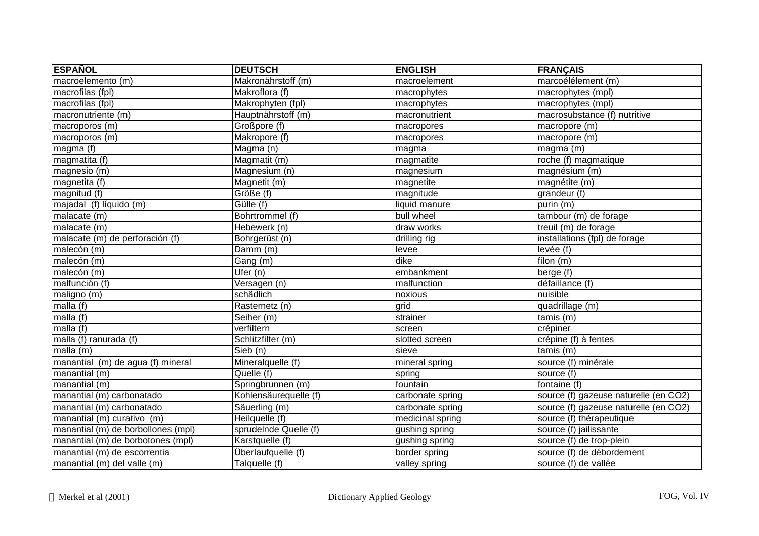| ESPAÑOL | DEUTSCH | ENGLISH | FRANÇAIS |
|---|---|---|---|
| macroelemento (m) | Makronährstoff (m) | macroelement | marcoélélement (m) |
| macrofilas (fpl) | Makroflora (f) | macrophytes | macrophytes (mpl) |
| macrofilas (fpl) | Makrophyten (fpl) | macrophytes | macrophytes (mpl) |
| macronutriente (m) | Hauptnährstoff (m) | macronutrient | macrosubstance (f) nutritive |
| macroporos (m) | Großpore (f) | macropores | macropore (m) |
| macroporos (m) | Makropore (f) | macropores | macropore (m) |
| magma (f) | Magma (n) | magma | magma (m) |
| magmatita (f) | Magmatit (m) | magmatite | roche (f) magmatique |
| magnesio (m) | Magnesium (n) | magnesium | magnésium (m) |
| magnetita (f) | Magnetit (m) | magnetite | magnétite (m) |
| magnitud (f) | Größe (f) | magnitude | grandeur (f) |
| majadal (f) líquido (m) | Gülle (f) | liquid manure | purin (m) |
| malacate (m) | Bohrtrommel (f) | bull wheel | tambour (m) de forage |
| malacate (m) | Hebewerk (n) | draw works | treuil (m) de forage |
| malacate (m) de perforación (f) | Bohrgerüst (n) | drilling rig | installations (fpl) de forage |
| malecón (m) | Damm (m) | levee | levée (f) |
| malecón (m) | Gang (m) | dike | filon (m) |
| malecón (m) | Ufer (n) | embankment | berge (f) |
| malfunción (f) | Versagen (n) | malfunction | défaillance (f) |
| maligno (m) | schädlich | noxious | nuisible |
| malla (f) | Rasternetz (n) | grid | quadrillage (m) |
| malla (f) | Seiher (m) | strainer | tamis (m) |
| malla (f) | verfiltern | screen | crépiner |
| malla (f) ranurada (f) | Schlitzfilter (m) | slotted screen | crépine (f) à fentes |
| malla (m) | Sieb (n) | sieve | tamis (m) |
| manantial (m) de agua (f) mineral | Mineralquelle (f) | mineral spring | source (f) minérale |
| manantial (m) | Quelle (f) | spring | source (f) |
| manantial (m) | Springbrunnen (m) | fountain | fontaine (f) |
| manantial (m) carbonatado | Kohlensäurequelle (f) | carbonate spring | source (f) gazeuse naturelle (en CO2) |
| manantial (m) carbonatado | Säuerling (m) | carbonate spring | source (f) gazeuse naturelle (en CO2) |
| manantial (m) curativo (m) | Heilquelle (f) | medicinal spring | source (f) thérapeutique |
| manantial (m) de borbollones (mpl) | sprudelnde Quelle (f) | gushing spring | source (f) jailissante |
| manantial (m) de borbotones (mpl) | Karstquelle (f) | gushing spring | source (f) de trop-plein |
| manantial (m) de escorrentia | Überlaufquelle (f) | border spring | source (f) de débordement |
| manantial (m) del valle (m) | Talquelle (f) | valley spring | source (f) de vallée |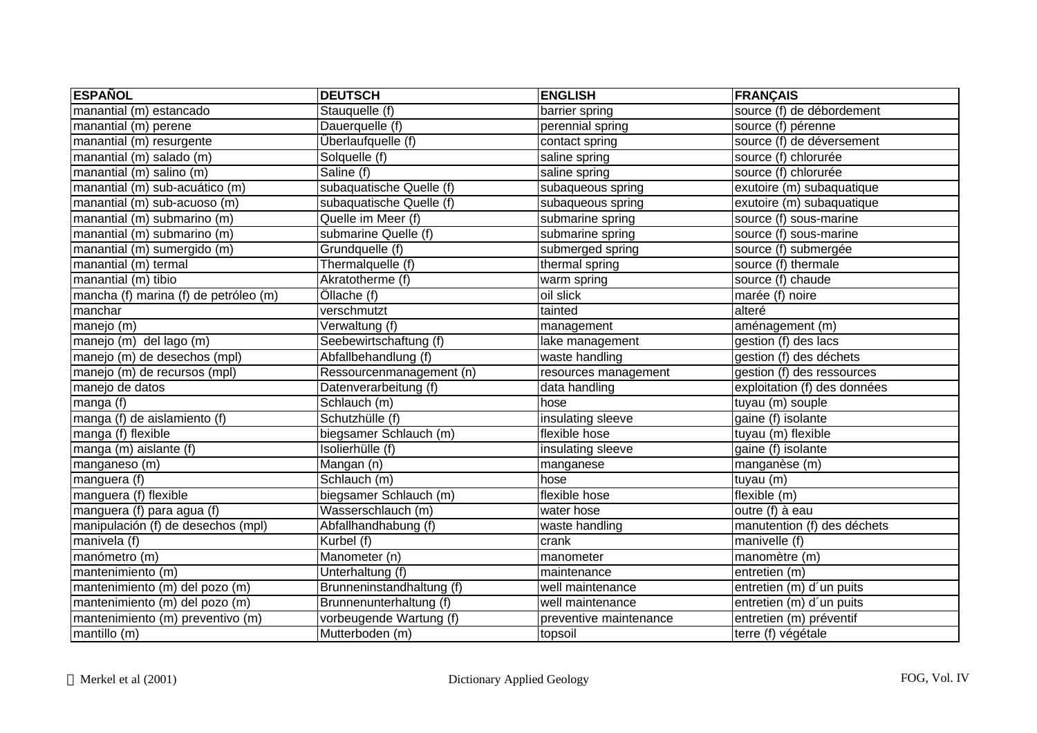| ESPAÑOL | DEUTSCH | ENGLISH | FRANÇAIS |
|---|---|---|---|
| manantial (m) estancado | Stauquelle (f) | barrier spring | source (f) de débordement |
| manantial (m) perene | Dauerquelle (f) | perennial spring | source (f) pérenne |
| manantial (m) resurgente | Überlaufquelle (f) | contact spring | source (f) de déversement |
| manantial (m) salado (m) | Solquelle (f) | saline spring | source (f) chlorurée |
| manantial (m) salino (m) | Saline (f) | saline spring | source (f) chlorurée |
| manantial (m) sub-acuático (m) | subaquatische Quelle (f) | subaqueous spring | exutoire (m) subaquatique |
| manantial (m) sub-acuoso (m) | subaquatische Quelle (f) | subaqueous spring | exutoire (m) subaquatique |
| manantial (m) submarino (m) | Quelle im Meer (f) | submarine spring | source (f) sous-marine |
| manantial (m) submarino (m) | submarine Quelle (f) | submarine spring | source (f) sous-marine |
| manantial (m) sumergido (m) | Grundquelle (f) | submerged spring | source (f) submergée |
| manantial (m) termal | Thermalquelle (f) | thermal spring | source (f) thermale |
| manantial (m) tibio | Akratotherme (f) | warm spring | source (f) chaude |
| mancha (f) marina (f) de petróleo (m) | Öllache (f) | oil slick | marée (f) noire |
| manchar | verschmutzt | tainted | alteré |
| manejo (m) | Verwaltung (f) | management | aménagement (m) |
| manejo (m)  del lago (m) | Seebewirtschaftung (f) | lake management | gestion (f) des lacs |
| manejo (m) de desechos (mpl) | Abfallbehandlung (f) | waste handling | gestion (f) des déchets |
| manejo (m) de recursos (mpl) | Ressourcenmanagement (n) | resources management | gestion (f) des ressources |
| manejo de datos | Datenverarbeitung (f) | data handling | exploitation (f) des données |
| manga (f) | Schlauch (m) | hose | tuyau (m) souple |
| manga (f) de aislamiento (f) | Schutzhülle (f) | insulating sleeve | gaine (f) isolante |
| manga (f) flexible | biegsamer Schlauch (m) | flexible hose | tuyau (m) flexible |
| manga (m) aislante (f) | Isolierhülle (f) | insulating sleeve | gaine (f) isolante |
| manganeso (m) | Mangan (n) | manganese | manganèse (m) |
| manguera (f) | Schlauch (m) | hose | tuyau (m) |
| manguera (f) flexible | biegsamer Schlauch (m) | flexible hose | flexible (m) |
| manguera (f) para agua (f) | Wasserschlauch (m) | water hose | outre (f) à eau |
| manipulación (f) de desechos (mpl) | Abfallhandhabung (f) | waste handling | manutention (f) des déchets |
| manivela (f) | Kurbel (f) | crank | manivelle (f) |
| manómetro (m) | Manometer (n) | manometer | manomètre (m) |
| mantenimiento (m) | Unterhaltung (f) | maintenance | entretien (m) |
| mantenimiento (m) del pozo (m) | Brunneninstandhaltung (f) | well maintenance | entretien (m) d´un puits |
| mantenimiento (m) del pozo (m) | Brunnenunterhaltung (f) | well maintenance | entretien (m) d´un puits |
| mantenimiento (m) preventivo (m) | vorbeugende Wartung (f) | preventive maintenance | entretien (m) préventif |
| mantillo (m) | Mutterboden (m) | topsoil | terre (f) végétale |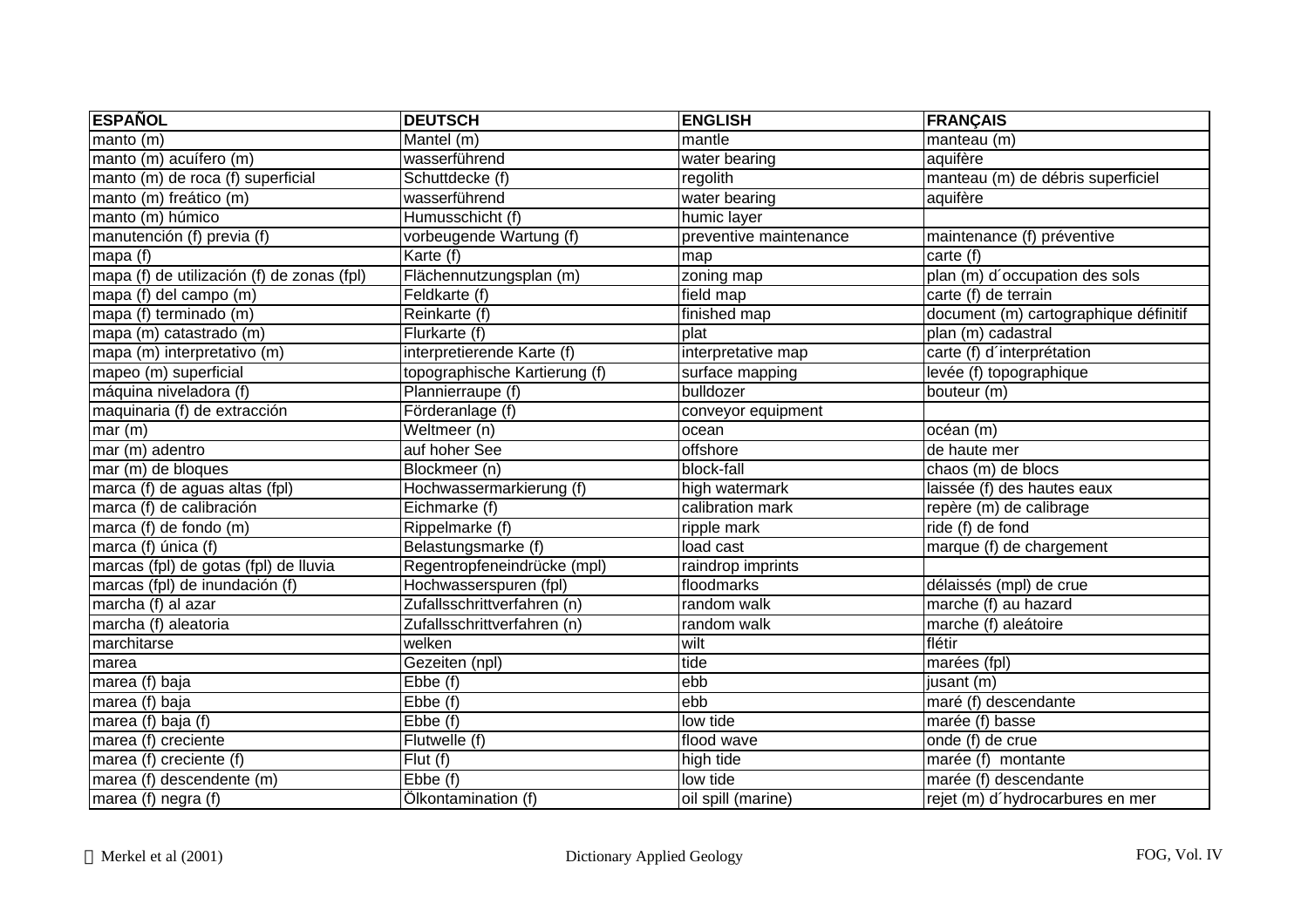| ESPAÑOL | DEUTSCH | ENGLISH | FRANÇAIS |
|---|---|---|---|
| manto (m) | Mantel (m) | mantle | manteau (m) |
| manto (m) acuífero (m) | wasserführend | water bearing | aquifère |
| manto (m) de roca (f) superficial | Schuttdecke (f) | regolith | manteau (m) de débris superficiel |
| manto (m) freático (m) | wasserführend | water bearing | aquifère |
| manto (m) húmico | Humusschicht (f) | humic layer | |
| manutención (f) previa (f) | vorbeugende Wartung (f) | preventive maintenance | maintenance (f) préventive |
| mapa (f) | Karte (f) | map | carte (f) |
| mapa (f) de utilización (f) de zonas (fpl) | Flächennutzungsplan (m) | zoning map | plan (m) d´occupation des sols |
| mapa (f) del campo (m) | Feldkarte (f) | field map | carte (f) de terrain |
| mapa (f) terminado (m) | Reinkarte (f) | finished map | document (m) cartographique définitif |
| mapa (m) catastrado (m) | Flurkarte (f) | plat | plan (m) cadastral |
| mapa (m) interpretativo (m) | interpretierende Karte (f) | interpretative map | carte (f) d´interprétation |
| mapeo (m) superficial | topographische Kartierung (f) | surface mapping | levée (f) topographique |
| máquina niveladora (f) | Plannierraupe (f) | bulldozer | bouteur (m) |
| maquinaria (f) de extracción | Förderanlage (f) | conveyor equipment | |
| mar (m) | Weltmeer (n) | ocean | océan (m) |
| mar (m) adentro | auf hoher See | offshore | de haute mer |
| mar (m) de bloques | Blockmeer (n) | block-fall | chaos (m) de blocs |
| marca (f) de aguas altas (fpl) | Hochwassermarkierung (f) | high watermark | laissée (f) des hautes eaux |
| marca (f) de calibración | Eichmarke (f) | calibration mark | repère (m) de calibrage |
| marca (f) de fondo (m) | Rippelmarke (f) | ripple mark | ride (f) de fond |
| marca (f) única (f) | Belastungsmarke (f) | load cast | marque (f) de chargement |
| marcas (fpl) de gotas (fpl) de lluvia | Regentropfeneindrücke (mpl) | raindrop imprints | |
| marcas (fpl) de inundación (f) | Hochwasserspuren (fpl) | floodmarks | délaissés (mpl) de crue |
| marcha (f) al azar | Zufallsschrittverfahren (n) | random walk | marche (f) au hazard |
| marcha (f) aleatoria | Zufallsschrittverfahren (n) | random walk | marche (f) aleátoire |
| marchitarse | welken | wilt | flétir |
| marea | Gezeiten (npl) | tide | marées (fpl) |
| marea (f) baja | Ebbe (f) | ebb | jusant (m) |
| marea (f) baja | Ebbe (f) | ebb | maré (f) descendante |
| marea (f) baja (f) | Ebbe (f) | low tide | marée (f) basse |
| marea (f) creciente | Flutwelle (f) | flood wave | onde (f) de crue |
| marea (f) creciente (f) | Flut (f) | high tide | marée (f)  montante |
| marea (f) descendente (m) | Ebbe (f) | low tide | marée (f) descendante |
| marea (f) negra (f) | Ölkontamination (f) | oil spill (marine) | rejet (m) d´hydrocarbures en mer |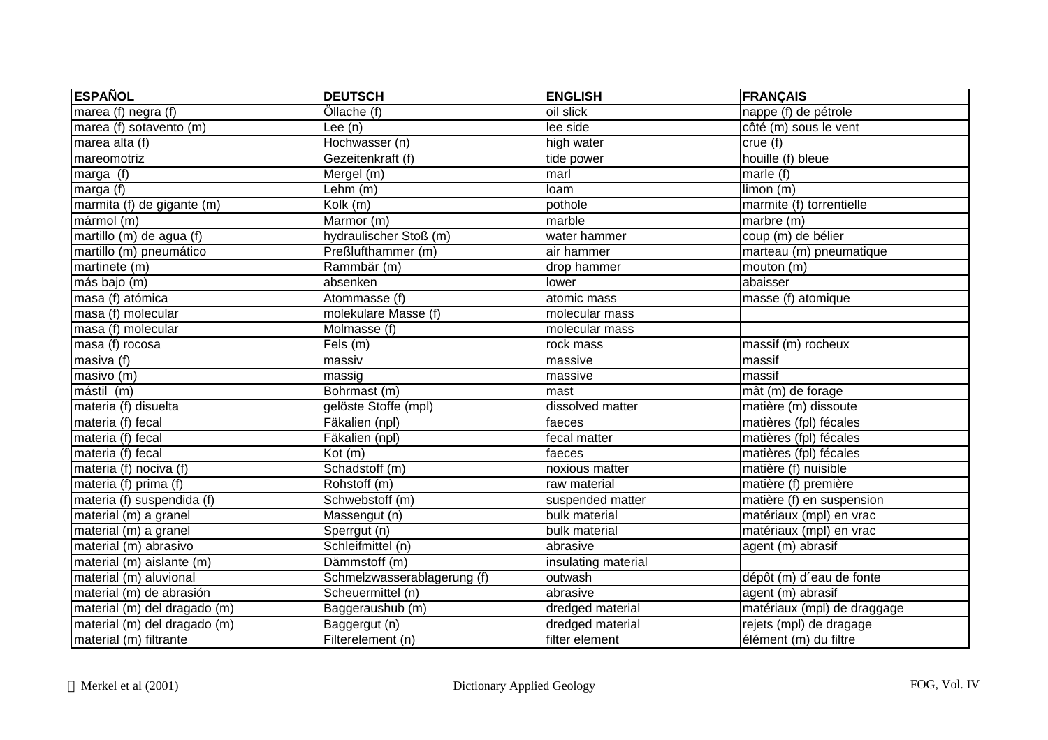| ESPAÑOL | DEUTSCH | ENGLISH | FRANÇAIS |
|---|---|---|---|
| marea (f) negra (f) | Öllache (f) | oil slick | nappe (f) de pétrole |
| marea (f) sotavento (m) | Lee (n) | lee side | côté (m) sous le vent |
| marea alta (f) | Hochwasser (n) | high water | crue (f) |
| mareomotriz | Gezeitenkraft (f) | tide power | houille (f) bleue |
| marga (f) | Mergel (m) | marl | marle (f) |
| marga (f) | Lehm (m) | loam | limon (m) |
| marmita (f) de gigante (m) | Kolk (m) | pothole | marmite (f) torrentielle |
| mármol (m) | Marmor (m) | marble | marbre (m) |
| martillo (m) de agua (f) | hydraulischer Stoß (m) | water hammer | coup (m) de bélier |
| martillo (m) pneumático | Preßlufthammer (m) | air hammer | marteau (m) pneumatique |
| martinete (m) | Rammbär (m) | drop hammer | mouton (m) |
| más bajo (m) | absenken | lower | abaisser |
| masa (f) atómica | Atommasse (f) | atomic mass | masse (f) atomique |
| masa (f) molecular | molekulare Masse (f) | molecular mass | |
| masa (f) molecular | Molmasse (f) | molecular mass | |
| masa (f) rocosa | Fels (m) | rock mass | massif (m) rocheux |
| masiva (f) | massiv | massive | massif |
| masivo (m) | massig | massive | massif |
| mástil (m) | Bohrmast (m) | mast | mât (m) de forage |
| materia (f) disuelta | gelöste Stoffe (mpl) | dissolved matter | matière (m) dissoute |
| materia (f) fecal | Fäkalien (npl) | faeces | matières (fpl) fécales |
| materia (f) fecal | Fäkalien (npl) | fecal matter | matières (fpl) fécales |
| materia (f) fecal | Kot (m) | faeces | matières (fpl) fécales |
| materia (f) nociva (f) | Schadstoff (m) | noxious matter | matière (f) nuisible |
| materia (f) prima (f) | Rohstoff (m) | raw material | matière (f) première |
| materia (f) suspendida (f) | Schwebstoff (m) | suspended matter | matière (f) en suspension |
| material (m) a granel | Massengut (n) | bulk material | matériaux (mpl) en vrac |
| material (m) a granel | Sperrgut (n) | bulk material | matériaux (mpl) en vrac |
| material (m) abrasivo | Schleifmittel (n) | abrasive | agent (m) abrasif |
| material (m) aislante (m) | Dämmstoff (m) | insulating material | |
| material (m) aluvional | Schmelzwasserablagerung (f) | outwash | dépôt (m) d´eau de fonte |
| material (m) de abrasión | Scheuermittel (n) | abrasive | agent (m) abrasif |
| material (m) del dragado (m) | Baggeraushub (m) | dredged material | matériaux (mpl) de draggage |
| material (m) del dragado (m) | Baggergut (n) | dredged material | rejets (mpl) de dragage |
| material (m) filtrante | Filterelement (n) | filter element | élément (m) du filtre |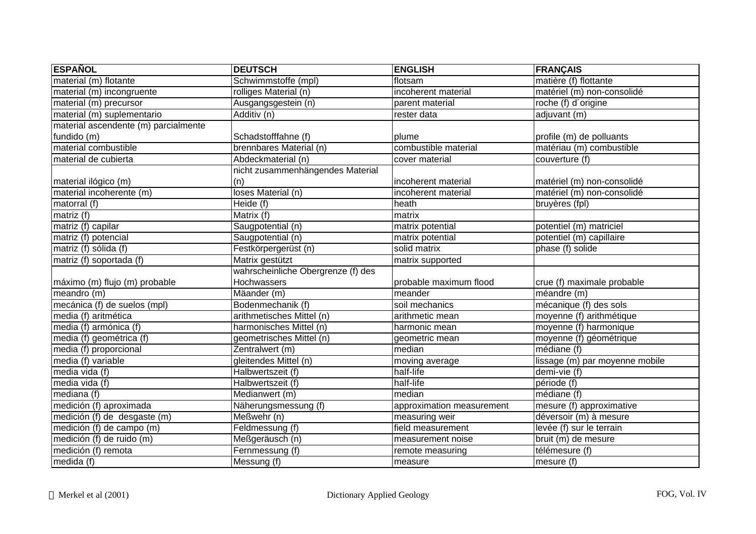| ESPAÑOL | DEUTSCH | ENGLISH | FRANÇAIS |
|---|---|---|---|
| material (m) flotante | Schwimmstoffe (mpl) | flotsam | matière (f) flottante |
| material (m) incongruente | rolliges Material (n) | incoherent material | matériel (m) non-consolidé |
| material (m) precursor | Ausgangsgestein (n) | parent material | roche (f) d´origine |
| material (m) suplementario | Additiv (n) | rester data | adjuvant (m) |
| material ascendente (m) parcialmente fundido (m) | Schadstofffahne (f) | plume | profile (m) de polluants |
| material combustible | brennbares Material (n) | combustible material | matériau (m) combustible |
| material de cubierta | Abdeckmaterial (n) | cover material | couverture (f) |
| material ilógico (m) | nicht zusammenhängendes Material (n) | incoherent material | matériel (m) non-consolidé |
| material incoherente (m) | loses Material (n) | incoherent material | matériel (m) non-consolidé |
| matorral (f) | Heide (f) | heath | bruyères (fpl) |
| matriz (f) | Matrix (f) | matrix | |
| matriz (f) capilar | Saugpotential (n) | matrix potential | potentiel (m) matriciel |
| matriz (f) potencial | Saugpotential (n) | matrix potential | potentiel (m) capillaire |
| matriz (f) sólida (f) | Festkörpergerüst (n) | solid matrix | phase (f) solide |
| matriz (f) soportada (f) | Matrix gestützt | matrix supported | |
| máximo (m) flujo (m) probable | wahrscheinliche Obergrenze (f) des Hochwassers | probable maximum flood | crue (f) maximale probable |
| meandro (m) | Mäander (m) | meander | méandre (m) |
| mecánica (f) de suelos (mpl) | Bodenmechanik (f) | soil mechanics | mécanique (f) des sols |
| media (f) aritmética | arithmetisches Mittel (n) | arithmetic mean | moyenne (f) arithmétique |
| media (f) armónica (f) | harmonisches Mittel (n) | harmonic mean | moyenne (f) harmonique |
| media (f) geométrica (f) | geometrisches Mittel (n) | geometric mean | moyenne (f) géométrique |
| media (f) proporcional | Zentralwert (m) | median | médiane (f) |
| media (f) variable | gleitendes Mittel (n) | moving average | lissage (m) par moyenne mobile |
| media vida (f) | Halbwertszeit (f) | half-life | demi-vie (f) |
| media vida (f) | Halbwertszeit (f) | half-life | période (f) |
| mediana (f) | Medianwert (m) | median | médiane (f) |
| medición (f) aproximada | Näherungsmessung (f) | approximation measurement | mesure (f) approximative |
| medición (f) de desgaste (m) | Meßwehr (n) | measuring weir | déversoir (m) à mesure |
| medición (f) de campo (m) | Feldmessung (f) | field measurement | levée (f) sur le terrain |
| medición (f) de ruido (m) | Meßgeräusch (n) | measurement noise | bruit (m) de mesure |
| medición (f) remota | Fernmessung (f) | remote measuring | télémesure (f) |
| medida (f) | Messung (f) | measure | mesure (f) |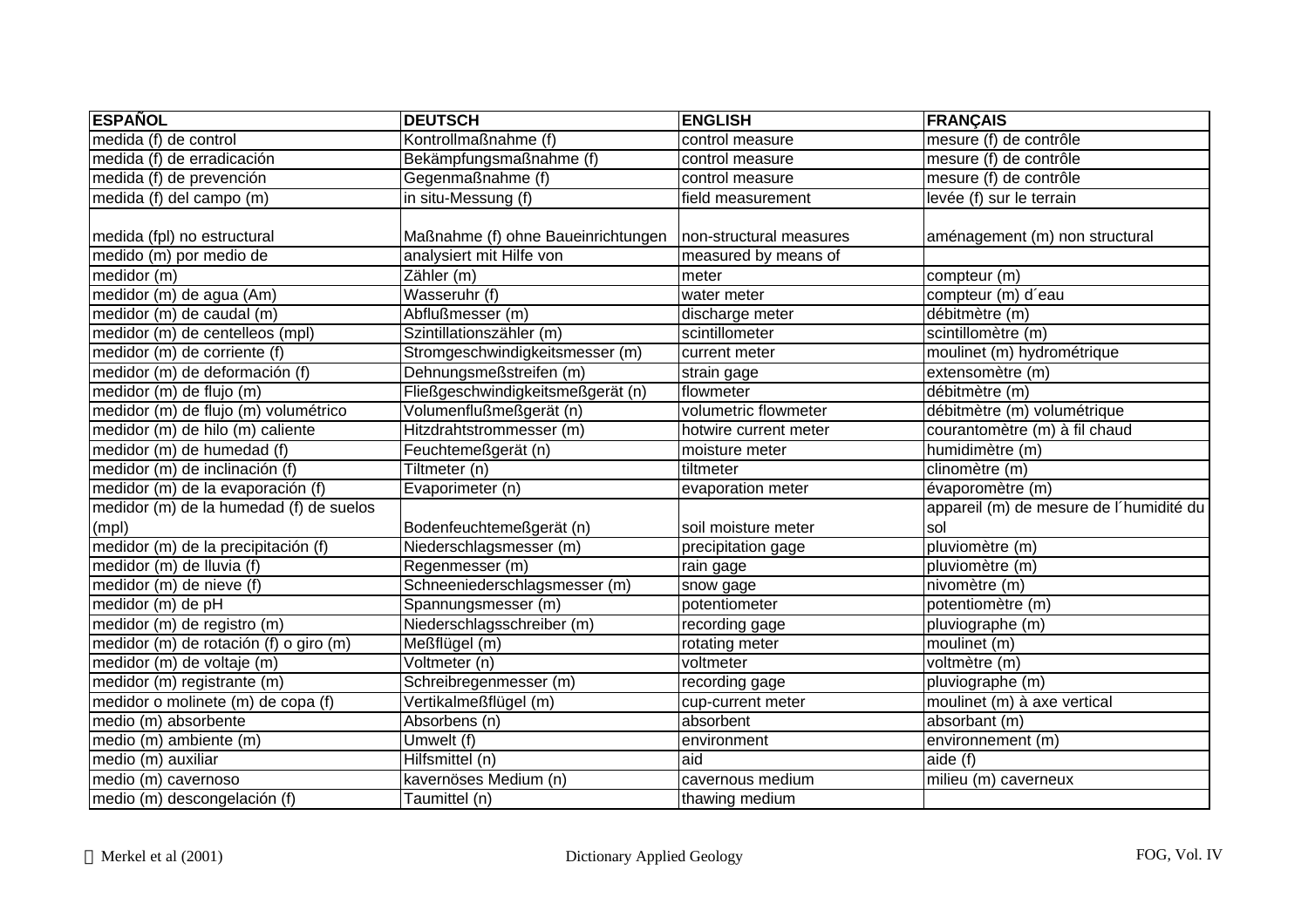| ESPAÑOL | DEUTSCH | ENGLISH | FRANÇAIS |
|---|---|---|---|
| medida (f) de control | Kontrollmaßnahme (f) | control measure | mesure (f) de contrôle |
| medida (f) de erradicación | Bekämpfungsmaßnahme (f) | control measure | mesure (f) de contrôle |
| medida (f) de prevención | Gegenmaßnahme (f) | control measure | mesure (f) de contrôle |
| medida (f) del campo (m) | in situ-Messung (f) | field measurement | levée (f) sur le terrain |
| medida (fpl) no estructural | Maßnahme (f) ohne Baueinrichtungen | non-structural measures | aménagement (m) non structural |
| medido (m) por medio de | analysiert mit Hilfe von | measured by means of | |
| medidor (m) | Zähler (m) | meter | compteur (m) |
| medidor (m) de agua (Am) | Wasseruhr (f) | water meter | compteur (m) d´eau |
| medidor (m) de caudal (m) | Abflußmesser (m) | discharge meter | débitmètre (m) |
| medidor (m) de centelleos (mpl) | Szintillationszähler (m) | scintillometer | scintillomètre (m) |
| medidor (m) de corriente (f) | Stromgeschwindigkeitsmesser (m) | current meter | moulinet (m) hydrométrique |
| medidor (m) de deformación (f) | Dehnungsmeßstreifen (m) | strain gage | extensomètre (m) |
| medidor (m) de flujo (m) | Fließgeschwindigkeitsmeßgerät (n) | flowmeter | débitmètre (m) |
| medidor (m) de flujo (m) volumétrico | Volumenflußmeßgerät (n) | volumetric flowmeter | débitmètre (m) volumétrique |
| medidor (m) de hilo (m) caliente | Hitzdrahtstrommesser (m) | hotwire current meter | courantomètre (m) à fil chaud |
| medidor (m) de humedad (f) | Feuchtemeßgerät (n) | moisture meter | humidimètre (m) |
| medidor (m) de inclinación (f) | Tiltmeter (n) | tiltmeter | clinomètre (m) |
| medidor (m) de la evaporación (f) | Evaporimeter (n) | evaporation meter | évaporomètre (m) |
| medidor (m) de la humedad (f) de suelos (mpl) | Bodenfeuchtemeßgerät (n) | soil moisture meter | appareil (m) de mesure de l´humidité du sol |
| medidor (m) de la precipitación (f) | Niederschlagsmesser (m) | precipitation gage | pluviomètre (m) |
| medidor (m) de lluvia (f) | Regenmesser (m) | rain gage | pluviomètre (m) |
| medidor (m) de nieve (f) | Schneeniederschlagsmesser (m) | snow gage | nivomètre (m) |
| medidor (m) de pH | Spannungsmesser (m) | potentiometer | potentiomètre (m) |
| medidor (m) de registro (m) | Niederschlagsschreiber (m) | recording gage | pluviographe (m) |
| medidor (m) de rotación (f) o giro (m) | Meßflügel (m) | rotating meter | moulinet (m) |
| medidor (m) de voltaje (m) | Voltmeter (n) | voltmeter | voltmètre (m) |
| medidor (m) registrante (m) | Schreibregenmesser (m) | recording gage | pluviographe (m) |
| medidor o molinete (m) de copa (f) | Vertikalmeßflügel (m) | cup-current meter | moulinet (m) à axe vertical |
| medio (m) absorbente | Absorbens (n) | absorbent | absorbant (m) |
| medio (m) ambiente (m) | Umwelt (f) | environment | environnement (m) |
| medio (m) auxiliar | Hilfsmittel (n) | aid | aide (f) |
| medio (m) cavernoso | kavernöses Medium (n) | cavernous medium | milieu (m) caverneux |
| medio (m) descongelación (f) | Taumittel (n) | thawing medium | |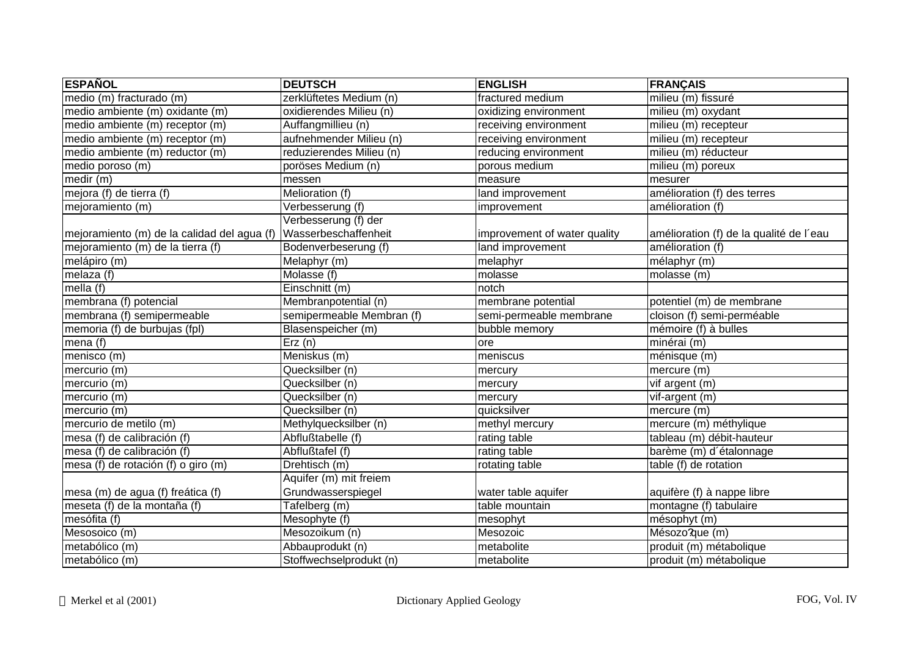| ESPAÑOL | DEUTSCH | ENGLISH | FRANÇAIS |
|---|---|---|---|
| medio (m) fracturado (m) | zerklüftetes Medium (n) | fractured medium | milieu (m) fissuré |
| medio ambiente (m) oxidante (m) | oxidierendes Milieu (n) | oxidizing environment | milieu (m) oxydant |
| medio ambiente (m) receptor (m) | Auffangmillieu (n) | receiving environment | milieu (m) recepteur |
| medio ambiente (m) receptor (m) | aufnehmender Milieu (n) | receiving environment | milieu (m) recepteur |
| medio ambiente (m) reductor (m) | reduzierendes Milieu (n) | reducing environment | milieu (m) réducteur |
| medio poroso (m) | poröses Medium (n) | porous medium | milieu (m) poreux |
| medir (m) | messen | measure | mesurer |
| mejora (f) de tierra (f) | Melioration (f) | land improvement | amélioration (f) des terres |
| mejoramiento (m) | Verbesserung (f) | improvement | amélioration (f) |
| mejoramiento (m) de la calidad del agua (f) | Verbesserung (f) der Wasserbeschaffenheit | improvement of water quality | amélioration (f) de la qualité de l´eau |
| mejoramiento (m) de la tierra (f) | Bodenverbeserung (f) | land improvement | amélioration (f) |
| melápiro (m) | Melaphyr (m) | melaphyr | mélaphyr (m) |
| melaza (f) | Molasse (f) | molasse | molasse (m) |
| mella (f) | Einschnitt (m) | notch | |
| membrana (f) potencial | Membranpotential (n) | membrane potential | potentiel (m) de membrane |
| membrana (f) semipermeable | semipermeable Membran (f) | semi-permeable membrane | cloison (f) semi-perméable |
| memoria (f) de burbujas (fpl) | Blasenspeicher (m) | bubble memory | mémoire (f) à bulles |
| mena (f) | Erz (n) | ore | minérai (m) |
| menisco (m) | Meniskus (m) | meniscus | ménisque (m) |
| mercurio (m) | Quecksilber (n) | mercury | mercure (m) |
| mercurio (m) | Quecksilber (n) | mercury | vif argent (m) |
| mercurio (m) | Quecksilber (n) | mercury | vif-argent (m) |
| mercurio (m) | Quecksilber (n) | quicksilver | mercure (m) |
| mercurio de metilo (m) | Methylquecksilber (n) | methyl mercury | mercure (m) méthylique |
| mesa (f) de calibración (f) | Abflußtabelle (f) | rating table | tableau (m) débit-hauteur |
| mesa (f) de calibración (f) | Abflußtafel (f) | rating table | barème (m) d´étalonnage |
| mesa (f) de rotación (f) o giro (m) | Drehtisch (m) | rotating table | table (f) de rotation |
| mesa (m) de agua (f) freática (f) | Aquifer (m) mit freiem Grundwasserspiegel | water table aquifer | aquifère (f) à nappe libre |
| meseta (f) de la montaña (f) | Tafelberg (m) | table mountain | montagne (f) tabulaire |
| mesófita (f) | Mesophyte (f) | mesophyt | mésophyt (m) |
| Mesosoico (m) | Mesozoikum (n) | Mesozoic | Mésozo?que (m) |
| metabólico (m) | Abbauprodukt (n) | metabolite | produit (m) métabolique |
| metabólico (m) | Stoffwechselprodukt (n) | metabolite | produit (m) métabolique |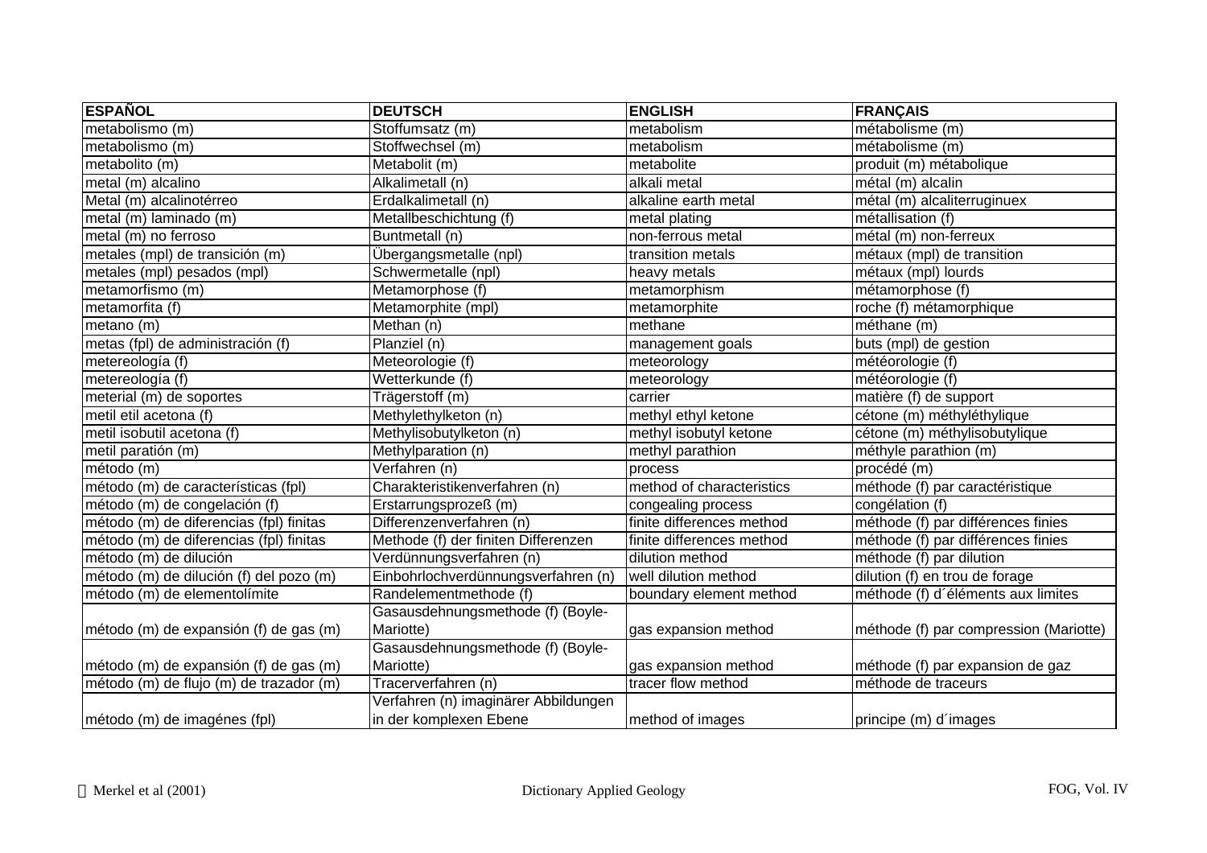| ESPAÑOL | DEUTSCH | ENGLISH | FRANÇAIS |
|---|---|---|---|
| metabolismo (m) | Stoffumsatz (m) | metabolism | métabolisme (m) |
| metabolismo (m) | Stoffwechsel (m) | metabolism | métabolisme (m) |
| metabolito (m) | Metabolit (m) | metabolite | produit (m) métabolique |
| metal (m) alcalino | Alkalimetall (n) | alkali metal | métal (m) alcalin |
| Metal (m) alcalinotérreo | Erdalkalimetall (n) | alkaline earth metal | métal (m) alcaliterruginuex |
| metal (m) laminado (m) | Metallbeschichtung (f) | metal plating | métallisation (f) |
| metal (m) no ferroso | Buntmetall (n) | non-ferrous metal | métal (m) non-ferreux |
| metales (mpl) de transición (m) | Übergangsmetalle (npl) | transition metals | métaux (mpl) de transition |
| metales (mpl) pesados (mpl) | Schwermetalle (npl) | heavy metals | métaux (mpl) lourds |
| metamorfismo (m) | Metamorphose (f) | metamorphism | métamorphose (f) |
| metamorfita (f) | Metamorphite (mpl) | metamorphite | roche (f) métamorphique |
| metano (m) | Methan (n) | methane | méthane (m) |
| metas (fpl) de administración (f) | Planziel (n) | management goals | buts (mpl) de gestion |
| metereología (f) | Meteorologie (f) | meteorology | météorologie (f) |
| metereología (f) | Wetterkunde (f) | meteorology | météorologie (f) |
| meterial (m) de soportes | Trägerstoff (m) | carrier | matière (f) de support |
| metil etil acetona (f) | Methylethylketon (n) | methyl ethyl ketone | cétone (m) méthyléthylique |
| metil isobutil acetona (f) | Methylisobutylketon (n) | methyl isobutyl ketone | cétone (m) méthylisobutylique |
| metil paratión (m) | Methylparation (n) | methyl parathion | méthyle parathion (m) |
| método (m) | Verfahren (n) | process | procédé (m) |
| método (m) de características (fpl) | Charakteristikenverfahren (n) | method of characteristics | méthode (f) par caractéristique |
| método (m) de congelación (f) | Erstarrungsprozeß (m) | congealing process | congélation (f) |
| método (m) de diferencias (fpl) finitas | Differenzenverfahren (n) | finite differences method | méthode (f) par différences finies |
| método (m) de diferencias (fpl) finitas | Methode (f) der finiten Differenzen | finite differences method | méthode (f) par différences finies |
| método (m) de dilución | Verdünnungsverfahren (n) | dilution method | méthode (f) par dilution |
| método (m) de dilución (f) del pozo (m) | Einbohrlochverdünnungsverfahren (n) | well dilution method | dilution (f) en trou de forage |
| método (m) de elementolímite | Randelementmethode (f) | boundary element method | méthode (f) d´éléments aux limites |
| método (m) de expansión (f) de gas (m) | Gasausdehnungsmethode (f) (Boyle-Mariotte) | gas expansion method | méthode (f) par compression (Mariotte) |
| método (m) de expansión (f) de gas (m) | Gasausdehnungsmethode (f) (Boyle-Mariotte) | gas expansion method | méthode (f) par expansion de gaz |
| método (m) de flujo (m) de trazador (m) | Tracerverfahren (n) | tracer flow method | méthode de traceurs |
| método (m) de imagénes (fpl) | Verfahren (n) imaginärer Abbildungen in der komplexen Ebene | method of images | principe (m) d´images |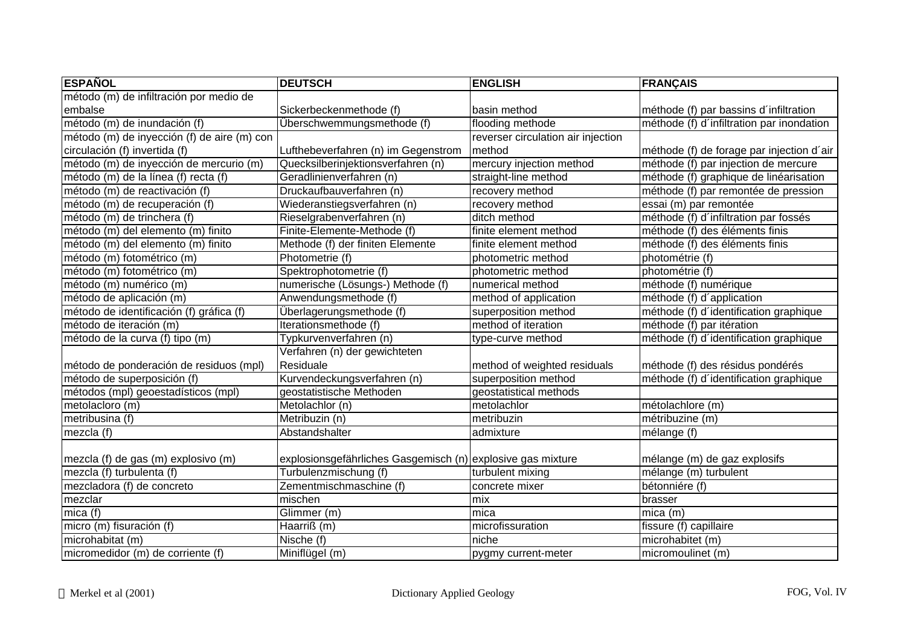| ESPAÑOL | DEUTSCH | ENGLISH | FRANÇAIS |
| --- | --- | --- | --- |
| método (m) de infiltración por medio de embalse | Sickerbeckenmethode (f) | basin method | méthode (f) par bassins d´infiltration |
| método (m) de inundación (f) | Überschwemmungsmethode (f) | flooding methode | méthode (f) d´infiltration par inondation |
| método (m) de inyección (f) de aire (m) con circulación (f) invertida (f) | Lufthebeverfahren (n) im Gegenstrom | reverser circulation air injection method | méthode (f) de forage par injection d´air |
| método (m) de inyección de mercurio (m) | Quecksilberinjektionsverfahren (n) | mercury injection method | méthode (f) par injection de mercure |
| método (m) de la línea (f) recta (f) | Geradlinienverfahren (n) | straight-line method | méthode (f) graphique de linéarisation |
| método (m) de reactivación (f) | Druckaufbauverfahren (n) | recovery method | méthode (f) par remontée de pression |
| método (m) de recuperación (f) | Wiederanstiegsverfahren (n) | recovery method | essai (m) par remontée |
| método (m) de trinchera (f) | Rieselgrabenverfahren (n) | ditch method | méthode (f) d´infiltration par fossés |
| método (m) del elemento (m) finito | Finite-Elemente-Methode (f) | finite element method | méthode (f) des éléments finis |
| método (m) del elemento (m) finito | Methode (f) der finiten Elemente | finite element method | méthode (f) des éléments finis |
| método (m) fotométrico (m) | Photometrie (f) | photometric method | photométrie (f) |
| método (m) fotométrico (m) | Spektrophotometrie (f) | photometric method | photométrie (f) |
| método (m) numérico (m) | numerische (Lösungs-) Methode (f) | numerical method | méthode (f) numérique |
| método de aplicación (m) | Anwendungsmethode (f) | method of application | méthode (f) d´application |
| método de identificación (f) gráfica (f) | Überlagerungsmethode (f) | superposition method | méthode (f) d´identification graphique |
| método de iteración (m) | Iterationsmethode (f) | method of iteration | méthode (f) par itération |
| método de la curva (f) tipo (m) | Typkurvenverfahren (n) | type-curve method | méthode (f) d´identification graphique |
| método de ponderación de residuos (mpl) | Verfahren (n) der gewichteten Residuale | method of weighted residuals | méthode (f) des résidus pondérés |
| método de superposición (f) | Kurvendeckungsverfahren (n) | superposition method | méthode (f) d´identification graphique |
| métodos (mpl) geoestadísticos (mpl) | geostatistische Methoden | geostatistical methods | |
| metolacloro (m) | Metolachlor (n) | metolachlor | métolachlore (m) |
| metribusina (f) | Metribuzin (n) | metribuzin | métribuzine (m) |
| mezcla (f) | Abstandshalter | admixture | mélange (f) |
| mezcla (f) de gas (m) explosivo (m) | explosionsgefährliches Gasgemisch (n) | explosive gas mixture | mélange (m) de gaz explosifs |
| mezcla (f) turbulenta (f) | Turbulenzmischung (f) | turbulent mixing | mélange (m) turbulent |
| mezcladora (f) de concreto | Zementmischmaschine (f) | concrete mixer | bétonniére (f) |
| mezclar | mischen | mix | brasser |
| mica (f) | Glimmer (m) | mica | mica (m) |
| micro (m) fisuración (f) | Haarriß (m) | microfissuration | fissure (f) capillaire |
| microhabitat (m) | Nische (f) | niche | microhabitet (m) |
| micromedidor (m) de corriente (f) | Miniflügel (m) | pygmy current-meter | micromoulinet (m) |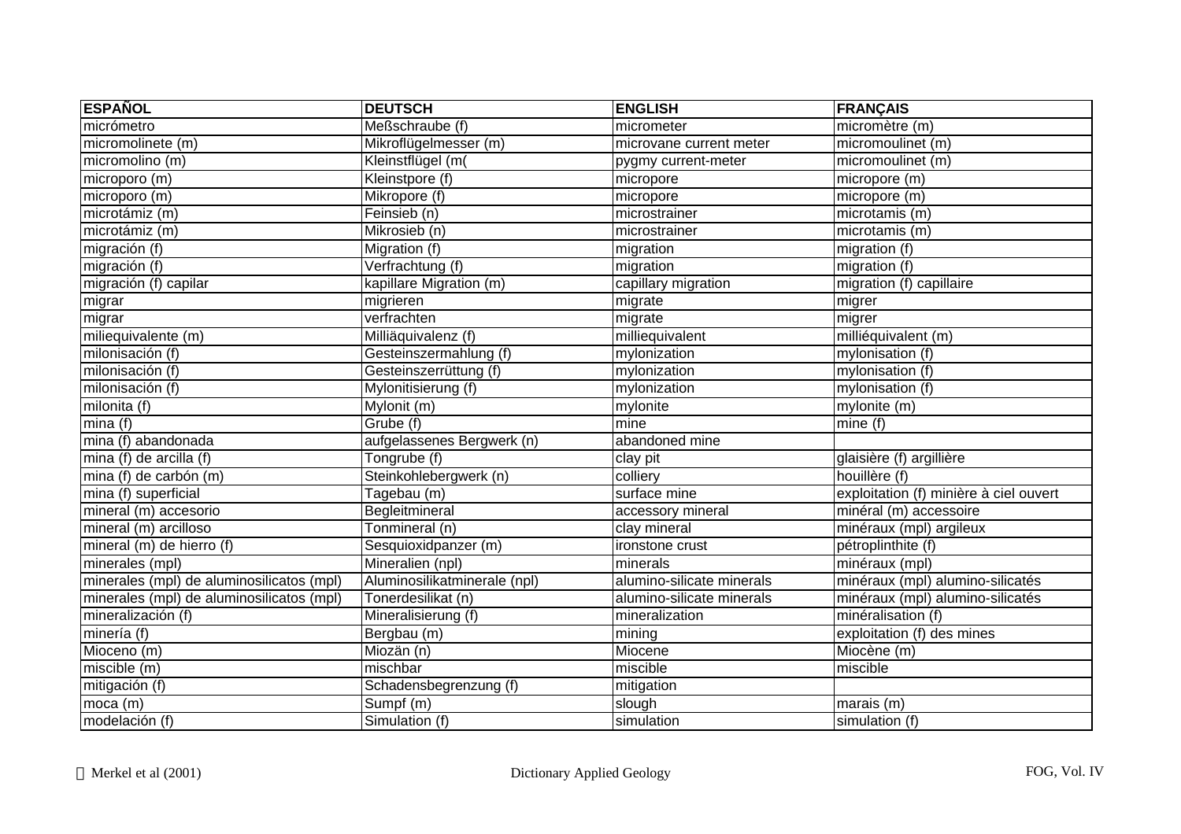| ESPAÑOL | DEUTSCH | ENGLISH | FRANÇAIS |
|---|---|---|---|
| micrómetro | Meßschraube (f) | micrometer | micromètre (m) |
| micromolinete (m) | Mikroflügelmesser (m) | microvane current meter | micromoulinet (m) |
| micromolino (m) | Kleinstflügel (m( | pygmy current-meter | micromoulinet (m) |
| microporo (m) | Kleinstpore (f) | micropore | micropore (m) |
| microporo (m) | Mikropore (f) | micropore | micropore (m) |
| microtámiz (m) | Feinsieb (n) | microstrainer | microtamis (m) |
| microtámiz (m) | Mikrosieb (n) | microstrainer | microtamis (m) |
| migración (f) | Migration (f) | migration | migration (f) |
| migración (f) | Verfrachtung (f) | migration | migration (f) |
| migración (f) capilar | kapillare Migration (m) | capillary migration | migration (f) capillaire |
| migrar | migrieren | migrate | migrer |
| migrar | verfrachten | migrate | migrer |
| miliequivalente (m) | Milliäquivalenz (f) | milliequivalent | milliéquivalent (m) |
| milonisación (f) | Gesteinszermahlung (f) | mylonization | mylonisation (f) |
| milonisación (f) | Gesteinszerrüttung (f) | mylonization | mylonisation (f) |
| milonisación (f) | Mylonitisierung (f) | mylonization | mylonisation (f) |
| milonita (f) | Mylonit (m) | mylonite | mylonite (m) |
| mina (f) | Grube (f) | mine | mine (f) |
| mina (f) abandonada | aufgelassenes Bergwerk (n) | abandoned mine | |
| mina (f) de arcilla (f) | Tongrube (f) | clay pit | glaisière (f) argillière |
| mina (f) de carbón (m) | Steinkohlebergwerk (n) | colliery | houillère (f) |
| mina (f) superficial | Tagebau (m) | surface mine | exploitation (f) minière à ciel ouvert |
| mineral (m) accesorio | Begleitmineral | accessory mineral | minéral (m) accessoire |
| mineral (m) arcilloso | Tonmineral (n) | clay mineral | minéraux (mpl) argileux |
| mineral (m) de hierro (f) | Sesquioxidpanzer (m) | ironstone crust | pétroplinthite (f) |
| minerales (mpl) | Mineralien (npl) | minerals | minéraux (mpl) |
| minerales (mpl) de aluminosilicatos (mpl) | Aluminosilikatminerale (npl) | alumino-silicate minerals | minéraux (mpl) alumino-silicatés |
| minerales (mpl) de aluminosilicatos (mpl) | Tonerdesilikat (n) | alumino-silicate minerals | minéraux (mpl) alumino-silicatés |
| mineralización (f) | Mineralisierung (f) | mineralization | minéralisation (f) |
| minería (f) | Bergbau (m) | mining | exploitation (f) des mines |
| Mioceno (m) | Miozän (n) | Miocene | Miocène (m) |
| miscible (m) | mischbar | miscible | miscible |
| mitigación (f) | Schadensbegrenzung (f) | mitigation | |
| moca (m) | Sumpf (m) | slough | marais (m) |
| modelación (f) | Simulation (f) | simulation | simulation (f) |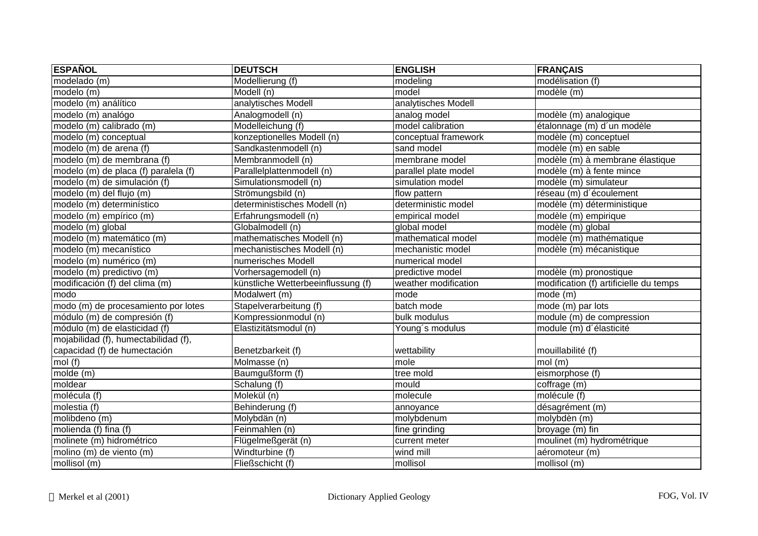| ESPAÑOL | DEUTSCH | ENGLISH | FRANÇAIS |
|---|---|---|---|
| modelado (m) | Modellierung (f) | modeling | modélisation (f) |
| modelo (m) | Modell (n) | model | modèle (m) |
| modelo (m) análítico | analytisches Modell | analytisches Modell | |
| modelo (m) analógo | Analogmodell (n) | analog model | modèle (m) analogique |
| modelo (m) calibrado (m) | Modelleichung (f) | model calibration | étalonnage (m) d´un modèle |
| modelo (m) conceptual | konzeptionelles Modell (n) | conceptual framework | modèle (m) conceptuel |
| modelo (m) de arena (f) | Sandkastenmodell (n) | sand model | modèle (m) en sable |
| modelo (m) de membrana (f) | Membranmodell (n) | membrane model | modèle (m) à membrane élastique |
| modelo (m) de placa (f) paralela (f) | Parallelplattenmodell (n) | parallel plate model | modèle (m) à fente mince |
| modelo (m) de simulación (f) | Simulationsmodell (n) | simulation model | modèle (m) simulateur |
| modelo (m) del flujo (m) | Strömungsbild (n) | flow pattern | réseau (m) d´écoulement |
| modelo (m) determinístico | deterministisches Modell (n) | deterministic model | modèle (m) déterministique |
| modelo (m) empírico (m) | Erfahrungsmodell (n) | empirical model | modèle (m) empirique |
| modelo (m) global | Globalmodell (n) | global model | modèle (m) global |
| modelo (m) matemático (m) | mathematisches Modell (n) | mathematical model | modèle (m) mathématique |
| modelo (m) mecanístico | mechanistisches Modell (n) | mechanistic model | modèle (m) mécanistique |
| modelo (m) numérico (m) | numerisches Modell | numerical model | |
| modelo (m) predictivo (m) | Vorhersagemodell (n) | predictive model | modèle (m) pronostique |
| modificación (f) del clima (m) | künstliche Wetterbeeinflussung (f) | weather modification | modification (f) artificielle du temps |
| modo | Modalwert (m) | mode | mode (m) |
| modo (m) de procesamiento por lotes | Stapelverarbeitung (f) | batch mode | mode (m) par lots |
| módulo (m) de compresión (f) | Kompressionmodul (n) | bulk modulus | module (m) de compression |
| módulo (m) de elasticidad (f) | Elastizitätsmodul (n) | Young´s modulus | module (m) d´élasticité |
| mojabilidad (f), humectabilidad (f), capacidad (f) de humectación | Benetzbarkeit (f) | wettability | mouillabilité (f) |
| mol (f) | Molmasse (n) | mole | mol (m) |
| molde (m) | Baumgußform (f) | tree mold | eismorphose (f) |
| moldear | Schalung (f) | mould | coffrage (m) |
| molécula (f) | Molekül (n) | molecule | molécule (f) |
| molestia (f) | Behinderung (f) | annoyance | désagrément (m) |
| molibdeno (m) | Molybdän (n) | molybdenum | molybdèn (m) |
| molienda (f) fina (f) | Feinmahlen (n) | fine grinding | broyage (m) fin |
| molinete (m) hidrométrico | Flügelmeßgerät (n) | current meter | moulinet (m) hydrométrique |
| molino (m) de viento (m) | Windturbine (f) | wind mill | aéromoteur (m) |
| mollisol (m) | Fließschicht (f) | mollisol | mollisol (m) |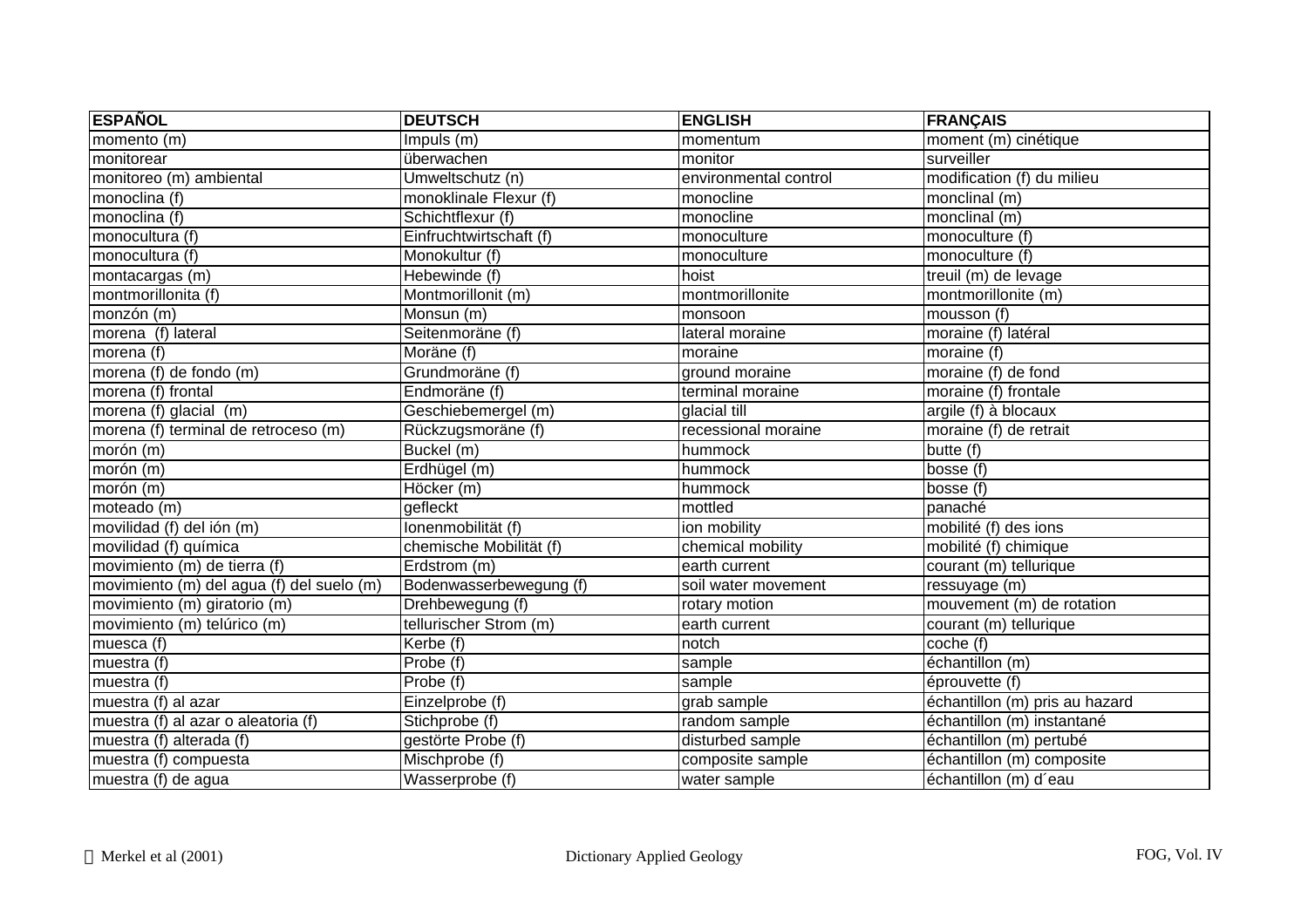| ESPAÑOL | DEUTSCH | ENGLISH | FRANÇAIS |
|---|---|---|---|
| momento (m) | Impuls (m) | momentum | moment (m) cinétique |
| monitorear | überwachen | monitor | surveiller |
| monitoreo (m) ambiental | Umweltschutz (n) | environmental control | modification (f) du milieu |
| monoclina (f) | monoklinale Flexur (f) | monocline | monclinal (m) |
| monoclina (f) | Schichtflexur (f) | monocline | monclinal (m) |
| monocultura (f) | Einfruchtwirtschaft (f) | monoculture | monoculture (f) |
| monocultura (f) | Monokultur (f) | monoculture | monoculture (f) |
| montacargas (m) | Hebewinde (f) | hoist | treuil (m) de levage |
| montmorillonita (f) | Montmorillonit (m) | montmorillonite | montmorillonite (m) |
| monzón (m) | Monsun (m) | monsoon | mousson (f) |
| morena  (f) lateral | Seitenmoräne (f) | lateral moraine | moraine (f) latéral |
| morena (f) | Moräne (f) | moraine | moraine (f) |
| morena (f) de fondo (m) | Grundmoräne (f) | ground moraine | moraine (f) de fond |
| morena (f) frontal | Endmoräne (f) | terminal moraine | moraine (f) frontale |
| morena (f) glacial  (m) | Geschiebemergel (m) | glacial till | argile (f) à blocaux |
| morena (f) terminal de retroceso (m) | Rückzugsmoräne (f) | recessional moraine | moraine (f) de retrait |
| morón (m) | Buckel (m) | hummock | butte (f) |
| morón (m) | Erdhügel (m) | hummock | bosse (f) |
| morón (m) | Höcker (m) | hummock | bosse (f) |
| moteado (m) | gefleckt | mottled | panaché |
| movilidad (f) del ión (m) | Ionenmobilität (f) | ion mobility | mobilité (f) des ions |
| movilidad (f) química | chemische Mobilität (f) | chemical mobility | mobilité (f) chimique |
| movimiento (m) de tierra (f) | Erdstrom (m) | earth current | courant (m) tellurique |
| movimiento (m) del agua (f) del suelo (m) | Bodenwasserbewegung (f) | soil water movement | ressuyage (m) |
| movimiento (m) giratorio (m) | Drehbewegung (f) | rotary motion | mouvement (m) de rotation |
| movimiento (m) telúrico (m) | tellurischer Strom (m) | earth current | courant (m) tellurique |
| muesca (f) | Kerbe (f) | notch | coche (f) |
| muestra (f) | Probe (f) | sample | échantillon (m) |
| muestra (f) | Probe (f) | sample | éprouvette (f) |
| muestra (f) al azar | Einzelprobe (f) | grab sample | échantillon (m) pris au hazard |
| muestra (f) al azar o aleatoria (f) | Stichprobe (f) | random sample | échantillon (m) instantané |
| muestra (f) alterada (f) | gestörte Probe (f) | disturbed sample | échantillon (m) pertubé |
| muestra (f) compuesta | Mischprobe (f) | composite sample | échantillon (m) composite |
| muestra (f) de agua | Wasserprobe (f) | water sample | échantillon (m) d´eau |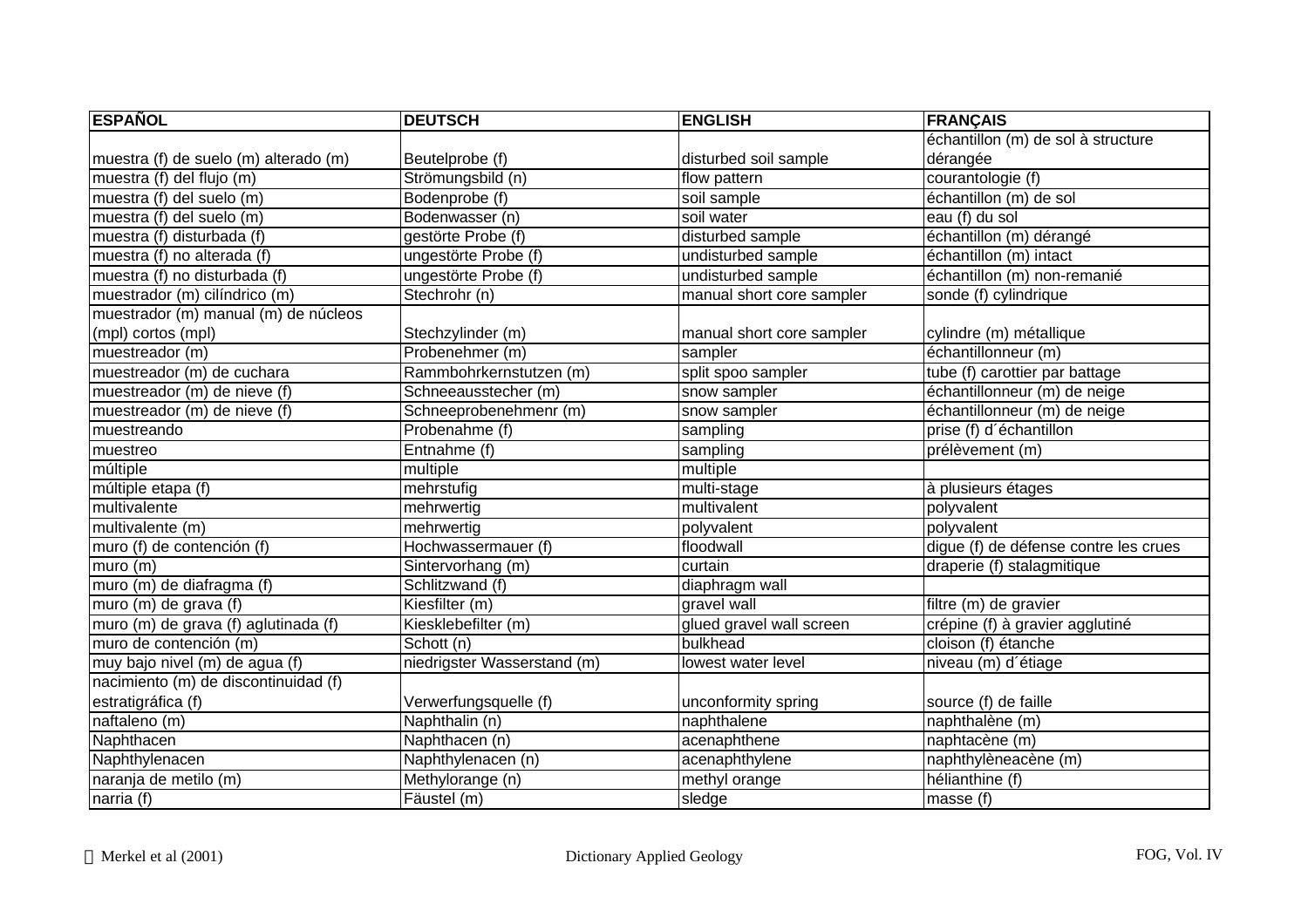| ESPAÑOL | DEUTSCH | ENGLISH | FRANÇAIS |
|---|---|---|---|
| muestra (f) de suelo (m) alterado (m) | Beutelprobe (f) | disturbed soil sample | échantillon (m) de sol à structure dérangée |
| muestra (f) del flujo (m) | Strömungsbild (n) | flow pattern | courantologie (f) |
| muestra (f) del suelo (m) | Bodenprobe (f) | soil sample | échantillon (m) de sol |
| muestra (f) del suelo (m) | Bodenwasser (n) | soil water | eau (f) du sol |
| muestra (f) disturbada (f) | gestörte Probe (f) | disturbed sample | échantillon (m) dérangé |
| muestra (f) no alterada (f) | ungestörte Probe (f) | undisturbed sample | échantillon (m) intact |
| muestra (f) no disturbada (f) | ungestörte Probe (f) | undisturbed sample | échantillon (m) non-remanié |
| muestrador (m) cilíndrico (m) | Stechrohr (n) | manual short core sampler | sonde (f) cylindrique |
| muestrador (m) manual (m) de núcleos (mpl) cortos (mpl) | Stechzylinder (m) | manual short core sampler | cylindre (m) métallique |
| muestreador (m) | Probenehmer (m) | sampler | échantillonneur (m) |
| muestreador (m) de cuchara | Rammbohrkernstutzen (m) | split spoo sampler | tube (f) carottier par battage |
| muestreador (m) de nieve (f) | Schneeausstecher (m) | snow sampler | échantillonneur (m) de neige |
| muestreador (m) de nieve (f) | Schneeprobenehmenr (m) | snow sampler | échantillonneur (m) de neige |
| muestreando | Probenahme (f) | sampling | prise (f) d´échantillon |
| muestreo | Entnahme (f) | sampling | prélèvement (m) |
| múltiple | multiple | multiple | |
| múltiple etapa (f) | mehrstufig | multi-stage | à plusieurs étages |
| multivalente | mehrwertig | multivalent | polyvalent |
| multivalente (m) | mehrwertig | polyvalent | polyvalent |
| muro (f) de contención (f) | Hochwassermauer (f) | floodwall | digue (f) de défense contre les crues |
| muro (m) | Sintervorhang (m) | curtain | draperie (f) stalagmitique |
| muro (m) de diafragma (f) | Schlitzwand (f) | diaphragm wall | |
| muro (m) de grava (f) | Kiesfilter (m) | gravel wall | filtre (m) de gravier |
| muro (m) de grava (f) aglutinada (f) | Kiesklebefilter (m) | glued gravel wall screen | crépine (f) à gravier agglutiné |
| muro de contención (m) | Schott (n) | bulkhead | cloison (f) étanche |
| muy bajo nivel (m) de agua (f) | niedrigster Wasserstand (m) | lowest water level | niveau (m) d´étiage |
| nacimiento (m) de discontinuidad (f) estratigráfica (f) | Verwerfungsquelle (f) | unconformity spring | source (f) de faille |
| naftaleno (m) | Naphthalin (n) | naphthalene | naphthalène (m) |
| Naphthacen | Naphthacen (n) | acenaphthene | naphtacène (m) |
| Naphthylenacen | Naphthylenacen (n) | acenaphthylene | naphthylèneacène (m) |
| naranja de metilo (m) | Methylorange (n) | methyl orange | hélianthine (f) |
| narria (f) | Fäustel (m) | sledge | masse (f) |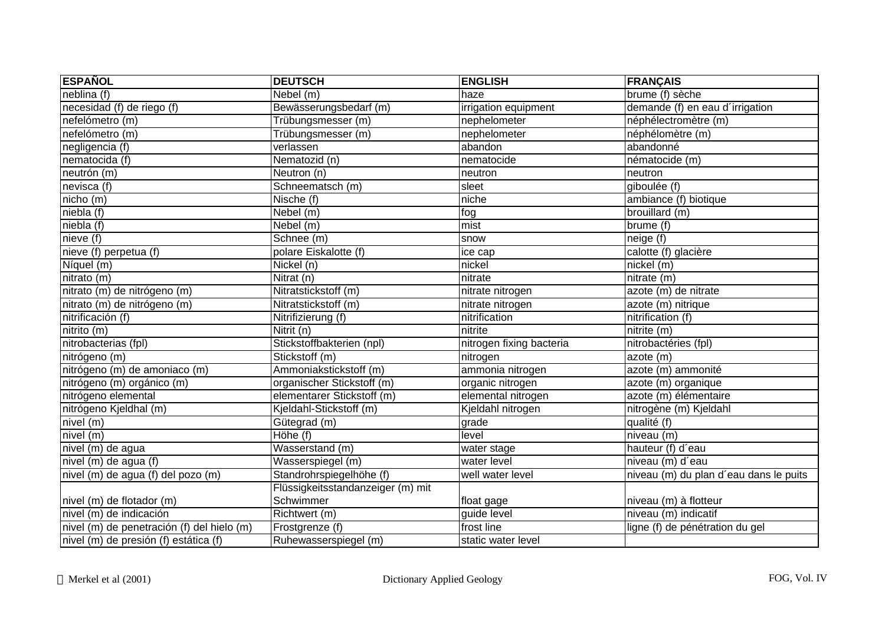| ESPAÑOL | DEUTSCH | ENGLISH | FRANÇAIS |
|---|---|---|---|
| neblina (f) | Nebel (m) | haze | brume (f) sèche |
| necesidad (f) de riego (f) | Bewässerungsbedarf (m) | irrigation equipment | demande (f) en eau d´irrigation |
| nefelómetro (m) | Trübungsmesser (m) | nephelometer | néphélectromètre (m) |
| nefelómetro (m) | Trübungsmesser (m) | nephelometer | néphélomètre (m) |
| negligencia (f) | verlassen | abandon | abandonné |
| nematocida (f) | Nematozid (n) | nematocide | nématocide (m) |
| neutrón (m) | Neutron (n) | neutron | neutron |
| nevisca (f) | Schneematsch (m) | sleet | giboulée (f) |
| nicho (m) | Nische (f) | niche | ambiance (f) biotique |
| niebla (f) | Nebel (m) | fog | brouillard (m) |
| niebla (f) | Nebel (m) | mist | brume (f) |
| nieve (f) | Schnee (m) | snow | neige (f) |
| nieve (f) perpetua (f) | polare Eiskalotte (f) | ice cap | calotte (f) glacière |
| Níquel (m) | Nickel (n) | nickel | nickel (m) |
| nitrato (m) | Nitrat (n) | nitrate | nitrate (m) |
| nitrato (m) de nitrógeno (m) | Nitratstickstoff (m) | nitrate nitrogen | azote (m) de nitrate |
| nitrato (m) de nitrógeno (m) | Nitratstickstoff (m) | nitrate nitrogen | azote (m) nitrique |
| nitrificación (f) | Nitrifizierung (f) | nitrification | nitrification (f) |
| nitrito (m) | Nitrit (n) | nitrite | nitrite (m) |
| nitrobacterias (fpl) | Stickstoffbakterien (npl) | nitrogen fixing bacteria | nitrobactéries (fpl) |
| nitrógeno (m) | Stickstoff (m) | nitrogen | azote (m) |
| nitrógeno (m) de amoniaco (m) | Ammoniakstickstoff (m) | ammonia nitrogen | azote (m) ammonité |
| nitrógeno (m) orgánico (m) | organischer Stickstoff (m) | organic nitrogen | azote (m) organique |
| nitrógeno elemental | elementarer Stickstoff (m) | elemental nitrogen | azote (m) élémentaire |
| nitrógeno Kjeldhal (m) | Kjeldahl-Stickstoff (m) | Kjeldahl nitrogen | nitrogène (m) Kjeldahl |
| nivel (m) | Gütegrad (m) | grade | qualité (f) |
| nivel (m) | Höhe (f) | level | niveau (m) |
| nivel (m) de agua | Wasserstand (m) | water stage | hauteur (f) d´eau |
| nivel (m) de agua (f) | Wasserspiegel (m) | water level | niveau (m) d´eau |
| nivel (m) de agua (f) del pozo (m) | Standrohrspiegelhöhe (f) | well water level | niveau (m) du plan d´eau dans le puits |
| nivel (m) de flotador (m) | Flüssigkeitsstandanzeiger (m) mit Schwimmer | float gage | niveau (m) à flotteur |
| nivel (m) de indicación | Richtwert (m) | guide level | niveau (m) indicatif |
| nivel (m) de penetración (f) del hielo (m) | Frostgrenze (f) | frost line | ligne (f) de pénétration du gel |
| nivel (m) de presión (f) estática (f) | Ruhewasserspiegel (m) | static water level | |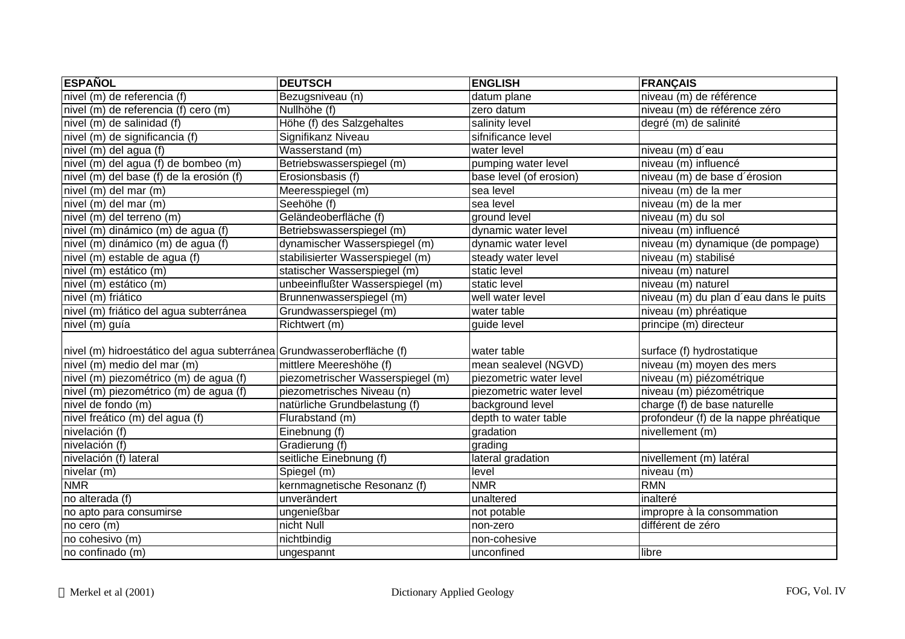| ESPAÑOL | DEUTSCH | ENGLISH | FRANÇAIS |
|---|---|---|---|
| nivel (m) de referencia (f) | Bezugsniveau (n) | datum plane | niveau (m) de référence |
| nivel (m) de referencia (f) cero (m) | Nullhöhe (f) | zero datum | niveau (m) de référence zéro |
| nivel (m) de salinidad (f) | Höhe (f) des Salzgehaltes | salinity level | degré (m) de salinité |
| nivel (m) de significancia (f) | Signifikanz Niveau | sifnificance level | |
| nivel (m) del agua (f) | Wasserstand (m) | water level | niveau (m) d´eau |
| nivel (m) del agua (f) de bombeo (m) | Betriebswasserspiegel (m) | pumping water level | niveau (m) influencé |
| nivel (m) del base (f) de la erosión (f) | Erosionsbasis (f) | base level (of erosion) | niveau (m) de base d´érosion |
| nivel (m) del mar (m) | Meeresspiegel (m) | sea level | niveau (m) de la mer |
| nivel (m) del mar (m) | Seehöhe (f) | sea level | niveau (m) de la mer |
| nivel (m) del terreno (m) | Geländeoberfläche (f) | ground level | niveau (m) du sol |
| nivel (m) dinámico (m) de agua (f) | Betriebswasserspiegel (m) | dynamic water level | niveau (m) influencé |
| nivel (m) dinámico (m) de agua (f) | dynamischer Wasserspiegel (m) | dynamic water level | niveau (m) dynamique (de pompage) |
| nivel (m) estable de agua (f) | stabilisierter Wasserspiegel (m) | steady water level | niveau (m) stabilisé |
| nivel (m) estático (m) | statischer Wasserspiegel (m) | static level | niveau (m) naturel |
| nivel (m) estático (m) | unbeeinflußter Wasserspiegel (m) | static level | niveau (m) naturel |
| nivel (m) friático | Brunnenwasserspiegel (m) | well water level | niveau (m) du plan d´eau dans le puits |
| nivel (m) friático del agua subterránea | Grundwasserspiegel (m) | water table | niveau (m) phréatique |
| nivel (m) guía | Richtwert (m) | guide level | principe (m) directeur |
| nivel (m) hidroestático del agua subterránea | Grundwasseroberfläche (f) | water table | surface (f) hydrostatique |
| nivel (m) medio del mar (m) | mittlere Meereshöhe (f) | mean sealevel (NGVD) | niveau (m) moyen des mers |
| nivel (m) piezométrico (m) de agua (f) | piezometrischer Wasserspiegel (m) | piezometric water level | niveau (m) piézométrique |
| nivel (m) piezométrico (m) de agua (f) | piezometrisches Niveau (n) | piezometric water level | niveau (m) piézométrique |
| nivel de fondo (m) | natürliche Grundbelastung (f) | background level | charge (f) de base naturelle |
| nivel freático (m) del agua (f) | Flurabstand (m) | depth to water table | profondeur (f) de la nappe phréatique |
| nivelación (f) | Einebnung (f) | gradation | nivellement (m) |
| nivelación (f) | Gradierung (f) | grading | |
| nivelación (f) lateral | seitliche Einebnung (f) | lateral gradation | nivellement (m) latéral |
| nivelar (m) | Spiegel (m) | level | niveau (m) |
| NMR | kernmagnetische Resonanz (f) | NMR | RMN |
| no alterada (f) | unverändert | unaltered | inalteré |
| no apto para consumirse | ungenießbar | not potable | impropre à la consommation |
| no cero (m) | nicht Null | non-zero | différent de zéro |
| no cohesivo (m) | nichtbindig | non-cohesive | |
| no confinado (m) | ungespannt | unconfined | libre |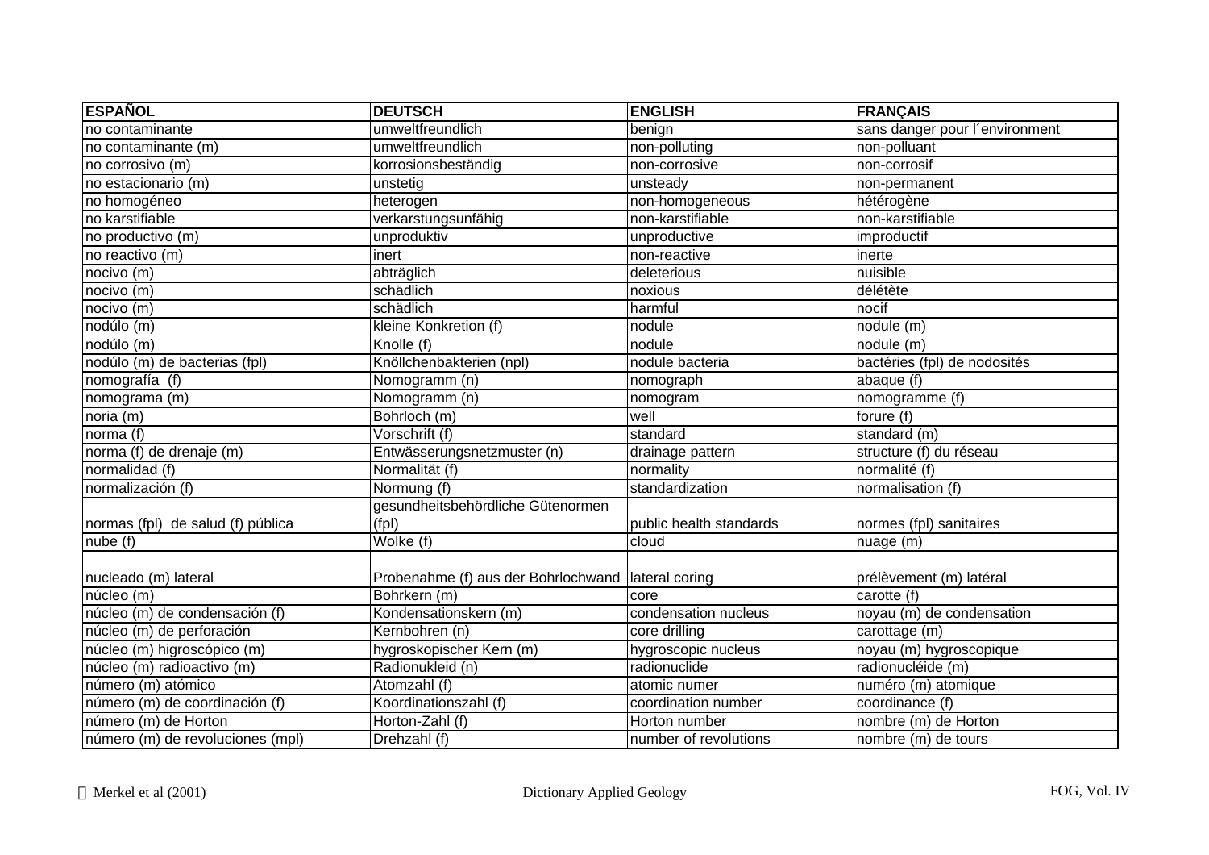| ESPAÑOL | DEUTSCH | ENGLISH | FRANÇAIS |
|---|---|---|---|
| no contaminante | umweltfreundlich | benign | sans danger pour l´environment |
| no contaminante (m) | umweltfreundlich | non-polluting | non-polluant |
| no corrosivo (m) | korrosionsbeständig | non-corrosive | non-corrosif |
| no estacionario (m) | unstetig | unsteady | non-permanent |
| no homogéneo | heterogen | non-homogeneous | hétérogène |
| no karstifiable | verkarstungsunfähig | non-karstifiable | non-karstifiable |
| no productivo (m) | unproduktiv | unproductive | improductif |
| no reactivo (m) | inert | non-reactive | inerte |
| nocivo (m) | abträglich | deleterious | nuisible |
| nocivo (m) | schädlich | noxious | délétète |
| nocivo (m) | schädlich | harmful | nocif |
| nodúlo (m) | kleine Konkretion (f) | nodule | nodule (m) |
| nodúlo (m) | Knolle (f) | nodule | nodule (m) |
| nodúlo (m) de bacterias (fpl) | Knöllchenbakterien (npl) | nodule bacteria | bactéries (fpl) de nodosités |
| nomografía (f) | Nomogramm (n) | nomograph | abaque (f) |
| nomograma (m) | Nomogramm (n) | nomogram | nomogramme (f) |
| noria (m) | Bohrloch (m) | well | forure (f) |
| norma (f) | Vorschrift (f) | standard | standard (m) |
| norma (f) de drenaje (m) | Entwässerungsnetzmuster (n) | drainage pattern | structure (f) du réseau |
| normalidad (f) | Normalität (f) | normality | normalité (f) |
| normalización (f) | Normung (f) | standardization | normalisation (f) |
| normas (fpl) de salud (f) pública | gesundheitsbehördliche Gütenormen (fpl) | public health standards | normes (fpl) sanitaires |
| nube (f) | Wolke (f) | cloud | nuage (m) |
| nucleado (m) lateral | Probenahme (f) aus der Bohrlochwand | lateral coring | prélèvement (m) latéral |
| núcleo (m) | Bohrkern (m) | core | carotte (f) |
| núcleo (m) de condensación (f) | Kondensationskern (m) | condensation nucleus | noyau (m) de condensation |
| núcleo (m) de perforación | Kernbohren (n) | core drilling | carottage (m) |
| núcleo (m) higroscópico (m) | hygroskopischer Kern (m) | hygroscopic nucleus | noyau (m) hygroscopique |
| núcleo (m) radioactivo (m) | Radionukleid (n) | radionuclide | radionucléide (m) |
| número (m) atómico | Atomzahl (f) | atomic numer | numéro (m) atomique |
| número (m) de coordinación (f) | Koordinationszahl (f) | coordination number | coordinance (f) |
| número (m) de Horton | Horton-Zahl (f) | Horton number | nombre (m) de Horton |
| número (m) de revoluciones (mpl) | Drehzahl (f) | number of revolutions | nombre (m) de tours |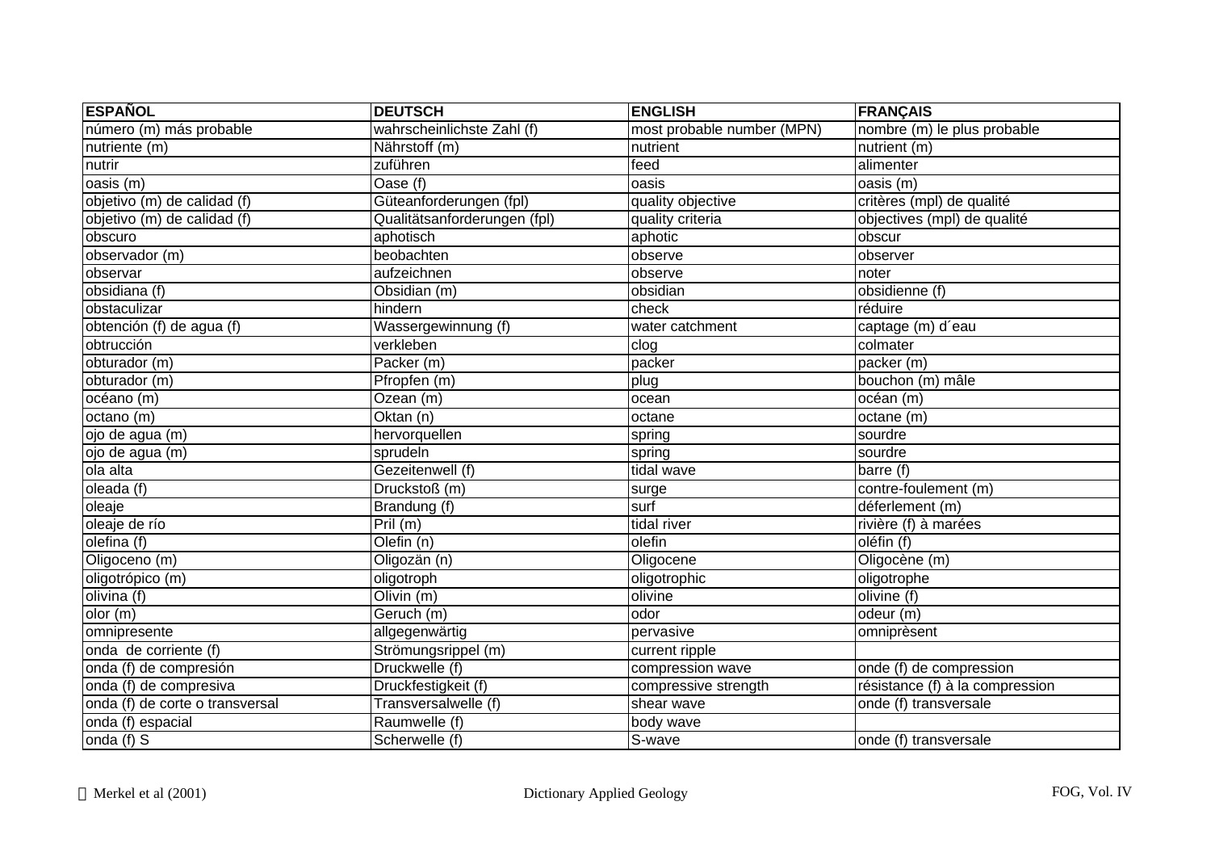| ESPAÑOL | DEUTSCH | ENGLISH | FRANÇAIS |
|---|---|---|---|
| número (m) más probable | wahrscheinlichste Zahl (f) | most probable number (MPN) | nombre (m) le plus probable |
| nutriente (m) | Nährstoff (m) | nutrient | nutrient (m) |
| nutrir | zuführen | feed | alimenter |
| oasis (m) | Oase (f) | oasis | oasis (m) |
| objetivo (m) de calidad (f) | Güteanforderungen (fpl) | quality objective | critères (mpl) de qualité |
| objetivo (m) de calidad (f) | Qualitätsanforderungen (fpl) | quality criteria | objectives (mpl) de qualité |
| obscuro | aphotisch | aphotic | obscur |
| observador (m) | beobachten | observe | observer |
| observar | aufzeichnen | observe | noter |
| obsidiana (f) | Obsidian (m) | obsidian | obsidienne (f) |
| obstaculizar | hindern | check | réduire |
| obtención (f) de agua (f) | Wassergewinnung (f) | water catchment | captage (m) d´eau |
| obtrucción | verkleben | clog | colmater |
| obturador (m) | Packer (m) | packer | packer (m) |
| obturador (m) | Pfropfen (m) | plug | bouchon (m) mâle |
| océano (m) | Ozean (m) | ocean | océan (m) |
| octano (m) | Oktan (n) | octane | octane (m) |
| ojo de agua (m) | hervorquellen | spring | sourdre |
| ojo de agua (m) | sprudeln | spring | sourdre |
| ola alta | Gezeitenwell (f) | tidal wave | barre (f) |
| oleada (f) | Druckstoß (m) | surge | contre-foulement (m) |
| oleaje | Brandung (f) | surf | déferlement (m) |
| oleaje de río | Pril (m) | tidal river | rivière (f) à marées |
| olefina (f) | Olefin (n) | olefin | oléfin (f) |
| Oligoceno (m) | Oligozän (n) | Oligocene | Oligocène (m) |
| oligotrópico (m) | oligotroph | oligotrophic | oligotrophe |
| olivina (f) | Olivin (m) | olivine | olivine (f) |
| olor (m) | Geruch (m) | odor | odeur (m) |
| omnipresente | allgegenwärtig | pervasive | omniprèsent |
| onda de corriente (f) | Strömungsrippel (m) | current ripple | |
| onda (f) de compresión | Druckwelle (f) | compression wave | onde (f) de compression |
| onda (f) de compresiva | Druckfestigkeit (f) | compressive strength | résistance (f) à la compression |
| onda (f) de corte o transversal | Transversalwelle (f) | shear wave | onde (f) transversale |
| onda (f) espacial | Raumwelle (f) | body wave | |
| onda (f) S | Scherwelle (f) | S-wave | onde (f) transversale |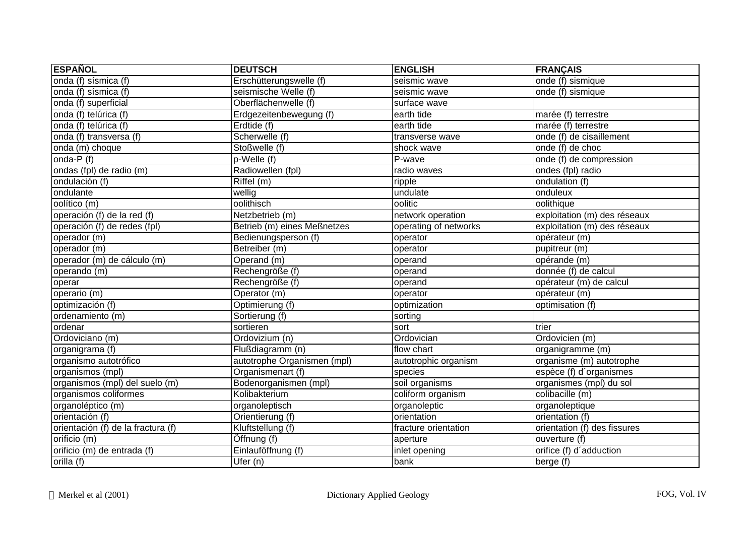| ESPAÑOL | DEUTSCH | ENGLISH | FRANÇAIS |
|---|---|---|---|
| onda (f) sísmica (f) | Erschütterungswelle (f) | seismic wave | onde (f) sismique |
| onda (f) sísmica (f) | seismische Welle (f) | seismic wave | onde (f) sismique |
| onda (f) superficial | Oberflächenwelle (f) | surface wave | |
| onda (f) telúrica (f) | Erdgezeitenbewegung (f) | earth tide | marée (f) terrestre |
| onda (f) telúrica (f) | Erdtide (f) | earth tide | marée (f) terrestre |
| onda (f) transversa (f) | Scherwelle (f) | transverse wave | onde (f) de cisaillement |
| onda (m) choque | Stoßwelle (f) | shock wave | onde (f) de choc |
| onda-P (f) | p-Welle (f) | P-wave | onde (f) de compression |
| ondas (fpl) de radio (m) | Radiowellen (fpl) | radio waves | ondes (fpl) radio |
| ondulación (f) | Riffel (m) | ripple | ondulation (f) |
| ondulante | wellig | undulate | onduleux |
| oolítico (m) | oolithisch | oolitic | oolithique |
| operación (f) de la red (f) | Netzbetrieb (m) | network operation | exploitation (m) des réseaux |
| operación (f) de redes (fpl) | Betrieb (m) eines Meßnetzes | operating of networks | exploitation (m) des réseaux |
| operador (m) | Bedienungsperson (f) | operator | opérateur (m) |
| operador (m) | Betreiber (m) | operator | pupitreur (m) |
| operador (m) de cálculo (m) | Operand (m) | operand | opérande (m) |
| operando (m) | Rechengröße (f) | operand | donnée (f) de calcul |
| operar | Rechengröße (f) | operand | opérateur (m) de calcul |
| operario (m) | Operator (m) | operator | opérateur (m) |
| optimización (f) | Optimierung (f) | optimization | optimisation (f) |
| ordenamiento (m) | Sortierung (f) | sorting | |
| ordenar | sortieren | sort | trier |
| Ordoviciano (m) | Ordovizium (n) | Ordovician | Ordovicien (m) |
| organigrama (f) | Flußdiagramm (n) | flow chart | organigramme (m) |
| organismo autotrófico | autotrophe Organismen (mpl) | autotrophic organism | organisme (m) autotrophe |
| organismos (mpl) | Organismenart (f) | species | espèce (f) d´organismes |
| organismos (mpl) del suelo (m) | Bodenorganismen (mpl) | soil organisms | organismes (mpl) du sol |
| organismos coliformes | Kolibakterium | coliform organism | colibacille (m) |
| organoléptico (m) | organoleptisch | organoleptic | organoleptique |
| orientación (f) | Orientierung (f) | orientation | orientation (f) |
| orientación (f) de la fractura (f) | Kluftstellung (f) | fracture orientation | orientation (f) des fissures |
| orificio (m) | Öffnung (f) | aperture | ouverture (f) |
| orificio (m) de entrada (f) | Einlauföffnung (f) | inlet opening | orifice (f) d´adduction |
| orilla (f) | Ufer (n) | bank | berge (f) |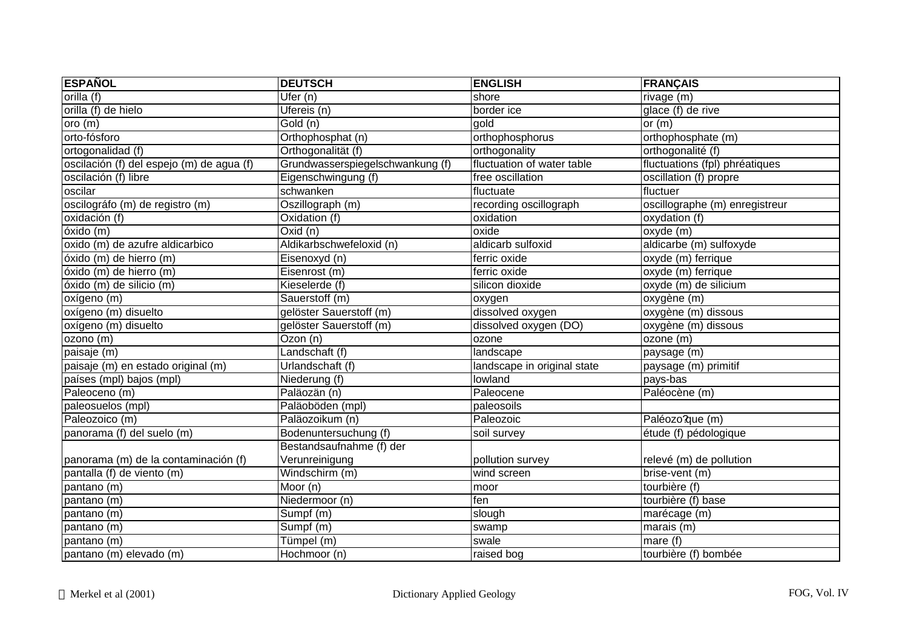| ESPAÑOL | DEUTSCH | ENGLISH | FRANÇAIS |
|---|---|---|---|
| orilla (f) | Ufer (n) | shore | rivage (m) |
| orilla (f) de hielo | Ufereis (n) | border ice | glace (f) de rive |
| oro (m) | Gold (n) | gold | or (m) |
| orto-fósforo | Orthophosphat (n) | orthophosphorus | orthophosphate (m) |
| ortogonalidad (f) | Orthogonalität (f) | orthogonality | orthogonalité (f) |
| oscilación (f) del espejo (m) de agua (f) | Grundwasserspiegelschwankung (f) | fluctuation of water table | fluctuations (fpl) phréatiques |
| oscilación (f) libre | Eigenschwingung (f) | free oscillation | oscillation (f) propre |
| oscilar | schwanken | fluctuate | fluctuer |
| oscilográfo (m) de registro (m) | Oszillograph (m) | recording oscillograph | oscillographe (m) enregistreur |
| oxidación (f) | Oxidation (f) | oxidation | oxydation (f) |
| óxido (m) | Oxid (n) | oxide | oxyde (m) |
| oxido (m) de azufre aldicarbico | Aldikarbschwefeloxid (n) | aldicarb sulfoxid | aldicarbe (m) sulfoxyde |
| óxido (m) de hierro (m) | Eisenoxyd (n) | ferric oxide | oxyde (m) ferrique |
| óxido (m) de hierro (m) | Eisenrost (m) | ferric oxide | oxyde (m) ferrique |
| óxido (m) de silicio (m) | Kieselerde (f) | silicon dioxide | oxyde (m) de silicium |
| oxígeno (m) | Sauerstoff (m) | oxygen | oxygène (m) |
| oxígeno (m) disuelto | gelöster Sauerstoff (m) | dissolved oxygen | oxygène (m) dissous |
| oxígeno (m) disuelto | gelöster Sauerstoff (m) | dissolved oxygen (DO) | oxygène (m) dissous |
| ozono (m) | Ozon (n) | ozone | ozone (m) |
| paisaje (m) | Landschaft (f) | landscape | paysage (m) |
| paisaje (m) en estado original (m) | Urlandschaft (f) | landscape in original state | paysage (m) primitif |
| países (mpl) bajos (mpl) | Niederung (f) | lowland | pays-bas |
| Paleoceno (m) | Paläozän (n) | Paleocene | Paléocène (m) |
| paleosuelos (mpl) | Paläoböden (mpl) | paleosoils | |
| Paleozoico (m) | Paläozoikum (n) | Paleozoic | Paléozo?que (m) |
| panorama (f) del suelo (m) | Bodenuntersuchung (f) | soil survey | étude (f) pédologique |
| panorama (m) de la contaminación (f) | Bestandsaufnahme (f) der Verunreinigung | pollution survey | relevé (m) de pollution |
| pantalla (f) de viento (m) | Windschirm (m) | wind screen | brise-vent (m) |
| pantano (m) | Moor (n) | moor | tourbière (f) |
| pantano (m) | Niedermoor (n) | fen | tourbière (f) base |
| pantano (m) | Sumpf (m) | slough | marécage (m) |
| pantano (m) | Sumpf (m) | swamp | marais (m) |
| pantano (m) | Tümpel (m) | swale | mare (f) |
| pantano (m) elevado (m) | Hochmoor (n) | raised bog | tourbière (f) bombée |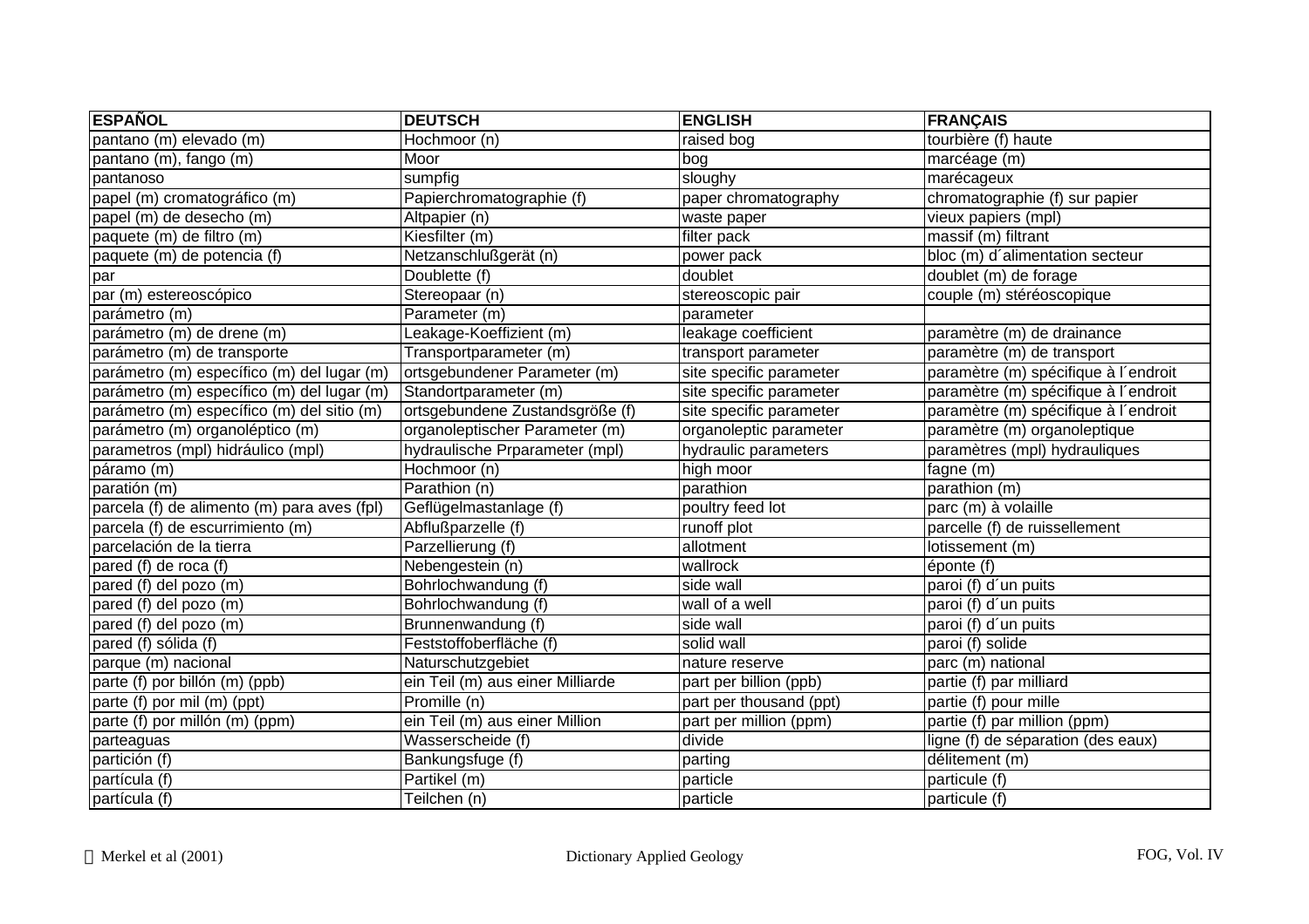| ESPAÑOL | DEUTSCH | ENGLISH | FRANÇAIS |
|---|---|---|---|
| pantano (m) elevado (m) | Hochmoor (n) | raised bog | tourbière (f) haute |
| pantano (m), fango (m) | Moor | bog | marcéage (m) |
| pantanoso | sumpfig | sloughy | marécageux |
| papel (m) cromatográfico (m) | Papierchromatographie (f) | paper chromatography | chromatographie (f) sur papier |
| papel (m) de desecho (m) | Altpapier (n) | waste paper | vieux papiers (mpl) |
| paquete (m) de filtro (m) | Kiesfilter (m) | filter pack | massif (m) filtrant |
| paquete (m) de potencia (f) | Netzanschlußgerät (n) | power pack | bloc (m) d´alimentation secteur |
| par | Doublette (f) | doublet | doublet (m) de forage |
| par (m) estereoscópico | Stereopaar (n) | stereoscopic pair | couple (m) stéréoscopique |
| parámetro (m) | Parameter (m) | parameter | |
| parámetro (m) de drene (m) | Leakage-Koeffizient (m) | leakage coefficient | paramètre (m) de drainance |
| parámetro (m) de transporte | Transportparameter (m) | transport parameter | paramètre (m) de transport |
| parámetro (m) específico (m) del lugar (m) | ortsgebundener Parameter (m) | site specific parameter | paramètre (m) spécifique à l´endroit |
| parámetro (m) específico (m) del lugar (m) | Standortparameter (m) | site specific parameter | paramètre (m) spécifique à l´endroit |
| parámetro (m) específico (m) del sitio (m) | ortsgebundene Zustandsgröße (f) | site specific parameter | paramètre (m) spécifique à l´endroit |
| parámetro (m) organoléptico (m) | organoleptischer Parameter (m) | organoleptic parameter | paramètre (m) organoleptique |
| parametros (mpl) hidráulico (mpl) | hydraulische Prparameter (mpl) | hydraulic parameters | paramètres (mpl) hydrauliques |
| páramo (m) | Hochmoor (n) | high moor | fagne (m) |
| paratión (m) | Parathion (n) | parathion | parathion (m) |
| parcela (f) de alimento (m) para aves (fpl) | Geflügelmastanlage (f) | poultry feed lot | parc (m) à volaille |
| parcela (f) de escurrimiento (m) | Abflußparzelle (f) | runoff plot | parcelle (f) de ruissellement |
| parcelación de la tierra | Parzellierung (f) | allotment | lotissement (m) |
| pared (f) de roca (f) | Nebengestein (n) | wallrock | éponte (f) |
| pared (f) del pozo (m) | Bohrlochwandung (f) | side wall | paroi (f) d´un puits |
| pared (f) del pozo (m) | Bohrlochwandung (f) | wall of a well | paroi (f) d´un puits |
| pared (f) del pozo (m) | Brunnenwandung (f) | side wall | paroi (f) d´un puits |
| pared (f) sólida (f) | Feststoffoberfläche (f) | solid wall | paroi (f) solide |
| parque (m) nacional | Naturschutzgebiet | nature reserve | parc (m) national |
| parte (f) por billón (m) (ppb) | ein Teil (m) aus einer Milliarde | part per billion (ppb) | partie (f) par milliard |
| parte (f) por mil (m) (ppt) | Promille (n) | part per thousand (ppt) | partie (f) pour mille |
| parte (f) por millón (m) (ppm) | ein Teil (m) aus einer Million | part per million (ppm) | partie (f) par million (ppm) |
| parteaguas | Wasserscheide (f) | divide | ligne (f) de séparation (des eaux) |
| partición (f) | Bankungsfuge (f) | parting | délitement (m) |
| partícula (f) | Partikel (m) | particle | particule (f) |
| partícula (f) | Teilchen (n) | particle | particule (f) |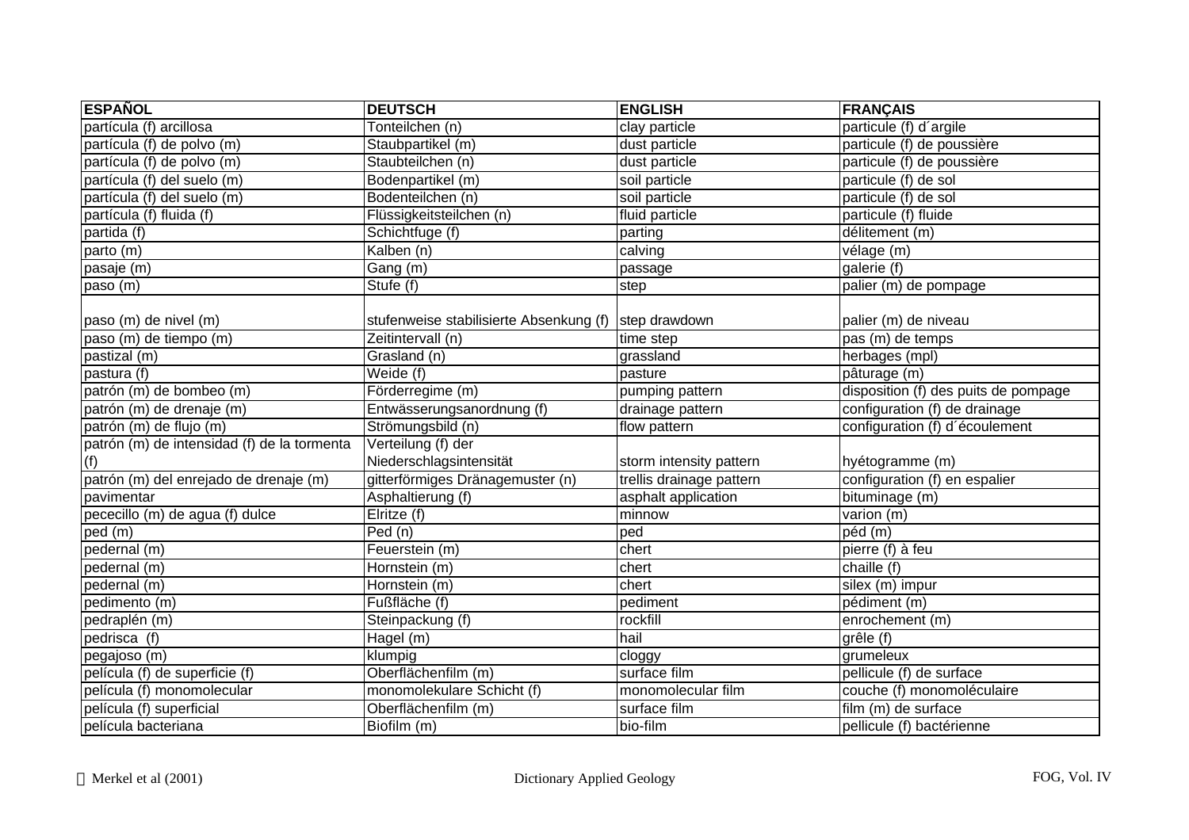| ESPAÑOL | DEUTSCH | ENGLISH | FRANÇAIS |
|---|---|---|---|
| partícula (f) arcillosa | Tonteilchen (n) | clay particle | particule (f) d´argile |
| partícula (f) de polvo (m) | Staubpartikel (m) | dust particle | particule (f) de poussière |
| partícula (f) de polvo (m) | Staubteilchen (n) | dust particle | particule (f) de poussière |
| partícula (f) del suelo (m) | Bodenpartikel (m) | soil particle | particule (f) de sol |
| partícula (f) del suelo (m) | Bodenteilchen (n) | soil particle | particule (f) de sol |
| partícula (f) fluida (f) | Flüssigkeitsteilchen (n) | fluid particle | particule (f) fluide |
| partida (f) | Schichtfuge (f) | parting | délitement (m) |
| parto (m) | Kalben (n) | calving | vélage (m) |
| pasaje (m) | Gang (m) | passage | galerie (f) |
| paso (m) | Stufe (f) | step | palier (m) de pompage |
| paso (m) de nivel (m) | stufenweise stabilisierte Absenkung (f) | step drawdown | palier (m) de niveau |
| paso (m) de tiempo (m) | Zeitintervall (n) | time step | pas (m) de temps |
| pastizal (m) | Grasland (n) | grassland | herbages (mpl) |
| pastura (f) | Weide (f) | pasture | pâturage (m) |
| patrón (m) de bombeo (m) | Förderregime (m) | pumping pattern | disposition (f) des puits de pompage |
| patrón (m) de drenaje (m) | Entwässerungsanordnung (f) | drainage pattern | configuration (f) de drainage |
| patrón (m) de flujo (m) | Strömungsbild (n) | flow pattern | configuration (f) d´écoulement |
| patrón (m) de intensidad (f) de la tormenta (f) | Verteilung (f) der Niederschlagsintensität | storm intensity pattern | hyétogramme (m) |
| patrón (m) del enrejado de drenaje (m) | gitterförmiges Dränagemuster (n) | trellis drainage pattern | configuration (f) en espalier |
| pavimentar | Asphaltierung (f) | asphalt application | bituminage (m) |
| pececillo (m) de agua (f) dulce | Elritze (f) | minnow | varion (m) |
| ped (m) | Ped (n) | ped | péd (m) |
| pedernal (m) | Feuerstein (m) | chert | pierre (f) à feu |
| pedernal (m) | Hornstein (m) | chert | chaille (f) |
| pedernal (m) | Hornstein (m) | chert | silex (m) impur |
| pedimento (m) | Fußfläche (f) | pediment | pédiment (m) |
| pedraplén (m) | Steinpackung (f) | rockfill | enrochement (m) |
| pedrisca (f) | Hagel (m) | hail | grêle (f) |
| pegajoso (m) | klumpig | cloggy | grumeleux |
| película (f) de superficie (f) | Oberflächenfilm (m) | surface film | pellicule (f) de surface |
| película (f) monomolecular | monomolekulare Schicht (f) | monomolecular film | couche (f) monomoléculaire |
| película (f) superficial | Oberflächenfilm (m) | surface film | film (m) de surface |
| película bacteriana | Biofilm (m) | bio-film | pellicule (f) bactérienne |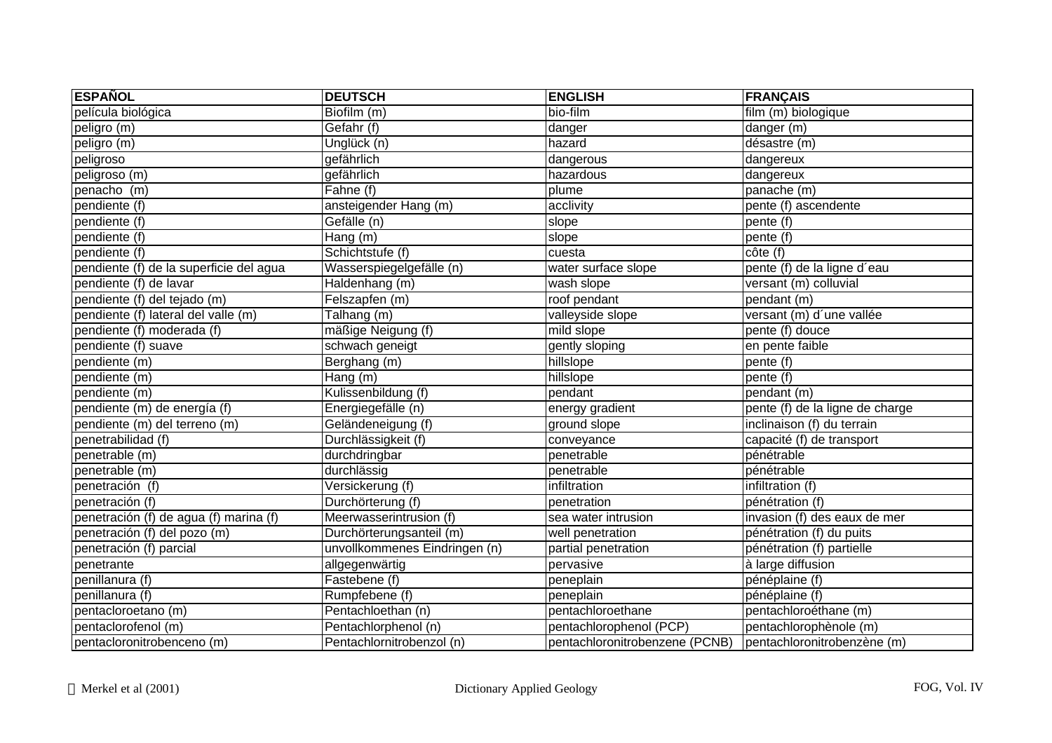| ESPAÑOL | DEUTSCH | ENGLISH | FRANÇAIS |
|---|---|---|---|
| película biológica | Biofilm (m) | bio-film | film (m) biologique |
| peligro (m) | Gefahr (f) | danger | danger (m) |
| peligro (m) | Unglück (n) | hazard | désastre (m) |
| peligroso | gefährlich | dangerous | dangereux |
| peligroso (m) | gefährlich | hazardous | dangereux |
| penacho  (m) | Fahne (f) | plume | panache (m) |
| pendiente (f) | ansteigender Hang (m) | acclivity | pente (f) ascendente |
| pendiente (f) | Gefälle (n) | slope | pente (f) |
| pendiente (f) | Hang (m) | slope | pente (f) |
| pendiente (f) | Schichtstufe (f) | cuesta | côte (f) |
| pendiente (f) de la superficie del agua | Wasserspiegelgefälle (n) | water surface slope | pente (f) de la ligne d´eau |
| pendiente (f) de lavar | Haldenhang (m) | wash slope | versant (m) colluvial |
| pendiente (f) del tejado (m) | Felszapfen (m) | roof pendant | pendant (m) |
| pendiente (f) lateral del valle (m) | Talhang (m) | valleyside slope | versant (m) d´une vallée |
| pendiente (f) moderada (f) | mäßige Neigung (f) | mild slope | pente (f) douce |
| pendiente (f) suave | schwach geneigt | gently sloping | en pente faible |
| pendiente (m) | Berghang (m) | hillslope | pente (f) |
| pendiente (m) | Hang (m) | hillslope | pente (f) |
| pendiente (m) | Kulissenbildung (f) | pendant | pendant (m) |
| pendiente (m) de energía (f) | Energiegefälle (n) | energy gradient | pente (f) de la ligne de charge |
| pendiente (m) del terreno (m) | Geländeneigung (f) | ground slope | inclinaison (f) du terrain |
| penetrabilidad (f) | Durchlässigkeit (f) | conveyance | capacité (f) de transport |
| penetrable (m) | durchdringbar | penetrable | pénétrable |
| penetrable (m) | durchlässig | penetrable | pénétrable |
| penetración  (f) | Versickerung (f) | infiltration | infiltration (f) |
| penetración (f) | Durchörterung (f) | penetration | pénétration (f) |
| penetración (f) de agua (f) marina (f) | Meerwasserintrusion (f) | sea water intrusion | invasion (f) des eaux de mer |
| penetración (f) del pozo (m) | Durchörterungsanteil (m) | well penetration | pénétration (f) du puits |
| penetración (f) parcial | unvollkommenes Eindringen (n) | partial penetration | pénétration (f) partielle |
| penetrante | allgegenwärtig | pervasive | à large diffusion |
| penillanura (f) | Fastebene (f) | peneplain | pénéplaine (f) |
| penillanura (f) | Rumpfebene (f) | peneplain | pénéplaine (f) |
| pentacloroetano (m) | Pentachloethan (n) | pentachloroethane | pentachloroéthane (m) |
| pentaclorofenol (m) | Pentachlorphenol (n) | pentachlorophenol (PCP) | pentachlorophènole (m) |
| pentacloronitrobenceno (m) | Pentachlornitrobenzol (n) | pentachloronitrobenzene (PCNB) | pentachloronitrobenzène (m) |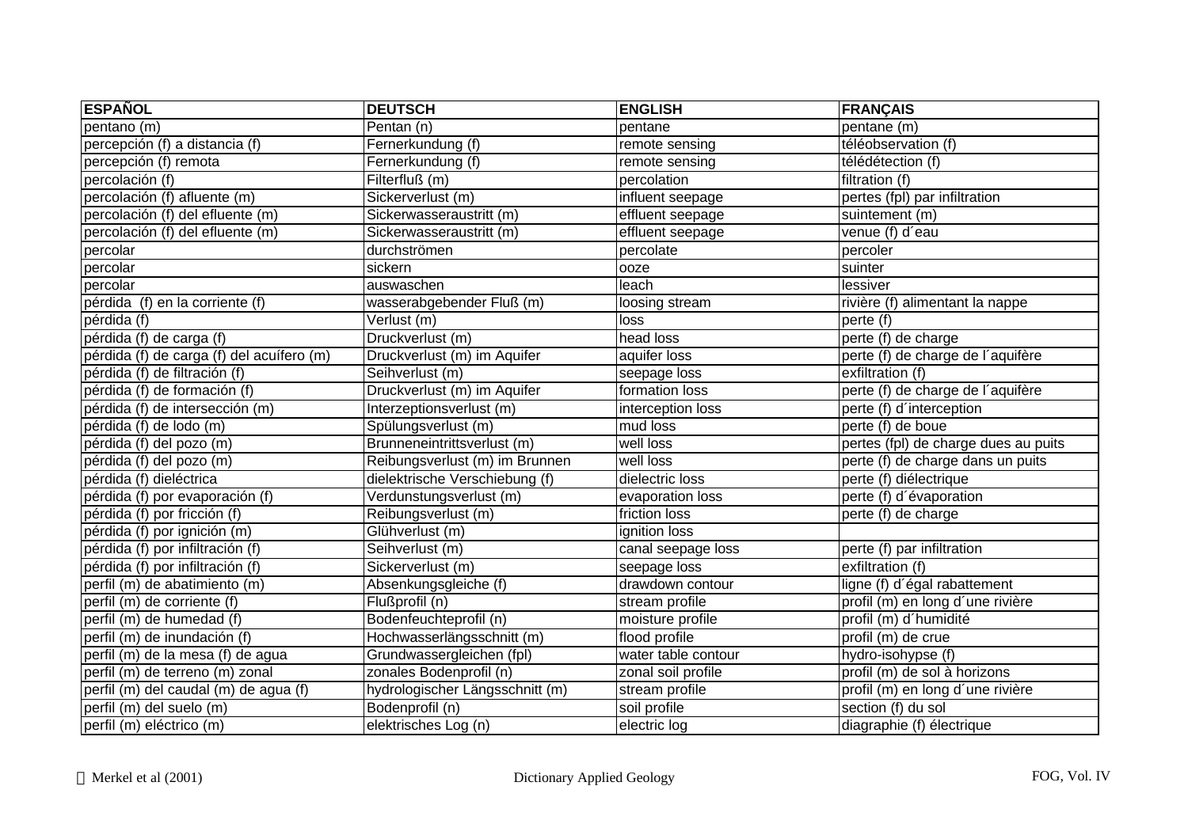| ESPAÑOL | DEUTSCH | ENGLISH | FRANÇAIS |
|---|---|---|---|
| pentano (m) | Pentan (n) | pentane | pentane (m) |
| percepción (f) a distancia (f) | Fernerkundung (f) | remote sensing | téléobservation (f) |
| percepción (f) remota | Fernerkundung (f) | remote sensing | télédétection (f) |
| percolación (f) | Filterfluß (m) | percolation | filtration (f) |
| percolación (f) afluente (m) | Sickerverlust (m) | influent seepage | pertes (fpl) par infiltration |
| percolación (f) del efluente (m) | Sickerwasseraustritt (m) | effluent seepage | suintement (m) |
| percolación (f) del efluente (m) | Sickerwasseraustritt (m) | effluent seepage | venue (f) d´eau |
| percolar | durchströmen | percolate | percoler |
| percolar | sickern | ooze | suinter |
| percolar | auswaschen | leach | lessiver |
| pérdida  (f) en la corriente (f) | wasserabgebender Fluß (m) | loosing stream | rivière (f) alimentant la nappe |
| pérdida (f) | Verlust (m) | loss | perte (f) |
| pérdida (f) de carga (f) | Druckverlust (m) | head loss | perte (f) de charge |
| pérdida (f) de carga (f) del acuífero (m) | Druckverlust (m) im Aquifer | aquifer loss | perte (f) de charge de l´aquifère |
| pérdida (f) de filtración (f) | Seihverlust (m) | seepage loss | exfiltration (f) |
| pérdida (f) de formación (f) | Druckverlust (m) im Aquifer | formation loss | perte (f) de charge de l´aquifère |
| pérdida (f) de intersección (m) | Interzeptionsverlust (m) | interception loss | perte (f) d´interception |
| pérdida (f) de lodo (m) | Spülungsverlust (m) | mud loss | perte (f) de boue |
| pérdida (f) del pozo (m) | Brunneneintrittsverlust (m) | well loss | pertes (fpl) de charge dues au puits |
| pérdida (f) del pozo (m) | Reibungsverlust (m) im Brunnen | well loss | perte (f) de charge dans un puits |
| pérdida (f) dieléctrica | dielektrische Verschiebung (f) | dielectric loss | perte (f) diélectrique |
| pérdida (f) por evaporación (f) | Verdunstungsverlust (m) | evaporation loss | perte (f) d´évaporation |
| pérdida (f) por fricción (f) | Reibungsverlust (m) | friction loss | perte (f) de charge |
| pérdida (f) por ignición (m) | Glühverlust (m) | ignition loss | |
| pérdida (f) por infiltración (f) | Seihverlust (m) | canal seepage loss | perte (f) par infiltration |
| pérdida (f) por infiltración (f) | Sickerverlust (m) | seepage loss | exfiltration (f) |
| perfil (m) de abatimiento (m) | Absenkungsgleiche (f) | drawdown contour | ligne (f) d´égal rabattement |
| perfil (m) de corriente (f) | Flußprofil (n) | stream profile | profil (m) en long d´une rivière |
| perfil (m) de humedad (f) | Bodenfeuchteprofil (n) | moisture profile | profil (m) d´humidité |
| perfil (m) de inundación (f) | Hochwasserlängsschnitt (m) | flood profile | profil (m) de crue |
| perfil (m) de la mesa (f) de agua | Grundwassergleichen (fpl) | water table contour | hydro-isohypse (f) |
| perfil (m) de terreno (m) zonal | zonales Bodenprofil (n) | zonal soil profile | profil (m) de sol à horizons |
| perfil (m) del caudal (m) de agua (f) | hydrologischer Längsschnitt (m) | stream profile | profil (m) en long d´une rivière |
| perfil (m) del suelo (m) | Bodenprofil (n) | soil profile | section (f) du sol |
| perfil (m) eléctrico (m) | elektrisches Log (n) | electric log | diagraphie (f) électrique |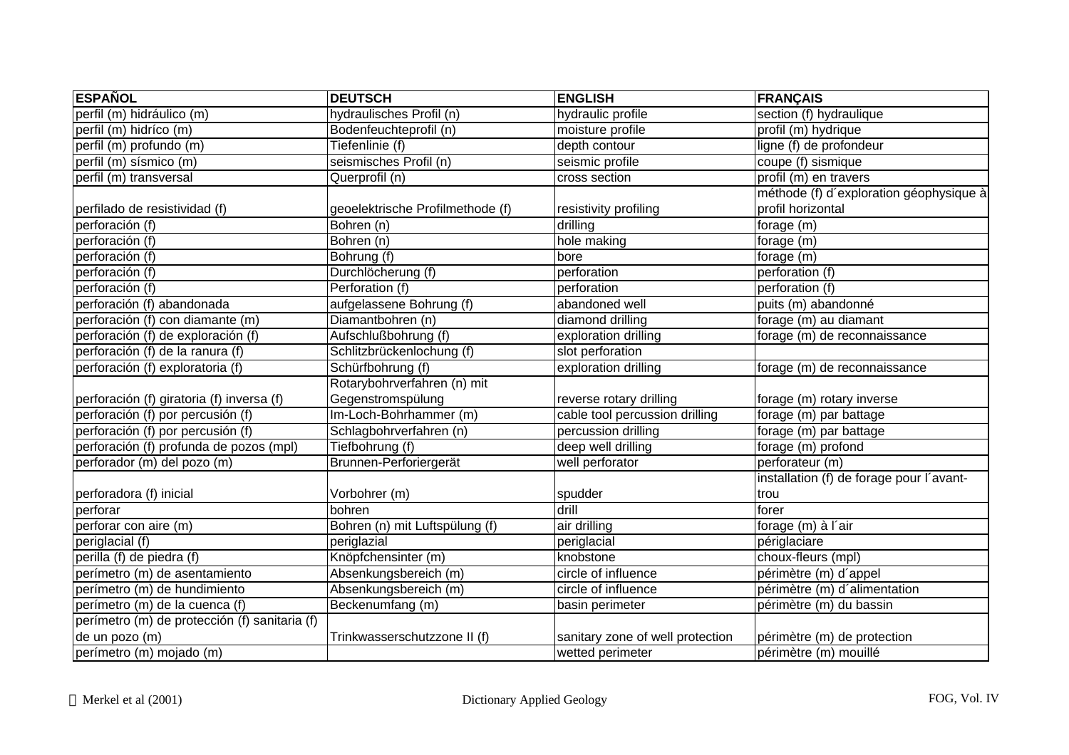| ESPAÑOL | DEUTSCH | ENGLISH | FRANÇAIS |
|---|---|---|---|
| perfil (m) hidráulico (m) | hydraulisches Profil (n) | hydraulic profile | section (f) hydraulique |
| perfil (m) hidríco (m) | Bodenfeuchteprofil (n) | moisture profile | profil (m) hydrique |
| perfil (m) profundo (m) | Tiefenlinie (f) | depth contour | ligne (f) de profondeur |
| perfil (m) sísmico (m) | seismisches Profil (n) | seismic profile | coupe (f) sismique |
| perfil (m) transversal | Querprofil (n) | cross section | profil (m) en travers |
| perfilado de resistividad (f) | geoelektrische Profilmethode (f) | resistivity profiling | méthode (f) d´exploration géophysique à profil horizontal |
| perforación (f) | Bohren (n) | drilling | forage (m) |
| perforación (f) | Bohren (n) | hole making | forage (m) |
| perforación (f) | Bohrung (f) | bore | forage (m) |
| perforación (f) | Durchlöcherung (f) | perforation | perforation (f) |
| perforación (f) | Perforation (f) | perforation | perforation (f) |
| perforación (f) abandonada | aufgelassene Bohrung (f) | abandoned well | puits (m) abandonné |
| perforación (f) con diamante (m) | Diamantbohren (n) | diamond drilling | forage (m) au diamant |
| perforación (f) de exploración (f) | Aufschlußbohrung (f) | exploration drilling | forage (m) de reconnaissance |
| perforación (f) de la ranura (f) | Schlitzbrückenlochung (f) | slot perforation | |
| perforación (f) exploratoria (f) | Schürfbohrung (f) | exploration drilling | forage (m) de reconnaissance |
| perforación (f) giratoria (f) inversa (f) | Rotarybohrverfahren (n) mit Gegenstromspülung | reverse rotary drilling | forage (m) rotary inverse |
| perforación (f) por percusión (f) | Im-Loch-Bohrhammer (m) | cable tool percussion drilling | forage (m) par battage |
| perforación (f) por percusión (f) | Schlagbohrverfahren (n) | percussion drilling | forage (m) par battage |
| perforación (f) profunda de pozos (mpl) | Tiefbohrung (f) | deep well drilling | forage (m) profond |
| perforador (m) del pozo (m) | Brunnen-Perforiergerät | well perforator | perforateur (m) |
| perforadora (f) inicial | Vorbohrer (m) | spudder | installation (f) de forage pour l´avant-trou |
| perforar | bohren | drill | forer |
| perforar con aire (m) | Bohren (n) mit Luftspülung (f) | air drilling | forage (m) à l´air |
| periglacial (f) | periglazial | periglacial | périglaciare |
| perilla (f) de piedra (f) | Knöpfchensinter (m) | knobstone | choux-fleurs (mpl) |
| perímetro (m) de asentamiento | Absenkungsbereich (m) | circle of influence | périmètre (m) d´appel |
| perímetro (m) de hundimiento | Absenkungsbereich (m) | circle of influence | périmètre (m) d´alimentation |
| perímetro (m) de la cuenca (f) | Beckenumfang (m) | basin perimeter | périmètre (m) du bassin |
| perímetro (m) de protección (f) sanitaria (f) de un pozo (m) | Trinkwasserschutzzone II (f) | sanitary zone of well protection | périmètre (m) de protection |
| perímetro (m) mojado (m) | | wetted perimeter | périmètre (m) mouillé |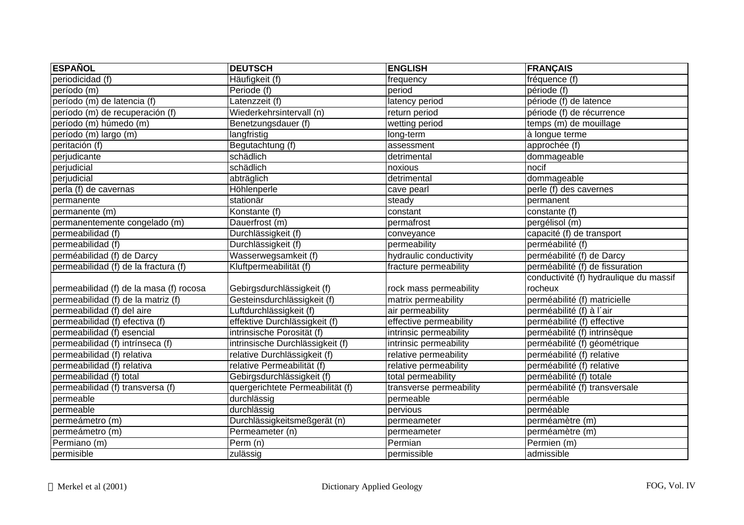| ESPAÑOL | DEUTSCH | ENGLISH | FRANÇAIS |
|---|---|---|---|
| periodicidad (f) | Häufigkeit (f) | frequency | fréquence (f) |
| período (m) | Periode (f) | period | période (f) |
| período (m) de latencia (f) | Latenzzeit (f) | latency period | période (f) de latence |
| período (m) de recuperación (f) | Wiederkehrsintervall (n) | return period | période (f) de récurrence |
| período (m) húmedo (m) | Benetzungsdauer (f) | wetting period | temps (m) de mouillage |
| período (m) largo (m) | langfristig | long-term | à longue terme |
| peritación (f) | Begutachtung (f) | assessment | approchée (f) |
| perjudicante | schädlich | detrimental | dommageable |
| perjudicial | schädlich | noxious | nocif |
| perjudicial | abträglich | detrimental | dommageable |
| perla (f) de cavernas | Höhlenperle | cave pearl | perle (f) des cavernes |
| permanente | stationär | steady | permanent |
| permanente (m) | Konstante (f) | constant | constante (f) |
| permanentemente congelado (m) | Dauerfrost (m) | permafrost | pergélisol (m) |
| permeabilidad (f) | Durchlässigkeit (f) | conveyance | capacité (f) de transport |
| permeabilidad (f) | Durchlässigkeit (f) | permeability | perméabilité (f) |
| perméabilidad (f) de Darcy | Wasserwegsamkeit (f) | hydraulic conductivity | perméabilité (f) de Darcy |
| permeabilidad (f) de la fractura (f) | Kluftpermeabilität (f) | fracture permeability | perméabilité (f) de fissuration |
| permeabilidad (f) de la masa (f) rocosa | Gebirgsdurchlässigkeit (f) | rock mass permeability | conductivité (f) hydraulique du massif rocheux |
| permeabilidad (f) de la matriz (f) | Gesteinsdurchlässigkeit (f) | matrix permeability | perméabilité (f) matricielle |
| permeabilidad (f) del aire | Luftdurchlässigkeit (f) | air permeability | perméabilité (f) à l´air |
| permeabilidad (f) efectiva (f) | effektive Durchlässigkeit (f) | effective permeability | perméabilité (f) effective |
| permeabilidad (f) esencial | intrinsische Porosität (f) | intrinsic permeability | perméabilité (f) intrinsèque |
| permeabilidad (f) intrínseca (f) | intrinsische Durchlässigkeit (f) | intrinsic permeability | perméabilité (f) géométrique |
| permeabilidad (f) relativa | relative Durchlässigkeit (f) | relative permeability | perméabilité (f) relative |
| permeabilidad (f) relativa | relative Permeabilität (f) | relative permeability | perméabilité (f) relative |
| permeabilidad (f) total | Gebirgsdurchlässigkeit (f) | total permeability | perméabilité (f) totale |
| permeabilidad (f) transversa (f) | quergerichtete Permeabilität (f) | transverse permeability | perméabilité (f) transversale |
| permeable | durchlässig | permeable | perméable |
| permeable | durchlässig | pervious | perméable |
| permeámetro (m) | Durchlässigkeitsmeßgerät (n) | permeameter | perméamètre (m) |
| permeámetro (m) | Permeameter (n) | permeameter | perméamètre (m) |
| Permiano (m) | Perm (n) | Permian | Permien (m) |
| permisible | zulässig | permissible | admissible |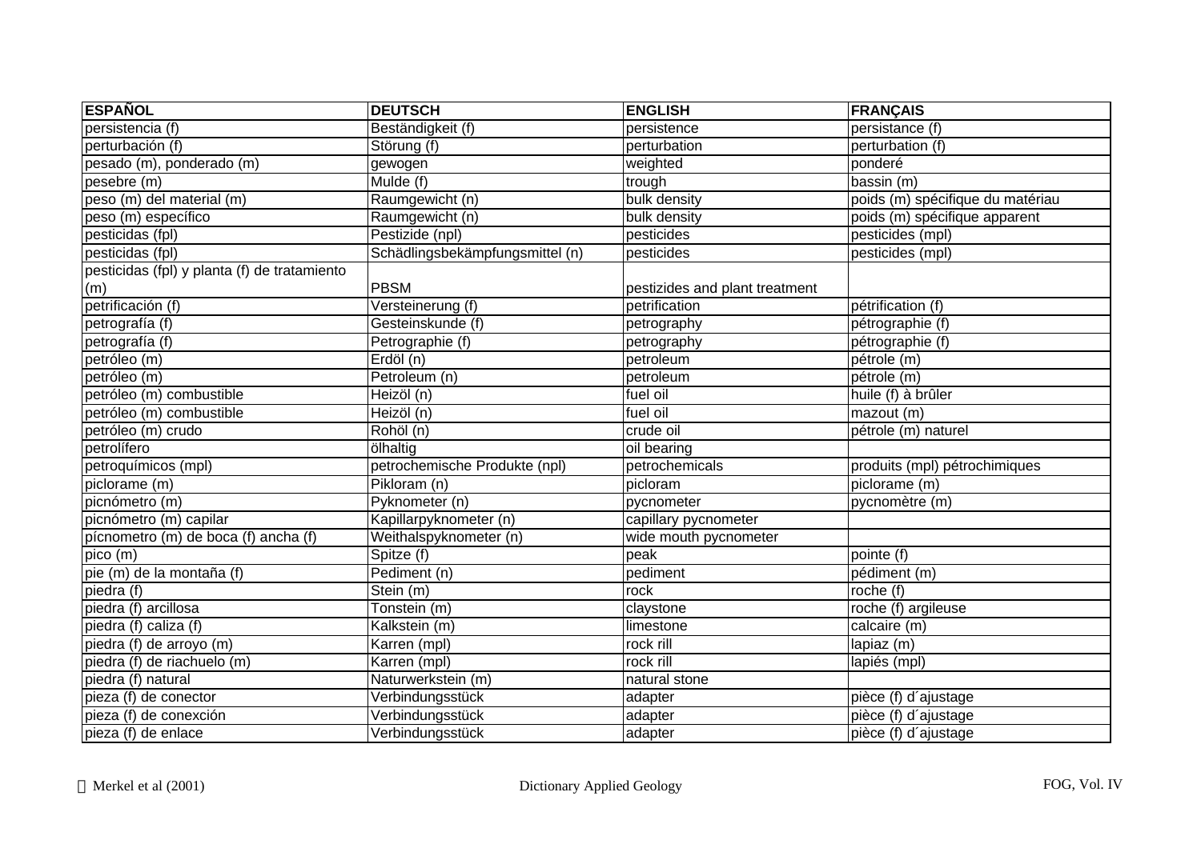| ESPAÑOL | DEUTSCH | ENGLISH | FRANÇAIS |
|---|---|---|---|
| persistencia (f) | Beständigkeit (f) | persistence | persistance (f) |
| perturbación (f) | Störung (f) | perturbation | perturbation (f) |
| pesado (m), ponderado (m) | gewogen | weighted | pondéré |
| pesebre (m) | Mulde (f) | trough | bassin (m) |
| peso (m) del material (m) | Raumgewicht (n) | bulk density | poids (m) spécifique du matériau |
| peso (m) específico | Raumgewicht (n) | bulk density | poids (m) spécifique apparent |
| pesticidas (fpl) | Pestizide (npl) | pesticides | pesticides (mpl) |
| pesticidas (fpl) | Schädlingsbekämpfungsmittel (n) | pesticides | pesticides (mpl) |
| pesticidas (fpl) y planta (f) de tratamiento (m) | PBSM | pestizides and plant treatment | |
| petrificación (f) | Versteinerung (f) | petrification | pétrification (f) |
| petrografía (f) | Gesteinskunde (f) | petrography | pétrographie (f) |
| petrografía (f) | Petrographie (f) | petrography | pétrographie (f) |
| petróleo (m) | Erdöl (n) | petroleum | pétrole (m) |
| petróleo (m) | Petroleum (n) | petroleum | pétrole (m) |
| petróleo (m) combustible | Heizöl (n) | fuel oil | huile (f) à brûler |
| petróleo (m) combustible | Heizöl (n) | fuel oil | mazout (m) |
| petróleo (m) crudo | Rohöl (n) | crude oil | pétrole (m) naturel |
| petrolífero | ölhaltig | oil bearing | |
| petroquímicos (mpl) | petrochemische Produkte (npl) | petrochemicals | produits (mpl) pétrochimiques |
| piclorame (m) | Pikloram (n) | picloram | piclorame (m) |
| picnómetro (m) | Pyknometer (n) | pycnometer | pycnomètre (m) |
| picnómetro (m) capilar | Kapillarpyknometer (n) | capillary pycnometer | |
| pícnometro (m) de boca (f) ancha (f) | Weithalspyknometer (n) | wide mouth pycnometer | |
| pico (m) | Spitze (f) | peak | pointe (f) |
| pie (m) de la montaña (f) | Pediment (n) | pediment | pédiment (m) |
| piedra (f) | Stein (m) | rock | roche (f) |
| piedra (f) arcillosa | Tonstein (m) | claystone | roche (f) argileuse |
| piedra (f) caliza (f) | Kalkstein (m) | limestone | calcaire (m) |
| piedra (f) de arroyo (m) | Karren (mpl) | rock rill | lapiaz (m) |
| piedra (f) de riachuelo (m) | Karren (mpl) | rock rill | lapiés (mpl) |
| piedra (f) natural | Naturwerkstein (m) | natural stone | |
| pieza (f) de conector | Verbindungsstück | adapter | pièce (f) d´ajustage |
| pieza (f) de conexción | Verbindungsstück | adapter | pièce (f) d´ajustage |
| pieza (f) de enlace | Verbindungsstück | adapter | pièce (f) d´ajustage |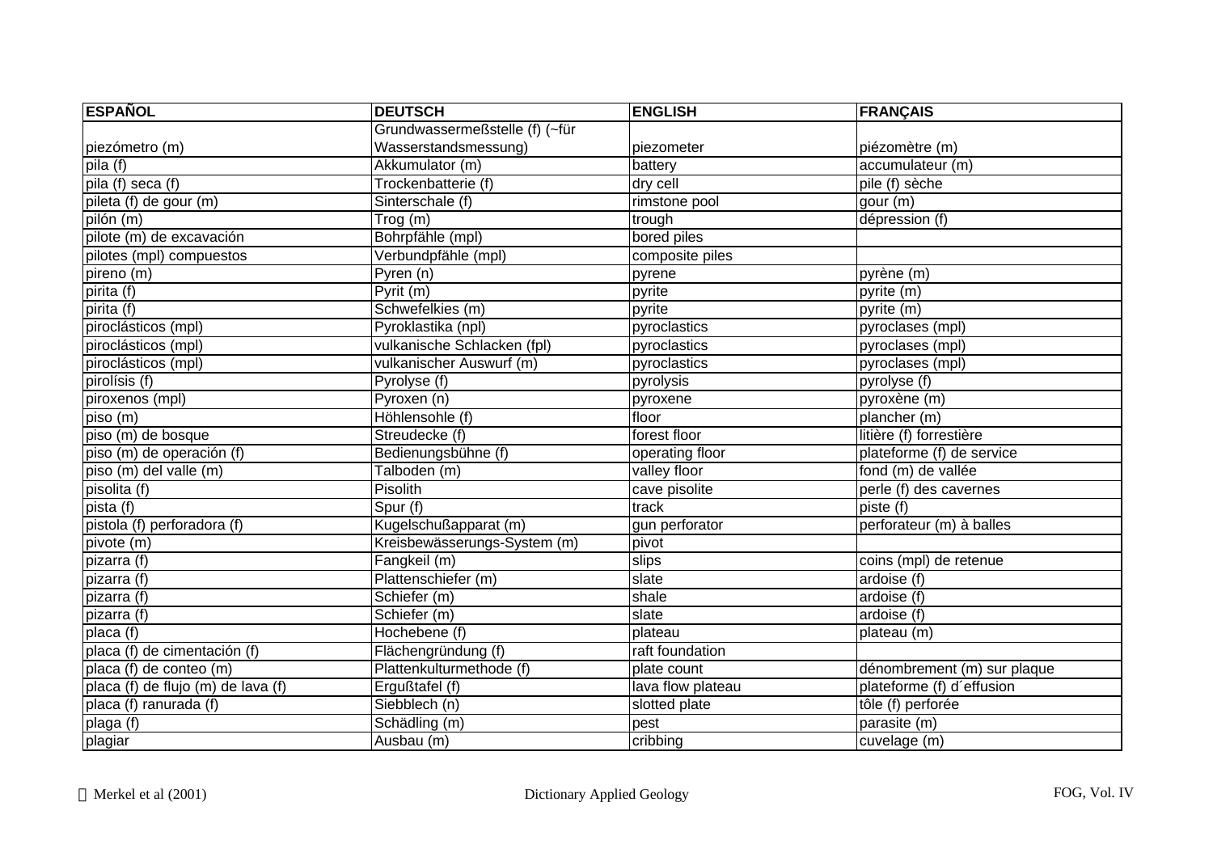| ESPAÑOL | DEUTSCH | ENGLISH | FRANÇAIS |
|---|---|---|---|
| piezómetro (m) | Grundwassermeßstelle (f) (~für Wasserstandsmessung) | piezometer | piézomètre (m) |
| pila (f) | Akkumulator (m) | battery | accumulateur (m) |
| pila (f) seca (f) | Trockenbatterie (f) | dry cell | pile (f) sèche |
| pileta (f) de gour (m) | Sinterschale (f) | rimstone pool | gour (m) |
| pilón (m) | Trog (m) | trough | dépression (f) |
| pilote (m) de excavación | Bohrpfähle (mpl) | bored piles | |
| pilotes (mpl) compuestos | Verbundpfähle (mpl) | composite piles | |
| pireno (m) | Pyren (n) | pyrene | pyrène (m) |
| pirita (f) | Pyrit (m) | pyrite | pyrite (m) |
| pirita (f) | Schwefelkies (m) | pyrite | pyrite (m) |
| piroclásticos (mpl) | Pyroklastika (npl) | pyroclastics | pyroclases (mpl) |
| piroclásticos (mpl) | vulkanische Schlacken (fpl) | pyroclastics | pyroclases (mpl) |
| piroclásticos (mpl) | vulkanischer Auswurf (m) | pyroclastics | pyroclases (mpl) |
| pirolísis (f) | Pyrolyse (f) | pyrolysis | pyrolyse (f) |
| piroxenos (mpl) | Pyroxen (n) | pyroxene | pyroxène (m) |
| piso (m) | Höhlensohle (f) | floor | plancher (m) |
| piso (m) de bosque | Streudecke (f) | forest floor | litière (f) forrestière |
| piso (m) de operación (f) | Bedienungsbühne (f) | operating floor | plateforme (f) de service |
| piso (m) del valle (m) | Talboden (m) | valley floor | fond (m) de vallée |
| pisolita (f) | Pisolith | cave pisolite | perle (f) des cavernes |
| pista (f) | Spur (f) | track | piste (f) |
| pistola (f) perforadora (f) | Kugelschußapparat (m) | gun perforator | perforateur (m) à balles |
| pivote (m) | Kreisbewässerungs-System (m) | pivot | |
| pizarra (f) | Fangkeil (m) | slips | coins (mpl) de retenue |
| pizarra (f) | Plattenschiefer (m) | slate | ardoise (f) |
| pizarra (f) | Schiefer (m) | shale | ardoise (f) |
| pizarra (f) | Schiefer (m) | slate | ardoise (f) |
| placa (f) | Hochebene (f) | plateau | plateau (m) |
| placa (f) de cimentación (f) | Flächengründung (f) | raft foundation | |
| placa (f) de conteo (m) | Plattenkulturmethode (f) | plate count | dénombrement (m) sur plaque |
| placa (f) de flujo (m) de lava (f) | Ergußtafel (f) | lava flow plateau | plateforme (f) d´effusion |
| placa (f) ranurada (f) | Siebblech (n) | slotted plate | tôle (f) perforée |
| plaga (f) | Schädling (m) | pest | parasite (m) |
| plagiar | Ausbau (m) | cribbing | cuvelage (m) |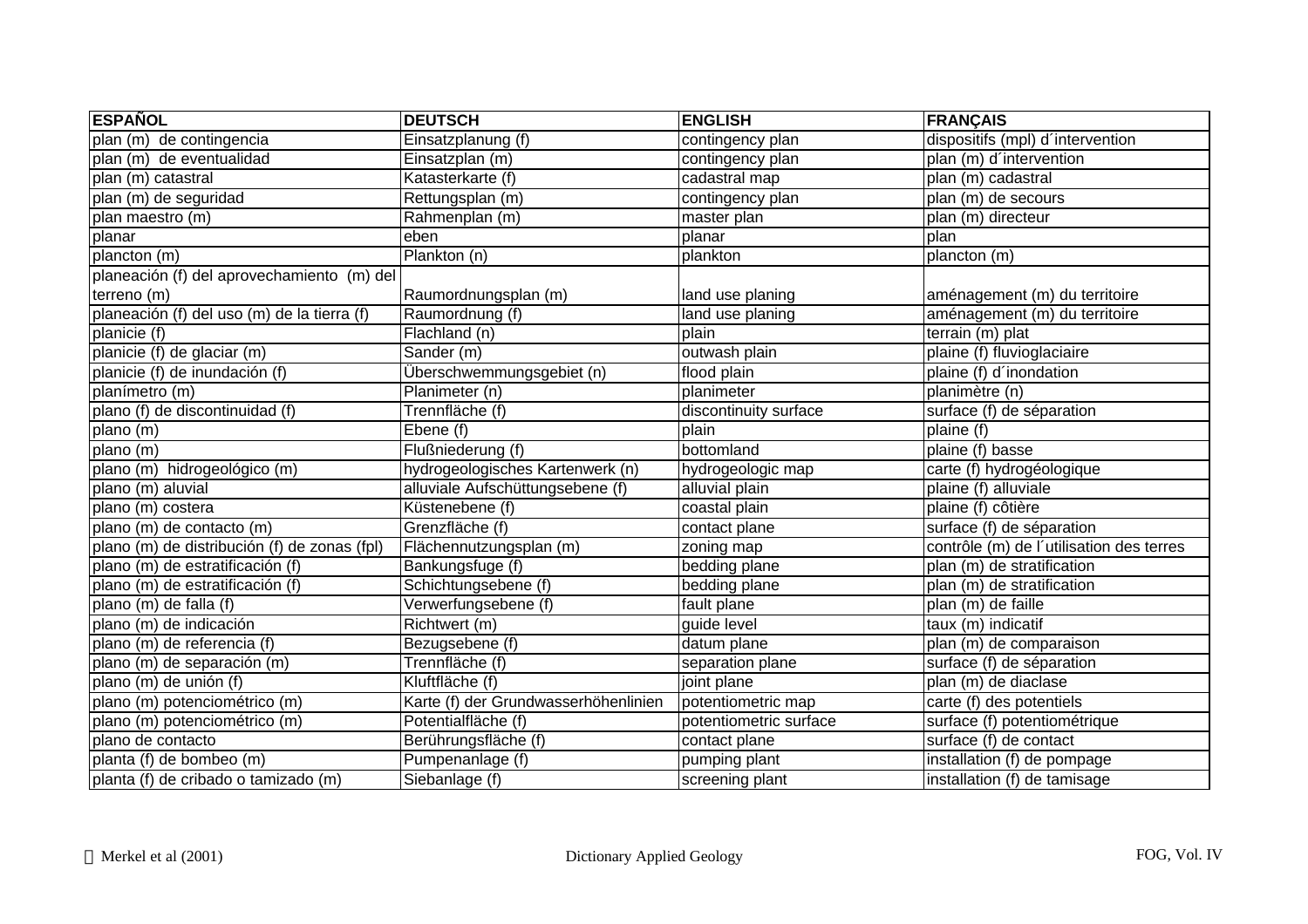| ESPAÑOL | DEUTSCH | ENGLISH | FRANÇAIS |
|---|---|---|---|
| plan (m)  de contingencia | Einsatzplanung (f) | contingency plan | dispositifs (mpl) d´intervention |
| plan (m)  de eventualidad | Einsatzplan (m) | contingency plan | plan (m) d´intervention |
| plan (m) catastral | Katasterkarte (f) | cadastral map | plan (m) cadastral |
| plan (m) de seguridad | Rettungsplan (m) | contingency plan | plan (m) de secours |
| plan maestro (m) | Rahmenplan (m) | master plan | plan (m) directeur |
| planar | eben | planar | plan |
| plancton (m) | Plankton (n) | plankton | plancton (m) |
| planeación (f) del aprovechamiento  (m) del terreno (m) | Raumordnungsplan (m) | land use planing | aménagement (m) du territoire |
| planeación (f) del uso (m) de la tierra (f) | Raumordnung (f) | land use planing | aménagement (m) du territoire |
| planicie (f) | Flachland (n) | plain | terrain (m) plat |
| planicie (f) de glaciar (m) | Sander (m) | outwash plain | plaine (f) fluvioglaciaire |
| planicie (f) de inundación (f) | Überschwemmungsgebiet (n) | flood plain | plaine (f) d´inondation |
| planímetro (m) | Planimeter (n) | planimeter | planimètre (n) |
| plano (f) de discontinuidad (f) | Trennfläche (f) | discontinuity surface | surface (f) de séparation |
| plano (m) | Ebene (f) | plain | plaine (f) |
| plano (m) | Flußniederung (f) | bottomland | plaine (f) basse |
| plano (m)  hidrogeológico (m) | hydrogeologisches Kartenwerk (n) | hydrogeologic map | carte (f) hydrogéologique |
| plano (m) aluvial | alluviale Aufschüttungsebene (f) | alluvial plain | plaine (f) alluviale |
| plano (m) costera | Küstenebene (f) | coastal plain | plaine (f) côtière |
| plano (m) de contacto (m) | Grenzfläche (f) | contact plane | surface (f) de séparation |
| plano (m) de distribución (f) de zonas (fpl) | Flächennutzungsplan (m) | zoning map | contrôle (m) de l´utilisation des terres |
| plano (m) de estratificación (f) | Bankungsfuge (f) | bedding plane | plan (m) de stratification |
| plano (m) de estratificación (f) | Schichtungsebene (f) | bedding plane | plan (m) de stratification |
| plano (m) de falla (f) | Verwerfungsebene (f) | fault plane | plan (m) de faille |
| plano (m) de indicación | Richtwert (m) | guide level | taux (m) indicatif |
| plano (m) de referencia (f) | Bezugsebene (f) | datum plane | plan (m) de comparaison |
| plano (m) de separación (m) | Trennfläche (f) | separation plane | surface (f) de séparation |
| plano (m) de unión (f) | Kluftfläche (f) | joint plane | plan (m) de diaclase |
| plano (m) potenciométrico (m) | Karte (f) der Grundwasserhöhenlinien | potentiometric map | carte (f) des potentiels |
| plano (m) potenciométrico (m) | Potentialfläche (f) | potentiometric surface | surface (f) potentiométrique |
| plano de contacto | Berührungsfläche (f) | contact plane | surface (f) de contact |
| planta (f) de bombeo (m) | Pumpenanlage (f) | pumping plant | installation (f) de pompage |
| planta (f) de cribado o tamizado (m) | Siebanlage (f) | screening plant | installation (f) de tamisage |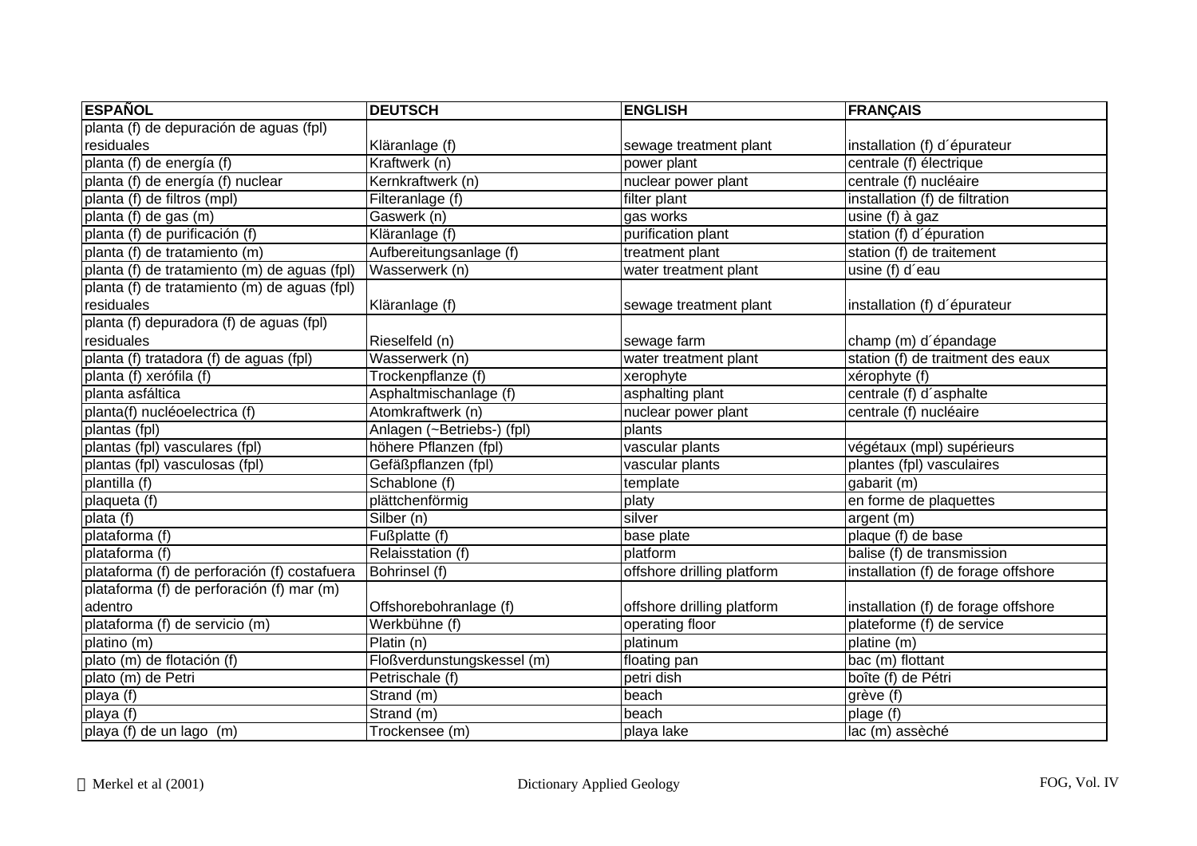| ESPAÑOL | DEUTSCH | ENGLISH | FRANÇAIS |
|---|---|---|---|
| planta (f) de depuración de aguas (fpl) residuales | Kläranlage (f) | sewage treatment plant | installation (f) d´épurateur |
| planta (f) de energía (f) | Kraftwerk (n) | power plant | centrale (f) électrique |
| planta (f) de energía (f) nuclear | Kernkraftwerk (n) | nuclear power plant | centrale (f) nucléaire |
| planta (f) de filtros (mpl) | Filteranlage (f) | filter plant | installation (f) de filtration |
| planta (f) de gas (m) | Gaswerk (n) | gas works | usine (f) à gaz |
| planta (f) de purificación (f) | Kläranlage (f) | purification plant | station (f) d´épuration |
| planta (f) de tratamiento (m) | Aufbereitungsanlage (f) | treatment plant | station (f) de traitement |
| planta (f) de tratamiento (m) de aguas (fpl) | Wasserwerk (n) | water treatment plant | usine (f) d´eau |
| planta (f) de tratamiento (m) de aguas (fpl) residuales | Kläranlage (f) | sewage treatment plant | installation (f) d´épurateur |
| planta (f) depuradora (f) de aguas (fpl) residuales | Rieselfeld (n) | sewage farm | champ (m) d´épandage |
| planta (f) tratadora (f) de aguas (fpl) | Wasserwerk (n) | water treatment plant | station (f) de traitment des eaux |
| planta (f) xerófila (f) | Trockenpflanze (f) | xerophyte | xérophyte (f) |
| planta asfáltica | Asphaltmischanlage (f) | asphalting plant | centrale (f) d´asphalte |
| planta(f) nucléoelectrica (f) | Atomkraftwerk (n) | nuclear power plant | centrale (f) nucléaire |
| plantas (fpl) | Anlagen (~Betriebs-) (fpl) | plants | |
| plantas (fpl) vasculares (fpl) | höhere Pflanzen (fpl) | vascular plants | végétaux (mpl) supérieurs |
| plantas (fpl) vasculosas (fpl) | Gefäßpflanzen (fpl) | vascular plants | plantes (fpl) vasculaires |
| plantilla (f) | Schablone (f) | template | gabarit (m) |
| plaqueta (f) | plättchenförmig | platy | en forme de plaquettes |
| plata (f) | Silber (n) | silver | argent (m) |
| plataforma (f) | Fußplatte (f) | base plate | plaque (f) de base |
| plataforma (f) | Relaisstation (f) | platform | balise (f) de transmission |
| plataforma (f) de perforación (f) costafuera | Bohrinsel (f) | offshore drilling platform | installation (f) de forage offshore |
| plataforma (f) de perforación (f) mar (m) adentro | Offshorebohranlage (f) | offshore drilling platform | installation (f) de forage offshore |
| plataforma (f) de servicio (m) | Werkbühne (f) | operating floor | plateforme (f) de service |
| platino (m) | Platin (n) | platinum | platine (m) |
| plato (m) de flotación (f) | Floßverdunstungskessel (m) | floating pan | bac (m) flottant |
| plato (m) de Petri | Petrischale (f) | petri dish | boîte (f) de Pétri |
| playa (f) | Strand (m) | beach | grève (f) |
| playa (f) | Strand (m) | beach | plage (f) |
| playa (f) de un lago (m) | Trockensee (m) | playa lake | lac (m) assèché |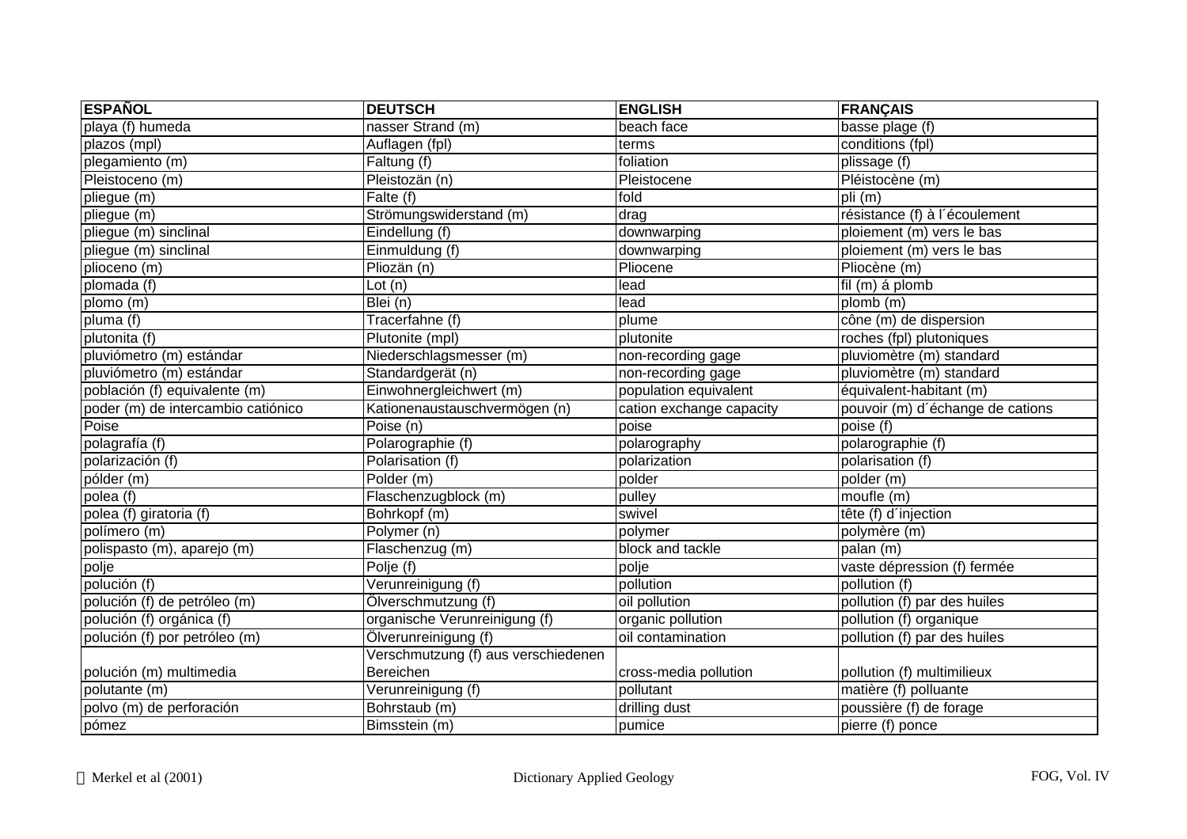| ESPAÑOL | DEUTSCH | ENGLISH | FRANÇAIS |
|---|---|---|---|
| playa (f) humeda | nasser Strand (m) | beach face | basse plage (f) |
| plazos (mpl) | Auflagen (fpl) | terms | conditions (fpl) |
| plegamiento (m) | Faltung (f) | foliation | plissage (f) |
| Pleistoceno (m) | Pleistozän (n) | Pleistocene | Pléistocène (m) |
| pliegue (m) | Falte (f) | fold | pli (m) |
| pliegue (m) | Strömungswiderstand (m) | drag | résistance (f) à l´écoulement |
| pliegue (m) sinclinal | Eindellung (f) | downwarping | ploiement (m) vers le bas |
| pliegue (m) sinclinal | Einmuldung (f) | downwarping | ploiement (m) vers le bas |
| plioceno (m) | Pliozän (n) | Pliocene | Pliocène (m) |
| plomada (f) | Lot (n) | lead | fil (m) á plomb |
| plomo (m) | Blei (n) | lead | plomb (m) |
| pluma (f) | Tracerfahne (f) | plume | cône (m) de dispersion |
| plutonita (f) | Plutonite (mpl) | plutonite | roches (fpl) plutoniques |
| pluviómetro (m) estándar | Niederschlagsmesser (m) | non-recording gage | pluviomètre (m) standard |
| pluviómetro (m) estándar | Standardgerät (n) | non-recording gage | pluviomètre (m) standard |
| población (f) equivalente (m) | Einwohnergleichwert (m) | population equivalent | équivalent-habitant (m) |
| poder (m) de intercambio catiónico | Kationenaustauschvermögen (n) | cation exchange capacity | pouvoir (m) d´échange de cations |
| Poise | Poise (n) | poise | poise (f) |
| polagrafía (f) | Polarographie (f) | polarography | polarographie (f) |
| polarización (f) | Polarisation (f) | polarization | polarisation (f) |
| pólder (m) | Polder (m) | polder | polder (m) |
| polea (f) | Flaschenzugblock (m) | pulley | moufle (m) |
| polea (f) giratoria (f) | Bohrkopf (m) | swivel | tête (f) d´injection |
| polímero (m) | Polymer (n) | polymer | polymère (m) |
| polispasto (m), aparejo (m) | Flaschenzug (m) | block and tackle | palan (m) |
| polje | Polje (f) | polje | vaste dépression (f) fermée |
| polución (f) | Verunreinigung (f) | pollution | pollution (f) |
| polución (f) de petróleo (m) | Ölverschmutzung (f) | oil pollution | pollution (f) par des huiles |
| polución (f) orgánica (f) | organische Verunreinigung (f) | organic pollution | pollution (f) organique |
| polución (f) por petróleo (m) | Ölverunreinigung (f) | oil contamination | pollution (f) par des huiles |
| polución (m) multimedia | Verschmutzung (f) aus verschiedenen Bereichen | cross-media pollution | pollution (f) multimilieux |
| polutante (m) | Verunreinigung (f) | pollutant | matière (f) polluante |
| polvo (m) de perforación | Bohrstaub (m) | drilling dust | poussière (f) de forage |
| pómez | Bimsstein (m) | pumice | pierre (f) ponce |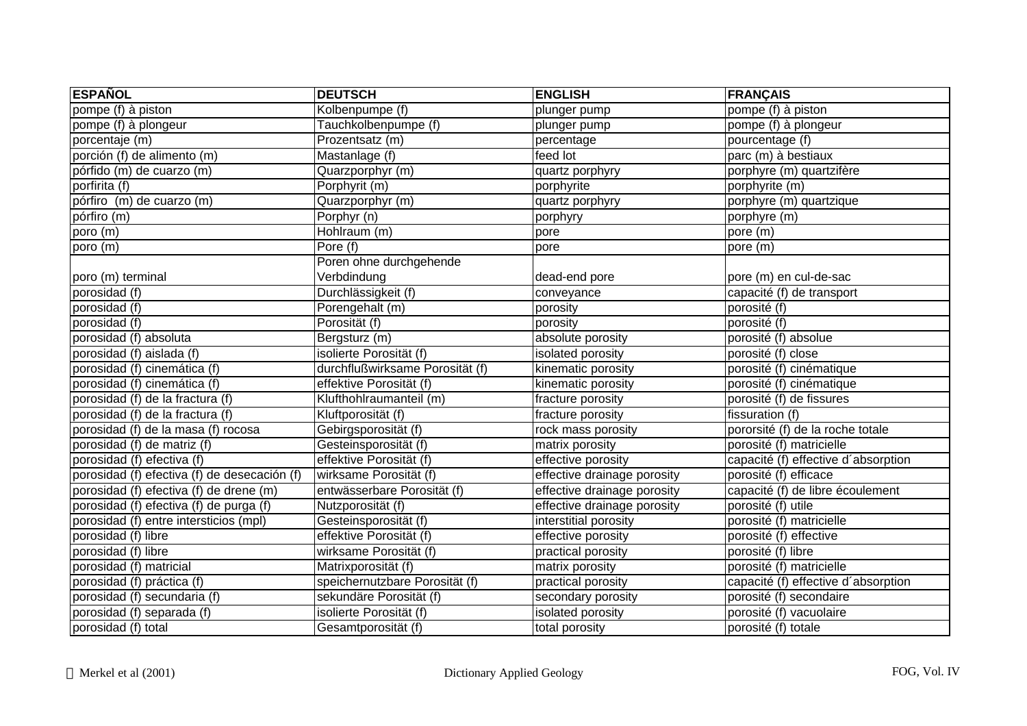| ESPAÑOL | DEUTSCH | ENGLISH | FRANÇAIS |
|---|---|---|---|
| pompe (f) à piston | Kolbenpumpe (f) | plunger pump | pompe (f) à piston |
| pompe (f) à plongeur | Tauchkolbenpumpe (f) | plunger pump | pompe (f) à plongeur |
| porcentaje (m) | Prozentsatz (m) | percentage | pourcentage (f) |
| porción (f) de alimento (m) | Mastanlage (f) | feed lot | parc (m) à bestiaux |
| pórfido (m) de cuarzo (m) | Quarzporphyr (m) | quartz porphyry | porphyre (m) quartzifère |
| porfirita (f) | Porphyrit (m) | porphyrite | porphyrite (m) |
| pórfiro  (m) de cuarzo (m) | Quarzporphyr (m) | quartz porphyry | porphyre (m) quartzique |
| pórfiro (m) | Porphyr (n) | porphyry | porphyre (m) |
| poro (m) | Hohlraum (m) | pore | pore (m) |
| poro (m) | Pore (f) | pore | pore (m) |
| poro (m) terminal | Poren ohne durchgehende Verbdindung | dead-end pore | pore (m) en cul-de-sac |
| porosidad (f) | Durchlässigkeit (f) | conveyance | capacité (f) de transport |
| porosidad (f) | Porengehalt (m) | porosity | porosité (f) |
| porosidad (f) | Porosität (f) | porosity | porosité (f) |
| porosidad (f) absoluta | Bergsturz (m) | absolute porosity | porosité (f) absolue |
| porosidad (f) aislada (f) | isolierte Porosität (f) | isolated porosity | porosité (f) close |
| porosidad (f) cinemática (f) | durchflußwirksame Porosität (f) | kinematic porosity | porosité (f) cinématique |
| porosidad (f) cinemática (f) | effektive Porosität (f) | kinematic porosity | porosité (f) cinématique |
| porosidad (f) de la fractura (f) | Klufthohlraumanteil (m) | fracture porosity | porosité (f) de fissures |
| porosidad (f) de la fractura (f) | Kluftporosität (f) | fracture porosity | fissuration (f) |
| porosidad (f) de la masa (f) rocosa | Gebirgsporosität (f) | rock mass porosity | pororsité (f) de la roche totale |
| porosidad (f) de matriz (f) | Gesteinsporosität (f) | matrix porosity | porosité (f) matricielle |
| porosidad (f) efectiva (f) | effektive Porosität (f) | effective porosity | capacité (f) effective d´absorption |
| porosidad (f) efectiva (f) de desecación (f) | wirksame Porosität (f) | effective drainage porosity | porosité (f) efficace |
| porosidad (f) efectiva (f) de drene (m) | entwässerbare Porosität (f) | effective drainage porosity | capacité (f) de libre écoulement |
| porosidad (f) efectiva (f) de purga (f) | Nutzporosität (f) | effective drainage porosity | porosité (f) utile |
| porosidad (f) entre intersticios (mpl) | Gesteinsporosität (f) | interstitial porosity | porosité (f) matricielle |
| porosidad (f) libre | effektive Porosität (f) | effective porosity | porosité (f) effective |
| porosidad (f) libre | wirksame Porosität (f) | practical porosity | porosité (f) libre |
| porosidad (f) matricial | Matrixporosität (f) | matrix porosity | porosité (f) matricielle |
| porosidad (f) práctica (f) | speichernutzbare Porosität (f) | practical porosity | capacité (f) effective d´absorption |
| porosidad (f) secundaria (f) | sekundäre Porosität (f) | secondary porosity | porosité (f) secondaire |
| porosidad (f) separada (f) | isolierte Porosität (f) | isolated porosity | porosité (f) vacuolaire |
| porosidad (f) total | Gesamtporosität (f) | total porosity | porosité (f) totale |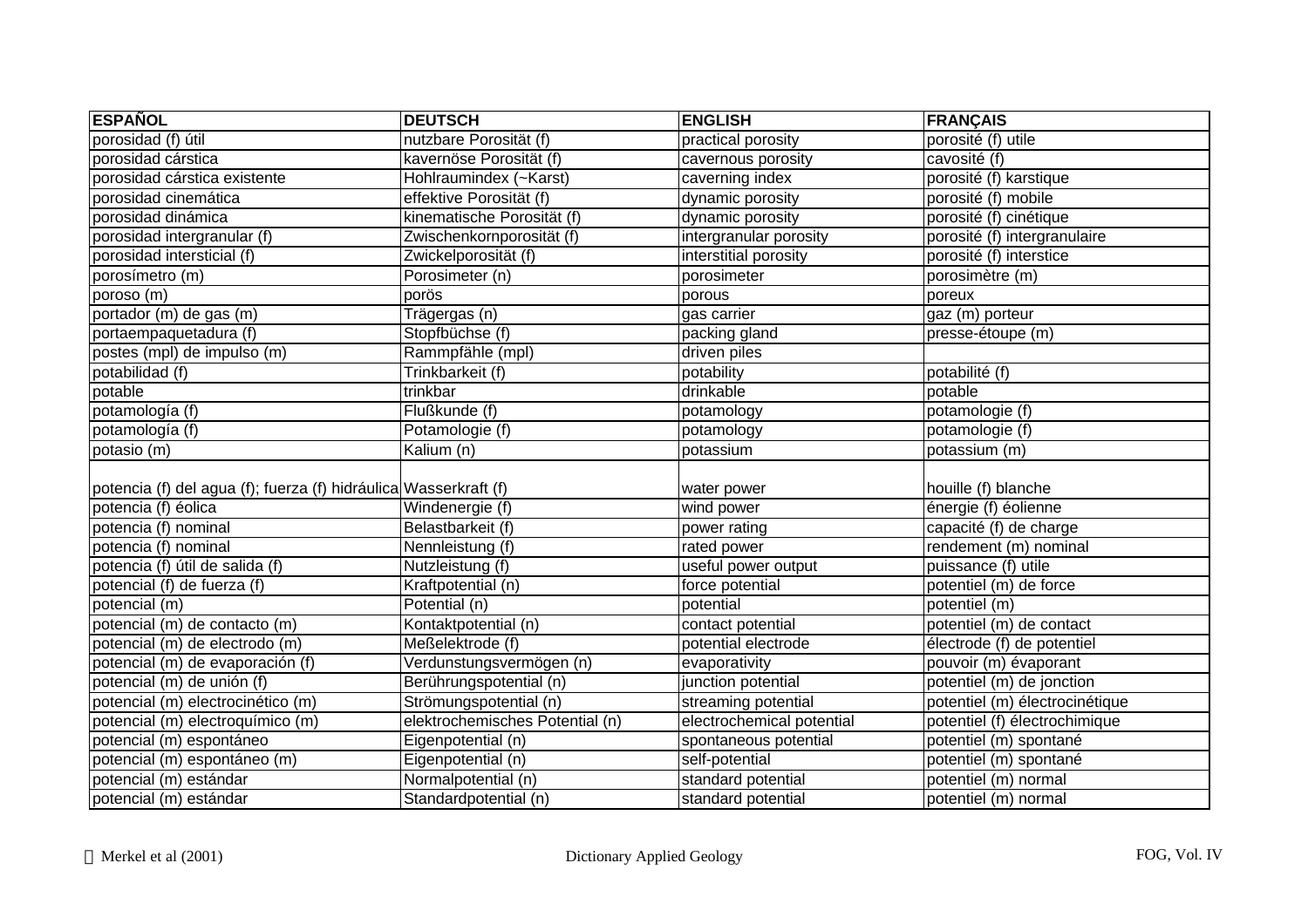| ESPAÑOL | DEUTSCH | ENGLISH | FRANÇAIS |
|---|---|---|---|
| porosidad (f) útil | nutzbare Porosität (f) | practical porosity | porosité (f) utile |
| porosidad cárstica | kavernöse Porosität (f) | cavernous porosity | cavosité (f) |
| porosidad cárstica existente | Hohlraumindex (~Karst) | caverning index | porosité (f) karstique |
| porosidad cinemática | effektive Porosität (f) | dynamic porosity | porosité (f) mobile |
| porosidad dinámica | kinematische Porosität (f) | dynamic porosity | porosité (f) cinétique |
| porosidad intergranular (f) | Zwischenkornporosität (f) | intergranular porosity | porosité (f) intergranulaire |
| porosidad intersticial (f) | Zwickelporosität (f) | interstitial porosity | porosité (f) interstice |
| porosímetro (m) | Porosimeter (n) | porosimeter | porosimètre (m) |
| poroso (m) | porös | porous | poreux |
| portador (m) de gas (m) | Trägergas (n) | gas carrier | gaz (m) porteur |
| portaempaquetadura (f) | Stopfbüchse (f) | packing gland | presse-étoupe (m) |
| postes (mpl) de impulso (m) | Rammpfähle (mpl) | driven piles | |
| potabilidad (f) | Trinkbarkeit (f) | potability | potabilité (f) |
| potable | trinkbar | drinkable | potable |
| potamología (f) | Flußkunde (f) | potamology | potamologie (f) |
| potamología (f) | Potamologie (f) | potamology | potamologie (f) |
| potasio (m) | Kalium (n) | potassium | potassium (m) |
| potencia (f) del agua (f); fuerza (f) hidráulica | Wasserkraft (f) | water power | houille (f) blanche |
| potencia (f) éolica | Windenergie (f) | wind power | énergie (f) éolienne |
| potencia (f) nominal | Belastbarkeit (f) | power rating | capacité (f) de charge |
| potencia (f) nominal | Nennleistung (f) | rated power | rendement (m) nominal |
| potencia (f) útil de salida (f) | Nutzleistung (f) | useful power output | puissance (f) utile |
| potencial (f) de fuerza (f) | Kraftpotential (n) | force potential | potentiel (m) de force |
| potencial (m) | Potential (n) | potential | potentiel (m) |
| potencial (m) de contacto (m) | Kontaktpotential (n) | contact potential | potentiel (m) de contact |
| potencial (m) de electrodo (m) | Meßelektrode (f) | potential electrode | électrode (f) de potentiel |
| potencial (m) de evaporación (f) | Verdunstungsvermögen (n) | evaporativity | pouvoir (m) évaporant |
| potencial (m) de unión (f) | Berührungspotential (n) | junction potential | potentiel (m) de jonction |
| potencial (m) electrocinético (m) | Strömungspotential (n) | streaming potential | potentiel (m) électrocinétique |
| potencial (m) electroquímico (m) | elektrochemisches Potential (n) | electrochemical potential | potentiel (f) électrochimique |
| potencial (m) espontáneo | Eigenpotential (n) | spontaneous potential | potentiel (m) spontané |
| potencial (m) espontáneo (m) | Eigenpotential (n) | self-potential | potentiel (m) spontané |
| potencial (m) estándar | Normalpotential (n) | standard potential | potentiel (m) normal |
| potencial (m) estándar | Standardpotential (n) | standard potential | potentiel (m) normal |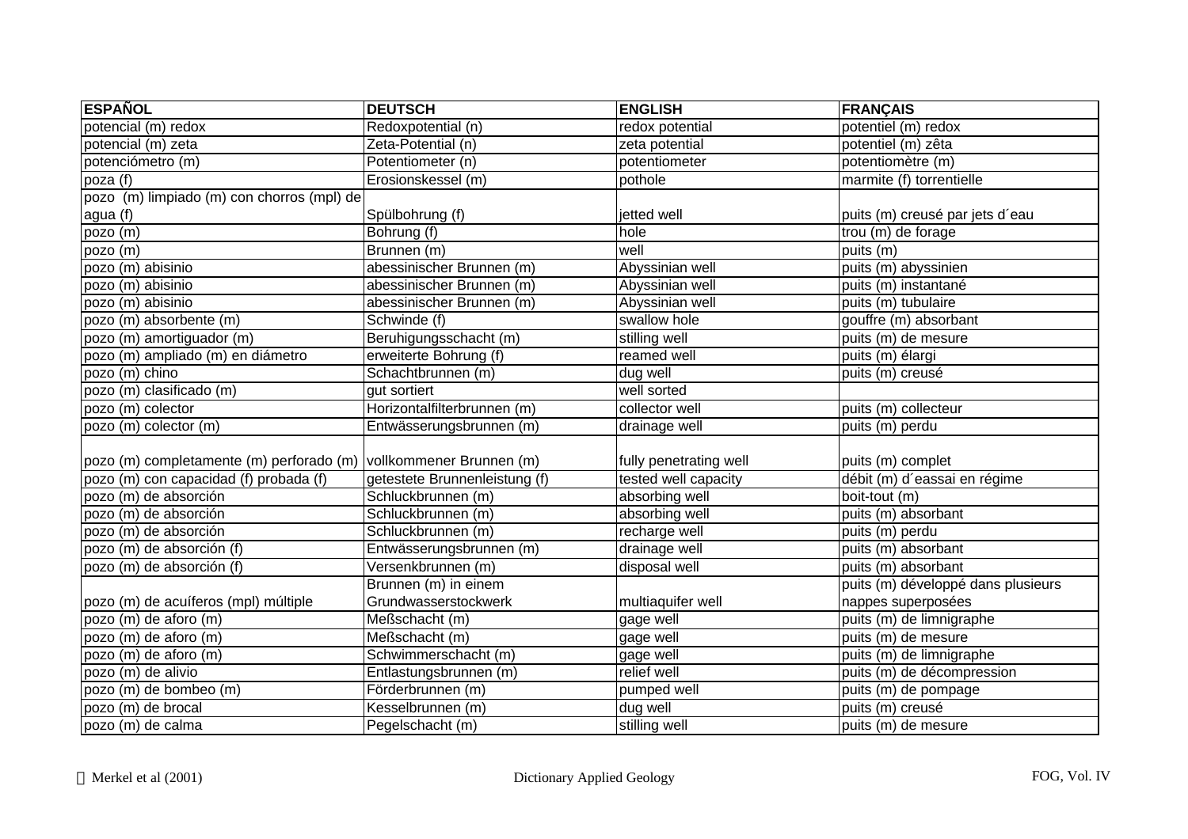| ESPAÑOL | DEUTSCH | ENGLISH | FRANÇAIS |
|---|---|---|---|
| potencial (m) redox | Redoxpotential (n) | redox potential | potentiel (m) redox |
| potencial (m) zeta | Zeta-Potential (n) | zeta potential | potentiel (m) zêta |
| potenciómetro (m) | Potentiometer (n) | potentiometer | potentiomètre (m) |
| poza (f) | Erosionskessel (m) | pothole | marmite (f) torrentielle |
| pozo (m) limpiado (m) con chorros (mpl) de agua (f) | Spülbohrung (f) | jetted well | puits (m) creusé par jets d´eau |
| pozo (m) | Bohrung (f) | hole | trou (m) de forage |
| pozo (m) | Brunnen (m) | well | puits (m) |
| pozo (m) abisinio | abessinischer Brunnen (m) | Abyssinian well | puits (m) abyssinien |
| pozo (m) abisinio | abessinischer Brunnen (m) | Abyssinian well | puits (m) instantané |
| pozo (m) abisinio | abessinischer Brunnen (m) | Abyssinian well | puits (m) tubulaire |
| pozo (m) absorbente (m) | Schwinde (f) | swallow hole | gouffre (m) absorbant |
| pozo (m) amortiguador (m) | Beruhigungsschacht (m) | stilling well | puits (m) de mesure |
| pozo (m) ampliado (m) en diámetro | erweiterte Bohrung (f) | reamed well | puits (m) élargi |
| pozo (m) chino | Schachtbrunnen (m) | dug well | puits (m) creusé |
| pozo (m) clasificado (m) | gut sortiert | well sorted | |
| pozo (m) colector | Horizontalfilterbrunnen (m) | collector well | puits (m) collecteur |
| pozo (m) colector (m) | Entwässerungsbrunnen (m) | drainage well | puits (m) perdu |
| pozo (m) completamente (m) perforado (m) | vollkommener Brunnen (m) | fully penetrating well | puits (m) complet |
| pozo (m) con capacidad (f) probada (f) | getestete Brunnenleistung (f) | tested well capacity | débit (m) d´eassai en régime |
| pozo (m) de absorción | Schluckbrunnen (m) | absorbing well | boit-tout (m) |
| pozo (m) de absorción | Schluckbrunnen (m) | absorbing well | puits (m) absorbant |
| pozo (m) de absorción | Schluckbrunnen (m) | recharge well | puits (m) perdu |
| pozo (m) de absorción (f) | Entwässerungsbrunnen (m) | drainage well | puits (m) absorbant |
| pozo (m) de absorción (f) | Versenkbrunnen (m) | disposal well | puits (m) absorbant |
| pozo (m) de acuíferos (mpl) múltiple | Brunnen (m) in einem Grundwasserstockwerk | multiaquifer well | puits (m) développé dans plusieurs nappes superposées |
| pozo (m) de aforo (m) | Meßschacht (m) | gage well | puits (m) de limnigraphe |
| pozo (m) de aforo (m) | Meßschacht (m) | gage well | puits (m) de mesure |
| pozo (m) de aforo (m) | Schwimmerschacht (m) | gage well | puits (m) de limnigraphe |
| pozo (m) de alivio | Entlastungsbrunnen (m) | relief well | puits (m) de décompression |
| pozo (m) de bombeo (m) | Förderbrunnen (m) | pumped well | puits (m) de pompage |
| pozo (m) de brocal | Kesselbrunnen (m) | dug well | puits (m) creusé |
| pozo (m) de calma | Pegelschacht (m) | stilling well | puits (m) de mesure |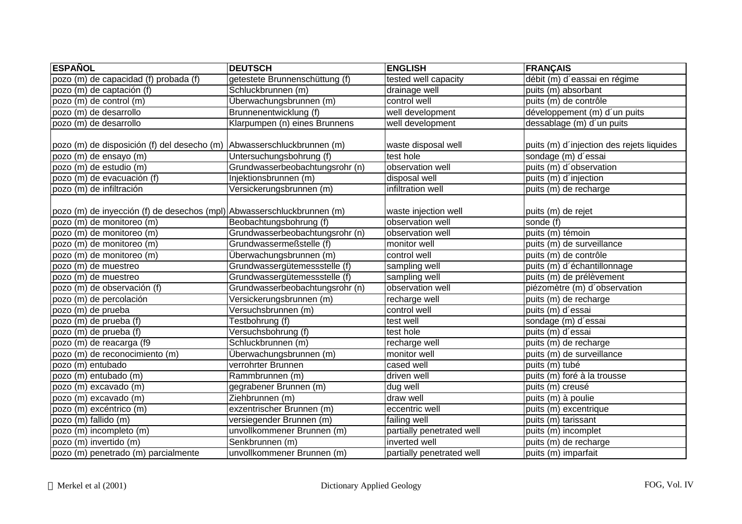| ESPAÑOL | DEUTSCH | ENGLISH | FRANÇAIS |
|---|---|---|---|
| pozo (m) de capacidad (f) probada (f) | getestete Brunnenschüttung (f) | tested well capacity | débit (m) d´eassai en régime |
| pozo (m) de captación (f) | Schluckbrunnen (m) | drainage well | puits (m) absorbant |
| pozo (m) de control (m) | Überwachungsbrunnen (m) | control well | puits (m) de contrôle |
| pozo (m) de desarrollo | Brunnenentwicklung (f) | well development | développement (m) d´un puits |
| pozo (m) de desarrollo | Klarpumpen (n) eines Brunnens | well development | dessablage (m) d´un puits |
| pozo (m) de disposición (f) del desecho (m) | Abwasserschluckbrunnen (m) | waste disposal well | puits (m) d´injection des rejets liquides |
| pozo (m) de ensayo (m) | Untersuchungsbohrung (f) | test hole | sondage (m) d´essai |
| pozo (m) de estudio (m) | Grundwasserbeobachtungsrohr (n) | observation well | puits (m) d´observation |
| pozo (m) de evacuación (f) | Injektionsbrunnen (m) | disposal well | puits (m) d´injection |
| pozo (m) de infiltración | Versickerungsbrunnen (m) | infiltration well | puits (m) de recharge |
| pozo (m) de inyección (f) de desechos (mpl) | Abwasserschluckbrunnen (m) | waste injection well | puits (m) de rejet |
| pozo (m) de monitoreo (m) | Beobachtungsbohrung (f) | observation well | sonde (f) |
| pozo (m) de monitoreo (m) | Grundwasserbeobachtungsrohr (n) | observation well | puits (m) témoin |
| pozo (m) de monitoreo (m) | Grundwassermeßstelle (f) | monitor well | puits (m) de surveillance |
| pozo (m) de monitoreo (m) | Überwachungsbrunnen (m) | control well | puits (m) de contrôle |
| pozo (m) de muestreo | Grundwassergütemessstelle (f) | sampling well | puits (m) d´échantillonnage |
| pozo (m) de muestreo | Grundwassergütemessstelle (f) | sampling well | puits (m) de prélèvement |
| pozo (m) de observación (f) | Grundwasserbeobachtungsrohr (n) | observation well | piézomètre (m) d´observation |
| pozo (m) de percolación | Versickerungsbrunnen (m) | recharge well | puits (m) de recharge |
| pozo (m) de prueba | Versuchsbrunnen (m) | control well | puits (m) d´essai |
| pozo (m) de prueba (f) | Testbohrung (f) | test well | sondage (m) d´essai |
| pozo (m) de prueba (f) | Versuchsbohrung (f) | test hole | puits (m) d´essai |
| pozo (m) de reacarga (f9 | Schluckbrunnen (m) | recharge well | puits (m) de recharge |
| pozo (m) de reconocimiento (m) | Überwachungsbrunnen (m) | monitor well | puits (m) de surveillance |
| pozo (m) entubado | verrohrter Brunnen | cased well | puits (m) tubé |
| pozo (m) entubado (m) | Rammbrunnen (m) | driven well | puits (m) foré à la trousse |
| pozo (m) excavado (m) | gegrabener Brunnen (m) | dug well | puits (m) creusé |
| pozo (m) excavado (m) | Ziehbrunnen (m) | draw well | puits (m) à poulie |
| pozo (m) excéntrico (m) | exzentrischer Brunnen (m) | eccentric well | puits (m) excentrique |
| pozo (m) fallido (m) | versiegender Brunnen (m) | failing well | puits (m) tarissant |
| pozo (m) incompleto (m) | unvollkommener Brunnen (m) | partially penetrated well | puits (m) incomplet |
| pozo (m) invertido (m) | Senkbrunnen (m) | inverted well | puits (m) de recharge |
| pozo (m) penetrado (m) parcialmente | unvollkommener Brunnen (m) | partially penetrated well | puits (m) imparfait |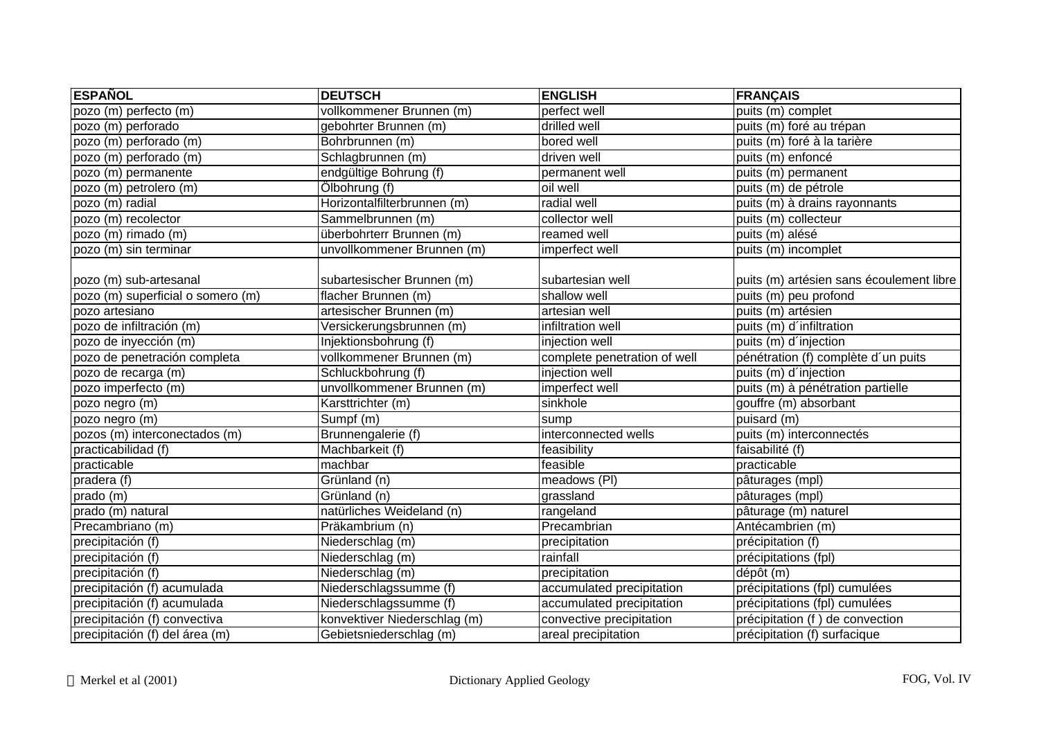| ESPAÑOL | DEUTSCH | ENGLISH | FRANÇAIS |
|---|---|---|---|
| pozo (m) perfecto (m) | vollkommener Brunnen (m) | perfect well | puits (m) complet |
| pozo (m) perforado | gebohrter Brunnen (m) | drilled well | puits (m) foré au trépan |
| pozo (m) perforado (m) | Bohrbrunnen (m) | bored well | puits (m) foré à la tarière |
| pozo (m) perforado (m) | Schlagbrunnen (m) | driven well | puits (m) enfoncé |
| pozo (m) permanente | endgültige Bohrung (f) | permanent well | puits (m) permanent |
| pozo (m) petrolero (m) | Ölbohrung (f) | oil well | puits (m) de pétrole |
| pozo (m) radial | Horizontalfilterbrunnen (m) | radial well | puits (m) à drains rayonnants |
| pozo (m) recolector | Sammelbrunnen (m) | collector well | puits (m) collecteur |
| pozo (m) rimado (m) | überbohrterr Brunnen (m) | reamed well | puits (m) alésé |
| pozo (m) sin terminar | unvollkommener Brunnen (m) | imperfect well | puits (m) incomplet |
| pozo (m) sub-artesanal | subartesischer Brunnen (m) | subartesian well | puits (m) artésien sans écoulement libre |
| pozo (m) superficial o somero (m) | flacher Brunnen (m) | shallow well | puits (m) peu profond |
| pozo artesiano | artesischer Brunnen (m) | artesian well | puits (m) artésien |
| pozo de infiltración (m) | Versickerungsbrunnen (m) | infiltration well | puits (m) d´infiltration |
| pozo de inyección (m) | Injektionsbohrung (f) | injection well | puits (m) d´injection |
| pozo de penetración completa | vollkommener Brunnen (m) | complete penetration of well | pénétration (f) complète d´un puits |
| pozo de recarga (m) | Schluckbohrung (f) | injection well | puits (m) d´injection |
| pozo imperfecto (m) | unvollkommener Brunnen (m) | imperfect well | puits (m) à pénétration partielle |
| pozo negro (m) | Karsttrichter (m) | sinkhole | gouffre (m) absorbant |
| pozo negro (m) | Sumpf (m) | sump | puisard (m) |
| pozos (m) interconectados (m) | Brunnengalerie (f) | interconnected wells | puits (m) interconnectés |
| practicabilidad (f) | Machbarkeit (f) | feasibility | faisabilité (f) |
| practicable | machbar | feasible | practicable |
| pradera (f) | Grünland (n) | meadows (Pl) | pâturages (mpl) |
| prado (m) | Grünland (n) | grassland | pâturages (mpl) |
| prado (m) natural | natürliches Weideland (n) | rangeland | pâturage (m) naturel |
| Precambriano (m) | Präkambrium (n) | Precambrian | Antécambrien (m) |
| precipitación (f) | Niederschlag (m) | precipitation | précipitation (f) |
| precipitación (f) | Niederschlag (m) | rainfall | précipitations (fpl) |
| precipitación (f) | Niederschlag (m) | precipitation | dépôt (m) |
| precipitación (f) acumulada | Niederschlagssumme (f) | accumulated precipitation | précipitations (fpl) cumulées |
| precipitación (f) acumulada | Niederschlagssumme (f) | accumulated precipitation | précipitations (fpl) cumulées |
| precipitación (f) convectiva | konvektiver Niederschlag (m) | convective precipitation | précipitation (f ) de convection |
| precipitación (f) del área (m) | Gebietsniederschlag (m) | areal precipitation | précipitation (f) surfacique |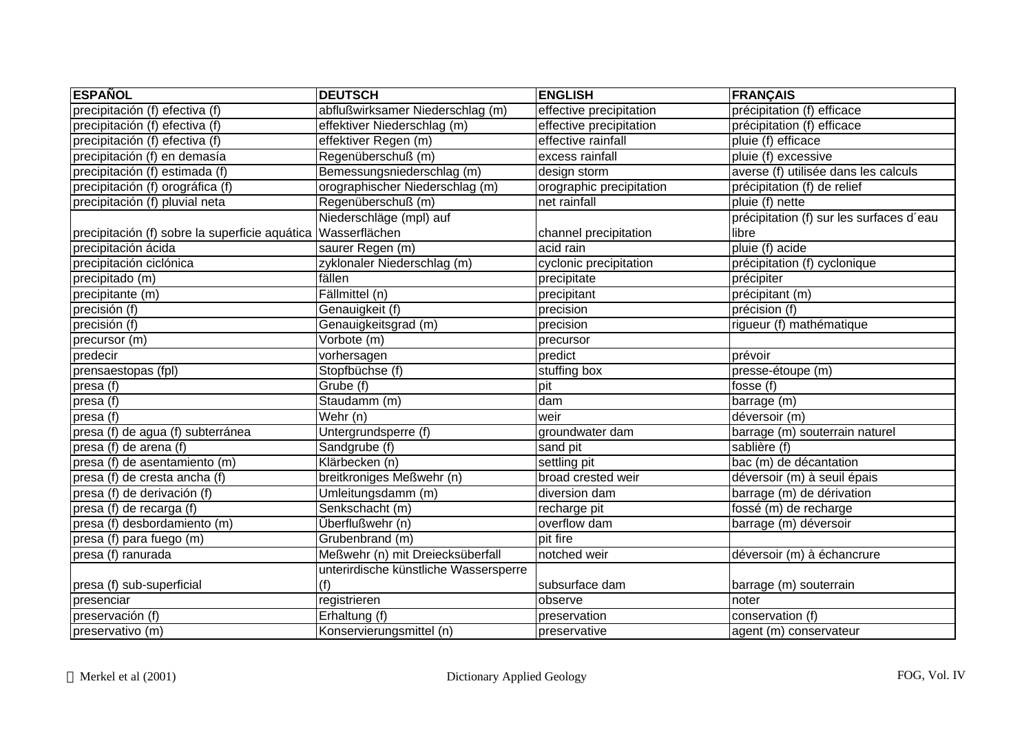| ESPAÑOL | DEUTSCH | ENGLISH | FRANÇAIS |
|---|---|---|---|
| precipitación (f) efectiva (f) | abflußwirksamer Niederschlag (m) | effective precipitation | précipitation (f) efficace |
| precipitación (f) efectiva (f) | effektiver Niederschlag (m) | effective precipitation | précipitation (f) efficace |
| precipitación (f) efectiva (f) | effektiver Regen (m) | effective rainfall | pluie (f) efficace |
| precipitación (f) en demasía | Regenüberschuß (m) | excess rainfall | pluie (f) excessive |
| precipitación (f) estimada (f) | Bemessungsniederschlag (m) | design storm | averse (f) utilisée dans les calculs |
| precipitación (f) orográfica (f) | orographischer Niederschlag (m) | orographic precipitation | précipitation (f) de relief |
| precipitación (f) pluvial neta | Regenüberschuß (m) | net rainfall | pluie (f) nette |
| precipitación (f) sobre la superficie aquática | Niederschläge (mpl) auf Wasserflächen | channel precipitation | précipitation (f) sur les surfaces d´eau libre |
| precipitación ácida | saurer Regen (m) | acid rain | pluie (f) acide |
| precipitación ciclónica | zyklonaler Niederschlag (m) | cyclonic precipitation | précipitation (f) cyclonique |
| precipitado (m) | fällen | precipitate | précipiter |
| precipitante (m) | Fällmittel (n) | precipitant | précipitant (m) |
| precisión (f) | Genauigkeit (f) | precision | précision (f) |
| precisión (f) | Genauigkeitsgrad (m) | precision | rigueur (f) mathématique |
| precursor (m) | Vorbote (m) | precursor | |
| predecir | vorhersagen | predict | prévoir |
| prensaestopas (fpl) | Stopfbüchse (f) | stuffing box | presse-étoupe (m) |
| presa (f) | Grube (f) | pit | fosse (f) |
| presa (f) | Staudamm (m) | dam | barrage (m) |
| presa (f) | Wehr (n) | weir | déversoir (m) |
| presa (f) de agua (f) subterránea | Untergrundsperre (f) | groundwater dam | barrage (m) souterrain naturel |
| presa (f) de arena (f) | Sandgrube (f) | sand pit | sablière (f) |
| presa (f) de asentamiento (m) | Klärbecken (n) | settling pit | bac (m) de décantation |
| presa (f) de cresta ancha (f) | breitkroniges Meßwehr (n) | broad crested weir | déversoir (m) à seuil épais |
| presa (f) de derivación (f) | Umleitungsdamm (m) | diversion dam | barrage (m) de dérivation |
| presa (f) de recarga (f) | Senkschacht (m) | recharge pit | fossé (m) de recharge |
| presa (f) desbordamiento (m) | Überflußwehr (n) | overflow dam | barrage (m) déversoir |
| presa (f) para fuego (m) | Grubenbrand (m) | pit fire | |
| presa (f) ranurada | Meßwehr (n) mit Dreiecksüberfall | notched weir | déversoir (m) à échancrure |
| presa (f) sub-superficial | unterirdische künstliche Wassersperre (f) | subsurface dam | barrage (m) souterrain |
| presenciar | registrieren | observe | noter |
| preservación (f) | Erhaltung (f) | preservation | conservation (f) |
| preservativo (m) | Konservierungsmittel (n) | preservative | agent (m) conservateur |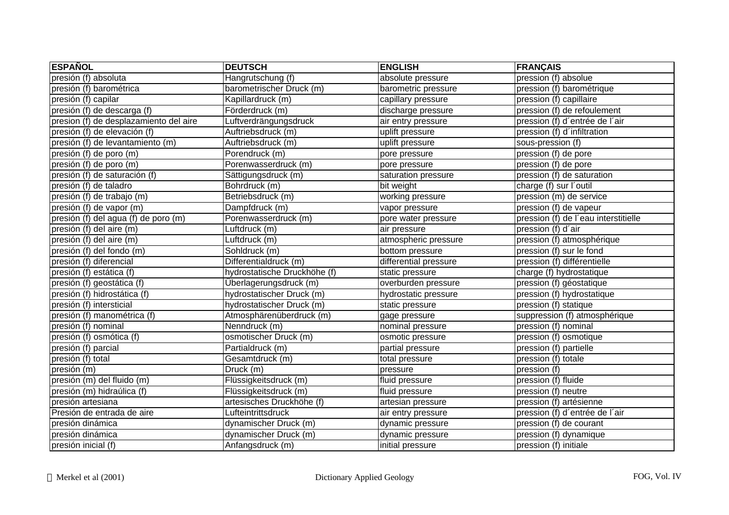| ESPAÑOL | DEUTSCH | ENGLISH | FRANÇAIS |
|---|---|---|---|
| presión (f) absoluta | Hangrutschung (f) | absolute pressure | pression (f) absolue |
| presión (f) barométrica | barometrischer Druck (m) | barometric pressure | pression (f) barométrique |
| presión (f) capilar | Kapillardruck (m) | capillary pressure | pression (f) capillaire |
| presión (f) de descarga (f) | Förderdruck (m) | discharge pressure | pression (f) de refoulement |
| presion (f) de desplazamiento del aire | Luftverdrängungsdruck | air entry pressure | pression (f) d´entrée de l´air |
| presión (f) de elevación (f) | Auftriebsdruck (m) | uplift pressure | pression (f) d´infiltration |
| presión (f) de levantamiento (m) | Auftriebsdruck (m) | uplift pressure | sous-pression (f) |
| presión (f) de poro (m) | Porendruck (m) | pore pressure | pression (f) de pore |
| presión (f) de poro (m) | Porenwasserdruck (m) | pore pressure | pression (f) de pore |
| presión (f) de saturación (f) | Sättigungsdruck (m) | saturation pressure | pression (f) de saturation |
| presión (f) de taladro | Bohrdruck (m) | bit weight | charge (f) sur l´outil |
| presión (f) de trabajo (m) | Betriebsdruck (m) | working pressure | pression (m) de service |
| presión (f) de vapor (m) | Dampfdruck (m) | vapor pressure | pression (f) de vapeur |
| presión (f) del agua (f) de poro (m) | Porenwasserdruck (m) | pore water pressure | pression (f) de l´eau interstitielle |
| presión (f) del aire (m) | Luftdruck (m) | air pressure | pression (f) d´air |
| presión (f) del aire (m) | Luftdruck (m) | atmospheric pressure | pression (f) atmosphérique |
| presión (f) del fondo (m) | Sohldruck (m) | bottom pressure | pression (f) sur le fond |
| presión (f) diferencial | Differentialdruck (m) | differential pressure | pression (f) différentielle |
| presión (f) estática (f) | hydrostatische Druckhöhe (f) | static pressure | charge (f) hydrostatique |
| presión (f) geostática (f) | Überlagerungsdruck (m) | overburden pressure | pression (f) géostatique |
| presión (f) hidrostática (f) | hydrostatischer Druck (m) | hydrostatic pressure | pression (f) hydrostatique |
| presión (f) intersticial | hydrostatischer Druck (m) | static pressure | pression (f) statique |
| presión (f) manométrica (f) | Atmosphärenüberdruck (m) | gage pressure | suppression (f) atmosphérique |
| presión (f) nominal | Nenndruck (m) | nominal pressure | pression (f) nominal |
| presión (f) osmótica (f) | osmotischer Druck (m) | osmotic pressure | pression (f) osmotique |
| presión (f) parcial | Partialdruck (m) | partial pressure | pression (f) partielle |
| presión (f) total | Gesamtdruck (m) | total pressure | pression (f) totale |
| presión (m) | Druck (m) | pressure | pression (f) |
| presión (m) del fluido (m) | Flüssigkeitsdruck (m) | fluid pressure | pression (f) fluide |
| presión (m) hidraúlica (f) | Flüssigkeitsdruck (m) | fluid pressure | pression (f) neutre |
| presión artesiana | artesisches Druckhöhe (f) | artesian pressure | pression (f) artésienne |
| Presión de entrada de aire | Lufteintrittsdruck | air entry pressure | pression (f) d´entrée de l´air |
| presión dinámica | dynamischer Druck (m) | dynamic pressure | pression (f) de courant |
| presión dinámica | dynamischer Druck (m) | dynamic pressure | pression (f) dynamique |
| presión inicial (f) | Anfangsdruck (m) | initial pressure | pression (f) initiale |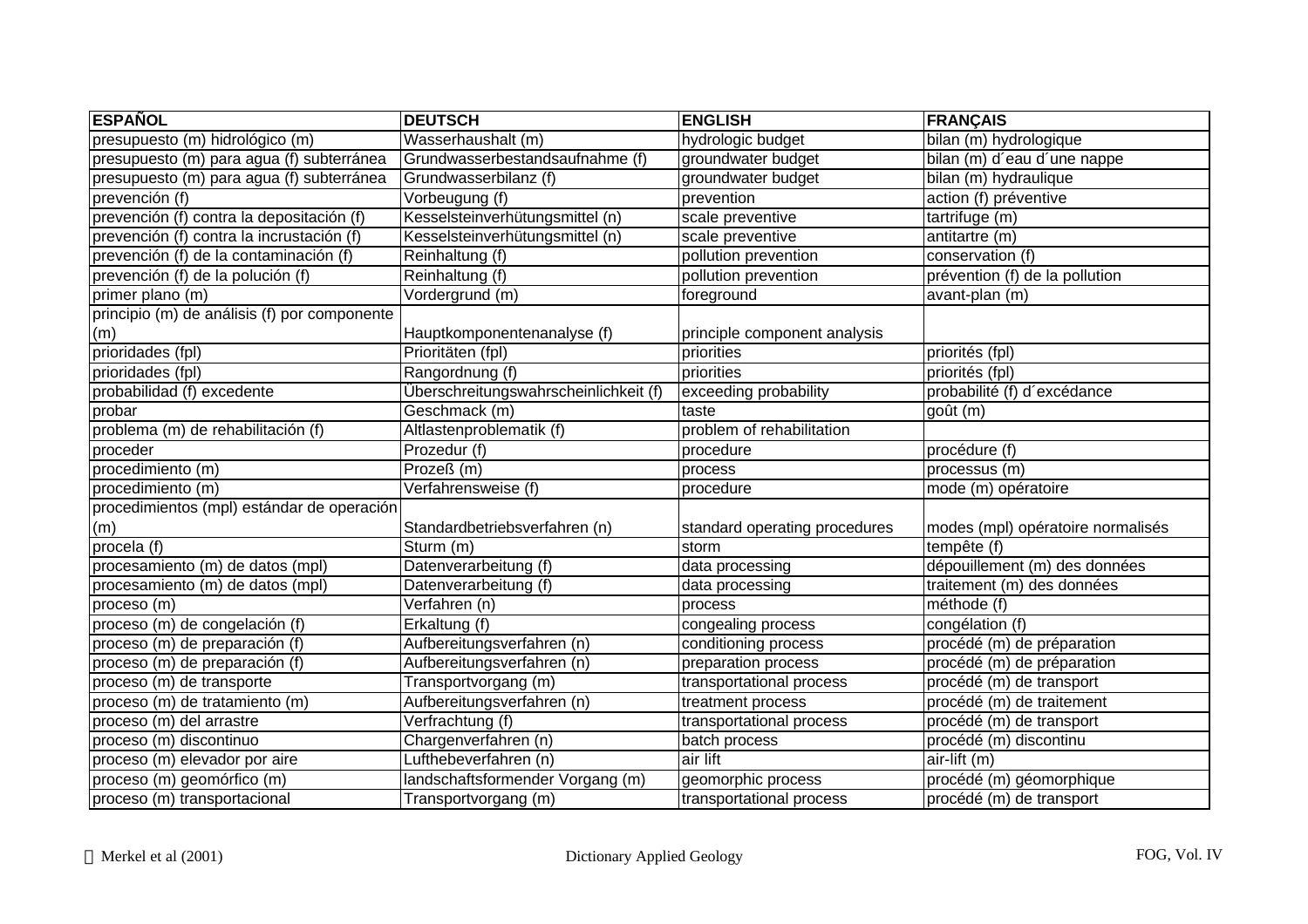| ESPAÑOL | DEUTSCH | ENGLISH | FRANÇAIS |
|---|---|---|---|
| presupuesto (m) hidrológico (m) | Wasserhaushalt (m) | hydrologic budget | bilan (m) hydrologique |
| presupuesto (m) para agua (f) subterránea | Grundwasserbestandsaufnahme (f) | groundwater budget | bilan (m) d´eau d´une nappe |
| presupuesto (m) para agua (f) subterránea | Grundwasserbilanz (f) | groundwater budget | bilan (m) hydraulique |
| prevención (f) | Vorbeugung (f) | prevention | action (f) préventive |
| prevención (f) contra la depositación (f) | Kesselsteinverhütungsmittel (n) | scale preventive | tartrifuge (m) |
| prevención (f) contra la incrustación (f) | Kesselsteinverhütungsmittel (n) | scale preventive | antitartre (m) |
| prevención (f) de la contaminación (f) | Reinhaltung (f) | pollution prevention | conservation (f) |
| prevención (f) de la polución (f) | Reinhaltung (f) | pollution prevention | prévention (f) de la pollution |
| primer plano (m) | Vordergrund (m) | foreground | avant-plan (m) |
| principio (m) de análisis (f) por componente (m) | Hauptkomponentenanalyse (f) | principle component analysis | |
| prioridades (fpl) | Prioritäten (fpl) | priorities | priorités (fpl) |
| prioridades (fpl) | Rangordnung (f) | priorities | priorités (fpl) |
| probabilidad (f) excedente | Überschreitungswahrscheinlichkeit (f) | exceeding probability | probabilité (f) d´excédance |
| probar | Geschmack (m) | taste | goût (m) |
| problema (m) de rehabilitación (f) | Altlastenproblematik (f) | problem of rehabilitation | |
| proceder | Prozedur (f) | procedure | procédure (f) |
| procedimiento (m) | Prozeß (m) | process | processus (m) |
| procedimiento (m) | Verfahrensweise (f) | procedure | mode (m) opératoire |
| procedimientos (mpl) estándar de operación (m) | Standardbetriebsverfahren (n) | standard operating procedures | modes (mpl) opératoire normalisés |
| procela (f) | Sturm (m) | storm | tempête (f) |
| procesamiento (m) de datos (mpl) | Datenverarbeitung (f) | data processing | dépouillement (m) des données |
| procesamiento (m) de datos (mpl) | Datenverarbeitung (f) | data processing | traitement (m) des données |
| proceso (m) | Verfahren (n) | process | méthode (f) |
| proceso (m) de congelación (f) | Erkaltung (f) | congealing process | congélation (f) |
| proceso (m) de preparación (f) | Aufbereitungsverfahren (n) | conditioning process | procédé (m) de préparation |
| proceso (m) de preparación (f) | Aufbereitungsverfahren (n) | preparation process | procédé (m) de préparation |
| proceso (m) de transporte | Transportvorgang (m) | transportational process | procédé (m) de transport |
| proceso (m) de tratamiento (m) | Aufbereitungsverfahren (n) | treatment process | procédé (m) de traitement |
| proceso (m) del arrastre | Verfrachtung (f) | transportational process | procédé (m) de transport |
| proceso (m) discontinuo | Chargenverfahren (n) | batch process | procédé (m) discontinu |
| proceso (m) elevador por aire | Lufthebeverfahren (n) | air lift | air-lift (m) |
| proceso (m) geomórfico (m) | landschaftsformender Vorgang (m) | geomorphic process | procédé (m) géomorphique |
| proceso (m) transportacional | Transportvorgang (m) | transportational process | procédé (m) de transport |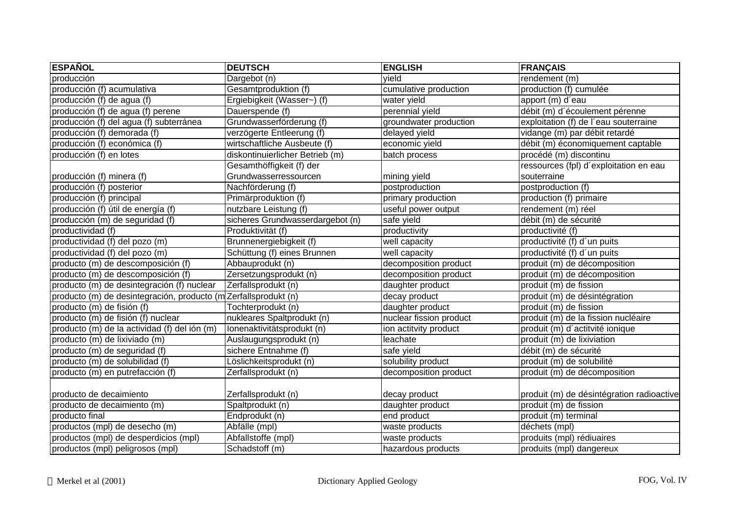| ESPAÑOL | DEUTSCH | ENGLISH | FRANÇAIS |
|---|---|---|---|
| producción | Dargebot (n) | yield | rendement (m) |
| producción (f) acumulativa | Gesamtproduktion (f) | cumulative production | production (f) cumulée |
| producción (f) de agua (f) | Ergiebigkeit (Wasser~) (f) | water yield | apport (m) d´eau |
| producción (f) de agua (f) perene | Dauerspende (f) | perennial yield | débit (m) d´écoulement pérenne |
| producción (f) del agua (f) subterránea | Grundwasserförderung (f) | groundwater production | exploitation (f) de l´eau souterraine |
| producción (f) demorada (f) | verzögerte Entleerung (f) | delayed yield | vidange (m) par débit retardé |
| producción (f) económica (f) | wirtschaftliche Ausbeute (f) | economic yield | débit (m) économiquement captable |
| producción (f) en lotes | diskontinuierlicher Betrieb (m) | batch process | procédé (m) discontinu |
| producción (f) minera (f) | Gesamthöffigkeit (f) der Grundwasserressourcen | mining yield | ressources (fpl) d´exploitation en eau souterraine |
| producción (f) posterior | Nachförderung (f) | postproduction | postproduction (f) |
| producción (f) principal | Primärproduktion (f) | primary production | production (f) primaire |
| producción (f) útil de energía (f) | nutzbare Leistung (f) | useful power output | rendement (m) réel |
| producción (m) de seguridad (f) | sicheres Grundwasserdargebot (n) | safe yield | débit (m) de sécurité |
| productividad (f) | Produktivität (f) | productivity | productivité (f) |
| productividad (f) del pozo (m) | Brunnenergiebigkeit (f) | well capacity | productivité (f) d´un puits |
| productividad (f) del pozo (m) | Schüttung (f) eines Brunnen | well capacity | productivité (f) d´un puits |
| producto (m) de descomposición (f) | Abbauprodukt (n) | decomposition product | produit (m) de décomposition |
| producto (m) de descomposición (f) | Zersetzungsprodukt (n) | decomposition product | produit (m) de décomposition |
| producto (m) de desintegración (f) nuclear | Zerfallsprodukt (n) | daughter product | produit (m) de fission |
| producto (m) de desintegración, producto (m | Zerfallsprodukt (n) | decay product | produit (m) de désintégration |
| producto (m) de fisión (f) | Tochterprodukt (n) | daughter product | produit (m) de fission |
| producto (m) de fisión (f) nuclear | nukleares Spaltprodukt (n) | nuclear fission product | produit (m) de la fission nucléaire |
| producto (m) de la actividad (f) del ión (m) | Ionenaktivitätsprodukt (n) | ion actitvity product | produit (m) d´actitvité ionique |
| producto (m) de lixiviado (m) | Auslaugungsprodukt (n) | leachate | produit (m) de lixiviation |
| producto (m) de seguridad (f) | sichere Entnahme (f) | safe yield | débit (m) de sécurité |
| producto (m) de solubilidad (f) | Löslichkeitsprodukt (n) | solubility product | produit (m) de solubilité |
| producto (m) en putrefacción (f) | Zerfallsprodukt (n) | decomposition product | produit (m) de décomposition |
| producto de decaimiento | Zerfallsprodukt (n) | decay product | produit (m) de désintégration radioactive |
| producto de decaimiento (m) | Spaltprodukt (n) | daughter product | produit (m) de fission |
| producto final | Endprodukt (n) | end product | produit (m) terminal |
| productos (mpl) de desecho (m) | Abfälle (mpl) | waste products | déchets (mpl) |
| productos (mpl) de desperdicios (mpl) | Abfallstoffe (mpl) | waste products | produits (mpl) rédiuaires |
| productos (mpl) peligrosos (mpl) | Schadstoff (m) | hazardous products | produits (mpl) dangereux |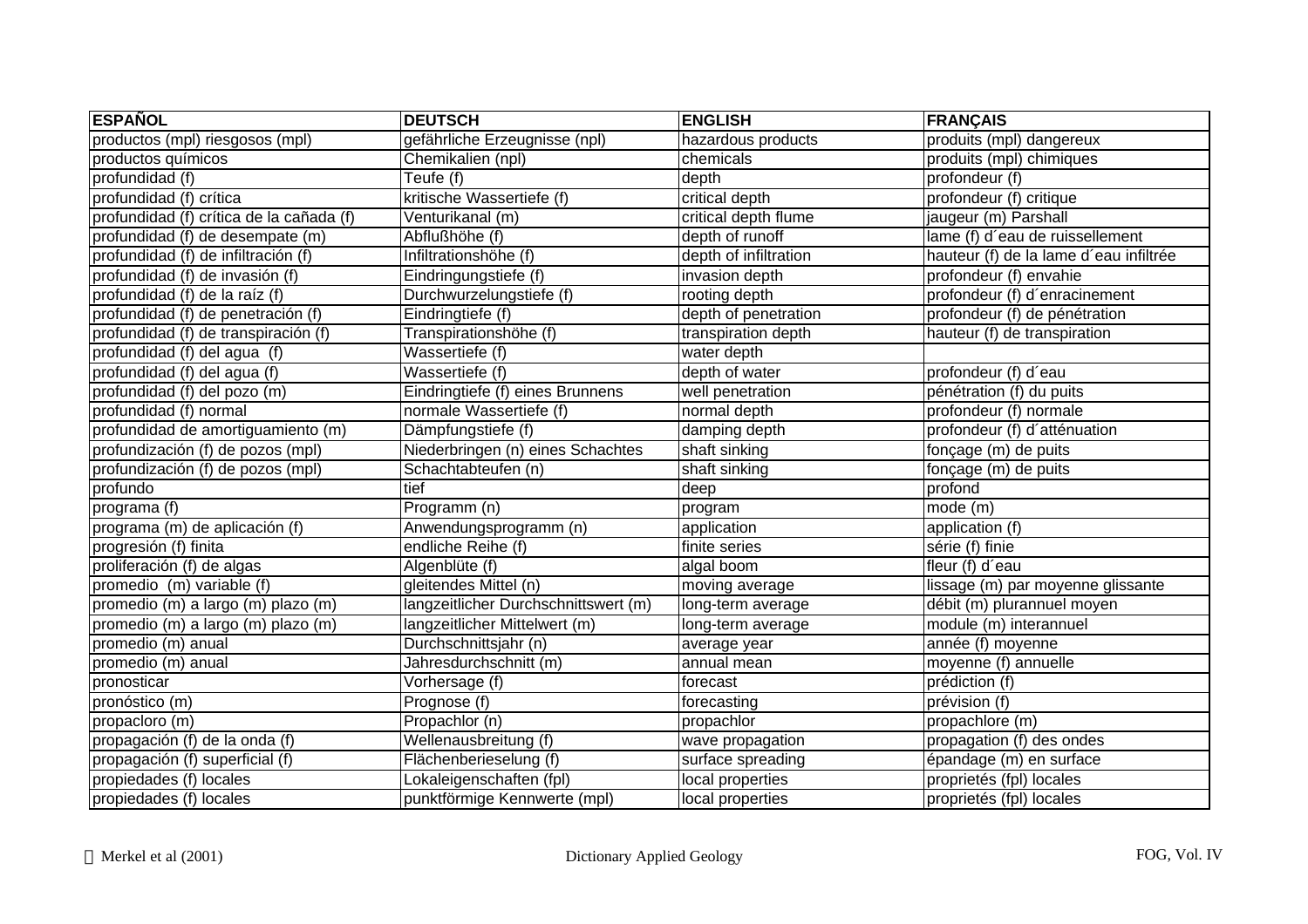| ESPAÑOL | DEUTSCH | ENGLISH | FRANÇAIS |
|---|---|---|---|
| productos (mpl) riesgosos (mpl) | gefährliche Erzeugnisse (npl) | hazardous products | produits (mpl) dangereux |
| productos químicos | Chemikalien (npl) | chemicals | produits (mpl) chimiques |
| profundidad (f) | Teufe (f) | depth | profondeur (f) |
| profundidad (f) crítica | kritische Wassertiefe (f) | critical depth | profondeur (f) critique |
| profundidad (f) crítica de la cañada (f) | Venturikanal (m) | critical depth flume | jaugeur (m) Parshall |
| profundidad (f) de desempate (m) | Abflußhöhe (f) | depth of runoff | lame (f) d´eau de ruissellement |
| profundidad (f) de infiltración (f) | Infiltrationshöhe (f) | depth of infiltration | hauteur (f) de la lame d´eau infiltrée |
| profundidad (f) de invasión (f) | Eindringungstiefe (f) | invasion depth | profondeur (f) envahie |
| profundidad (f) de la raíz (f) | Durchwurzelungstiefe (f) | rooting depth | profondeur (f) d´enracinement |
| profundidad (f) de penetración (f) | Eindringtiefe (f) | depth of penetration | profondeur (f) de pénétration |
| profundidad (f) de transpiración (f) | Transpirationshöhe (f) | transpiration depth | hauteur (f) de transpiration |
| profundidad (f) del agua  (f) | Wassertiefe (f) | water depth | |
| profundidad (f) del agua (f) | Wassertiefe (f) | depth of water | profondeur (f) d´eau |
| profundidad (f) del pozo (m) | Eindringtiefe (f) eines Brunnens | well penetration | pénétration (f) du puits |
| profundidad (f) normal | normale Wassertiefe (f) | normal depth | profondeur (f) normale |
| profundidad de amortiguamiento (m) | Dämpfungstiefe (f) | damping depth | profondeur (f) d´atténuation |
| profundización (f) de pozos (mpl) | Niederbringen (n) eines Schachtes | shaft sinking | fonçage (m) de puits |
| profundización (f) de pozos (mpl) | Schachtabteufen (n) | shaft sinking | fonçage (m) de puits |
| profundo | tief | deep | profond |
| programa (f) | Programm (n) | program | mode (m) |
| programa (m) de aplicación (f) | Anwendungsprogramm (n) | application | application (f) |
| progresión (f) finita | endliche Reihe (f) | finite series | série (f) finie |
| proliferación (f) de algas | Algenblüte (f) | algal boom | fleur (f) d´eau |
| promedio  (m) variable (f) | gleitendes Mittel (n) | moving average | lissage (m) par moyenne glissante |
| promedio (m) a largo (m) plazo (m) | langzeitlicher Durchschnittswert (m) | long-term average | débit (m) plurannuel moyen |
| promedio (m) a largo (m) plazo (m) | langzeitlicher Mittelwert (m) | long-term average | module (m) interannuel |
| promedio (m) anual | Durchschnittsjahr (n) | average year | année (f) moyenne |
| promedio (m) anual | Jahresdurchschnitt (m) | annual mean | moyenne (f) annuelle |
| pronosticar | Vorhersage (f) | forecast | prédiction (f) |
| pronóstico (m) | Prognose (f) | forecasting | prévision (f) |
| propacloro (m) | Propachlor (n) | propachlor | propachlore (m) |
| propagación (f) de la onda (f) | Wellenausbreitung (f) | wave propagation | propagation (f) des ondes |
| propagación (f) superficial (f) | Flächenberieselung (f) | surface spreading | épandage (m) en surface |
| propiedades (f) locales | Lokaleigenschaften (fpl) | local properties | proprietés (fpl) locales |
| propiedades (f) locales | punktförmige Kennwerte (mpl) | local properties | proprietés (fpl) locales |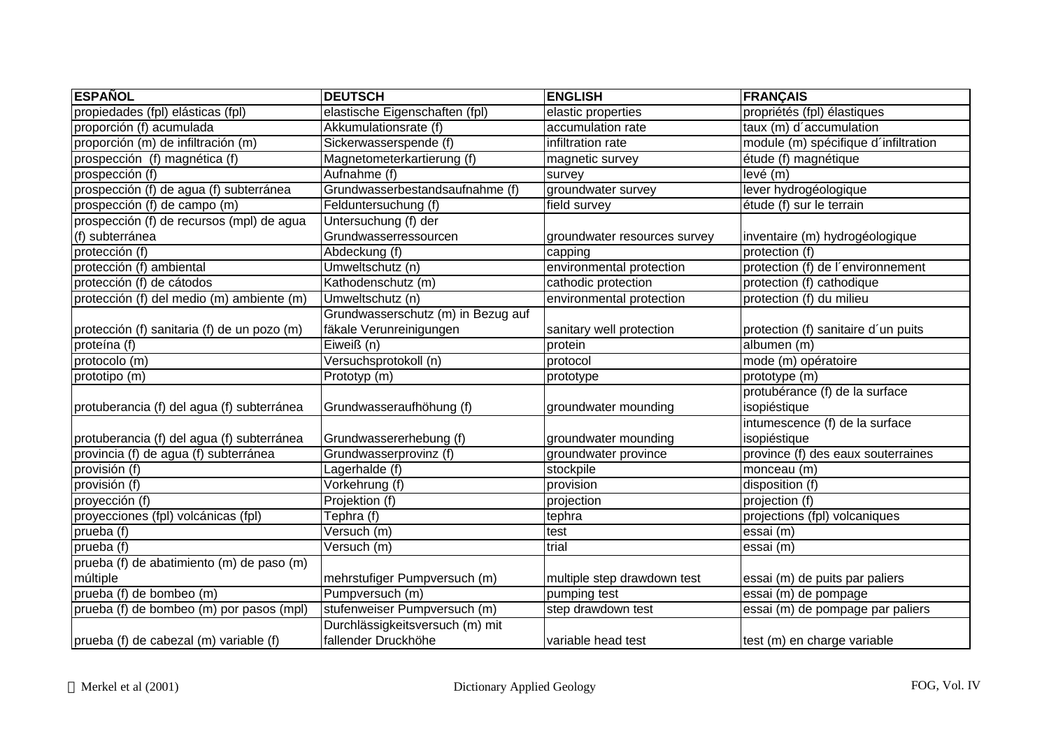| ESPAÑOL | DEUTSCH | ENGLISH | FRANÇAIS |
|---|---|---|---|
| propiedades (fpl) elásticas (fpl) | elastische Eigenschaften (fpl) | elastic properties | propriétés (fpl) élastiques |
| proporción (f) acumulada | Akkumulationsrate (f) | accumulation rate | taux (m) d´accumulation |
| proporción (m) de infiltración (m) | Sickerwasserspende (f) | infiltration rate | module (m) spécifique d´infiltration |
| prospección (f) magnética (f) | Magnetometerkartierung (f) | magnetic survey | étude (f) magnétique |
| prospección (f) | Aufnahme (f) | survey | levé (m) |
| prospección (f) de agua (f) subterránea | Grundwasserbestandsaufnahme (f) | groundwater survey | lever hydrogéologique |
| prospección (f) de campo (m) | Felduntersuchung (f) | field survey | étude (f) sur le terrain |
| prospección (f) de recursos (mpl) de agua (f) subterránea | Untersuchung (f) der Grundwasserressourcen | groundwater resources survey | inventaire (m) hydrogéologique |
| protección (f) | Abdeckung (f) | capping | protection (f) |
| protección (f) ambiental | Umweltschutz (n) | environmental protection | protection (f) de l´environnement |
| protección (f) de cátodos | Kathodenschutz (m) | cathodic protection | protection (f) cathodique |
| protección (f) del medio (m) ambiente (m) | Umweltschutz (n) | environmental protection | protection (f) du milieu |
| protección (f) sanitaria (f) de un pozo (m) | Grundwasserschutz (m) in Bezug auf fäkale Verunreinigungen | sanitary well protection | protection (f) sanitaire d´un puits |
| proteína (f) | Eiweiß (n) | protein | albumen (m) |
| protocolo (m) | Versuchsprotokoll (n) | protocol | mode (m) opératoire |
| prototipo (m) | Prototyp (m) | prototype | prototype (m) |
| protuberancia (f) del agua (f) subterránea | Grundwasseraufhöhung (f) | groundwater mounding | protubérance (f) de la surface isopiéstique |
| protuberancia (f) del agua (f) subterránea | Grundwassererhebung (f) | groundwater mounding | intumescence (f) de la surface isopiéstique |
| provincia (f) de agua (f) subterránea | Grundwasserprovinz (f) | groundwater province | province (f) des eaux souterraines |
| provisión (f) | Lagerhalde (f) | stockpile | monceau (m) |
| provisión (f) | Vorkehrung (f) | provision | disposition (f) |
| proyección (f) | Projektion (f) | projection | projection (f) |
| proyecciones (fpl) volcánicas (fpl) | Tephra (f) | tephra | projections (fpl) volcaniques |
| prueba (f) | Versuch (m) | test | essai (m) |
| prueba (f) | Versuch (m) | trial | essai (m) |
| prueba (f) de abatimiento (m) de paso (m) múltiple | mehrstufiger Pumpversuch (m) | multiple step drawdown test | essai (m) de puits par paliers |
| prueba (f) de bombeo (m) | Pumpversuch (m) | pumping test | essai (m) de pompage |
| prueba (f) de bombeo (m) por pasos (mpl) | stufenweiser Pumpversuch (m) | step drawdown test | essai (m) de pompage par paliers |
| prueba (f) de cabezal (m) variable (f) | Durchlässigkeitsversuch (m) mit fallender Druckhöhe | variable head test | test (m) en charge variable |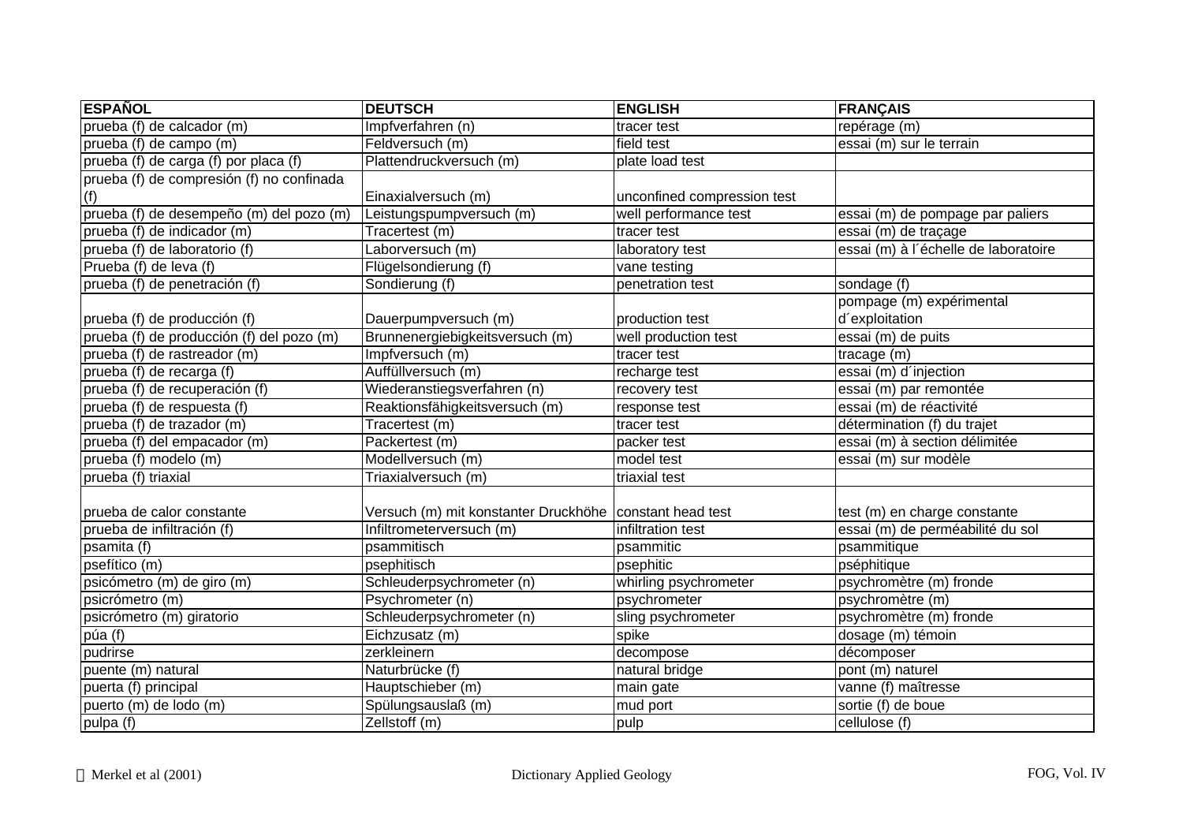| ESPAÑOL | DEUTSCH | ENGLISH | FRANÇAIS |
|---|---|---|---|
| prueba (f) de calcador (m) | Impfverfahren (n) | tracer test | repérage (m) |
| prueba (f) de campo (m) | Feldversuch (m) | field test | essai (m) sur le terrain |
| prueba (f) de carga (f) por placa (f) | Plattendruckversuch (m) | plate load test | |
| prueba (f) de compresión (f) no confinada (f) | Einaxialversuch (m) | unconfined compression test | |
| prueba (f) de desempeño (m) del pozo (m) | Leistungspumpversuch (m) | well performance test | essai (m) de pompage par paliers |
| prueba (f) de indicador (m) | Tracertest (m) | tracer test | essai (m) de traçage |
| prueba (f) de laboratorio (f) | Laborversuch (m) | laboratory test | essai (m) à l´échelle de laboratoire |
| Prueba (f) de leva (f) | Flügelsondierung (f) | vane testing | |
| prueba (f) de penetración (f) | Sondierung (f) | penetration test | sondage (f) |
| prueba (f) de producción (f) | Dauerpumpversuch (m) | production test | pompage (m) expérimental d´exploitation |
| prueba (f) de producción (f) del pozo (m) | Brunnenergiebigkeitsversuch (m) | well production test | essai (m) de puits |
| prueba (f) de rastreador (m) | Impfversuch (m) | tracer test | tracage (m) |
| prueba (f) de recarga (f) | Auffüllversuch (m) | recharge test | essai (m) d´injection |
| prueba (f) de recuperación (f) | Wiederanstiegsverfahren (n) | recovery test | essai (m) par remontée |
| prueba (f) de respuesta (f) | Reaktionsfähigkeitsversuch (m) | response test | essai (m) de réactivité |
| prueba (f) de trazador (m) | Tracertest (m) | tracer test | détermination (f) du trajet |
| prueba (f) del empacador (m) | Packertest (m) | packer test | essai (m) à section délimitée |
| prueba (f) modelo (m) | Modellversuch (m) | model test | essai (m) sur modèle |
| prueba (f) triaxial | Triaxialversuch (m) | triaxial test | |
| prueba de calor constante | Versuch (m) mit konstanter Druckhöhe | constant head test | test (m) en charge constante |
| prueba de infiltración (f) | Infiltrometerversuch (m) | infiltration test | essai (m) de perméabilité du sol |
| psamita (f) | psammitisch | psammitic | psammitique |
| psefítico (m) | psephitisch | psephitic | pséphitique |
| psicómetro (m) de giro (m) | Schleuderpsychrometer (n) | whirling psychrometer | psychromètre (m) fronde |
| psicrómetro (m) | Psychrometer (n) | psychrometer | psychromètre (m) |
| psicrómetro (m) giratorio | Schleuderpsychrometer (n) | sling psychrometer | psychromètre (m) fronde |
| púa (f) | Eichzusatz (m) | spike | dosage (m) témoin |
| pudrirse | zerkleinern | decompose | décomposer |
| puente (m) natural | Naturbrücke (f) | natural bridge | pont (m) naturel |
| puerta (f) principal | Hauptschieber (m) | main gate | vanne (f) maîtresse |
| puerto (m) de lodo (m) | Spülungsauslaß (m) | mud port | sortie (f) de boue |
| pulpa (f) | Zellstoff (m) | pulp | cellulose (f) |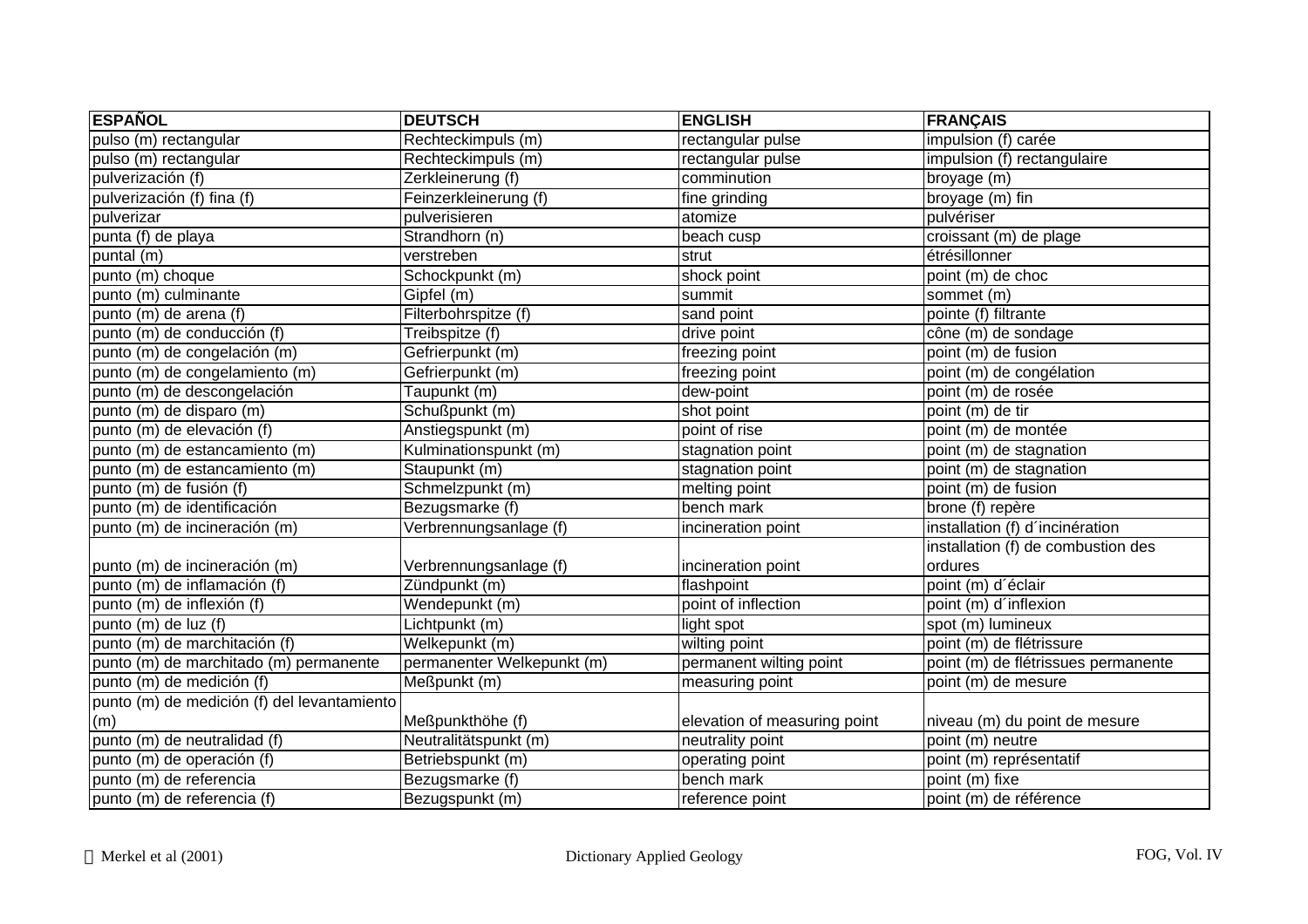| ESPAÑOL | DEUTSCH | ENGLISH | FRANÇAIS |
|---|---|---|---|
| pulso (m) rectangular | Rechteckimpuls (m) | rectangular pulse | impulsion (f) carée |
| pulso (m) rectangular | Rechteckimpuls (m) | rectangular pulse | impulsion (f) rectangulaire |
| pulverización (f) | Zerkleinerung (f) | comminution | broyage (m) |
| pulverización (f) fina (f) | Feinzerkleinerung (f) | fine grinding | broyage (m) fin |
| pulverizar | pulverisieren | atomize | pulvériser |
| punta (f) de playa | Strandhorn (n) | beach cusp | croissant (m) de plage |
| puntal (m) | verstreben | strut | étrésillonner |
| punto (m) choque | Schockpunkt (m) | shock point | point (m) de choc |
| punto (m) culminante | Gipfel (m) | summit | sommet (m) |
| punto (m) de arena (f) | Filterbohrspitze (f) | sand point | pointe (f) filtrante |
| punto (m) de conducción (f) | Treibspitze (f) | drive point | cône (m) de sondage |
| punto (m) de congelación (m) | Gefrierpunkt (m) | freezing point | point (m) de fusion |
| punto (m) de congelamiento (m) | Gefrierpunkt (m) | freezing point | point (m) de congélation |
| punto (m) de descongelación | Taupunkt (m) | dew-point | point (m) de rosée |
| punto (m) de disparo (m) | Schußpunkt (m) | shot point | point (m) de tir |
| punto (m) de elevación (f) | Anstiegspunkt (m) | point of rise | point (m) de montée |
| punto (m) de estancamiento (m) | Kulminationspunkt (m) | stagnation point | point (m) de stagnation |
| punto (m) de estancamiento (m) | Staupunkt (m) | stagnation point | point (m) de stagnation |
| punto (m) de fusión (f) | Schmelzpunkt (m) | melting point | point (m) de fusion |
| punto (m) de identificación | Bezugsmarke (f) | bench mark | brone (f) repère |
| punto (m) de incineración (m) | Verbrennungsanlage (f) | incineration point | installation (f) d´incinération |
| punto (m) de incineración (m) | Verbrennungsanlage (f) | incineration point | installation (f) de combustion des ordures |
| punto (m) de inflamación (f) | Zündpunkt (m) | flashpoint | point (m) d´éclair |
| punto (m) de inflexión (f) | Wendepunkt (m) | point of inflection | point (m) d´inflexion |
| punto (m) de luz (f) | Lichtpunkt (m) | light spot | spot (m) lumineux |
| punto (m) de marchitación (f) | Welkepunkt (m) | wilting point | point (m) de flétrissure |
| punto (m) de marchitado (m) permanente | permanenter Welkepunkt (m) | permanent wilting point | point (m) de flétrissues permanente |
| punto (m) de medición (f) | Meßpunkt (m) | measuring point | point (m) de mesure |
| punto (m) de medición (f) del levantamiento (m) | Meßpunkthöhe (f) | elevation of measuring point | niveau (m) du point de mesure |
| punto (m) de neutralidad (f) | Neutralitätspunkt (m) | neutrality point | point (m) neutre |
| punto (m) de operación (f) | Betriebspunkt (m) | operating point | point (m) représentatif |
| punto (m) de referencia | Bezugsmarke (f) | bench mark | point (m) fixe |
| punto (m) de referencia (f) | Bezugspunkt (m) | reference point | point (m) de référence |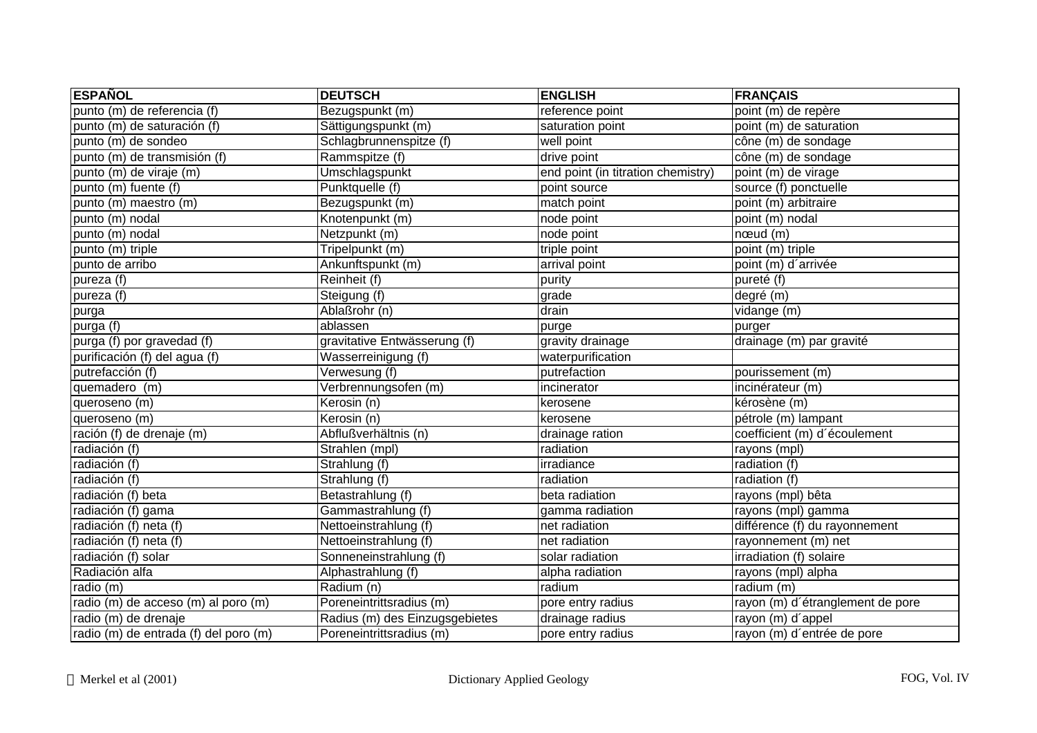| ESPAÑOL | DEUTSCH | ENGLISH | FRANÇAIS |
| --- | --- | --- | --- |
| punto (m) de referencia (f) | Bezugspunkt (m) | reference point | point (m) de repère |
| punto (m) de saturación (f) | Sättigungspunkt (m) | saturation point | point (m) de saturation |
| punto (m) de sondeo | Schlagbrunnenspitze (f) | well point | cône (m) de sondage |
| punto (m) de transmisión (f) | Rammspitze (f) | drive point | cône (m) de sondage |
| punto (m) de viraje (m) | Umschlagspunkt | end point (in titration chemistry) | point (m) de virage |
| punto (m) fuente (f) | Punktquelle (f) | point source | source (f) ponctuelle |
| punto (m) maestro (m) | Bezugspunkt (m) | match point | point (m) arbitraire |
| punto (m) nodal | Knotenpunkt (m) | node point | point (m) nodal |
| punto (m) nodal | Netzpunkt (m) | node point | nœud (m) |
| punto (m) triple | Tripelpunkt (m) | triple point | point (m) triple |
| punto de arribo | Ankunftspunkt (m) | arrival point | point (m) d´arrivée |
| pureza (f) | Reinheit (f) | purity | pureté (f) |
| pureza (f) | Steigung (f) | grade | degré (m) |
| purga | Ablaßrohr (n) | drain | vidange (m) |
| purga (f) | ablassen | purge | purger |
| purga (f) por gravedad (f) | gravitative Entwässerung (f) | gravity drainage | drainage (m) par gravité |
| purificación (f) del agua (f) | Wasserreinigung (f) | waterpurification | |
| putrefacción (f) | Verwesung (f) | putrefaction | pourissement (m) |
| quemadero (m) | Verbrennungsofen (m) | incinerator | incinérateur (m) |
| queroseno (m) | Kerosin (n) | kerosene | kérosène (m) |
| queroseno (m) | Kerosin (n) | kerosene | pétrole (m) lampant |
| ración (f) de drenaje (m) | Abflußverhältnis (n) | drainage ration | coefficient (m) d´écoulement |
| radiación (f) | Strahlen (mpl) | radiation | rayons (mpl) |
| radiación (f) | Strahlung (f) | irradiance | radiation (f) |
| radiación (f) | Strahlung (f) | radiation | radiation (f) |
| radiación (f) beta | Betastrahlung (f) | beta radiation | rayons (mpl) bêta |
| radiación (f) gama | Gammastrahlung (f) | gamma radiation | rayons (mpl) gamma |
| radiación (f) neta (f) | Nettoeinstrahlung (f) | net radiation | différence (f) du rayonnement |
| radiación (f) neta (f) | Nettoeinstrahlung (f) | net radiation | rayonnement (m) net |
| radiación (f) solar | Sonneneinstrahlung (f) | solar radiation | irradiation (f) solaire |
| Radiación alfa | Alphastrahlung (f) | alpha radiation | rayons (mpl) alpha |
| radio (m) | Radium (n) | radium | radium (m) |
| radio (m) de acceso (m) al poro (m) | Poreneintrittsradius (m) | pore entry radius | rayon (m) d´étranglement de pore |
| radio (m) de drenaje | Radius (m) des Einzugsgebietes | drainage radius | rayon (m) d´appel |
| radio (m) de entrada (f) del poro (m) | Poreneintrittsradius (m) | pore entry radius | rayon (m) d´entrée de pore |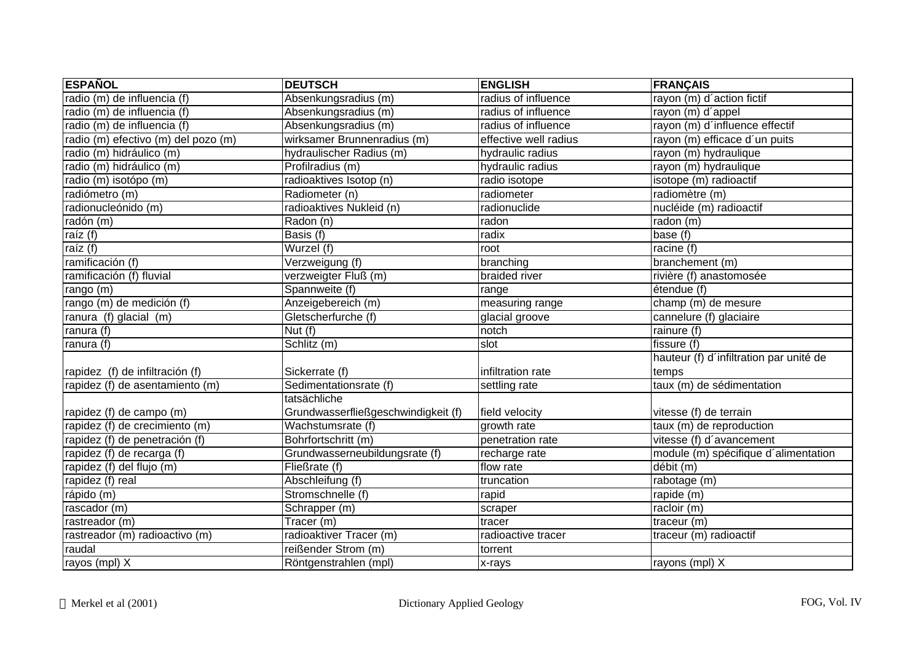| ESPAÑOL | DEUTSCH | ENGLISH | FRANÇAIS |
|---|---|---|---|
| radio (m) de influencia (f) | Absenkungsradius (m) | radius of influence | rayon (m) d´action fictif |
| radio (m) de influencia (f) | Absenkungsradius (m) | radius of influence | rayon (m) d´appel |
| radio (m) de influencia (f) | Absenkungsradius (m) | radius of influence | rayon (m) d´influence effectif |
| radio (m) efectivo (m) del pozo (m) | wirksamer Brunnenradius (m) | effective well radius | rayon (m) efficace d´un puits |
| radio (m) hidráulico (m) | hydraulischer Radius (m) | hydraulic radius | rayon (m) hydraulique |
| radio (m) hidráulico (m) | Profilradius (m) | hydraulic radius | rayon (m) hydraulique |
| radio (m) isotópo (m) | radioaktives Isotop (n) | radio isotope | isotope (m) radioactif |
| radiómetro (m) | Radiometer (n) | radiometer | radiomètre (m) |
| radionucleónido (m) | radioaktives Nukleid (n) | radionuclide | nucléide (m) radioactif |
| radón (m) | Radon (n) | radon | radon (m) |
| raíz (f) | Basis (f) | radix | base (f) |
| raíz (f) | Wurzel (f) | root | racine (f) |
| ramificación (f) | Verzweigung (f) | branching | branchement (m) |
| ramificación (f) fluvial | verzweigter Fluß (m) | braided river | rivière (f) anastomosée |
| rango (m) | Spannweite (f) | range | étendue (f) |
| rango (m) de medición (f) | Anzeigebereich (m) | measuring range | champ (m) de mesure |
| ranura (f) glacial (m) | Gletscherfurche (f) | glacial groove | cannelure (f) glaciaire |
| ranura (f) | Nut (f) | notch | rainure (f) |
| ranura (f) | Schlitz (m) | slot | fissure (f) |
| rapidez (f) de infiltración (f) | Sickerrate (f) | infiltration rate | hauteur (f) d´infiltration par unité de temps |
| rapidez (f) de asentamiento (m) | Sedimentationsrate (f) | settling rate | taux (m) de sédimentation |
| rapidez (f) de campo (m) | tatsächliche Grundwasserfließgeschwindigkeit (f) | field velocity | vitesse (f) de terrain |
| rapidez (f) de crecimiento (m) | Wachstumsrate (f) | growth rate | taux (m) de reproduction |
| rapidez (f) de penetración (f) | Bohrfortschritt (m) | penetration rate | vitesse (f) d´avancement |
| rapidez (f) de recarga (f) | Grundwasserneubildungsrate (f) | recharge rate | module (m) spécifique d´alimentation |
| rapidez (f) del flujo (m) | Fließrate (f) | flow rate | débit (m) |
| rapidez (f) real | Abschleifung (f) | truncation | rabotage (m) |
| rápido (m) | Stromschnelle (f) | rapid | rapide (m) |
| rascador (m) | Schrapper (m) | scraper | racloir (m) |
| rastreador (m) | Tracer (m) | tracer | traceur (m) |
| rastreador (m) radioactivo (m) | radioaktiver Tracer (m) | radioactive tracer | traceur (m) radioactif |
| raudal | reißender Strom (m) | torrent | |
| rayos (mpl) X | Röntgenstrahlen (mpl) | x-rays | rayons (mpl) X |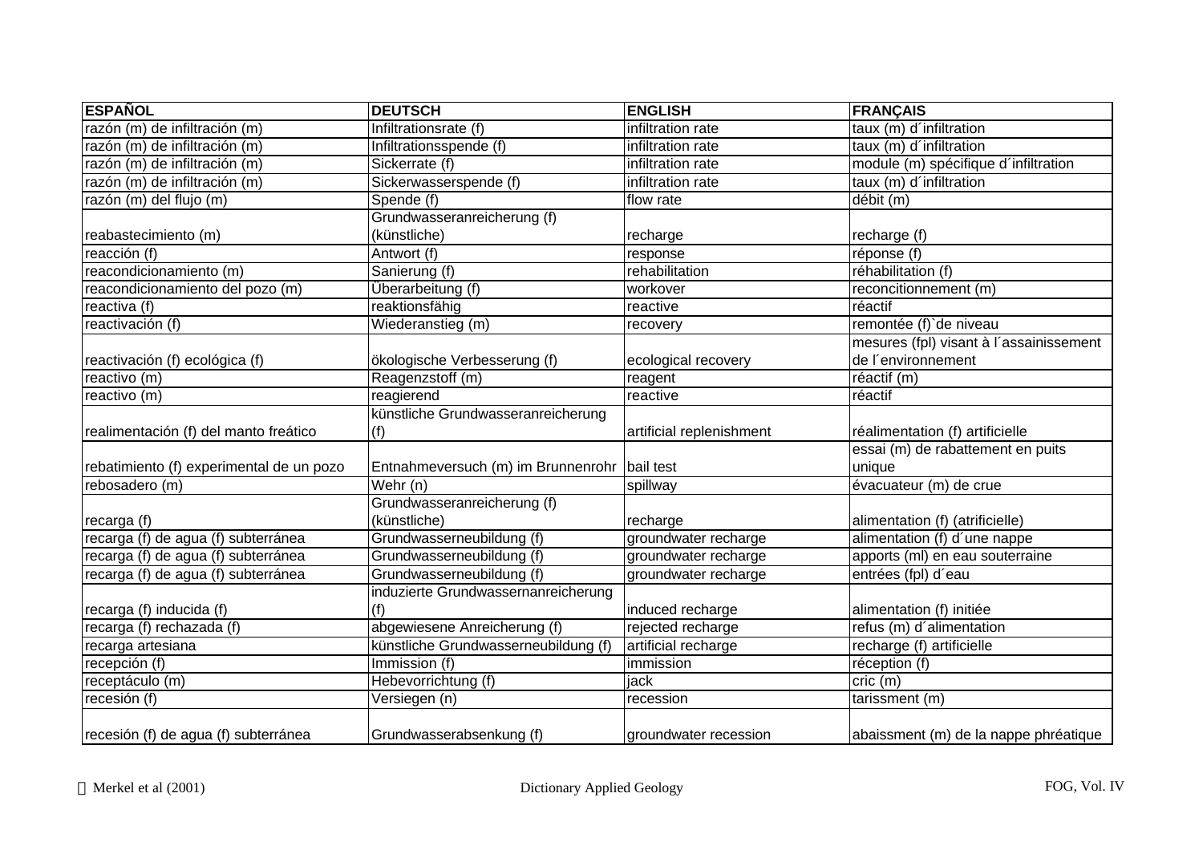| ESPAÑOL | DEUTSCH | ENGLISH | FRANÇAIS |
|---|---|---|---|
| razón (m) de infiltración (m) | Infiltrationsrate (f) | infiltration rate | taux (m) d´infiltration |
| razón (m) de infiltración (m) | Infiltrationsspende (f) | infiltration rate | taux (m) d´infiltration |
| razón (m) de infiltración (m) | Sickerrate (f) | infiltration rate | module (m) spécifique d´infiltration |
| razón (m) de infiltración (m) | Sickerwasserspende (f) | infiltration rate | taux (m) d´infiltration |
| razón (m) del flujo (m) | Spende (f) | flow rate | débit (m) |
| reabastecimiento (m) | Grundwasseranreicherung (f) (künstliche) | recharge | recharge (f) |
| reacción (f) | Antwort (f) | response | réponse (f) |
| reacondicionamiento (m) | Sanierung (f) | rehabilitation | réhabilitation (f) |
| reacondicionamiento del pozo (m) | Überarbeitung (f) | workover | reconcitionnement (m) |
| reactiva (f) | reaktionsfähig | reactive | réactif |
| reactivación (f) | Wiederanstieg (m) | recovery | remontée (f)`de niveau |
| reactivación (f) ecológica (f) | ökologische Verbesserung (f) | ecological recovery | mesures (fpl) visant à l´assainissement de l´environnement |
| reactivo (m) | Reagenzstoff (m) | reagent | réactif (m) |
| reactivo (m) | reagierend | reactive | réactif |
| realimentación (f) del manto freático | künstliche Grundwasseranreicherung (f) | artificial replenishment | réalimentation (f) artificielle |
| rebatimiento (f) experimental de un pozo | Entnahmeversuch (m) im Brunnenrohr | bail test | essai (m) de rabattement en puits unique |
| rebosadero (m) | Wehr (n) | spillway | évacuateur (m) de crue |
| recarga (f) | Grundwasseranreicherung (f) (künstliche) | recharge | alimentation (f) (atrificielle) |
| recarga (f) de agua (f) subterránea | Grundwasserneubildung (f) | groundwater recharge | alimentation (f) d´une nappe |
| recarga (f) de agua (f) subterránea | Grundwasserneubildung (f) | groundwater recharge | apports (ml) en eau souterraine |
| recarga (f) de agua (f) subterránea | Grundwasserneubildung (f) | groundwater recharge | entrées (fpl) d´eau |
| recarga (f) inducida (f) | induzierte Grundwassernanreicherung (f) | induced recharge | alimentation (f) initiée |
| recarga (f) rechazada (f) | abgewiesene Anreicherung (f) | rejected recharge | refus (m) d´alimentation |
| recarga artesiana | künstliche Grundwasserneubildung (f) | artificial recharge | recharge (f) artificielle |
| recepción (f) | Immission (f) | immission | réception (f) |
| receptáculo (m) | Hebevorrichtung (f) | jack | cric (m) |
| recesión (f) | Versiegen (n) | recession | tarissment (m) |
| recesión (f) de agua (f) subterránea | Grundwasserabsenkung (f) | groundwater recession | abaissment (m) de la nappe phréatique |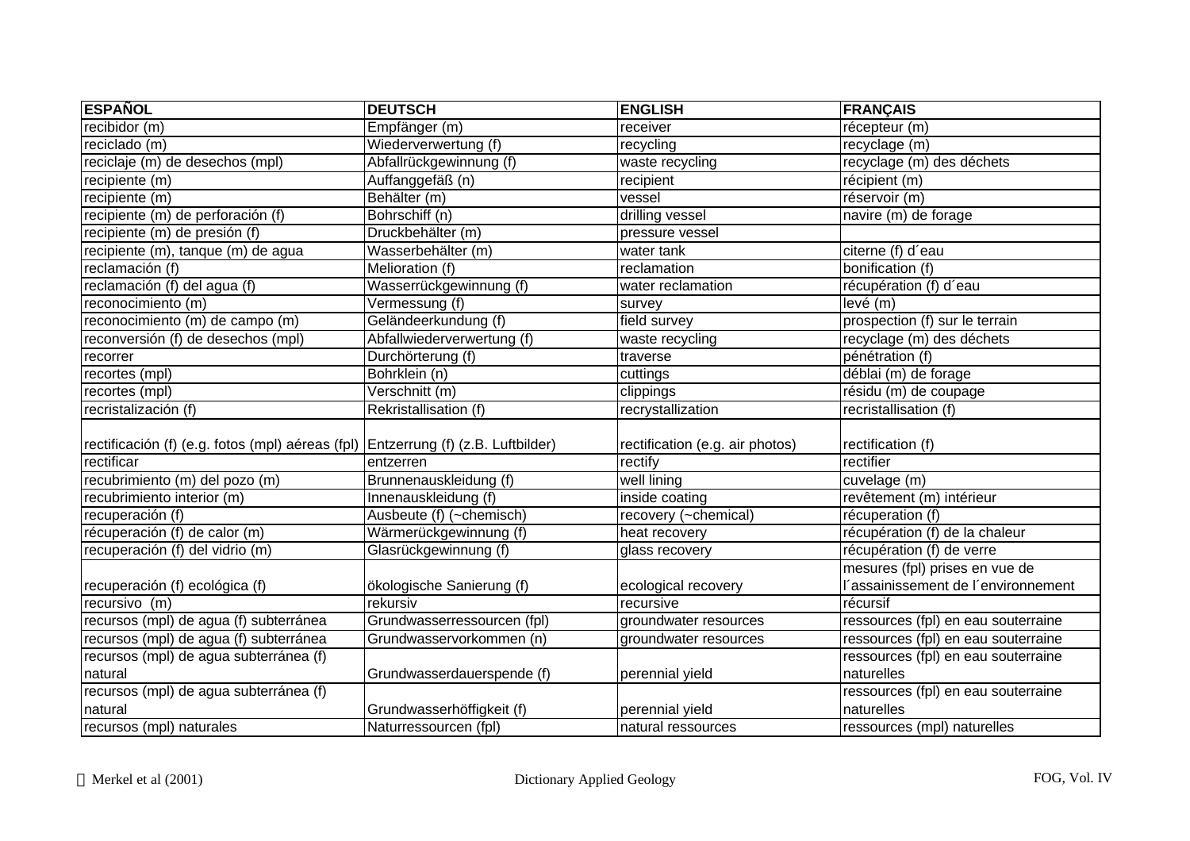| ESPAÑOL | DEUTSCH | ENGLISH | FRANÇAIS |
|---|---|---|---|
| recibidor (m) | Empfänger (m) | receiver | récepteur (m) |
| reciclado (m) | Wiederverwertung (f) | recycling | recyclage (m) |
| reciclaje (m) de desechos (mpl) | Abfallrückgewinnung (f) | waste recycling | recyclage (m) des déchets |
| recipiente (m) | Auffanggefäß (n) | recipient | récipient (m) |
| recipiente (m) | Behälter (m) | vessel | réservoir (m) |
| recipiente (m) de perforación (f) | Bohrschiff (n) | drilling vessel | navire (m) de forage |
| recipiente (m) de presión (f) | Druckbehälter (m) | pressure vessel | |
| recipiente (m), tanque (m) de agua | Wasserbehälter (m) | water tank | citerne (f) d´eau |
| reclamación (f) | Melioration (f) | reclamation | bonification (f) |
| reclamación (f) del agua (f) | Wasserrückgewinnung (f) | water reclamation | récupération (f) d´eau |
| reconocimiento (m) | Vermessung (f) | survey | levé (m) |
| reconocimiento (m) de campo (m) | Geländeerkundung (f) | field survey | prospection (f) sur le terrain |
| reconversión (f) de desechos (mpl) | Abfallwiederverwertung (f) | waste recycling | recyclage (m) des déchets |
| recorrer | Durchörterung (f) | traverse | pénétration (f) |
| recortes (mpl) | Bohrklein (n) | cuttings | déblai (m) de forage |
| recortes (mpl) | Verschnitt (m) | clippings | résidu (m) de coupage |
| recristalización (f) | Rekristallisation (f) | recrystallization | recristallisation (f) |
| rectificación (f) (e.g. fotos (mpl) aéreas (fpl) | Entzerrung (f) (z.B. Luftbilder) | rectification (e.g. air photos) | rectification (f) |
| rectificar | entzerren | rectify | rectifier |
| recubrimiento (m) del pozo (m) | Brunnenauskleidung (f) | well lining | cuvelage (m) |
| recubrimiento interior (m) | Innenauskleidung (f) | inside coating | revêtement (m) intérieur |
| recuperación (f) | Ausbeute (f) (~chemisch) | recovery (~chemical) | récuperation (f) |
| récuperación (f) de calor (m) | Wärmerückgewinnung (f) | heat recovery | récupération (f) de la chaleur |
| recuperación (f) del vidrio (m) | Glasrückgewinnung (f) | glass recovery | récupération (f) de verre |
| recuperación (f) ecológica (f) | ökologische Sanierung (f) | ecological recovery | mesures (fpl) prises en vue de l´assainissement de l´environnement |
| recursivo (m) | rekursiv | recursive | récursif |
| recursos (mpl) de agua (f) subterránea | Grundwasserressourcen (fpl) | groundwater resources | ressources (fpl) en eau souterraine |
| recursos (mpl) de agua (f) subterránea | Grundwasservorkommen (n) | groundwater resources | ressources (fpl) en eau souterraine |
| recursos (mpl) de agua subterránea (f) natural | Grundwasserdauerspende (f) | perennial yield | ressources (fpl) en eau souterraine naturelles |
| recursos (mpl) de agua subterránea (f) natural | Grundwasserhöffigkeit (f) | perennial yield | ressources (fpl) en eau souterraine naturelles |
| recursos (mpl) naturales | Naturressourcen (fpl) | natural ressources | ressources (mpl) naturelles |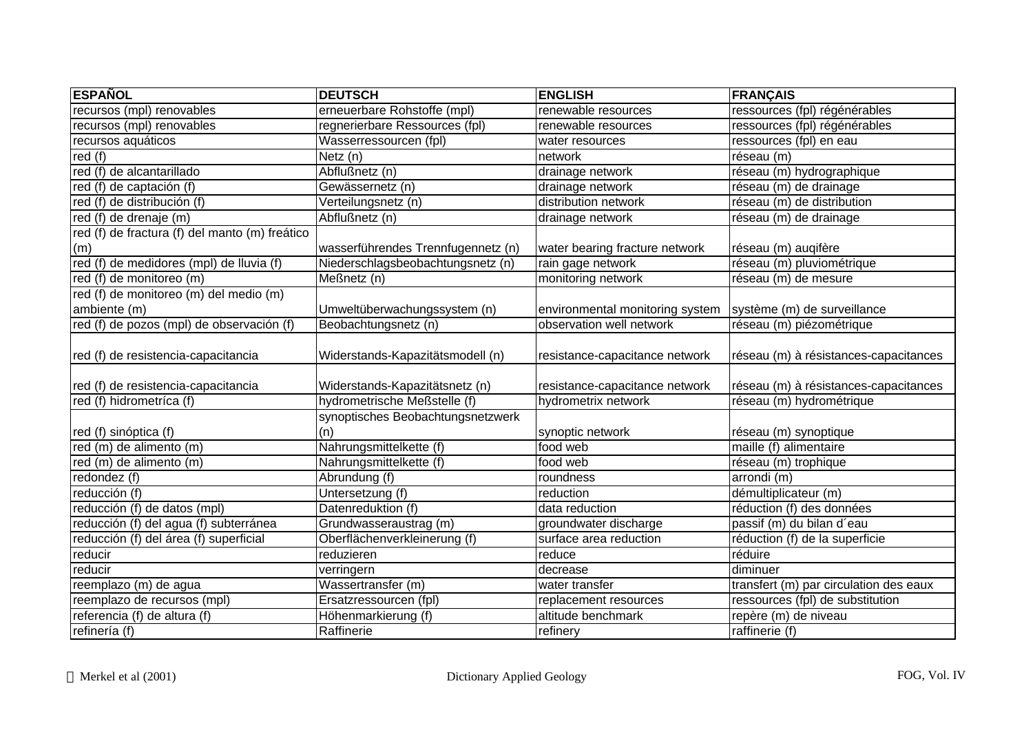| ESPAÑOL | DEUTSCH | ENGLISH | FRANÇAIS |
|---|---|---|---|
| recursos (mpl) renovables | erneuerbare Rohstoffe (mpl) | renewable resources | ressources (fpl) régénérables |
| recursos (mpl) renovables | regnerierbare Ressources (fpl) | renewable resources | ressources (fpl) régénérables |
| recursos aquáticos | Wasserressourcen (fpl) | water resources | ressources (fpl) en eau |
| red (f) | Netz (n) | network | réseau (m) |
| red (f) de alcantarillado | Abflußnetz (n) | drainage network | réseau (m) hydrographique |
| red (f) de captación (f) | Gewässernetz (n) | drainage network | réseau (m) de drainage |
| red (f) de distribución (f) | Verteilungsnetz (n) | distribution network | réseau (m) de distribution |
| red (f) de drenaje (m) | Abflußnetz (n) | drainage network | réseau (m) de drainage |
| red (f) de fractura (f) del manto (m) freático (m) | wasserführendes Trennfugennetz (n) | water bearing fracture network | réseau (m) auqifère |
| red (f) de medidores (mpl) de lluvia (f) | Niederschlagsbeobachtungsnetz (n) | rain gage network | réseau (m) pluviométrique |
| red (f) de monitoreo (m) | Meßnetz (n) | monitoring network | réseau (m) de mesure |
| red (f) de monitoreo (m) del medio (m) ambiente (m) | Umweltüberwachungssystem (n) | environmental monitoring system | système (m) de surveillance |
| red (f) de pozos (mpl) de observación (f) | Beobachtungsnetz (n) | observation well network | réseau (m) piézométrique |
| red (f) de resistencia-capacitancia | Widerstands-Kapazitätsmodell (n) | resistance-capacitance network | réseau (m) à résistances-capacitances |
| red (f) de resistencia-capacitancia | Widerstands-Kapazitätsnetz (n) | resistance-capacitance network | réseau (m) à résistances-capacitances |
| red (f) hidrometríca (f) | hydrometrische Meßstelle (f) | hydrometrix network | réseau (m) hydrométrique |
| red (f) sinóptica (f) | synoptisches Beobachtungsnetzwerk (n) | synoptic network | réseau (m) synoptique |
| red (m) de alimento (m) | Nahrungsmittelkette (f) | food web | maille (f) alimentaire |
| red (m) de alimento (m) | Nahrungsmittelkette (f) | food web | réseau (m) trophique |
| redondez (f) | Abrundung (f) | roundness | arrondi (m) |
| reducción (f) | Untersetzung (f) | reduction | démultiplicateur (m) |
| reducción (f) de datos (mpl) | Datenreduktion (f) | data reduction | réduction (f) des données |
| reducción (f) del agua (f) subterránea | Grundwasseraustrag (m) | groundwater discharge | passif (m) du bilan d´eau |
| reducción (f) del área (f) superficial | Oberflächenverkleinerung (f) | surface area reduction | réduction (f) de la superficie |
| reducir | reduzieren | reduce | réduire |
| reducir | verringern | decrease | diminuer |
| reemplazo (m) de agua | Wassertransfer (m) | water transfer | transfert (m) par circulation des eaux |
| reemplazo de recursos (mpl) | Ersatzressourcen (fpl) | replacement resources | ressources (fpl) de substitution |
| referencia (f) de altura (f) | Höhenmarkierung (f) | altitude benchmark | repère (m) de niveau |
| refinería (f) | Raffinerie | refinery | raffinerie (f) |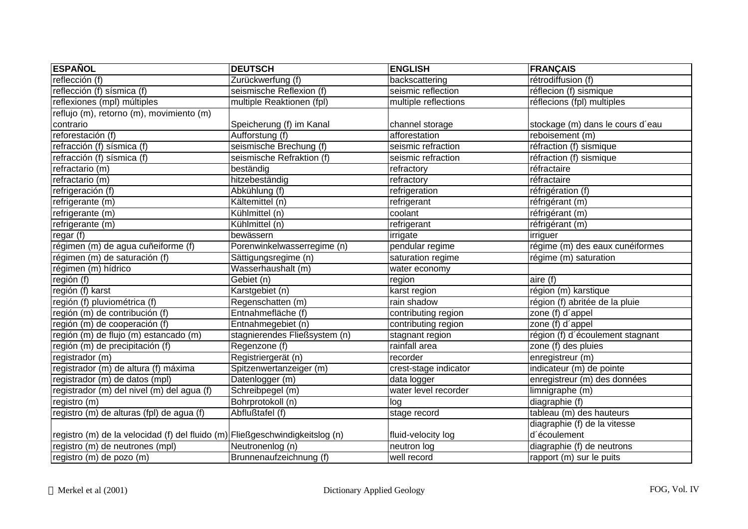| ESPAÑOL | DEUTSCH | ENGLISH | FRANÇAIS |
|---|---|---|---|
| reflección (f) | Zurückwerfung (f) | backscattering | rétrodiffusion (f) |
| reflección (f) sísmica (f) | seismische Reflexion (f) | seismic reflection | réflecion (f) sismique |
| reflexiones (mpl) múltiples | multiple Reaktionen (fpl) | multiple reflections | réflecions (fpl) multiples |
| reflujo (m), retorno (m), movimiento (m) contrario | Speicherung (f) im Kanal | channel storage | stockage (m) dans le cours d´eau |
| reforestación (f) | Aufforstung (f) | afforestation | reboisement (m) |
| refracción (f) sísmica (f) | seismische Brechung (f) | seismic refraction | réfraction (f) sismique |
| refracción (f) sísmica (f) | seismische Refraktion (f) | seismic refraction | réfraction (f) sismique |
| refractario (m) | beständig | refractory | réfractaire |
| refractario (m) | hitzebeständig | refractory | réfractaire |
| refrigeración (f) | Abkühlung (f) | refrigeration | réfrigération (f) |
| refrigerante (m) | Kältemittel (n) | refrigerant | réfrigérant (m) |
| refrigerante (m) | Kühlmittel (n) | coolant | réfrigérant (m) |
| refrigerante (m) | Kühlmittel (n) | refrigerant | réfrigérant (m) |
| regar (f) | bewässern | irrigate | irriguer |
| régimen (m) de agua cuñeiforme (f) | Porenwinkelwasserregime (n) | pendular regime | régime (m) des eaux cunéiformes |
| régimen (m) de saturación (f) | Sättigungsregime (n) | saturation regime | régime (m) saturation |
| régimen (m) hídrico | Wasserhaushalt (m) | water economy | |
| región (f) | Gebiet (n) | region | aire (f) |
| región (f) karst | Karstgebiet (n) | karst region | région (m) karstique |
| región (f) pluviométrica (f) | Regenschatten (m) | rain shadow | région (f) abritée de la pluie |
| región (m) de contribución (f) | Entnahmefläche (f) | contributing region | zone (f) d´appel |
| región (m) de cooperación (f) | Entnahmegebiet (n) | contributing region | zone (f) d´appel |
| región (m) de flujo (m) estancado (m) | stagnierendes Fließsystem (n) | stagnant region | région (f) d´écoulement stagnant |
| región (m) de precipitación (f) | Regenzone (f) | rainfall area | zone (f) des pluies |
| registrador (m) | Registriergerät (n) | recorder | enregistreur (m) |
| registrador (m) de altura (f) máxima | Spitzenwertanzeiger (m) | crest-stage indicator | indicateur (m) de pointe |
| registrador (m) de datos (mpl) | Datenlogger (m) | data logger | enregistreur (m) des données |
| registrador (m) del nivel (m) del agua (f) | Schreibpegel (m) | water level recorder | limnigraphe (m) |
| registro (m) | Bohrprotokoll (n) | log | diagraphie (f) |
| registro (m) de alturas (fpl) de agua (f) | Abflußtafel (f) | stage record | tableau (m) des hauteurs |
| registro (m) de la velocidad (f) del fluido (m) | Fließgeschwindigkeitslog (n) | fluid-velocity log | diagraphie (f) de la vitesse d´écoulement |
| registro (m) de neutrones (mpl) | Neutronenlog (n) | neutron log | diagraphie (f) de neutrons |
| registro (m) de pozo (m) | Brunnenaufzeichnung (f) | well record | rapport (m) sur le puits |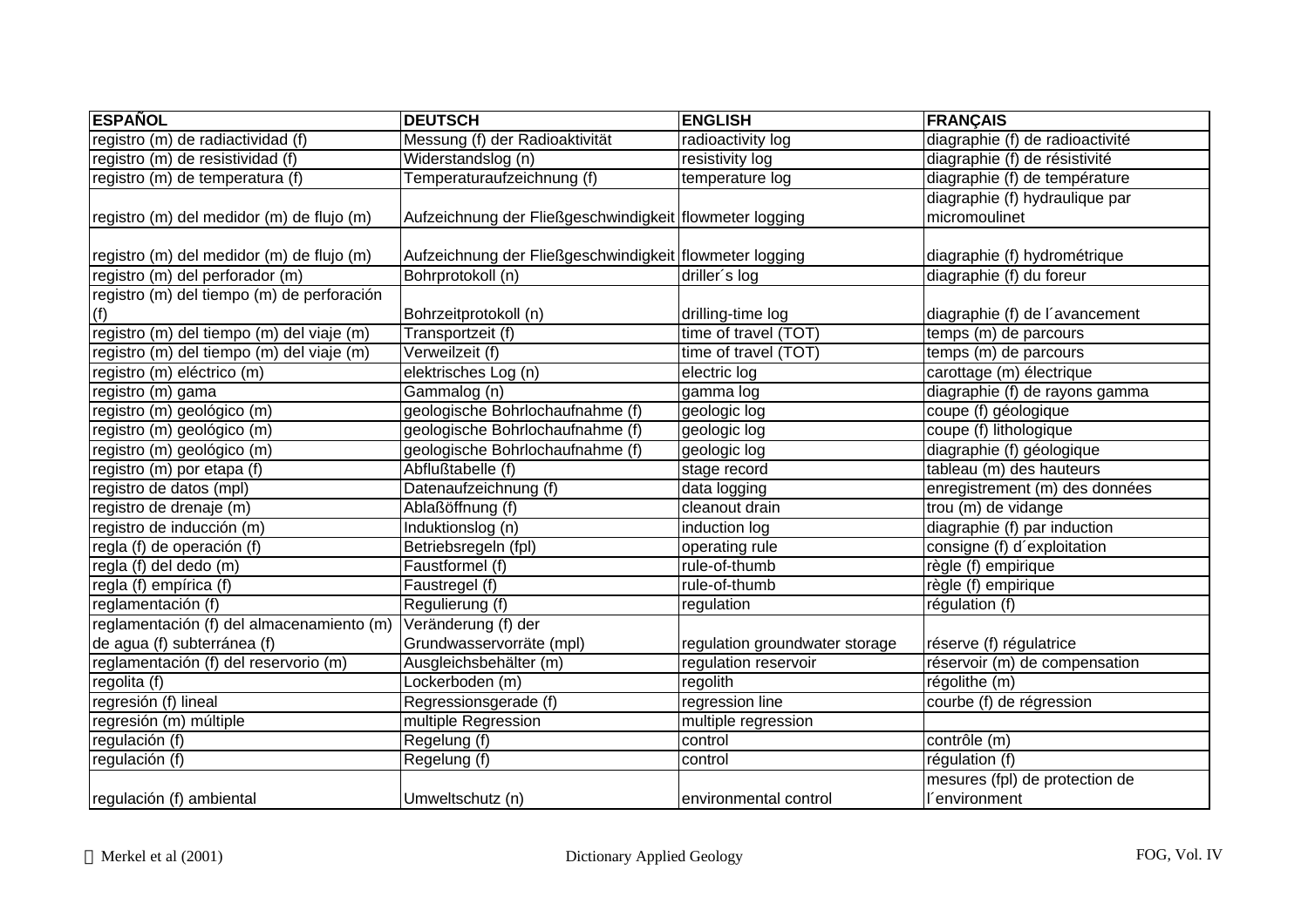| ESPAÑOL | DEUTSCH | ENGLISH | FRANÇAIS |
|---|---|---|---|
| registro (m) de radiactividad (f) | Messung (f) der Radioaktivität | radioactivity log | diagraphie (f) de radioactivité |
| registro (m) de resistividad (f) | Widerstandslog (n) | resistivity log | diagraphie (f) de résistivité |
| registro (m) de temperatura (f) | Temperaturaufzeichnung (f) | temperature log | diagraphie (f) de température |
| registro (m) del medidor (m) de flujo (m) | Aufzeichnung der Fließgeschwindigkeit | flowmeter logging | diagraphie (f) hydraulique par micromoulinet |
| registro (m) del medidor (m) de flujo (m) | Aufzeichnung der Fließgeschwindigkeit | flowmeter logging | diagraphie (f) hydrométrique |
| registro (m) del perforador (m) | Bohrprotokoll (n) | driller´s log | diagraphie (f) du foreur |
| registro (m) del tiempo (m) de perforación (f) | Bohrzeitprotokoll (n) | drilling-time log | diagraphie (f) de l´avancement |
| registro (m) del tiempo (m) del viaje (m) | Transportzeit (f) | time of travel (TOT) | temps (m) de parcours |
| registro (m) del tiempo (m) del viaje (m) | Verweilzeit (f) | time of travel (TOT) | temps (m) de parcours |
| registro (m) eléctrico (m) | elektrisches Log (n) | electric log | carottage (m) électrique |
| registro (m) gama | Gammalog (n) | gamma log | diagraphie (f) de rayons gamma |
| registro (m) geológico (m) | geologische Bohrlochaufnahme (f) | geologic log | coupe (f) géologique |
| registro (m) geológico (m) | geologische Bohrlochaufnahme (f) | geologic log | coupe (f) lithologique |
| registro (m) geológico (m) | geologische Bohrlochaufnahme (f) | geologic log | diagraphie (f) géologique |
| registro (m) por etapa (f) | Abflußtabelle (f) | stage record | tableau (m) des hauteurs |
| registro de datos (mpl) | Datenaufzeichnung (f) | data logging | enregistrement (m) des données |
| registro de drenaje (m) | Ablaßöffnung (f) | cleanout drain | trou (m) de vidange |
| registro de inducción (m) | Induktionslog (n) | induction log | diagraphie (f) par induction |
| regla (f) de operación (f) | Betriebsregeln (fpl) | operating rule | consigne (f) d´exploitation |
| regla (f) del dedo (m) | Faustformel (f) | rule-of-thumb | règle (f) empirique |
| regla (f) empírica (f) | Faustregel (f) | rule-of-thumb | règle (f) empirique |
| reglamentación (f) | Regulierung (f) | regulation | régulation (f) |
| reglamentación (f) del almacenamiento (m) de agua (f) subterránea (f) | Veränderung (f) der Grundwasservorräte (mpl) | regulation groundwater storage | réserve (f) régulatrice |
| reglamentación (f) del reservorio (m) | Ausgleichsbehälter (m) | regulation reservoir | réservoir (m) de compensation |
| regolita (f) | Lockerboden (m) | regolith | régolithe (m) |
| regresión (f) lineal | Regressionsgerade (f) | regression line | courbe (f) de régression |
| regresión (m) múltiple | multiple Regression | multiple regression | |
| regulación (f) | Regelung (f) | control | contrôle (m) |
| regulación (f) | Regelung (f) | control | régulation (f) |
| regulación (f) ambiental | Umweltschutz (n) | environmental control | mesures (fpl) de protection de l´environment |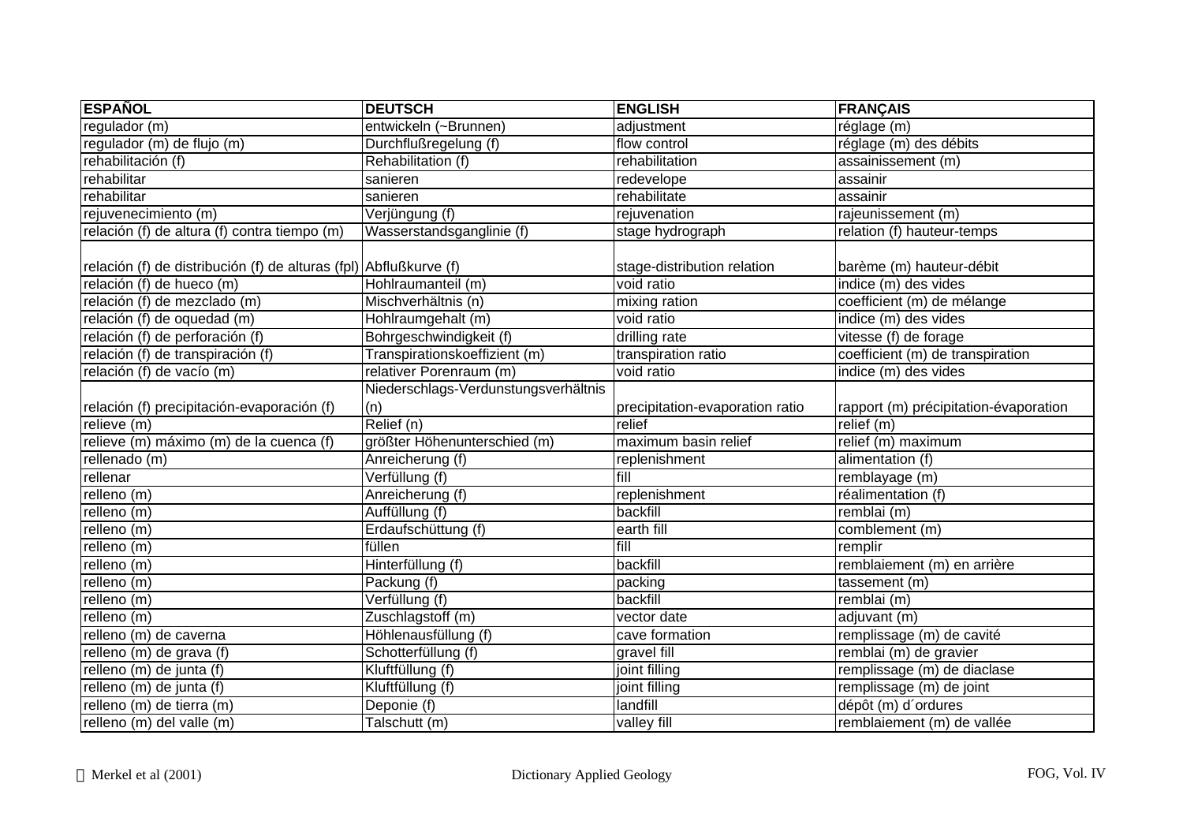| ESPAÑOL | DEUTSCH | ENGLISH | FRANÇAIS |
|---|---|---|---|
| regulador (m) | entwickeln (~Brunnen) | adjustment | réglage (m) |
| regulador (m) de flujo (m) | Durchflußregelung (f) | flow control | réglage (m) des débits |
| rehabilitación (f) | Rehabilitation (f) | rehabilitation | assainissement (m) |
| rehabilitar | sanieren | redevelope | assainir |
| rehabilitar | sanieren | rehabilitate | assainir |
| rejuvenecimiento (m) | Verjüngung (f) | rejuvenation | rajeunissement (m) |
| relación (f) de altura (f) contra tiempo (m) | Wasserstandsganglinie (f) | stage hydrograph | relation (f) hauteur-temps |
| relación (f) de distribución (f) de alturas (fpl) | Abflußkurve (f) | stage-distribution relation | barème (m) hauteur-débit |
| relación (f) de hueco (m) | Hohlraumanteil (m) | void ratio | indice (m) des vides |
| relación (f) de mezclado (m) | Mischverhältnis (n) | mixing ration | coefficient (m) de mélange |
| relación (f) de oquedad (m) | Hohlraumgehalt (m) | void ratio | indice (m) des vides |
| relación (f) de perforación (f) | Bohrgeschwindigkeit (f) | drilling rate | vitesse (f) de forage |
| relación (f) de transpiración (f) | Transpirationskoeffizient (m) | transpiration ratio | coefficient (m) de transpiration |
| relación (f) de vacío (m) | relativer Porenraum (m) | void ratio | indice (m) des vides |
| relación (f) precipitación-evaporación (f) | Niederschlags-Verdunstungsverhältnis (n) | precipitation-evaporation ratio | rapport (m) précipitation-évaporation |
| relieve (m) | Relief (n) | relief | relief (m) |
| relieve (m) máximo (m) de la cuenca (f) | größter Höhenunterschied (m) | maximum basin relief | relief (m) maximum |
| rellenado (m) | Anreicherung (f) | replenishment | alimentation (f) |
| rellenar | Verfüllung (f) | fill | remblayage (m) |
| relleno (m) | Anreicherung (f) | replenishment | réalimentation (f) |
| relleno (m) | Auffüllung (f) | backfill | remblai (m) |
| relleno (m) | Erdaufschüttung (f) | earth fill | comblement (m) |
| relleno (m) | füllen | fill | remplir |
| relleno (m) | Hinterfüllung (f) | backfill | remblaiement (m) en arrière |
| relleno (m) | Packung (f) | packing | tassement (m) |
| relleno (m) | Verfüllung (f) | backfill | remblai (m) |
| relleno (m) | Zuschlagstoff (m) | vector date | adjuvant (m) |
| relleno (m) de caverna | Höhlenausfüllung (f) | cave formation | remplissage (m) de cavité |
| relleno (m) de grava (f) | Schotterfüllung (f) | gravel fill | remblai (m) de gravier |
| relleno (m) de junta (f) | Kluftfüllung (f) | joint filling | remplissage (m) de diaclase |
| relleno (m) de junta (f) | Kluftfüllung (f) | joint filling | remplissage (m) de joint |
| relleno (m) de tierra (m) | Deponie (f) | landfill | dépôt (m) d´ordures |
| relleno (m) del valle (m) | Talschutt (m) | valley fill | remblaiement (m) de vallée |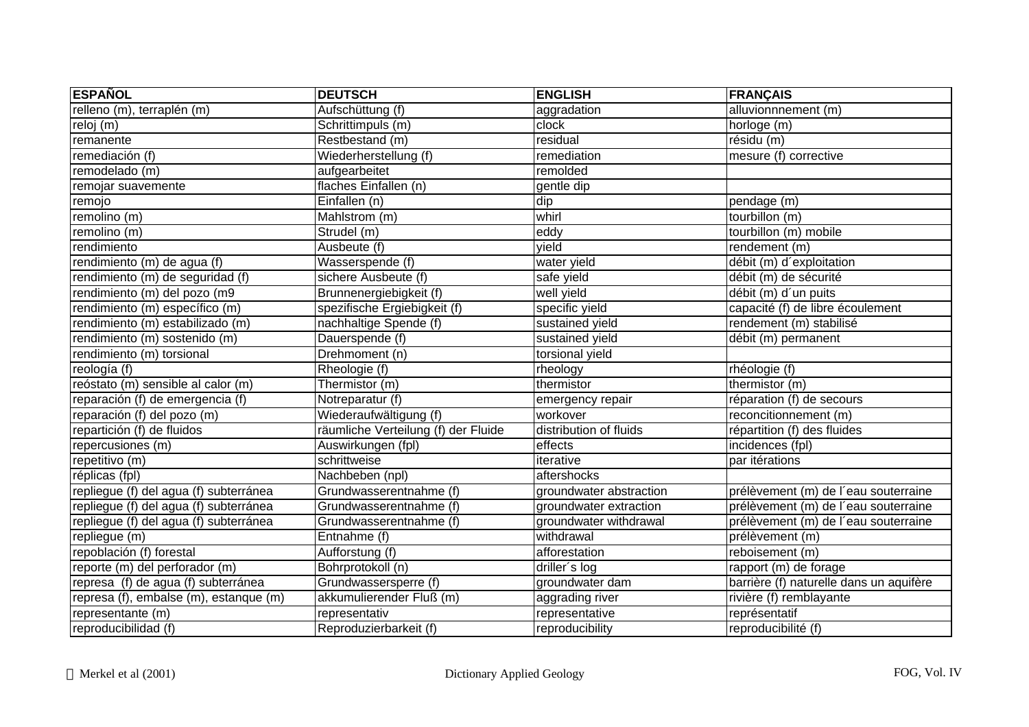| ESPAÑOL | DEUTSCH | ENGLISH | FRANÇAIS |
|---|---|---|---|
| relleno (m), terraplén (m) | Aufschüttung (f) | aggradation | alluvionnnement (m) |
| reloj (m) | Schrittimpuls (m) | clock | horloge (m) |
| remanente | Restbestand (m) | residual | résidu (m) |
| remediación (f) | Wiederherstellung (f) | remediation | mesure (f) corrective |
| remodelado (m) | aufgearbeitet | remolded | |
| remojar suavemente | flaches Einfallen (n) | gentle dip | |
| remojo | Einfallen (n) | dip | pendage (m) |
| remolino (m) | Mahlstrom (m) | whirl | tourbillon (m) |
| remolino (m) | Strudel (m) | eddy | tourbillon (m) mobile |
| rendimiento | Ausbeute (f) | yield | rendement (m) |
| rendimiento (m) de agua (f) | Wasserspende (f) | water yield | débit (m) d´exploitation |
| rendimiento (m) de seguridad (f) | sichere Ausbeute (f) | safe yield | débit (m) de sécurité |
| rendimiento (m) del pozo (m9 | Brunnenergiebigkeit (f) | well yield | débit (m) d´un puits |
| rendimiento (m) específico (m) | spezifische Ergiebigkeit (f) | specific yield | capacité (f) de libre écoulement |
| rendimiento (m) estabilizado (m) | nachhaltige Spende (f) | sustained yield | rendement (m) stabilisé |
| rendimiento (m) sostenido (m) | Dauerspende (f) | sustained yield | débit (m) permanent |
| rendimiento (m) torsional | Drehmoment (n) | torsional yield | |
| reología (f) | Rheologie (f) | rheology | rhéologie (f) |
| reóstato (m) sensible al calor (m) | Thermistor (m) | thermistor | thermistor (m) |
| reparación (f) de emergencia (f) | Notreparatur (f) | emergency repair | réparation (f) de secours |
| reparación (f) del pozo (m) | Wiederaufwältigung (f) | workover | reconcitionnement (m) |
| repartición (f) de fluidos | räumliche Verteilung (f) der Fluide | distribution of fluids | répartition (f) des fluides |
| repercusiones (m) | Auswirkungen (fpl) | effects | incidences (fpl) |
| repetitivo (m) | schrittweise | iterative | par itérations |
| réplicas (fpl) | Nachbeben (npl) | aftershocks | |
| repliegue (f) del agua (f) subterránea | Grundwasserentnahme (f) | groundwater abstraction | prélèvement (m) de l´eau souterraine |
| repliegue (f) del agua (f) subterránea | Grundwasserentnahme (f) | groundwater extraction | prélèvement (m) de l´eau souterraine |
| repliegue (f) del agua (f) subterránea | Grundwasserentnahme (f) | groundwater withdrawal | prélèvement (m) de l´eau souterraine |
| repliegue (m) | Entnahme (f) | withdrawal | prélèvement (m) |
| repoblación (f) forestal | Aufforstung (f) | afforestation | reboisement (m) |
| reporte (m) del perforador (m) | Bohrprotokoll (n) | driller´s log | rapport (m) de forage |
| represa (f) de agua (f) subterránea | Grundwassersperre (f) | groundwater dam | barrière (f) naturelle dans un aquifère |
| represa (f), embalse (m), estanque (m) | akkumulierender Fluß (m) | aggrading river | rivière (f) remblayante |
| representante (m) | representativ | representative | représentatif |
| reproducibilidad (f) | Reproduzierbarkeit (f) | reproducibility | reproducibilité (f) |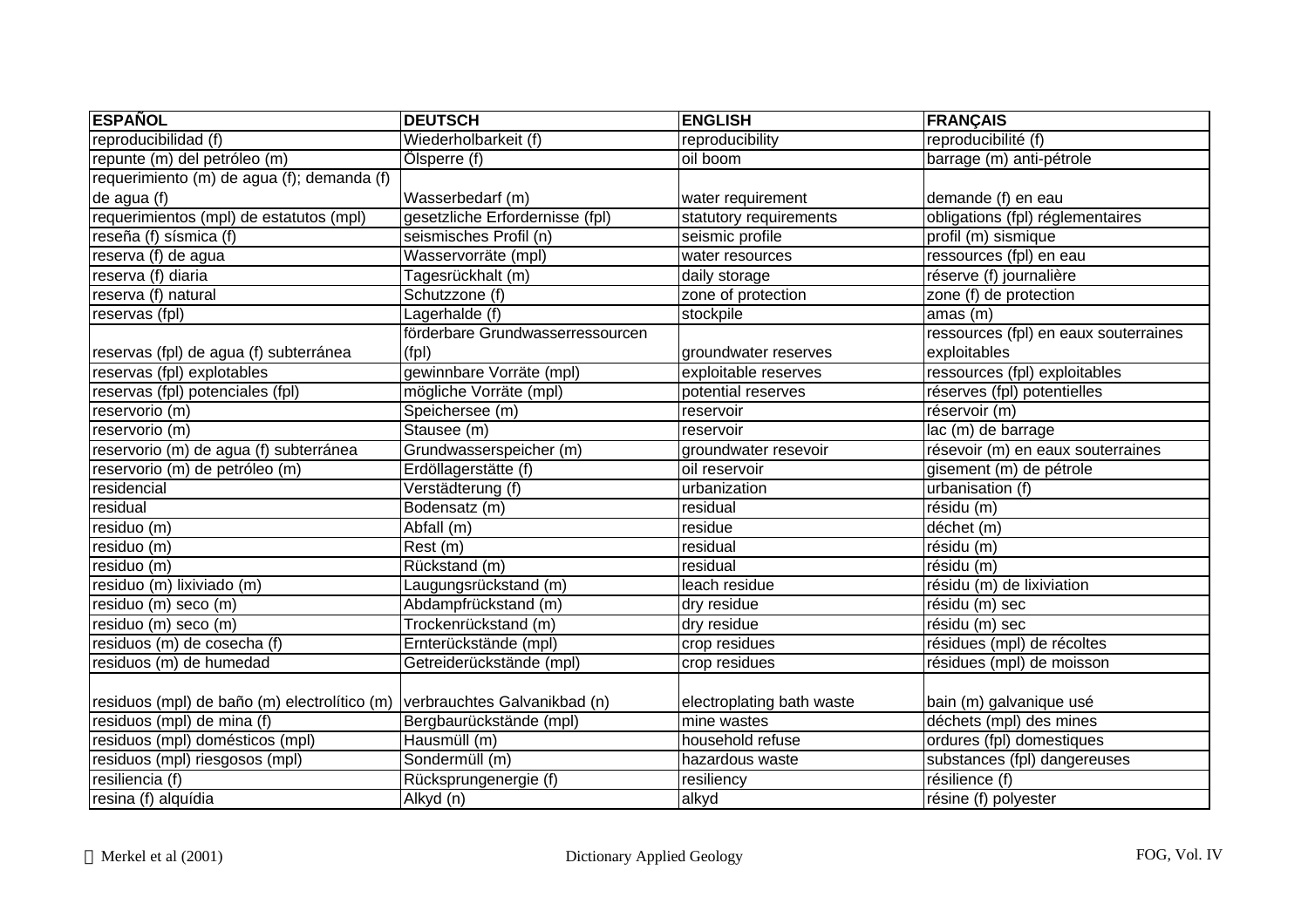| ESPAÑOL | DEUTSCH | ENGLISH | FRANÇAIS |
|---|---|---|---|
| reproducibilidad (f) | Wiederholbarkeit (f) | reproducibility | reproducibilité (f) |
| repunte (m) del petróleo (m) | Ölsperre (f) | oil boom | barrage (m) anti-pétrole |
| requerimiento (m) de agua (f); demanda (f) de agua (f) | Wasserbedarf (m) | water requirement | demande (f) en eau |
| requerimientos (mpl) de estatutos (mpl) | gesetzliche Erfordernisse (fpl) | statutory requirements | obligations (fpl) réglementaires |
| reseña (f) sísmica (f) | seismisches Profil (n) | seismic profile | profil (m) sismique |
| reserva (f) de agua | Wasservorräte (mpl) | water resources | ressources (fpl) en eau |
| reserva (f) diaria | Tagesrückhalt (m) | daily storage | réserve (f) journalière |
| reserva (f) natural | Schutzzone (f) | zone of protection | zone (f) de protection |
| reservas (fpl) | Lagerhalde (f) | stockpile | amas (m) |
| reservas (fpl) de agua (f) subterránea | förderbare Grundwasserressourcen (fpl) | groundwater reserves | ressources (fpl) en eaux souterraines exploitables |
| reservas (fpl) explotables | gewinnbare Vorräte (mpl) | exploitable reserves | ressources (fpl) exploitables |
| reservas (fpl) potenciales (fpl) | mögliche Vorräte (mpl) | potential reserves | réserves (fpl) potentielles |
| reservorio (m) | Speichersee (m) | reservoir | réservoir (m) |
| reservorio (m) | Stausee (m) | reservoir | lac (m) de barrage |
| reservorio (m) de agua (f) subterránea | Grundwasserspeicher (m) | groundwater resevoir | résevoir (m) en eaux souterraines |
| reservorio (m) de petróleo (m) | Erdöllagerstätte (f) | oil reservoir | gisement (m) de pétrole |
| residencial | Verstädterung (f) | urbanization | urbanisation (f) |
| residual | Bodensatz (m) | residual | résidu (m) |
| residuo (m) | Abfall (m) | residue | déchet (m) |
| residuo (m) | Rest (m) | residual | résidu (m) |
| residuo (m) | Rückstand (m) | residual | résidu (m) |
| residuo (m) lixiviado (m) | Laugungsrückstand (m) | leach residue | résidu (m) de lixiviation |
| residuo (m) seco (m) | Abdampfrückstand (m) | dry residue | résidu (m) sec |
| residuo (m) seco (m) | Trockenrückstand (m) | dry residue | résidu (m) sec |
| residuos (m) de cosecha (f) | Ernterückstände (mpl) | crop residues | résidues (mpl) de récoltes |
| residuos (m) de humedad | Getreiderückstände (mpl) | crop residues | résidues (mpl) de moisson |
| residuos (mpl) de baño (m) electrolítico (m) | verbrauchtes Galvanikbad (n) | electroplating bath waste | bain (m) galvanique usé |
| residuos (mpl) de mina (f) | Bergbaurückstände (mpl) | mine wastes | déchets (mpl) des mines |
| residuos (mpl) domésticos (mpl) | Hausmüll (m) | household refuse | ordures (fpl) domestiques |
| residuos (mpl) riesgosos (mpl) | Sondermüll (m) | hazardous waste | substances (fpl) dangereuses |
| resiliencia (f) | Rücksprungenergie (f) | resiliency | résilience (f) |
| resina (f) alquídia | Alkyd (n) | alkyd | résine (f) polyester |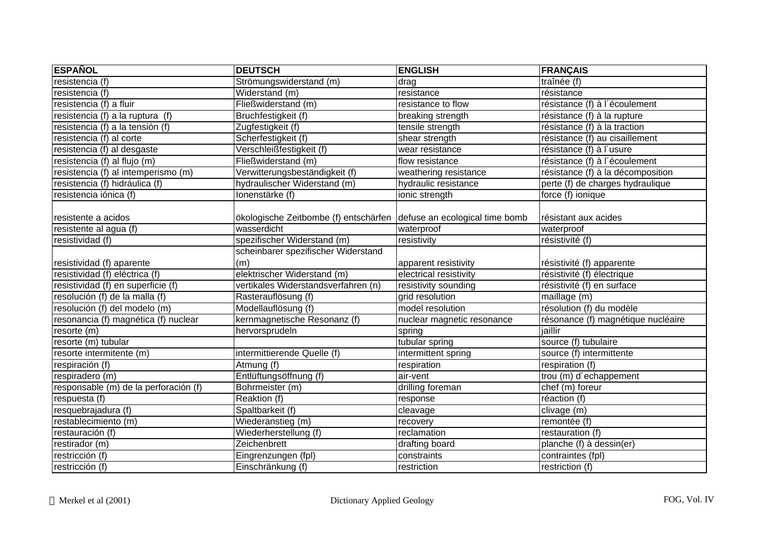| ESPAÑOL | DEUTSCH | ENGLISH | FRANÇAIS |
|---|---|---|---|
| resistencia (f) | Strömungswiderstand (m) | drag | traînée (f) |
| resistencia (f) | Widerstand (m) | resistance | résistance |
| resistencia (f) a fluir | Fließwiderstand (m) | resistance to flow | résistance (f) à l´écoulement |
| resistencia (f) a la ruptura (f) | Bruchfestigkeit (f) | breaking strength | résistance (f) à la rupture |
| resistencia (f) a la tensión (f) | Zugfestigkeit (f) | tensile strength | résistance (f) à la traction |
| resistencia (f) al corte | Scherfestigkeit (f) | shear strength | résistance (f) au cisaillement |
| resistencia (f) al desgaste | Verschleißfestigkeit (f) | wear resistance | résistance (f) à l´usure |
| resistencia (f) al flujo (m) | Fließwiderstand (m) | flow resistance | résistance (f) à l´écoulement |
| resistencia (f) al intemperismo (m) | Verwitterungsbeständigkeit (f) | weathering resistance | résistance (f) à la décomposition |
| resistencia (f) hidráulica (f) | hydraulischer Widerstand (m) | hydraulic resistance | perte (f) de charges hydraulique |
| resistencia iónica (f) | Ionenstärke (f) | ionic strength | force (f) ionique |
| resistente a acidos | ökologische Zeitbombe (f) entschärfen | defuse an ecological time bomb | résistant aux acides |
| resistente al agua (f) | wasserdicht | waterproof | waterproof |
| resistividad (f) | spezifischer Widerstand (m) | resistivity | résistivité (f) |
| resistividad (f) aparente | scheinbarer spezifischer Widerstand (m) | apparent resistivity | résistivité (f) apparente |
| resistividad (f) eléctrica (f) | elektrischer Widerstand (m) | electrical resistivity | résistivité (f) électrique |
| resistividad (f) en superficie (f) | vertikales Widerstandsverfahren (n) | resistivity sounding | résistivité (f) en surface |
| resolución (f) de la malla (f) | Rasterauflösung (f) | grid resolution | maillage (m) |
| resolución (f) del modelo (m) | Modellauflösung (f) | model resolution | résolution (f) du modèle |
| resonancia (f) magnética (f) nuclear | kernmagnetische Resonanz (f) | nuclear magnetic resonance | résonance (f) magnétique nucléaire |
| resorte (m) | hervorsprudeln | spring | jaillir |
| resorte (m) tubular | | tubular spring | source (f) tubulaire |
| resorte intermitente (m) | intermittierende Quelle (f) | intermittent spring | source (f) intermittente |
| respiración (f) | Atmung (f) | respiration | respiration (f) |
| respiradero (m) | Entlüftungsöffnung (f) | air-vent | trou (m) d´echappement |
| responsable (m) de la perforación (f) | Bohrmeister (m) | drilling foreman | chef (m) foreur |
| respuesta (f) | Reaktion (f) | response | réaction (f) |
| resquebrajadura (f) | Spaltbarkeit (f) | cleavage | clivage (m) |
| restablecimiento (m) | Wiederanstieg (m) | recovery | remontée (f) |
| restauración (f) | Wiederherstellung (f) | reclamation | restauration (f) |
| restirador (m) | Zeichenbrett | drafting board | planche (f) à dessin(er) |
| restricción (f) | Eingrenzungen (fpl) | constraints | contraintes (fpl) |
| restricción (f) | Einschränkung (f) | restriction | restriction (f) |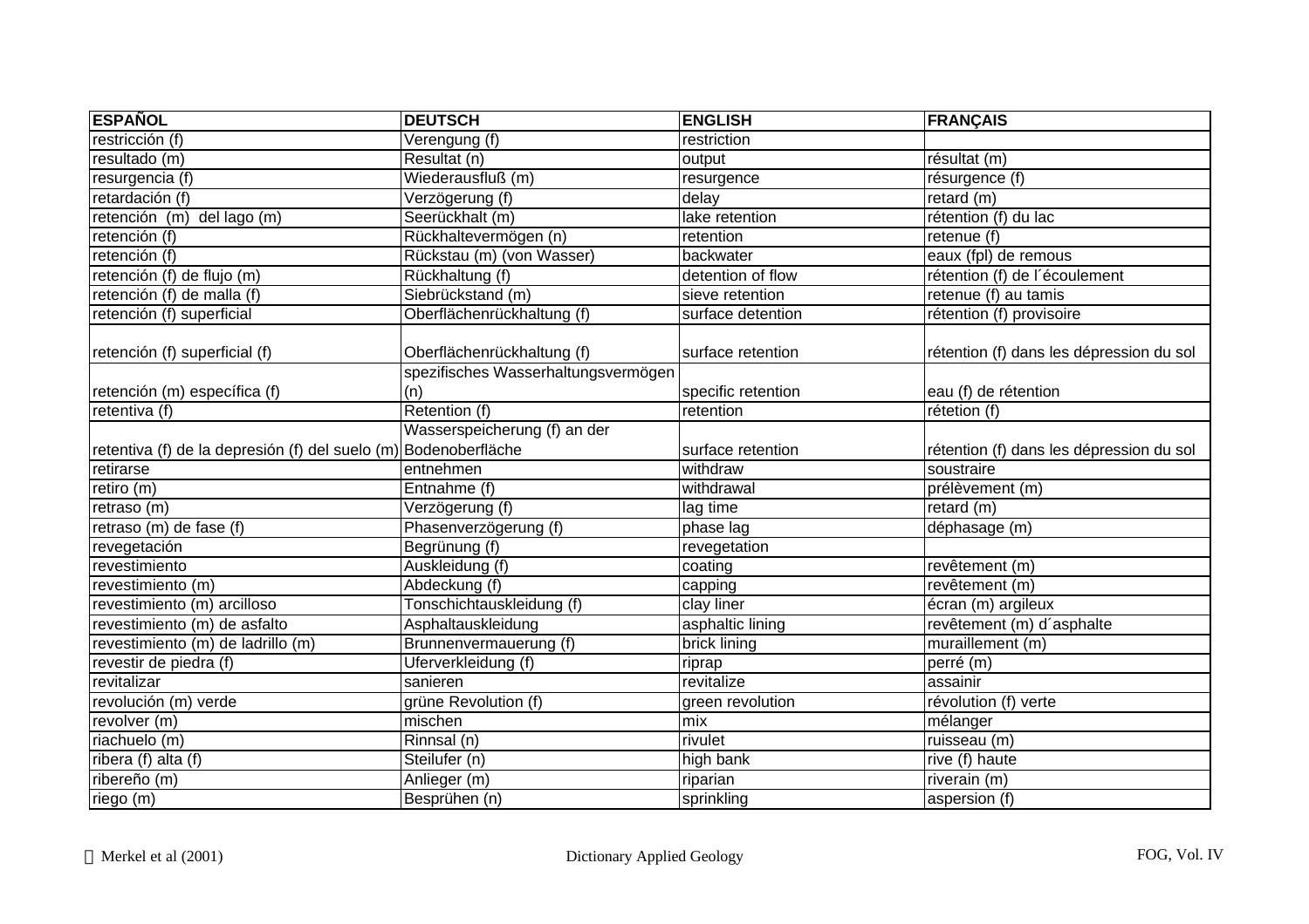| ESPAÑOL | DEUTSCH | ENGLISH | FRANÇAIS |
|---|---|---|---|
| restricción (f) | Verengung (f) | restriction | |
| resultado (m) | Resultat (n) | output | résultat (m) |
| resurgencia (f) | Wiederausfluß (m) | resurgence | résurgence (f) |
| retardación (f) | Verzögerung (f) | delay | retard (m) |
| retención (m) del lago (m) | Seerückhalt (m) | lake retention | rétention (f) du lac |
| retención (f) | Rückhaltevermögen (n) | retention | retenue (f) |
| retención (f) | Rückstau (m) (von Wasser) | backwater | eaux (fpl) de remous |
| retención (f) de flujo (m) | Rückhaltung (f) | detention of flow | rétention (f) de l´écoulement |
| retención (f) de malla (f) | Siebrückstand (m) | sieve retention | retenue (f) au tamis |
| retención (f) superficial | Oberflächenrückhaltung (f) | surface detention | rétention (f) provisoire |
| retención (f) superficial (f) | Oberflächenrückhaltung (f) | surface retention | rétention (f) dans les dépression du sol |
| retención (m) específica (f) | spezifisches Wasserhaltungsvermögen (n) | specific retention | eau (f) de rétention |
| retentiva (f) | Retention (f) | retention | rétetion (f) |
| retentiva (f) de la depresión (f) del suelo (m) | Wasserspeicherung (f) an der Bodenoberfläche | surface retention | rétention (f) dans les dépression du sol |
| retirarse | entnehmen | withdraw | soustraire |
| retiro (m) | Entnahme (f) | withdrawal | prélèvement (m) |
| retraso (m) | Verzögerung (f) | lag time | retard (m) |
| retraso (m) de fase (f) | Phasenverzögerung (f) | phase lag | déphasage (m) |
| revegetación | Begrünung (f) | revegetation | |
| revestimiento | Auskleidung (f) | coating | revêtement (m) |
| revestimiento (m) | Abdeckung (f) | capping | revêtement (m) |
| revestimiento (m) arcilloso | Tonschichtauskleidung (f) | clay liner | écran (m) argileux |
| revestimiento (m) de asfalto | Asphaltauskleidung | asphaltic lining | revêtement (m) d´asphalte |
| revestimiento (m) de ladrillo (m) | Brunnenvermauerung (f) | brick lining | muraillement (m) |
| revestir de piedra (f) | Uferverkleidung (f) | riprap | perré (m) |
| revitalizar | sanieren | revitalize | assainir |
| revolución (m) verde | grüne Revolution (f) | green revolution | révolution (f) verte |
| revolver (m) | mischen | mix | mélanger |
| riachuelo (m) | Rinnsal (n) | rivulet | ruisseau (m) |
| ribera (f) alta (f) | Steilufer (n) | high bank | rive (f) haute |
| ribereño (m) | Anlieger (m) | riparian | riverain (m) |
| riego (m) | Besprühen (n) | sprinkling | aspersion (f) |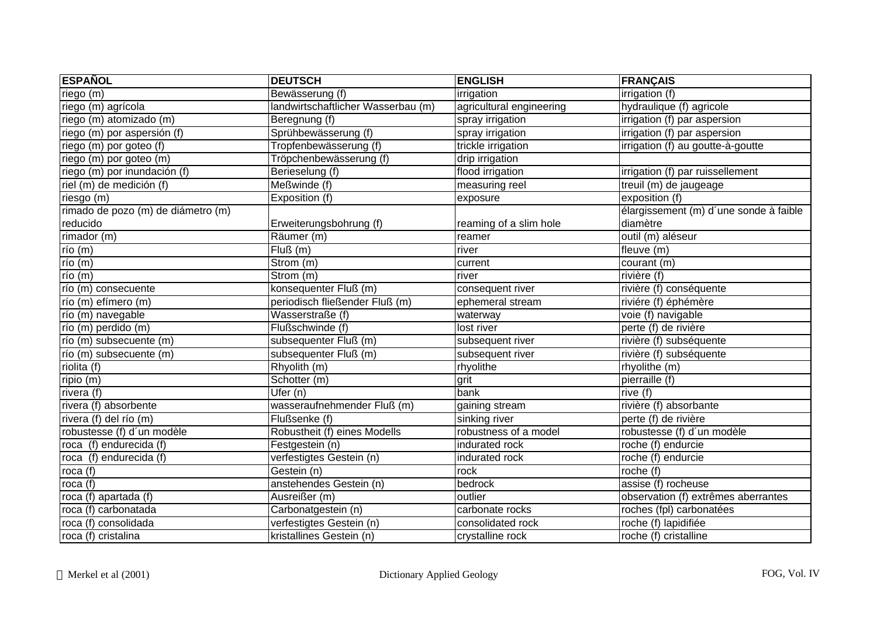| ESPAÑOL | DEUTSCH | ENGLISH | FRANÇAIS |
|---|---|---|---|
| riego (m) | Bewässerung (f) | irrigation | irrigation (f) |
| riego (m) agrícola | landwirtschaftlicher Wasserbau (m) | agricultural engineering | hydraulique (f) agricole |
| riego (m) atomizado (m) | Beregnung (f) | spray irrigation | irrigation (f) par aspersion |
| riego (m) por aspersión (f) | Sprühbewässerung (f) | spray irrigation | irrigation (f) par aspersion |
| riego (m) por goteo (f) | Tropfenbewässerung (f) | trickle irrigation | irrigation (f) au goutte-à-goutte |
| riego (m) por goteo (m) | Tröpchenbewässerung (f) | drip irrigation | |
| riego (m) por inundación (f) | Berieselung (f) | flood irrigation | irrigation (f) par ruissellement |
| riel (m) de medición (f) | Meßwinde (f) | measuring reel | treuil (m) de jaugeage |
| riesgo (m) | Exposition (f) | exposure | exposition (f) |
| rimado de pozo (m) de diámetro (m) reducido | Erweiterungsbohrung (f) | reaming of a slim hole | élargissement (m) d´une sonde à faible diamètre |
| rimador (m) | Räumer (m) | reamer | outil (m) aléseur |
| río (m) | Fluß (m) | river | fleuve (m) |
| río (m) | Strom (m) | current | courant (m) |
| río (m) | Strom (m) | river | rivière (f) |
| río (m) consecuente | konsequenter Fluß (m) | consequent river | rivière (f) conséquente |
| río (m) efímero (m) | periodisch fließender Fluß (m) | ephemeral stream | riviére (f) éphémère |
| río (m) navegable | Wasserstraße (f) | waterway | voie (f) navigable |
| río (m) perdido (m) | Flußschwinde (f) | lost river | perte (f) de rivière |
| río (m) subsecuente (m) | subsequenter Fluß (m) | subsequent river | rivière (f) subséquente |
| río (m) subsecuente (m) | subsequenter Fluß (m) | subsequent river | rivière (f) subséquente |
| riolita (f) | Rhyolith (m) | rhyolithe | rhyolithe (m) |
| ripio (m) | Schotter (m) | grit | pierraille (f) |
| rivera (f) | Ufer (n) | bank | rive (f) |
| rivera (f) absorbente | wasseraufnehmender Fluß (m) | gaining stream | rivière (f) absorbante |
| rivera (f) del río (m) | Flußsenke (f) | sinking river | perte (f) de rivière |
| robustesse (f) d´un modèle | Robustheit (f) eines Modells | robustness of a model | robustesse (f) d´un modèle |
| roca  (f) endurecida (f) | Festgestein (n) | indurated rock | roche (f) endurcie |
| roca  (f) endurecida (f) | verfestigtes Gestein (n) | indurated rock | roche (f) endurcie |
| roca (f) | Gestein (n) | rock | roche (f) |
| roca (f) | anstehendes Gestein (n) | bedrock | assise (f) rocheuse |
| roca (f) apartada (f) | Ausreißer (m) | outlier | observation (f) extrêmes aberrantes |
| roca (f) carbonatada | Carbonatgestein (n) | carbonate rocks | roches (fpl) carbonatées |
| roca (f) consolidada | verfestigtes Gestein (n) | consolidated rock | roche (f) lapidifiée |
| roca (f) cristalina | kristallines Gestein (n) | crystalline rock | roche (f) cristalline |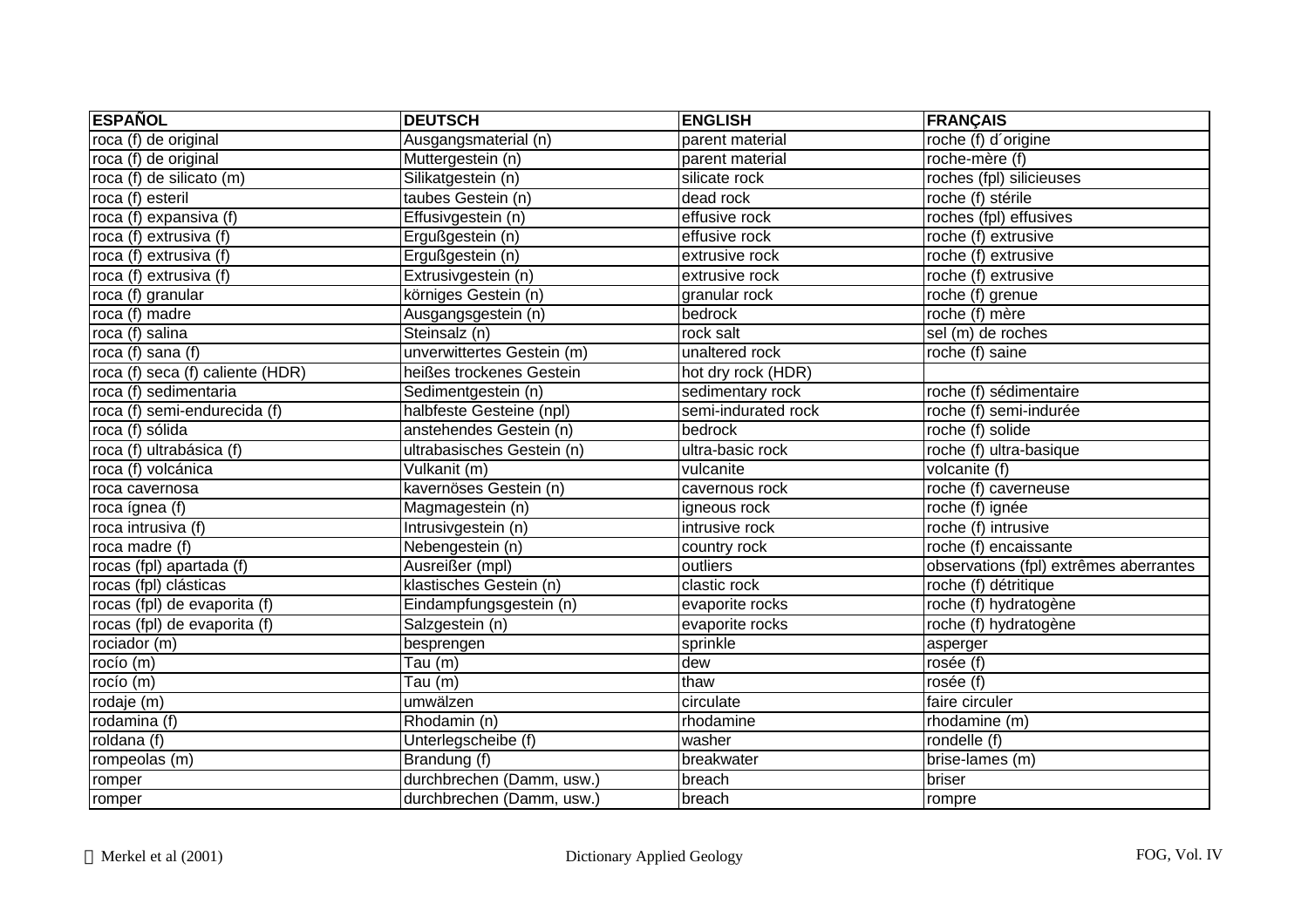| ESPAÑOL | DEUTSCH | ENGLISH | FRANÇAIS |
| --- | --- | --- | --- |
| roca (f) de original | Ausgangsmaterial (n) | parent material | roche (f) d´origine |
| roca (f) de original | Muttergestein (n) | parent material | roche-mère (f) |
| roca (f) de silicato (m) | Silikatgestein (n) | silicate rock | roches (fpl) silicieuses |
| roca (f) esteril | taubes Gestein (n) | dead rock | roche (f) stérile |
| roca (f) expansiva (f) | Effusivgestein (n) | effusive rock | roches (fpl) effusives |
| roca (f) extrusiva (f) | Ergußgestein (n) | effusive rock | roche (f) extrusive |
| roca (f) extrusiva (f) | Ergußgestein (n) | extrusive rock | roche (f) extrusive |
| roca (f) extrusiva (f) | Extrusivgestein (n) | extrusive rock | roche (f) extrusive |
| roca (f) granular | körniges Gestein (n) | granular rock | roche (f) grenue |
| roca (f) madre | Ausgangsgestein (n) | bedrock | roche (f) mère |
| roca (f) salina | Steinsalz (n) | rock salt | sel (m) de roches |
| roca (f) sana (f) | unverwittertes Gestein (m) | unaltered rock | roche (f) saine |
| roca (f) seca (f) caliente (HDR) | heißes trockenes Gestein | hot dry rock (HDR) | |
| roca (f) sedimentaria | Sedimentgestein (n) | sedimentary rock | roche (f) sédimentaire |
| roca (f) semi-endurecida (f) | halbfeste Gesteine (npl) | semi-indurated rock | roche (f) semi-indurée |
| roca (f) sólida | anstehendes Gestein (n) | bedrock | roche (f) solide |
| roca (f) ultrabásica (f) | ultrabasisches Gestein (n) | ultra-basic rock | roche (f) ultra-basique |
| roca (f) volcánica | Vulkanit (m) | vulcanite | volcanite (f) |
| roca cavernosa | kavernöses Gestein (n) | cavernous rock | roche (f) caverneuse |
| roca ígnea (f) | Magmagestein (n) | igneous rock | roche (f) ignée |
| roca intrusiva (f) | Intrusivgestein (n) | intrusive rock | roche (f) intrusive |
| roca madre (f) | Nebengestein (n) | country rock | roche (f) encaissante |
| rocas (fpl) apartada (f) | Ausreißer (mpl) | outliers | observations (fpl) extrêmes aberrantes |
| rocas (fpl) clásticas | klastisches Gestein (n) | clastic rock | roche (f) détritique |
| rocas (fpl) de evaporita (f) | Eindampfungsgestein (n) | evaporite rocks | roche (f) hydratogène |
| rocas (fpl) de evaporita (f) | Salzgestein (n) | evaporite rocks | roche (f) hydratogène |
| rociador (m) | besprengen | sprinkle | asperger |
| rocío (m) | Tau (m) | dew | rosée (f) |
| rocío (m) | Tau (m) | thaw | rosée (f) |
| rodaje (m) | umwälzen | circulate | faire circuler |
| rodamina (f) | Rhodamin (n) | rhodamine | rhodamine (m) |
| roldana (f) | Unterlegscheibe (f) | washer | rondelle (f) |
| rompeolas (m) | Brandung (f) | breakwater | brise-lames (m) |
| romper | durchbrechen (Damm, usw.) | breach | briser |
| romper | durchbrechen (Damm, usw.) | breach | rompre |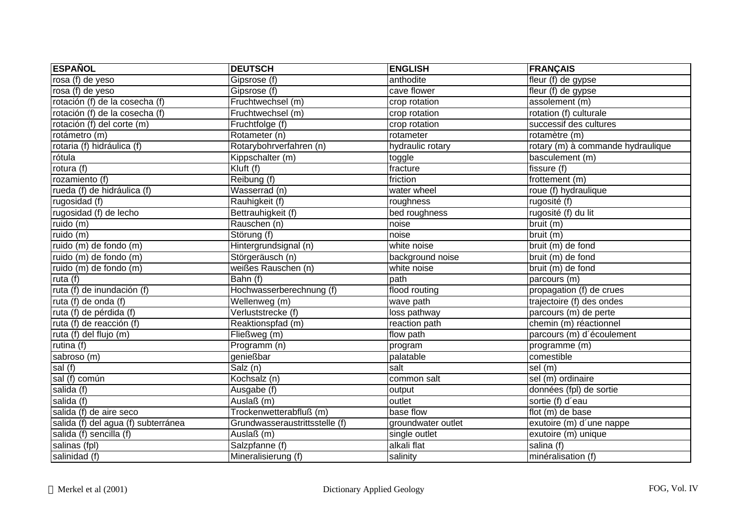| ESPAÑOL | DEUTSCH | ENGLISH | FRANÇAIS |
|---|---|---|---|
| rosa (f) de yeso | Gipsrose (f) | anthodite | fleur (f) de gypse |
| rosa (f) de yeso | Gipsrose (f) | cave flower | fleur (f) de gypse |
| rotación (f) de la cosecha (f) | Fruchtwechsel (m) | crop rotation | assolement (m) |
| rotación (f) de la cosecha (f) | Fruchtwechsel (m) | crop rotation | rotation (f) culturale |
| rotación (f) del corte (m) | Fruchtfolge (f) | crop rotation | successif des cultures |
| rotámetro (m) | Rotameter (n) | rotameter | rotamètre (m) |
| rotaria (f) hidráulica (f) | Rotarybohrverfahren (n) | hydraulic rotary | rotary (m) à commande hydraulique |
| rótula | Kippschalter (m) | toggle | basculement (m) |
| rotura (f) | Kluft (f) | fracture | fissure (f) |
| rozamiento (f) | Reibung (f) | friction | frottement (m) |
| rueda (f) de hidráulica (f) | Wasserrad (n) | water wheel | roue (f) hydraulique |
| rugosidad (f) | Rauhigkeit (f) | roughness | rugosité (f) |
| rugosidad (f) de lecho | Bettrauhigkeit (f) | bed roughness | rugosité (f) du lit |
| ruido (m) | Rauschen (n) | noise | bruit (m) |
| ruido (m) | Störung (f) | noise | bruit (m) |
| ruido (m) de fondo (m) | Hintergrundsignal (n) | white noise | bruit (m) de fond |
| ruido (m) de fondo (m) | Störgeräusch (n) | background noise | bruit (m) de fond |
| ruido (m) de fondo (m) | weißes Rauschen (n) | white noise | bruit (m) de fond |
| ruta (f) | Bahn (f) | path | parcours (m) |
| ruta (f) de inundación (f) | Hochwasserberechnung (f) | flood routing | propagation (f) de crues |
| ruta (f) de onda (f) | Wellenweg (m) | wave path | trajectoire (f) des ondes |
| ruta (f) de pérdida (f) | Verluststrecke (f) | loss pathway | parcours (m) de perte |
| ruta (f) de reacción (f) | Reaktionspfad (m) | reaction path | chemin (m) réactionnel |
| ruta (f) del flujo (m) | Fließweg (m) | flow path | parcours (m) d´écoulement |
| rutina (f) | Programm (n) | program | programme (m) |
| sabroso (m) | genießbar | palatable | comestible |
| sal (f) | Salz (n) | salt | sel (m) |
| sal (f) común | Kochsalz (n) | common salt | sel (m) ordinaire |
| salida (f) | Ausgabe (f) | output | données (fpl) de sortie |
| salida (f) | Auslaß (m) | outlet | sortie (f) d´eau |
| salida (f) de aire seco | Trockenwetterabfluß (m) | base flow | flot (m) de base |
| salida (f) del agua (f) subterránea | Grundwasseraustrittsstelle (f) | groundwater outlet | exutoire (m) d´une nappe |
| salida (f) sencilla (f) | Auslaß (m) | single outlet | exutoire (m) unique |
| salinas (fpl) | Salzpfanne (f) | alkali flat | salina (f) |
| salinidad (f) | Mineralisierung (f) | salinity | minéralisation (f) |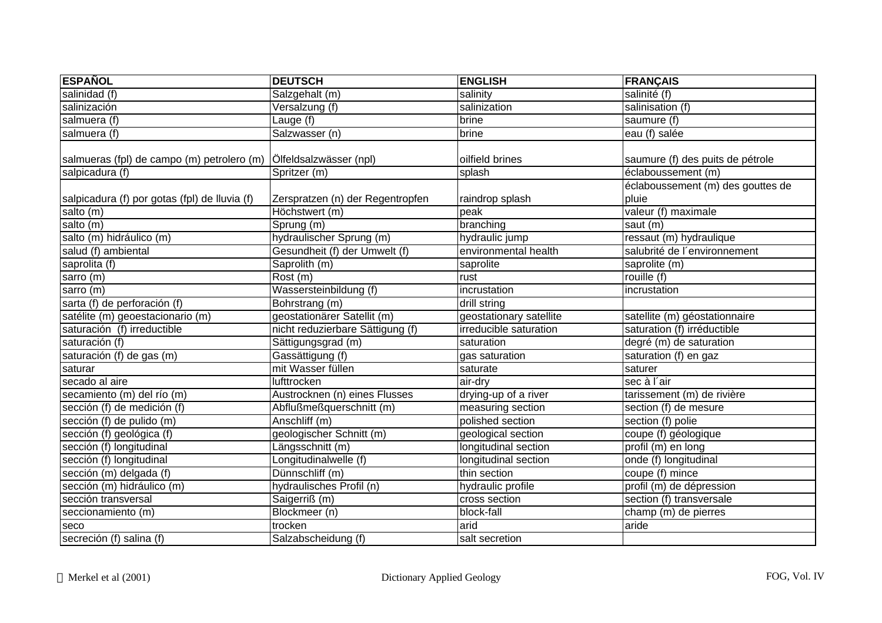| ESPAÑOL | DEUTSCH | ENGLISH | FRANÇAIS |
|---|---|---|---|
| salinidad (f) | Salzgehalt (m) | salinity | salinité (f) |
| salinización | Versalzung (f) | salinization | salinisation (f) |
| salmuera (f) | Lauge (f) | brine | saumure (f) |
| salmuera (f) | Salzwasser (n) | brine | eau (f) salée |
| salmueras (fpl) de campo (m) petrolero (m) | Ölfeldsalzwässer (npl) | oilfield brines | saumure (f) des puits de pétrole |
| salpicadura (f) | Spritzer (m) | splash | éclaboussement (m) |
| salpicadura (f) por gotas (fpl) de lluvia (f) | Zerspratzen (n) der Regentropfen | raindrop splash | éclaboussement (m) des gouttes de pluie |
| salto (m) | Höchstwert (m) | peak | valeur (f) maximale |
| salto (m) | Sprung (m) | branching | saut (m) |
| salto (m) hidráulico (m) | hydraulischer Sprung (m) | hydraulic jump | ressaut (m) hydraulique |
| salud (f) ambiental | Gesundheit (f) der Umwelt (f) | environmental health | salubrité de l´environnement |
| saprolita (f) | Saprolith (m) | saprolite | saprolite (m) |
| sarro (m) | Rost (m) | rust | rouille (f) |
| sarro (m) | Wassersteinbildung (f) | incrustation | incrustation |
| sarta (f) de perforación (f) | Bohrstrang (m) | drill string | |
| satélite (m) geoestacionario (m) | geostationärer Satellit (m) | geostationary satellite | satellite (m) géostationnaire |
| saturación (f) irreductible | nicht reduzierbare Sättigung (f) | irreducible saturation | saturation (f) irréductible |
| saturación (f) | Sättigungsgrad (m) | saturation | degré (m) de saturation |
| saturación (f) de gas (m) | Gassättigung (f) | gas saturation | saturation (f) en gaz |
| saturar | mit Wasser füllen | saturate | saturer |
| secado al aire | lufttrocken | air-dry | sec à l´air |
| secamiento (m) del río (m) | Austrocknen (n) eines Flusses | drying-up of a river | tarissement (m) de rivière |
| sección (f) de medición (f) | Abflußmeßquerschnitt (m) | measuring section | section (f) de mesure |
| sección (f) de pulido (m) | Anschliff (m) | polished section | section (f) polie |
| sección (f) geológica (f) | geologischer Schnitt (m) | geological section | coupe (f) géologique |
| sección (f) longitudinal | Längsschnitt (m) | longitudinal section | profil (m) en long |
| sección (f) longitudinal | Longitudinalwelle (f) | longitudinal section | onde (f) longitudinal |
| sección (m) delgada (f) | Dünnschliff (m) | thin section | coupe (f) mince |
| sección (m) hidráulico (m) | hydraulisches Profil (n) | hydraulic profile | profil (m) de dépression |
| sección transversal | Saigerriß (m) | cross section | section (f) transversale |
| seccionamiento (m) | Blockmeer (n) | block-fall | champ (m) de pierres |
| seco | trocken | arid | aride |
| secreción (f) salina (f) | Salzabscheidung (f) | salt secretion | |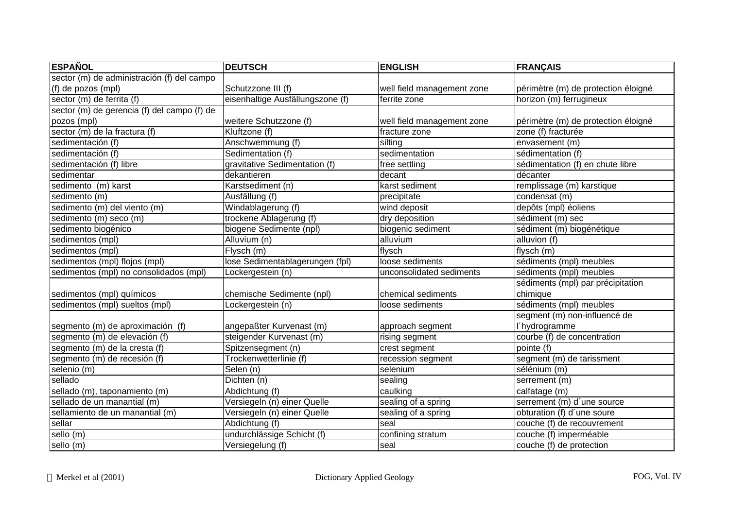| ESPAÑOL | DEUTSCH | ENGLISH | FRANÇAIS |
|---|---|---|---|
| sector (m) de administración (f) del campo (f) de pozos (mpl) | Schutzzone III (f) | well field management zone | périmètre (m) de protection éloigné |
| sector (m) de ferrita (f) | eisenhaltige Ausfällungszone (f) | ferrite zone | horizon (m) ferrugineux |
| sector (m) de gerencia (f) del campo (f) de pozos (mpl) | weitere Schutzzone (f) | well field management zone | périmètre (m) de protection éloigné |
| sector (m) de la fractura (f) | Kluftzone (f) | fracture zone | zone (f) fracturée |
| sedimentación (f) | Anschwemmung (f) | silting | envasement (m) |
| sedimentación (f) | Sedimentation (f) | sedimentation | sédimentation (f) |
| sedimentación (f) libre | gravitative Sedimentation (f) | free settling | sédimentation (f) en chute libre |
| sedimentar | dekantieren | decant | décanter |
| sedimento  (m) karst | Karstsediment (n) | karst sediment | remplissage (m) karstique |
| sedimento (m) | Ausfällung (f) | precipitate | condensat (m) |
| sedimento (m) del viento (m) | Windablagerung (f) | wind deposit | depôts (mpl) éoliens |
| sedimento (m) seco (m) | trockene Ablagerung (f) | dry deposition | sédiment (m) sec |
| sedimento biogénico | biogene Sedimente (npl) | biogenic sediment | sédiment (m) biogénétique |
| sedimentos (mpl) | Alluvium (n) | alluvium | alluvion (f) |
| sedimentos (mpl) | Flysch (m) | flysch | flysch (m) |
| sedimentos (mpl) flojos (mpl) | lose Sedimentablagerungen (fpl) | loose sediments | sédiments (mpl) meubles |
| sedimentos (mpl) no consolidados (mpl) | Lockergestein (n) | unconsolidated sediments | sédiments (mpl) meubles |
| sedimentos (mpl) químicos | chemische Sedimente (npl) | chemical sediments | sédiments (mpl) par précipitation chimique |
| sedimentos (mpl) sueltos (mpl) | Lockergestein (n) | loose sediments | sédiments (mpl) meubles |
| segmento (m) de aproximación  (f) | angepaßter Kurvenast (m) | approach segment | segment (m) non-influencé de l´hydrogramme |
| segmento (m) de elevación (f) | steigender Kurvenast (m) | rising segment | courbe (f) de concentration |
| segmento (m) de la cresta (f) | Spitzensegment (n) | crest segment | pointe (f) |
| segmento (m) de recesión (f) | Trockenwetterlinie (f) | recession segment | segment (m) de tarissment |
| selenio (m) | Selen (n) | selenium | sélénium (m) |
| sellado | Dichten (n) | sealing | serrement (m) |
| sellado (m), taponamiento (m) | Abdichtung (f) | caulking | calfatage (m) |
| sellado de un manantial (m) | Versiegeln (n) einer Quelle | sealing of a spring | serrement (m) d´une source |
| sellamiento de un manantial (m) | Versiegeln (n) einer Quelle | sealing of a spring | obturation (f) d´une soure |
| sellar | Abdichtung (f) | seal | couche (f) de recouvrement |
| sello (m) | undurchlässige Schicht (f) | confining stratum | couche (f) imperméable |
| sello (m) | Versiegelung (f) | seal | couche (f) de protection |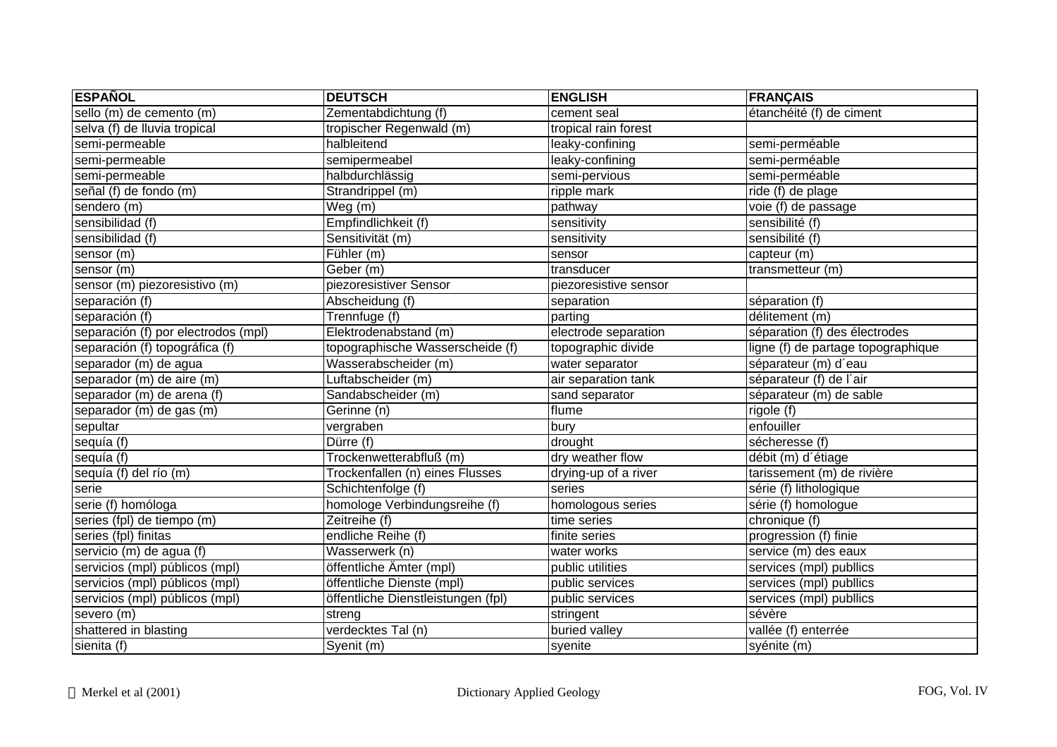| ESPAÑOL | DEUTSCH | ENGLISH | FRANÇAIS |
|---|---|---|---|
| sello (m) de cemento (m) | Zementabdichtung (f) | cement seal | étanchéité (f) de ciment |
| selva (f) de lluvia tropical | tropischer Regenwald (m) | tropical rain forest | |
| semi-permeable | halbleitend | leaky-confining | semi-perméable |
| semi-permeable | semipermeabel | leaky-confining | semi-perméable |
| semi-permeable | halbdurchlässig | semi-pervious | semi-perméable |
| señal (f) de fondo (m) | Strandrippel (m) | ripple mark | ride (f) de plage |
| sendero (m) | Weg (m) | pathway | voie (f) de passage |
| sensibilidad (f) | Empfindlichkeit (f) | sensitivity | sensibilité (f) |
| sensibilidad (f) | Sensitivität (m) | sensitivity | sensibilité (f) |
| sensor (m) | Fühler (m) | sensor | capteur (m) |
| sensor (m) | Geber (m) | transducer | transmetteur (m) |
| sensor (m) piezoresistivo (m) | piezoresistiver Sensor | piezoresistive sensor | |
| separación (f) | Abscheidung (f) | separation | séparation (f) |
| separación (f) | Trennfuge (f) | parting | délitement (m) |
| separación (f) por electrodos (mpl) | Elektrodenabstand (m) | electrode separation | séparation (f) des électrodes |
| separación (f) topográfica (f) | topographische Wasserscheide (f) | topographic divide | ligne (f) de partage topographique |
| separador (m) de agua | Wasserabscheider (m) | water separator | séparateur (m) d´eau |
| separador (m) de aire (m) | Luftabscheider (m) | air separation tank | séparateur (f) de l´air |
| separador (m) de arena (f) | Sandabscheider (m) | sand separator | séparateur (m) de sable |
| separador (m) de gas (m) | Gerinne (n) | flume | rigole (f) |
| sepultar | vergraben | bury | enfouiller |
| sequía (f) | Dürre (f) | drought | sécheresse (f) |
| sequía (f) | Trockenwetterabfluß (m) | dry weather flow | débit (m) d´étiage |
| sequía (f) del río (m) | Trockenfallen (n) eines Flusses | drying-up of a river | tarissement (m) de rivière |
| serie | Schichtenfolge (f) | series | série (f) lithologique |
| serie (f) homóloga | homologe Verbindungsreihe (f) | homologous series | série (f) homologue |
| series (fpl) de tiempo (m) | Zeitreihe (f) | time series | chronique (f) |
| series (fpl) finitas | endliche Reihe (f) | finite series | progression (f) finie |
| servicio (m) de agua (f) | Wasserwerk (n) | water works | service (m) des eaux |
| servicios (mpl) públicos (mpl) | öffentliche Ämter (mpl) | public utilities | services (mpl) publlics |
| servicios (mpl) públicos (mpl) | öffentliche Dienste (mpl) | public services | services (mpl) publlics |
| servicios (mpl) públicos (mpl) | öffentliche Dienstleistungen (fpl) | public services | services (mpl) publlics |
| severo (m) | streng | stringent | sévère |
| shattered in blasting | verdecktes Tal (n) | buried valley | vallée (f) enterrée |
| sienita (f) | Syenit (m) | syenite | syénite (m) |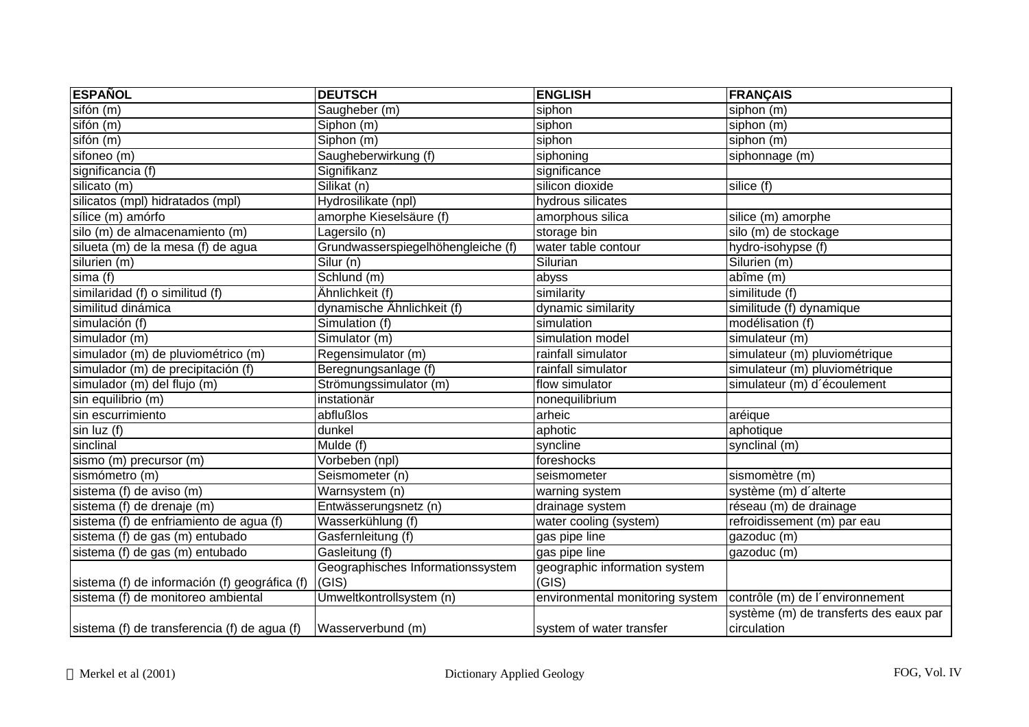| ESPAÑOL | DEUTSCH | ENGLISH | FRANÇAIS |
|---|---|---|---|
| sifón (m) | Saugheber (m) | siphon | siphon (m) |
| sifón (m) | Siphon (m) | siphon | siphon (m) |
| sifón (m) | Siphon (m) | siphon | siphon (m) |
| sifoneo (m) | Saugheberwirkung (f) | siphoning | siphonnage (m) |
| significancia (f) | Signifikanz | significance | |
| silicato (m) | Silikat (n) | silicon dioxide | silice (f) |
| silicatos (mpl) hidratados (mpl) | Hydrosilikate (npl) | hydrous silicates | |
| sílice (m) amórfo | amorphe Kieselsäure (f) | amorphous silica | silice (m) amorphe |
| silo (m) de almacenamiento (m) | Lagersilo (n) | storage bin | silo (m) de stockage |
| silueta (m) de la mesa (f) de agua | Grundwasserspiegelhöhengleiche (f) | water table contour | hydro-isohypse (f) |
| silurien (m) | Silur (n) | Silurian | Silurien (m) |
| sima (f) | Schlund (m) | abyss | abîme (m) |
| similaridad (f) o similitud (f) | Ähnlichkeit (f) | similarity | similitude (f) |
| similitud dinámica | dynamische Ähnlichkeit (f) | dynamic similarity | similitude (f) dynamique |
| simulación (f) | Simulation (f) | simulation | modélisation (f) |
| simulador (m) | Simulator (m) | simulation model | simulateur (m) |
| simulador (m) de pluviométrico (m) | Regensimulator (m) | rainfall simulator | simulateur (m) pluviométrique |
| simulador (m) de precipitación (f) | Beregnungsanlage (f) | rainfall simulator | simulateur (m) pluviométrique |
| simulador (m) del flujo (m) | Strömungssimulator (m) | flow simulator | simulateur (m) d´écoulement |
| sin equilibrio (m) | instationär | nonequilibrium | |
| sin escurrimiento | abflußlos | arheic | aréique |
| sin luz (f) | dunkel | aphotic | aphotique |
| sinclinal | Mulde (f) | syncline | synclinal (m) |
| sismo (m) precursor (m) | Vorbeben (npl) | foreshocks | |
| sismómetro (m) | Seismometer (n) | seismometer | sismomètre (m) |
| sistema (f) de aviso (m) | Warnsystem (n) | warning system | système (m) d´alterte |
| sistema (f) de drenaje (m) | Entwässerungsnetz (n) | drainage system | réseau (m) de drainage |
| sistema (f) de enfriamiento de agua (f) | Wasserkühlung (f) | water cooling (system) | refroidissement (m) par eau |
| sistema (f) de gas (m) entubado | Gasfernleitung (f) | gas pipe line | gazoduc (m) |
| sistema (f) de gas (m) entubado | Gasleitung (f) | gas pipe line | gazoduc (m) |
| sistema (f) de información (f) geográfica (f) | Geographisches Informationssystem (GIS) | geographic information system (GIS) | |
| sistema (f) de monitoreo ambiental | Umweltkontrollsystem (n) | environmental monitoring system | contrôle (m) de l´environnement |
| sistema (f) de transferencia (f) de agua (f) | Wasserverbund (m) | system of water transfer | système (m) de transferts des eaux par circulation |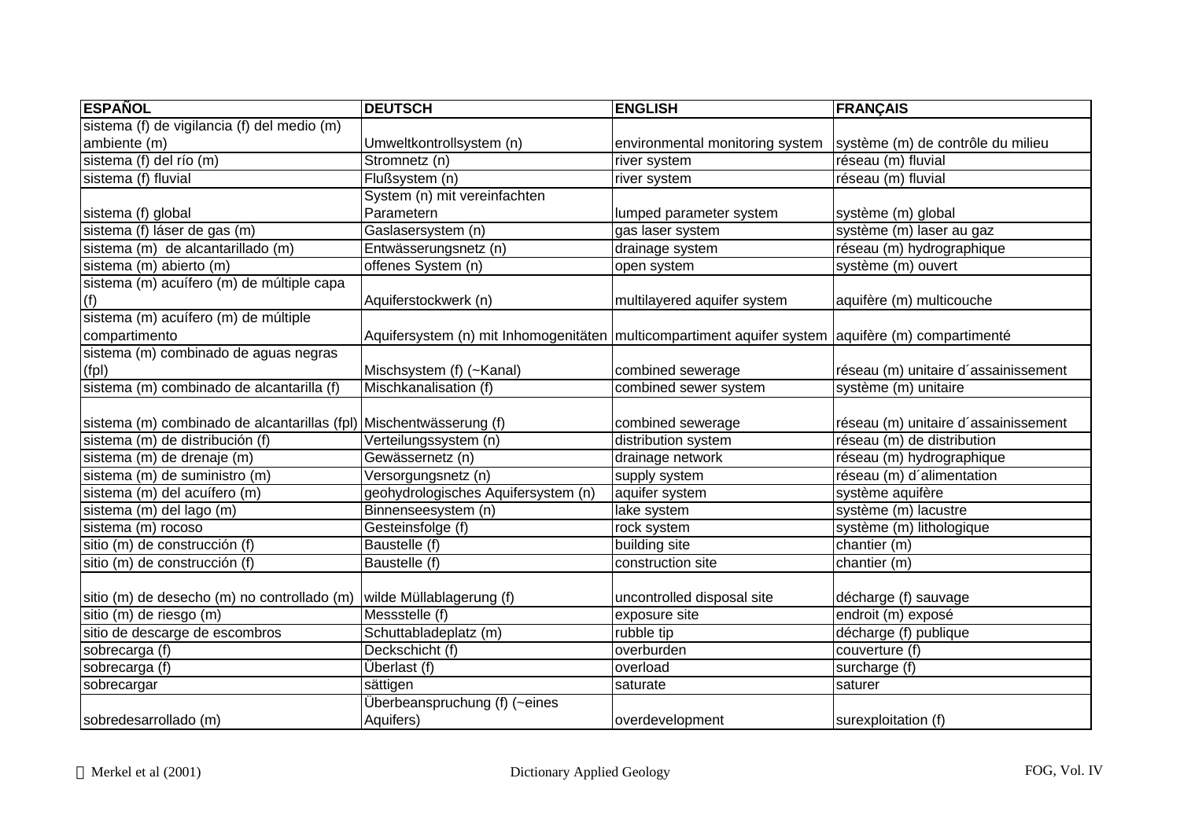| ESPAÑOL | DEUTSCH | ENGLISH | FRANÇAIS |
|---|---|---|---|
| sistema (f) de vigilancia (f) del medio (m) ambiente (m) | Umweltkontrollsystem (n) | environmental monitoring system | système (m) de contrôle du milieu |
| sistema (f) del río (m) | Stromnetz (n) | river system | réseau (m) fluvial |
| sistema (f) fluvial | Flußsystem (n) | river system | réseau (m) fluvial |
| sistema (f) global | System (n) mit vereinfachten Parametern | lumped parameter system | système (m) global |
| sistema (f) láser de gas (m) | Gaslasersystem (n) | gas laser system | système (m) laser au gaz |
| sistema (m) de alcantarillado (m) | Entwässerungsnetz (n) | drainage system | réseau (m) hydrographique |
| sistema (m) abierto (m) | offenes System (n) | open system | système (m) ouvert |
| sistema (m) acuífero (m) de múltiple capa (f) | Aquiferstockwerk (n) | multilayered aquifer system | aquifère (m) multicouche |
| sistema (m) acuífero (m) de múltiple compartimento | Aquifersystem (n) mit Inhomogenitäten | multicompartiment aquifer system | aquifère (m) compartimenté |
| sistema (m) combinado de aguas negras (fpl) | Mischsystem (f) (~Kanal) | combined sewerage | réseau (m) unitaire d´assainissement |
| sistema (m) combinado de alcantarilla (f) | Mischkanalisation (f) | combined sewer system | système (m) unitaire |
| sistema (m) combinado de alcantarillas (fpl) | Mischentwässerung (f) | combined sewerage | réseau (m) unitaire d´assainissement |
| sistema (m) de distribución (f) | Verteilungssystem (n) | distribution system | réseau (m) de distribution |
| sistema (m) de drenaje (m) | Gewässernetz (n) | drainage network | réseau (m) hydrographique |
| sistema (m) de suministro (m) | Versorgungsnetz (n) | supply system | réseau (m) d´alimentation |
| sistema (m) del acuífero (m) | geohydrologisches Aquifersystem (n) | aquifer system | système aquifère |
| sistema (m) del lago (m) | Binnenseesystem (n) | lake system | système (m) lacustre |
| sistema (m) rocoso | Gesteinsfolge (f) | rock system | système (m) lithologique |
| sitio (m) de construcción (f) | Baustelle (f) | building site | chantier (m) |
| sitio (m) de construcción (f) | Baustelle (f) | construction site | chantier (m) |
| sitio (m) de desecho (m) no controllado (m) | wilde Müllablagerung (f) | uncontrolled disposal site | décharge (f) sauvage |
| sitio (m) de riesgo (m) | Messstelle (f) | exposure site | endroit (m) exposé |
| sitio de descarge de escombros | Schuttabladeplatz (m) | rubble tip | décharge (f) publique |
| sobrecarga (f) | Deckschicht (f) | overburden | couverture (f) |
| sobrecarga (f) | Überlast (f) | overload | surcharge (f) |
| sobrecargar | sättigen | saturate | saturer |
| sobredesarrollado (m) | Überbeanspruchung (f) (~eines Aquifers) | overdevelopment | surexploitation (f) |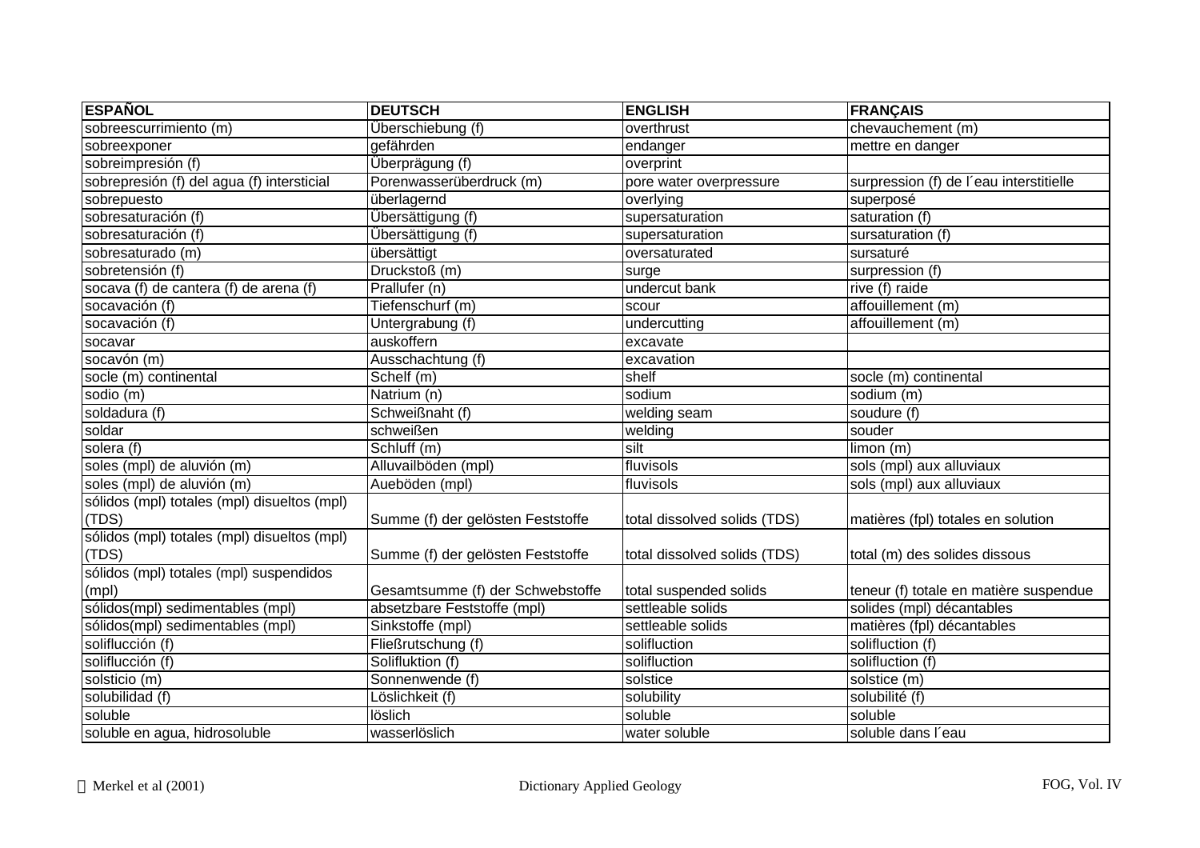| ESPAÑOL | DEUTSCH | ENGLISH | FRANÇAIS |
| --- | --- | --- | --- |
| sobreescurrimiento (m) | Überschiebung (f) | overthrust | chevauchement (m) |
| sobreexponer | gefährden | endanger | mettre en danger |
| sobreimpresión (f) | Überprägung (f) | overprint | |
| sobrepresión (f) del agua (f) intersticial | Porenwasserüberdruck (m) | pore water overpressure | surpression (f) de l´eau interstitielle |
| sobrepuesto | überlagernd | overlying | superposé |
| sobresaturación (f) | Übersättigung (f) | supersaturation | saturation (f) |
| sobresaturación (f) | Übersättigung (f) | supersaturation | sursaturation (f) |
| sobresaturado (m) | übersättigt | oversaturated | sursaturé |
| sobretensión (f) | Druckstoß (m) | surge | surpression (f) |
| socava (f) de cantera (f) de arena (f) | Prallufer (n) | undercut bank | rive (f) raide |
| socavación (f) | Tiefenschurf (m) | scour | affouillement (m) |
| socavación (f) | Untergrabung (f) | undercutting | affouillement (m) |
| socavar | auskoffern | excavate | |
| socavón (m) | Ausschachtung (f) | excavation | |
| socle (m) continental | Schelf (m) | shelf | socle (m) continental |
| sodio (m) | Natrium (n) | sodium | sodium (m) |
| soldadura (f) | Schweißnaht (f) | welding seam | soudure (f) |
| soldar | schweißen | welding | souder |
| solera (f) | Schluff (m) | silt | limon (m) |
| soles (mpl) de aluvión (m) | Alluvailböden (mpl) | fluvisols | sols (mpl) aux alluviaux |
| soles (mpl) de aluvión (m) | Aueböden (mpl) | fluvisols | sols (mpl) aux alluviaux |
| sólidos (mpl) totales (mpl) disueltos (mpl) (TDS) | Summe (f) der gelösten Feststoffe | total dissolved solids (TDS) | matières (fpl) totales en solution |
| sólidos (mpl) totales (mpl) disueltos (mpl) (TDS) | Summe (f) der gelösten Feststoffe | total dissolved solids (TDS) | total (m) des solides dissous |
| sólidos (mpl) totales (mpl) suspendidos (mpl) | Gesamtsumme (f) der Schwebstoffe | total suspended solids | teneur (f) totale en matière suspendue |
| sólidos(mpl) sedimentables (mpl) | absetzbare Feststoffe (mpl) | settleable solids | solides (mpl) décantables |
| sólidos(mpl) sedimentables (mpl) | Sinkstoffe (mpl) | settleable solids | matières (fpl) décantables |
| soliflucción (f) | Fließrutschung (f) | solifluction | solifluction (f) |
| soliflucción (f) | Solifluktion (f) | solifluction | solifluction (f) |
| solsticio (m) | Sonnenwende (f) | solstice | solstice (m) |
| solubilidad (f) | Löslichkeit (f) | solubility | solubilité (f) |
| soluble | löslich | soluble | soluble |
| soluble en agua, hidrosoluble | wasserlöslich | water soluble | soluble dans l´eau |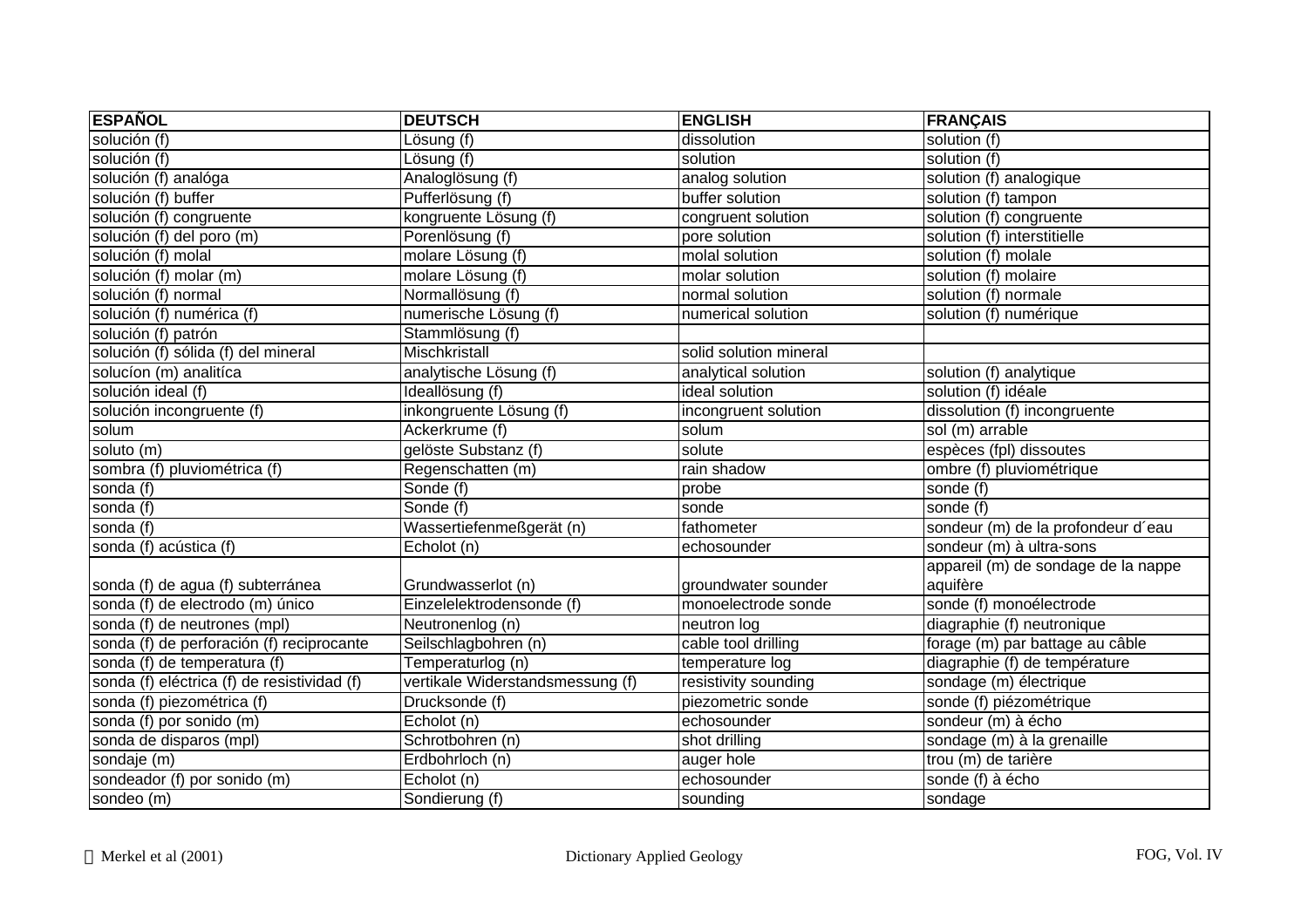| ESPAÑOL | DEUTSCH | ENGLISH | FRANÇAIS |
|---|---|---|---|
| solución (f) | Lösung (f) | dissolution | solution (f) |
| solución (f) | Lösung (f) | solution | solution (f) |
| solución (f) analóga | Analoglösung (f) | analog solution | solution (f) analogique |
| solución (f) buffer | Pufferlösung (f) | buffer solution | solution (f) tampon |
| solución (f) congruente | kongruente Lösung (f) | congruent solution | solution (f) congruente |
| solución (f) del poro (m) | Porenlösung (f) | pore solution | solution (f) interstitielle |
| solución (f) molal | molare Lösung (f) | molal solution | solution (f) molale |
| solución (f) molar (m) | molare Lösung (f) | molar solution | solution (f) molaire |
| solución (f) normal | Normallösung (f) | normal solution | solution (f) normale |
| solución (f) numérica (f) | numerische Lösung (f) | numerical solution | solution (f) numérique |
| solución (f) patrón | Stammlösung (f) | | |
| solución (f) sólida (f) del mineral | Mischkristall | solid solution mineral | |
| solucíon (m) analitíca | analytische Lösung (f) | analytical solution | solution (f) analytique |
| solución ideal (f) | Ideallösung (f) | ideal solution | solution (f) idéale |
| solución incongruente (f) | inkongruente Lösung (f) | incongruent solution | dissolution (f) incongruente |
| solum | Ackerkrume (f) | solum | sol (m) arrable |
| soluto (m) | gelöste Substanz (f) | solute | espèces (fpl) dissoutes |
| sombra (f) pluviométrica (f) | Regenschatten (m) | rain shadow | ombre (f) pluviométrique |
| sonda (f) | Sonde (f) | probe | sonde (f) |
| sonda (f) | Sonde (f) | sonde | sonde (f) |
| sonda (f) | Wassertiefenmeßgerät (n) | fathometer | sondeur (m) de la profondeur d´eau |
| sonda (f) acústica (f) | Echolot (n) | echosounder | sondeur (m) à ultra-sons |
| sonda (f) de agua (f) subterránea | Grundwasserlot (n) | groundwater sounder | appareil (m) de sondage de la nappe aquifère |
| sonda (f) de electrodo (m) único | Einzelelektrodensonde (f) | monoelectrode sonde | sonde (f) monoélectrode |
| sonda (f) de neutrones (mpl) | Neutronenlog (n) | neutron log | diagraphie (f) neutronique |
| sonda (f) de perforación (f) reciprocante | Seilschlagbohren (n) | cable tool drilling | forage (m) par battage au câble |
| sonda (f) de temperatura (f) | Temperaturlog (n) | temperature log | diagraphie (f) de température |
| sonda (f) eléctrica (f) de resistividad (f) | vertikale Widerstandsmessung (f) | resistivity sounding | sondage (m) électrique |
| sonda (f) piezométrica (f) | Drucksonde (f) | piezometric sonde | sonde (f) piézométrique |
| sonda (f) por sonido (m) | Echolot (n) | echosounder | sondeur (m) à écho |
| sonda de disparos (mpl) | Schrotbohren (n) | shot drilling | sondage (m) à la grenaille |
| sondaje (m) | Erdbohrloch (n) | auger hole | trou (m) de tarière |
| sondeador (f) por sonido (m) | Echolot (n) | echosounder | sonde (f) à écho |
| sondeo (m) | Sondierung (f) | sounding | sondage |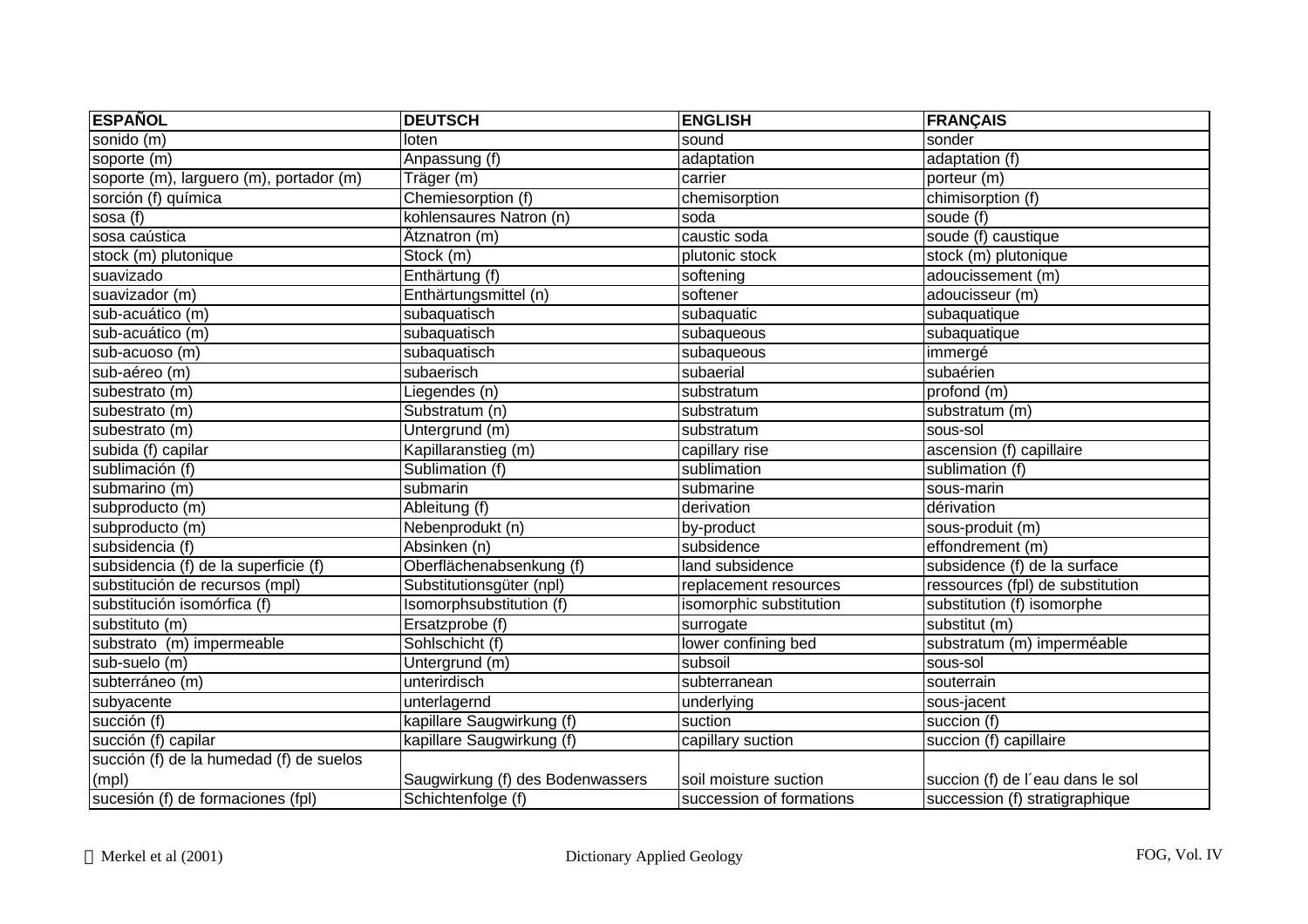| ESPAÑOL | DEUTSCH | ENGLISH | FRANÇAIS |
|---|---|---|---|
| sonido (m) | loten | sound | sonder |
| soporte (m) | Anpassung (f) | adaptation | adaptation (f) |
| soporte (m), larguero (m), portador (m) | Träger (m) | carrier | porteur (m) |
| sorción (f) química | Chemiesorption (f) | chemisorption | chimisorption (f) |
| sosa (f) | kohlensaures Natron (n) | soda | soude (f) |
| sosa caústica | Ätznatron (m) | caustic soda | soude (f) caustique |
| stock (m) plutonique | Stock (m) | plutonic stock | stock (m) plutonique |
| suavizado | Enthärtung (f) | softening | adoucissement (m) |
| suavizador (m) | Enthärtungsmittel (n) | softener | adoucisseur (m) |
| sub-acuático (m) | subaquatisch | subaquatic | subaquatique |
| sub-acuático (m) | subaquatisch | subaqueous | subaquatique |
| sub-acuoso (m) | subaquatisch | subaqueous | immergé |
| sub-aéreo (m) | subaerisch | subaerial | subaérien |
| subestrato (m) | Liegendes (n) | substratum | profond (m) |
| subestrato (m) | Substratum (n) | substratum | substratum (m) |
| subestrato (m) | Untergrund (m) | substratum | sous-sol |
| subida (f) capilar | Kapillaranstieg (m) | capillary rise | ascension (f) capillaire |
| sublimación (f) | Sublimation (f) | sublimation | sublimation (f) |
| submarino (m) | submarin | submarine | sous-marin |
| subproducto (m) | Ableitung (f) | derivation | dérivation |
| subproducto (m) | Nebenprodukt (n) | by-product | sous-produit (m) |
| subsidencia (f) | Absinken (n) | subsidence | effondrement (m) |
| subsidencia (f) de la superficie (f) | Oberflächenabsenkung (f) | land subsidence | subsidence (f) de la surface |
| substitución de recursos (mpl) | Substitutionsgüter (npl) | replacement resources | ressources (fpl) de substitution |
| substitución isomórfica (f) | Isomorphsubstitution (f) | isomorphic substitution | substitution (f) isomorphe |
| substituto (m) | Ersatzprobe (f) | surrogate | substitut (m) |
| substrato (m) impermeable | Sohlschicht (f) | lower confining bed | substratum (m) imperméable |
| sub-suelo (m) | Untergrund (m) | subsoil | sous-sol |
| subterráneo (m) | unterirdisch | subterranean | souterrain |
| subyacente | unterlagernd | underlying | sous-jacent |
| succión (f) | kapillare Saugwirkung (f) | suction | succion (f) |
| succión (f) capilar | kapillare Saugwirkung (f) | capillary suction | succion (f) capillaire |
| succión (f) de la humedad (f) de suelos (mpl) | Saugwirkung (f) des Bodenwassers | soil moisture suction | succion (f) de l´eau dans le sol |
| sucesión (f) de formaciones (fpl) | Schichtenfolge (f) | succession of formations | succession (f) stratigraphique |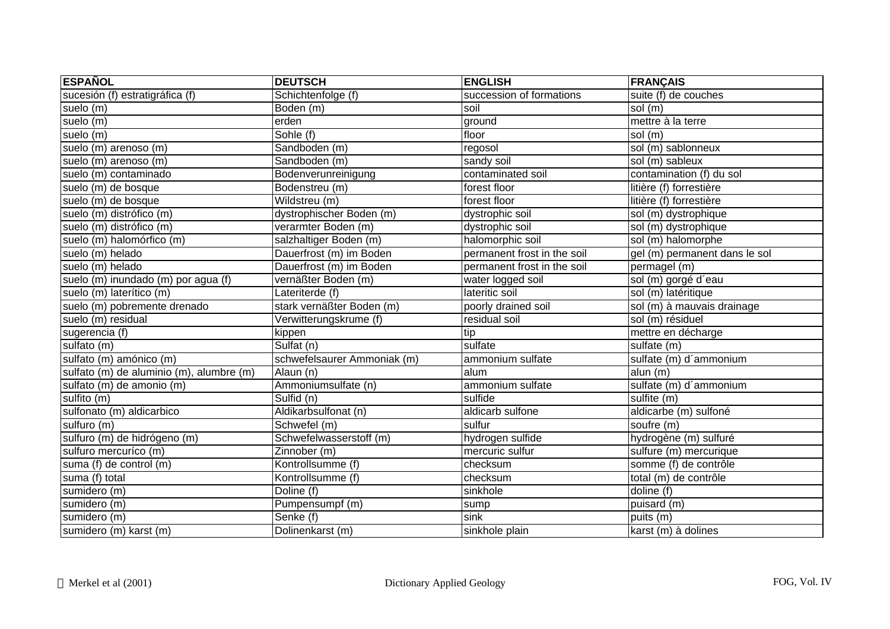| ESPAÑOL | DEUTSCH | ENGLISH | FRANÇAIS |
|---|---|---|---|
| sucesión (f) estratigráfica (f) | Schichtenfolge (f) | succession of formations | suite (f) de couches |
| suelo (m) | Boden (m) | soil | sol (m) |
| suelo (m) | erden | ground | mettre à la terre |
| suelo (m) | Sohle (f) | floor | sol (m) |
| suelo (m) arenoso (m) | Sandboden (m) | regosol | sol (m) sablonneux |
| suelo (m) arenoso (m) | Sandboden (m) | sandy soil | sol (m) sableux |
| suelo (m) contaminado | Bodenverunreinigung | contaminated soil | contamination (f) du sol |
| suelo (m) de bosque | Bodenstreu (m) | forest floor | litière (f) forrestière |
| suelo (m) de bosque | Wildstreu (m) | forest floor | litière (f) forrestière |
| suelo (m) distrófico (m) | dystrophischer Boden (m) | dystrophic soil | sol (m) dystrophique |
| suelo (m) distrófico (m) | verarmter Boden (m) | dystrophic soil | sol (m) dystrophique |
| suelo (m) halomórfico (m) | salzhaltiger Boden (m) | halomorphic soil | sol (m) halomorphe |
| suelo (m) helado | Dauerfrost (m) im Boden | permanent frost in the soil | gel (m) permanent dans le sol |
| suelo (m) helado | Dauerfrost (m) im Boden | permanent frost in the soil | permagel (m) |
| suelo (m) inundado (m) por agua (f) | vernäßter Boden (m) | water logged soil | sol (m) gorgé d´eau |
| suelo (m) laterítico (m) | Lateriterde (f) | lateritic soil | sol (m) latéritique |
| suelo (m) pobremente drenado | stark vernäßter Boden (m) | poorly drained soil | sol (m) à mauvais drainage |
| suelo (m) residual | Verwitterungskrume (f) | residual soil | sol (m) résiduel |
| sugerencia (f) | kippen | tip | mettre en décharge |
| sulfato (m) | Sulfat (n) | sulfate | sulfate (m) |
| sulfato (m) amónico (m) | schwefelsaurer Ammoniak (m) | ammonium sulfate | sulfate (m) d´ammonium |
| sulfato (m) de aluminio (m), alumbre (m) | Alaun (n) | alum | alun (m) |
| sulfato (m) de amonio (m) | Ammoniumsulfate (n) | ammonium sulfate | sulfate (m) d´ammonium |
| sulfito (m) | Sulfid (n) | sulfide | sulfite (m) |
| sulfonato (m) aldicarbico | Aldikarbsulfonat (n) | aldicarb sulfone | aldicarbe (m) sulfoné |
| sulfuro (m) | Schwefel (m) | sulfur | soufre (m) |
| sulfuro (m) de hidrógeno (m) | Schwefelwasserstoff (m) | hydrogen sulfide | hydrogène (m) sulfuré |
| sulfuro mercuríco (m) | Zinnober (m) | mercuric sulfur | sulfure (m) mercurique |
| suma (f) de control (m) | Kontrollsumme (f) | checksum | somme (f) de contrôle |
| suma (f) total | Kontrollsumme (f) | checksum | total (m) de contrôle |
| sumidero (m) | Doline (f) | sinkhole | doline (f) |
| sumidero (m) | Pumpensumpf (m) | sump | puisard (m) |
| sumidero (m) | Senke (f) | sink | puits (m) |
| sumidero (m) karst (m) | Dolinenkarst (m) | sinkhole plain | karst (m) à dolines |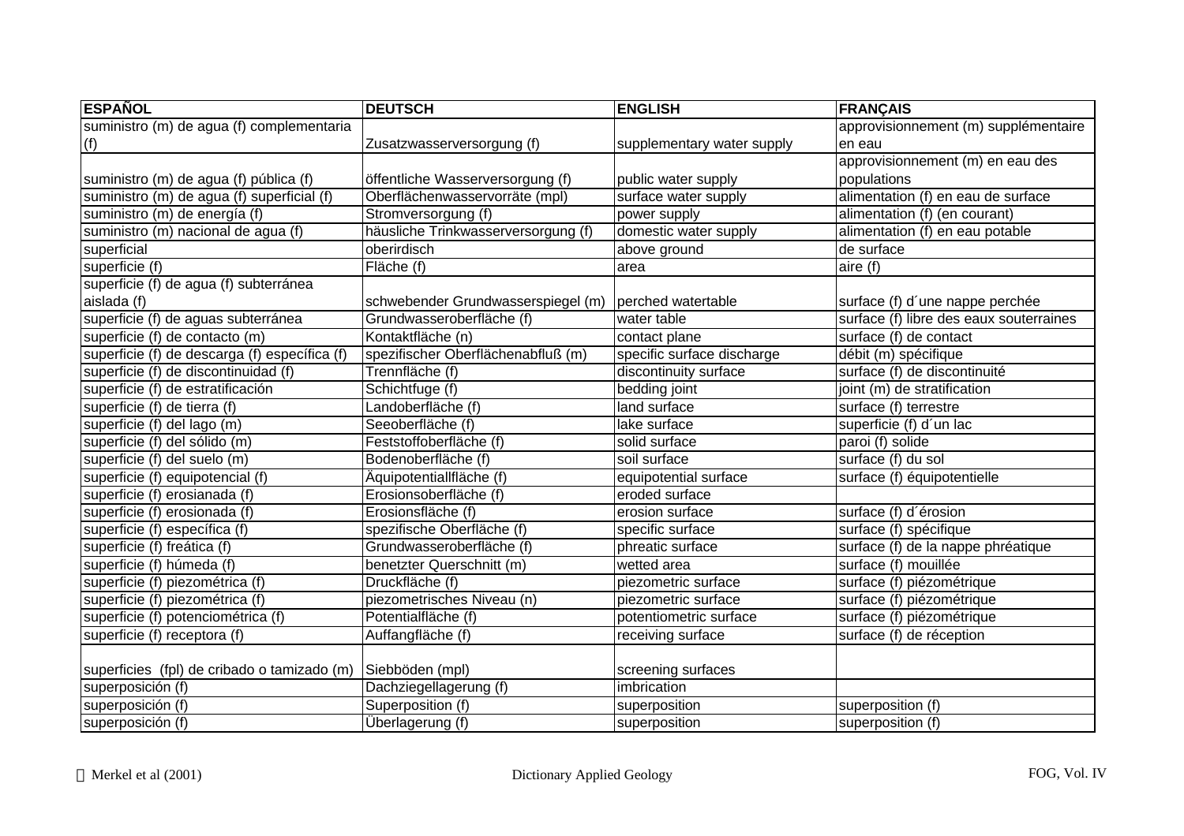| ESPAÑOL | DEUTSCH | ENGLISH | FRANÇAIS |
|---|---|---|---|
| suministro (m) de agua (f) complementaria (f) | Zusatzwasserversorgung (f) | supplementary water supply | approvisionnement (m) supplémentaire en eau |
| suministro (m) de agua (f) pública (f) | öffentliche Wasserversorgung (f) | public water supply | approvisionnement (m) en eau des populations |
| suministro (m) de agua (f) superficial (f) | Oberflächenwasservorräte (mpl) | surface water supply | alimentation (f) en eau de surface |
| suministro (m) de energía (f) | Stromversorgung (f) | power supply | alimentation (f) (en courant) |
| suministro (m) nacional de agua (f) | häusliche Trinkwasserversorgung (f) | domestic water supply | alimentation (f) en eau potable |
| superficial | oberirdisch | above ground | de surface |
| superficie (f) | Fläche (f) | area | aire (f) |
| superficie (f) de agua (f) subterránea aislada (f) | schwebender Grundwasserspiegel (m) | perched watertable | surface (f) d´une nappe perchée |
| superficie (f) de aguas subterránea | Grundwasseroberfläche (f) | water table | surface (f) libre des eaux souterraines |
| superficie (f) de contacto (m) | Kontaktfläche (n) | contact plane | surface (f) de contact |
| superficie (f) de descarga (f) específica (f) | spezifischer Oberflächenabfluß (m) | specific surface discharge | débit (m) spécifique |
| superficie (f) de discontinuidad (f) | Trennfläche (f) | discontinuity surface | surface (f) de discontinuité |
| superficie (f) de estratificación | Schichtfuge (f) | bedding joint | joint (m) de stratification |
| superficie (f) de tierra (f) | Landoberfläche (f) | land surface | surface (f) terrestre |
| superficie (f) del lago (m) | Seeoberfläche (f) | lake surface | superficie (f) d´un lac |
| superficie (f) del sólido (m) | Feststoffoberfläche (f) | solid surface | paroi (f) solide |
| superficie (f) del suelo (m) | Bodenoberfläche (f) | soil surface | surface (f) du sol |
| superficie (f) equipotencial (f) | Äquipotentiallfläche (f) | equipotential surface | surface (f) équipotentielle |
| superficie (f) erosianada (f) | Erosionsoberfläche (f) | eroded surface | |
| superficie (f) erosionada (f) | Erosionsfläche (f) | erosion surface | surface (f) d´érosion |
| superficie (f) específica (f) | spezifische Oberfläche (f) | specific surface | surface (f) spécifique |
| superficie (f) freática (f) | Grundwasseroberfläche (f) | phreatic surface | surface (f) de la nappe phréatique |
| superficie (f) húmeda (f) | benetzter Querschnitt (m) | wetted area | surface (f) mouillée |
| superficie (f) piezométrica (f) | Druckfläche (f) | piezometric surface | surface (f) piézométrique |
| superficie (f) piezométrica (f) | piezometrisches Niveau (n) | piezometric surface | surface (f) piézométrique |
| superficie (f) potenciométrica (f) | Potentialfläche (f) | potentiometric surface | surface (f) piézométrique |
| superficie (f) receptora (f) | Auffangfläche (f) | receiving surface | surface (f) de réception |
| superficies (fpl) de cribado o tamizado (m) | Siebböden (mpl) | screening surfaces | |
| superposición (f) | Dachziegellagerung (f) | imbrication | |
| superposición (f) | Superposition (f) | superposition | superposition (f) |
| superposición (f) | Überlagerung (f) | superposition | superposition (f) |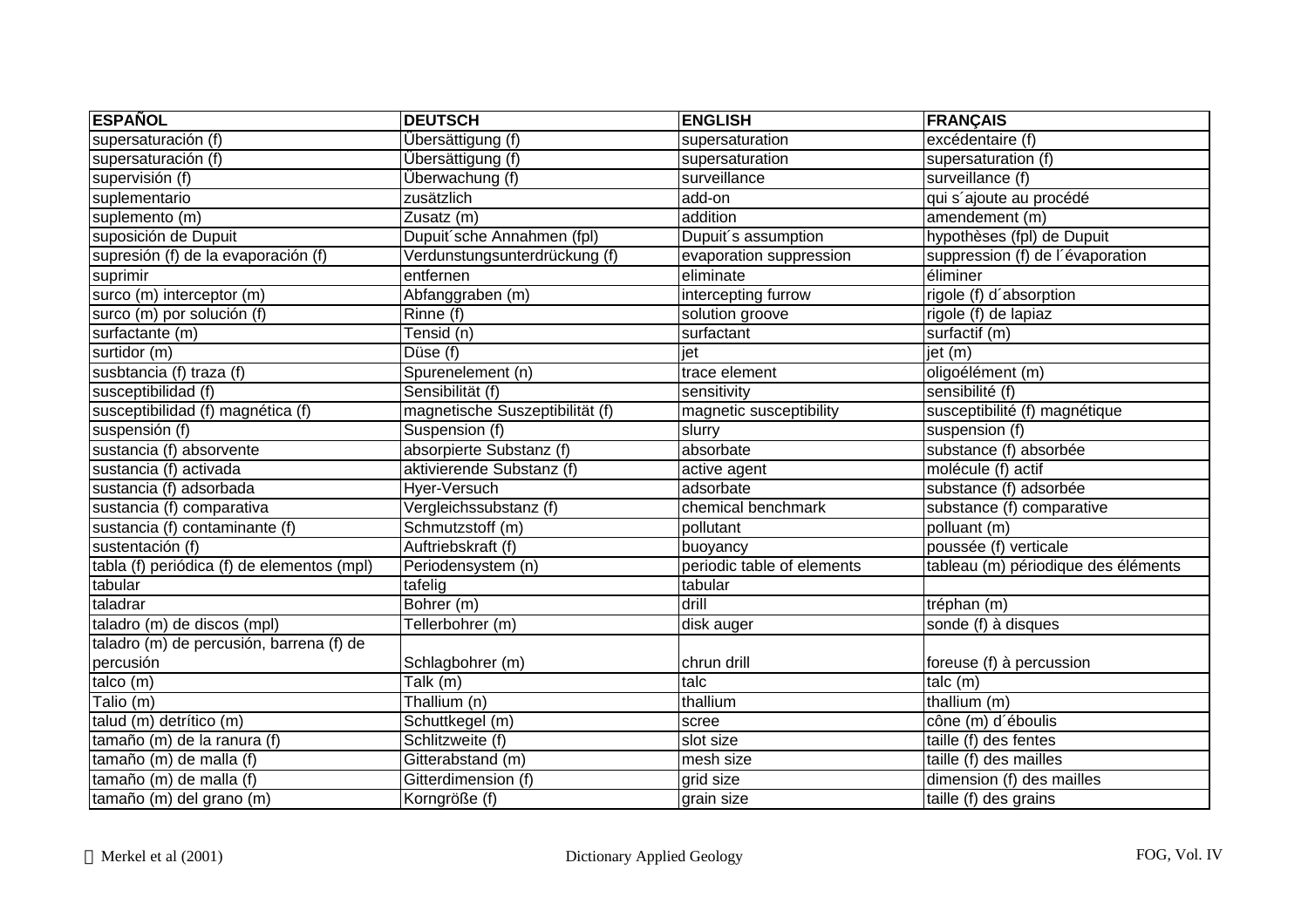| ESPAÑOL | DEUTSCH | ENGLISH | FRANÇAIS |
|---|---|---|---|
| supersaturación (f) | Übersättigung (f) | supersaturation | excédentaire (f) |
| supersaturación (f) | Übersättigung (f) | supersaturation | supersaturation (f) |
| supervisión (f) | Überwachung (f) | surveillance | surveillance (f) |
| suplementario | zusätzlich | add-on | qui s´ajoute au procédé |
| suplemento (m) | Zusatz (m) | addition | amendement (m) |
| suposición de Dupuit | Dupuit´sche Annahmen (fpl) | Dupuit´s assumption | hypothèses (fpl) de Dupuit |
| supresión (f) de la evaporación (f) | Verdunstungsunterdrückung (f) | evaporation suppression | suppression (f) de l´évaporation |
| suprimir | entfernen | eliminate | éliminer |
| surco (m) interceptor (m) | Abfanggraben (m) | intercepting furrow | rigole (f) d´absorption |
| surco (m) por solución (f) | Rinne (f) | solution groove | rigole (f) de lapiaz |
| surfactante (m) | Tensid (n) | surfactant | surfactif (m) |
| surtidor (m) | Düse (f) | jet | jet (m) |
| susbtancia (f) traza (f) | Spurenelement (n) | trace element | oligoélément (m) |
| susceptibilidad (f) | Sensibilität (f) | sensitivity | sensibilité (f) |
| susceptibilidad (f) magnética (f) | magnetische Suszeptibilität (f) | magnetic susceptibility | susceptibilité (f) magnétique |
| suspensión (f) | Suspension (f) | slurry | suspension (f) |
| sustancia (f) absorvente | absorpierte Substanz (f) | absorbate | substance (f) absorbée |
| sustancia (f) activada | aktivierende Substanz (f) | active agent | molécule (f) actif |
| sustancia (f) adsorbada | Hyer-Versuch | adsorbate | substance (f) adsorbée |
| sustancia (f) comparativa | Vergleichssubstanz (f) | chemical benchmark | substance (f) comparative |
| sustancia (f) contaminante (f) | Schmutzstoff (m) | pollutant | polluant (m) |
| sustentación (f) | Auftriebskraft (f) | buoyancy | poussée (f) verticale |
| tabla (f) periódica (f) de elementos (mpl) | Periodensystem (n) | periodic table of elements | tableau (m) périodique des éléments |
| tabular | tafelig | tabular | |
| taladrar | Bohrer (m) | drill | tréphan (m) |
| taladro (m) de discos (mpl) | Tellerbohrer (m) | disk auger | sonde (f) à disques |
| taladro (m) de percusión, barrena (f) de percusión | Schlagbohrer (m) | chrun drill | foreuse (f) à percussion |
| talco (m) | Talk (m) | talc | talc (m) |
| Talio (m) | Thallium (n) | thallium | thallium (m) |
| talud (m) detrítico (m) | Schuttkegel (m) | scree | cône (m) d´éboulis |
| tamaño (m) de la ranura (f) | Schlitzweite (f) | slot size | taille (f) des fentes |
| tamaño (m) de malla (f) | Gitterabstand (m) | mesh size | taille (f) des mailles |
| tamaño (m) de malla (f) | Gitterdimension (f) | grid size | dimension (f) des mailles |
| tamaño (m) del grano (m) | Korngröße (f) | grain size | taille (f) des grains |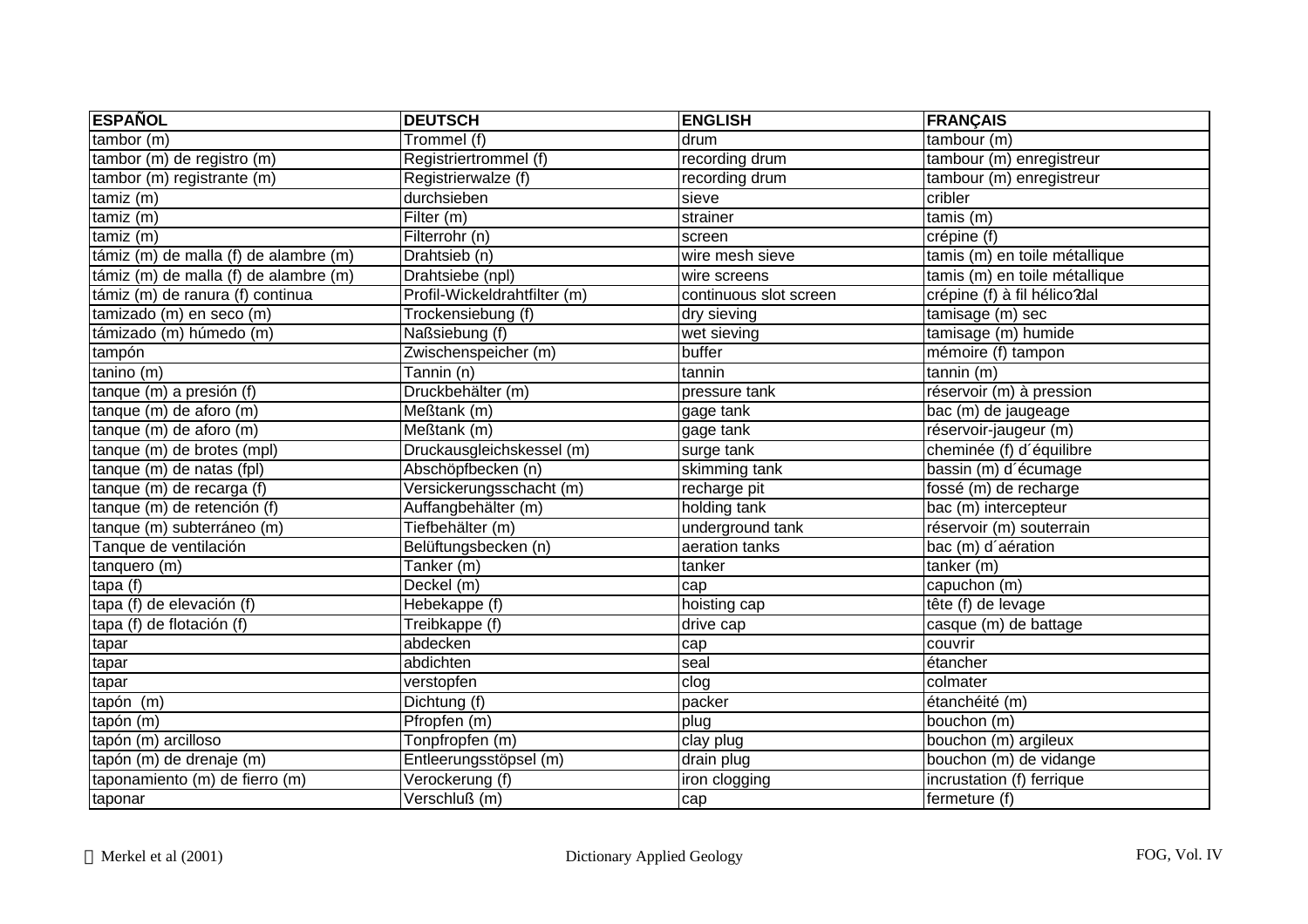| ESPAÑOL | DEUTSCH | ENGLISH | FRANÇAIS |
|---|---|---|---|
| tambor (m) | Trommel (f) | drum | tambour (m) |
| tambor (m) de registro (m) | Registriertrommel (f) | recording drum | tambour (m) enregistreur |
| tambor (m) registrante (m) | Registrierwalze (f) | recording drum | tambour (m) enregistreur |
| tamiz (m) | durchsieben | sieve | cribler |
| tamiz (m) | Filter (m) | strainer | tamis (m) |
| tamiz (m) | Filterrohr (n) | screen | crépine (f) |
| támiz (m) de malla (f) de alambre (m) | Drahtsieb (n) | wire mesh sieve | tamis (m) en toile métallique |
| támiz (m) de malla (f) de alambre (m) | Drahtsiebe (npl) | wire screens | tamis (m) en toile métallique |
| támiz (m) de ranura (f) continua | Profil-Wickeldrahtfilter (m) | continuous slot screen | crépine (f) à fil hélico?dal |
| tamizado (m) en seco (m) | Trockensiebung (f) | dry sieving | tamisage (m) sec |
| támizado (m) húmedo (m) | Naßsiebung (f) | wet sieving | tamisage (m) humide |
| tampón | Zwischenspeicher (m) | buffer | mémoire (f) tampon |
| tanino (m) | Tannin (n) | tannin | tannin (m) |
| tanque (m) a presión (f) | Druckbehälter (m) | pressure tank | réservoir (m) à pression |
| tanque (m) de aforo (m) | Meßtank (m) | gage tank | bac (m) de jaugeage |
| tanque (m) de aforo (m) | Meßtank (m) | gage tank | réservoir-jaugeur (m) |
| tanque (m) de brotes (mpl) | Druckausgleichskessel (m) | surge tank | cheminée (f) d´équilibre |
| tanque (m) de natas (fpl) | Abschöpfbecken (n) | skimming tank | bassin (m) d´écumage |
| tanque (m) de recarga (f) | Versickerungsschacht (m) | recharge pit | fossé (m) de recharge |
| tanque (m) de retención (f) | Auffangbehälter (m) | holding tank | bac (m) intercepteur |
| tanque (m) subterráneo (m) | Tiefbehälter (m) | underground tank | réservoir (m) souterrain |
| Tanque de ventilación | Belüftungsbecken (n) | aeration tanks | bac (m) d´aération |
| tanquero (m) | Tanker (m) | tanker | tanker (m) |
| tapa (f) | Deckel (m) | cap | capuchon (m) |
| tapa (f) de elevación (f) | Hebekappe (f) | hoisting cap | tête (f) de levage |
| tapa (f) de flotación (f) | Treibkappe (f) | drive cap | casque (m) de battage |
| tapar | abdecken | cap | couvrir |
| tapar | abdichten | seal | étancher |
| tapar | verstopfen | clog | colmater |
| tapón  (m) | Dichtung (f) | packer | étanchéité (m) |
| tapón (m) | Pfropfen (m) | plug | bouchon (m) |
| tapón (m) arcilloso | Tonpfropfen (m) | clay plug | bouchon (m) argileux |
| tapón (m) de drenaje (m) | Entleerungsstöpsel (m) | drain plug | bouchon (m) de vidange |
| taponamiento (m) de fierro (m) | Verockerung (f) | iron clogging | incrustation (f) ferrique |
| taponar | Verschluß (m) | cap | fermeture (f) |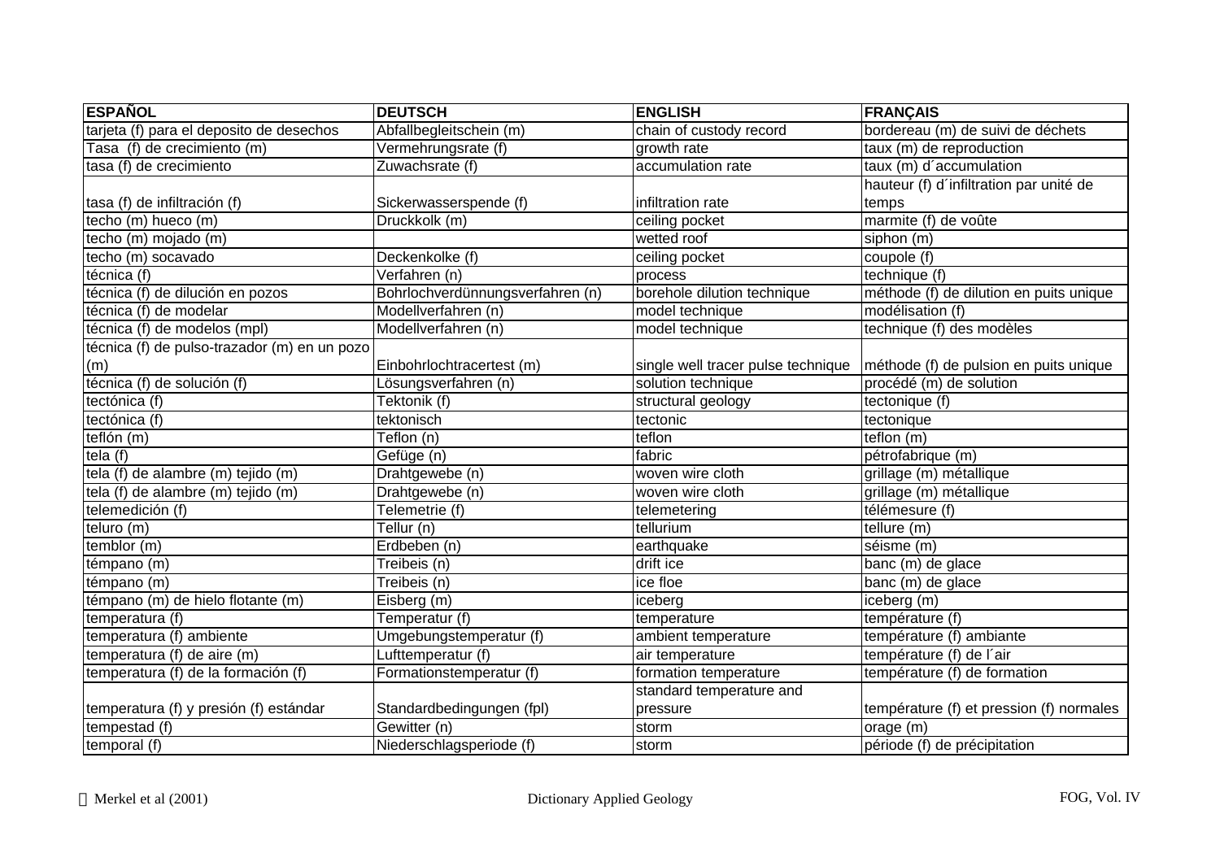| ESPAÑOL | DEUTSCH | ENGLISH | FRANÇAIS |
|---|---|---|---|
| tarjeta (f) para el deposito de desechos | Abfallbegleitschein (m) | chain of custody record | bordereau (m) de suivi de déchets |
| Tasa (f) de crecimiento (m) | Vermehrungsrate (f) | growth rate | taux (m) de reproduction |
| tasa (f) de crecimiento | Zuwachsrate (f) | accumulation rate | taux (m) d´accumulation |
| tasa (f) de infiltración (f) | Sickerwasserspende (f) | infiltration rate | hauteur (f) d´infiltration par unité de temps |
| techo (m) hueco (m) | Druckkolk (m) | ceiling pocket | marmite (f) de voûte |
| techo (m) mojado (m) | | wetted roof | siphon (m) |
| techo (m) socavado | Deckenkolke (f) | ceiling pocket | coupole (f) |
| técnica (f) | Verfahren (n) | process | technique (f) |
| técnica (f) de dilución en pozos | Bohrlochverdünnungsverfahren (n) | borehole dilution technique | méthode (f) de dilution en puits unique |
| técnica (f) de modelar | Modellverfahren (n) | model technique | modélisation (f) |
| técnica (f) de modelos (mpl) | Modellverfahren (n) | model technique | technique (f) des modèles |
| técnica (f) de pulso-trazador (m) en un pozo (m) | Einbohrlochtracertest (m) | single well tracer pulse technique | méthode (f) de pulsion en puits unique |
| técnica (f) de solución (f) | Lösungsverfahren (n) | solution technique | procédé (m) de solution |
| tectónica (f) | Tektonik (f) | structural geology | tectonique (f) |
| tectónica (f) | tektonisch | tectonic | tectonique |
| teflón (m) | Teflon (n) | teflon | teflon (m) |
| tela (f) | Gefüge (n) | fabric | pétrofabrique (m) |
| tela (f) de alambre (m) tejido (m) | Drahtgewebe (n) | woven wire cloth | grillage (m) métallique |
| tela (f) de alambre (m) tejido (m) | Drahtgewebe (n) | woven wire cloth | grillage (m) métallique |
| telemedición (f) | Telemetrie (f) | telemetering | télémesure (f) |
| teluro (m) | Tellur (n) | tellurium | tellure (m) |
| temblor (m) | Erdbeben (n) | earthquake | séisme (m) |
| témpano (m) | Treibeis (n) | drift ice | banc (m) de glace |
| témpano (m) | Treibeis (n) | ice floe | banc (m) de glace |
| témpano (m) de hielo flotante (m) | Eisberg (m) | iceberg | iceberg (m) |
| temperatura (f) | Temperatur (f) | temperature | température (f) |
| temperatura (f) ambiente | Umgebungstemperatur (f) | ambient temperature | température (f) ambiante |
| temperatura (f) de aire (m) | Lufttemperatur (f) | air temperature | température (f) de l´air |
| temperatura (f) de la formación (f) | Formationstemperatur (f) | formation temperature | température (f) de formation |
| temperatura (f) y presión (f) estándar | Standardbedingungen (fpl) | standard temperature and pressure | température (f) et pression (f) normales |
| tempestad (f) | Gewitter (n) | storm | orage (m) |
| temporal (f) | Niederschlagsperiode (f) | storm | période (f) de précipitation |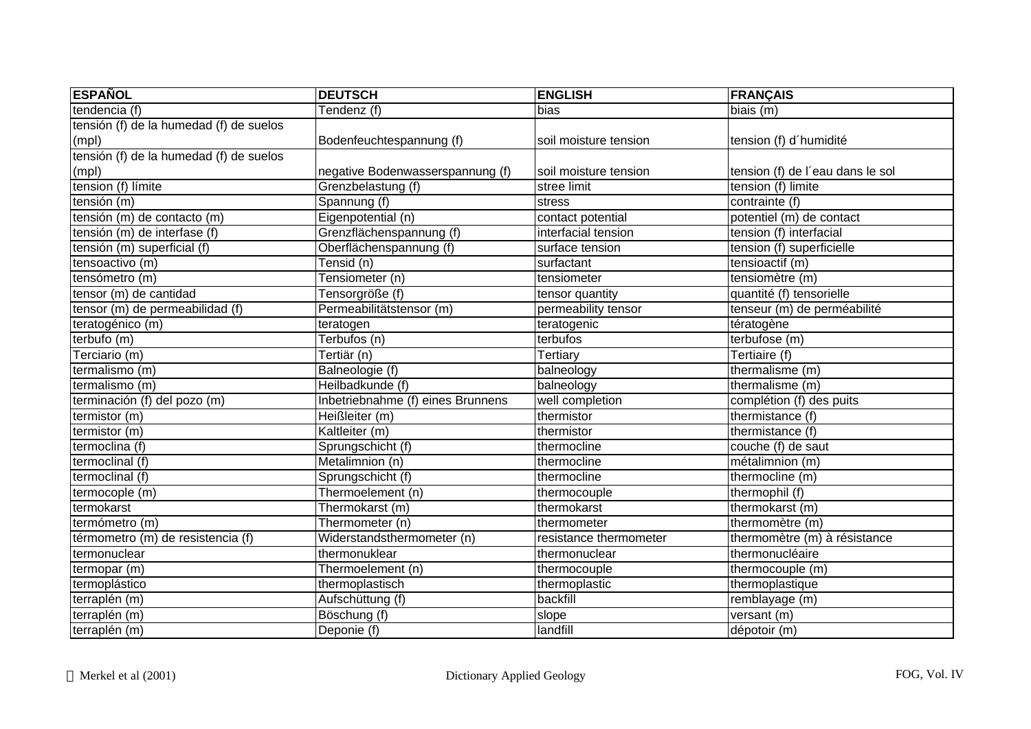| ESPAÑOL | DEUTSCH | ENGLISH | FRANÇAIS |
|---|---|---|---|
| tendencia (f) | Tendenz (f) | bias | biais (m) |
| tensión (f) de la humedad (f) de suelos (mpl) | Bodenfeuchtespannung (f) | soil moisture tension | tension (f) d´humidité |
| tensión (f) de la humedad (f) de suelos (mpl) | negative Bodenwasserspannung (f) | soil moisture tension | tension (f) de l´eau dans le sol |
| tension (f) límite | Grenzbelastung (f) | stree limit | tension (f) limite |
| tensión (m) | Spannung (f) | stress | contrainte (f) |
| tensión (m) de contacto (m) | Eigenpotential (n) | contact potential | potentiel (m) de contact |
| tensión (m) de interfase (f) | Grenzflächenspannung (f) | interfacial tension | tension (f) interfacial |
| tensión (m) superficial (f) | Oberflächenspannung (f) | surface tension | tension (f) superficielle |
| tensoactivo (m) | Tensid (n) | surfactant | tensioactif (m) |
| tensómetro (m) | Tensiometer (n) | tensiometer | tensiomètre (m) |
| tensor (m) de cantidad | Tensorgröße (f) | tensor quantity | quantité (f) tensorielle |
| tensor (m) de permeabilidad (f) | Permeabilitätstensor (m) | permeability tensor | tenseur (m) de perméabilité |
| teratogénico (m) | teratogen | teratogenic | tératogène |
| terbufo (m) | Terbufos (n) | terbufos | terbufose (m) |
| Terciario (m) | Tertiär (n) | Tertiary | Tertiaire (f) |
| termalismo (m) | Balneologie (f) | balneology | thermalisme (m) |
| termalismo (m) | Heilbadkunde (f) | balneology | thermalisme (m) |
| terminación (f) del pozo (m) | Inbetriebnahme (f) eines Brunnens | well completion | complétion (f) des puits |
| termistor (m) | Heißleiter (m) | thermistor | thermistance (f) |
| termistor (m) | Kaltleiter (m) | thermistor | thermistance (f) |
| termoclina (f) | Sprungschicht (f) | thermocline | couche (f) de saut |
| termoclinal (f) | Metalimnion (n) | thermocline | métalimnion (m) |
| termoclinal (f) | Sprungschicht (f) | thermocline | thermocline (m) |
| termocople (m) | Thermoelement (n) | thermocouple | thermophil (f) |
| termokarst | Thermokarst (m) | thermokarst | thermokarst (m) |
| termómetro (m) | Thermometer (n) | thermometer | thermomètre (m) |
| térmometro (m) de resistencia (f) | Widerstandsthermometer (n) | resistance thermometer | thermomètre (m) à résistance |
| termonuclear | thermonuklear | thermonuclear | thermonucléaire |
| termopar (m) | Thermoelement (n) | thermocouple | thermocouple (m) |
| termoplástico | thermoplastisch | thermoplastic | thermoplastique |
| terraplén (m) | Aufschüttung (f) | backfill | remblayage (m) |
| terraplén (m) | Böschung (f) | slope | versant (m) |
| terraplén (m) | Deponie (f) | landfill | dépotoir (m) |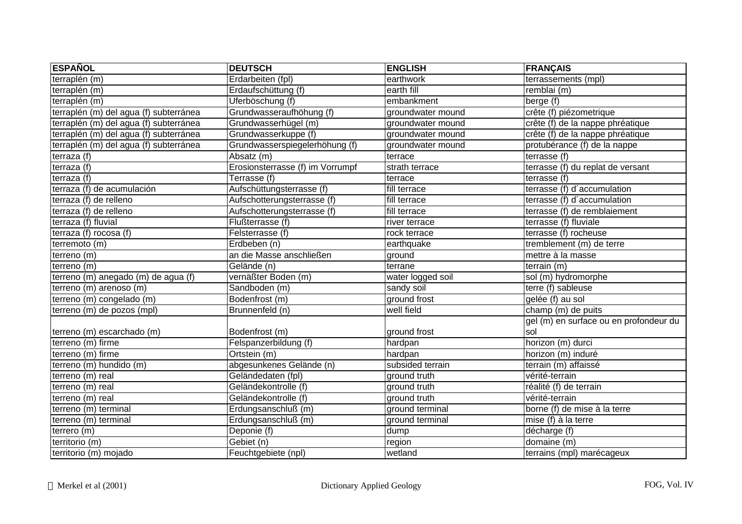| ESPAÑOL | DEUTSCH | ENGLISH | FRANÇAIS |
|---|---|---|---|
| terraplén (m) | Erdarbeiten (fpl) | earthwork | terrassements (mpl) |
| terraplén (m) | Erdaufschüttung (f) | earth fill | remblai (m) |
| terraplén (m) | Uferböschung (f) | embankment | berge (f) |
| terraplén (m) del agua (f) subterránea | Grundwasseraufhöhung (f) | groundwater mound | crête (f) piézometrique |
| terraplén (m) del agua (f) subterránea | Grundwasserhügel (m) | groundwater mound | crête (f) de la nappe phréatique |
| terraplén (m) del agua (f) subterránea | Grundwasserkuppe (f) | groundwater mound | crête (f) de la nappe phréatique |
| terraplén (m) del agua (f) subterránea | Grundwasserspiegelerhöhung (f) | groundwater mound | protubérance (f) de la nappe |
| terraza (f) | Absatz (m) | terrace | terrasse (f) |
| terraza (f) | Erosionsterrasse (f) im Vorrumpf | strath terrace | terrasse (f) du replat de versant |
| terraza (f) | Terrasse (f) | terrace | terrasse (f) |
| terraza (f) de acumulación | Aufschüttungsterrasse (f) | fill terrace | terrasse (f) d´accumulation |
| terraza (f) de relleno | Aufschotterungsterrasse (f) | fill terrace | terrasse (f) d´accumulation |
| terraza (f) de relleno | Aufschotterungsterrasse (f) | fill terrace | terrasse (f) de remblaiement |
| terraza (f) fluvial | Flußterrasse (f) | river terrace | terrasse (f) fluviale |
| terraza (f) rocosa (f) | Felsterrasse (f) | rock terrace | terrasse (f) rocheuse |
| terremoto (m) | Erdbeben (n) | earthquake | tremblement (m) de terre |
| terreno (m) | an die Masse anschließen | ground | mettre à la masse |
| terreno (m) | Gelände (n) | terrane | terrain (m) |
| terreno (m) anegado (m) de agua (f) | vernäßter Boden (m) | water logged soil | sol (m) hydromorphe |
| terreno (m) arenoso (m) | Sandboden (m) | sandy soil | terre (f) sableuse |
| terreno (m) congelado (m) | Bodenfrost (m) | ground frost | gelée (f) au sol |
| terreno (m) de pozos (mpl) | Brunnenfeld (n) | well field | champ (m) de puits |
| terreno (m) escarchado (m) | Bodenfrost (m) | ground frost | gel (m) en surface ou en profondeur du sol |
| terreno (m) firme | Felspanzerbildung (f) | hardpan | horizon (m) durci |
| terreno (m) firme | Ortstein (m) | hardpan | horizon (m) induré |
| terreno (m) hundido (m) | abgesunkenes Gelände (n) | subsided terrain | terrain (m) affaissé |
| terreno (m) real | Geländedaten (fpl) | ground truth | vérité-terrain |
| terreno (m) real | Geländekontrolle (f) | ground truth | réalité (f) de terrain |
| terreno (m) real | Geländekontrolle (f) | ground truth | vérité-terrain |
| terreno (m) terminal | Erdungsanschluß (m) | ground terminal | borne (f) de mise à la terre |
| terreno (m) terminal | Erdungsanschluß (m) | ground terminal | mise (f) à la terre |
| terrero (m) | Deponie (f) | dump | décharge (f) |
| territorio (m) | Gebiet (n) | region | domaine (m) |
| territorio (m) mojado | Feuchtgebiete (npl) | wetland | terrains (mpl) marécageux |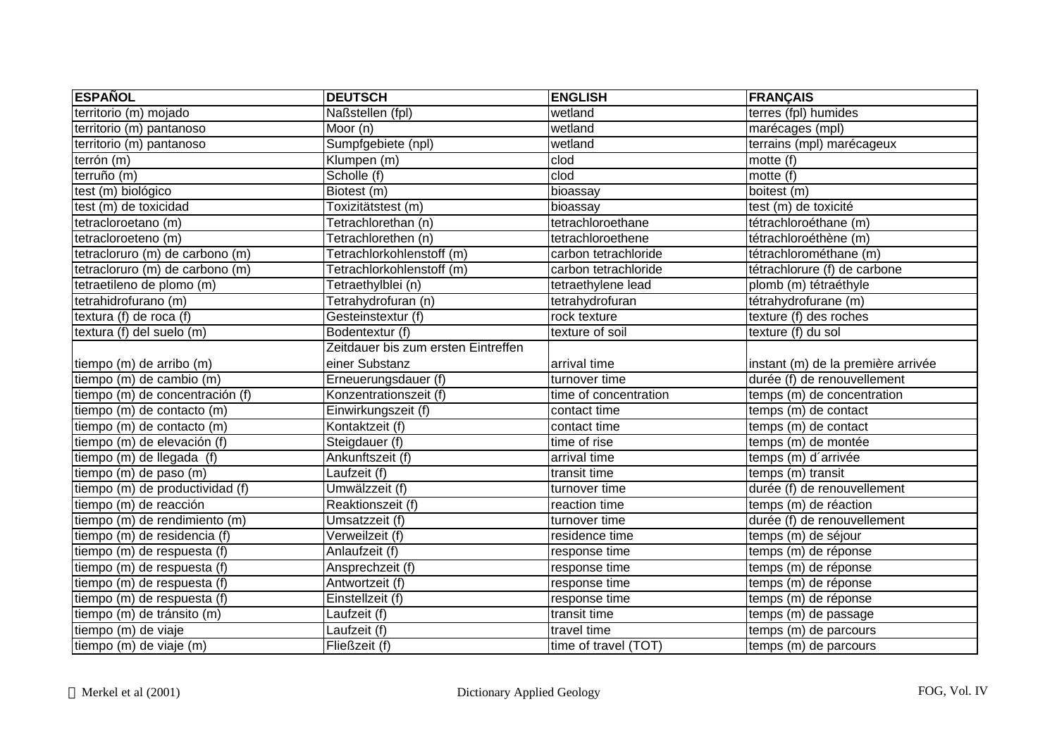| ESPAÑOL | DEUTSCH | ENGLISH | FRANÇAIS |
|---|---|---|---|
| territorio (m) mojado | Naßstellen (fpl) | wetland | terres (fpl) humides |
| territorio (m) pantanoso | Moor (n) | wetland | marécages (mpl) |
| territorio (m) pantanoso | Sumpfgebiete (npl) | wetland | terrains (mpl) marécageux |
| terrón (m) | Klumpen (m) | clod | motte (f) |
| terruño (m) | Scholle (f) | clod | motte (f) |
| test (m) biológico | Biotest (m) | bioassay | boitest (m) |
| test (m) de toxicidad | Toxizitätstest (m) | bioassay | test (m) de toxicité |
| tetracloroetano (m) | Tetrachlorethan (n) | tetrachloroethane | tétrachloroéthane (m) |
| tetracloroeteno (m) | Tetrachlorethen (n) | tetrachloroethene | tétrachloroéthène (m) |
| tetracloruro (m) de carbono (m) | Tetrachlorkohlenstoff (m) | carbon tetrachloride | tétrachlorométhane (m) |
| tetracloruro (m) de carbono (m) | Tetrachlorkohlenstoff (m) | carbon tetrachloride | tétrachlorure (f) de carbone |
| tetraetileno de plomo (m) | Tetraethylblei (n) | tetraethylene lead | plomb (m) tétraéthyle |
| tetrahidrofurano (m) | Tetrahydrofuran (n) | tetrahydrofuran | tétrahydrofurane (m) |
| textura (f) de roca (f) | Gesteinstextur (f) | rock texture | texture (f) des roches |
| textura (f) del suelo (m) | Bodentextur (f) | texture of soil | texture (f) du sol |
| tiempo (m) de arribo (m) | Zeitdauer bis zum ersten Eintreffen einer Substanz | arrival time | instant (m) de la première arrivée |
| tiempo (m) de cambio (m) | Erneuerungsdauer (f) | turnover time | durée (f) de renouvellement |
| tiempo (m) de concentración (f) | Konzentrationszeit (f) | time of concentration | temps (m) de concentration |
| tiempo (m) de contacto (m) | Einwirkungszeit (f) | contact time | temps (m) de contact |
| tiempo (m) de contacto (m) | Kontaktzeit (f) | contact time | temps (m) de contact |
| tiempo (m) de elevación (f) | Steigdauer (f) | time of rise | temps (m) de montée |
| tiempo (m) de llegada (f) | Ankunftszeit (f) | arrival time | temps (m) d´arrivée |
| tiempo (m) de paso (m) | Laufzeit (f) | transit time | temps (m) transit |
| tiempo (m) de productividad (f) | Umwälzzeit (f) | turnover time | durée (f) de renouvellement |
| tiempo (m) de reacción | Reaktionszeit (f) | reaction time | temps (m) de réaction |
| tiempo (m) de rendimiento (m) | Umsatzzeit (f) | turnover time | durée (f) de renouvellement |
| tiempo (m) de residencia (f) | Verweilzeit (f) | residence time | temps (m) de séjour |
| tiempo (m) de respuesta (f) | Anlaufzeit (f) | response time | temps (m) de réponse |
| tiempo (m) de respuesta (f) | Ansprechzeit (f) | response time | temps (m) de réponse |
| tiempo (m) de respuesta (f) | Antwortzeit (f) | response time | temps (m) de réponse |
| tiempo (m) de respuesta (f) | Einstellzeit (f) | response time | temps (m) de réponse |
| tiempo (m) de tránsito (m) | Laufzeit (f) | transit time | temps (m) de passage |
| tiempo (m) de viaje | Laufzeit (f) | travel time | temps (m) de parcours |
| tiempo (m) de viaje (m) | Fließzeit (f) | time of travel (TOT) | temps (m) de parcours |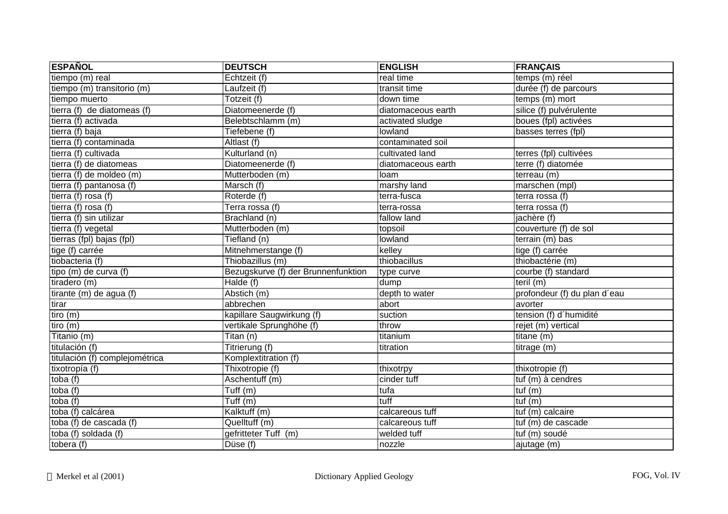| ESPAÑOL | DEUTSCH | ENGLISH | FRANÇAIS |
| --- | --- | --- | --- |
| tiempo (m) real | Echtzeit (f) | real time | temps (m) réel |
| tiempo (m) transitorio (m) | Laufzeit (f) | transit time | durée (f) de parcours |
| tiempo muerto | Totzeit (f) | down time | temps (m) mort |
| tierra (f)  de diatomeas (f) | Diatomeenerde (f) | diatomaceous earth | silice (f) pulvérulente |
| tierra (f) activada | Belebtschlamm (m) | activated sludge | boues (fpl) activées |
| tierra (f) baja | Tiefebene (f) | lowland | basses terres (fpl) |
| tierra (f) contaminada | Altlast (f) | contaminated soil | |
| tierra (f) cultivada | Kulturland (n) | cultivated land | terres (fpl) cultivées |
| tierra (f) de diatomeas | Diatomeenerde (f) | diatomaceous earth | terre (f) diatomée |
| tierra (f) de moldeo (m) | Mutterboden (m) | loam | terreau (m) |
| tierra (f) pantanosa (f) | Marsch (f) | marshy land | marschen (mpl) |
| tierra (f) rosa (f) | Roterde (f) | terra-fusca | terra rossa (f) |
| tierra (f) rosa (f) | Terra rossa (f) | terra-rossa | terra rossa (f) |
| tierra (f) sin utilizar | Brachland (n) | fallow land | jachère (f) |
| tierra (f) vegetal | Mutterboden (m) | topsoil | couverture (f) de sol |
| tierras (fpl) bajas (fpl) | Tiefland (n) | lowland | terrain (m) bas |
| tige (f) carrée | Mitnehmerstange (f) | kelley | tige (f) carrée |
| tiobacteria (f) | Thiobazillus (m) | thiobacillus | thiobactérie (m) |
| tipo (m) de curva (f) | Bezugskurve (f) der Brunnenfunktion | type curve | courbe (f) standard |
| tiradero (m) | Halde (f) | dump | teril (m) |
| tirante (m) de agua (f) | Abstich (m) | depth to water | profondeur (f) du plan d´eau |
| tirar | abbrechen | abort | avorter |
| tiro (m) | kapillare Saugwirkung (f) | suction | tension (f) d´humidité |
| tiro (m) | vertikale Sprunghöhe (f) | throw | rejet (m) vertical |
| Titanio (m) | Titan (n) | titanium | titane (m) |
| titulación (f) | Titrierung (f) | titration | titrage (m) |
| titulación (f) complejométrica | Komplextitration (f) | | |
| tixotropía (f) | Thixotropie (f) | thixotrpy | thixotropie (f) |
| toba (f) | Aschentuff (m) | cinder tuff | tuf (m) à cendres |
| toba (f) | Tuff (m) | tufa | tuf (m) |
| toba (f) | Tuff (m) | tuff | tuf (m) |
| toba (f) calcárea | Kalktuff (m) | calcareous tuff | tuf (m) calcaire |
| toba (f) de cascada (f) | Quelltuff (m) | calcareous tuff | tuf (m) de cascade |
| toba (f) soldada (f) | gefritteter Tuff  (m) | welded tuff | tuf (m) soudé |
| tobera (f) | Düse (f) | nozzle | ajutage (m) |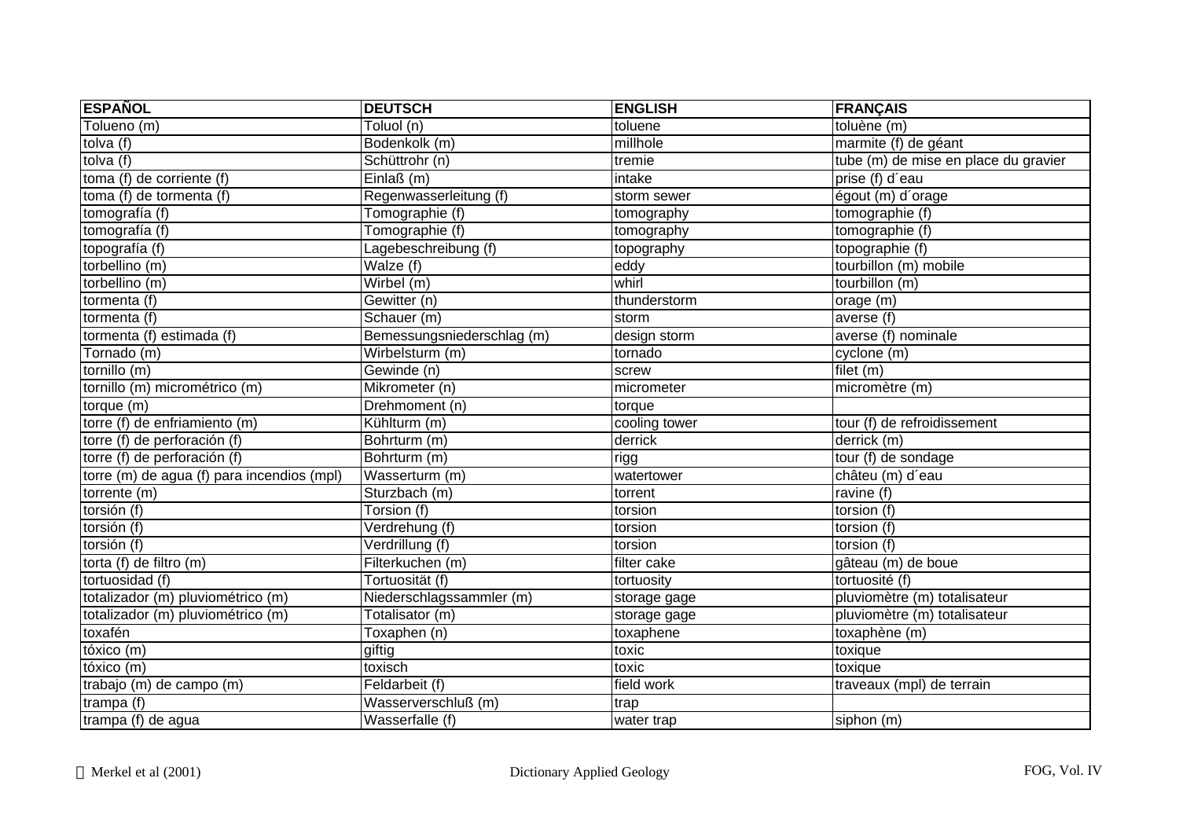| ESPAÑOL | DEUTSCH | ENGLISH | FRANÇAIS |
|---|---|---|---|
| Tolueno (m) | Toluol (n) | toluene | toluène (m) |
| tolva (f) | Bodenkolk (m) | millhole | marmite (f) de géant |
| tolva (f) | Schüttrohr (n) | tremie | tube (m) de mise en place du gravier |
| toma (f) de corriente (f) | Einlaß (m) | intake | prise (f) d´eau |
| toma (f) de tormenta (f) | Regenwasserleitung (f) | storm sewer | égout (m) d´orage |
| tomografía (f) | Tomographie (f) | tomography | tomographie (f) |
| tomografía (f) | Tomographie (f) | tomography | tomographie (f) |
| topografía (f) | Lagebeschreibung (f) | topography | topographie (f) |
| torbellino (m) | Walze (f) | eddy | tourbillon (m) mobile |
| torbellino (m) | Wirbel (m) | whirl | tourbillon (m) |
| tormenta (f) | Gewitter (n) | thunderstorm | orage (m) |
| tormenta (f) | Schauer (m) | storm | averse (f) |
| tormenta (f) estimada (f) | Bemessungsniederschlag (m) | design storm | averse (f) nominale |
| Tornado (m) | Wirbelsturm (m) | tornado | cyclone (m) |
| tornillo (m) | Gewinde (n) | screw | filet (m) |
| tornillo (m) micrométrico (m) | Mikrometer (n) | micrometer | micromètre (m) |
| torque (m) | Drehmoment (n) | torque | |
| torre (f) de enfriamiento (m) | Kühlturm (m) | cooling tower | tour (f) de refroidissement |
| torre (f) de perforación (f) | Bohrturm (m) | derrick | derrick (m) |
| torre (f) de perforación (f) | Bohrturm (m) | rigg | tour (f) de sondage |
| torre (m) de agua (f) para incendios (mpl) | Wasserturm (m) | watertower | châteu (m) d´eau |
| torrente (m) | Sturzbach (m) | torrent | ravine (f) |
| torsión (f) | Torsion (f) | torsion | torsion (f) |
| torsión (f) | Verdrehung (f) | torsion | torsion (f) |
| torsión (f) | Verdrillung (f) | torsion | torsion (f) |
| torta (f) de filtro (m) | Filterkuchen (m) | filter cake | gâteau (m) de boue |
| tortuosidad (f) | Tortuosität (f) | tortuosity | tortuosité (f) |
| totalizador (m) pluviométrico (m) | Niederschlagssammler (m) | storage gage | pluviomètre (m) totalisateur |
| totalizador (m) pluviométrico (m) | Totalisator (m) | storage gage | pluviomètre (m) totalisateur |
| toxafén | Toxaphen (n) | toxaphene | toxaphène (m) |
| tóxico (m) | giftig | toxic | toxique |
| tóxico (m) | toxisch | toxic | toxique |
| trabajo (m) de campo (m) | Feldarbeit (f) | field work | traveaux (mpl) de terrain |
| trampa (f) | Wasserverschluß (m) | trap | |
| trampa (f) de agua | Wasserfalle (f) | water trap | siphon (m) |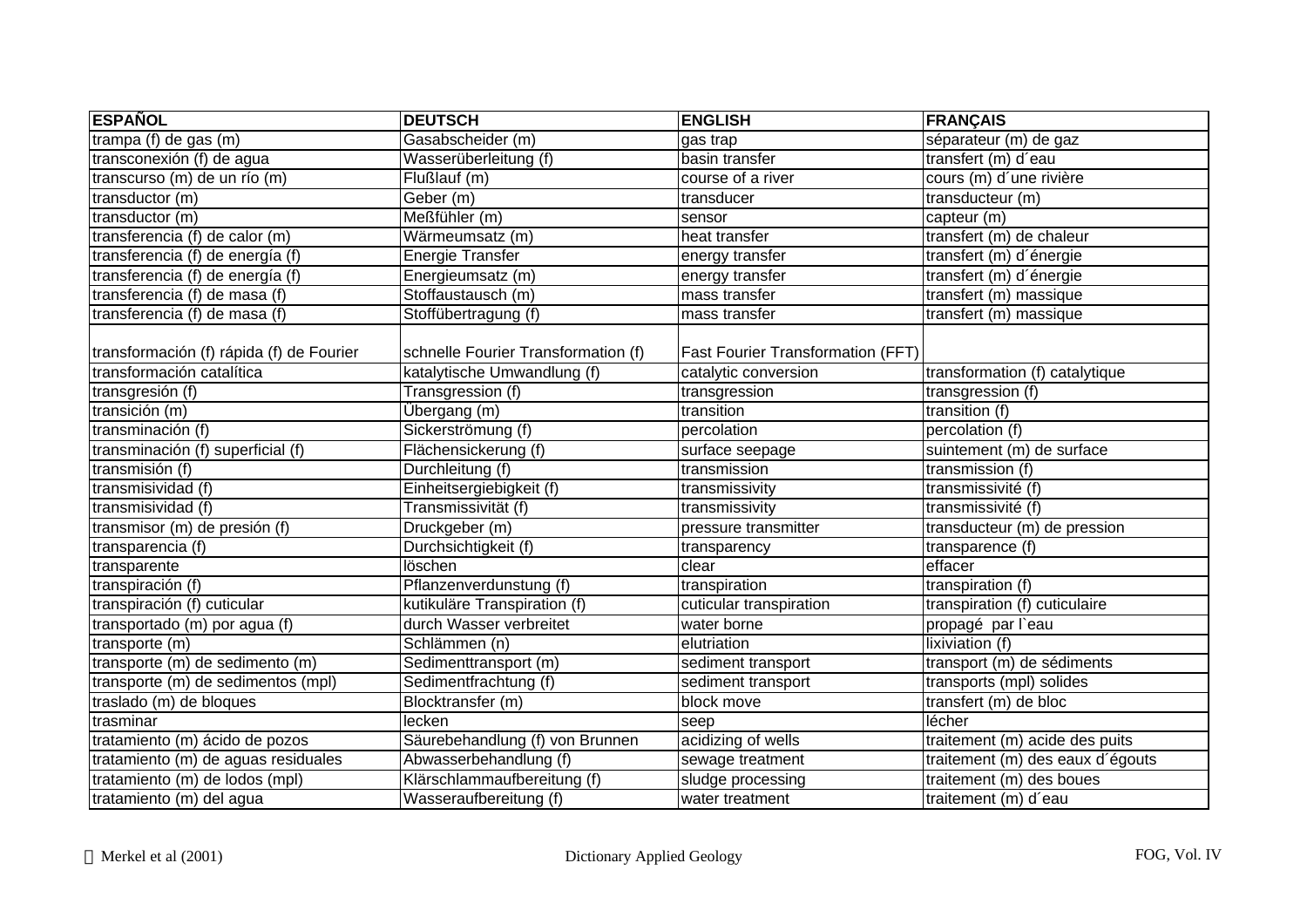| ESPAÑOL | DEUTSCH | ENGLISH | FRANÇAIS |
|---|---|---|---|
| trampa (f) de gas (m) | Gasabscheider (m) | gas trap | séparateur (m) de gaz |
| transconexión (f) de agua | Wasserüberleitung (f) | basin transfer | transfert (m) d´eau |
| transcurso (m) de un río (m) | Flußlauf (m) | course of a river | cours (m) d´une rivière |
| transductor (m) | Geber (m) | transducer | transducteur (m) |
| transductor (m) | Meßfühler (m) | sensor | capteur (m) |
| transferencia (f) de calor (m) | Wärmeumsatz (m) | heat transfer | transfert (m) de chaleur |
| transferencia (f) de energía (f) | Energie Transfer | energy transfer | transfert (m) d´énergie |
| transferencia (f) de energía (f) | Energieumsatz (m) | energy transfer | transfert (m) d´énergie |
| transferencia (f) de masa (f) | Stoffaustausch (m) | mass transfer | transfert (m) massique |
| transferencia (f) de masa (f) | Stoffübertragung (f) | mass transfer | transfert (m) massique |
| transformación (f) rápida (f) de Fourier | schnelle Fourier Transformation (f) | Fast Fourier Transformation (FFT) | |
| transformación catalítica | katalytische Umwandlung (f) | catalytic conversion | transformation (f) catalytique |
| transgresión (f) | Transgression (f) | transgression | transgression (f) |
| transición (m) | Übergang (m) | transition | transition (f) |
| transminación (f) | Sickerströmung (f) | percolation | percolation (f) |
| transminación (f) superficial (f) | Flächensickerung (f) | surface seepage | suintement (m) de surface |
| transmisión (f) | Durchleitung (f) | transmission | transmission (f) |
| transmisividad (f) | Einheitsergiebigkeit (f) | transmissivity | transmissivité (f) |
| transmisividad (f) | Transmissivität (f) | transmissivity | transmissivité (f) |
| transmisor (m) de presión (f) | Druckgeber (m) | pressure transmitter | transducteur (m) de pression |
| transparencia (f) | Durchsichtigkeit (f) | transparency | transparence (f) |
| transparente | löschen | clear | effacer |
| transpiración (f) | Pflanzenverdunstung (f) | transpiration | transpiration (f) |
| transpiración (f) cuticular | kutikuläre Transpiration (f) | cuticular transpiration | transpiration (f) cuticulaire |
| transportado (m) por agua (f) | durch Wasser verbreitet | water borne | propagé par l`eau |
| transporte (m) | Schlämmen (n) | elutriation | lixiviation (f) |
| transporte (m) de sedimento (m) | Sedimenttransport (m) | sediment transport | transport (m) de sédiments |
| transporte (m) de sedimentos (mpl) | Sedimentfrachtung (f) | sediment transport | transports (mpl) solides |
| traslado (m) de bloques | Blocktransfer (m) | block move | transfert (m) de bloc |
| trasminar | lecken | seep | lécher |
| tratamiento (m) ácido de pozos | Säurebehandlung (f) von Brunnen | acidizing of wells | traitement (m) acide des puits |
| tratamiento (m) de aguas residuales | Abwasserbehandlung (f) | sewage treatment | traitement (m) des eaux d´égouts |
| tratamiento (m) de lodos (mpl) | Klärschlammaufbereitung (f) | sludge processing | traitement (m) des boues |
| tratamiento (m) del agua | Wasseraufbereitung (f) | water treatment | traitement (m) d´eau |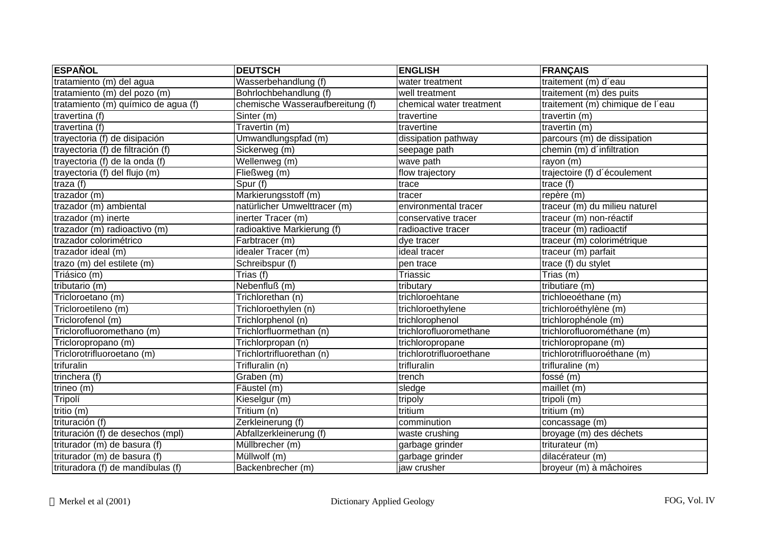| ESPAÑOL | DEUTSCH | ENGLISH | FRANÇAIS |
|---|---|---|---|
| tratamiento (m) del agua | Wasserbehandlung (f) | water treatment | traitement (m) d´eau |
| tratamiento (m) del pozo (m) | Bohrlochbehandlung (f) | well treatment | traitement (m) des puits |
| tratamiento (m) químico de agua (f) | chemische Wasseraufbereitung (f) | chemical water treatment | traitement (m) chimique de l´eau |
| travertina (f) | Sinter (m) | travertine | travertin (m) |
| travertina (f) | Travertin (m) | travertine | travertin (m) |
| trayectoria (f) de disipación | Umwandlungspfad (m) | dissipation pathway | parcours (m) de dissipation |
| trayectoria (f) de filtración (f) | Sickerweg (m) | seepage path | chemin (m) d´infiltration |
| trayectoria (f) de la onda (f) | Wellenweg (m) | wave path | rayon (m) |
| trayectoria (f) del flujo (m) | Fließweg (m) | flow trajectory | trajectoire (f) d´écoulement |
| traza (f) | Spur (f) | trace | trace (f) |
| trazador (m) | Markierungsstoff (m) | tracer | repère (m) |
| trazador (m) ambiental | natürlicher Umwelttracer (m) | environmental tracer | traceur (m) du milieu naturel |
| trazador (m) inerte | inerter Tracer (m) | conservative tracer | traceur (m) non-réactif |
| trazador (m) radioactivo (m) | radioaktive Markierung (f) | radioactive tracer | traceur (m) radioactif |
| trazador colorimétrico | Farbtracer (m) | dye tracer | traceur (m) colorimétrique |
| trazador ideal (m) | idealer Tracer (m) | ideal tracer | traceur (m) parfait |
| trazo (m) del estilete (m) | Schreibspur (f) | pen trace | trace (f) du stylet |
| Triásico (m) | Trias (f) | Triassic | Trias (m) |
| tributario (m) | Nebenfluß (m) | tributary | tributiare (m) |
| Tricloroetano (m) | Trichlorethan (n) | trichloroehtane | trichloeoéthane (m) |
| Tricloroetileno (m) | Trichloroethylen (n) | trichloroethylene | trichloroéthylène (m) |
| Triclorofenol (m) | Trichlorphenol (n) | trichlorophenol | trichlorophénole (m) |
| Triclorofluoromethano (m) | Trichlorfluormethan (n) | trichlorofluoromethane | trichlorofluorométhane (m) |
| Tricloropropano (m) | Trichlorpropan (n) | trichloropropane | trichloropropane (m) |
| Triclorotrifluoroetano (m) | Trichlortrifluorethan (n) | trichlorotrifluoroethane | trichlorotrifluoroéthane (m) |
| trifuralin | Trifluralin (n) | trifluralin | trifluraline (m) |
| trinchera (f) | Graben (m) | trench | fossé (m) |
| trineo (m) | Fäustel (m) | sledge | maillet (m) |
| Tripolí | Kieselgur (m) | tripoly | tripoli (m) |
| tritio (m) | Tritium (n) | tritium | tritium (m) |
| trituración (f) | Zerkleinerung (f) | comminution | concassage (m) |
| trituración (f) de desechos (mpl) | Abfallzerkleinerung (f) | waste crushing | broyage (m) des déchets |
| triturador (m) de basura (f) | Müllbrecher (m) | garbage grinder | triturateur (m) |
| triturador (m) de basura (f) | Müllwolf (m) | garbage grinder | dilacérateur (m) |
| trituradora (f) de mandíbulas (f) | Backenbrecher (m) | jaw crusher | broyeur (m) à mâchoires |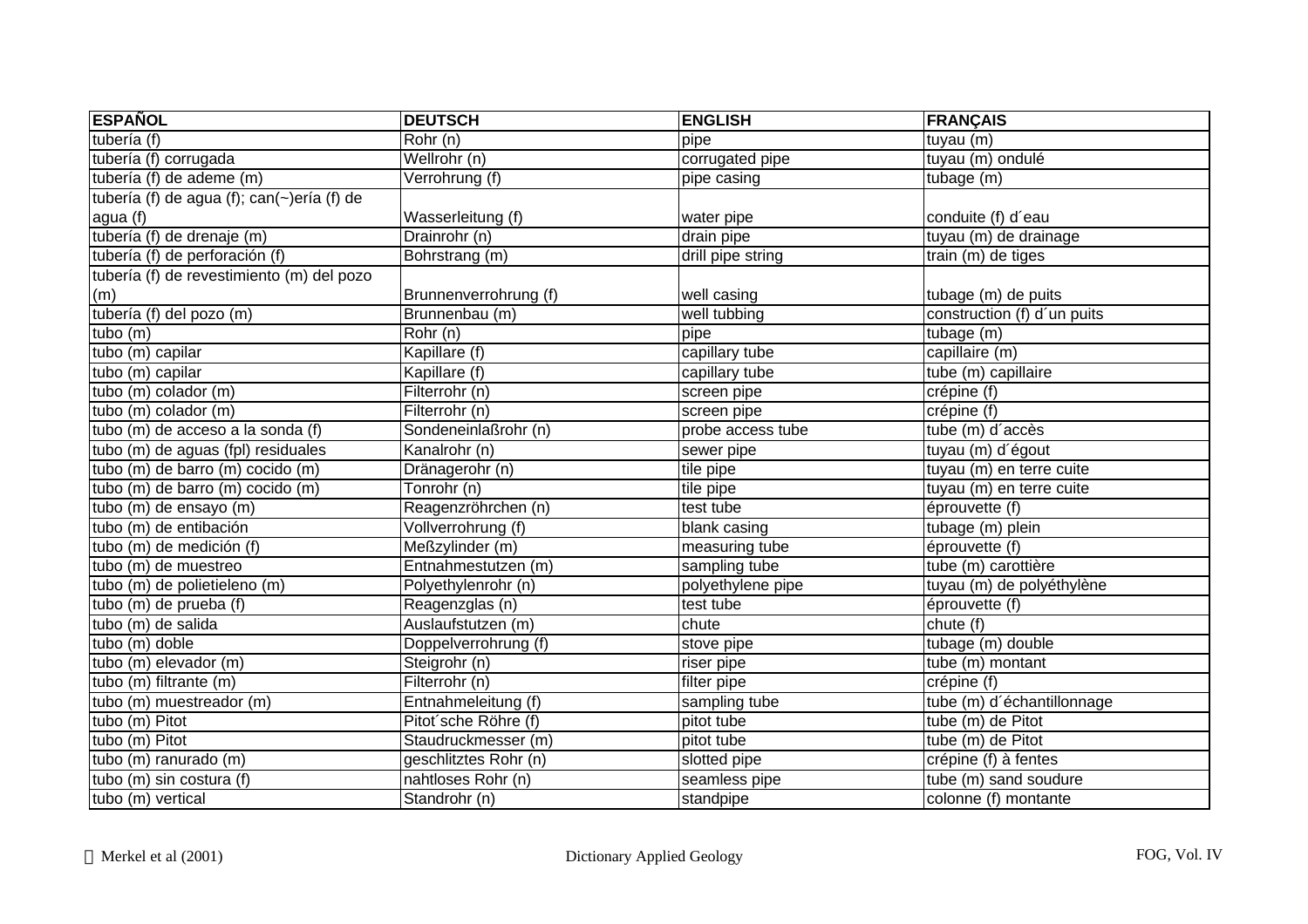| ESPAÑOL | DEUTSCH | ENGLISH | FRANÇAIS |
|---|---|---|---|
| tubería (f) | Rohr (n) | pipe | tuyau (m) |
| tubería (f) corrugada | Wellrohr (n) | corrugated pipe | tuyau (m) ondulé |
| tubería (f) de ademe (m) | Verrohrung (f) | pipe casing | tubage (m) |
| tubería (f) de agua (f); can(~)ería (f) de agua (f) | Wasserleitung (f) | water pipe | conduite (f) d´eau |
| tubería (f) de drenaje (m) | Drainrohr (n) | drain pipe | tuyau (m) de drainage |
| tubería (f) de perforación (f) | Bohrstrang (m) | drill pipe string | train (m) de tiges |
| tubería (f) de revestimiento (m) del pozo (m) | Brunnenverrohrung (f) | well casing | tubage (m) de puits |
| tubería (f) del pozo (m) | Brunnenbau (m) | well tubbing | construction (f) d´un puits |
| tubo (m) | Rohr (n) | pipe | tubage (m) |
| tubo (m) capilar | Kapillare (f) | capillary tube | capillaire (m) |
| tubo (m) capilar | Kapillare (f) | capillary tube | tube (m) capillaire |
| tubo (m) colador (m) | Filterrohr (n) | screen pipe | crépine (f) |
| tubo (m) colador (m) | Filterrohr (n) | screen pipe | crépine (f) |
| tubo (m) de acceso a la sonda (f) | Sondeneinlaßrohr (n) | probe access tube | tube (m) d´accès |
| tubo (m) de aguas (fpl) residuales | Kanalrohr (n) | sewer pipe | tuyau (m) d´égout |
| tubo (m) de barro (m) cocido (m) | Dränagerohr (n) | tile pipe | tuyau (m) en terre cuite |
| tubo (m) de barro (m) cocido (m) | Tonrohr (n) | tile pipe | tuyau (m) en terre cuite |
| tubo (m) de ensayo (m) | Reagenzröhrchen (n) | test tube | éprouvette (f) |
| tubo (m) de entibación | Vollverrohrung (f) | blank casing | tubage (m) plein |
| tubo (m) de medición (f) | Meßzylinder (m) | measuring tube | éprouvette (f) |
| tubo (m) de muestreo | Entnahmestutzen (m) | sampling tube | tube (m) carottière |
| tubo (m) de polietieleno (m) | Polyethylenrohr (n) | polyethylene pipe | tuyau (m) de polyéthylène |
| tubo (m) de prueba (f) | Reagenzglas (n) | test tube | éprouvette (f) |
| tubo (m) de salida | Auslaufstutzen (m) | chute | chute (f) |
| tubo (m) doble | Doppelverrohrung (f) | stove pipe | tubage (m) double |
| tubo (m) elevador (m) | Steigrohr (n) | riser pipe | tube (m) montant |
| tubo (m) filtrante (m) | Filterrohr (n) | filter pipe | crépine (f) |
| tubo (m) muestreador (m) | Entnahmeleitung (f) | sampling tube | tube (m) d´échantillonnage |
| tubo (m) Pitot | Pitot´sche Röhre (f) | pitot tube | tube (m) de Pitot |
| tubo (m) Pitot | Staudruckmesser (m) | pitot tube | tube (m) de Pitot |
| tubo (m) ranurado (m) | geschlitztes Rohr (n) | slotted pipe | crépine (f) à fentes |
| tubo (m) sin costura (f) | nahtloses Rohr (n) | seamless pipe | tube (m) sand soudure |
| tubo (m) vertical | Standrohr (n) | standpipe | colonne (f) montante |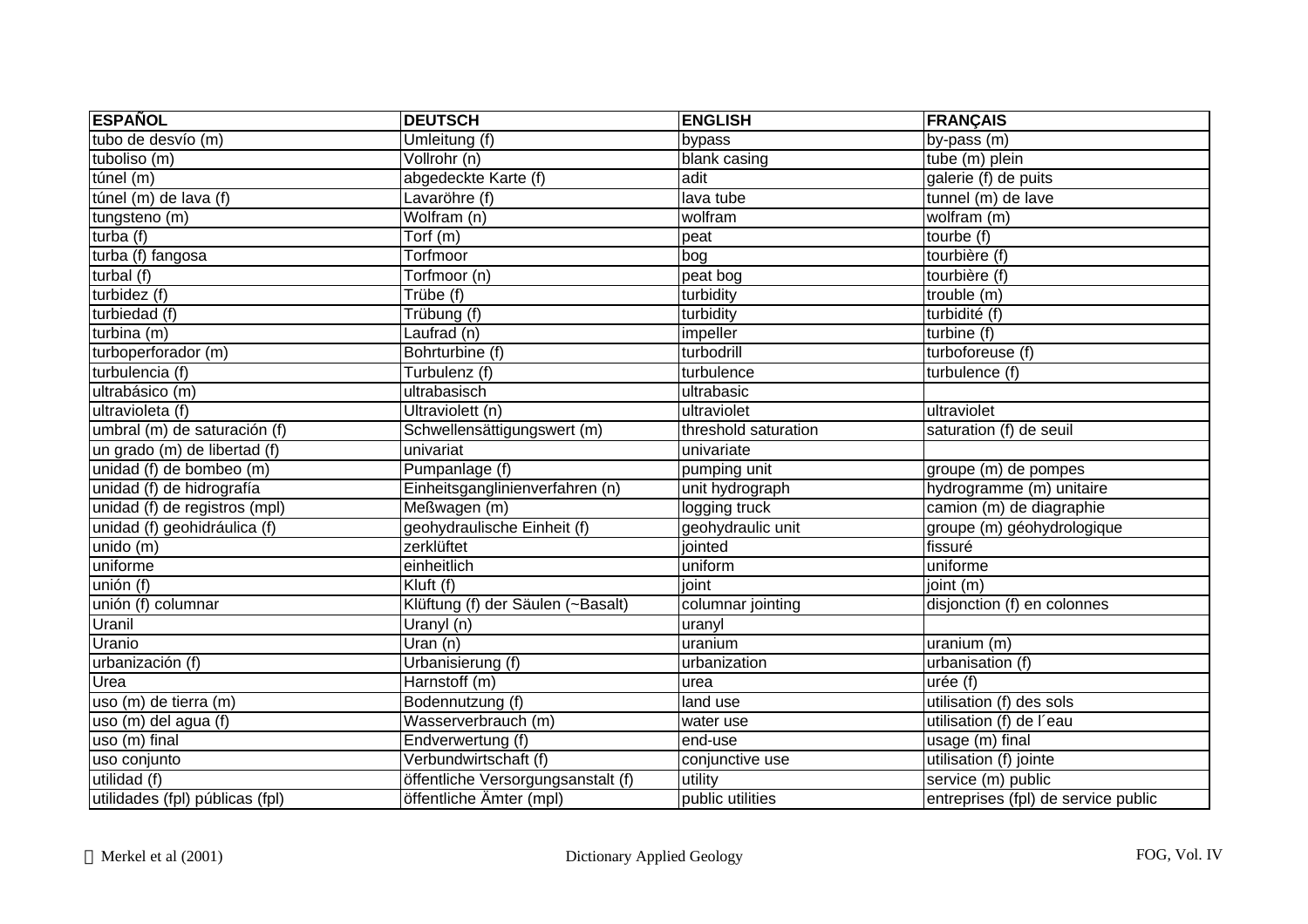| ESPAÑOL | DEUTSCH | ENGLISH | FRANÇAIS |
|---|---|---|---|
| tubo de desvío (m) | Umleitung (f) | bypass | by-pass (m) |
| tuboliso (m) | Vollrohr (n) | blank casing | tube (m) plein |
| túnel (m) | abgedeckte Karte (f) | adit | galerie (f) de puits |
| túnel (m) de lava (f) | Lavaröhre (f) | lava tube | tunnel (m) de lave |
| tungsteno (m) | Wolfram (n) | wolfram | wolfram (m) |
| turba (f) | Torf (m) | peat | tourbe (f) |
| turba (f) fangosa | Torfmoor | bog | tourbière (f) |
| turbal (f) | Torfmoor (n) | peat bog | tourbière (f) |
| turbidez (f) | Trübe (f) | turbidity | trouble (m) |
| turbiedad (f) | Trübung (f) | turbidity | turbidité (f) |
| turbina (m) | Laufrad (n) | impeller | turbine (f) |
| turboperforador (m) | Bohrturbine (f) | turbodrill | turboforeuse (f) |
| turbulencia (f) | Turbulenz (f) | turbulence | turbulence (f) |
| ultrabásico (m) | ultrabasisch | ultrabasic | |
| ultravioleta (f) | Ultraviolett (n) | ultraviolet | ultraviolet |
| umbral (m) de saturación (f) | Schwellensättigungswert (m) | threshold saturation | saturation (f) de seuil |
| un grado (m) de libertad (f) | univariat | univariate | |
| unidad (f) de bombeo (m) | Pumpanlage (f) | pumping unit | groupe (m) de pompes |
| unidad (f) de hidrografía | Einheitsganglinienverfahren (n) | unit hydrograph | hydrogramme (m) unitaire |
| unidad (f) de registros (mpl) | Meßwagen (m) | logging truck | camion (m) de diagraphie |
| unidad (f) geohidráulica (f) | geohydraulische Einheit (f) | geohydraulic unit | groupe (m) géohydrologique |
| unido (m) | zerklüftet | jointed | fissuré |
| uniforme | einheitlich | uniform | uniforme |
| unión (f) | Kluft (f) | joint | joint (m) |
| unión (f) columnar | Klüftung (f) der Säulen (~Basalt) | columnar jointing | disjonction (f) en colonnes |
| Uranil | Uranyl (n) | uranyl | |
| Uranio | Uran (n) | uranium | uranium (m) |
| urbanización (f) | Urbanisierung (f) | urbanization | urbanisation (f) |
| Urea | Harnstoff (m) | urea | urée (f) |
| uso (m) de tierra (m) | Bodennutzung (f) | land use | utilisation (f) des sols |
| uso (m) del agua (f) | Wasserverbrauch (m) | water use | utilisation (f) de l´eau |
| uso (m) final | Endverwertung (f) | end-use | usage (m) final |
| uso conjunto | Verbundwirtschaft (f) | conjunctive use | utilisation (f) jointe |
| utilidad (f) | öffentliche Versorgungsanstalt (f) | utility | service (m) public |
| utilidades (fpl) públicas (fpl) | öffentliche Ämter (mpl) | public utilities | entreprises (fpl) de service public |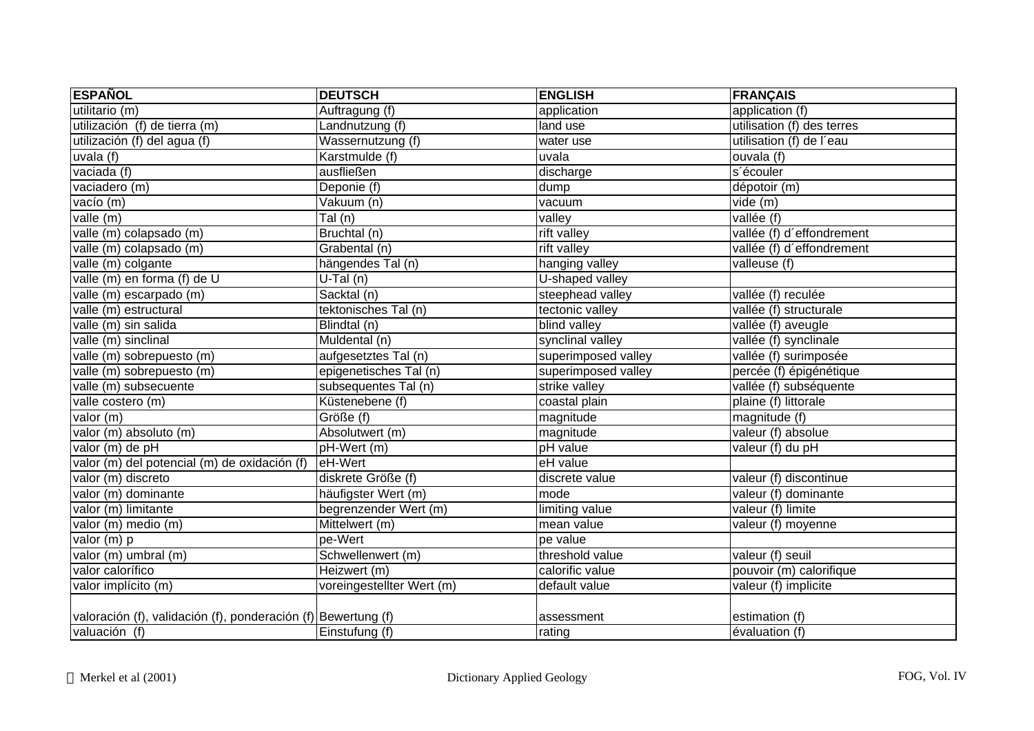| ESPAÑOL | DEUTSCH | ENGLISH | FRANÇAIS |
|---|---|---|---|
| utilitario (m) | Auftragung (f) | application | application (f) |
| utilización (f) de tierra (m) | Landnutzung (f) | land use | utilisation (f) des terres |
| utilización (f) del agua (f) | Wassernutzung (f) | water use | utilisation (f) de l´eau |
| uvala (f) | Karstmulde (f) | uvala | ouvala (f) |
| vaciada (f) | ausfließen | discharge | s´écouler |
| vaciadero (m) | Deponie (f) | dump | dépotoir (m) |
| vacío (m) | Vakuum (n) | vacuum | vide (m) |
| valle (m) | Tal (n) | valley | vallée (f) |
| valle (m) colapsado (m) | Bruchtal (n) | rift valley | vallée (f) d´effondrement |
| valle (m) colapsado (m) | Grabental (n) | rift valley | vallée (f) d´effondrement |
| valle (m) colgante | hängendes Tal (n) | hanging valley | valleuse (f) |
| valle (m) en forma (f) de U | U-Tal (n) | U-shaped valley | |
| valle (m) escarpado (m) | Sacktal (n) | steephead valley | vallée (f) reculée |
| valle (m) estructural | tektonisches Tal (n) | tectonic valley | vallée (f) structurale |
| valle (m) sin salida | Blindtal (n) | blind valley | vallée (f) aveugle |
| valle (m) sinclinal | Muldental (n) | synclinal valley | vallée (f) synclinale |
| valle (m) sobrepuesto (m) | aufgesetztes Tal (n) | superimposed valley | vallée (f) surimposée |
| valle (m) sobrepuesto (m) | epigenetisches Tal (n) | superimposed valley | percée (f) épigénétique |
| valle (m) subsecuente | subsequentes Tal (n) | strike valley | vallée (f) subséquente |
| valle costero (m) | Küstenebene (f) | coastal plain | plaine (f) littorale |
| valor (m) | Größe (f) | magnitude | magnitude (f) |
| valor (m) absoluto (m) | Absolutwert (m) | magnitude | valeur (f) absolue |
| valor (m) de pH | pH-Wert (m) | pH value | valeur (f) du pH |
| valor (m) del potencial (m) de oxidación (f) | eH-Wert | eH value | |
| valor (m) discreto | diskrete Größe (f) | discrete value | valeur (f) discontinue |
| valor (m) dominante | häufigster Wert (m) | mode | valeur (f) dominante |
| valor (m) limitante | begrenzender Wert (m) | limiting value | valeur (f) limite |
| valor (m) medio (m) | Mittelwert (m) | mean value | valeur (f) moyenne |
| valor (m) p | pe-Wert | pe value | |
| valor (m) umbral (m) | Schwellenwert (m) | threshold value | valeur (f) seuil |
| valor calorífico | Heizwert (m) | calorific value | pouvoir (m) calorifique |
| valor implícito (m) | voreingestellter Wert (m) | default value | valeur (f) implicite |
| valoración (f), validación (f), ponderación (f) | Bewertung (f) | assessment | estimation (f) |
| valuación (f) | Einstufung (f) | rating | évaluation (f) |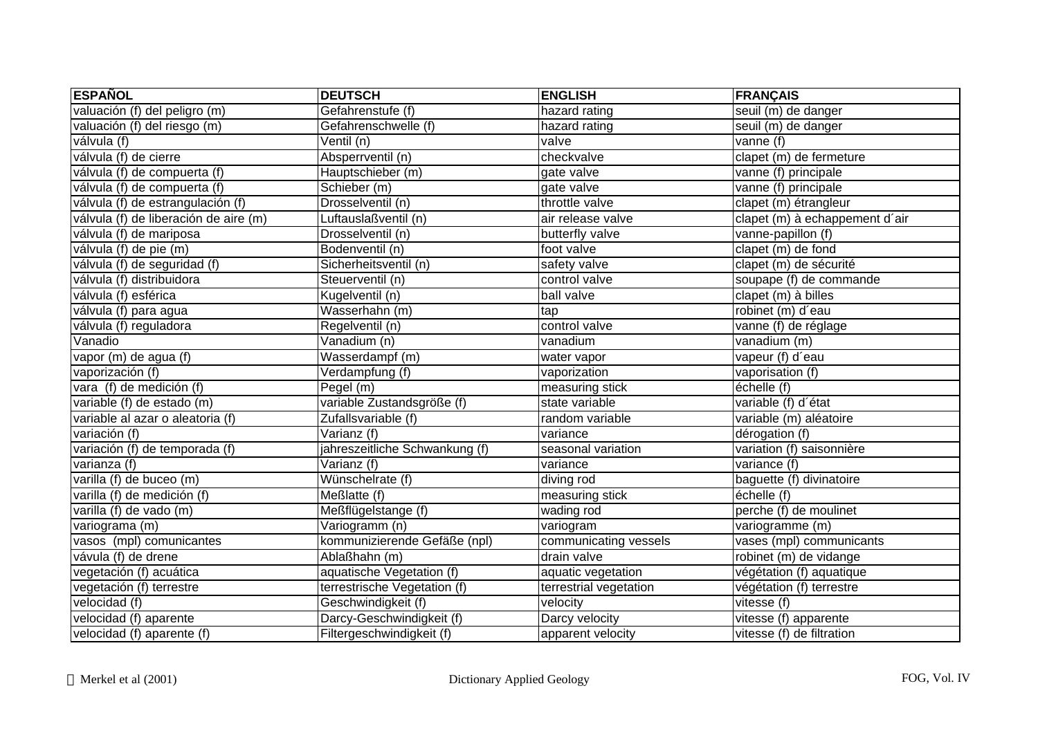| ESPAÑOL | DEUTSCH | ENGLISH | FRANÇAIS |
|---|---|---|---|
| valuación (f) del peligro (m) | Gefahrenstufe (f) | hazard rating | seuil (m) de danger |
| valuación (f) del riesgo (m) | Gefahrenschwelle (f) | hazard rating | seuil (m) de danger |
| válvula (f) | Ventil (n) | valve | vanne (f) |
| válvula (f) de cierre | Absperrventil (n) | checkvalve | clapet (m) de fermeture |
| válvula (f) de compuerta (f) | Hauptschieber (m) | gate valve | vanne (f) principale |
| válvula (f) de compuerta (f) | Schieber (m) | gate valve | vanne (f) principale |
| válvula (f) de estrangulación (f) | Drosselventil (n) | throttle valve | clapet (m) étrangleur |
| válvula (f) de liberación de aire (m) | Luftauslaßventil (n) | air release valve | clapet (m) à echappement d´air |
| válvula (f) de mariposa | Drosselventil (n) | butterfly valve | vanne-papillon (f) |
| válvula (f) de pie (m) | Bodenventil (n) | foot valve | clapet (m) de fond |
| válvula (f) de seguridad (f) | Sicherheitsventil (n) | safety valve | clapet (m) de sécurité |
| válvula (f) distribuidora | Steuerventil (n) | control valve | soupape (f) de commande |
| válvula (f) esférica | Kugelventil (n) | ball valve | clapet (m) à billes |
| válvula (f) para agua | Wasserhahn (m) | tap | robinet (m) d´eau |
| válvula (f) reguladora | Regelventil (n) | control valve | vanne (f) de réglage |
| Vanadio | Vanadium (n) | vanadium | vanadium (m) |
| vapor (m) de agua (f) | Wasserdampf (m) | water vapor | vapeur (f) d´eau |
| vaporización (f) | Verdampfung (f) | vaporization | vaporisation (f) |
| vara (f) de medición (f) | Pegel (m) | measuring stick | échelle (f) |
| variable (f) de estado (m) | variable Zustandsgröße (f) | state variable | variable (f) d´état |
| variable al azar o aleatoria (f) | Zufallsvariable (f) | random variable | variable (m) aléatoire |
| variación (f) | Varianz (f) | variance | dérogation (f) |
| variación (f) de temporada (f) | jahreszeitliche Schwankung (f) | seasonal variation | variation (f) saisonnière |
| varianza (f) | Varianz (f) | variance | variance (f) |
| varilla (f) de buceo (m) | Wünschelrate (f) | diving rod | baguette (f) divinatoire |
| varilla (f) de medición (f) | Meßlatte (f) | measuring stick | échelle (f) |
| varilla (f) de vado (m) | Meßflügelstange (f) | wading rod | perche (f) de moulinet |
| variograma (m) | Variogramm (n) | variogram | variogramme (m) |
| vasos (mpl) comunicantes | kommunizierende Gefäße (npl) | communicating vessels | vases (mpl) communicants |
| vávula (f) de drene | Ablaßhahn (m) | drain valve | robinet (m) de vidange |
| vegetación (f) acuática | aquatische Vegetation (f) | aquatic vegetation | végétation (f) aquatique |
| vegetación (f) terrestre | terrestrische Vegetation (f) | terrestrial vegetation | végétation (f) terrestre |
| velocidad (f) | Geschwindigkeit (f) | velocity | vitesse (f) |
| velocidad (f) aparente | Darcy-Geschwindigkeit (f) | Darcy velocity | vitesse (f) apparente |
| velocidad (f) aparente (f) | Filtergeschwindigkeit (f) | apparent velocity | vitesse (f) de filtration |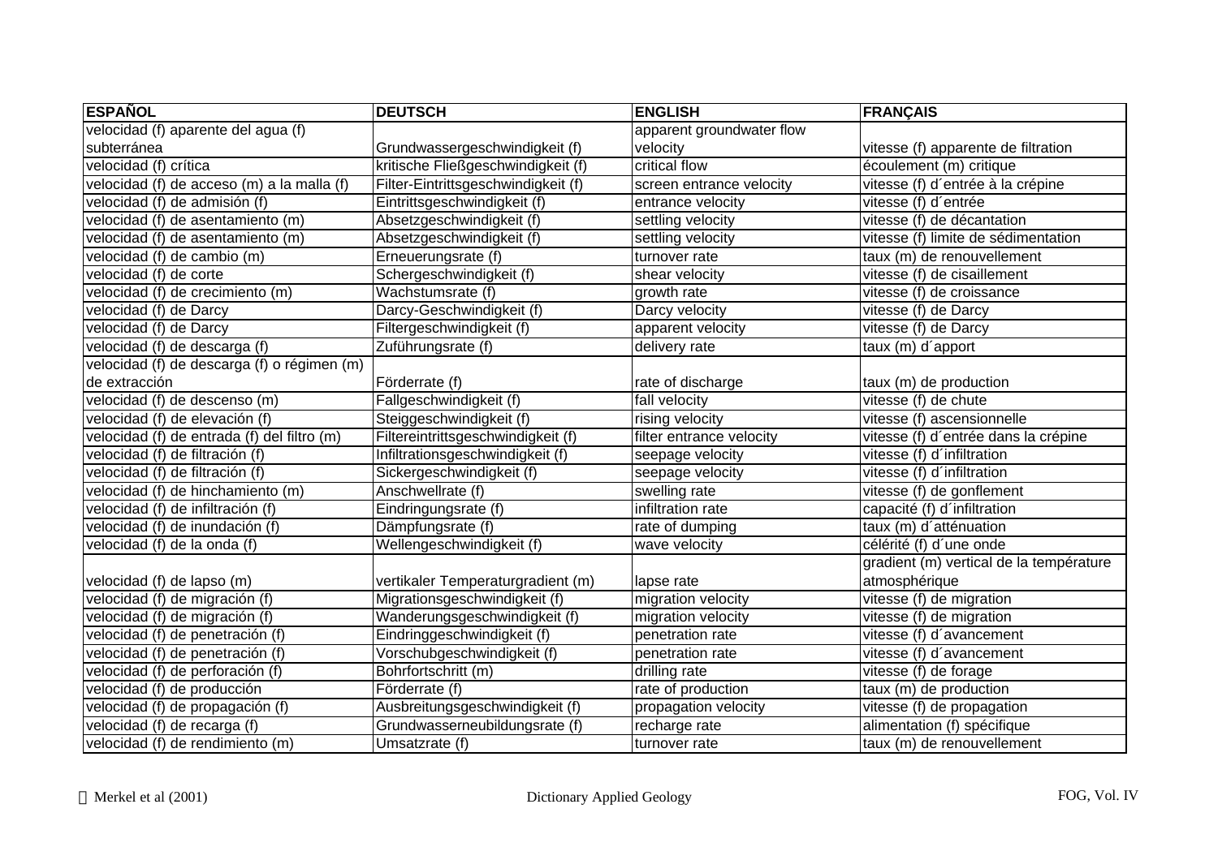| ESPAÑOL | DEUTSCH | ENGLISH | FRANÇAIS |
|---|---|---|---|
| velocidad (f) aparente del agua (f) subterránea | Grundwassergeschwindigkeit (f) | apparent groundwater flow velocity | vitesse (f) apparente de filtration |
| velocidad (f) crítica | kritische Fließgeschwindigkeit (f) | critical flow | écoulement (m) critique |
| velocidad (f) de acceso (m) a la malla (f) | Filter-Eintrittsgeschwindigkeit (f) | screen entrance velocity | vitesse (f) d´entrée à la crépine |
| velocidad (f) de admisión (f) | Eintrittsgeschwindigkeit (f) | entrance velocity | vitesse (f) d´entrée |
| velocidad (f) de asentamiento (m) | Absetzgeschwindigkeit (f) | settling velocity | vitesse (f) de décantation |
| velocidad (f) de asentamiento (m) | Absetzgeschwindigkeit (f) | settling velocity | vitesse (f) limite de sédimentation |
| velocidad (f) de cambio (m) | Erneuerungsrate (f) | turnover rate | taux (m) de renouvellement |
| velocidad (f) de corte | Schergeschwindigkeit (f) | shear velocity | vitesse (f) de cisaillement |
| velocidad (f) de crecimiento (m) | Wachstumsrate (f) | growth rate | vitesse (f) de croissance |
| velocidad (f) de Darcy | Darcy-Geschwindigkeit (f) | Darcy velocity | vitesse (f) de Darcy |
| velocidad (f) de Darcy | Filtergeschwindigkeit (f) | apparent velocity | vitesse (f) de Darcy |
| velocidad (f) de descarga (f) | Zuführungsrate (f) | delivery rate | taux (m) d´apport |
| velocidad (f) de descarga (f) o régimen (m) de extracción | Förderrate (f) | rate of discharge | taux (m) de production |
| velocidad (f) de descenso (m) | Fallgeschwindigkeit (f) | fall velocity | vitesse (f) de chute |
| velocidad (f) de elevación (f) | Steiggeschwindigkeit (f) | rising velocity | vitesse (f) ascensionnelle |
| velocidad (f) de entrada (f) del filtro (m) | Filtereintrittsgeschwindigkeit (f) | filter entrance velocity | vitesse (f) d´entrée dans la crépine |
| velocidad (f) de filtración (f) | Infiltrationsgeschwindigkeit (f) | seepage velocity | vitesse (f) d´infiltration |
| velocidad (f) de filtración (f) | Sickergeschwindigkeit (f) | seepage velocity | vitesse (f) d´infiltration |
| velocidad (f) de hinchamiento (m) | Anschwellrate (f) | swelling rate | vitesse (f) de gonflement |
| velocidad (f) de infiltración (f) | Eindringungsrate (f) | infiltration rate | capacité (f) d´infiltration |
| velocidad (f) de inundación (f) | Dämpfungsrate (f) | rate of dumping | taux (m) d´atténuation |
| velocidad (f) de la onda (f) | Wellengeschwindigkeit (f) | wave velocity | célérité (f) d´une onde |
| velocidad (f) de lapso (m) | vertikaler Temperaturgradient (m) | lapse rate | gradient (m) vertical de la température atmosphérique |
| velocidad (f) de migración (f) | Migrationsgeschwindigkeit (f) | migration velocity | vitesse (f) de migration |
| velocidad (f) de migración (f) | Wanderungsgeschwindigkeit (f) | migration velocity | vitesse (f) de migration |
| velocidad (f) de penetración (f) | Eindringgeschwindigkeit (f) | penetration rate | vitesse (f) d´avancement |
| velocidad (f) de penetración (f) | Vorschubgeschwindigkeit (f) | penetration rate | vitesse (f) d´avancement |
| velocidad (f) de perforación (f) | Bohrfortschritt (m) | drilling rate | vitesse (f) de forage |
| velocidad (f) de producción | Förderrate (f) | rate of production | taux (m) de production |
| velocidad (f) de propagación (f) | Ausbreitungsgeschwindigkeit (f) | propagation velocity | vitesse (f) de propagation |
| velocidad (f) de recarga (f) | Grundwasserneubildungsrate (f) | recharge rate | alimentation (f) spécifique |
| velocidad (f) de rendimiento (m) | Umsatzrate (f) | turnover rate | taux (m) de renouvellement |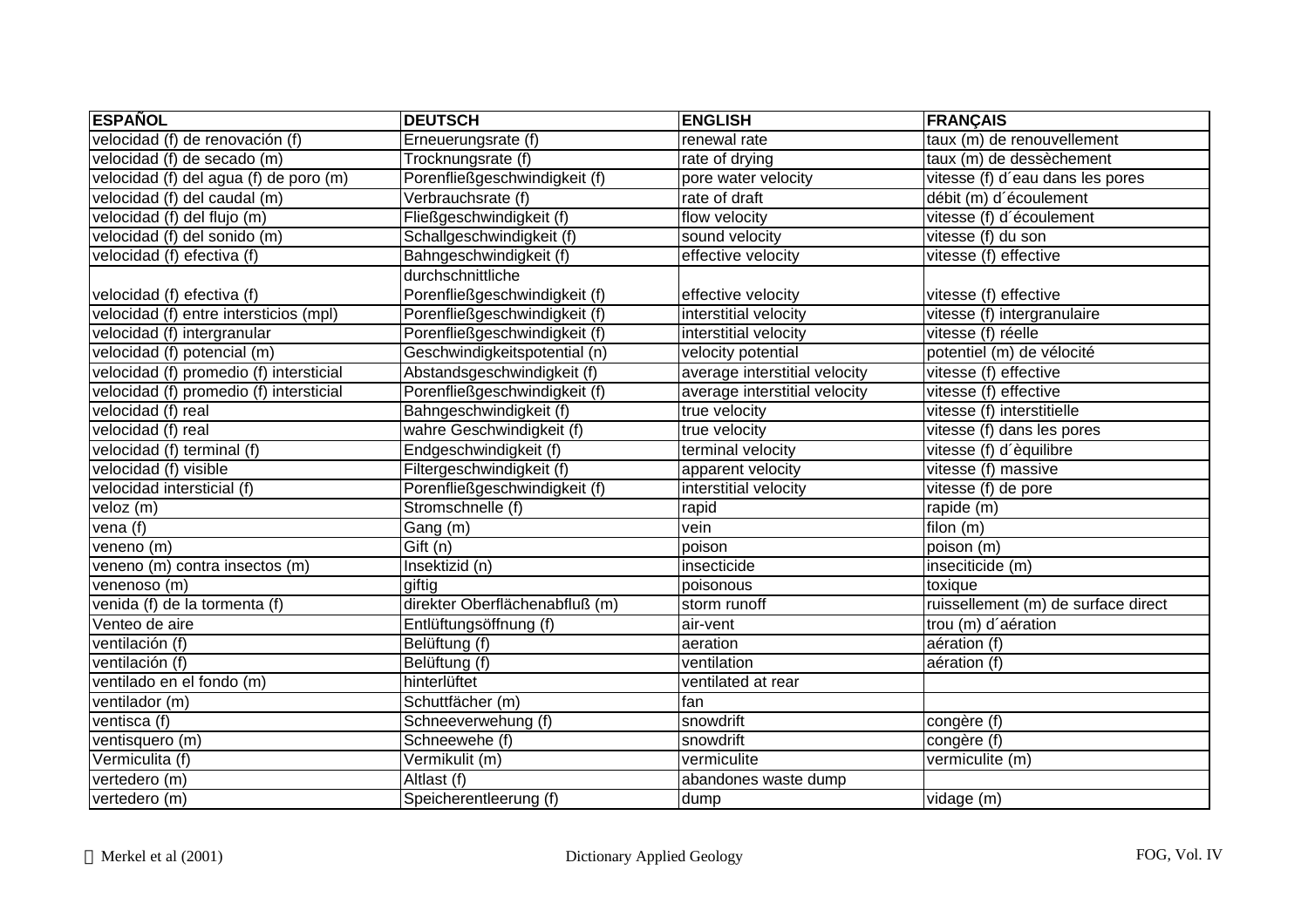| ESPAÑOL | DEUTSCH | ENGLISH | FRANÇAIS |
|---|---|---|---|
| velocidad (f) de renovación (f) | Erneuerungsrate (f) | renewal rate | taux (m) de renouvellement |
| velocidad (f) de secado (m) | Trocknungsrate (f) | rate of drying | taux (m) de dessèchement |
| velocidad (f) del agua (f) de poro (m) | Porenfließgeschwindigkeit (f) | pore water velocity | vitesse (f) d´eau dans les pores |
| velocidad (f) del caudal (m) | Verbrauchsrate (f) | rate of draft | débit (m) d´écoulement |
| velocidad (f) del flujo (m) | Fließgeschwindigkeit (f) | flow velocity | vitesse (f) d´écoulement |
| velocidad (f) del sonido (m) | Schallgeschwindigkeit (f) | sound velocity | vitesse (f) du son |
| velocidad (f) efectiva (f) | Bahngeschwindigkeit (f) | effective velocity | vitesse (f) effective |
| velocidad (f) efectiva (f) | durchschnittliche Porenfließgeschwindigkeit (f) | effective velocity | vitesse (f) effective |
| velocidad (f) entre intersticios (mpl) | Porenfließgeschwindigkeit (f) | interstitial velocity | vitesse (f) intergranulaire |
| velocidad (f) intergranular | Porenfließgeschwindigkeit (f) | interstitial velocity | vitesse (f) réelle |
| velocidad (f) potencial (m) | Geschwindigkeitspotential (n) | velocity potential | potentiel (m) de vélocité |
| velocidad (f) promedio (f) intersticial | Abstandsgeschwindigkeit (f) | average interstitial velocity | vitesse (f) effective |
| velocidad (f) promedio (f) intersticial | Porenfließgeschwindigkeit (f) | average interstitial velocity | vitesse (f) effective |
| velocidad (f) real | Bahngeschwindigkeit (f) | true velocity | vitesse (f) interstitielle |
| velocidad (f) real | wahre Geschwindigkeit (f) | true velocity | vitesse (f) dans les pores |
| velocidad (f) terminal (f) | Endgeschwindigkeit (f) | terminal velocity | vitesse (f) d´èquilibre |
| velocidad (f) visible | Filtergeschwindigkeit (f) | apparent velocity | vitesse (f) massive |
| velocidad intersticial (f) | Porenfließgeschwindigkeit (f) | interstitial velocity | vitesse (f) de pore |
| veloz (m) | Stromschnelle (f) | rapid | rapide (m) |
| vena (f) | Gang (m) | vein | filon (m) |
| veneno (m) | Gift (n) | poison | poison (m) |
| veneno (m) contra insectos (m) | Insektizid (n) | insecticide | inseciticide (m) |
| venenoso (m) | giftig | poisonous | toxique |
| venida (f) de la tormenta (f) | direkter Oberflächenabfluß (m) | storm runoff | ruissellement (m) de surface direct |
| Venteo de aire | Entlüftungsöffnung (f) | air-vent | trou (m) d´aération |
| ventilación (f) | Belüftung (f) | aeration | aération (f) |
| ventilación (f) | Belüftung (f) | ventilation | aération (f) |
| ventilado en el fondo (m) | hinterlüftet | ventilated at rear | |
| ventilador (m) | Schuttfächer (m) | fan | |
| ventisca (f) | Schneeverwehung (f) | snowdrift | congère (f) |
| ventisquero (m) | Schneewehe (f) | snowdrift | congère (f) |
| Vermiculita (f) | Vermikulit (m) | vermiculite | vermiculite (m) |
| vertedero (m) | Altlast (f) | abandones waste dump | |
| vertedero (m) | Speicherentleerung (f) | dump | vidage (m) |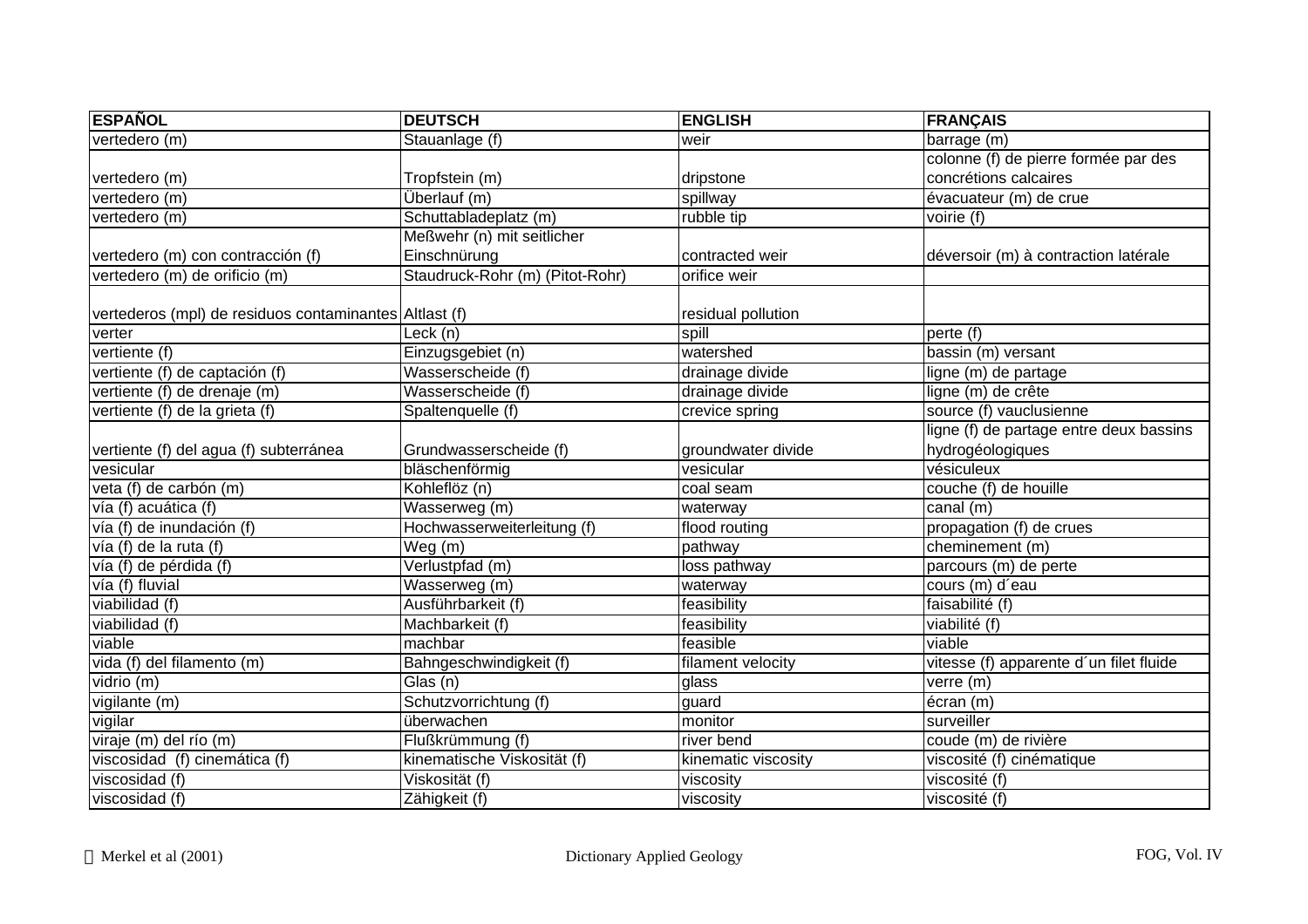| ESPAÑOL | DEUTSCH | ENGLISH | FRANÇAIS |
|---|---|---|---|
| vertedero (m) | Stauanlage (f) | weir | barrage (m) |
| vertedero (m) | Tropfstein (m) | dripstone | colonne (f) de pierre formée par des concrétions calcaires |
| vertedero (m) | Überlauf (m) | spillway | évacuateur (m) de crue |
| vertedero (m) | Schuttabladeplatz (m) | rubble tip | voirie (f) |
| vertedero (m) con contracción (f) | Meßwehr (n) mit seitlicher Einschnürung | contracted weir | déversoir (m) à contraction latérale |
| vertedero (m) de orificio (m) | Staudruck-Rohr (m) (Pitot-Rohr) | orifice weir | |
| vertederos (mpl) de residuos contaminantes | Altlast (f) | residual pollution | |
| verter | Leck (n) | spill | perte (f) |
| vertiente (f) | Einzugsgebiet (n) | watershed | bassin (m) versant |
| vertiente (f) de captación (f) | Wasserscheide (f) | drainage divide | ligne (m) de partage |
| vertiente (f) de drenaje (m) | Wasserscheide (f) | drainage divide | ligne (m) de crête |
| vertiente (f) de la grieta (f) | Spaltenquelle (f) | crevice spring | source (f) vauclusienne |
| vertiente (f) del agua (f) subterránea | Grundwasserscheide (f) | groundwater divide | ligne (f) de partage entre deux bassins hydrogéologiques |
| vesicular | bläschenförmig | vesicular | vésiculeux |
| veta (f) de carbón (m) | Kohleflöz (n) | coal seam | couche (f) de houille |
| vía (f) acuática (f) | Wasserweg (m) | waterway | canal (m) |
| vía (f) de inundación (f) | Hochwasserweiterleitung (f) | flood routing | propagation (f) de crues |
| vía (f) de la ruta (f) | Weg (m) | pathway | cheminement (m) |
| vía (f) de pérdida (f) | Verlustpfad (m) | loss pathway | parcours (m) de perte |
| vía (f) fluvial | Wasserweg (m) | waterway | cours (m) d´eau |
| viabilidad (f) | Ausführbarkeit (f) | feasibility | faisabilité (f) |
| viabilidad (f) | Machbarkeit (f) | feasibility | viabilité (f) |
| viable | machbar | feasible | viable |
| vida (f) del filamento (m) | Bahngeschwindigkeit (f) | filament velocity | vitesse (f) apparente d´un filet fluide |
| vidrio (m) | Glas (n) | glass | verre (m) |
| vigilante (m) | Schutzvorrichtung (f) | guard | écran (m) |
| vigilar | überwachen | monitor | surveiller |
| viraje (m) del río (m) | Flußkrümmung (f) | river bend | coude (m) de rivière |
| viscosidad (f) cinemática (f) | kinematische Viskosität (f) | kinematic viscosity | viscosité (f) cinématique |
| viscosidad (f) | Viskosität (f) | viscosity | viscosité (f) |
| viscosidad (f) | Zähigkeit (f) | viscosity | viscosité (f) |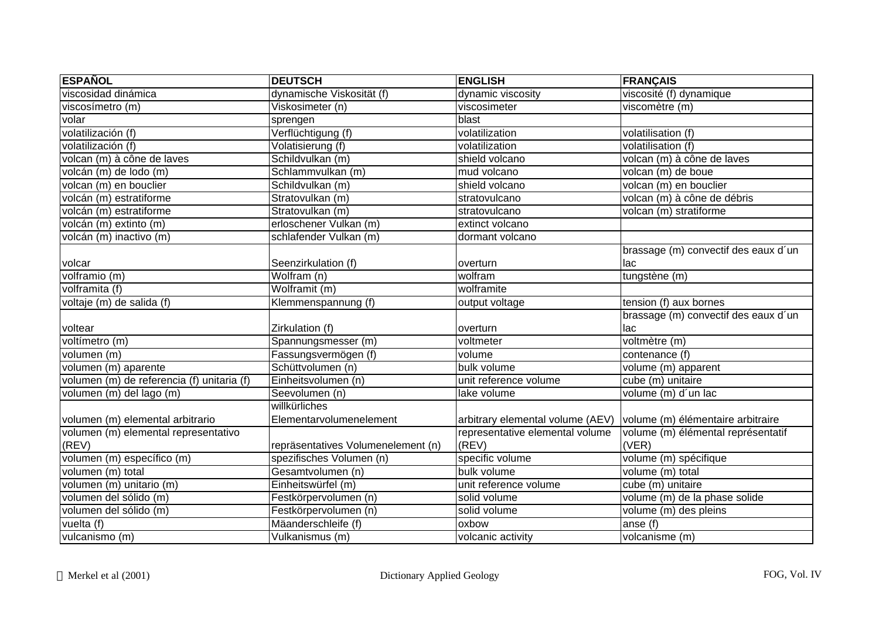| ESPAÑOL | DEUTSCH | ENGLISH | FRANÇAIS |
|---|---|---|---|
| viscosidad dinámica | dynamische Viskosität (f) | dynamic viscosity | viscosité (f) dynamique |
| viscosímetro (m) | Viskosimeter (n) | viscosimeter | viscomètre (m) |
| volar | sprengen | blast | |
| volatilización (f) | Verflüchtigung (f) | volatilization | volatilisation (f) |
| volatilización (f) | Volatisierung (f) | volatilization | volatilisation (f) |
| volcan (m) à cône de laves | Schildvulkan (m) | shield volcano | volcan (m) à cône de laves |
| volcán (m) de lodo (m) | Schlammvulkan (m) | mud volcano | volcan (m) de boue |
| volcan (m) en bouclier | Schildvulkan (m) | shield volcano | volcan (m) en bouclier |
| volcán (m) estratiforme | Stratovulkan (m) | stratovulcano | volcan (m) à cône de débris |
| volcán (m) estratiforme | Stratovulkan (m) | stratovulcano | volcan (m) stratiforme |
| volcán (m) extinto (m) | erloschener Vulkan (m) | extinct volcano | |
| volcán (m) inactivo (m) | schlafender Vulkan (m) | dormant volcano | |
| volcar | Seenzirkulation (f) | overturn | brassage (m) convectif des eaux d´un lac |
| volframio (m) | Wolfram (n) | wolfram | tungstène (m) |
| volframita (f) | Wolframit (m) | wolframite | |
| voltaje (m) de salida (f) | Klemmenspannung (f) | output voltage | tension (f) aux bornes |
| voltear | Zirkulation (f) | overturn | brassage (m) convectif des eaux d´un lac |
| voltímetro (m) | Spannungsmesser (m) | voltmeter | voltmètre (m) |
| volumen (m) | Fassungsvermögen (f) | volume | contenance (f) |
| volumen (m) aparente | Schüttvolumen (n) | bulk volume | volume (m) apparent |
| volumen (m) de referencia (f) unitaria (f) | Einheitsvolumen (n) | unit reference volume | cube (m) unitaire |
| volumen (m) del lago (m) | Seevolumen (n) | lake volume | volume (m) d´un lac |
| volumen (m) elemental arbitrario | willkürliches Elementarvolumenelement | arbitrary elemental volume (AEV) | volume (m) élémentaire arbitraire |
| volumen (m) elemental representativo (REV) | repräsentatives Volumenelement (n) | representative elemental volume (REV) | volume (m) élémental représentatif (VER) |
| volumen (m) específico (m) | spezifisches Volumen (n) | specific volume | volume (m) spécifique |
| volumen (m) total | Gesamtvolumen (n) | bulk volume | volume (m) total |
| volumen (m) unitario (m) | Einheitswürfel (m) | unit reference volume | cube (m) unitaire |
| volumen del sólido (m) | Festkörpervolumen (n) | solid volume | volume (m) de la phase solide |
| volumen del sólido (m) | Festkörpervolumen (n) | solid volume | volume (m) des pleins |
| vuelta (f) | Mäanderschleife (f) | oxbow | anse (f) |
| vulcanismo (m) | Vulkanismus (m) | volcanic activity | volcanisme (m) |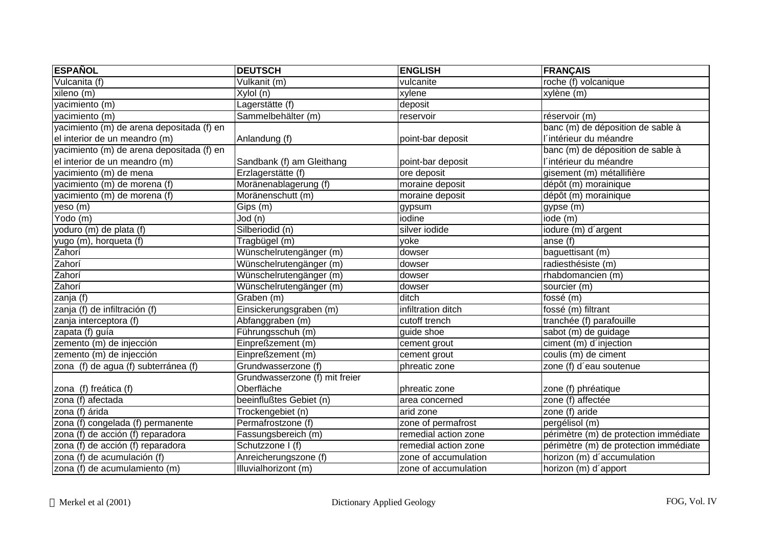| ESPAÑOL | DEUTSCH | ENGLISH | FRANÇAIS |
|---|---|---|---|
| Vulcanita (f) | Vulkanit (m) | vulcanite | roche (f) volcanique |
| xileno (m) | Xylol (n) | xylene | xylène (m) |
| yacimiento (m) | Lagerstätte (f) | deposit | |
| yacimiento (m) | Sammelbehälter (m) | reservoir | réservoir (m) |
| yacimiento (m) de arena depositada (f) en el interior de un meandro (m) | Anlandung (f) | point-bar deposit | banc (m) de déposition de sable à l´intérieur du méandre |
| yacimiento (m) de arena depositada (f) en el interior de un meandro (m) | Sandbank (f) am Gleithang | point-bar deposit | banc (m) de déposition de sable à l´intérieur du méandre |
| yacimiento (m) de mena | Erzlagerstätte (f) | ore deposit | gisement (m) métallifière |
| yacimiento (m) de morena (f) | Moränenablagerung (f) | moraine deposit | dépôt (m) morainique |
| yacimiento (m) de morena (f) | Moränenschutt (m) | moraine deposit | dépôt (m) morainique |
| yeso (m) | Gips (m) | gypsum | gypse (m) |
| Yodo (m) | Jod (n) | iodine | iode (m) |
| yoduro (m) de plata (f) | Silberiodid (n) | silver iodide | iodure (m) d´argent |
| yugo (m), horqueta (f) | Tragbügel (m) | yoke | anse (f) |
| Zahorí | Wünschelrutengänger (m) | dowser | baguettisant (m) |
| Zahorí | Wünschelrutengänger (m) | dowser | radiesthésiste (m) |
| Zahorí | Wünschelrutengänger (m) | dowser | rhabdomancien (m) |
| Zahorí | Wünschelrutengänger (m) | dowser | sourcier (m) |
| zanja (f) | Graben (m) | ditch | fossé (m) |
| zanja (f) de infiltración (f) | Einsickerungsgraben (m) | infiltration ditch | fossé (m) filtrant |
| zanja interceptora (f) | Abfanggraben (m) | cutoff trench | tranchée (f) parafouille |
| zapata (f) guía | Führungsschuh (m) | guide shoe | sabot (m) de guidage |
| zemento (m) de injección | Einpreßzement (m) | cement grout | ciment (m) d´injection |
| zemento (m) de injección | Einpreßzement (m) | cement grout | coulis (m) de ciment |
| zona (f) de agua (f) subterránea (f) | Grundwasserzone (f) | phreatic zone | zone (f) d´eau soutenue |
| zona (f) freática (f) | Grundwasserzone (f) mit freier Oberfläche | phreatic zone | zone (f) phréatique |
| zona (f) afectada | beeinflußtes Gebiet (n) | area concerned | zone (f) affectée |
| zona (f) árida | Trockengebiet (n) | arid zone | zone (f) aride |
| zona (f) congelada (f) permanente | Permafrostzone (f) | zone of permafrost | pergélisol (m) |
| zona (f) de acción (f) reparadora | Fassungsbereich (m) | remedial action zone | périmètre (m) de protection immédiate |
| zona (f) de acción (f) reparadora | Schutzzone I (f) | remedial action zone | périmètre (m) de protection immédiate |
| zona (f) de acumulación (f) | Anreicherungszone (f) | zone of accumulation | horizon (m) d´accumulation |
| zona (f) de acumulamiento (m) | Illuvialhorizont (m) | zone of accumulation | horizon (m) d´apport |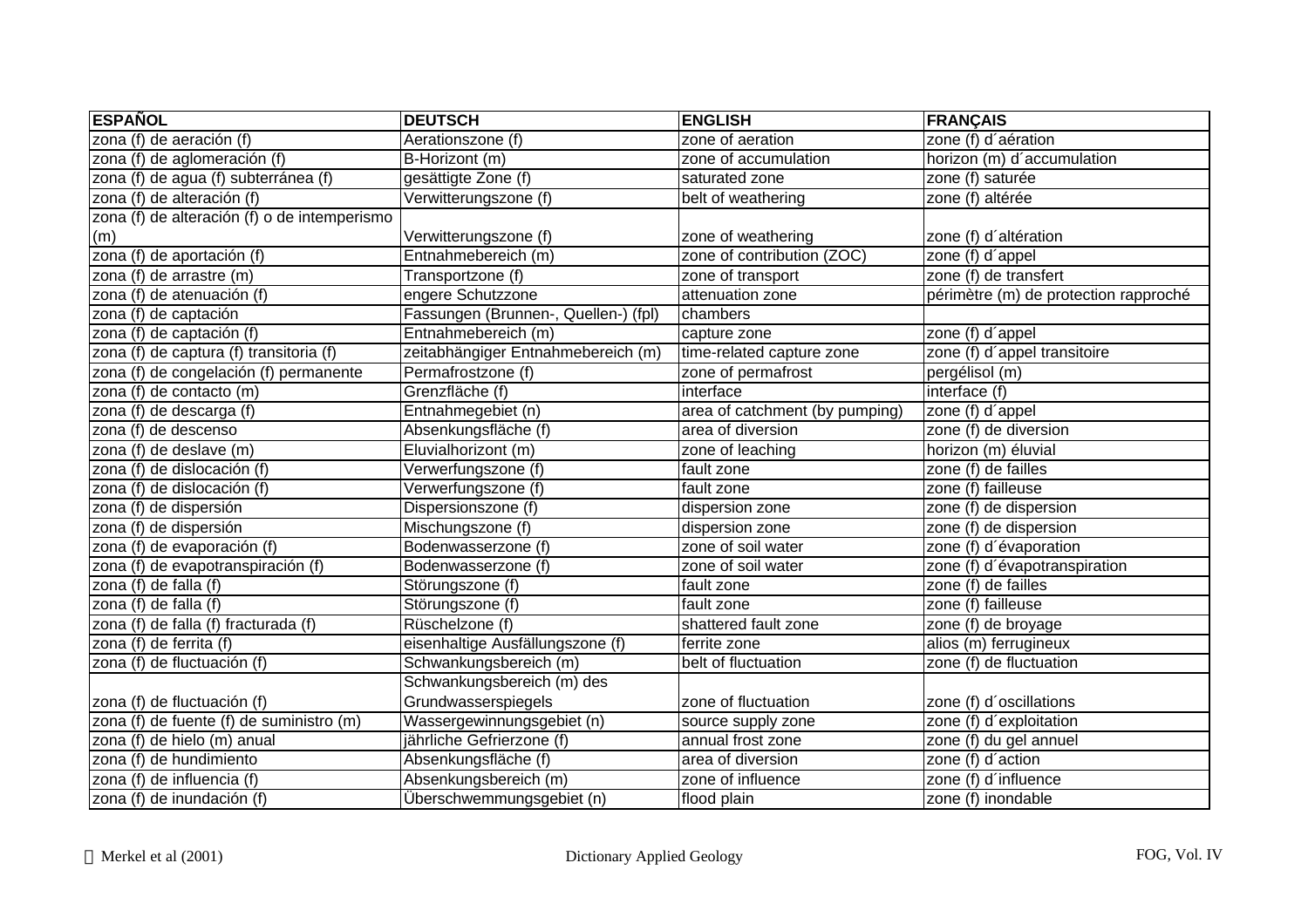| ESPAÑOL | DEUTSCH | ENGLISH | FRANÇAIS |
|---|---|---|---|
| zona (f) de aeración (f) | Aerationszone (f) | zone of aeration | zone (f) d´aération |
| zona (f) de aglomeración (f) | B-Horizont (m) | zone of accumulation | horizon (m) d´accumulation |
| zona (f) de agua (f) subterránea (f) | gesättigte Zone (f) | saturated zone | zone (f) saturée |
| zona (f) de alteración (f) | Verwitterungszone (f) | belt of weathering | zone (f) altérée |
| zona (f) de alteración (f) o de intemperismo (m) | Verwitterungszone (f) | zone of weathering | zone (f) d´altération |
| zona (f) de aportación (f) | Entnahmebereich (m) | zone of contribution (ZOC) | zone (f) d´appel |
| zona (f) de arrastre (m) | Transportzone (f) | zone of transport | zone (f) de transfert |
| zona (f) de atenuación (f) | engere Schutzzone | attenuation zone | périmètre (m) de protection rapproché |
| zona (f) de captación | Fassungen (Brunnen-, Quellen-) (fpl) | chambers | |
| zona (f) de captación (f) | Entnahmebereich (m) | capture zone | zone (f) d´appel |
| zona (f) de captura (f) transitoria (f) | zeitabhängiger Entnahmebereich (m) | time-related capture zone | zone (f) d´appel transitoire |
| zona (f) de congelación (f) permanente | Permafrostzone (f) | zone of permafrost | pergélisol (m) |
| zona (f) de contacto (m) | Grenzfläche (f) | interface | interface (f) |
| zona (f) de descarga (f) | Entnahmegebiet (n) | area of catchment (by pumping) | zone (f) d´appel |
| zona (f) de descenso | Absenkungsfläche (f) | area of diversion | zone (f) de diversion |
| zona (f) de deslave (m) | Eluvialhorizont (m) | zone of leaching | horizon (m) éluvial |
| zona (f) de dislocación (f) | Verwerfungszone (f) | fault zone | zone (f) de failles |
| zona (f) de dislocación (f) | Verwerfungszone (f) | fault zone | zone (f) failleuse |
| zona (f) de dispersión | Dispersionszone (f) | dispersion zone | zone (f) de dispersion |
| zona (f) de dispersión | Mischungszone (f) | dispersion zone | zone (f) de dispersion |
| zona (f) de evaporación (f) | Bodenwasserzone (f) | zone of soil water | zone (f) d´évaporation |
| zona (f) de evapotranspiración (f) | Bodenwasserzone (f) | zone of soil water | zone (f) d´évapotranspiration |
| zona (f) de falla (f) | Störungszone (f) | fault zone | zone (f) de failles |
| zona (f) de falla (f) | Störungszone (f) | fault zone | zone (f) failleuse |
| zona (f) de falla (f) fracturada (f) | Rüschelzone (f) | shattered fault zone | zone (f) de broyage |
| zona (f) de ferrita (f) | eisenhaltige Ausfällungszone (f) | ferrite zone | alios (m) ferrugineux |
| zona (f) de fluctuación (f) | Schwankungsbereich (m) | belt of fluctuation | zone (f) de fluctuation |
| zona (f) de fluctuación (f) | Schwankungsbereich (m) des Grundwasserspiegels | zone of fluctuation | zone (f) d´oscillations |
| zona (f) de fuente (f) de suministro (m) | Wassergewinnungsgebiet (n) | source supply zone | zone (f) d´exploitation |
| zona (f) de hielo (m) anual | jährliche Gefrierzone (f) | annual frost zone | zone (f) du gel annuel |
| zona (f) de hundimiento | Absenkungsfläche (f) | area of diversion | zone (f) d´action |
| zona (f) de influencia (f) | Absenkungsbereich (m) | zone of influence | zone (f) d´influence |
| zona (f) de inundación (f) | Überschwemmungsgebiet (n) | flood plain | zone (f) inondable |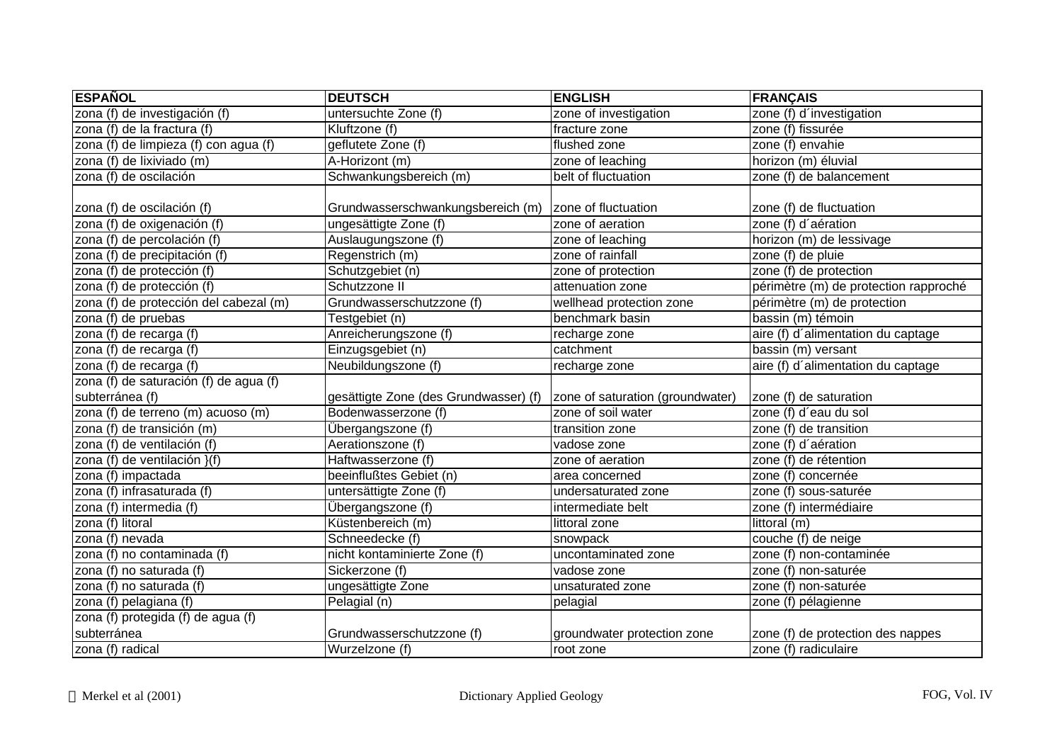| ESPAÑOL | DEUTSCH | ENGLISH | FRANÇAIS |
|---|---|---|---|
| zona (f) de investigación (f) | untersuchte Zone (f) | zone of investigation | zone (f) d´investigation |
| zona (f) de la fractura (f) | Kluftzone (f) | fracture zone | zone (f) fissurée |
| zona (f) de limpieza (f) con agua (f) | geflutete Zone (f) | flushed zone | zone (f) envahie |
| zona (f) de lixiviado (m) | A-Horizont (m) | zone of leaching | horizon (m) éluvial |
| zona (f) de oscilación | Schwankungsbereich (m) | belt of fluctuation | zone (f) de balancement |
| zona (f) de oscilación (f) | Grundwasserschwankungsbereich (m) | zone of fluctuation | zone (f) de fluctuation |
| zona (f) de oxigenación (f) | ungesättigte Zone (f) | zone of aeration | zone (f) d´aération |
| zona (f) de percolación (f) | Auslaugungszone (f) | zone of leaching | horizon (m) de lessivage |
| zona (f) de precipitación (f) | Regenstrich (m) | zone of rainfall | zone (f) de pluie |
| zona (f) de protección (f) | Schutzgebiet (n) | zone of protection | zone (f) de protection |
| zona (f) de protección (f) | Schutzzone II | attenuation zone | périmètre (m) de protection rapproché |
| zona (f) de protección del cabezal (m) | Grundwasserschutzzone (f) | wellhead protection zone | périmètre (m) de protection |
| zona (f) de pruebas | Testgebiet (n) | benchmark basin | bassin (m) témoin |
| zona (f) de recarga (f) | Anreicherungszone (f) | recharge zone | aire (f) d´alimentation du captage |
| zona (f) de recarga (f) | Einzugsgebiet (n) | catchment | bassin (m) versant |
| zona (f) de recarga (f) | Neubildungszone (f) | recharge zone | aire (f) d´alimentation du captage |
| zona (f) de saturación (f) de agua (f) subterránea (f) | gesättigte Zone (des Grundwasser) (f) | zone of saturation (groundwater) | zone (f) de saturation |
| zona (f) de terreno (m) acuoso (m) | Bodenwasserzone (f) | zone of soil water | zone (f) d´eau du sol |
| zona (f) de transición (m) | Übergangszone (f) | transition zone | zone (f) de transition |
| zona (f) de ventilación (f) | Aerationszone (f) | vadose zone | zone (f) d´aération |
| zona (f) de ventilación }(f) | Haftwasserzone (f) | zone of aeration | zone (f) de rétention |
| zona (f) impactada | beeinflußtes Gebiet (n) | area concerned | zone (f) concernée |
| zona (f) infrasaturada (f) | untersättigte Zone (f) | undersaturated zone | zone (f) sous-saturée |
| zona (f) intermedia (f) | Übergangszone (f) | intermediate belt | zone (f) intermédiaire |
| zona (f) litoral | Küstenbereich (m) | littoral zone | littoral (m) |
| zona (f) nevada | Schneedecke (f) | snowpack | couche (f) de neige |
| zona (f) no contaminada (f) | nicht kontaminierte Zone (f) | uncontaminated zone | zone (f) non-contaminée |
| zona (f) no saturada (f) | Sickerzone (f) | vadose zone | zone (f) non-saturée |
| zona (f) no saturada (f) | ungesättigte Zone | unsaturated zone | zone (f) non-saturée |
| zona (f) pelagiana (f) | Pelagial (n) | pelagial | zone (f) pélagienne |
| zona (f) protegida (f) de agua (f) subterránea | Grundwasserschutzzone (f) | groundwater protection zone | zone (f) de protection des nappes |
| zona (f) radical | Wurzelzone (f) | root zone | zone (f) radiculaire |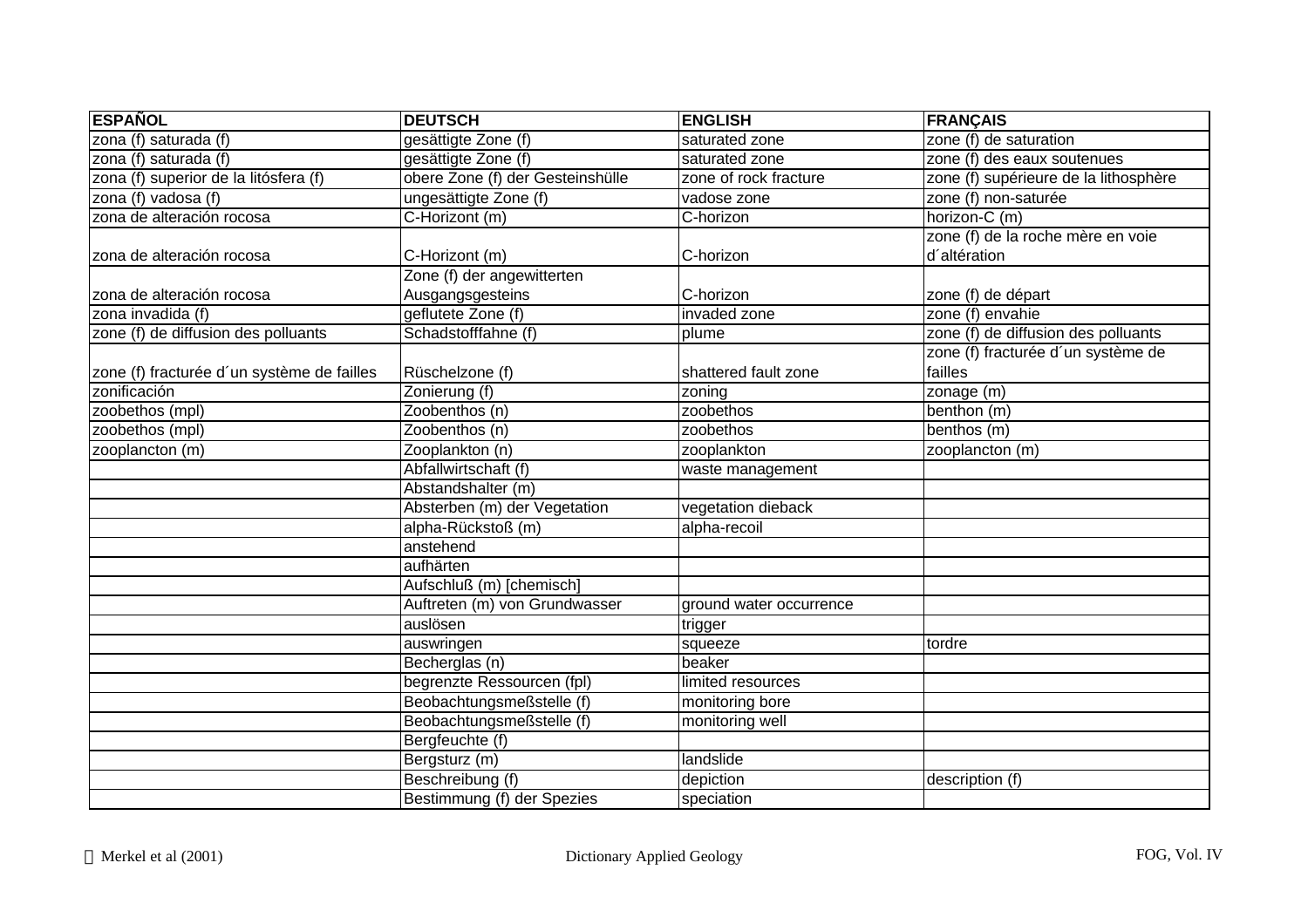| ESPAÑOL | DEUTSCH | ENGLISH | FRANÇAIS |
|---|---|---|---|
| zona (f) saturada (f) | gesättigte Zone (f) | saturated zone | zone (f) de saturation |
| zona (f) saturada (f) | gesättigte Zone (f) | saturated zone | zone (f) des eaux soutenues |
| zona (f) superior de la litósfera (f) | obere Zone (f) der Gesteinshülle | zone of rock fracture | zone (f) supérieure de la lithosphère |
| zona (f) vadosa (f) | ungesättigte Zone (f) | vadose zone | zone (f) non-saturée |
| zona de alteración rocosa | C-Horizont (m) | C-horizon | horizon-C (m) |
| zona de alteración rocosa | C-Horizont (m) | C-horizon | zone (f) de la roche mère en voie d´altération |
| zona de alteración rocosa | Zone (f) der angewitterten Ausgangsgesteins | C-horizon | zone (f) de départ |
| zona invadida (f) | geflutete Zone (f) | invaded zone | zone (f) envahie |
| zone (f) de diffusion des polluants | Schadstofffahne (f) | plume | zone (f) de diffusion des polluants |
| zone (f) fracturée d´un système de failles | Rüschelzone (f) | shattered fault zone | zone (f) fracturée d´un système de failles |
| zonificación | Zonierung (f) | zoning | zonage (m) |
| zoobethos (mpl) | Zoobenthos (n) | zoobethos | benthon (m) |
| zoobethos (mpl) | Zoobenthos (n) | zoobethos | benthos (m) |
| zooplancton (m) | Zooplankton (n) | zooplankton | zooplancton (m) |
| | Abfallwirtschaft (f) | waste management | |
| | Abstandshalter (m) | | |
| | Absterben (m) der Vegetation | vegetation dieback | |
| | alpha-Rückstoß (m) | alpha-recoil | |
| | anstehend | | |
| | aufhärten | | |
| | Aufschluß (m) [chemisch] | | |
| | Auftreten (m) von Grundwasser | ground water occurrence | |
| | auslösen | trigger | |
| | auswringen | squeeze | tordre |
| | Becherglas (n) | beaker | |
| | begrenzte Ressourcen (fpl) | limited resources | |
| | Beobachtungsmeßstelle (f) | monitoring bore | |
| | Beobachtungsmeßstelle (f) | monitoring well | |
| | Bergfeuchte (f) | | |
| | Bergsturz (m) | landslide | |
| | Beschreibung (f) | depiction | description (f) |
| | Bestimmung (f) der Spezies | speciation | |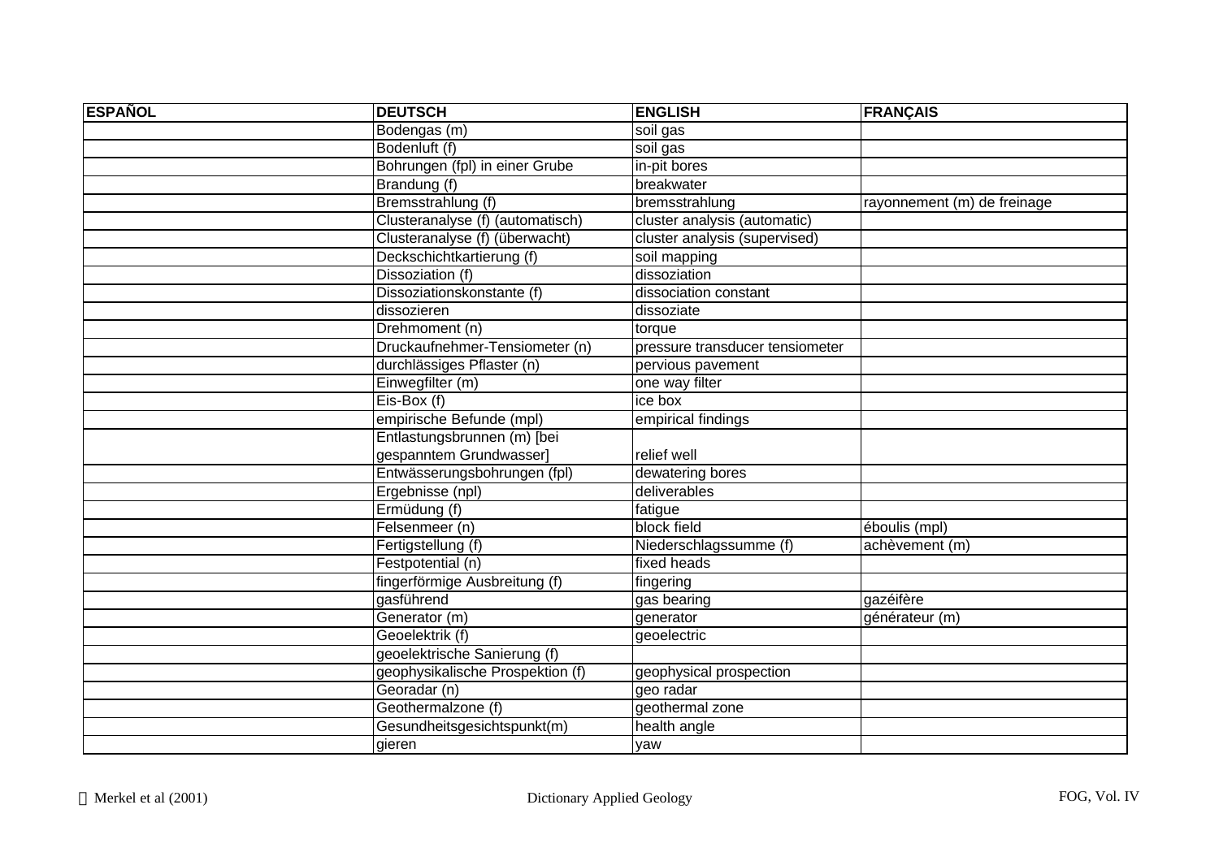| ESPAÑOL | DEUTSCH | ENGLISH | FRANÇAIS |
|---|---|---|---|
| | Bodengas (m) | soil gas | |
| | Bodenluft (f) | soil gas | |
| | Bohrungen (fpl) in einer Grube | in-pit bores | |
| | Brandung (f) | breakwater | |
| | Bremsstrahlung (f) | bremsstrahlung | rayonnement (m) de freinage |
| | Clusteranalyse (f) (automatisch) | cluster analysis (automatic) | |
| | Clusteranalyse (f) (überwacht) | cluster analysis (supervised) | |
| | Deckschichtkartierung (f) | soil mapping | |
| | Dissoziation (f) | dissoziation | |
| | Dissoziationskonstante (f) | dissociation constant | |
| | dissozieren | dissoziate | |
| | Drehmoment (n) | torque | |
| | Druckaufnehmer-Tensiometer (n) | pressure transducer tensiometer | |
| | durchlässiges Pflaster (n) | pervious pavement | |
| | Einwegfilter (m) | one way filter | |
| | Eis-Box (f) | ice box | |
| | empirische Befunde (mpl) | empirical findings | |
| | Entlastungsbrunnen (m) [bei gespanntem Grundwasser] | relief well | |
| | Entwässerungsbohrungen (fpl) | dewatering bores | |
| | Ergebnisse (npl) | deliverables | |
| | Ermüdung (f) | fatigue | |
| | Felsenmeer (n) | block field | éboulis (mpl) |
| | Fertigstellung (f) | Niederschlagssumme (f) | achèvement (m) |
| | Festpotential (n) | fixed heads | |
| | fingerförmige Ausbreitung (f) | fingering | |
| | gasführend | gas bearing | gazéifère |
| | Generator (m) | generator | générateur (m) |
| | Geoelektrik (f) | geoelectric | |
| | geoelektrische Sanierung (f) | | |
| | geophysikalische Prospektion (f) | geophysical prospection | |
| | Georadar (n) | geo radar | |
| | Geothermalzone (f) | geothermal zone | |
| | Gesundheitsgesichtspunkt(m) | health angle | |
| | gieren | yaw | |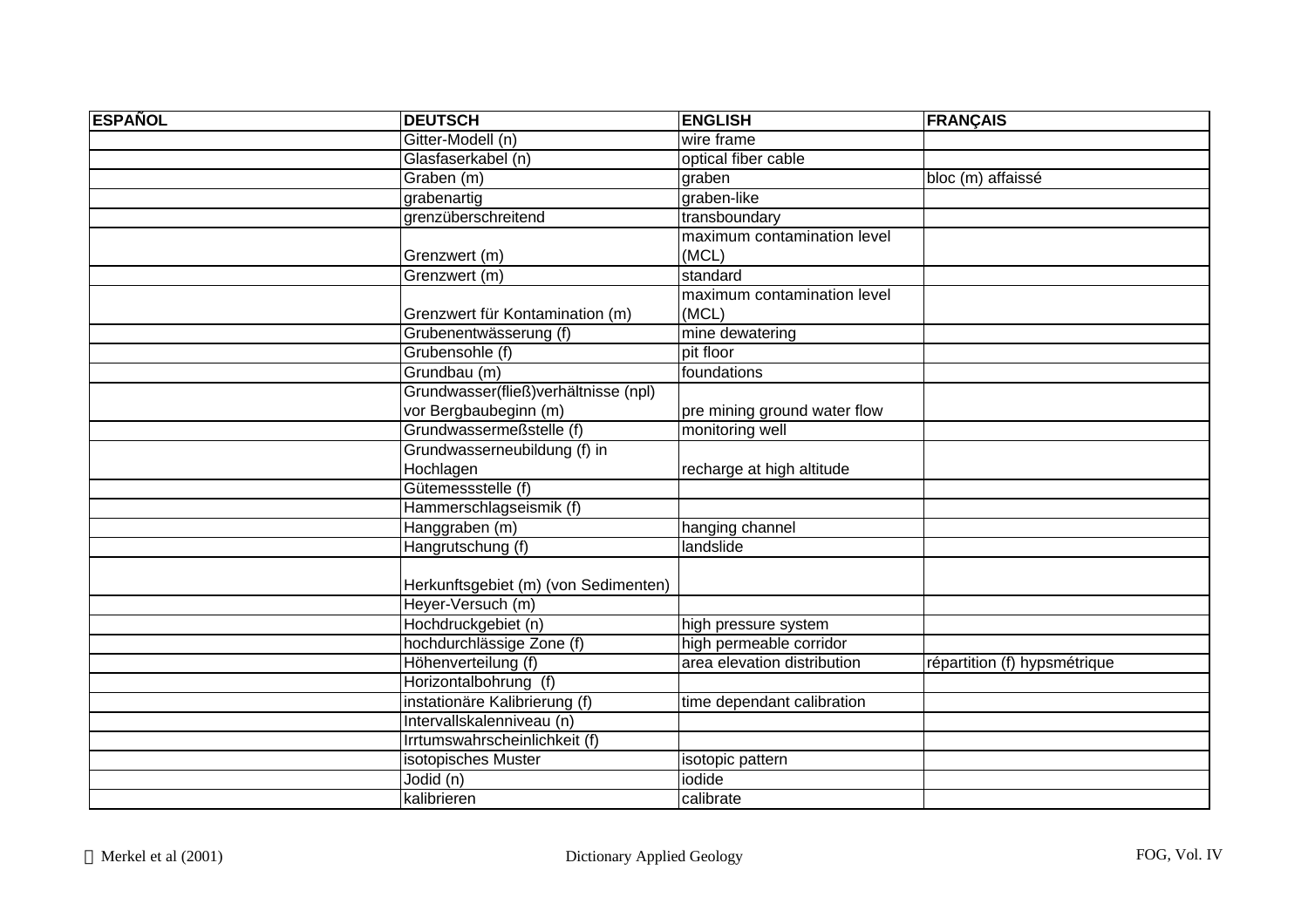| ESPAÑOL | DEUTSCH | ENGLISH | FRANÇAIS |
|---|---|---|---|
| | Gitter-Modell (n) | wire frame | |
| | Glasfaserkabel (n) | optical fiber cable | |
| | Graben (m) | graben | bloc (m) affaissé |
| | grabenartig | graben-like | |
| | grenzüberschreitend | transboundary | |
| | Grenzwert (m) | maximum contamination level (MCL) | |
| | Grenzwert (m) | standard | |
| | Grenzwert für Kontamination (m) | maximum contamination level (MCL) | |
| | Grubenentwässerung (f) | mine dewatering | |
| | Grubensohle (f) | pit floor | |
| | Grundbau (m) | foundations | |
| | Grundwasser(fließ)verhältnisse (npl) vor Bergbaubeginn (m) | pre mining ground water flow | |
| | Grundwassermeßstelle (f) | monitoring well | |
| | Grundwasserneubildung (f) in Hochlagen | recharge at high altitude | |
| | Gütemessstelle (f) | | |
| | Hammerschlagseismik (f) | | |
| | Hanggraben (m) | hanging channel | |
| | Hangrutschung (f) | landslide | |
| | Herkunftsgebiet (m) (von Sedimenten) | | |
| | Heyer-Versuch (m) | | |
| | Hochdruckgebiet (n) | high pressure system | |
| | hochdurchlässige Zone (f) | high permeable corridor | |
| | Höhenverteilung (f) | area elevation distribution | répartition (f) hypsmétrique |
| | Horizontalbohrung (f) | | |
| | instationäre Kalibrierung (f) | time dependant calibration | |
| | Intervallskalenniveau (n) | | |
| | Irrtumswahrscheinlichkeit (f) | | |
| | isotopisches Muster | isotopic pattern | |
| | Jodid (n) | iodide | |
| | kalibrieren | calibrate | |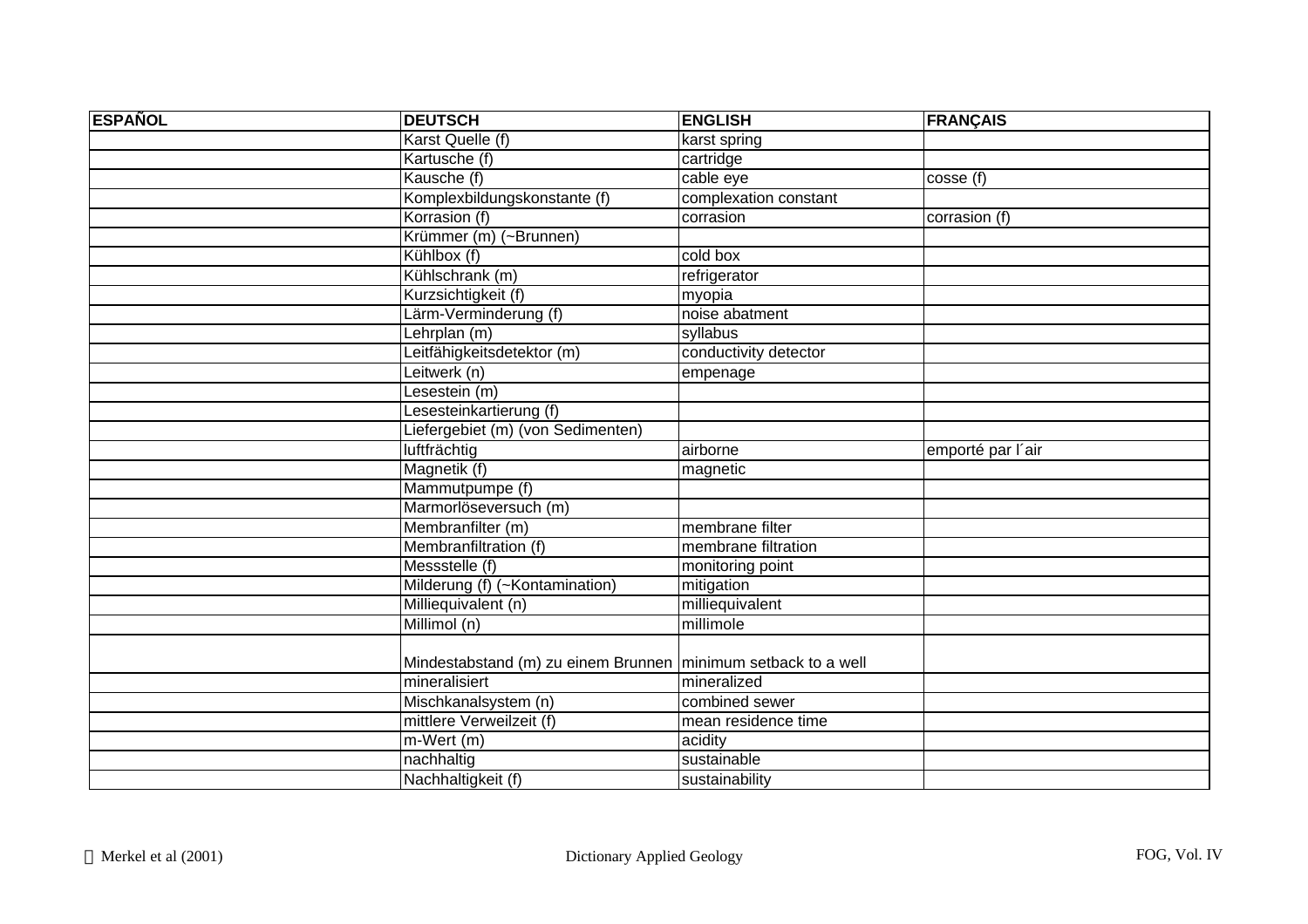| ESPAÑOL | DEUTSCH | ENGLISH | FRANÇAIS |
|---|---|---|---|
| | Karst Quelle (f) | karst spring | |
| | Kartusche (f) | cartridge | |
| | Kausche (f) | cable eye | cosse (f) |
| | Komplexbildungskonstante (f) | complexation constant | |
| | Korrasion (f) | corrasion | corrasion (f) |
| | Krümmer (m) (~Brunnen) | | |
| | Kühlbox (f) | cold box | |
| | Kühlschrank (m) | refrigerator | |
| | Kurzsichtigkeit (f) | myopia | |
| | Lärm-Verminderung (f) | noise abatment | |
| | Lehrplan (m) | syllabus | |
| | Leitfähigkeitsdetektor (m) | conductivity detector | |
| | Leitwerk (n) | empenage | |
| | Lesestein (m) | | |
| | Lesesteinkartierung (f) | | |
| | Liefergebiet (m) (von Sedimenten) | | |
| | luftfrächtig | airborne | emporté par l´air |
| | Magnetik (f) | magnetic | |
| | Mammutpumpe (f) | | |
| | Marmorlöseversuch (m) | | |
| | Membranfilter (m) | membrane filter | |
| | Membranfiltration (f) | membrane filtration | |
| | Messstelle (f) | monitoring point | |
| | Milderung (f) (~Kontamination) | mitigation | |
| | Milliequivalent (n) | milliequivalent | |
| | Millimol (n) | millimole | |
| | Mindestabstand (m) zu einem Brunnen | minimum setback to a well | |
| | mineralisiert | mineralized | |
| | Mischkanalsystem (n) | combined sewer | |
| | mittlere Verweilzeit (f) | mean residence time | |
| | m-Wert (m) | acidity | |
| | nachhaltig | sustainable | |
| | Nachhaltigkeit (f) | sustainability | |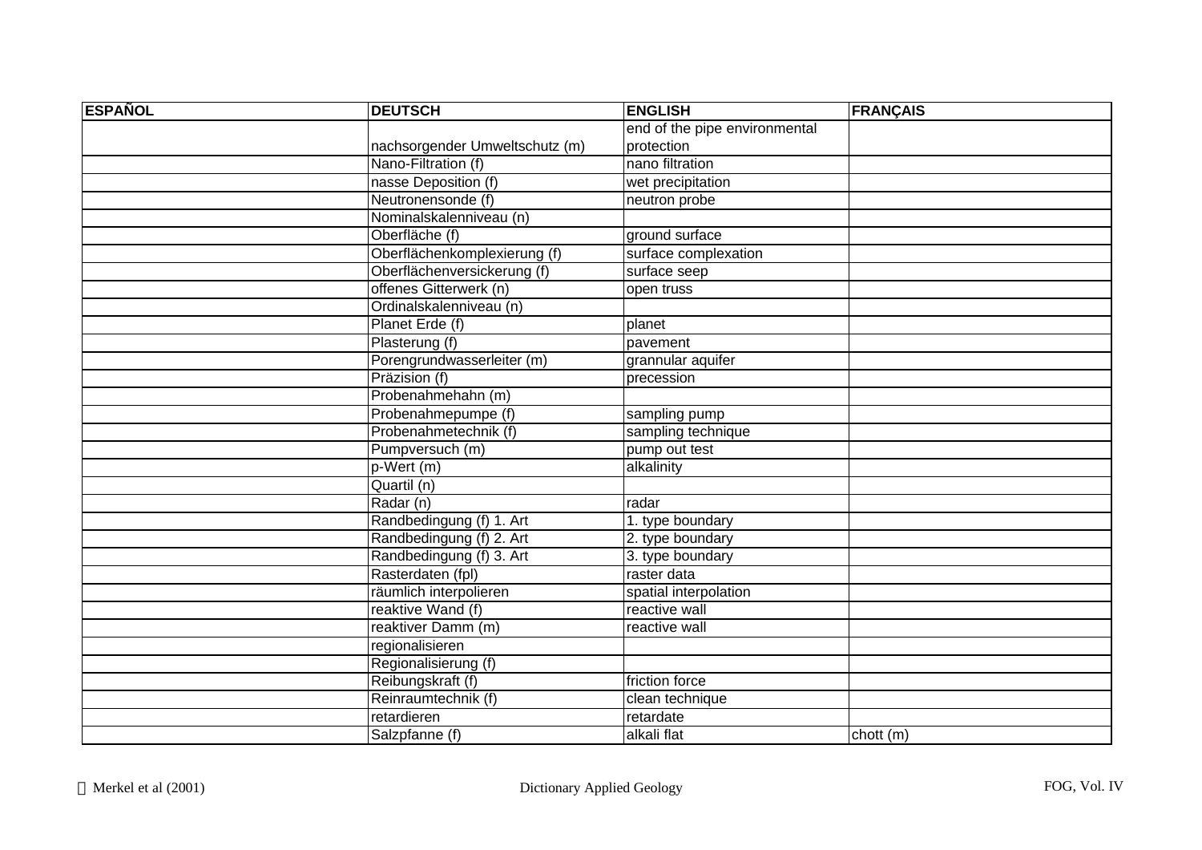| ESPAÑOL | DEUTSCH | ENGLISH | FRANÇAIS |
|---|---|---|---|
| | nachsorgender Umweltschutz (m) | end of the pipe environmental protection | |
| | Nano-Filtration (f) | nano filtration | |
| | nasse Deposition (f) | wet precipitation | |
| | Neutronensonde (f) | neutron probe | |
| | Nominalskalenniveau (n) | | |
| | Oberfläche (f) | ground surface | |
| | Oberflächenkomplexierung (f) | surface complexation | |
| | Oberflächenversickerung (f) | surface seep | |
| | offenes Gitterwerk (n) | open truss | |
| | Ordinalskalenniveau (n) | | |
| | Planet Erde (f) | planet | |
| | Plasterung (f) | pavement | |
| | Porengrundwasserleiter (m) | grannular aquifer | |
| | Präzision (f) | precession | |
| | Probenahmehahn (m) | | |
| | Probenahmepumpe (f) | sampling pump | |
| | Probenahmetechnik (f) | sampling technique | |
| | Pumpversuch (m) | pump out test | |
| | p-Wert (m) | alkalinity | |
| | Quartil (n) | | |
| | Radar (n) | radar | |
| | Randbedingung (f) 1. Art | 1. type boundary | |
| | Randbedingung (f) 2. Art | 2. type boundary | |
| | Randbedingung (f) 3. Art | 3. type boundary | |
| | Rasterdaten (fpl) | raster data | |
| | räumlich interpolieren | spatial interpolation | |
| | reaktive Wand (f) | reactive wall | |
| | reaktiver Damm (m) | reactive wall | |
| | regionalisieren | | |
| | Regionalisierung (f) | | |
| | Reibungskraft (f) | friction force | |
| | Reinraumtechnik (f) | clean technique | |
| | retardieren | retardate | |
| | Salzpfanne (f) | alkali flat | chott (m) |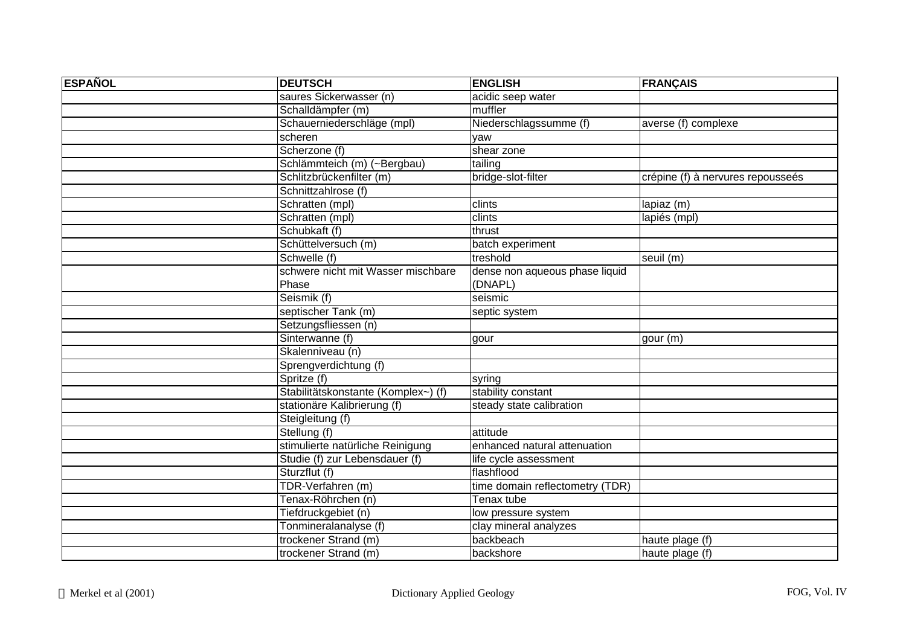| ESPAÑOL | DEUTSCH | ENGLISH | FRANÇAIS |
| --- | --- | --- | --- |
| | saures Sickerwasser (n) | acidic seep water | |
| | Schalldämpfer (m) | muffler | |
| | Schauerniederschläge (mpl) | Niederschlagssumme (f) | averse (f) complexe |
| | scheren | yaw | |
| | Scherzone (f) | shear zone | |
| | Schlämmteich (m) (~Bergbau) | tailing | |
| | Schlitzbrückenfilter (m) | bridge-slot-filter | crépine (f) à nervures repousseés |
| | Schnittzahlrose (f) | | |
| | Schratten (mpl) | clints | lapiaz (m) |
| | Schratten (mpl) | clints | lapiés (mpl) |
| | Schubkaft (f) | thrust | |
| | Schüttelversuch (m) | batch experiment | |
| | Schwelle (f) | treshold | seuil (m) |
| | schwere nicht mit Wasser mischbare Phase | dense non aqueous phase liquid (DNAPL) | |
| | Seismik (f) | seismic | |
| | septischer Tank (m) | septic system | |
| | Setzungsfliessen (n) | | |
| | Sinterwanne (f) | gour | gour (m) |
| | Skalenniveau (n) | | |
| | Sprengverdichtung (f) | | |
| | Spritze (f) | syring | |
| | Stabilitätskonstante (Komplex~) (f) | stability constant | |
| | stationäre Kalibrierung (f) | steady state calibration | |
| | Steigleitung (f) | | |
| | Stellung (f) | attitude | |
| | stimulierte natürliche Reinigung | enhanced natural attenuation | |
| | Studie (f) zur Lebensdauer (f) | life cycle assessment | |
| | Sturzflut (f) | flashflood | |
| | TDR-Verfahren (m) | time domain reflectometry (TDR) | |
| | Tenax-Röhrchen (n) | Tenax tube | |
| | Tiefdruckgebiet (n) | low pressure system | |
| | Tonmineralanalyse (f) | clay mineral analyzes | |
| | trockener Strand (m) | backbeach | haute plage (f) |
| | trockener Strand (m) | backshore | haute plage (f) |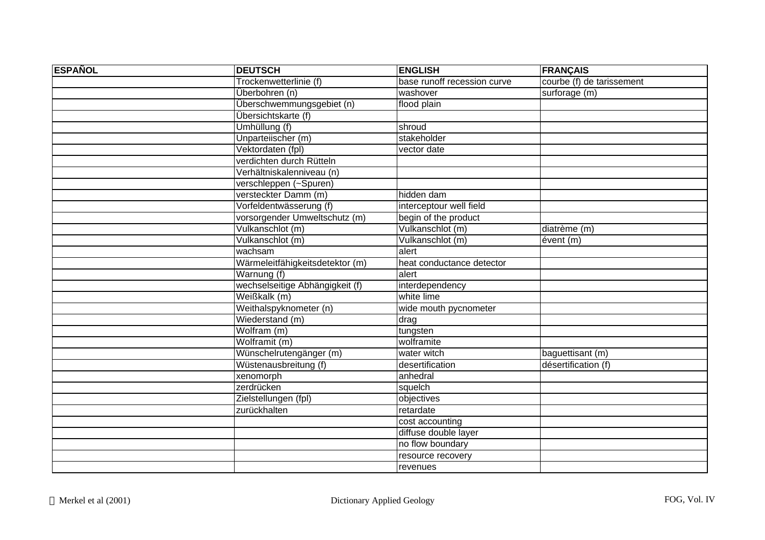| ESPAÑOL | DEUTSCH | ENGLISH | FRANÇAIS |
|---|---|---|---|
| | Trockenwetterlinie (f) | base runoff recession curve | courbe (f) de tarissement |
| | Überbohren (n) | washover | surforage (m) |
| | Überschwemmungsgebiet (n) | flood plain | |
| | Übersichtskarte (f) | | |
| | Umhüllung (f) | shroud | |
| | Unparteiischer (m) | stakeholder | |
| | Vektordaten (fpl) | vector date | |
| | verdichten durch Rütteln | | |
| | Verhältniskalenniveau (n) | | |
| | verschleppen (~Spuren) | | |
| | versteckter Damm (m) | hidden dam | |
| | Vorfeldentwässerung (f) | interceptour well field | |
| | vorsorgender Umweltschutz (m) | begin of the product | |
| | Vulkanschlot (m) | Vulkanschlot (m) | diatrème (m) |
| | Vulkanschlot (m) | Vulkanschlot (m) | évent (m) |
| | wachsam | alert | |
| | Wärmeleitfähigkeitsdetektor (m) | heat conductance detector | |
| | Warnung (f) | alert | |
| | wechselseitige Abhängigkeit (f) | interdependency | |
| | Weißkalk (m) | white lime | |
| | Weithalspyknometer (n) | wide mouth pycnometer | |
| | Wiederstand (m) | drag | |
| | Wolfram (m) | tungsten | |
| | Wolframit (m) | wolframite | |
| | Wünschelrutengänger (m) | water witch | baguettisant (m) |
| | Wüstenausbreitung (f) | desertification | désertification (f) |
| | xenomorph | anhedral | |
| | zerdrücken | squelch | |
| | Zielstellungen (fpl) | objectives | |
| | zurückhalten | retardate | |
| | | cost accounting | |
| | | diffuse double layer | |
| | | no flow boundary | |
| | | resource recovery | |
| | | revenues | |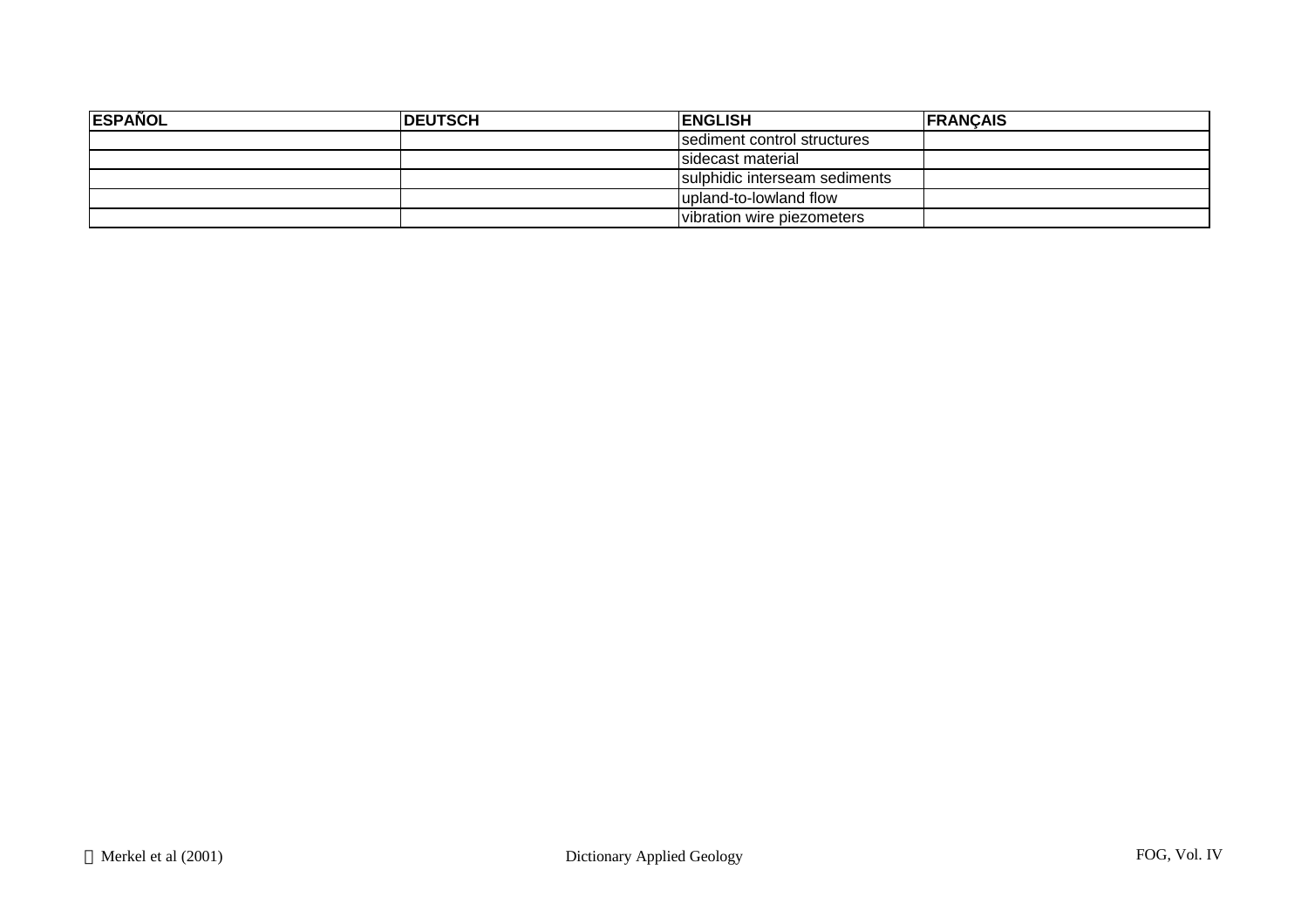| ESPAÑOL | DEUTSCH | ENGLISH | FRANÇAIS |
|---|---|---|---|
| | | sediment control structures | |
| | | sidecast material | |
| | | sulphidic interseam sediments | |
| | | upland-to-lowland flow | |
| | | vibration wire piezometers | |